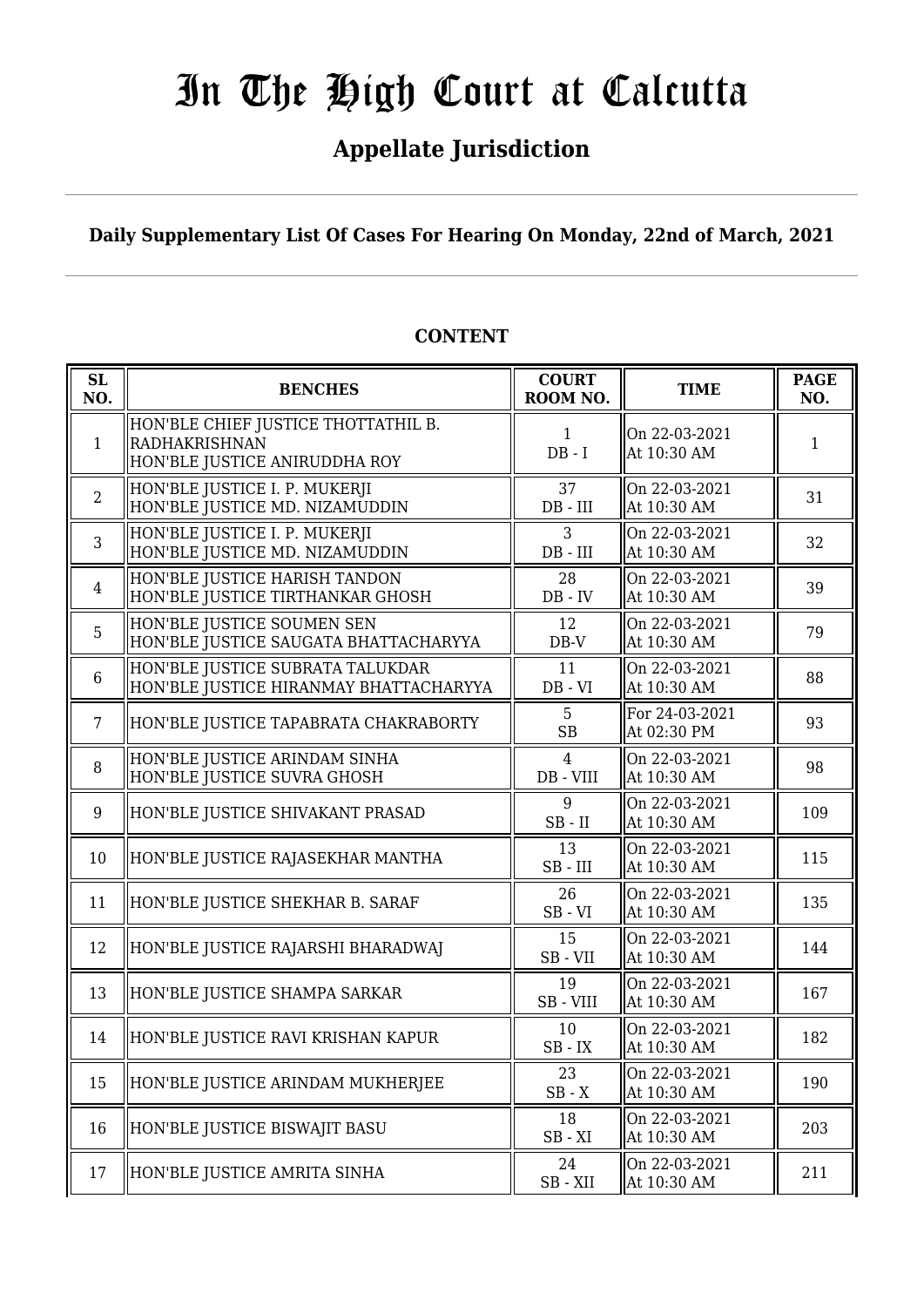# In The High Court at Calcutta

## Appellate Jurisdiction

**Daily Supplementary List Of Cases For Hearing On Monday, 22nd of March, 2021**

**CONTENT**

| SL NO. | BENCHES | COURT ROOM NO. | TIME | PAGE NO. |
|---|---|---|---|---|
| 1 | HON'BLE CHIEF JUSTICE THOTTATHIL B. RADHAKRISHNAN<br>HON'BLE JUSTICE ANIRUDDHA ROY | 1<br>DB - I | On 22-03-2021<br>At 10:30 AM | 1 |
| 2 | HON'BLE JUSTICE I. P. MUKERJI<br>HON'BLE JUSTICE MD. NIZAMUDDIN | 37<br>DB - III | On 22-03-2021<br>At 10:30 AM | 31 |
| 3 | HON'BLE JUSTICE I. P. MUKERJI<br>HON'BLE JUSTICE MD. NIZAMUDDIN | 3<br>DB - III | On 22-03-2021<br>At 10:30 AM | 32 |
| 4 | HON'BLE JUSTICE HARISH TANDON<br>HON'BLE JUSTICE TIRTHANKAR GHOSH | 28<br>DB - IV | On 22-03-2021<br>At 10:30 AM | 39 |
| 5 | HON'BLE JUSTICE SOUMEN SEN<br>HON'BLE JUSTICE SAUGATA BHATTACHARYYA | 12<br>DB-V | On 22-03-2021<br>At 10:30 AM | 79 |
| 6 | HON'BLE JUSTICE SUBRATA TALUKDAR<br>HON'BLE JUSTICE HIRANMAY BHATTACHARYYA | 11<br>DB - VI | On 22-03-2021<br>At 10:30 AM | 88 |
| 7 | HON'BLE JUSTICE TAPABRATA CHAKRABORTY | 5<br>SB | For 24-03-2021<br>At 02:30 PM | 93 |
| 8 | HON'BLE JUSTICE ARINDAM SINHA<br>HON'BLE JUSTICE SUVRA GHOSH | 4<br>DB - VIII | On 22-03-2021<br>At 10:30 AM | 98 |
| 9 | HON'BLE JUSTICE SHIVAKANT PRASAD | 9<br>SB - II | On 22-03-2021<br>At 10:30 AM | 109 |
| 10 | HON'BLE JUSTICE RAJASEKHAR MANTHA | 13<br>SB - III | On 22-03-2021<br>At 10:30 AM | 115 |
| 11 | HON'BLE JUSTICE SHEKHAR B. SARAF | 26<br>SB - VI | On 22-03-2021<br>At 10:30 AM | 135 |
| 12 | HON'BLE JUSTICE RAJARSHI BHARADWAJ | 15<br>SB - VII | On 22-03-2021<br>At 10:30 AM | 144 |
| 13 | HON'BLE JUSTICE SHAMPA SARKAR | 19<br>SB - VIII | On 22-03-2021<br>At 10:30 AM | 167 |
| 14 | HON'BLE JUSTICE RAVI KRISHAN KAPUR | 10<br>SB - IX | On 22-03-2021<br>At 10:30 AM | 182 |
| 15 | HON'BLE JUSTICE ARINDAM MUKHERJEE | 23<br>SB - X | On 22-03-2021<br>At 10:30 AM | 190 |
| 16 | HON'BLE JUSTICE BISWAJIT BASU | 18<br>SB - XI | On 22-03-2021<br>At 10:30 AM | 203 |
| 17 | HON'BLE JUSTICE AMRITA SINHA | 24<br>SB - XII | On 22-03-2021<br>At 10:30 AM | 211 |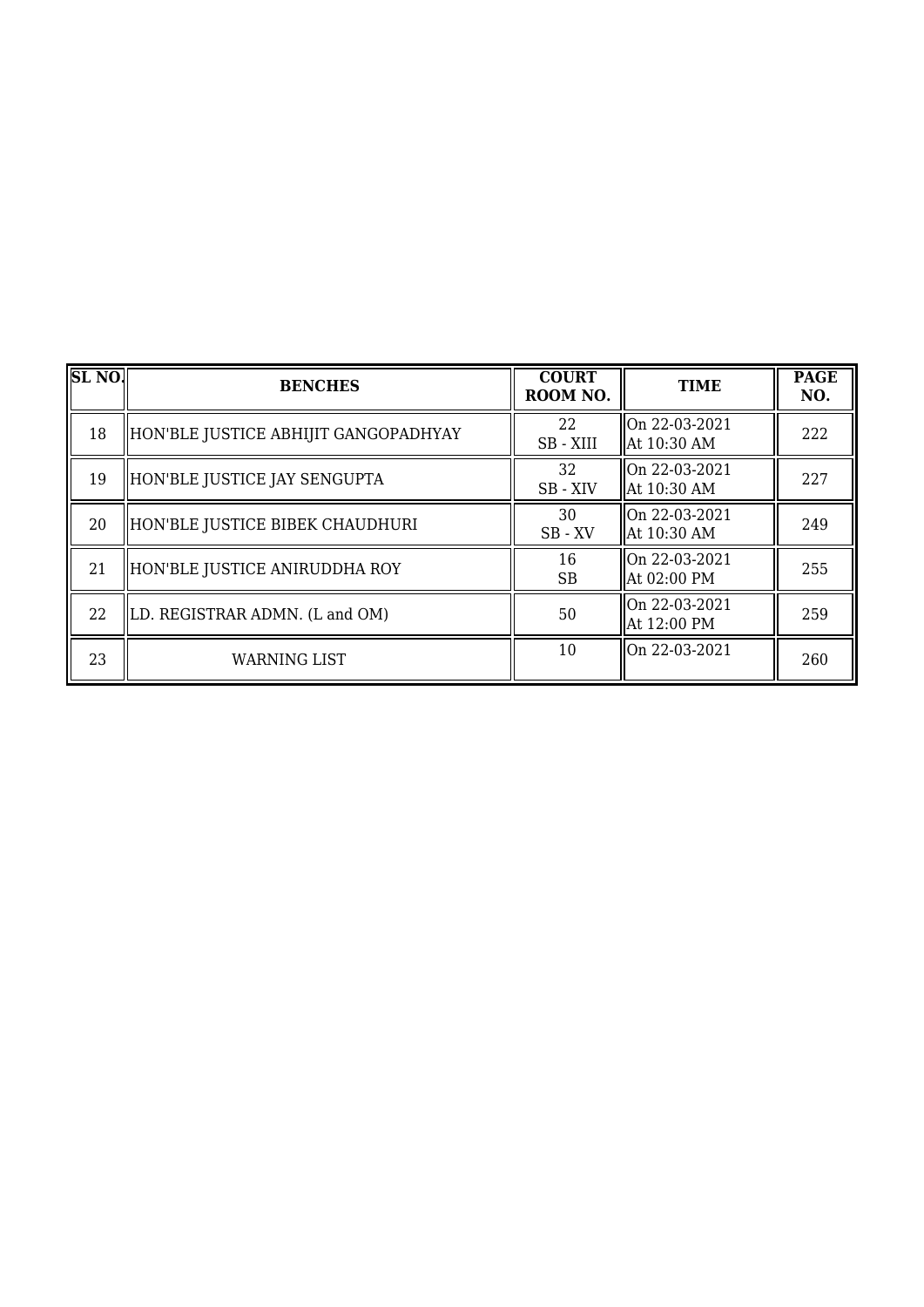| SL NO. | BENCHES | COURT ROOM NO. | TIME | PAGE NO. |
|---|---|---|---|---|
| 18 | HON'BLE JUSTICE ABHIJIT GANGOPADHYAY | 22<br>SB - XIII | On 22-03-2021<br>At 10:30 AM | 222 |
| 19 | HON'BLE JUSTICE JAY SENGUPTA | 32<br>SB - XIV | On 22-03-2021<br>At 10:30 AM | 227 |
| 20 | HON'BLE JUSTICE BIBEK CHAUDHURI | 30<br>SB - XV | On 22-03-2021<br>At 10:30 AM | 249 |
| 21 | HON'BLE JUSTICE ANIRUDDHA ROY | 16<br>SB | On 22-03-2021<br>At 02:00 PM | 255 |
| 22 | LD. REGISTRAR ADMN. (L and OM) | 50 | On 22-03-2021<br>At 12:00 PM | 259 |
| 23 | WARNING LIST | 10 | On 22-03-2021 | 260 |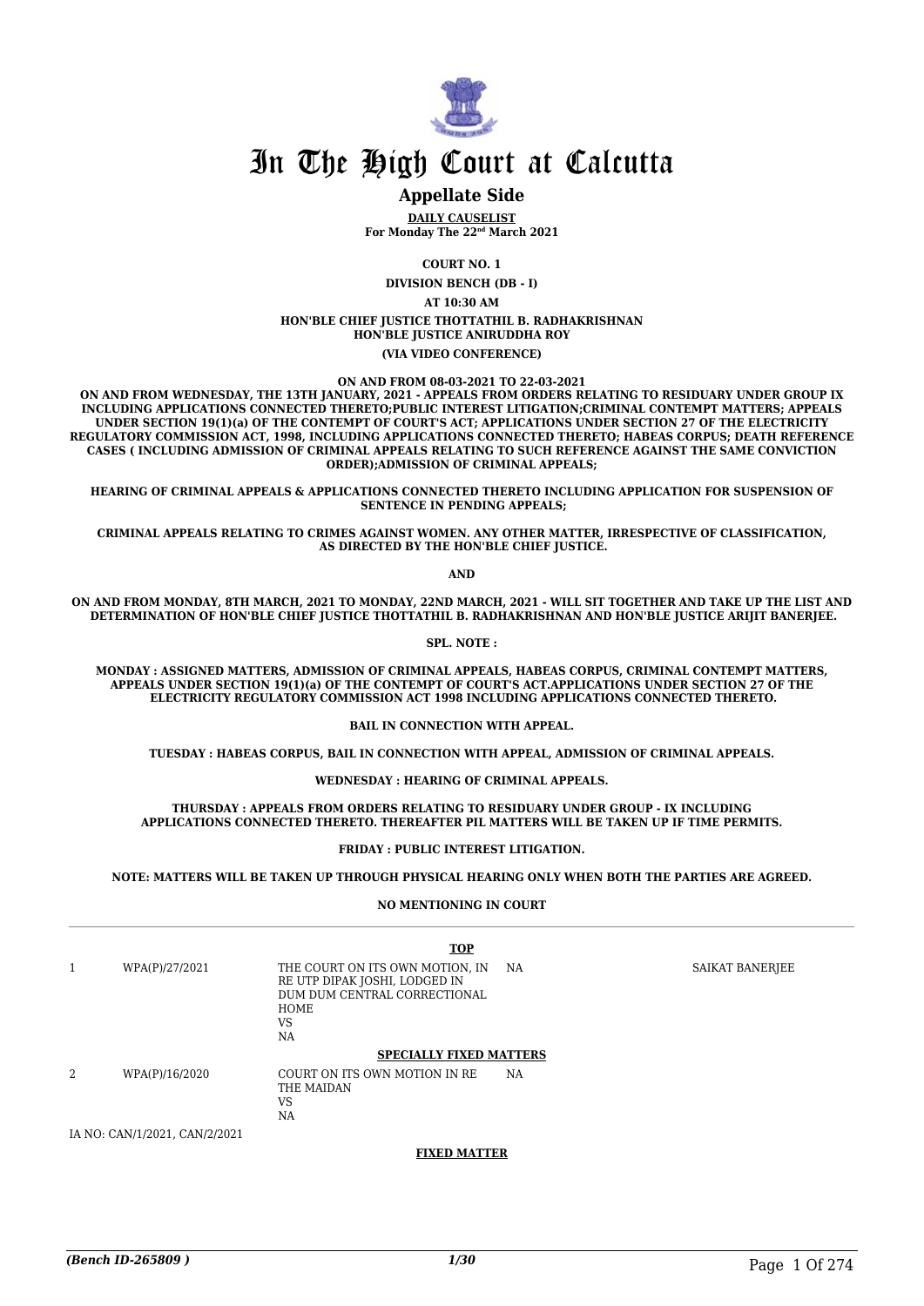# In The High Court at Calcutta

## Appellate Side

**DAILY CAUSELIST**

**For Monday The 22nd March 2021**

**COURT NO. 1**

**DIVISION BENCH (DB - I)**

**AT 10:30 AM**

**HON'BLE CHIEF JUSTICE THOTTATHIL B. RADHAKRISHNAN**
**HON'BLE JUSTICE ANIRUDDHA ROY**

**(VIA VIDEO CONFERENCE)**

**ON AND FROM 08-03-2021 TO 22-03-2021**

**ON AND FROM WEDNESDAY, THE 13TH JANUARY, 2021 - APPEALS FROM ORDERS RELATING TO RESIDUARY UNDER GROUP IX INCLUDING APPLICATIONS CONNECTED THERETO;PUBLIC INTEREST LITIGATION;CRIMINAL CONTEMPT MATTERS; APPEALS UNDER SECTION 19(1)(a) OF THE CONTEMPT OF COURT'S ACT; APPLICATIONS UNDER SECTION 27 OF THE ELECTRICITY REGULATORY COMMISSION ACT, 1998, INCLUDING APPLICATIONS CONNECTED THERETO; HABEAS CORPUS; DEATH REFERENCE CASES ( INCLUDING ADMISSION OF CRIMINAL APPEALS RELATING TO SUCH REFERENCE AGAINST THE SAME CONVICTION ORDER);ADMISSION OF CRIMINAL APPEALS;**

**HEARING OF CRIMINAL APPEALS & APPLICATIONS CONNECTED THERETO INCLUDING APPLICATION FOR SUSPENSION OF SENTENCE IN PENDING APPEALS;**

**CRIMINAL APPEALS RELATING TO CRIMES AGAINST WOMEN. ANY OTHER MATTER, IRRESPECTIVE OF CLASSIFICATION, AS DIRECTED BY THE HON'BLE CHIEF JUSTICE.**

**AND**

**ON AND FROM MONDAY, 8TH MARCH, 2021 TO MONDAY, 22ND MARCH, 2021 - WILL SIT TOGETHER AND TAKE UP THE LIST AND DETERMINATION OF HON'BLE CHIEF JUSTICE THOTTATHIL B. RADHAKRISHNAN AND HON'BLE JUSTICE ARIJIT BANERJEE.**

**SPL. NOTE :**

**MONDAY : ASSIGNED MATTERS, ADMISSION OF CRIMINAL APPEALS, HABEAS CORPUS, CRIMINAL CONTEMPT MATTERS, APPEALS UNDER SECTION 19(1)(a) OF THE CONTEMPT OF COURT'S ACT.APPLICATIONS UNDER SECTION 27 OF THE ELECTRICITY REGULATORY COMMISSION ACT 1998 INCLUDING APPLICATIONS CONNECTED THERETO.**

**BAIL IN CONNECTION WITH APPEAL.**

**TUESDAY : HABEAS CORPUS, BAIL IN CONNECTION WITH APPEAL, ADMISSION OF CRIMINAL APPEALS.**

**WEDNESDAY : HEARING OF CRIMINAL APPEALS.**

**THURSDAY : APPEALS FROM ORDERS RELATING TO RESIDUARY UNDER GROUP - IX INCLUDING APPLICATIONS CONNECTED THERETO. THEREAFTER PIL MATTERS WILL BE TAKEN UP IF TIME PERMITS.**

**FRIDAY : PUBLIC INTEREST LITIGATION.**

**NOTE: MATTERS WILL BE TAKEN UP THROUGH PHYSICAL HEARING ONLY WHEN BOTH THE PARTIES ARE AGREED.**

**NO MENTIONING IN COURT**

**TOP**

| | | | | |
|---|---|---|---|---|
| 1 | WPA(P)/27/2021 | THE COURT ON ITS OWN MOTION, IN RE UTP DIPAK JOSHI, LODGED IN DUM DUM CENTRAL CORRECTIONAL HOME VS NA | NA | SAIKAT BANERJEE |

**SPECIALLY FIXED MATTERS**

| | | | | |
|---|---|---|---|---|
| 2 | WPA(P)/16/2020 | COURT ON ITS OWN MOTION IN RE THE MAIDAN VS NA | NA | |

IA NO: CAN/1/2021, CAN/2/2021

**FIXED MATTER**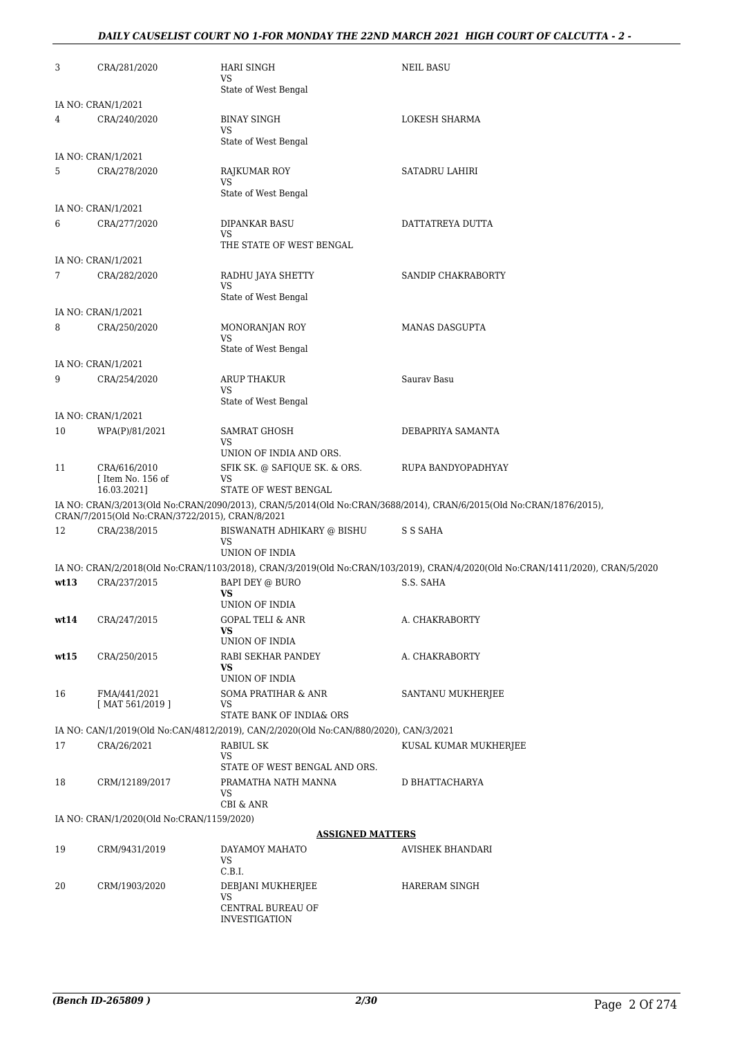| | | | |
|---|---|---|---|
| 3 | CRA/281/2020 | HARI SINGH<br>VS<br>State of West Bengal | NEIL BASU |
| IA NO: CRAN/1/2021 | | | |
| 4 | CRA/240/2020 | BINAY SINGH<br>VS<br>State of West Bengal | LOKESH SHARMA |
| IA NO: CRAN/1/2021 | | | |
| 5 | CRA/278/2020 | RAJKUMAR ROY<br>VS<br>State of West Bengal | SATADRU LAHIRI |
| IA NO: CRAN/1/2021 | | | |
| 6 | CRA/277/2020 | DIPANKAR BASU<br>VS<br>THE STATE OF WEST BENGAL | DATTATREYA DUTTA |
| IA NO: CRAN/1/2021 | | | |
| 7 | CRA/282/2020 | RADHU JAYA SHETTY<br>VS<br>State of West Bengal | SANDIP CHAKRABORTY |
| IA NO: CRAN/1/2021 | | | |
| 8 | CRA/250/2020 | MONORANJAN ROY<br>VS<br>State of West Bengal | MANAS DASGUPTA |
| IA NO: CRAN/1/2021 | | | |
| 9 | CRA/254/2020 | ARUP THAKUR<br>VS<br>State of West Bengal | Saurav Basu |
| IA NO: CRAN/1/2021 | | | |
| 10 | WPA(P)/81/2021 | SAMRAT GHOSH<br>VS<br>UNION OF INDIA AND ORS. | DEBAPRIYA SAMANTA |
| 11 | CRA/616/2010<br>[ Item No. 156 of 16.03.2021] | SFIK SK. @ SAFIQUE SK. & ORS.<br>VS<br>STATE OF WEST BENGAL | RUPA BANDYOPADHYAY |
| IA NO: CRAN/3/2013(Old No:CRAN/2090/2013), CRAN/5/2014(Old No:CRAN/3688/2014), CRAN/6/2015(Old No:CRAN/1876/2015), CRAN/7/2015(Old No:CRAN/3722/2015), CRAN/8/2021 | | | |
| 12 | CRA/238/2015 | BISWANATH ADHIKARY @ BISHU<br>VS<br>UNION OF INDIA | S S SAHA |
| IA NO: CRAN/2/2018(Old No:CRAN/1103/2018), CRAN/3/2019(Old No:CRAN/103/2019), CRAN/4/2020(Old No:CRAN/1411/2020), CRAN/5/2020 | | | |
| **wt13** | CRA/237/2015 | BAPI DEY @ BURO<br>**VS**<br>UNION OF INDIA | S.S. SAHA |
| **wt14** | CRA/247/2015 | GOPAL TELI & ANR<br>**VS**<br>UNION OF INDIA | A. CHAKRABORTY |
| **wt15** | CRA/250/2015 | RABI SEKHAR PANDEY<br>**VS**<br>UNION OF INDIA | A. CHAKRABORTY |
| 16 | FMA/441/2021<br>[ MAT 561/2019 ] | SOMA PRATIHAR & ANR<br>VS<br>STATE BANK OF INDIA& ORS | SANTANU MUKHERJEE |
| IA NO: CAN/1/2019(Old No:CAN/4812/2019), CAN/2/2020(Old No:CAN/880/2020), CAN/3/2021 | | | |
| 17 | CRA/26/2021 | RABIUL SK<br>VS<br>STATE OF WEST BENGAL AND ORS. | KUSAL KUMAR MUKHERJEE |
| 18 | CRM/12189/2017 | PRAMATHA NATH MANNA<br>VS<br>CBI & ANR | D BHATTACHARYA |
| IA NO: CRAN/1/2020(Old No:CRAN/1159/2020) | | | |

**ASSIGNED MATTERS**

| | | | |
|---|---|---|---|
| 19 | CRM/9431/2019 | DAYAMOY MAHATO<br>VS<br>C.B.I. | AVISHEK BHANDARI |
| 20 | CRM/1903/2020 | DEBJANI MUKHERJEE<br>VS<br>CENTRAL BUREAU OF INVESTIGATION | HARERAM SINGH |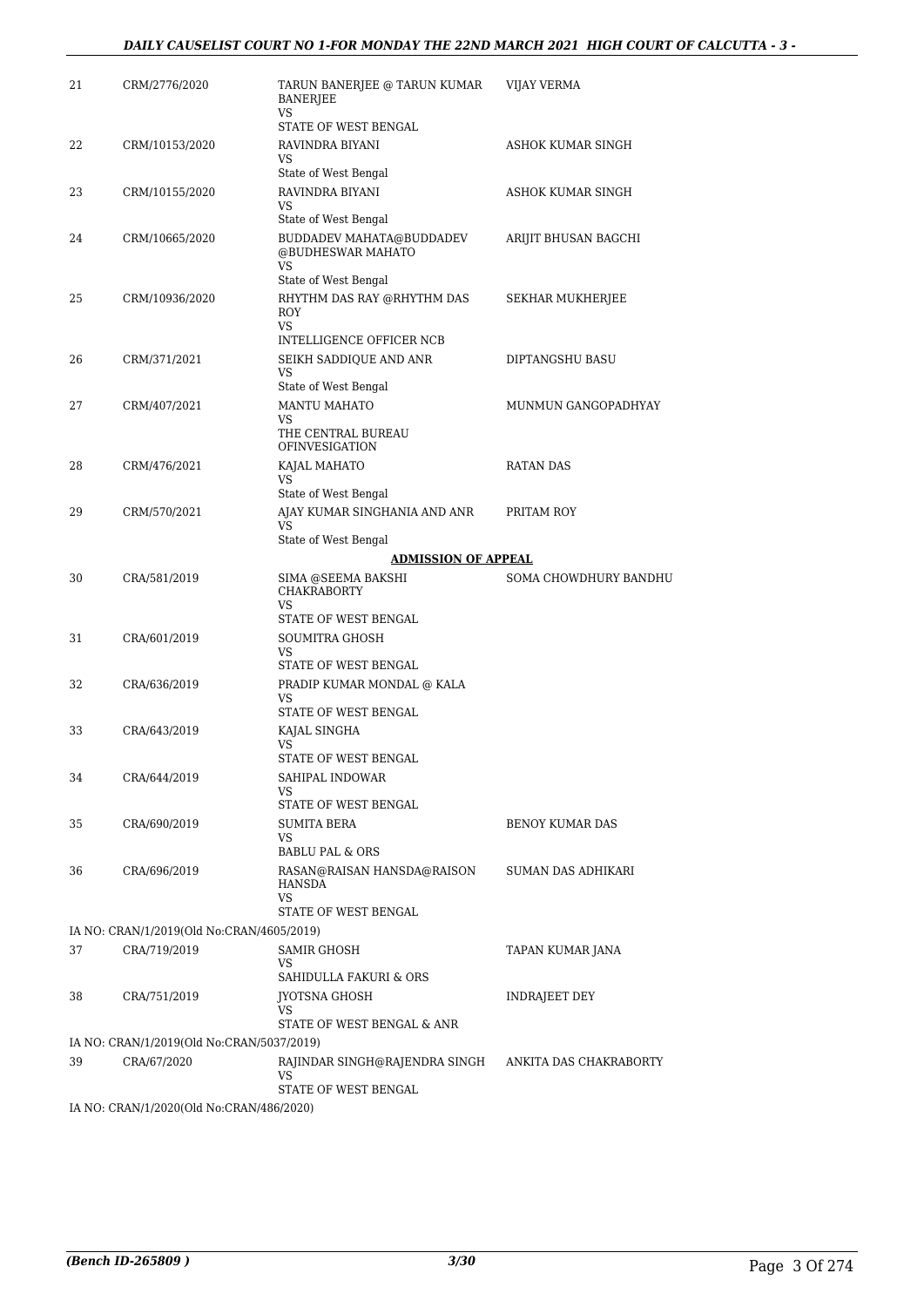| 21 | CRM/2776/2020 | TARUN BANERJEE @ TARUN KUMAR BANERJEE VS STATE OF WEST BENGAL | VIJAY VERMA |
|---|---|---|---|
| 22 | CRM/10153/2020 | RAVINDRA BIYANI VS State of West Bengal | ASHOK KUMAR SINGH |
| 23 | CRM/10155/2020 | RAVINDRA BIYANI VS State of West Bengal | ASHOK KUMAR SINGH |
| 24 | CRM/10665/2020 | BUDDADEV MAHATA@BUDDADEV @BUDHESWAR MAHATO VS State of West Bengal | ARIJIT BHUSAN BAGCHI |
| 25 | CRM/10936/2020 | RHYTHM DAS RAY @RHYTHM DAS ROY VS INTELLIGENCE OFFICER NCB | SEKHAR MUKHERJEE |
| 26 | CRM/371/2021 | SEIKH SADDIQUE AND ANR VS State of West Bengal | DIPTANGSHU BASU |
| 27 | CRM/407/2021 | MANTU MAHATO VS THE CENTRAL BUREAU OFINVESIGATION | MUNMUN GANGOPADHYAY |
| 28 | CRM/476/2021 | KAJAL MAHATO VS State of West Bengal | RATAN DAS |
| 29 | CRM/570/2021 | AJAY KUMAR SINGHANIA AND ANR VS State of West Bengal | PRITAM ROY |
| | | **ADMISSION OF APPEAL** | |
| 30 | CRA/581/2019 | SIMA @SEEMA BAKSHI CHAKRABORTY VS STATE OF WEST BENGAL | SOMA CHOWDHURY BANDHU |
| 31 | CRA/601/2019 | SOUMITRA GHOSH VS STATE OF WEST BENGAL | |
| 32 | CRA/636/2019 | PRADIP KUMAR MONDAL @ KALA VS STATE OF WEST BENGAL | |
| 33 | CRA/643/2019 | KAJAL SINGHA VS STATE OF WEST BENGAL | |
| 34 | CRA/644/2019 | SAHIPAL INDOWAR VS STATE OF WEST BENGAL | |
| 35 | CRA/690/2019 | SUMITA BERA VS BABLU PAL & ORS | BENOY KUMAR DAS |
| 36 | CRA/696/2019 | RASAN@RAISAN HANSDA@RAISON HANSDA VS STATE OF WEST BENGAL | SUMAN DAS ADHIKARI |
| | IA NO: CRAN/1/2019(Old No:CRAN/4605/2019) | | |
| 37 | CRA/719/2019 | SAMIR GHOSH VS SAHIDULLA FAKURI & ORS | TAPAN KUMAR JANA |
| 38 | CRA/751/2019 | JYOTSNA GHOSH VS STATE OF WEST BENGAL & ANR | INDRAJEET DEY |
| | IA NO: CRAN/1/2019(Old No:CRAN/5037/2019) | | |
| 39 | CRA/67/2020 | RAJINDAR SINGH@RAJENDRA SINGH VS STATE OF WEST BENGAL | ANKITA DAS CHAKRABORTY |
| | IA NO: CRAN/1/2020(Old No:CRAN/486/2020) | | |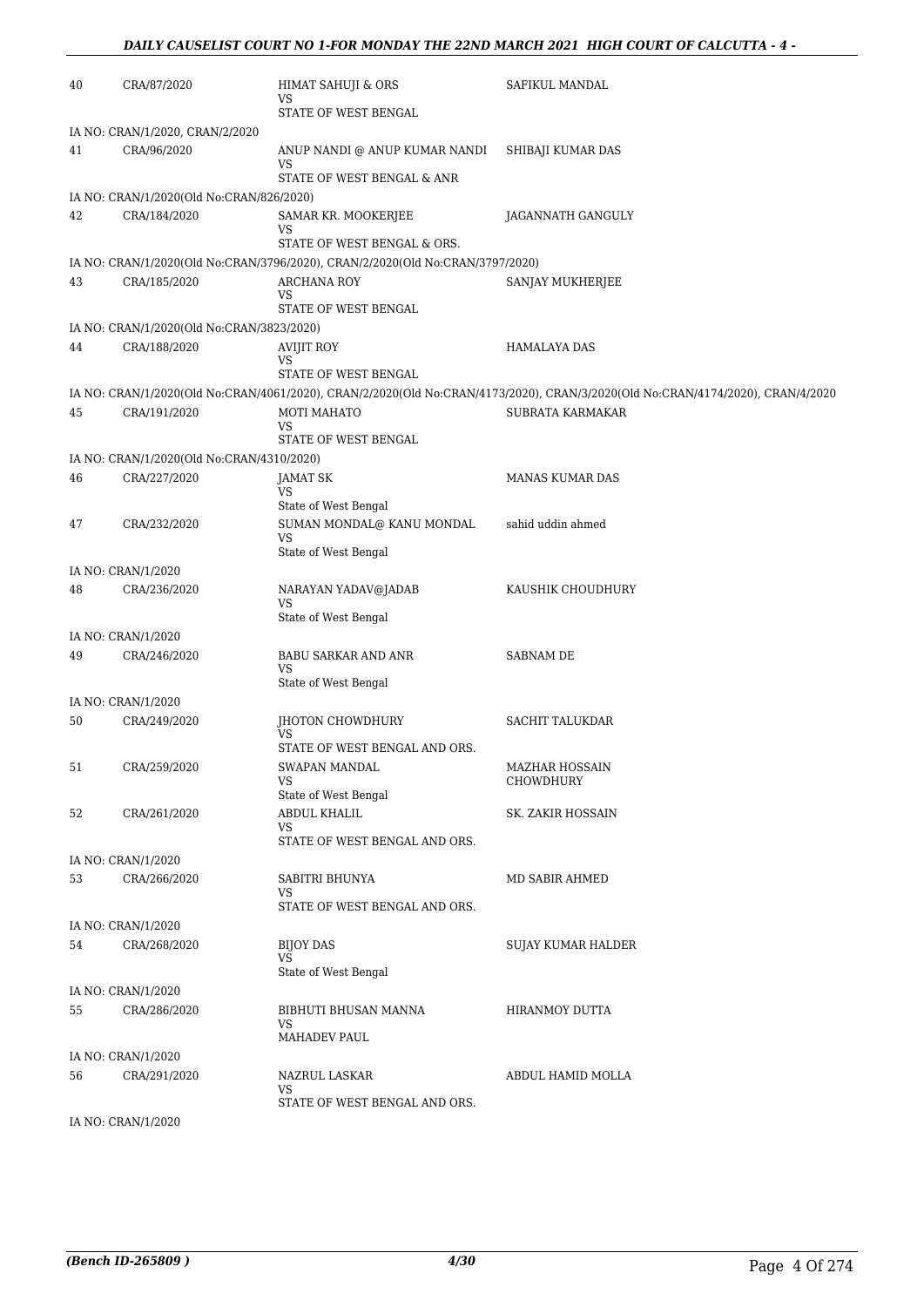| | | | |
|---|---|---|---|
| 40 | CRA/87/2020 | HIMAT SAHUJI & ORS<br>VS<br>STATE OF WEST BENGAL | SAFIKUL MANDAL |
| IA NO: CRAN/1/2020, CRAN/2/2020 | | | |
| 41 | CRA/96/2020 | ANUP NANDI @ ANUP KUMAR NANDI<br>VS<br>STATE OF WEST BENGAL & ANR | SHIBAJI KUMAR DAS |
| IA NO: CRAN/1/2020(Old No:CRAN/826/2020) | | | |
| 42 | CRA/184/2020 | SAMAR KR. MOOKERJEE<br>VS<br>STATE OF WEST BENGAL & ORS. | JAGANNATH GANGULY |
| IA NO: CRAN/1/2020(Old No:CRAN/3796/2020), CRAN/2/2020(Old No:CRAN/3797/2020) | | | |
| 43 | CRA/185/2020 | ARCHANA ROY<br>VS<br>STATE OF WEST BENGAL | SANJAY MUKHERJEE |
| IA NO: CRAN/1/2020(Old No:CRAN/3823/2020) | | | |
| 44 | CRA/188/2020 | AVIJIT ROY<br>VS<br>STATE OF WEST BENGAL | HAMALAYA DAS |
| IA NO: CRAN/1/2020(Old No:CRAN/4061/2020), CRAN/2/2020(Old No:CRAN/4173/2020), CRAN/3/2020(Old No:CRAN/4174/2020), CRAN/4/2020 | | | |
| 45 | CRA/191/2020 | MOTI MAHATO<br>VS<br>STATE OF WEST BENGAL | SUBRATA KARMAKAR |
| IA NO: CRAN/1/2020(Old No:CRAN/4310/2020) | | | |
| 46 | CRA/227/2020 | JAMAT SK<br>VS<br>State of West Bengal | MANAS KUMAR DAS |
| 47 | CRA/232/2020 | SUMAN MONDAL@ KANU MONDAL<br>VS<br>State of West Bengal | sahid uddin ahmed |
| IA NO: CRAN/1/2020 | | | |
| 48 | CRA/236/2020 | NARAYAN YADAV@JADAB<br>VS<br>State of West Bengal | KAUSHIK CHOUDHURY |
| IA NO: CRAN/1/2020 | | | |
| 49 | CRA/246/2020 | BABU SARKAR AND ANR<br>VS<br>State of West Bengal | SABNAM DE |
| IA NO: CRAN/1/2020 | | | |
| 50 | CRA/249/2020 | JHOTON CHOWDHURY<br>VS<br>STATE OF WEST BENGAL AND ORS. | SACHIT TALUKDAR |
| 51 | CRA/259/2020 | SWAPAN MANDAL<br>VS<br>State of West Bengal | MAZHAR HOSSAIN CHOWDHURY |
| 52 | CRA/261/2020 | ABDUL KHALIL<br>VS<br>STATE OF WEST BENGAL AND ORS. | SK. ZAKIR HOSSAIN |
| IA NO: CRAN/1/2020 | | | |
| 53 | CRA/266/2020 | SABITRI BHUNYA<br>VS<br>STATE OF WEST BENGAL AND ORS. | MD SABIR AHMED |
| IA NO: CRAN/1/2020 | | | |
| 54 | CRA/268/2020 | BIJOY DAS<br>VS<br>State of West Bengal | SUJAY KUMAR HALDER |
| IA NO: CRAN/1/2020 | | | |
| 55 | CRA/286/2020 | BIBHUTI BHUSAN MANNA<br>VS<br>MAHADEV PAUL | HIRANMOY DUTTA |
| IA NO: CRAN/1/2020 | | | |
| 56 | CRA/291/2020 | NAZRUL LASKAR<br>VS<br>STATE OF WEST BENGAL AND ORS. | ABDUL HAMID MOLLA |
| IA NO: CRAN/1/2020 | | | |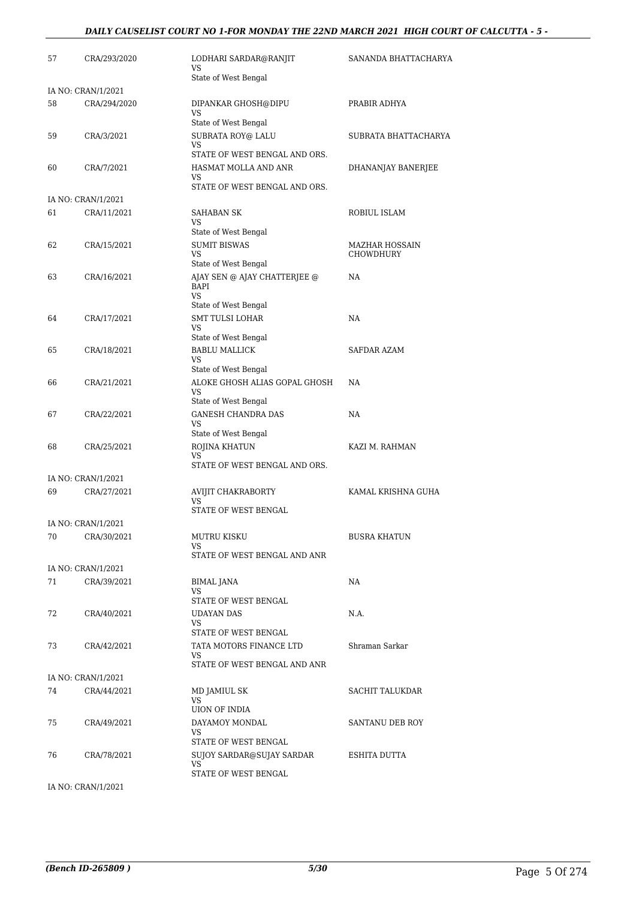| | | | |
|---|---|---|---|
| 57 | CRA/293/2020 | LODHARI SARDAR@RANJIT<br>VS<br>State of West Bengal | SANANDA BHATTACHARYA |
| IA NO: CRAN/1/2021 | | | |
| 58 | CRA/294/2020 | DIPANKAR GHOSH@DIPU<br>VS<br>State of West Bengal | PRABIR ADHYA |
| 59 | CRA/3/2021 | SUBRATA ROY@ LALU<br>VS<br>STATE OF WEST BENGAL AND ORS. | SUBRATA BHATTACHARYA |
| 60 | CRA/7/2021 | HASMAT MOLLA AND ANR<br>VS<br>STATE OF WEST BENGAL AND ORS. | DHANANJAY BANERJEE |
| IA NO: CRAN/1/2021 | | | |
| 61 | CRA/11/2021 | SAHABAN SK<br>VS<br>State of West Bengal | ROBIUL ISLAM |
| 62 | CRA/15/2021 | SUMIT BISWAS<br>VS<br>State of West Bengal | MAZHAR HOSSAIN CHOWDHURY |
| 63 | CRA/16/2021 | AJAY SEN @ AJAY CHATTERJEE @ BAPI<br>VS<br>State of West Bengal | NA |
| 64 | CRA/17/2021 | SMT TULSI LOHAR<br>VS<br>State of West Bengal | NA |
| 65 | CRA/18/2021 | BABLU MALLICK<br>VS<br>State of West Bengal | SAFDAR AZAM |
| 66 | CRA/21/2021 | ALOKE GHOSH ALIAS GOPAL GHOSH<br>VS<br>State of West Bengal | NA |
| 67 | CRA/22/2021 | GANESH CHANDRA DAS<br>VS<br>State of West Bengal | NA |
| 68 | CRA/25/2021 | ROJINA KHATUN<br>VS<br>STATE OF WEST BENGAL AND ORS. | KAZI M. RAHMAN |
| IA NO: CRAN/1/2021 | | | |
| 69 | CRA/27/2021 | AVIJIT CHAKRABORTY<br>VS<br>STATE OF WEST BENGAL | KAMAL KRISHNA GUHA |
| IA NO: CRAN/1/2021 | | | |
| 70 | CRA/30/2021 | MUTRU KISKU<br>VS<br>STATE OF WEST BENGAL AND ANR | BUSRA KHATUN |
| IA NO: CRAN/1/2021 | | | |
| 71 | CRA/39/2021 | BIMAL JANA<br>VS<br>STATE OF WEST BENGAL | NA |
| 72 | CRA/40/2021 | UDAYAN DAS<br>VS<br>STATE OF WEST BENGAL | N.A. |
| 73 | CRA/42/2021 | TATA MOTORS FINANCE LTD<br>VS<br>STATE OF WEST BENGAL AND ANR | Shraman Sarkar |
| IA NO: CRAN/1/2021 | | | |
| 74 | CRA/44/2021 | MD JAMIUL SK<br>VS<br>UION OF INDIA | SACHIT TALUKDAR |
| 75 | CRA/49/2021 | DAYAMOY MONDAL<br>VS<br>STATE OF WEST BENGAL | SANTANU DEB ROY |
| 76 | CRA/78/2021 | SUJOY SARDAR@SUJAY SARDAR<br>VS<br>STATE OF WEST BENGAL | ESHITA DUTTA |
| IA NO: CRAN/1/2021 | | | |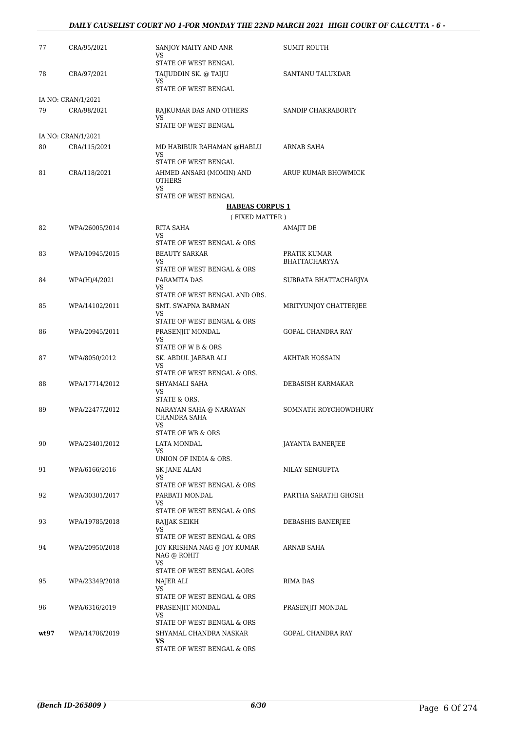| 77 | CRA/95/2021 | SANJOY MAITY AND ANR<br>VS<br>STATE OF WEST BENGAL | SUMIT ROUTH |
|---|---|---|---|
| 78 | CRA/97/2021 | TAIJUDDIN SK. @ TAIJU<br>VS<br>STATE OF WEST BENGAL | SANTANU TALUKDAR |
| IA NO: CRAN/1/2021 | | | |
| 79 | CRA/98/2021 | RAJKUMAR DAS AND OTHERS<br>VS<br>STATE OF WEST BENGAL | SANDIP CHAKRABORTY |
| IA NO: CRAN/1/2021 | | | |
| 80 | CRA/115/2021 | MD HABIBUR RAHAMAN @HABLU<br>VS<br>STATE OF WEST BENGAL | ARNAB SAHA |
| 81 | CRA/118/2021 | AHMED ANSARI (MOMIN) AND OTHERS<br>VS<br>STATE OF WEST BENGAL | ARUP KUMAR BHOWMICK |

**HABEAS CORPUS 1**

( FIXED MATTER )

| 82 | WPA/26005/2014 | RITA SAHA<br>VS<br>STATE OF WEST BENGAL & ORS | AMAJIT DE |
|---|---|---|---|
| 83 | WPA/10945/2015 | BEAUTY SARKAR<br>VS<br>STATE OF WEST BENGAL & ORS | PRATIK KUMAR BHATTACHARYYA |
| 84 | WPA(H)/4/2021 | PARAMITA DAS<br>VS<br>STATE OF WEST BENGAL AND ORS. | SUBRATA BHATTACHARJYA |
| 85 | WPA/14102/2011 | SMT. SWAPNA BARMAN<br>VS<br>STATE OF WEST BENGAL & ORS | MRITYUNJOY CHATTERJEE |
| 86 | WPA/20945/2011 | PRASENJIT MONDAL<br>VS<br>STATE OF W B & ORS | GOPAL CHANDRA RAY |
| 87 | WPA/8050/2012 | SK. ABDUL JABBAR ALI<br>VS<br>STATE OF WEST BENGAL & ORS. | AKHTAR HOSSAIN |
| 88 | WPA/17714/2012 | SHYAMALI SAHA<br>VS<br>STATE & ORS. | DEBASISH KARMAKAR |
| 89 | WPA/22477/2012 | NARAYAN SAHA @ NARAYAN CHANDRA SAHA<br>VS<br>STATE OF WB & ORS | SOMNATH ROYCHOWDHURY |
| 90 | WPA/23401/2012 | LATA MONDAL<br>VS<br>UNION OF INDIA & ORS. | JAYANTA BANERJEE |
| 91 | WPA/6166/2016 | SK JANE ALAM<br>VS<br>STATE OF WEST BENGAL & ORS | NILAY SENGUPTA |
| 92 | WPA/30301/2017 | PARBATI MONDAL<br>VS<br>STATE OF WEST BENGAL & ORS | PARTHA SARATHI GHOSH |
| 93 | WPA/19785/2018 | RAJJAK SEIKH<br>VS<br>STATE OF WEST BENGAL & ORS | DEBASHIS BANERJEE |
| 94 | WPA/20950/2018 | JOY KRISHNA NAG @ JOY KUMAR NAG @ ROHIT<br>VS<br>STATE OF WEST BENGAL &ORS | ARNAB SAHA |
| 95 | WPA/23349/2018 | NAJER ALI<br>VS<br>STATE OF WEST BENGAL & ORS | RIMA DAS |
| 96 | WPA/6316/2019 | PRASENJIT MONDAL<br>VS<br>STATE OF WEST BENGAL & ORS | PRASENJIT MONDAL |
| **wt97** | WPA/14706/2019 | SHYAMAL CHANDRA NASKAR<br>**VS**<br>STATE OF WEST BENGAL & ORS | GOPAL CHANDRA RAY |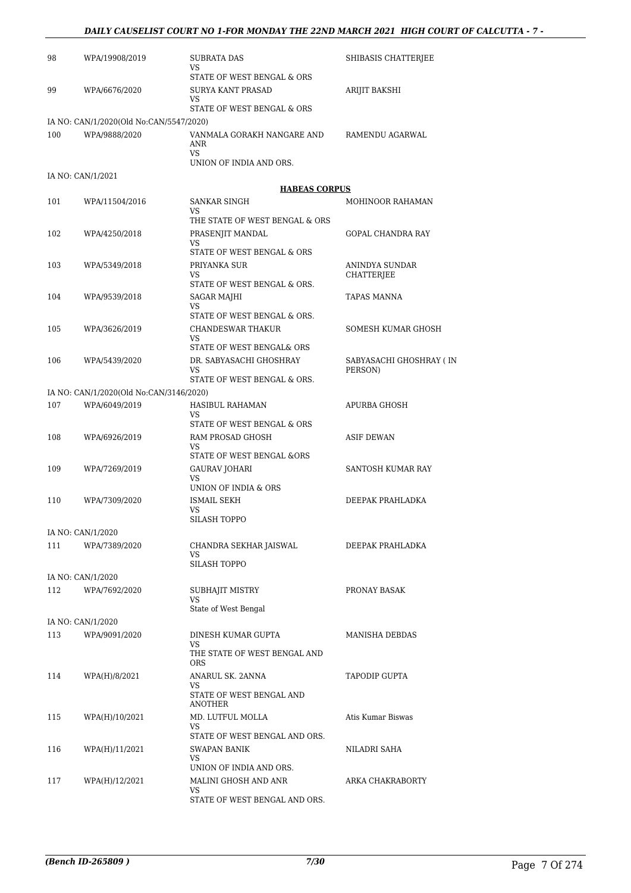| | | | |
|---|---|---|---|
| 98 | WPA/19908/2019 | SUBRATA DAS<br>VS<br>STATE OF WEST BENGAL & ORS | SHIBASIS CHATTERJEE |
| 99 | WPA/6676/2020 | SURYA KANT PRASAD<br>VS<br>STATE OF WEST BENGAL & ORS | ARIJIT BAKSHI |
| | IA NO: CAN/1/2020(Old No:CAN/5547/2020) | | |
| 100 | WPA/9888/2020 | VANMALA GORAKH NANGARE AND ANR<br>VS<br>UNION OF INDIA AND ORS. | RAMENDU AGARWAL |
| | IA NO: CAN/1/2021 | | |

**HABEAS CORPUS**

| | | | |
|---|---|---|---|
| 101 | WPA/11504/2016 | SANKAR SINGH<br>VS<br>THE STATE OF WEST BENGAL & ORS | MOHINOOR RAHAMAN |
| 102 | WPA/4250/2018 | PRASENJIT MANDAL<br>VS<br>STATE OF WEST BENGAL & ORS | GOPAL CHANDRA RAY |
| 103 | WPA/5349/2018 | PRIYANKA SUR<br>VS<br>STATE OF WEST BENGAL & ORS. | ANINDYA SUNDAR CHATTERJEE |
| 104 | WPA/9539/2018 | SAGAR MAJHI<br>VS<br>STATE OF WEST BENGAL & ORS. | TAPAS MANNA |
| 105 | WPA/3626/2019 | CHANDESWAR THAKUR<br>VS<br>STATE OF WEST BENGAL& ORS | SOMESH KUMAR GHOSH |
| 106 | WPA/5439/2020 | DR. SABYASACHI GHOSHRAY<br>VS<br>STATE OF WEST BENGAL & ORS. | SABYASACHI GHOSHRAY ( IN PERSON) |
| | IA NO: CAN/1/2020(Old No:CAN/3146/2020) | | |
| 107 | WPA/6049/2019 | HASIBUL RAHAMAN<br>VS<br>STATE OF WEST BENGAL & ORS | APURBA GHOSH |
| 108 | WPA/6926/2019 | RAM PROSAD GHOSH<br>VS<br>STATE OF WEST BENGAL &ORS | ASIF DEWAN |
| 109 | WPA/7269/2019 | GAURAV JOHARI<br>VS<br>UNION OF INDIA & ORS | SANTOSH KUMAR RAY |
| 110 | WPA/7309/2020 | ISMAIL SEKH<br>VS<br>SILASH TOPPO | DEEPAK PRAHLADKA |
| | IA NO: CAN/1/2020 | | |
| 111 | WPA/7389/2020 | CHANDRA SEKHAR JAISWAL<br>VS<br>SILASH TOPPO | DEEPAK PRAHLADKA |
| | IA NO: CAN/1/2020 | | |
| 112 | WPA/7692/2020 | SUBHAJIT MISTRY<br>VS<br>State of West Bengal | PRONAY BASAK |
| | IA NO: CAN/1/2020 | | |
| 113 | WPA/9091/2020 | DINESH KUMAR GUPTA<br>VS<br>THE STATE OF WEST BENGAL AND ORS | MANISHA DEBDAS |
| 114 | WPA(H)/8/2021 | ANARUL SK. 2ANNA<br>VS<br>STATE OF WEST BENGAL AND ANOTHER | TAPODIP GUPTA |
| 115 | WPA(H)/10/2021 | MD. LUTFUL MOLLA<br>VS<br>STATE OF WEST BENGAL AND ORS. | Atis Kumar Biswas |
| 116 | WPA(H)/11/2021 | SWAPAN BANIK<br>VS<br>UNION OF INDIA AND ORS. | NILADRI SAHA |
| 117 | WPA(H)/12/2021 | MALINI GHOSH AND ANR<br>VS<br>STATE OF WEST BENGAL AND ORS. | ARKA CHAKRABORTY |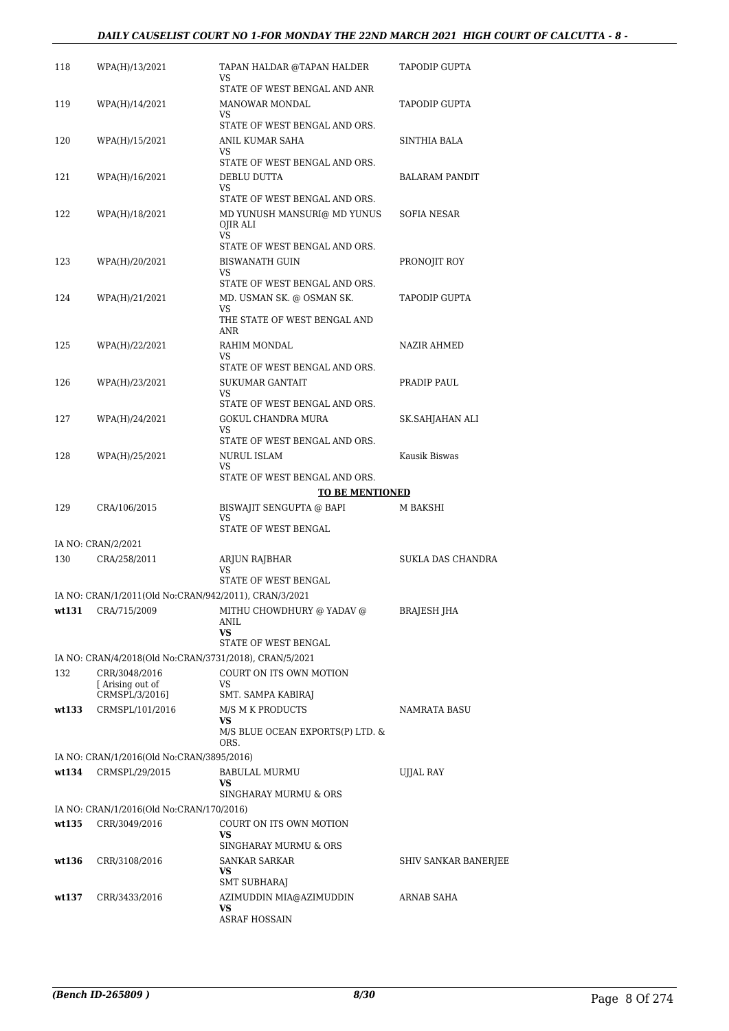| | | | |
|---|---|---|---|
| 118 | WPA(H)/13/2021 | TAPAN HALDAR @TAPAN HALDER<br>VS<br>STATE OF WEST BENGAL AND ANR | TAPODIP GUPTA |
| 119 | WPA(H)/14/2021 | MANOWAR MONDAL<br>VS<br>STATE OF WEST BENGAL AND ORS. | TAPODIP GUPTA |
| 120 | WPA(H)/15/2021 | ANIL KUMAR SAHA<br>VS<br>STATE OF WEST BENGAL AND ORS. | SINTHIA BALA |
| 121 | WPA(H)/16/2021 | DEBLU DUTTA<br>VS<br>STATE OF WEST BENGAL AND ORS. | BALARAM PANDIT |
| 122 | WPA(H)/18/2021 | MD YUNUSH MANSURI@ MD YUNUS OJIR ALI<br>VS<br>STATE OF WEST BENGAL AND ORS. | SOFIA NESAR |
| 123 | WPA(H)/20/2021 | BISWANATH GUIN<br>VS<br>STATE OF WEST BENGAL AND ORS. | PRONOJIT ROY |
| 124 | WPA(H)/21/2021 | MD. USMAN SK. @ OSMAN SK.<br>VS<br>THE STATE OF WEST BENGAL AND ANR | TAPODIP GUPTA |
| 125 | WPA(H)/22/2021 | RAHIM MONDAL<br>VS<br>STATE OF WEST BENGAL AND ORS. | NAZIR AHMED |
| 126 | WPA(H)/23/2021 | SUKUMAR GANTAIT<br>VS<br>STATE OF WEST BENGAL AND ORS. | PRADIP PAUL |
| 127 | WPA(H)/24/2021 | GOKUL CHANDRA MURA<br>VS<br>STATE OF WEST BENGAL AND ORS. | SK.SAHJAHAN ALI |
| 128 | WPA(H)/25/2021 | NURUL ISLAM<br>VS<br>STATE OF WEST BENGAL AND ORS. | Kausik Biswas |

**TO BE MENTIONED**

| | | | |
|---|---|---|---|
| 129 | CRA/106/2015 | BISWAJIT SENGUPTA @ BAPI<br>VS<br>STATE OF WEST BENGAL | M BAKSHI |
| | IA NO: CRAN/2/2021 | | |
| 130 | CRA/258/2011 | ARJUN RAJBHAR<br>VS<br>STATE OF WEST BENGAL | SUKLA DAS CHANDRA |
| | IA NO: CRAN/1/2011(Old No:CRAN/942/2011), CRAN/3/2021 | | |
| **wt131** | CRA/715/2009 | MITHU CHOWDHURY @ YADAV @ ANIL<br>**VS**<br>STATE OF WEST BENGAL | BRAJESH JHA |
| | IA NO: CRAN/4/2018(Old No:CRAN/3731/2018), CRAN/5/2021 | | |
| 132 | CRR/3048/2016<br>[ Arising out of CRMSPL/3/2016] | COURT ON ITS OWN MOTION<br>VS<br>SMT. SAMPA KABIRAJ | |
| **wt133** | CRMSPL/101/2016 | M/S M K PRODUCTS<br>**VS**<br>M/S BLUE OCEAN EXPORTS(P) LTD. & ORS. | NAMRATA BASU |
| | IA NO: CRAN/1/2016(Old No:CRAN/3895/2016) | | |
| **wt134** | CRMSPL/29/2015 | BABULAL MURMU<br>**VS**<br>SINGHARAY MURMU & ORS | UJJAL RAY |
| | IA NO: CRAN/1/2016(Old No:CRAN/170/2016) | | |
| **wt135** | CRR/3049/2016 | COURT ON ITS OWN MOTION<br>**VS**<br>SINGHARAY MURMU & ORS | |
| **wt136** | CRR/3108/2016 | SANKAR SARKAR<br>**VS**<br>SMT SUBHARAJ | SHIV SANKAR BANERJEE |
| **wt137** | CRR/3433/2016 | AZIMUDDIN MIA@AZIMUDDIN<br>**VS**<br>ASRAF HOSSAIN | ARNAB SAHA |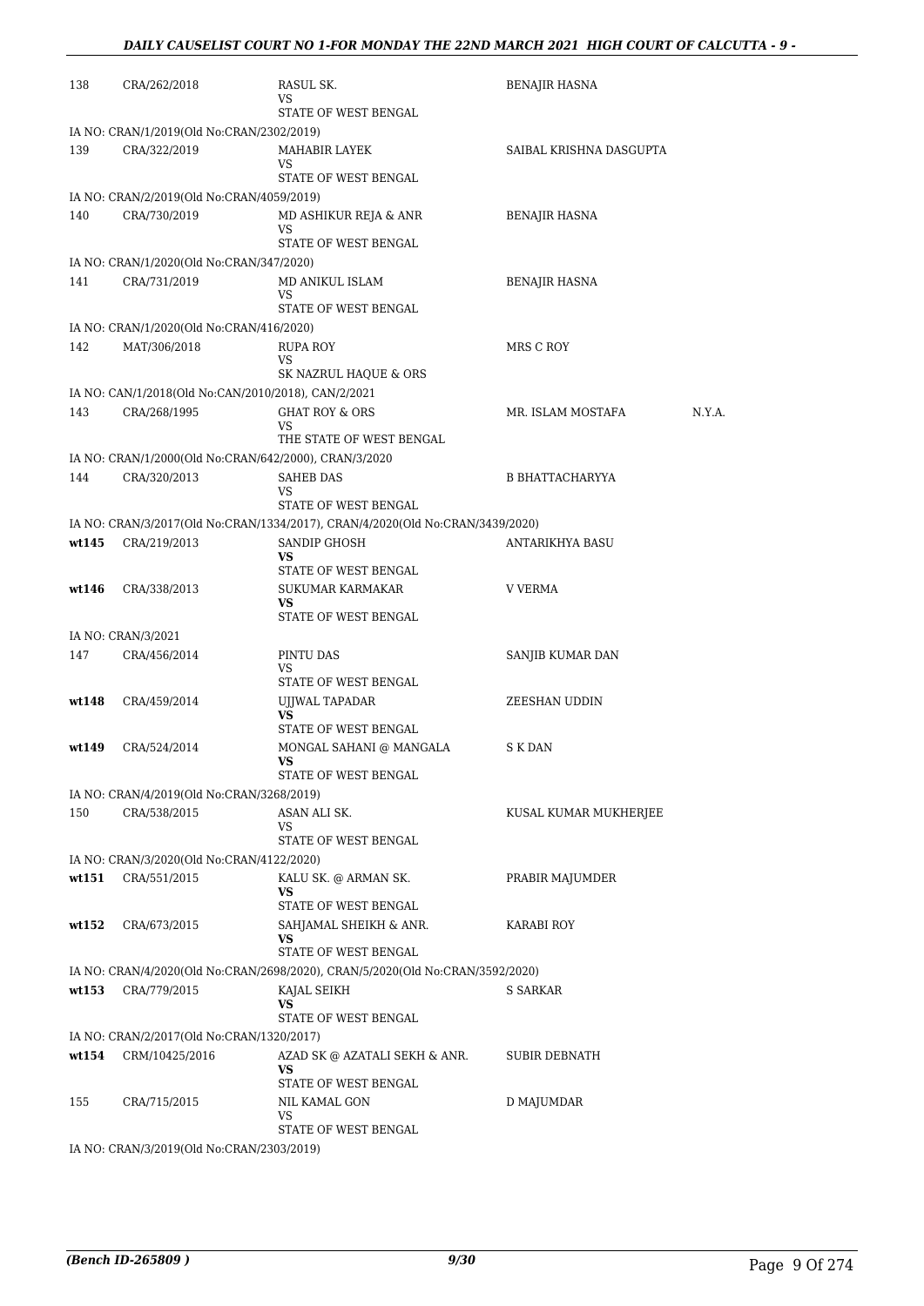| | | | | |
|---|---|---|---|---|
| 138 | CRA/262/2018 | RASUL SK.<br>VS<br>STATE OF WEST BENGAL | BENAJIR HASNA | |
| IA NO: CRAN/1/2019(Old No:CRAN/2302/2019) | | | | |
| 139 | CRA/322/2019 | MAHABIR LAYEK<br>VS<br>STATE OF WEST BENGAL | SAIBAL KRISHNA DASGUPTA | |
| IA NO: CRAN/2/2019(Old No:CRAN/4059/2019) | | | | |
| 140 | CRA/730/2019 | MD ASHIKUR REJA & ANR<br>VS<br>STATE OF WEST BENGAL | BENAJIR HASNA | |
| IA NO: CRAN/1/2020(Old No:CRAN/347/2020) | | | | |
| 141 | CRA/731/2019 | MD ANIKUL ISLAM<br>VS<br>STATE OF WEST BENGAL | BENAJIR HASNA | |
| IA NO: CRAN/1/2020(Old No:CRAN/416/2020) | | | | |
| 142 | MAT/306/2018 | RUPA ROY<br>VS<br>SK NAZRUL HAQUE & ORS | MRS C ROY | |
| IA NO: CAN/1/2018(Old No:CAN/2010/2018), CAN/2/2021 | | | | |
| 143 | CRA/268/1995 | GHAT ROY & ORS<br>VS<br>THE STATE OF WEST BENGAL | MR. ISLAM MOSTAFA | N.Y.A. |
| IA NO: CRAN/1/2000(Old No:CRAN/642/2000), CRAN/3/2020 | | | | |
| 144 | CRA/320/2013 | SAHEB DAS<br>VS<br>STATE OF WEST BENGAL | B BHATTACHARYYA | |
| IA NO: CRAN/3/2017(Old No:CRAN/1334/2017), CRAN/4/2020(Old No:CRAN/3439/2020) | | | | |
| **wt145** | CRA/219/2013 | SANDIP GHOSH<br>**VS**<br>STATE OF WEST BENGAL | ANTARIKHYA BASU | |
| **wt146** | CRA/338/2013 | SUKUMAR KARMAKAR<br>**VS**<br>STATE OF WEST BENGAL | V VERMA | |
| IA NO: CRAN/3/2021 | | | | |
| 147 | CRA/456/2014 | PINTU DAS<br>VS<br>STATE OF WEST BENGAL | SANJIB KUMAR DAN | |
| **wt148** | CRA/459/2014 | UJJWAL TAPADAR<br>**VS**<br>STATE OF WEST BENGAL | ZEESHAN UDDIN | |
| **wt149** | CRA/524/2014 | MONGAL SAHANI @ MANGALA<br>**VS**<br>STATE OF WEST BENGAL | S K DAN | |
| IA NO: CRAN/4/2019(Old No:CRAN/3268/2019) | | | | |
| 150 | CRA/538/2015 | ASAN ALI SK.<br>VS<br>STATE OF WEST BENGAL | KUSAL KUMAR MUKHERJEE | |
| IA NO: CRAN/3/2020(Old No:CRAN/4122/2020) | | | | |
| **wt151** | CRA/551/2015 | KALU SK. @ ARMAN SK.<br>**VS**<br>STATE OF WEST BENGAL | PRABIR MAJUMDER | |
| **wt152** | CRA/673/2015 | SAHJAMAL SHEIKH & ANR.<br>**VS**<br>STATE OF WEST BENGAL | KARABI ROY | |
| IA NO: CRAN/4/2020(Old No:CRAN/2698/2020), CRAN/5/2020(Old No:CRAN/3592/2020) | | | | |
| **wt153** | CRA/779/2015 | KAJAL SEIKH<br>**VS**<br>STATE OF WEST BENGAL | S SARKAR | |
| IA NO: CRAN/2/2017(Old No:CRAN/1320/2017) | | | | |
| **wt154** | CRM/10425/2016 | AZAD SK @ AZATALI SEKH & ANR.<br>**VS**<br>STATE OF WEST BENGAL | SUBIR DEBNATH | |
| 155 | CRA/715/2015 | NIL KAMAL GON<br>VS<br>STATE OF WEST BENGAL | D MAJUMDAR | |
| IA NO: CRAN/3/2019(Old No:CRAN/2303/2019) | | | | |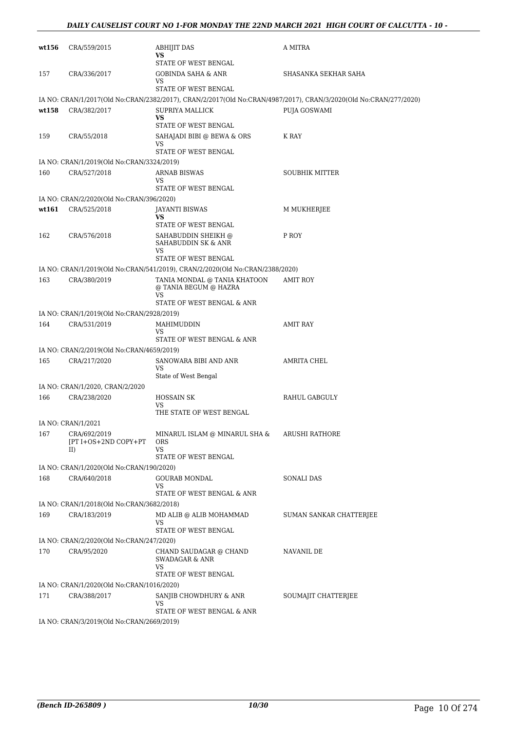| | | | |
|---|---|---|---|
| **wt156** | CRA/559/2015 | ABHIJIT DAS<br>**VS**<br>STATE OF WEST BENGAL | A MITRA |
| 157 | CRA/336/2017 | GOBINDA SAHA & ANR<br>VS<br>STATE OF WEST BENGAL | SHASANKA SEKHAR SAHA |
| IA NO: CRAN/1/2017(Old No:CRAN/2382/2017), CRAN/2/2017(Old No:CRAN/4987/2017), CRAN/3/2020(Old No:CRAN/277/2020) | | | |
| **wt158** | CRA/382/2017 | SUPRIYA MALLICK<br>**VS**<br>STATE OF WEST BENGAL | PUJA GOSWAMI |
| 159 | CRA/55/2018 | SAHAJADI BIBI @ BEWA & ORS<br>VS<br>STATE OF WEST BENGAL | K RAY |
| IA NO: CRAN/1/2019(Old No:CRAN/3324/2019) | | | |
| 160 | CRA/527/2018 | ARNAB BISWAS<br>VS<br>STATE OF WEST BENGAL | SOUBHIK MITTER |
| IA NO: CRAN/2/2020(Old No:CRAN/396/2020) | | | |
| **wt161** | CRA/525/2018 | JAYANTI BISWAS<br>**VS**<br>STATE OF WEST BENGAL | M MUKHERJEE |
| 162 | CRA/576/2018 | SAHABUDDIN SHEIKH @ SAHABUDDIN SK & ANR<br>VS<br>STATE OF WEST BENGAL | P ROY |
| IA NO: CRAN/1/2019(Old No:CRAN/541/2019), CRAN/2/2020(Old No:CRAN/2388/2020) | | | |
| 163 | CRA/380/2019 | TANIA MONDAL @ TANIA KHATOON @ TANIA BEGUM @ HAZRA<br>VS<br>STATE OF WEST BENGAL & ANR | AMIT ROY |
| IA NO: CRAN/1/2019(Old No:CRAN/2928/2019) | | | |
| 164 | CRA/531/2019 | MAHIMUDDIN<br>VS<br>STATE OF WEST BENGAL & ANR | AMIT RAY |
| IA NO: CRAN/2/2019(Old No:CRAN/4659/2019) | | | |
| 165 | CRA/217/2020 | SANOWARA BIBI AND ANR<br>VS<br>State of West Bengal | AMRITA CHEL |
| IA NO: CRAN/1/2020, CRAN/2/2020 | | | |
| 166 | CRA/238/2020 | HOSSAIN SK<br>VS<br>THE STATE OF WEST BENGAL | RAHUL GABGULY |
| IA NO: CRAN/1/2021 | | | |
| 167 | CRA/692/2019<br>[PT I+OS+2ND COPY+PT II) | MINARUL ISLAM @ MINARUL SHA & ORS<br>VS<br>STATE OF WEST BENGAL | ARUSHI RATHORE |
| IA NO: CRAN/1/2020(Old No:CRAN/190/2020) | | | |
| 168 | CRA/640/2018 | GOURAB MONDAL<br>VS<br>STATE OF WEST BENGAL & ANR | SONALI DAS |
| IA NO: CRAN/1/2018(Old No:CRAN/3682/2018) | | | |
| 169 | CRA/183/2019 | MD ALIB @ ALIB MOHAMMAD<br>VS<br>STATE OF WEST BENGAL | SUMAN SANKAR CHATTERJEE |
| IA NO: CRAN/2/2020(Old No:CRAN/247/2020) | | | |
| 170 | CRA/95/2020 | CHAND SAUDAGAR @ CHAND SWADAGAR & ANR<br>VS<br>STATE OF WEST BENGAL | NAVANIL DE |
| IA NO: CRAN/1/2020(Old No:CRAN/1016/2020) | | | |
| 171 | CRA/388/2017 | SANJIB CHOWDHURY & ANR<br>VS<br>STATE OF WEST BENGAL & ANR | SOUMAJIT CHATTERJEE |
| IA NO: CRAN/3/2019(Old No:CRAN/2669/2019) | | | |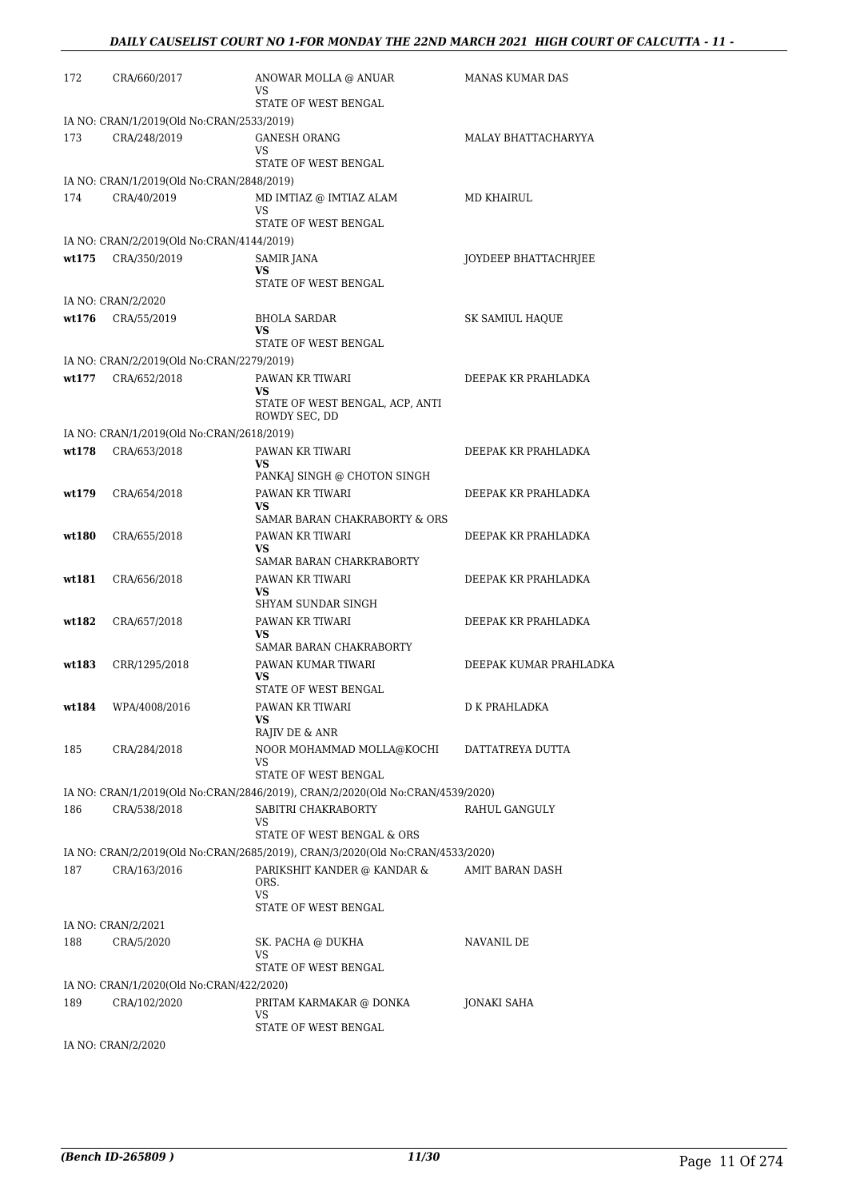| | | | |
|---|---|---|---|
| 172 | CRA/660/2017 | ANOWAR MOLLA @ ANUAR<br>VS<br>STATE OF WEST BENGAL | MANAS KUMAR DAS |
| IA NO: CRAN/1/2019(Old No:CRAN/2533/2019) | | | |
| 173 | CRA/248/2019 | GANESH ORANG<br>VS<br>STATE OF WEST BENGAL | MALAY BHATTACHARYYA |
| IA NO: CRAN/1/2019(Old No:CRAN/2848/2019) | | | |
| 174 | CRA/40/2019 | MD IMTIAZ @ IMTIAZ ALAM<br>VS<br>STATE OF WEST BENGAL | MD KHAIRUL |
| IA NO: CRAN/2/2019(Old No:CRAN/4144/2019) | | | |
| **wt175** | CRA/350/2019 | SAMIR JANA<br>**VS**<br>STATE OF WEST BENGAL | JOYDEEP BHATTACHRJEE |
| IA NO: CRAN/2/2020 | | | |
| **wt176** | CRA/55/2019 | BHOLA SARDAR<br>**VS**<br>STATE OF WEST BENGAL | SK SAMIUL HAQUE |
| IA NO: CRAN/2/2019(Old No:CRAN/2279/2019) | | | |
| **wt177** | CRA/652/2018 | PAWAN KR TIWARI<br>**VS**<br>STATE OF WEST BENGAL, ACP, ANTI ROWDY SEC, DD | DEEPAK KR PRAHLADKA |
| IA NO: CRAN/1/2019(Old No:CRAN/2618/2019) | | | |
| **wt178** | CRA/653/2018 | PAWAN KR TIWARI<br>**VS**<br>PANKAJ SINGH @ CHOTON SINGH | DEEPAK KR PRAHLADKA |
| **wt179** | CRA/654/2018 | PAWAN KR TIWARI<br>**VS**<br>SAMAR BARAN CHAKRABORTY & ORS | DEEPAK KR PRAHLADKA |
| **wt180** | CRA/655/2018 | PAWAN KR TIWARI<br>**VS**<br>SAMAR BARAN CHARKRABORTY | DEEPAK KR PRAHLADKA |
| **wt181** | CRA/656/2018 | PAWAN KR TIWARI<br>**VS**<br>SHYAM SUNDAR SINGH | DEEPAK KR PRAHLADKA |
| **wt182** | CRA/657/2018 | PAWAN KR TIWARI<br>**VS**<br>SAMAR BARAN CHAKRABORTY | DEEPAK KR PRAHLADKA |
| **wt183** | CRR/1295/2018 | PAWAN KUMAR TIWARI<br>**VS**<br>STATE OF WEST BENGAL | DEEPAK KUMAR PRAHLADKA |
| **wt184** | WPA/4008/2016 | PAWAN KR TIWARI<br>**VS**<br>RAJIV DE & ANR | D K PRAHLADKA |
| 185 | CRA/284/2018 | NOOR MOHAMMAD MOLLA@KOCHI<br>VS<br>STATE OF WEST BENGAL | DATTATREYA DUTTA |
| IA NO: CRAN/1/2019(Old No:CRAN/2846/2019), CRAN/2/2020(Old No:CRAN/4539/2020) | | | |
| 186 | CRA/538/2018 | SABITRI CHAKRABORTY<br>VS<br>STATE OF WEST BENGAL & ORS | RAHUL GANGULY |
| IA NO: CRAN/2/2019(Old No:CRAN/2685/2019), CRAN/3/2020(Old No:CRAN/4533/2020) | | | |
| 187 | CRA/163/2016 | PARIKSHIT KANDER @ KANDAR & ORS.<br>VS<br>STATE OF WEST BENGAL | AMIT BARAN DASH |
| IA NO: CRAN/2/2021 | | | |
| 188 | CRA/5/2020 | SK. PACHA @ DUKHA<br>VS<br>STATE OF WEST BENGAL | NAVANIL DE |
| IA NO: CRAN/1/2020(Old No:CRAN/422/2020) | | | |
| 189 | CRA/102/2020 | PRITAM KARMAKAR @ DONKA<br>VS<br>STATE OF WEST BENGAL | JONAKI SAHA |
| IA NO: CRAN/2/2020 | | | |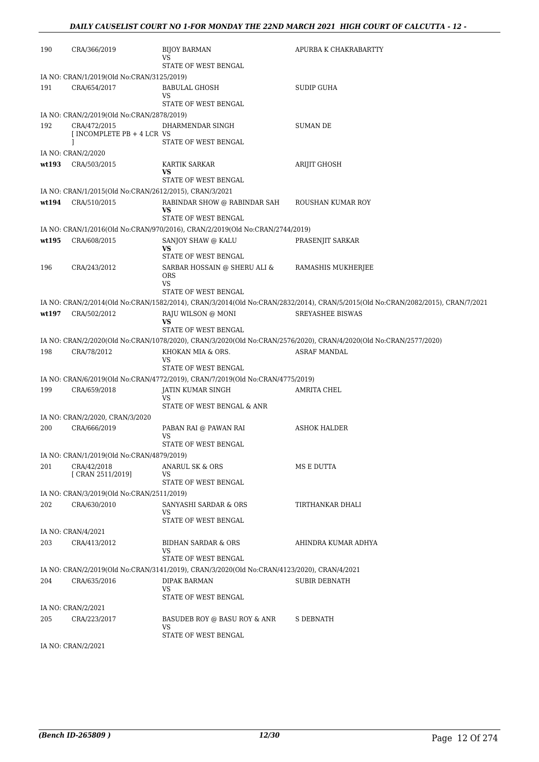| | | | |
|---|---|---|---|
| 190 | CRA/366/2019 | BIJOY BARMAN<br>VS<br>STATE OF WEST BENGAL | APURBA K CHAKRABARTTY |
| | IA NO: CRAN/1/2019(Old No:CRAN/3125/2019) | | |
| 191 | CRA/654/2017 | BABULAL GHOSH<br>VS<br>STATE OF WEST BENGAL | SUDIP GUHA |
| | IA NO: CRAN/2/2019(Old No:CRAN/2878/2019) | | |
| 192 | CRA/472/2015<br>[ INCOMPLETE PB + 4 LCR ] | DHARMENDAR SINGH<br>VS<br>STATE OF WEST BENGAL | SUMAN DE |
| | IA NO: CRAN/2/2020 | | |
| **wt193** | CRA/503/2015 | KARTIK SARKAR<br>**VS**<br>STATE OF WEST BENGAL | ARIJIT GHOSH |
| | IA NO: CRAN/1/2015(Old No:CRAN/2612/2015), CRAN/3/2021 | | |
| **wt194** | CRA/510/2015 | RABINDAR SHOW @ RABINDAR SAH<br>**VS**<br>STATE OF WEST BENGAL | ROUSHAN KUMAR ROY |
| | IA NO: CRAN/1/2016(Old No:CRAN/970/2016), CRAN/2/2019(Old No:CRAN/2744/2019) | | |
| **wt195** | CRA/608/2015 | SANJOY SHAW @ KALU<br>**VS**<br>STATE OF WEST BENGAL | PRASENJIT SARKAR |
| 196 | CRA/243/2012 | SARBAR HOSSAIN @ SHERU ALI & ORS<br>VS<br>STATE OF WEST BENGAL | RAMASHIS MUKHERJEE |
| | IA NO: CRAN/2/2014(Old No:CRAN/1582/2014), CRAN/3/2014(Old No:CRAN/2832/2014), CRAN/5/2015(Old No:CRAN/2082/2015), CRAN/7/2021 | | |
| **wt197** | CRA/502/2012 | RAJU WILSON @ MONI<br>**VS**<br>STATE OF WEST BENGAL | SREYASHEE BISWAS |
| | IA NO: CRAN/2/2020(Old No:CRAN/1078/2020), CRAN/3/2020(Old No:CRAN/2576/2020), CRAN/4/2020(Old No:CRAN/2577/2020) | | |
| 198 | CRA/78/2012 | KHOKAN MIA & ORS.<br>VS<br>STATE OF WEST BENGAL | ASRAF MANDAL |
| | IA NO: CRAN/6/2019(Old No:CRAN/4772/2019), CRAN/7/2019(Old No:CRAN/4775/2019) | | |
| 199 | CRA/659/2018 | JATIN KUMAR SINGH<br>VS<br>STATE OF WEST BENGAL & ANR | AMRITA CHEL |
| | IA NO: CRAN/2/2020, CRAN/3/2020 | | |
| 200 | CRA/666/2019 | PABAN RAI @ PAWAN RAI<br>VS<br>STATE OF WEST BENGAL | ASHOK HALDER |
| | IA NO: CRAN/1/2019(Old No:CRAN/4879/2019) | | |
| 201 | CRA/42/2018<br>[ CRAN 2511/2019] | ANARUL SK & ORS<br>VS<br>STATE OF WEST BENGAL | MS E DUTTA |
| | IA NO: CRAN/3/2019(Old No:CRAN/2511/2019) | | |
| 202 | CRA/630/2010 | SANYASHI SARDAR & ORS<br>VS<br>STATE OF WEST BENGAL | TIRTHANKAR DHALI |
| | IA NO: CRAN/4/2021 | | |
| 203 | CRA/413/2012 | BIDHAN SARDAR & ORS<br>VS<br>STATE OF WEST BENGAL | AHINDRA KUMAR ADHYA |
| | IA NO: CRAN/2/2019(Old No:CRAN/3141/2019), CRAN/3/2020(Old No:CRAN/4123/2020), CRAN/4/2021 | | |
| 204 | CRA/635/2016 | DIPAK BARMAN<br>VS<br>STATE OF WEST BENGAL | SUBIR DEBNATH |
| | IA NO: CRAN/2/2021 | | |
| 205 | CRA/223/2017 | BASUDEB ROY @ BASU ROY & ANR<br>VS<br>STATE OF WEST BENGAL | S DEBNATH |
| | IA NO: CRAN/2/2021 | | |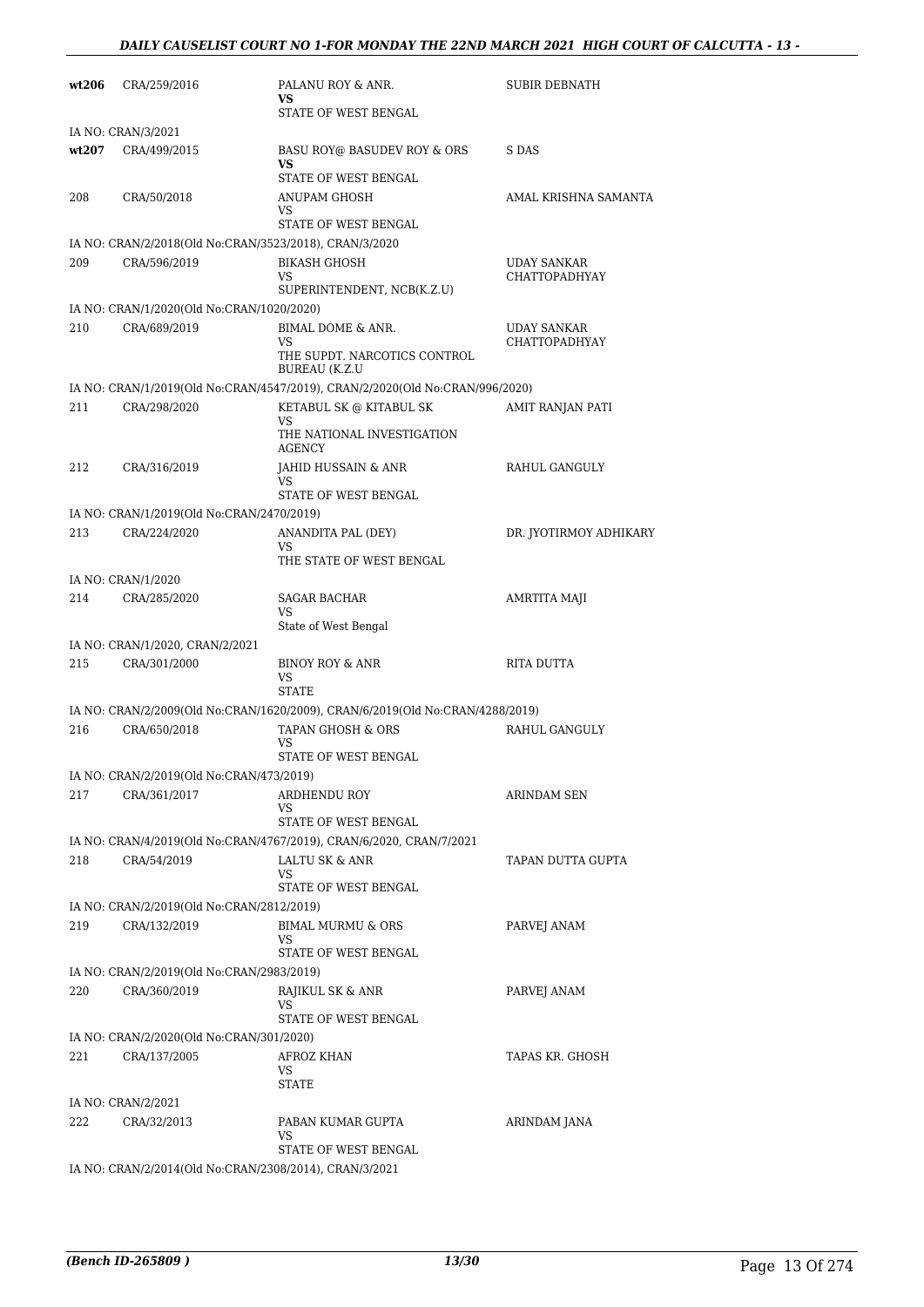| | | | |
|---|---|---|---|
| **wt206** | CRA/259/2016 | PALANU ROY & ANR.<br>**VS**<br>STATE OF WEST BENGAL | SUBIR DEBNATH |
| IA NO: CRAN/3/2021 | | | |
| **wt207** | CRA/499/2015 | BASU ROY@ BASUDEV ROY & ORS<br>**VS**<br>STATE OF WEST BENGAL | S DAS |
| 208 | CRA/50/2018 | ANUPAM GHOSH<br>VS<br>STATE OF WEST BENGAL | AMAL KRISHNA SAMANTA |
| IA NO: CRAN/2/2018(Old No:CRAN/3523/2018), CRAN/3/2020 | | | |
| 209 | CRA/596/2019 | BIKASH GHOSH<br>VS<br>SUPERINTENDENT, NCB(K.Z.U) | UDAY SANKAR CHATTOPADHYAY |
| IA NO: CRAN/1/2020(Old No:CRAN/1020/2020) | | | |
| 210 | CRA/689/2019 | BIMAL DOME & ANR.<br>VS<br>THE SUPDT. NARCOTICS CONTROL BUREAU (K.Z.U | UDAY SANKAR CHATTOPADHYAY |
| IA NO: CRAN/1/2019(Old No:CRAN/4547/2019), CRAN/2/2020(Old No:CRAN/996/2020) | | | |
| 211 | CRA/298/2020 | KETABUL SK @ KITABUL SK<br>VS<br>THE NATIONAL INVESTIGATION AGENCY | AMIT RANJAN PATI |
| 212 | CRA/316/2019 | JAHID HUSSAIN & ANR<br>VS<br>STATE OF WEST BENGAL | RAHUL GANGULY |
| IA NO: CRAN/1/2019(Old No:CRAN/2470/2019) | | | |
| 213 | CRA/224/2020 | ANANDITA PAL (DEY)<br>VS<br>THE STATE OF WEST BENGAL | DR. JYOTIRMOY ADHIKARY |
| IA NO: CRAN/1/2020 | | | |
| 214 | CRA/285/2020 | SAGAR BACHAR<br>VS<br>State of West Bengal | AMRTITA MAJI |
| IA NO: CRAN/1/2020, CRAN/2/2021 | | | |
| 215 | CRA/301/2000 | BINOY ROY & ANR<br>VS<br>STATE | RITA DUTTA |
| IA NO: CRAN/2/2009(Old No:CRAN/1620/2009), CRAN/6/2019(Old No:CRAN/4288/2019) | | | |
| 216 | CRA/650/2018 | TAPAN GHOSH & ORS<br>VS<br>STATE OF WEST BENGAL | RAHUL GANGULY |
| IA NO: CRAN/2/2019(Old No:CRAN/473/2019) | | | |
| 217 | CRA/361/2017 | ARDHENDU ROY<br>VS<br>STATE OF WEST BENGAL | ARINDAM SEN |
| IA NO: CRAN/4/2019(Old No:CRAN/4767/2019), CRAN/6/2020, CRAN/7/2021 | | | |
| 218 | CRA/54/2019 | LALTU SK & ANR<br>VS<br>STATE OF WEST BENGAL | TAPAN DUTTA GUPTA |
| IA NO: CRAN/2/2019(Old No:CRAN/2812/2019) | | | |
| 219 | CRA/132/2019 | BIMAL MURMU & ORS<br>VS<br>STATE OF WEST BENGAL | PARVEJ ANAM |
| IA NO: CRAN/2/2019(Old No:CRAN/2983/2019) | | | |
| 220 | CRA/360/2019 | RAJIKUL SK & ANR<br>VS<br>STATE OF WEST BENGAL | PARVEJ ANAM |
| IA NO: CRAN/2/2020(Old No:CRAN/301/2020) | | | |
| 221 | CRA/137/2005 | AFROZ KHAN<br>VS<br>STATE | TAPAS KR. GHOSH |
| IA NO: CRAN/2/2021 | | | |
| 222 | CRA/32/2013 | PABAN KUMAR GUPTA<br>VS<br>STATE OF WEST BENGAL | ARINDAM JANA |
| IA NO: CRAN/2/2014(Old No:CRAN/2308/2014), CRAN/3/2021 | | | |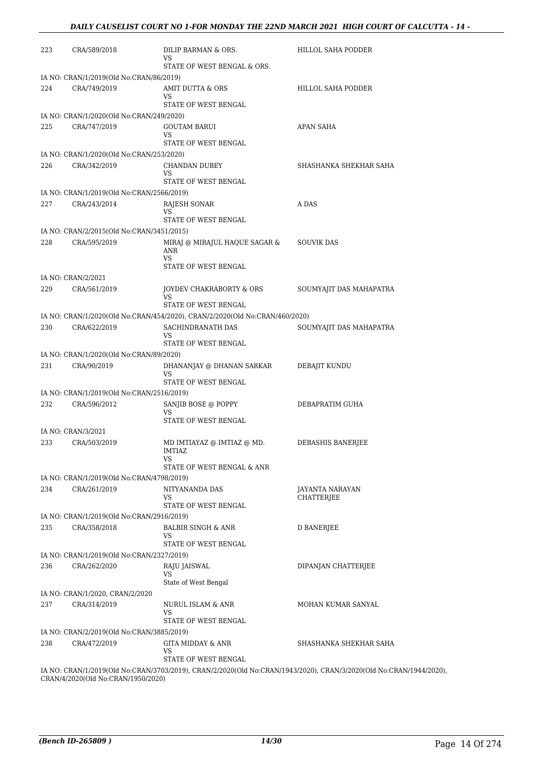| | | | |
|---|---|---|---|
| 223 | CRA/589/2018 | DILIP BARMAN & ORS.<br>VS<br>STATE OF WEST BENGAL & ORS. | HILLOL SAHA PODDER |
| IA NO: CRAN/1/2019(Old No:CRAN/86/2019) | | | |
| 224 | CRA/749/2019 | AMIT DUTTA & ORS<br>VS<br>STATE OF WEST BENGAL | HILLOL SAHA PODDER |
| IA NO: CRAN/1/2020(Old No:CRAN/249/2020) | | | |
| 225 | CRA/747/2019 | GOUTAM BARUI<br>VS<br>STATE OF WEST BENGAL | APAN SAHA |
| IA NO: CRAN/1/2020(Old No:CRAN/253/2020) | | | |
| 226 | CRA/342/2019 | CHANDAN DUBEY<br>VS<br>STATE OF WEST BENGAL | SHASHANKA SHEKHAR SAHA |
| IA NO: CRAN/1/2019(Old No:CRAN/2566/2019) | | | |
| 227 | CRA/243/2014 | RAJESH SONAR<br>VS<br>STATE OF WEST BENGAL | A DAS |
| IA NO: CRAN/2/2015(Old No:CRAN/3451/2015) | | | |
| 228 | CRA/595/2019 | MIRAJ @ MIRAJUL HAQUE SAGAR & ANR<br>VS<br>STATE OF WEST BENGAL | SOUVIK DAS |
| IA NO: CRAN/2/2021 | | | |
| 229 | CRA/561/2019 | JOYDEV CHAKRABORTY & ORS<br>VS<br>STATE OF WEST BENGAL | SOUMYAJIT DAS MAHAPATRA |
| IA NO: CRAN/1/2020(Old No:CRAN/454/2020), CRAN/2/2020(Old No:CRAN/460/2020) | | | |
| 230 | CRA/622/2019 | SACHINDRANATH DAS<br>VS<br>STATE OF WEST BENGAL | SOUMYAJIT DAS MAHAPATRA |
| IA NO: CRAN/1/2020(Old No:CRAN/89/2020) | | | |
| 231 | CRA/90/2019 | DHANANJAY @ DHANAN SARKAR<br>VS<br>STATE OF WEST BENGAL | DEBAJIT KUNDU |
| IA NO: CRAN/1/2019(Old No:CRAN/2516/2019) | | | |
| 232 | CRA/596/2012 | SANJIB BOSE @ POPPY<br>VS<br>STATE OF WEST BENGAL | DEBAPRATIM GUHA |
| IA NO: CRAN/3/2021 | | | |
| 233 | CRA/503/2019 | MD IMTIAYAZ @ IMTIAZ @ MD. IMTIAZ<br>VS<br>STATE OF WEST BENGAL & ANR | DEBASHIS BANERJEE |
| IA NO: CRAN/1/2019(Old No:CRAN/4798/2019) | | | |
| 234 | CRA/261/2019 | NITYANANDA DAS<br>VS<br>STATE OF WEST BENGAL | JAYANTA NARAYAN CHATTERJEE |
| IA NO: CRAN/1/2019(Old No:CRAN/2916/2019) | | | |
| 235 | CRA/358/2018 | BALBIR SINGH & ANR<br>VS<br>STATE OF WEST BENGAL | D BANERJEE |
| IA NO: CRAN/1/2019(Old No:CRAN/2327/2019) | | | |
| 236 | CRA/262/2020 | RAJU JAISWAL<br>VS<br>State of West Bengal | DIPANJAN CHATTERJEE |
| IA NO: CRAN/1/2020, CRAN/2/2020 | | | |
| 237 | CRA/314/2019 | NURUL ISLAM & ANR<br>VS<br>STATE OF WEST BENGAL | MOHAN KUMAR SANYAL |
| IA NO: CRAN/2/2019(Old No:CRAN/3885/2019) | | | |
| 238 | CRA/472/2019 | GITA MIDDAY & ANR<br>VS<br>STATE OF WEST BENGAL | SHASHANKA SHEKHAR SAHA |
| IA NO: CRAN/1/2019(Old No:CRAN/3703/2019), CRAN/2/2020(Old No:CRAN/1943/2020), CRAN/3/2020(Old No:CRAN/1944/2020), CRAN/4/2020(Old No:CRAN/1950/2020) | | | |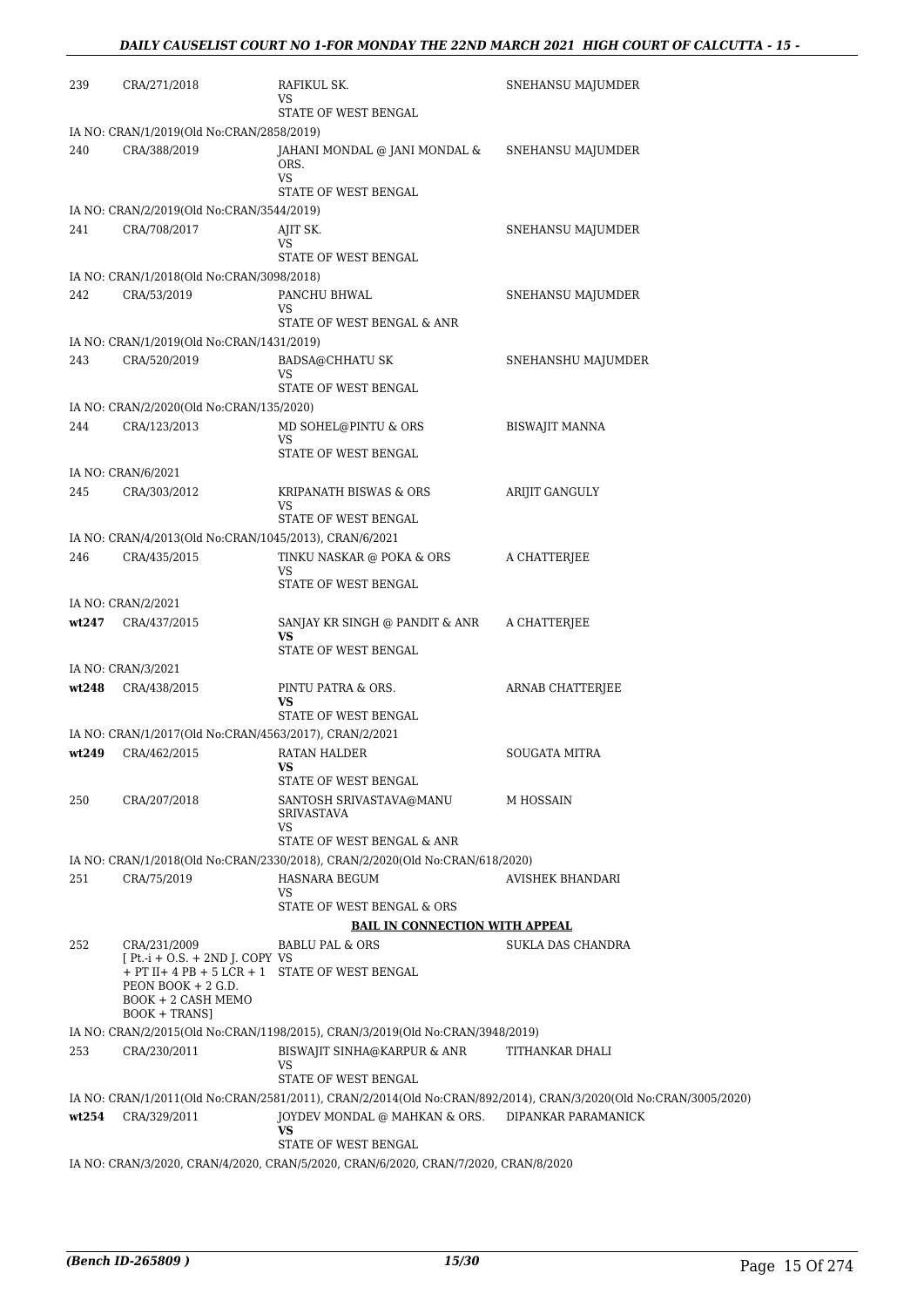| | | | |
|---|---|---|---|
| 239 | CRA/271/2018 | RAFIKUL SK.<br>VS<br>STATE OF WEST BENGAL | SNEHANSU MAJUMDER |
| | IA NO: CRAN/1/2019(Old No:CRAN/2858/2019) | | |
| 240 | CRA/388/2019 | JAHANI MONDAL @ JANI MONDAL & ORS.<br>VS<br>STATE OF WEST BENGAL | SNEHANSU MAJUMDER |
| | IA NO: CRAN/2/2019(Old No:CRAN/3544/2019) | | |
| 241 | CRA/708/2017 | AJIT SK.<br>VS<br>STATE OF WEST BENGAL | SNEHANSU MAJUMDER |
| | IA NO: CRAN/1/2018(Old No:CRAN/3098/2018) | | |
| 242 | CRA/53/2019 | PANCHU BHWAL<br>VS<br>STATE OF WEST BENGAL & ANR | SNEHANSU MAJUMDER |
| | IA NO: CRAN/1/2019(Old No:CRAN/1431/2019) | | |
| 243 | CRA/520/2019 | BADSA@CHHATU SK<br>VS<br>STATE OF WEST BENGAL | SNEHANSHU MAJUMDER |
| | IA NO: CRAN/2/2020(Old No:CRAN/135/2020) | | |
| 244 | CRA/123/2013 | MD SOHEL@PINTU & ORS<br>VS<br>STATE OF WEST BENGAL | BISWAJIT MANNA |
| | IA NO: CRAN/6/2021 | | |
| 245 | CRA/303/2012 | KRIPANATH BISWAS & ORS<br>VS<br>STATE OF WEST BENGAL | ARIJIT GANGULY |
| | IA NO: CRAN/4/2013(Old No:CRAN/1045/2013), CRAN/6/2021 | | |
| 246 | CRA/435/2015 | TINKU NASKAR @ POKA & ORS<br>VS<br>STATE OF WEST BENGAL | A CHATTERJEE |
| | IA NO: CRAN/2/2021 | | |
| wt247 | CRA/437/2015 | SANJAY KR SINGH @ PANDIT & ANR<br>**VS**<br>STATE OF WEST BENGAL | A CHATTERJEE |
| | IA NO: CRAN/3/2021 | | |
| wt248 | CRA/438/2015 | PINTU PATRA & ORS.<br>**VS**<br>STATE OF WEST BENGAL | ARNAB CHATTERJEE |
| | IA NO: CRAN/1/2017(Old No:CRAN/4563/2017), CRAN/2/2021 | | |
| wt249 | CRA/462/2015 | RATAN HALDER<br>**VS**<br>STATE OF WEST BENGAL | SOUGATA MITRA |
| 250 | CRA/207/2018 | SANTOSH SRIVASTAVA@MANU SRIVASTAVA<br>VS<br>STATE OF WEST BENGAL & ANR | M HOSSAIN |
| | IA NO: CRAN/1/2018(Old No:CRAN/2330/2018), CRAN/2/2020(Old No:CRAN/618/2020) | | |
| 251 | CRA/75/2019 | HASNARA BEGUM<br>VS<br>STATE OF WEST BENGAL & ORS | AVISHEK BHANDARI |
| | | **BAIL IN CONNECTION WITH APPEAL** | |
| 252 | CRA/231/2009<br>[ Pt.-i + O.S. + 2ND J. COPY + PT II+ 4 PB + 5 LCR + 1 PEON BOOK + 2 G.D. BOOK + 2 CASH MEMO BOOK + TRANS] | BABLU PAL & ORS<br>VS<br>STATE OF WEST BENGAL | SUKLA DAS CHANDRA |
| | IA NO: CRAN/2/2015(Old No:CRAN/1198/2015), CRAN/3/2019(Old No:CRAN/3948/2019) | | |
| 253 | CRA/230/2011 | BISWAJIT SINHA@KARPUR & ANR<br>VS<br>STATE OF WEST BENGAL | TITHANKAR DHALI |
| | IA NO: CRAN/1/2011(Old No:CRAN/2581/2011), CRAN/2/2014(Old No:CRAN/892/2014), CRAN/3/2020(Old No:CRAN/3005/2020) | | |
| wt254 | CRA/329/2011 | JOYDEV MONDAL @ MAHKAN & ORS.<br>**VS**<br>STATE OF WEST BENGAL | DIPANKAR PARAMANICK |
| | IA NO: CRAN/3/2020, CRAN/4/2020, CRAN/5/2020, CRAN/6/2020, CRAN/7/2020, CRAN/8/2020 | | |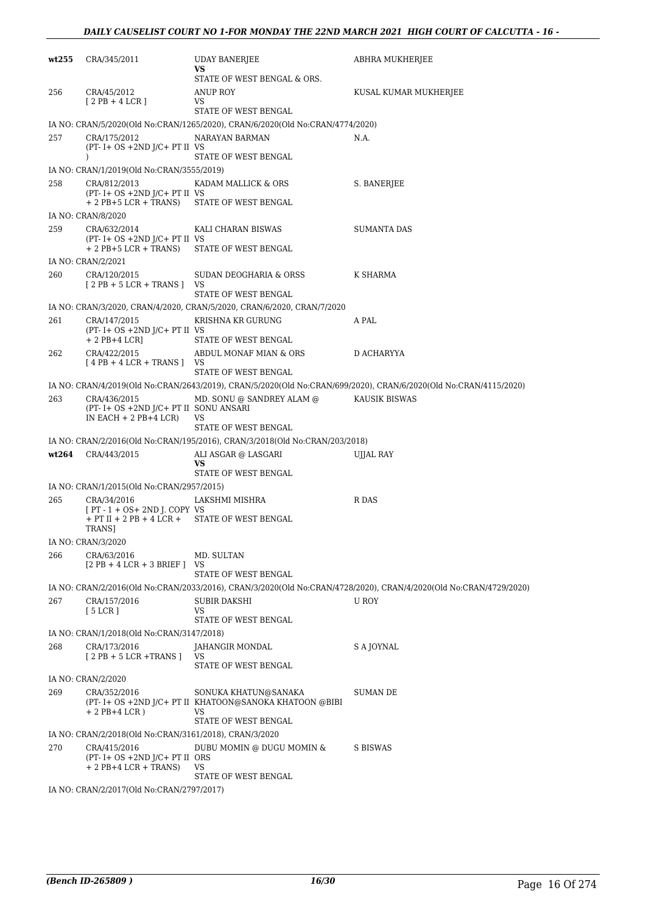| | | | |
|---|---|---|---|
| wt255 | CRA/345/2011 | UDAY BANERJEE<br>**VS**<br>STATE OF WEST BENGAL & ORS. | ABHRA MUKHERJEE |
| 256 | CRA/45/2012<br>[ 2 PB + 4 LCR ] | ANUP ROY<br>VS<br>STATE OF WEST BENGAL | KUSAL KUMAR MUKHERJEE |
| | IA NO: CRAN/5/2020(Old No:CRAN/1265/2020), CRAN/6/2020(Old No:CRAN/4774/2020) | | |
| 257 | CRA/175/2012<br>(PT- I+ OS +2ND J/C+ PT II )  | NARAYAN BARMAN<br>VS<br>STATE OF WEST BENGAL | N.A. |
| | IA NO: CRAN/1/2019(Old No:CRAN/3555/2019) | | |
| 258 | CRA/812/2013<br>(PT- I+ OS +2ND J/C+ PT II + 2 PB+5 LCR + TRANS) | KADAM MALLICK & ORS<br>VS<br>STATE OF WEST BENGAL | S. BANERJEE |
| | IA NO: CRAN/8/2020 | | |
| 259 | CRA/632/2014<br>(PT- I+ OS +2ND J/C+ PT II + 2 PB+5 LCR + TRANS) | KALI CHARAN BISWAS<br>VS<br>STATE OF WEST BENGAL | SUMANTA DAS |
| | IA NO: CRAN/2/2021 | | |
| 260 | CRA/120/2015<br>[ 2 PB + 5 LCR + TRANS ] | SUDAN DEOGHARIA & ORSS<br>VS<br>STATE OF WEST BENGAL | K SHARMA |
| | IA NO: CRAN/3/2020, CRAN/4/2020, CRAN/5/2020, CRAN/6/2020, CRAN/7/2020 | | |
| 261 | CRA/147/2015<br>(PT- I+ OS +2ND J/C+ PT II + 2 PB+4 LCR] | KRISHNA KR GURUNG<br>VS<br>STATE OF WEST BENGAL | A PAL |
| 262 | CRA/422/2015<br>[ 4 PB + 4 LCR + TRANS ] | ABDUL MONAF MIAN & ORS<br>VS<br>STATE OF WEST BENGAL | D ACHARYYA |
| | IA NO: CRAN/4/2019(Old No:CRAN/2643/2019), CRAN/5/2020(Old No:CRAN/699/2020), CRAN/6/2020(Old No:CRAN/4115/2020) | | |
| 263 | CRA/436/2015<br>(PT- I+ OS +2ND J/C+ PT II IN EACH + 2 PB+4 LCR) | MD. SONU @ SANDREY ALAM @ SONU ANSARI<br>VS<br>STATE OF WEST BENGAL | KAUSIK BISWAS |
| | IA NO: CRAN/2/2016(Old No:CRAN/195/2016), CRAN/3/2018(Old No:CRAN/203/2018) | | |
| wt264 | CRA/443/2015 | ALI ASGAR @ LASGARI<br>**VS**<br>STATE OF WEST BENGAL | UJJAL RAY |
| | IA NO: CRAN/1/2015(Old No:CRAN/2957/2015) | | |
| 265 | CRA/34/2016<br>[ PT - 1 + OS+ 2ND J. COPY + PT II + 2 PB + 4 LCR + TRANS] | LAKSHMI MISHRA<br>VS<br>STATE OF WEST BENGAL | R DAS |
| | IA NO: CRAN/3/2020 | | |
| 266 | CRA/63/2016<br>[2 PB + 4 LCR + 3 BRIEF ] | MD. SULTAN<br>VS<br>STATE OF WEST BENGAL | |
| | IA NO: CRAN/2/2016(Old No:CRAN/2033/2016), CRAN/3/2020(Old No:CRAN/4728/2020), CRAN/4/2020(Old No:CRAN/4729/2020) | | |
| 267 | CRA/157/2016<br>[ 5 LCR ] | SUBIR DAKSHI<br>VS<br>STATE OF WEST BENGAL | U ROY |
| | IA NO: CRAN/1/2018(Old No:CRAN/3147/2018) | | |
| 268 | CRA/173/2016<br>[ 2 PB + 5 LCR +TRANS ] | JAHANGIR MONDAL<br>VS<br>STATE OF WEST BENGAL | S A JOYNAL |
| | IA NO: CRAN/2/2020 | | |
| 269 | CRA/352/2016<br>(PT- I+ OS +2ND J/C+ PT II + 2 PB+4 LCR ) | SONUKA KHATUN@SANAKA KHATOON@SANOKA KHATOON @BIBI<br>VS<br>STATE OF WEST BENGAL | SUMAN DE |
| | IA NO: CRAN/2/2018(Old No:CRAN/3161/2018), CRAN/3/2020 | | |
| 270 | CRA/415/2016<br>(PT- I+ OS +2ND J/C+ PT II + 2 PB+4 LCR + TRANS) | DUBU MOMIN @ DUGU MOMIN & ORS<br>VS<br>STATE OF WEST BENGAL | S BISWAS |
| | IA NO: CRAN/2/2017(Old No:CRAN/2797/2017) | | |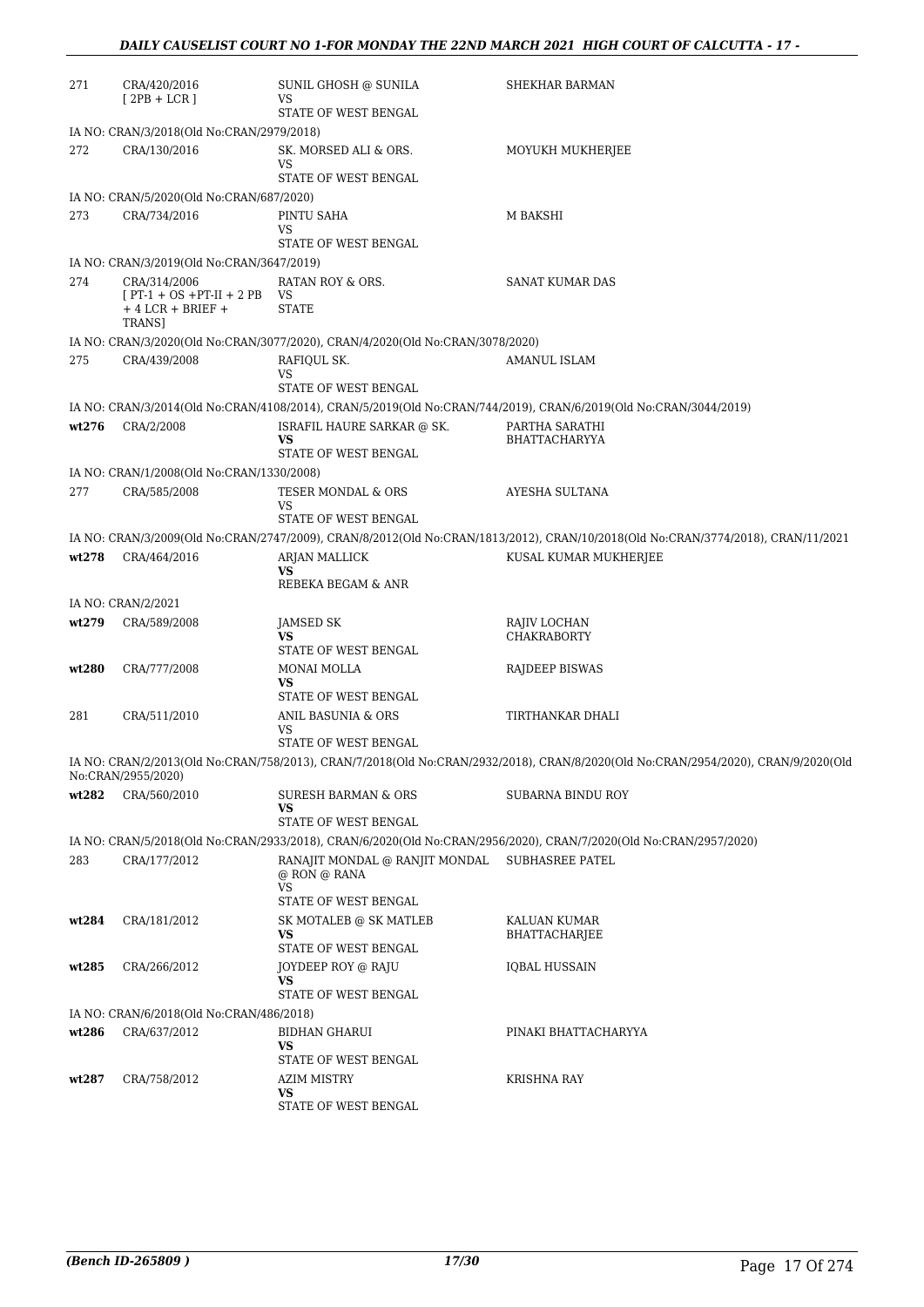| | | | |
|---|---|---|---|
| 271 | CRA/420/2016 [ 2PB + LCR ] | SUNIL GHOSH @ SUNILA VS STATE OF WEST BENGAL | SHEKHAR BARMAN |
| IA NO: CRAN/3/2018(Old No:CRAN/2979/2018) | | | |
| 272 | CRA/130/2016 | SK. MORSED ALI & ORS. VS STATE OF WEST BENGAL | MOYUKH MUKHERJEE |
| IA NO: CRAN/5/2020(Old No:CRAN/687/2020) | | | |
| 273 | CRA/734/2016 | PINTU SAHA VS STATE OF WEST BENGAL | M BAKSHI |
| IA NO: CRAN/3/2019(Old No:CRAN/3647/2019) | | | |
| 274 | CRA/314/2006 [ PT-1 + OS +PT-II + 2 PB + 4 LCR + BRIEF + TRANS] | RATAN ROY & ORS. VS STATE | SANAT KUMAR DAS |
| IA NO: CRAN/3/2020(Old No:CRAN/3077/2020), CRAN/4/2020(Old No:CRAN/3078/2020) | | | |
| 275 | CRA/439/2008 | RAFIQUL SK. VS STATE OF WEST BENGAL | AMANUL ISLAM |
| IA NO: CRAN/3/2014(Old No:CRAN/4108/2014), CRAN/5/2019(Old No:CRAN/744/2019), CRAN/6/2019(Old No:CRAN/3044/2019) | | | |
| wt276 | CRA/2/2008 | ISRAFIL HAURE SARKAR @ SK. **VS** STATE OF WEST BENGAL | PARTHA SARATHI BHATTACHARYYA |
| IA NO: CRAN/1/2008(Old No:CRAN/1330/2008) | | | |
| 277 | CRA/585/2008 | TESER MONDAL & ORS VS STATE OF WEST BENGAL | AYESHA SULTANA |
| IA NO: CRAN/3/2009(Old No:CRAN/2747/2009), CRAN/8/2012(Old No:CRAN/1813/2012), CRAN/10/2018(Old No:CRAN/3774/2018), CRAN/11/2021 | | | |
| wt278 | CRA/464/2016 | ARJAN MALLICK **VS** REBEKA BEGAM & ANR | KUSAL KUMAR MUKHERJEE |
| IA NO: CRAN/2/2021 | | | |
| wt279 | CRA/589/2008 | JAMSED SK **VS** STATE OF WEST BENGAL | RAJIV LOCHAN CHAKRABORTY |
| wt280 | CRA/777/2008 | MONAI MOLLA **VS** STATE OF WEST BENGAL | RAJDEEP BISWAS |
| 281 | CRA/511/2010 | ANIL BASUNIA & ORS VS STATE OF WEST BENGAL | TIRTHANKAR DHALI |
| IA NO: CRAN/2/2013(Old No:CRAN/758/2013), CRAN/7/2018(Old No:CRAN/2932/2018), CRAN/8/2020(Old No:CRAN/2954/2020), CRAN/9/2020(Old No:CRAN/2955/2020) | | | |
| wt282 | CRA/560/2010 | SURESH BARMAN & ORS **VS** STATE OF WEST BENGAL | SUBARNA BINDU ROY |
| IA NO: CRAN/5/2018(Old No:CRAN/2933/2018), CRAN/6/2020(Old No:CRAN/2956/2020), CRAN/7/2020(Old No:CRAN/2957/2020) | | | |
| 283 | CRA/177/2012 | RANAJIT MONDAL @ RANJIT MONDAL @ RON @ RANA VS STATE OF WEST BENGAL | SUBHASREE PATEL |
| wt284 | CRA/181/2012 | SK MOTALEB @ SK MATLEB **VS** STATE OF WEST BENGAL | KALUAN KUMAR BHATTACHARJEE |
| wt285 | CRA/266/2012 | JOYDEEP ROY @ RAJU **VS** STATE OF WEST BENGAL | IQBAL HUSSAIN |
| IA NO: CRAN/6/2018(Old No:CRAN/486/2018) | | | |
| wt286 | CRA/637/2012 | BIDHAN GHARUI **VS** STATE OF WEST BENGAL | PINAKI BHATTACHARYYA |
| wt287 | CRA/758/2012 | AZIM MISTRY **VS** STATE OF WEST BENGAL | KRISHNA RAY |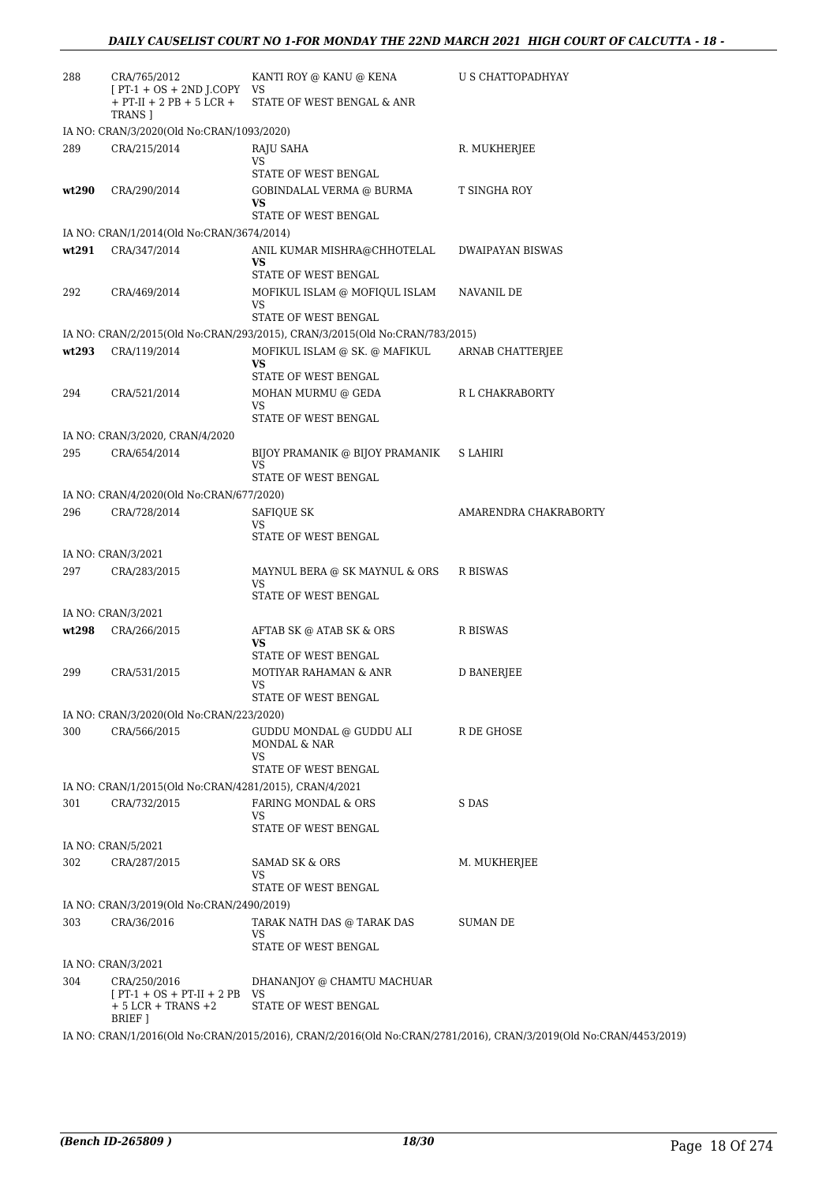| | | | |
|---|---|---|---|
| 288 | CRA/765/2012 [ PT-1 + OS + 2ND J.COPY + PT-II + 2 PB + 5 LCR + TRANS ] | KANTI ROY @ KANU @ KENA VS STATE OF WEST BENGAL & ANR | U S CHATTOPADHYAY |
| | IA NO: CRAN/3/2020(Old No:CRAN/1093/2020) | | |
| 289 | CRA/215/2014 | RAJU SAHA VS STATE OF WEST BENGAL | R. MUKHERJEE |
| wt290 | CRA/290/2014 | GOBINDALAL VERMA @ BURMA **VS** STATE OF WEST BENGAL | T SINGHA ROY |
| | IA NO: CRAN/1/2014(Old No:CRAN/3674/2014) | | |
| wt291 | CRA/347/2014 | ANIL KUMAR MISHRA@CHHOTELAL **VS** STATE OF WEST BENGAL | DWAIPAYAN BISWAS |
| 292 | CRA/469/2014 | MOFIKUL ISLAM @ MOFIQUL ISLAM VS STATE OF WEST BENGAL | NAVANIL DE |
| | IA NO: CRAN/2/2015(Old No:CRAN/293/2015), CRAN/3/2015(Old No:CRAN/783/2015) | | |
| wt293 | CRA/119/2014 | MOFIKUL ISLAM @ SK. @ MAFIKUL **VS** STATE OF WEST BENGAL | ARNAB CHATTERJEE |
| 294 | CRA/521/2014 | MOHAN MURMU @ GEDA VS STATE OF WEST BENGAL | R L CHAKRABORTY |
| | IA NO: CRAN/3/2020, CRAN/4/2020 | | |
| 295 | CRA/654/2014 | BIJOY PRAMANIK @ BIJOY PRAMANIK VS STATE OF WEST BENGAL | S LAHIRI |
| | IA NO: CRAN/4/2020(Old No:CRAN/677/2020) | | |
| 296 | CRA/728/2014 | SAFIQUE SK VS STATE OF WEST BENGAL | AMARENDRA CHAKRABORTY |
| | IA NO: CRAN/3/2021 | | |
| 297 | CRA/283/2015 | MAYNUL BERA @ SK MAYNUL & ORS VS STATE OF WEST BENGAL | R BISWAS |
| | IA NO: CRAN/3/2021 | | |
| wt298 | CRA/266/2015 | AFTAB SK @ ATAB SK & ORS **VS** STATE OF WEST BENGAL | R BISWAS |
| 299 | CRA/531/2015 | MOTIYAR RAHAMAN & ANR VS STATE OF WEST BENGAL | D BANERJEE |
| | IA NO: CRAN/3/2020(Old No:CRAN/223/2020) | | |
| 300 | CRA/566/2015 | GUDDU MONDAL @ GUDDU ALI MONDAL & NAR VS STATE OF WEST BENGAL | R DE GHOSE |
| | IA NO: CRAN/1/2015(Old No:CRAN/4281/2015), CRAN/4/2021 | | |
| 301 | CRA/732/2015 | FARING MONDAL & ORS VS STATE OF WEST BENGAL | S DAS |
| | IA NO: CRAN/5/2021 | | |
| 302 | CRA/287/2015 | SAMAD SK & ORS VS STATE OF WEST BENGAL | M. MUKHERJEE |
| | IA NO: CRAN/3/2019(Old No:CRAN/2490/2019) | | |
| 303 | CRA/36/2016 | TARAK NATH DAS @ TARAK DAS VS STATE OF WEST BENGAL | SUMAN DE |
| | IA NO: CRAN/3/2021 | | |
| 304 | CRA/250/2016 [ PT-1 + OS + PT-II + 2 PB + 5 LCR + TRANS +2 BRIEF ] | DHANANJOY @ CHAMTU MACHUAR VS STATE OF WEST BENGAL | |
| | IA NO: CRAN/1/2016(Old No:CRAN/2015/2016), CRAN/2/2016(Old No:CRAN/2781/2016), CRAN/3/2019(Old No:CRAN/4453/2019) | | |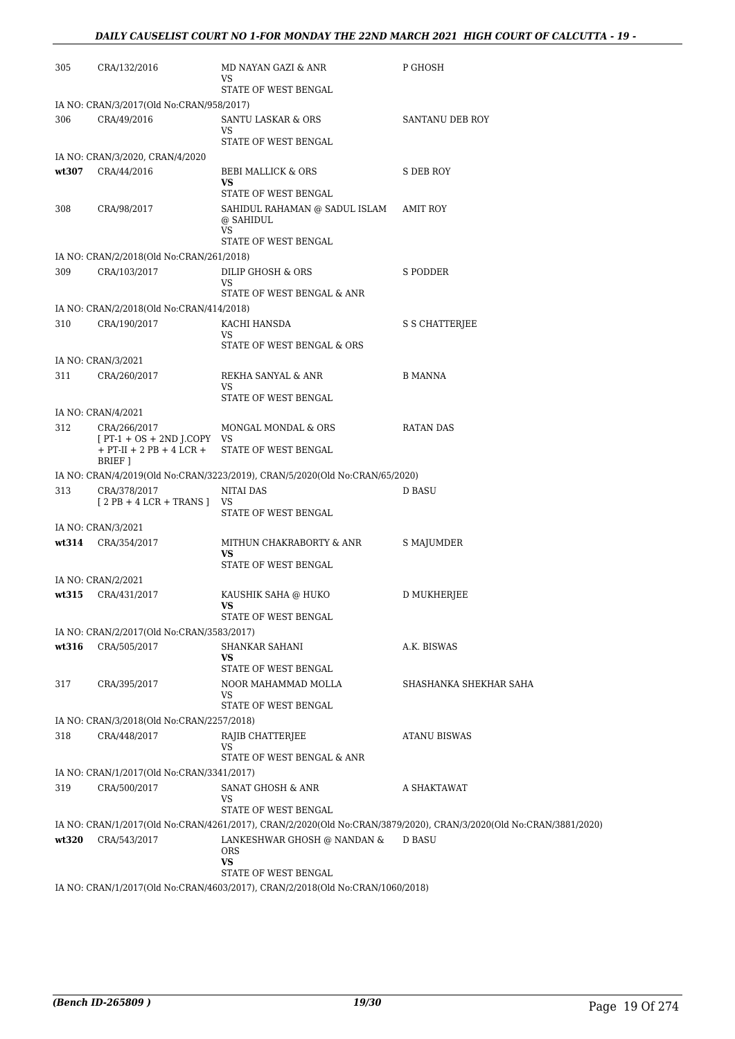| | | | |
|---|---|---|---|
| 305 | CRA/132/2016 | MD NAYAN GAZI & ANR VS STATE OF WEST BENGAL | P GHOSH |
| IA NO: CRAN/3/2017(Old No:CRAN/958/2017) | | | |
| 306 | CRA/49/2016 | SANTU LASKAR & ORS VS STATE OF WEST BENGAL | SANTANU DEB ROY |
| IA NO: CRAN/3/2020, CRAN/4/2020 | | | |
| **wt307** | CRA/44/2016 | BEBI MALLICK & ORS **VS** STATE OF WEST BENGAL | S DEB ROY |
| 308 | CRA/98/2017 | SAHIDUL RAHAMAN @ SADUL ISLAM @ SAHIDUL VS STATE OF WEST BENGAL | AMIT ROY |
| IA NO: CRAN/2/2018(Old No:CRAN/261/2018) | | | |
| 309 | CRA/103/2017 | DILIP GHOSH & ORS VS STATE OF WEST BENGAL & ANR | S PODDER |
| IA NO: CRAN/2/2018(Old No:CRAN/414/2018) | | | |
| 310 | CRA/190/2017 | KACHI HANSDA VS STATE OF WEST BENGAL & ORS | S S CHATTERJEE |
| IA NO: CRAN/3/2021 | | | |
| 311 | CRA/260/2017 | REKHA SANYAL & ANR VS STATE OF WEST BENGAL | B MANNA |
| IA NO: CRAN/4/2021 | | | |
| 312 | CRA/266/2017 [ PT-1 + OS + 2ND J.COPY + PT-II + 2 PB + 4 LCR + BRIEF ] | MONGAL MONDAL & ORS VS STATE OF WEST BENGAL | RATAN DAS |
| IA NO: CRAN/4/2019(Old No:CRAN/3223/2019), CRAN/5/2020(Old No:CRAN/65/2020) | | | |
| 313 | CRA/378/2017 [ 2 PB + 4 LCR + TRANS ] | NITAI DAS VS STATE OF WEST BENGAL | D BASU |
| IA NO: CRAN/3/2021 | | | |
| **wt314** | CRA/354/2017 | MITHUN CHAKRABORTY & ANR **VS** STATE OF WEST BENGAL | S MAJUMDER |
| IA NO: CRAN/2/2021 | | | |
| **wt315** | CRA/431/2017 | KAUSHIK SAHA @ HUKO **VS** STATE OF WEST BENGAL | D MUKHERJEE |
| IA NO: CRAN/2/2017(Old No:CRAN/3583/2017) | | | |
| **wt316** | CRA/505/2017 | SHANKAR SAHANI **VS** STATE OF WEST BENGAL | A.K. BISWAS |
| 317 | CRA/395/2017 | NOOR MAHAMMAD MOLLA VS STATE OF WEST BENGAL | SHASHANKA SHEKHAR SAHA |
| IA NO: CRAN/3/2018(Old No:CRAN/2257/2018) | | | |
| 318 | CRA/448/2017 | RAJIB CHATTERJEE VS STATE OF WEST BENGAL & ANR | ATANU BISWAS |
| IA NO: CRAN/1/2017(Old No:CRAN/3341/2017) | | | |
| 319 | CRA/500/2017 | SANAT GHOSH & ANR VS STATE OF WEST BENGAL | A SHAKTAWAT |
| IA NO: CRAN/1/2017(Old No:CRAN/4261/2017), CRAN/2/2020(Old No:CRAN/3879/2020), CRAN/3/2020(Old No:CRAN/3881/2020) | | | |
| **wt320** | CRA/543/2017 | LANKESHWAR GHOSH @ NANDAN & ORS **VS** STATE OF WEST BENGAL | D BASU |
| IA NO: CRAN/1/2017(Old No:CRAN/4603/2017), CRAN/2/2018(Old No:CRAN/1060/2018) | | | |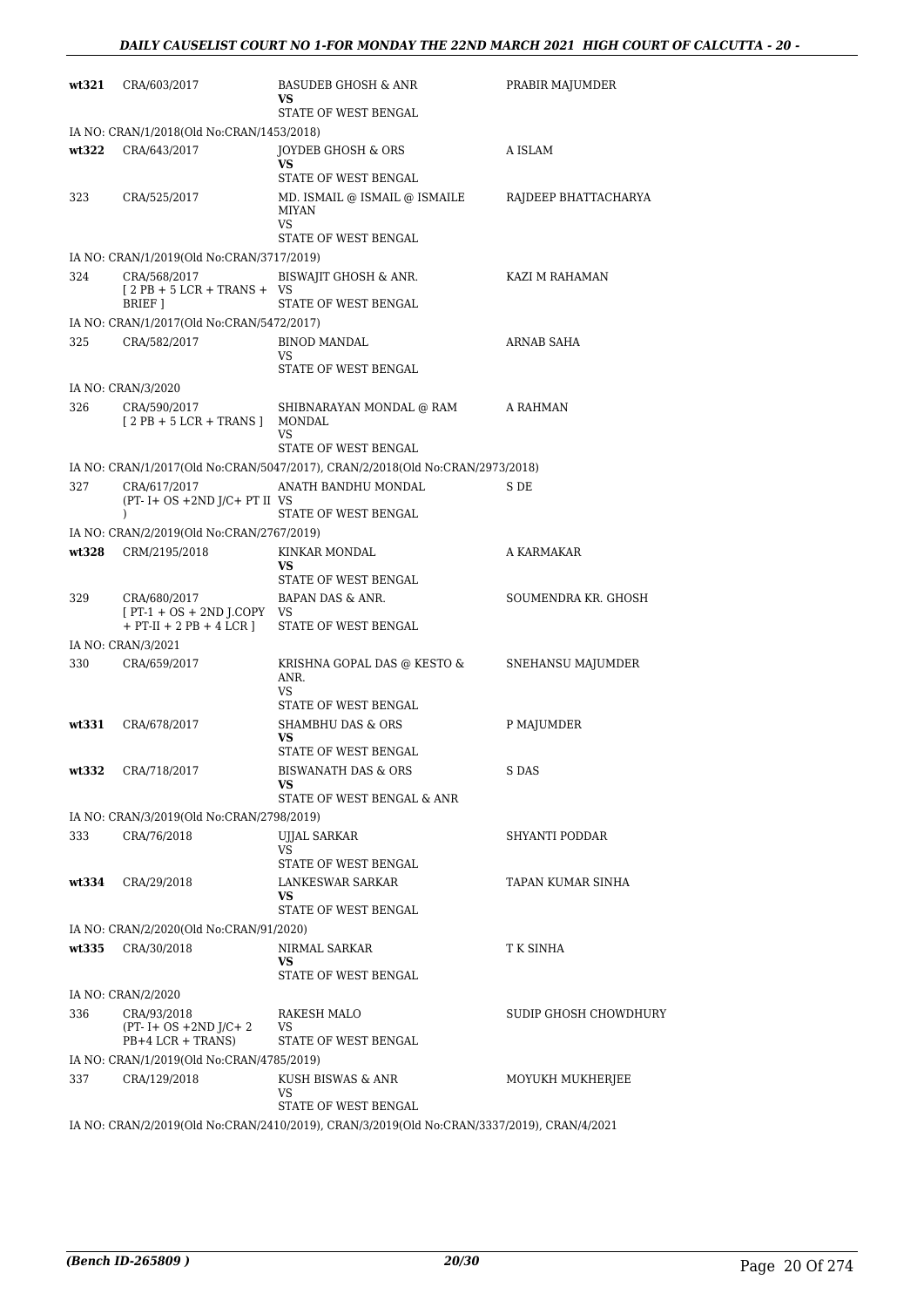| | | | |
|---|---|---|---|
| wt321 | CRA/603/2017 | BASUDEB GHOSH & ANR<br>**VS**<br>STATE OF WEST BENGAL | PRABIR MAJUMDER |
| | IA NO: CRAN/1/2018(Old No:CRAN/1453/2018) | | |
| wt322 | CRA/643/2017 | JOYDEB GHOSH & ORS<br>**VS**<br>STATE OF WEST BENGAL | A ISLAM |
| 323 | CRA/525/2017 | MD. ISMAIL @ ISMAIL @ ISMAILE MIYAN<br>VS<br>STATE OF WEST BENGAL | RAJDEEP BHATTACHARYA |
| | IA NO: CRAN/1/2019(Old No:CRAN/3717/2019) | | |
| 324 | CRA/568/2017<br>[ 2 PB + 5 LCR + TRANS + BRIEF ] | BISWAJIT GHOSH & ANR.<br>VS<br>STATE OF WEST BENGAL | KAZI M RAHAMAN |
| | IA NO: CRAN/1/2017(Old No:CRAN/5472/2017) | | |
| 325 | CRA/582/2017 | BINOD MANDAL<br>VS<br>STATE OF WEST BENGAL | ARNAB SAHA |
| | IA NO: CRAN/3/2020 | | |
| 326 | CRA/590/2017<br>[ 2 PB + 5 LCR + TRANS ] | SHIBNARAYAN MONDAL @ RAM MONDAL<br>VS<br>STATE OF WEST BENGAL | A RAHMAN |
| | IA NO: CRAN/1/2017(Old No:CRAN/5047/2017), CRAN/2/2018(Old No:CRAN/2973/2018) | | |
| 327 | CRA/617/2017<br>(PT- I+ OS +2ND J/C+ PT II ) | ANATH BANDHU MONDAL<br>VS<br>STATE OF WEST BENGAL | S DE |
| | IA NO: CRAN/2/2019(Old No:CRAN/2767/2019) | | |
| wt328 | CRM/2195/2018 | KINKAR MONDAL<br>**VS**<br>STATE OF WEST BENGAL | A KARMAKAR |
| 329 | CRA/680/2017<br>[ PT-1 + OS + 2ND J.COPY + PT-II + 2 PB + 4 LCR ] | BAPAN DAS & ANR.<br>VS<br>STATE OF WEST BENGAL | SOUMENDRA KR. GHOSH |
| | IA NO: CRAN/3/2021 | | |
| 330 | CRA/659/2017 | KRISHNA GOPAL DAS @ KESTO & ANR.<br>VS<br>STATE OF WEST BENGAL | SNEHANSU MAJUMDER |
| wt331 | CRA/678/2017 | SHAMBHU DAS & ORS<br>**VS**<br>STATE OF WEST BENGAL | P MAJUMDER |
| wt332 | CRA/718/2017 | BISWANATH DAS & ORS<br>**VS**<br>STATE OF WEST BENGAL & ANR | S DAS |
| | IA NO: CRAN/3/2019(Old No:CRAN/2798/2019) | | |
| 333 | CRA/76/2018 | UJJAL SARKAR<br>VS<br>STATE OF WEST BENGAL | SHYANTI PODDAR |
| wt334 | CRA/29/2018 | LANKESWAR SARKAR<br>**VS**<br>STATE OF WEST BENGAL | TAPAN KUMAR SINHA |
| | IA NO: CRAN/2/2020(Old No:CRAN/91/2020) | | |
| wt335 | CRA/30/2018 | NIRMAL SARKAR<br>**VS**<br>STATE OF WEST BENGAL | T K SINHA |
| | IA NO: CRAN/2/2020 | | |
| 336 | CRA/93/2018<br>(PT- I+ OS +2ND J/C+ 2 PB+4 LCR + TRANS) | RAKESH MALO<br>VS<br>STATE OF WEST BENGAL | SUDIP GHOSH CHOWDHURY |
| | IA NO: CRAN/1/2019(Old No:CRAN/4785/2019) | | |
| 337 | CRA/129/2018 | KUSH BISWAS & ANR<br>VS<br>STATE OF WEST BENGAL | MOYUKH MUKHERJEE |
| | IA NO: CRAN/2/2019(Old No:CRAN/2410/2019), CRAN/3/2019(Old No:CRAN/3337/2019), CRAN/4/2021 | | |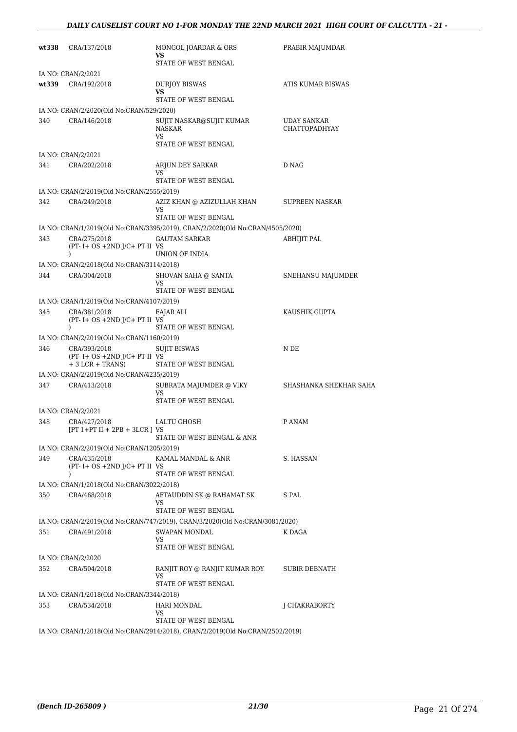| | | | |
|---|---|---|---|
| **wt338** | CRA/137/2018 | MONGOL JOARDAR & ORS<br>**VS**<br>STATE OF WEST BENGAL | PRABIR MAJUMDAR |
| IA NO: CRAN/2/2021 | | | |
| **wt339** | CRA/192/2018 | DURJOY BISWAS<br>**VS**<br>STATE OF WEST BENGAL | ATIS KUMAR BISWAS |
| IA NO: CRAN/2/2020(Old No:CRAN/529/2020) | | | |
| 340 | CRA/146/2018 | SUJIT NASKAR@SUJIT KUMAR NASKAR<br>VS<br>STATE OF WEST BENGAL | UDAY SANKAR CHATTOPADHYAY |
| IA NO: CRAN/2/2021 | | | |
| 341 | CRA/202/2018 | ARJUN DEY SARKAR<br>VS<br>STATE OF WEST BENGAL | D NAG |
| IA NO: CRAN/2/2019(Old No:CRAN/2555/2019) | | | |
| 342 | CRA/249/2018 | AZIZ KHAN @ AZIZULLAH KHAN<br>VS<br>STATE OF WEST BENGAL | SUPREEN NASKAR |
| IA NO: CRAN/1/2019(Old No:CRAN/3395/2019), CRAN/2/2020(Old No:CRAN/4505/2020) | | | |
| 343 | CRA/275/2018<br>(PT- I+ OS +2ND J/C+ PT II )| GAUTAM SARKAR<br>VS<br>UNION OF INDIA | ABHIJIT PAL |
| IA NO: CRAN/2/2018(Old No:CRAN/3114/2018) | | | |
| 344 | CRA/304/2018 | SHOVAN SAHA @ SANTA<br>VS<br>STATE OF WEST BENGAL | SNEHANSU MAJUMDER |
| IA NO: CRAN/1/2019(Old No:CRAN/4107/2019) | | | |
| 345 | CRA/381/2018<br>(PT- I+ OS +2ND J/C+ PT II ) | FAJAR ALI<br>VS<br>STATE OF WEST BENGAL | KAUSHIK GUPTA |
| IA NO: CRAN/2/2019(Old No:CRAN/1160/2019) | | | |
| 346 | CRA/393/2018<br>(PT- I+ OS +2ND J/C+ PT II + 3 LCR + TRANS) | SUJIT BISWAS<br>VS<br>STATE OF WEST BENGAL | N DE |
| IA NO: CRAN/2/2019(Old No:CRAN/4235/2019) | | | |
| 347 | CRA/413/2018 | SUBRATA MAJUMDER @ VIKY<br>VS<br>STATE OF WEST BENGAL | SHASHANKA SHEKHAR SAHA |
| IA NO: CRAN/2/2021 | | | |
| 348 | CRA/427/2018<br>[PT 1+PT II + 2PB + 3LCR ] | LALTU GHOSH<br>VS<br>STATE OF WEST BENGAL & ANR | P ANAM |
| IA NO: CRAN/2/2019(Old No:CRAN/1205/2019) | | | |
| 349 | CRA/435/2018<br>(PT- I+ OS +2ND J/C+ PT II ) | KAMAL MANDAL & ANR<br>VS<br>STATE OF WEST BENGAL | S. HASSAN |
| IA NO: CRAN/1/2018(Old No:CRAN/3022/2018) | | | |
| 350 | CRA/468/2018 | AFTAUDDIN SK @ RAHAMAT SK<br>VS<br>STATE OF WEST BENGAL | S PAL |
| IA NO: CRAN/2/2019(Old No:CRAN/747/2019), CRAN/3/2020(Old No:CRAN/3081/2020) | | | |
| 351 | CRA/491/2018 | SWAPAN MONDAL<br>VS<br>STATE OF WEST BENGAL | K DAGA |
| IA NO: CRAN/2/2020 | | | |
| 352 | CRA/504/2018 | RANJIT ROY @ RANJIT KUMAR ROY<br>VS<br>STATE OF WEST BENGAL | SUBIR DEBNATH |
| IA NO: CRAN/1/2018(Old No:CRAN/3344/2018) | | | |
| 353 | CRA/534/2018 | HARI MONDAL<br>VS<br>STATE OF WEST BENGAL | J CHAKRABORTY |
| IA NO: CRAN/1/2018(Old No:CRAN/2914/2018), CRAN/2/2019(Old No:CRAN/2502/2019) | | | |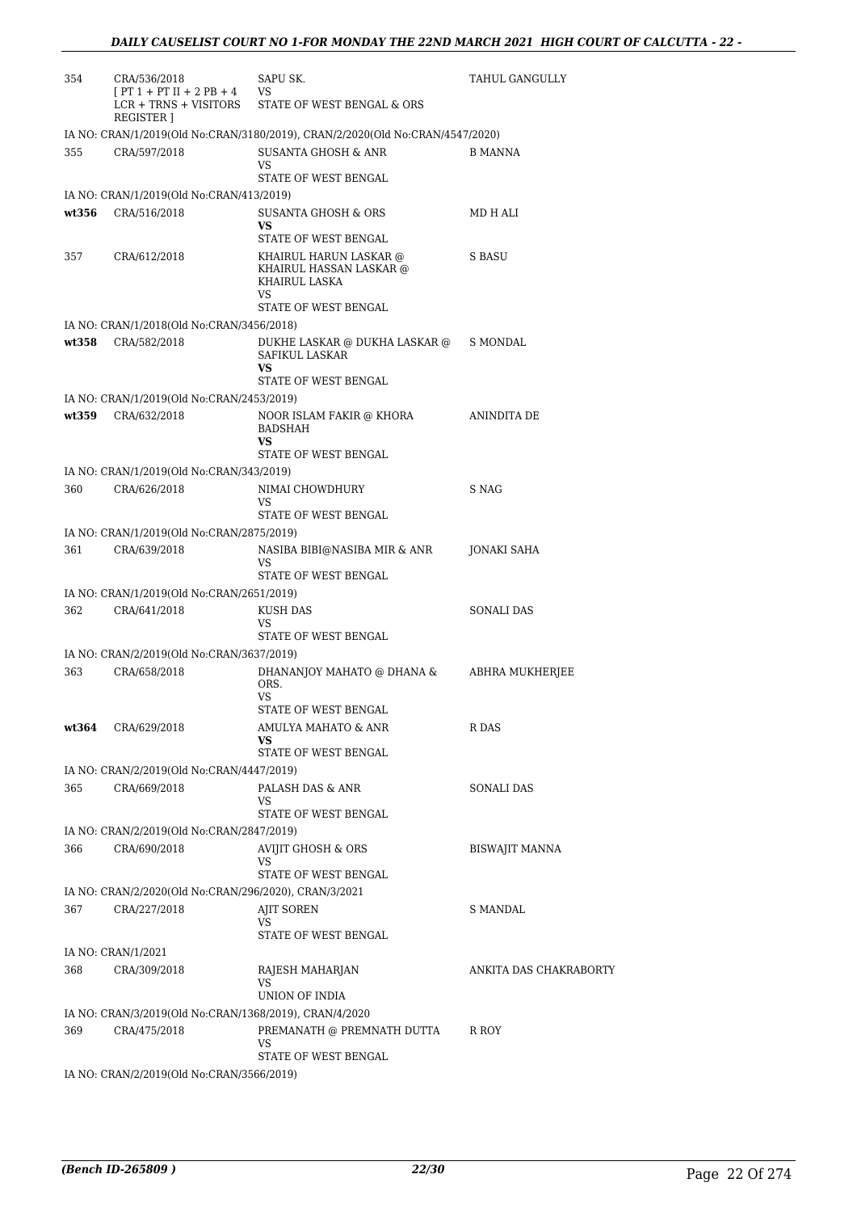| | | | |
|---|---|---|---|
| 354 | CRA/536/2018 [ PT 1 + PT II + 2 PB + 4 LCR + TRNS + VISITORS REGISTER ] | SAPU SK. VS STATE OF WEST BENGAL & ORS | TAHUL GANGULLY |
| | IA NO: CRAN/1/2019(Old No:CRAN/3180/2019), CRAN/2/2020(Old No:CRAN/4547/2020) | | |
| 355 | CRA/597/2018 | SUSANTA GHOSH & ANR VS STATE OF WEST BENGAL | B MANNA |
| | IA NO: CRAN/1/2019(Old No:CRAN/413/2019) | | |
| **wt356** | CRA/516/2018 | SUSANTA GHOSH & ORS **VS** STATE OF WEST BENGAL | MD H ALI |
| 357 | CRA/612/2018 | KHAIRUL HARUN LASKAR @ KHAIRUL HASSAN LASKAR @ KHAIRUL LASKA VS STATE OF WEST BENGAL | S BASU |
| | IA NO: CRAN/1/2018(Old No:CRAN/3456/2018) | | |
| **wt358** | CRA/582/2018 | DUKHE LASKAR @ DUKHA LASKAR @ SAFIKUL LASKAR **VS** STATE OF WEST BENGAL | S MONDAL |
| | IA NO: CRAN/1/2019(Old No:CRAN/2453/2019) | | |
| **wt359** | CRA/632/2018 | NOOR ISLAM FAKIR @ KHORA BADSHAH **VS** STATE OF WEST BENGAL | ANINDITA DE |
| | IA NO: CRAN/1/2019(Old No:CRAN/343/2019) | | |
| 360 | CRA/626/2018 | NIMAI CHOWDHURY VS STATE OF WEST BENGAL | S NAG |
| | IA NO: CRAN/1/2019(Old No:CRAN/2875/2019) | | |
| 361 | CRA/639/2018 | NASIBA BIBI@NASIBA MIR & ANR VS STATE OF WEST BENGAL | JONAKI SAHA |
| | IA NO: CRAN/1/2019(Old No:CRAN/2651/2019) | | |
| 362 | CRA/641/2018 | KUSH DAS VS STATE OF WEST BENGAL | SONALI DAS |
| | IA NO: CRAN/2/2019(Old No:CRAN/3637/2019) | | |
| 363 | CRA/658/2018 | DHANANJOY MAHATO @ DHANA & ORS. VS STATE OF WEST BENGAL | ABHRA MUKHERJEE |
| **wt364** | CRA/629/2018 | AMULYA MAHATO & ANR **VS** STATE OF WEST BENGAL | R DAS |
| | IA NO: CRAN/2/2019(Old No:CRAN/4447/2019) | | |
| 365 | CRA/669/2018 | PALASH DAS & ANR VS STATE OF WEST BENGAL | SONALI DAS |
| | IA NO: CRAN/2/2019(Old No:CRAN/2847/2019) | | |
| 366 | CRA/690/2018 | AVIJIT GHOSH & ORS VS STATE OF WEST BENGAL | BISWAJIT MANNA |
| | IA NO: CRAN/2/2020(Old No:CRAN/296/2020), CRAN/3/2021 | | |
| 367 | CRA/227/2018 | AJIT SOREN VS STATE OF WEST BENGAL | S MANDAL |
| | IA NO: CRAN/1/2021 | | |
| 368 | CRA/309/2018 | RAJESH MAHARJAN VS UNION OF INDIA | ANKITA DAS CHAKRABORTY |
| | IA NO: CRAN/3/2019(Old No:CRAN/1368/2019), CRAN/4/2020 | | |
| 369 | CRA/475/2018 | PREMANATH @ PREMNATH DUTTA VS STATE OF WEST BENGAL | R ROY |
| | IA NO: CRAN/2/2019(Old No:CRAN/3566/2019) | | |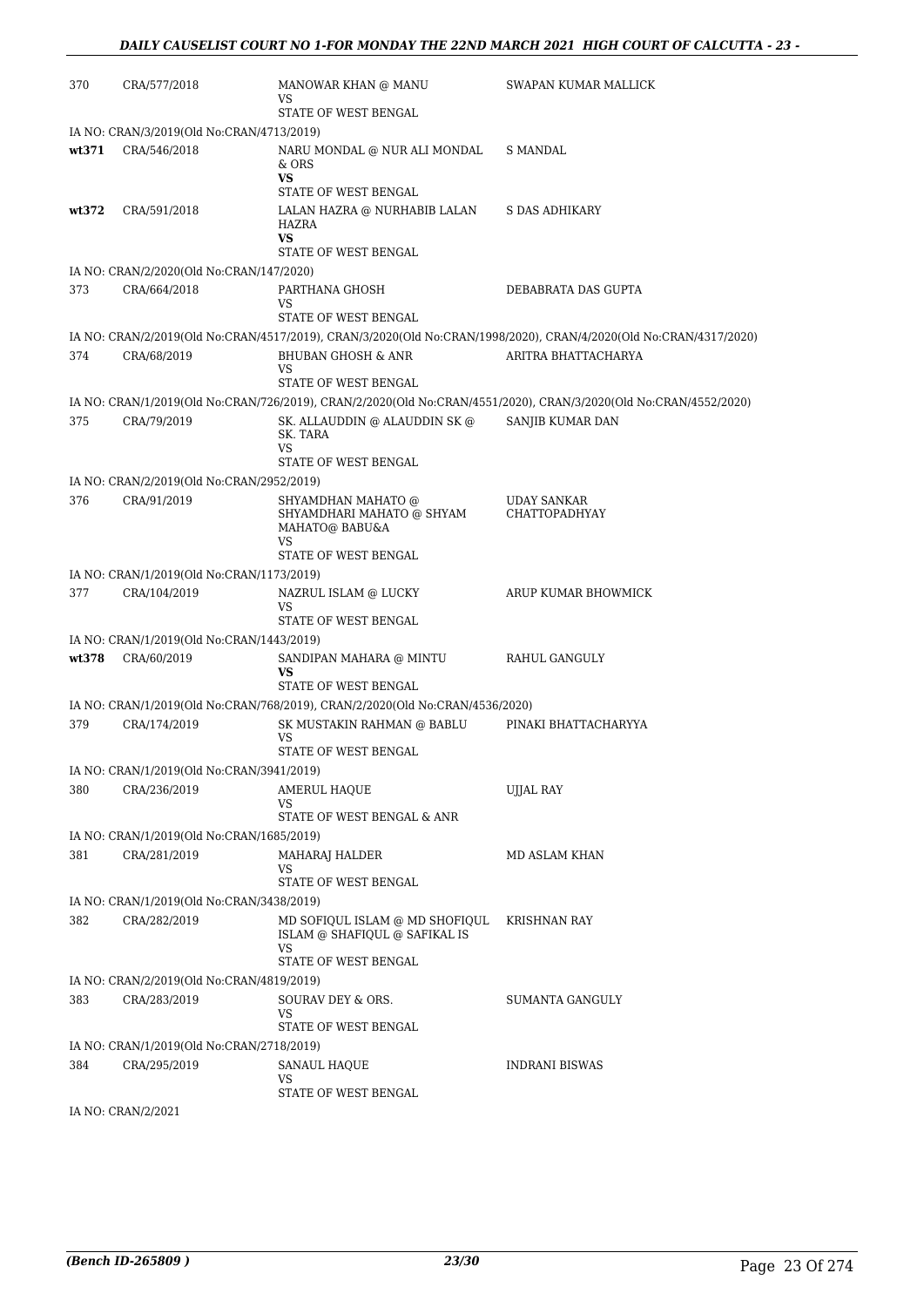| | | | |
|---|---|---|---|
| 370 | CRA/577/2018 | MANOWAR KHAN @ MANU<br>VS<br>STATE OF WEST BENGAL | SWAPAN KUMAR MALLICK |
| | IA NO: CRAN/3/2019(Old No:CRAN/4713/2019) | | |
| **wt371** | CRA/546/2018 | NARU MONDAL @ NUR ALI MONDAL & ORS<br>**VS**<br>STATE OF WEST BENGAL | S MANDAL |
| **wt372** | CRA/591/2018 | LALAN HAZRA @ NURHABIB LALAN HAZRA<br>**VS**<br>STATE OF WEST BENGAL | S DAS ADHIKARY |
| | IA NO: CRAN/2/2020(Old No:CRAN/147/2020) | | |
| 373 | CRA/664/2018 | PARTHANA GHOSH<br>VS<br>STATE OF WEST BENGAL | DEBABRATA DAS GUPTA |
| | IA NO: CRAN/2/2019(Old No:CRAN/4517/2019), CRAN/3/2020(Old No:CRAN/1998/2020), CRAN/4/2020(Old No:CRAN/4317/2020) | | |
| 374 | CRA/68/2019 | BHUBAN GHOSH & ANR<br>VS<br>STATE OF WEST BENGAL | ARITRA BHATTACHARYA |
| | IA NO: CRAN/1/2019(Old No:CRAN/726/2019), CRAN/2/2020(Old No:CRAN/4551/2020), CRAN/3/2020(Old No:CRAN/4552/2020) | | |
| 375 | CRA/79/2019 | SK. ALLAUDDIN @ ALAUDDIN SK @ SK. TARA<br>VS<br>STATE OF WEST BENGAL | SANJIB KUMAR DAN |
| | IA NO: CRAN/2/2019(Old No:CRAN/2952/2019) | | |
| 376 | CRA/91/2019 | SHYAMDHAN MAHATO @ SHYAMDHARI MAHATO @ SHYAM MAHATO@ BABU&A<br>VS<br>STATE OF WEST BENGAL | UDAY SANKAR CHATTOPADHYAY |
| | IA NO: CRAN/1/2019(Old No:CRAN/1173/2019) | | |
| 377 | CRA/104/2019 | NAZRUL ISLAM @ LUCKY<br>VS<br>STATE OF WEST BENGAL | ARUP KUMAR BHOWMICK |
| | IA NO: CRAN/1/2019(Old No:CRAN/1443/2019) | | |
| **wt378** | CRA/60/2019 | SANDIPAN MAHARA @ MINTU<br>**VS**<br>STATE OF WEST BENGAL | RAHUL GANGULY |
| | IA NO: CRAN/1/2019(Old No:CRAN/768/2019), CRAN/2/2020(Old No:CRAN/4536/2020) | | |
| 379 | CRA/174/2019 | SK MUSTAKIN RAHMAN @ BABLU<br>VS<br>STATE OF WEST BENGAL | PINAKI BHATTACHARYYA |
| | IA NO: CRAN/1/2019(Old No:CRAN/3941/2019) | | |
| 380 | CRA/236/2019 | AMERUL HAQUE<br>VS<br>STATE OF WEST BENGAL & ANR | UJJAL RAY |
| | IA NO: CRAN/1/2019(Old No:CRAN/1685/2019) | | |
| 381 | CRA/281/2019 | MAHARAJ HALDER<br>VS<br>STATE OF WEST BENGAL | MD ASLAM KHAN |
| | IA NO: CRAN/1/2019(Old No:CRAN/3438/2019) | | |
| 382 | CRA/282/2019 | MD SOFIQUL ISLAM @ MD SHOFIQUL ISLAM @ SHAFIQUL @ SAFIKAL IS<br>VS<br>STATE OF WEST BENGAL | KRISHNAN RAY |
| | IA NO: CRAN/2/2019(Old No:CRAN/4819/2019) | | |
| 383 | CRA/283/2019 | SOURAV DEY & ORS.<br>VS<br>STATE OF WEST BENGAL | SUMANTA GANGULY |
| | IA NO: CRAN/1/2019(Old No:CRAN/2718/2019) | | |
| 384 | CRA/295/2019 | SANAUL HAQUE<br>VS<br>STATE OF WEST BENGAL | INDRANI BISWAS |
| | IA NO: CRAN/2/2021 | | |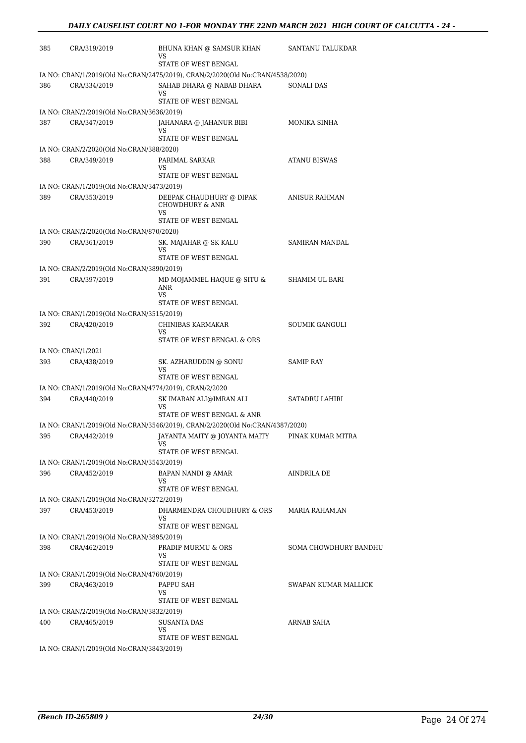| | | | |
|---|---|---|---|
| 385 | CRA/319/2019 | BHUNA KHAN @ SAMSUR KHAN<br>VS<br>STATE OF WEST BENGAL | SANTANU TALUKDAR |

IA NO: CRAN/1/2019(Old No:CRAN/2475/2019), CRAN/2/2020(Old No:CRAN/4538/2020)

| | | | |
|---|---|---|---|
| 386 | CRA/334/2019 | SAHAB DHARA @ NABAB DHARA<br>VS<br>STATE OF WEST BENGAL | SONALI DAS |

IA NO: CRAN/2/2019(Old No:CRAN/3636/2019)

| | | | |
|---|---|---|---|
| 387 | CRA/347/2019 | JAHANARA @ JAHANUR BIBI<br>VS<br>STATE OF WEST BENGAL | MONIKA SINHA |

IA NO: CRAN/2/2020(Old No:CRAN/388/2020)

| | | | |
|---|---|---|---|
| 388 | CRA/349/2019 | PARIMAL SARKAR<br>VS<br>STATE OF WEST BENGAL | ATANU BISWAS |

IA NO: CRAN/1/2019(Old No:CRAN/3473/2019)

| | | | |
|---|---|---|---|
| 389 | CRA/353/2019 | DEEPAK CHAUDHURY @ DIPAK CHOWDHURY & ANR<br>VS<br>STATE OF WEST BENGAL | ANISUR RAHMAN |

IA NO: CRAN/2/2020(Old No:CRAN/870/2020)

| | | | |
|---|---|---|---|
| 390 | CRA/361/2019 | SK. MAJAHAR @ SK KALU<br>VS<br>STATE OF WEST BENGAL | SAMIRAN MANDAL |

IA NO: CRAN/2/2019(Old No:CRAN/3890/2019)

| | | | |
|---|---|---|---|
| 391 | CRA/397/2019 | MD MOJAMMEL HAQUE @ SITU & ANR<br>VS<br>STATE OF WEST BENGAL | SHAMIM UL BARI |

IA NO: CRAN/1/2019(Old No:CRAN/3515/2019)

| | | | |
|---|---|---|---|
| 392 | CRA/420/2019 | CHINIBAS KARMAKAR<br>VS<br>STATE OF WEST BENGAL & ORS | SOUMIK GANGULI |

IA NO: CRAN/1/2021

| | | | |
|---|---|---|---|
| 393 | CRA/438/2019 | SK. AZHARUDDIN @ SONU<br>VS<br>STATE OF WEST BENGAL | SAMIP RAY |

IA NO: CRAN/1/2019(Old No:CRAN/4774/2019), CRAN/2/2020

| | | | |
|---|---|---|---|
| 394 | CRA/440/2019 | SK IMARAN ALI@IMRAN ALI<br>VS<br>STATE OF WEST BENGAL & ANR | SATADRU LAHIRI |

IA NO: CRAN/1/2019(Old No:CRAN/3546/2019), CRAN/2/2020(Old No:CRAN/4387/2020)

| | | | |
|---|---|---|---|
| 395 | CRA/442/2019 | JAYANTA MAITY @ JOYANTA MAITY<br>VS<br>STATE OF WEST BENGAL | PINAK KUMAR MITRA |

IA NO: CRAN/1/2019(Old No:CRAN/3543/2019)

| | | | |
|---|---|---|---|
| 396 | CRA/452/2019 | BAPAN NANDI @ AMAR<br>VS<br>STATE OF WEST BENGAL | AINDRILA DE |

IA NO: CRAN/1/2019(Old No:CRAN/3272/2019)

| | | | |
|---|---|---|---|
| 397 | CRA/453/2019 | DHARMENDRA CHOUDHURY & ORS<br>VS<br>STATE OF WEST BENGAL | MARIA RAHAM,AN |

IA NO: CRAN/1/2019(Old No:CRAN/3895/2019)

| | | | |
|---|---|---|---|
| 398 | CRA/462/2019 | PRADIP MURMU & ORS<br>VS<br>STATE OF WEST BENGAL | SOMA CHOWDHURY BANDHU |

IA NO: CRAN/1/2019(Old No:CRAN/4760/2019)

| | | | |
|---|---|---|---|
| 399 | CRA/463/2019 | PAPPU SAH<br>VS<br>STATE OF WEST BENGAL | SWAPAN KUMAR MALLICK |

IA NO: CRAN/2/2019(Old No:CRAN/3832/2019)

| | | | |
|---|---|---|---|
| 400 | CRA/465/2019 | SUSANTA DAS<br>VS<br>STATE OF WEST BENGAL | ARNAB SAHA |

IA NO: CRAN/1/2019(Old No:CRAN/3843/2019)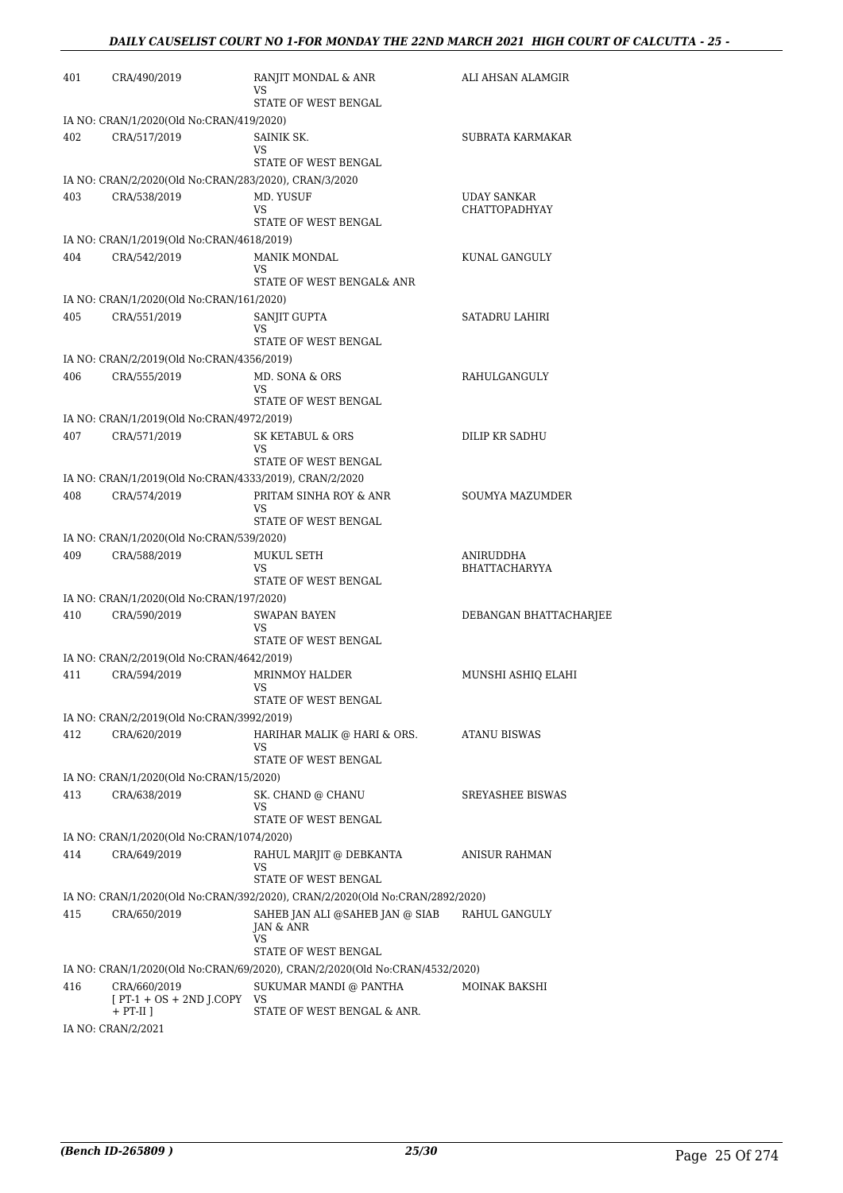| 401 | CRA/490/2019 | RANJIT MONDAL & ANR<br>VS<br>STATE OF WEST BENGAL | ALI AHSAN ALAMGIR |
|---|---|---|---|
| IA NO: CRAN/1/2020(Old No:CRAN/419/2020) | | | |
| 402 | CRA/517/2019 | SAINIK SK.<br>VS<br>STATE OF WEST BENGAL | SUBRATA KARMAKAR |
| IA NO: CRAN/2/2020(Old No:CRAN/283/2020), CRAN/3/2020 | | | |
| 403 | CRA/538/2019 | MD. YUSUF<br>VS<br>STATE OF WEST BENGAL | UDAY SANKAR CHATTOPADHYAY |
| IA NO: CRAN/1/2019(Old No:CRAN/4618/2019) | | | |
| 404 | CRA/542/2019 | MANIK MONDAL<br>VS<br>STATE OF WEST BENGAL& ANR | KUNAL GANGULY |
| IA NO: CRAN/1/2020(Old No:CRAN/161/2020) | | | |
| 405 | CRA/551/2019 | SANJIT GUPTA<br>VS<br>STATE OF WEST BENGAL | SATADRU LAHIRI |
| IA NO: CRAN/2/2019(Old No:CRAN/4356/2019) | | | |
| 406 | CRA/555/2019 | MD. SONA & ORS<br>VS<br>STATE OF WEST BENGAL | RAHULGANGULY |
| IA NO: CRAN/1/2019(Old No:CRAN/4972/2019) | | | |
| 407 | CRA/571/2019 | SK KETABUL & ORS<br>VS<br>STATE OF WEST BENGAL | DILIP KR SADHU |
| IA NO: CRAN/1/2019(Old No:CRAN/4333/2019), CRAN/2/2020 | | | |
| 408 | CRA/574/2019 | PRITAM SINHA ROY & ANR<br>VS<br>STATE OF WEST BENGAL | SOUMYA MAZUMDER |
| IA NO: CRAN/1/2020(Old No:CRAN/539/2020) | | | |
| 409 | CRA/588/2019 | MUKUL SETH<br>VS<br>STATE OF WEST BENGAL | ANIRUDDHA BHATTACHARYYA |
| IA NO: CRAN/1/2020(Old No:CRAN/197/2020) | | | |
| 410 | CRA/590/2019 | SWAPAN BAYEN<br>VS<br>STATE OF WEST BENGAL | DEBANGAN BHATTACHARJEE |
| IA NO: CRAN/2/2019(Old No:CRAN/4642/2019) | | | |
| 411 | CRA/594/2019 | MRINMOY HALDER<br>VS<br>STATE OF WEST BENGAL | MUNSHI ASHIQ ELAHI |
| IA NO: CRAN/2/2019(Old No:CRAN/3992/2019) | | | |
| 412 | CRA/620/2019 | HARIHAR MALIK @ HARI & ORS.<br>VS<br>STATE OF WEST BENGAL | ATANU BISWAS |
| IA NO: CRAN/1/2020(Old No:CRAN/15/2020) | | | |
| 413 | CRA/638/2019 | SK. CHAND @ CHANU<br>VS<br>STATE OF WEST BENGAL | SREYASHEE BISWAS |
| IA NO: CRAN/1/2020(Old No:CRAN/1074/2020) | | | |
| 414 | CRA/649/2019 | RAHUL MARJIT @ DEBKANTA<br>VS<br>STATE OF WEST BENGAL | ANISUR RAHMAN |
| IA NO: CRAN/1/2020(Old No:CRAN/392/2020), CRAN/2/2020(Old No:CRAN/2892/2020) | | | |
| 415 | CRA/650/2019 | SAHEB JAN ALI @SAHEB JAN @ SIAB JAN & ANR<br>VS<br>STATE OF WEST BENGAL | RAHUL GANGULY |
| IA NO: CRAN/1/2020(Old No:CRAN/69/2020), CRAN/2/2020(Old No:CRAN/4532/2020) | | | |
| 416 | CRA/660/2019<br>[ PT-1 + OS + 2ND J.COPY + PT-II ] | SUKUMAR MANDI @ PANTHA<br>VS<br>STATE OF WEST BENGAL & ANR. | MOINAK BAKSHI |
| IA NO: CRAN/2/2021 | | | |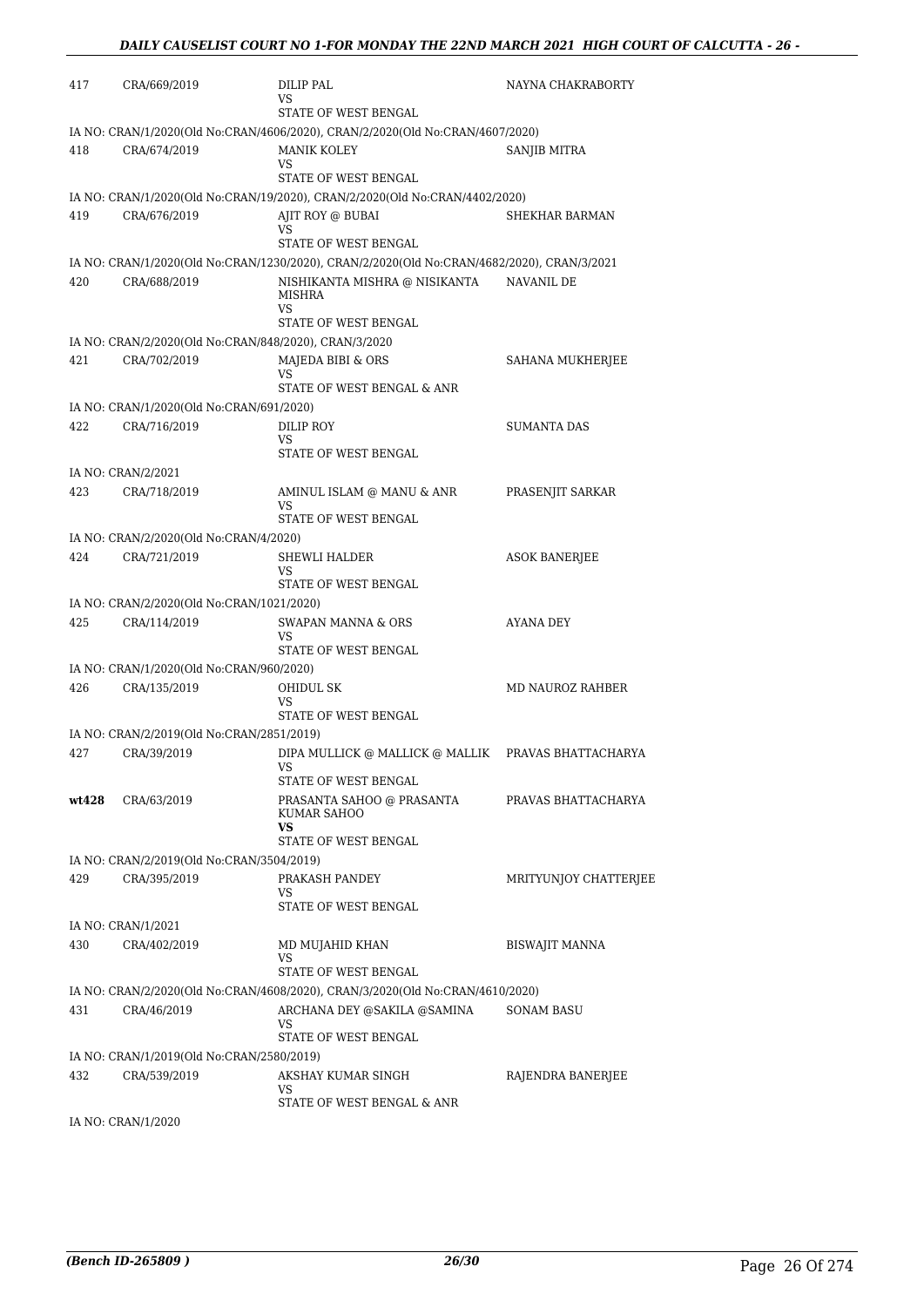| | | | |
|---|---|---|---|
| 417 | CRA/669/2019 | DILIP PAL<br>VS<br>STATE OF WEST BENGAL | NAYNA CHAKRABORTY |
| IA NO: CRAN/1/2020(Old No:CRAN/4606/2020), CRAN/2/2020(Old No:CRAN/4607/2020) | | | |
| 418 | CRA/674/2019 | MANIK KOLEY<br>VS<br>STATE OF WEST BENGAL | SANJIB MITRA |
| IA NO: CRAN/1/2020(Old No:CRAN/19/2020), CRAN/2/2020(Old No:CRAN/4402/2020) | | | |
| 419 | CRA/676/2019 | AJIT ROY @ BUBAI<br>VS<br>STATE OF WEST BENGAL | SHEKHAR BARMAN |
| IA NO: CRAN/1/2020(Old No:CRAN/1230/2020), CRAN/2/2020(Old No:CRAN/4682/2020), CRAN/3/2021 | | | |
| 420 | CRA/688/2019 | NISHIKANTA MISHRA @ NISIKANTA MISHRA<br>VS<br>STATE OF WEST BENGAL | NAVANIL DE |
| IA NO: CRAN/2/2020(Old No:CRAN/848/2020), CRAN/3/2020 | | | |
| 421 | CRA/702/2019 | MAJEDA BIBI & ORS<br>VS<br>STATE OF WEST BENGAL & ANR | SAHANA MUKHERJEE |
| IA NO: CRAN/1/2020(Old No:CRAN/691/2020) | | | |
| 422 | CRA/716/2019 | DILIP ROY<br>VS<br>STATE OF WEST BENGAL | SUMANTA DAS |
| IA NO: CRAN/2/2021 | | | |
| 423 | CRA/718/2019 | AMINUL ISLAM @ MANU & ANR<br>VS<br>STATE OF WEST BENGAL | PRASENJIT SARKAR |
| IA NO: CRAN/2/2020(Old No:CRAN/4/2020) | | | |
| 424 | CRA/721/2019 | SHEWLI HALDER<br>VS<br>STATE OF WEST BENGAL | ASOK BANERJEE |
| IA NO: CRAN/2/2020(Old No:CRAN/1021/2020) | | | |
| 425 | CRA/114/2019 | SWAPAN MANNA & ORS<br>VS<br>STATE OF WEST BENGAL | AYANA DEY |
| IA NO: CRAN/1/2020(Old No:CRAN/960/2020) | | | |
| 426 | CRA/135/2019 | OHIDUL SK<br>VS<br>STATE OF WEST BENGAL | MD NAUROZ RAHBER |
| IA NO: CRAN/2/2019(Old No:CRAN/2851/2019) | | | |
| 427 | CRA/39/2019 | DIPA MULLICK @ MALLICK @ MALLIK<br>VS<br>STATE OF WEST BENGAL | PRAVAS BHATTACHARYA |
| **wt428** | CRA/63/2019 | PRASANTA SAHOO @ PRASANTA KUMAR SAHOO<br>**VS**<br>STATE OF WEST BENGAL | PRAVAS BHATTACHARYA |
| IA NO: CRAN/2/2019(Old No:CRAN/3504/2019) | | | |
| 429 | CRA/395/2019 | PRAKASH PANDEY<br>VS<br>STATE OF WEST BENGAL | MRITYUNJOY CHATTERJEE |
| IA NO: CRAN/1/2021 | | | |
| 430 | CRA/402/2019 | MD MUJAHID KHAN<br>VS<br>STATE OF WEST BENGAL | BISWAJIT MANNA |
| IA NO: CRAN/2/2020(Old No:CRAN/4608/2020), CRAN/3/2020(Old No:CRAN/4610/2020) | | | |
| 431 | CRA/46/2019 | ARCHANA DEY @SAKILA @SAMINA<br>VS<br>STATE OF WEST BENGAL | SONAM BASU |
| IA NO: CRAN/1/2019(Old No:CRAN/2580/2019) | | | |
| 432 | CRA/539/2019 | AKSHAY KUMAR SINGH<br>VS<br>STATE OF WEST BENGAL & ANR | RAJENDRA BANERJEE |
| IA NO: CRAN/1/2020 | | | |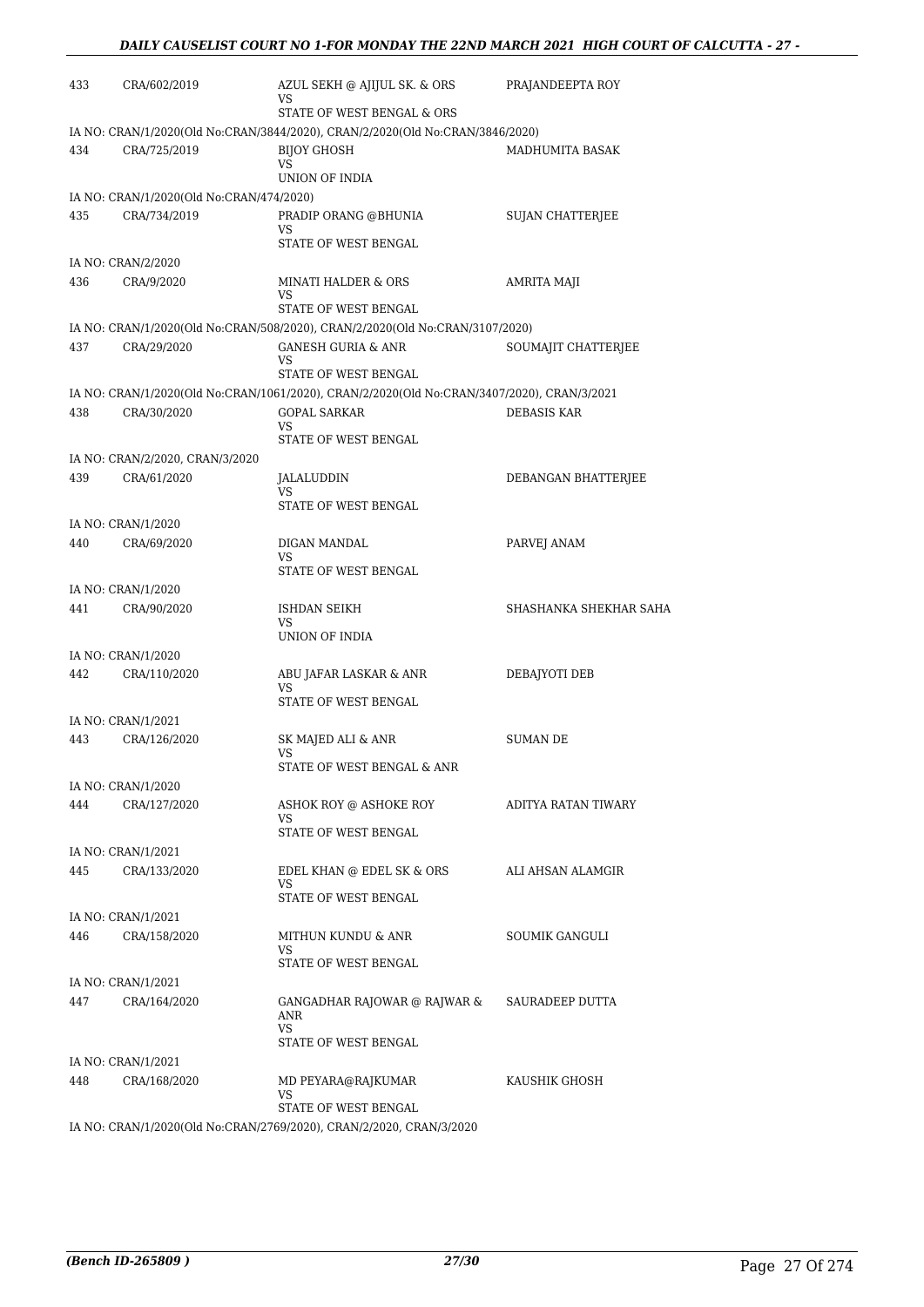| | | | |
|---|---|---|---|
| 433 | CRA/602/2019 | AZUL SEKH @ AJIJUL SK. & ORS<br>VS<br>STATE OF WEST BENGAL & ORS | PRAJANDEEPTA ROY |

IA NO: CRAN/1/2020(Old No:CRAN/3844/2020), CRAN/2/2020(Old No:CRAN/3846/2020)

| | | | |
|---|---|---|---|
| 434 | CRA/725/2019 | BIJOY GHOSH<br>VS<br>UNION OF INDIA | MADHUMITA BASAK |

IA NO: CRAN/1/2020(Old No:CRAN/474/2020)

| | | | |
|---|---|---|---|
| 435 | CRA/734/2019 | PRADIP ORANG @BHUNIA<br>VS<br>STATE OF WEST BENGAL | SUJAN CHATTERJEE |

IA NO: CRAN/2/2020

| | | | |
|---|---|---|---|
| 436 | CRA/9/2020 | MINATI HALDER & ORS<br>VS<br>STATE OF WEST BENGAL | AMRITA MAJI |

IA NO: CRAN/1/2020(Old No:CRAN/508/2020), CRAN/2/2020(Old No:CRAN/3107/2020)

| | | | |
|---|---|---|---|
| 437 | CRA/29/2020 | GANESH GURIA & ANR<br>VS<br>STATE OF WEST BENGAL | SOUMAJIT CHATTERJEE |

IA NO: CRAN/1/2020(Old No:CRAN/1061/2020), CRAN/2/2020(Old No:CRAN/3407/2020), CRAN/3/2021

| | | | |
|---|---|---|---|
| 438 | CRA/30/2020 | GOPAL SARKAR<br>VS<br>STATE OF WEST BENGAL | DEBASIS KAR |

IA NO: CRAN/2/2020, CRAN/3/2020

| | | | |
|---|---|---|---|
| 439 | CRA/61/2020 | JALALUDDIN<br>VS<br>STATE OF WEST BENGAL | DEBANGAN BHATTERJEE |

IA NO: CRAN/1/2020

| | | | |
|---|---|---|---|
| 440 | CRA/69/2020 | DIGAN MANDAL<br>VS<br>STATE OF WEST BENGAL | PARVEJ ANAM |

IA NO: CRAN/1/2020

| | | | |
|---|---|---|---|
| 441 | CRA/90/2020 | ISHDAN SEIKH<br>VS<br>UNION OF INDIA | SHASHANKA SHEKHAR SAHA |

IA NO: CRAN/1/2020

| | | | |
|---|---|---|---|
| 442 | CRA/110/2020 | ABU JAFAR LASKAR & ANR<br>VS<br>STATE OF WEST BENGAL | DEBAJYOTI DEB |

IA NO: CRAN/1/2021

| | | | |
|---|---|---|---|
| 443 | CRA/126/2020 | SK MAJED ALI & ANR<br>VS<br>STATE OF WEST BENGAL & ANR | SUMAN DE |

IA NO: CRAN/1/2020

| | | | |
|---|---|---|---|
| 444 | CRA/127/2020 | ASHOK ROY @ ASHOKE ROY<br>VS<br>STATE OF WEST BENGAL | ADITYA RATAN TIWARY |

IA NO: CRAN/1/2021

| | | | |
|---|---|---|---|
| 445 | CRA/133/2020 | EDEL KHAN @ EDEL SK & ORS<br>VS<br>STATE OF WEST BENGAL | ALI AHSAN ALAMGIR |

IA NO: CRAN/1/2021

| | | | |
|---|---|---|---|
| 446 | CRA/158/2020 | MITHUN KUNDU & ANR<br>VS<br>STATE OF WEST BENGAL | SOUMIK GANGULI |

IA NO: CRAN/1/2021

| | | | |
|---|---|---|---|
| 447 | CRA/164/2020 | GANGADHAR RAJOWAR @ RAJWAR & ANR<br>VS<br>STATE OF WEST BENGAL | SAURADEEP DUTTA |

IA NO: CRAN/1/2021

| | | | |
|---|---|---|---|
| 448 | CRA/168/2020 | MD PEYARA@RAJKUMAR<br>VS<br>STATE OF WEST BENGAL | KAUSHIK GHOSH |

IA NO: CRAN/1/2020(Old No:CRAN/2769/2020), CRAN/2/2020, CRAN/3/2020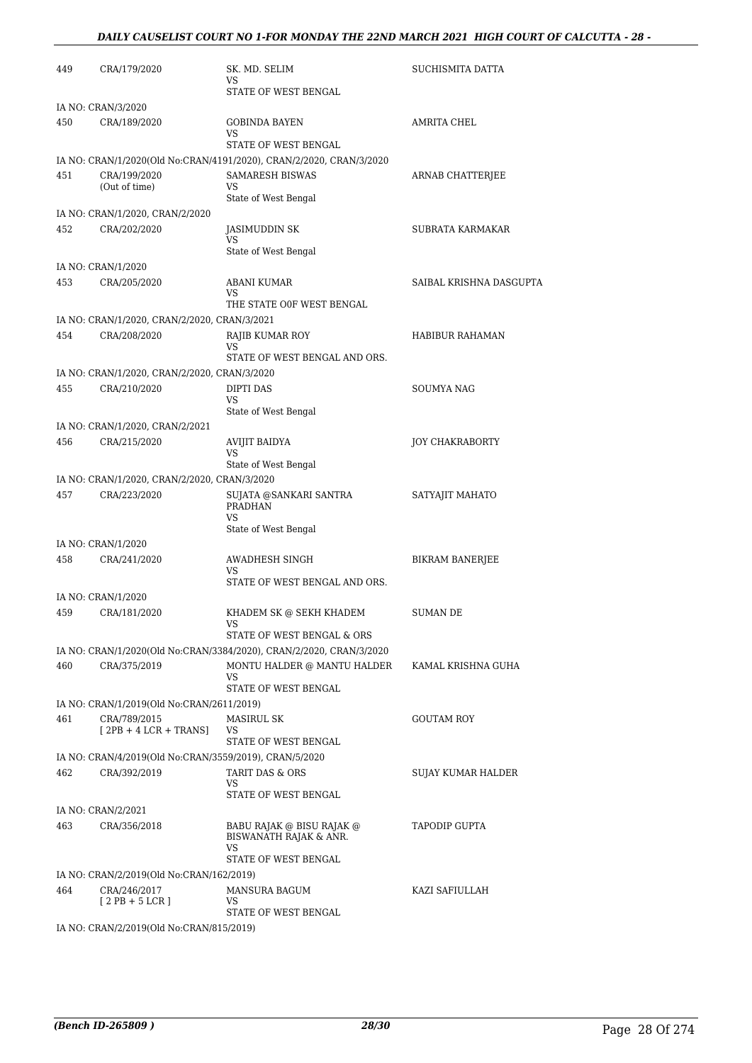| | | | |
|---|---|---|---|
| 449 | CRA/179/2020 | SK. MD. SELIM<br>VS<br>STATE OF WEST BENGAL | SUCHISMITA DATTA |
| IA NO: CRAN/3/2020 | | | |
| 450 | CRA/189/2020 | GOBINDA BAYEN<br>VS<br>STATE OF WEST BENGAL | AMRITA CHEL |
| IA NO: CRAN/1/2020(Old No:CRAN/4191/2020), CRAN/2/2020, CRAN/3/2020 | | | |
| 451 | CRA/199/2020<br>(Out of time) | SAMARESH BISWAS<br>VS<br>State of West Bengal | ARNAB CHATTERJEE |
| IA NO: CRAN/1/2020, CRAN/2/2020 | | | |
| 452 | CRA/202/2020 | JASIMUDDIN SK<br>VS<br>State of West Bengal | SUBRATA KARMAKAR |
| IA NO: CRAN/1/2020 | | | |
| 453 | CRA/205/2020 | ABANI KUMAR<br>VS<br>THE STATE O0F WEST BENGAL | SAIBAL KRISHNA DASGUPTA |
| IA NO: CRAN/1/2020, CRAN/2/2020, CRAN/3/2021 | | | |
| 454 | CRA/208/2020 | RAJIB KUMAR ROY<br>VS<br>STATE OF WEST BENGAL AND ORS. | HABIBUR RAHAMAN |
| IA NO: CRAN/1/2020, CRAN/2/2020, CRAN/3/2020 | | | |
| 455 | CRA/210/2020 | DIPTI DAS<br>VS<br>State of West Bengal | SOUMYA NAG |
| IA NO: CRAN/1/2020, CRAN/2/2021 | | | |
| 456 | CRA/215/2020 | AVIJIT BAIDYA<br>VS<br>State of West Bengal | JOY CHAKRABORTY |
| IA NO: CRAN/1/2020, CRAN/2/2020, CRAN/3/2020 | | | |
| 457 | CRA/223/2020 | SUJATA @SANKARI SANTRA PRADHAN<br>VS<br>State of West Bengal | SATYAJIT MAHATO |
| IA NO: CRAN/1/2020 | | | |
| 458 | CRA/241/2020 | AWADHESH SINGH<br>VS<br>STATE OF WEST BENGAL AND ORS. | BIKRAM BANERJEE |
| IA NO: CRAN/1/2020 | | | |
| 459 | CRA/181/2020 | KHADEM SK @ SEKH KHADEM<br>VS<br>STATE OF WEST BENGAL & ORS | SUMAN DE |
| IA NO: CRAN/1/2020(Old No:CRAN/3384/2020), CRAN/2/2020, CRAN/3/2020 | | | |
| 460 | CRA/375/2019 | MONTU HALDER @ MANTU HALDER<br>VS<br>STATE OF WEST BENGAL | KAMAL KRISHNA GUHA |
| IA NO: CRAN/1/2019(Old No:CRAN/2611/2019) | | | |
| 461 | CRA/789/2015<br>[ 2PB + 4 LCR + TRANS] | MASIRUL SK<br>VS<br>STATE OF WEST BENGAL | GOUTAM ROY |
| IA NO: CRAN/4/2019(Old No:CRAN/3559/2019), CRAN/5/2020 | | | |
| 462 | CRA/392/2019 | TARIT DAS & ORS<br>VS<br>STATE OF WEST BENGAL | SUJAY KUMAR HALDER |
| IA NO: CRAN/2/2021 | | | |
| 463 | CRA/356/2018 | BABU RAJAK @ BISU RAJAK @ BISWANATH RAJAK & ANR.<br>VS<br>STATE OF WEST BENGAL | TAPODIP GUPTA |
| IA NO: CRAN/2/2019(Old No:CRAN/162/2019) | | | |
| 464 | CRA/246/2017<br>[ 2 PB + 5 LCR ] | MANSURA BAGUM<br>VS<br>STATE OF WEST BENGAL | KAZI SAFIULLAH |
| IA NO: CRAN/2/2019(Old No:CRAN/815/2019) | | | |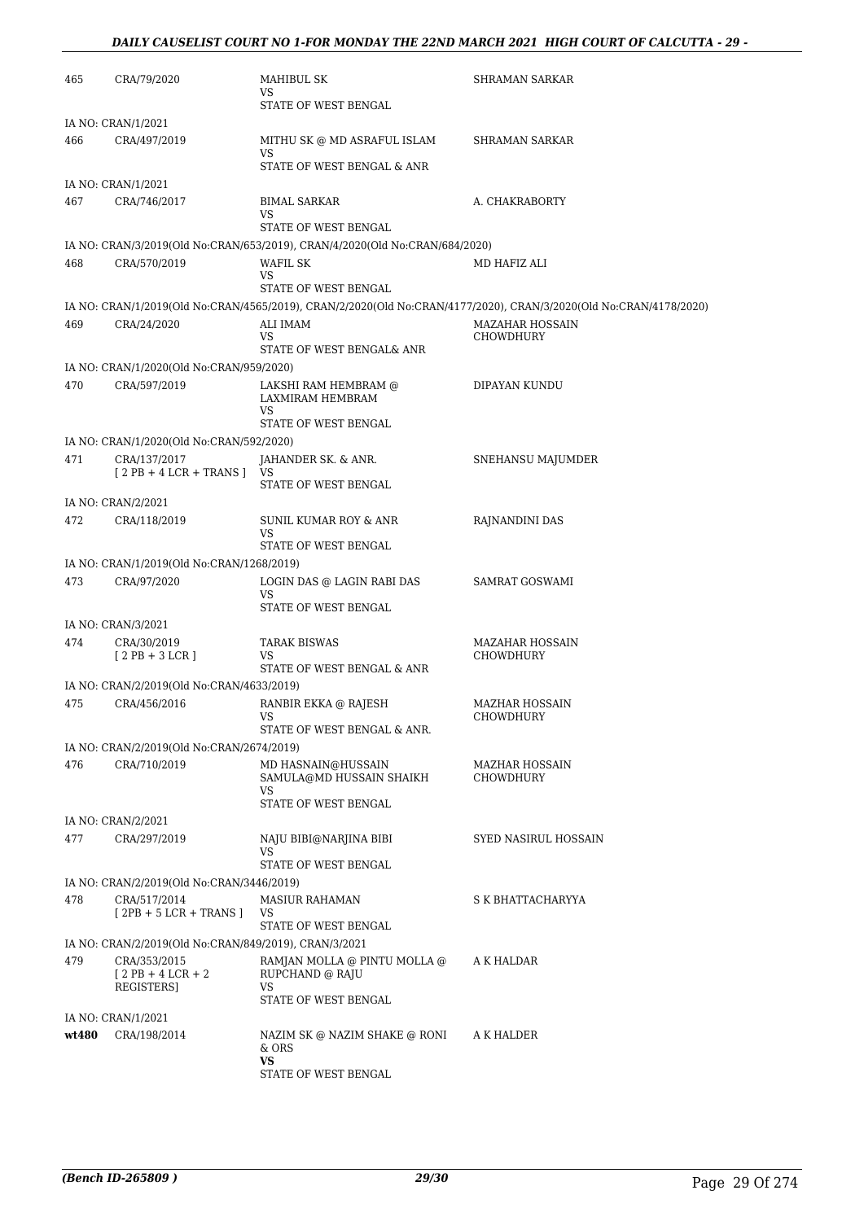| | | | |
|---|---|---|---|
| 465 | CRA/79/2020 | MAHIBUL SK<br>VS<br>STATE OF WEST BENGAL | SHRAMAN SARKAR |
| IA NO: CRAN/1/2021 | | | |
| 466 | CRA/497/2019 | MITHU SK @ MD ASRAFUL ISLAM<br>VS<br>STATE OF WEST BENGAL & ANR | SHRAMAN SARKAR |
| IA NO: CRAN/1/2021 | | | |
| 467 | CRA/746/2017 | BIMAL SARKAR<br>VS<br>STATE OF WEST BENGAL | A. CHAKRABORTY |
| IA NO: CRAN/3/2019(Old No:CRAN/653/2019), CRAN/4/2020(Old No:CRAN/684/2020) | | | |
| 468 | CRA/570/2019 | WAFIL SK<br>VS<br>STATE OF WEST BENGAL | MD HAFIZ ALI |
| IA NO: CRAN/1/2019(Old No:CRAN/4565/2019), CRAN/2/2020(Old No:CRAN/4177/2020), CRAN/3/2020(Old No:CRAN/4178/2020) | | | |
| 469 | CRA/24/2020 | ALI IMAM<br>VS<br>STATE OF WEST BENGAL& ANR | MAZAHAR HOSSAIN CHOWDHURY |
| IA NO: CRAN/1/2020(Old No:CRAN/959/2020) | | | |
| 470 | CRA/597/2019 | LAKSHI RAM HEMBRAM @ LAXMIRAM HEMBRAM<br>VS<br>STATE OF WEST BENGAL | DIPAYAN KUNDU |
| IA NO: CRAN/1/2020(Old No:CRAN/592/2020) | | | |
| 471 | CRA/137/2017<br>[ 2 PB + 4 LCR + TRANS ] | JAHANDER SK. & ANR.<br>VS<br>STATE OF WEST BENGAL | SNEHANSU MAJUMDER |
| IA NO: CRAN/2/2021 | | | |
| 472 | CRA/118/2019 | SUNIL KUMAR ROY & ANR<br>VS<br>STATE OF WEST BENGAL | RAJNANDINI DAS |
| IA NO: CRAN/1/2019(Old No:CRAN/1268/2019) | | | |
| 473 | CRA/97/2020 | LOGIN DAS @ LAGIN RABI DAS<br>VS<br>STATE OF WEST BENGAL | SAMRAT GOSWAMI |
| IA NO: CRAN/3/2021 | | | |
| 474 | CRA/30/2019<br>[ 2 PB + 3 LCR ] | TARAK BISWAS<br>VS<br>STATE OF WEST BENGAL & ANR | MAZAHAR HOSSAIN CHOWDHURY |
| IA NO: CRAN/2/2019(Old No:CRAN/4633/2019) | | | |
| 475 | CRA/456/2016 | RANBIR EKKA @ RAJESH<br>VS<br>STATE OF WEST BENGAL & ANR. | MAZHAR HOSSAIN CHOWDHURY |
| IA NO: CRAN/2/2019(Old No:CRAN/2674/2019) | | | |
| 476 | CRA/710/2019 | MD HASNAIN@HUSSAIN SAMULA@MD HUSSAIN SHAIKH<br>VS<br>STATE OF WEST BENGAL | MAZHAR HOSSAIN CHOWDHURY |
| IA NO: CRAN/2/2021 | | | |
| 477 | CRA/297/2019 | NAJU BIBI@NARJINA BIBI<br>VS<br>STATE OF WEST BENGAL | SYED NASIRUL HOSSAIN |
| IA NO: CRAN/2/2019(Old No:CRAN/3446/2019) | | | |
| 478 | CRA/517/2014<br>[ 2PB + 5 LCR + TRANS ] | MASIUR RAHAMAN<br>VS<br>STATE OF WEST BENGAL | S K BHATTACHARYYA |
| IA NO: CRAN/2/2019(Old No:CRAN/849/2019), CRAN/3/2021 | | | |
| 479 | CRA/353/2015<br>[ 2 PB + 4 LCR + 2 REGISTERS] | RAMJAN MOLLA @ PINTU MOLLA @ RUPCHAND @ RAJU<br>VS<br>STATE OF WEST BENGAL | A K HALDAR |
| IA NO: CRAN/1/2021 | | | |
| **wt480** | CRA/198/2014 | NAZIM SK @ NAZIM SHAKE @ RONI & ORS<br>**VS**<br>STATE OF WEST BENGAL | A K HALDER |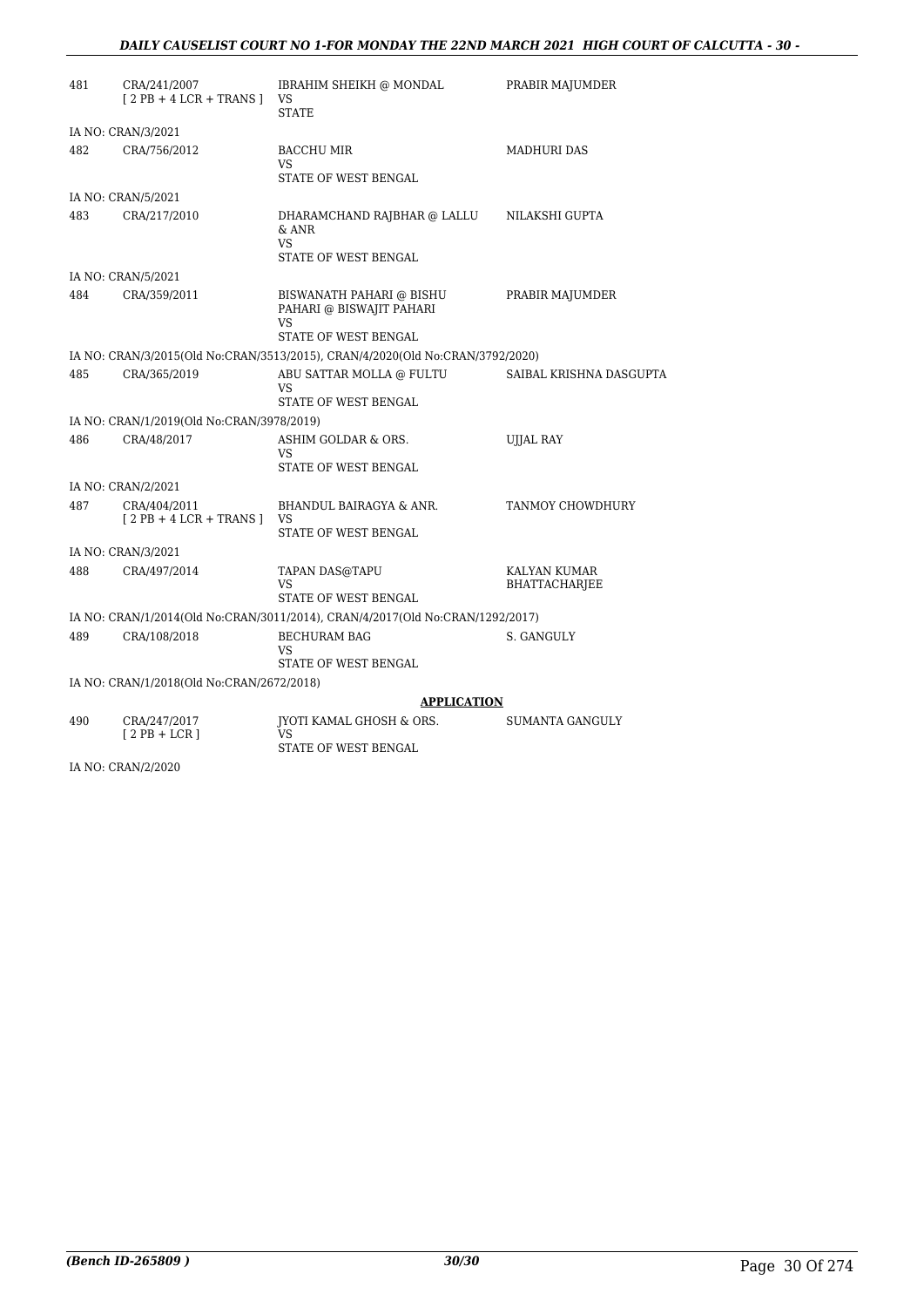| | | | |
|---|---|---|---|
| 481 | CRA/241/2007 [ 2 PB + 4 LCR + TRANS ] | IBRAHIM SHEIKH @ MONDAL VS STATE | PRABIR MAJUMDER |
| IA NO: CRAN/3/2021 | | | |
| 482 | CRA/756/2012 | BACCHU MIR VS STATE OF WEST BENGAL | MADHURI DAS |
| IA NO: CRAN/5/2021 | | | |
| 483 | CRA/217/2010 | DHARAMCHAND RAJBHAR @ LALLU & ANR VS STATE OF WEST BENGAL | NILAKSHI GUPTA |
| IA NO: CRAN/5/2021 | | | |
| 484 | CRA/359/2011 | BISWANATH PAHARI @ BISHU PAHARI @ BISWAJIT PAHARI VS STATE OF WEST BENGAL | PRABIR MAJUMDER |
| IA NO: CRAN/3/2015(Old No:CRAN/3513/2015), CRAN/4/2020(Old No:CRAN/3792/2020) | | | |
| 485 | CRA/365/2019 | ABU SATTAR MOLLA @ FULTU VS STATE OF WEST BENGAL | SAIBAL KRISHNA DASGUPTA |
| IA NO: CRAN/1/2019(Old No:CRAN/3978/2019) | | | |
| 486 | CRA/48/2017 | ASHIM GOLDAR & ORS. VS STATE OF WEST BENGAL | UJJAL RAY |
| IA NO: CRAN/2/2021 | | | |
| 487 | CRA/404/2011 [ 2 PB + 4 LCR + TRANS ] | BHANDUL BAIRAGYA & ANR. VS STATE OF WEST BENGAL | TANMOY CHOWDHURY |
| IA NO: CRAN/3/2021 | | | |
| 488 | CRA/497/2014 | TAPAN DAS@TAPU VS STATE OF WEST BENGAL | KALYAN KUMAR BHATTACHARJEE |
| IA NO: CRAN/1/2014(Old No:CRAN/3011/2014), CRAN/4/2017(Old No:CRAN/1292/2017) | | | |
| 489 | CRA/108/2018 | BECHURAM BAG VS STATE OF WEST BENGAL | S. GANGULY |
| IA NO: CRAN/1/2018(Old No:CRAN/2672/2018) | | | |

**APPLICATION**

| | | | |
|---|---|---|---|
| 490 | CRA/247/2017 [ 2 PB + LCR ] | JYOTI KAMAL GHOSH & ORS. VS STATE OF WEST BENGAL | SUMANTA GANGULY |
| IA NO: CRAN/2/2020 | | | |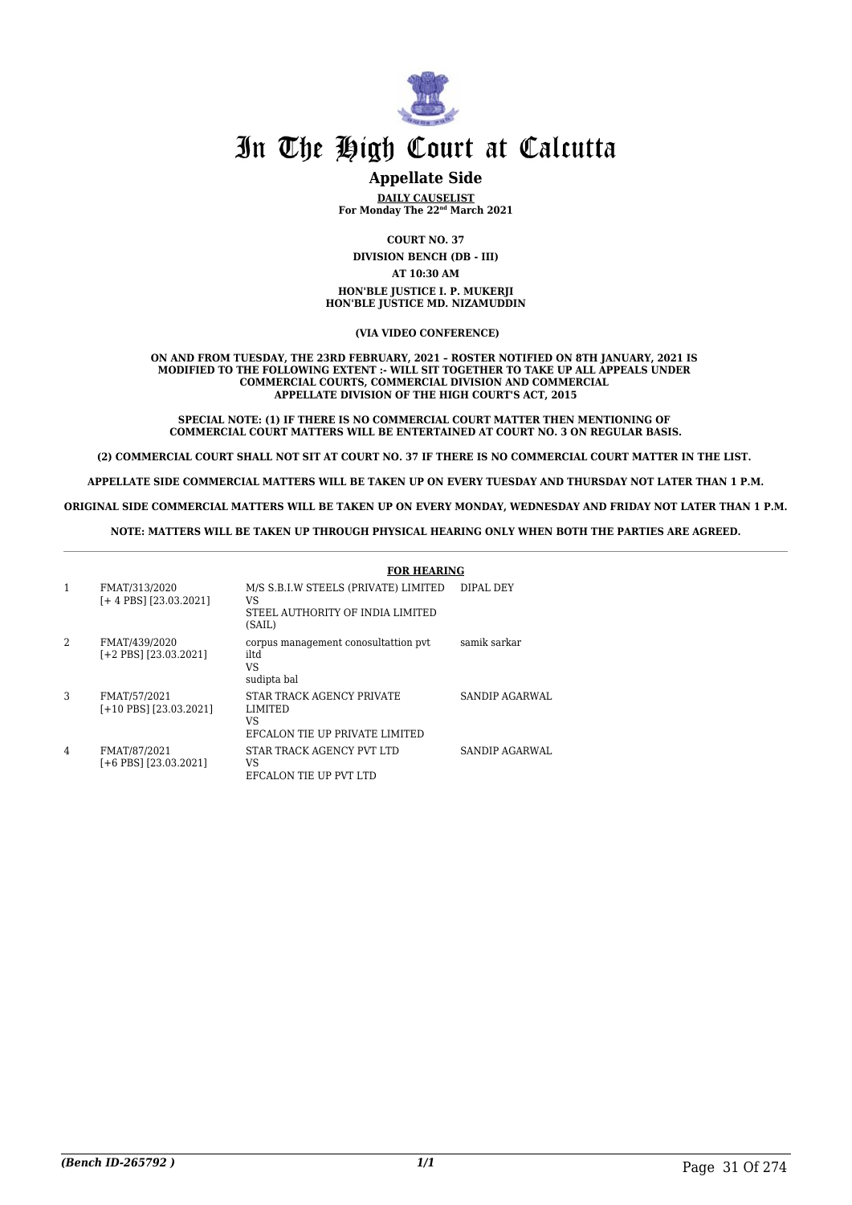# In The High Court at Calcutta

## Appellate Side

**DAILY CAUSELIST**
**For Monday The 22nd March 2021**

**COURT NO. 37**

**DIVISION BENCH (DB - III)**

**AT 10:30 AM**

**HON'BLE JUSTICE I. P. MUKERJI**
**HON'BLE JUSTICE MD. NIZAMUDDIN**

**(VIA VIDEO CONFERENCE)**

**ON AND FROM TUESDAY, THE 23RD FEBRUARY, 2021 – ROSTER NOTIFIED ON 8TH JANUARY, 2021 IS MODIFIED TO THE FOLLOWING EXTENT :- WILL SIT TOGETHER TO TAKE UP ALL APPEALS UNDER COMMERCIAL COURTS, COMMERCIAL DIVISION AND COMMERCIAL APPELLATE DIVISION OF THE HIGH COURT'S ACT, 2015**

**SPECIAL NOTE: (1) IF THERE IS NO COMMERCIAL COURT MATTER THEN MENTIONING OF COMMERCIAL COURT MATTERS WILL BE ENTERTAINED AT COURT NO. 3 ON REGULAR BASIS.**

**(2) COMMERCIAL COURT SHALL NOT SIT AT COURT NO. 37 IF THERE IS NO COMMERCIAL COURT MATTER IN THE LIST.**

**APPELLATE SIDE COMMERCIAL MATTERS WILL BE TAKEN UP ON EVERY TUESDAY AND THURSDAY NOT LATER THAN 1 P.M.**

**ORIGINAL SIDE COMMERCIAL MATTERS WILL BE TAKEN UP ON EVERY MONDAY, WEDNESDAY AND FRIDAY NOT LATER THAN 1 P.M.**

**NOTE: MATTERS WILL BE TAKEN UP THROUGH PHYSICAL HEARING ONLY WHEN BOTH THE PARTIES ARE AGREED.**

**FOR HEARING**

| | | | |
|---|---|---|---|
| 1 | FMAT/313/2020 [+ 4 PBS] [23.03.2021] | M/S S.B.I.W STEELS (PRIVATE) LIMITED VS STEEL AUTHORITY OF INDIA LIMITED (SAIL) | DIPAL DEY |
| 2 | FMAT/439/2020 [+2 PBS] [23.03.2021] | corpus management conosultattion pvt iltd VS sudipta bal | samik sarkar |
| 3 | FMAT/57/2021 [+10 PBS] [23.03.2021] | STAR TRACK AGENCY PRIVATE LIMITED VS EFCALON TIE UP PRIVATE LIMITED | SANDIP AGARWAL |
| 4 | FMAT/87/2021 [+6 PBS] [23.03.2021] | STAR TRACK AGENCY PVT LTD VS EFCALON TIE UP PVT LTD | SANDIP AGARWAL |

*(Bench ID-265792 )*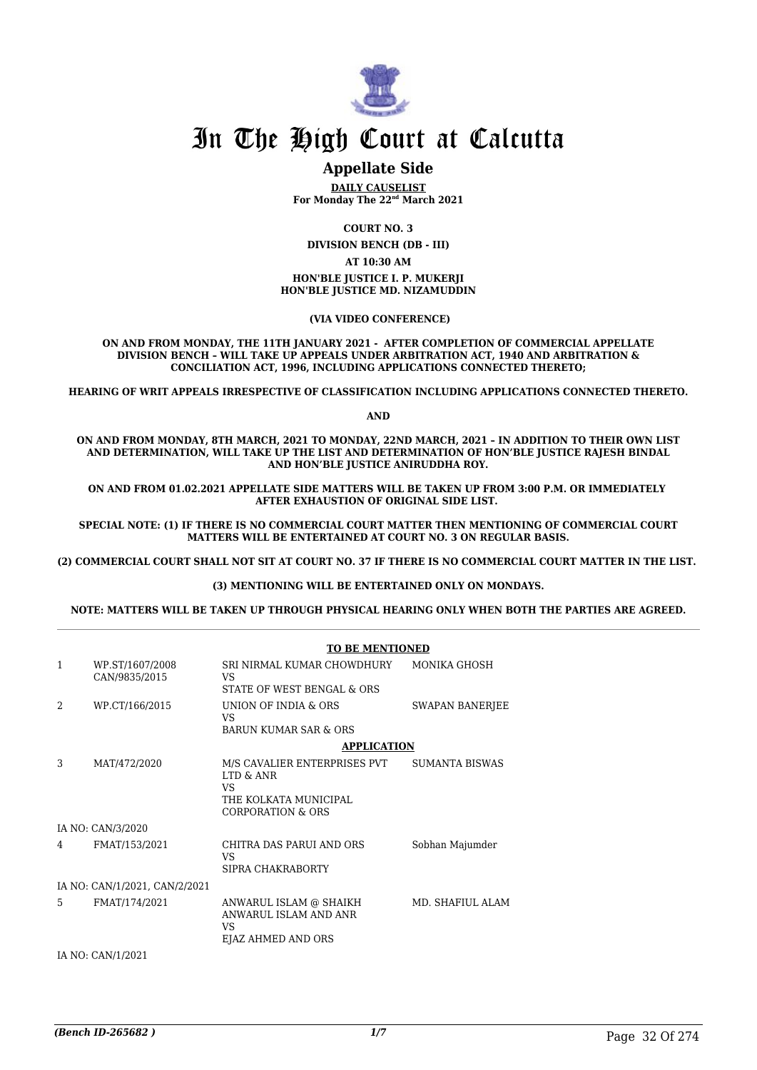# In The High Court at Calcutta

## Appellate Side

**DAILY CAUSELIST**
**For Monday The 22nd March 2021**

**COURT NO. 3**

**DIVISION BENCH (DB - III)**

**AT 10:30 AM**

**HON'BLE JUSTICE I. P. MUKERJI**
**HON'BLE JUSTICE MD. NIZAMUDDIN**

**(VIA VIDEO CONFERENCE)**

**ON AND FROM MONDAY, THE 11TH JANUARY 2021 - AFTER COMPLETION OF COMMERCIAL APPELLATE DIVISION BENCH – WILL TAKE UP APPEALS UNDER ARBITRATION ACT, 1940 AND ARBITRATION & CONCILIATION ACT, 1996, INCLUDING APPLICATIONS CONNECTED THERETO;**

**HEARING OF WRIT APPEALS IRRESPECTIVE OF CLASSIFICATION INCLUDING APPLICATIONS CONNECTED THERETO.**

**AND**

**ON AND FROM MONDAY, 8TH MARCH, 2021 TO MONDAY, 22ND MARCH, 2021 – IN ADDITION TO THEIR OWN LIST AND DETERMINATION, WILL TAKE UP THE LIST AND DETERMINATION OF HON'BLE JUSTICE RAJESH BINDAL AND HON'BLE JUSTICE ANIRUDDHA ROY.**

**ON AND FROM 01.02.2021 APPELLATE SIDE MATTERS WILL BE TAKEN UP FROM 3:00 P.M. OR IMMEDIATELY AFTER EXHAUSTION OF ORIGINAL SIDE LIST.**

**SPECIAL NOTE: (1) IF THERE IS NO COMMERCIAL COURT MATTER THEN MENTIONING OF COMMERCIAL COURT MATTERS WILL BE ENTERTAINED AT COURT NO. 3 ON REGULAR BASIS.**

**(2) COMMERCIAL COURT SHALL NOT SIT AT COURT NO. 37 IF THERE IS NO COMMERCIAL COURT MATTER IN THE LIST.**

**(3) MENTIONING WILL BE ENTERTAINED ONLY ON MONDAYS.**

**NOTE: MATTERS WILL BE TAKEN UP THROUGH PHYSICAL HEARING ONLY WHEN BOTH THE PARTIES ARE AGREED.**

**TO BE MENTIONED**

| | | | |
|---|---|---|---|
| 1 | WP.ST/1607/2008<br>CAN/9835/2015 | SRI NIRMAL KUMAR CHOWDHURY<br>VS<br>STATE OF WEST BENGAL & ORS | MONIKA GHOSH |
| 2 | WP.CT/166/2015 | UNION OF INDIA & ORS<br>VS<br>BARUN KUMAR SAR & ORS | SWAPAN BANERJEE |

**APPLICATION**

| | | | |
|---|---|---|---|
| 3 | MAT/472/2020 | M/S CAVALIER ENTERPRISES PVT LTD & ANR<br>VS<br>THE KOLKATA MUNICIPAL CORPORATION & ORS | SUMANTA BISWAS |
| | IA NO: CAN/3/2020 | | |
| 4 | FMAT/153/2021 | CHITRA DAS PARUI AND ORS<br>VS<br>SIPRA CHAKRABORTY | Sobhan Majumder |
| | IA NO: CAN/1/2021, CAN/2/2021 | | |
| 5 | FMAT/174/2021 | ANWARUL ISLAM @ SHAIKH ANWARUL ISLAM AND ANR<br>VS<br>EJAZ AHMED AND ORS | MD. SHAFIUL ALAM |
| | IA NO: CAN/1/2021 | | |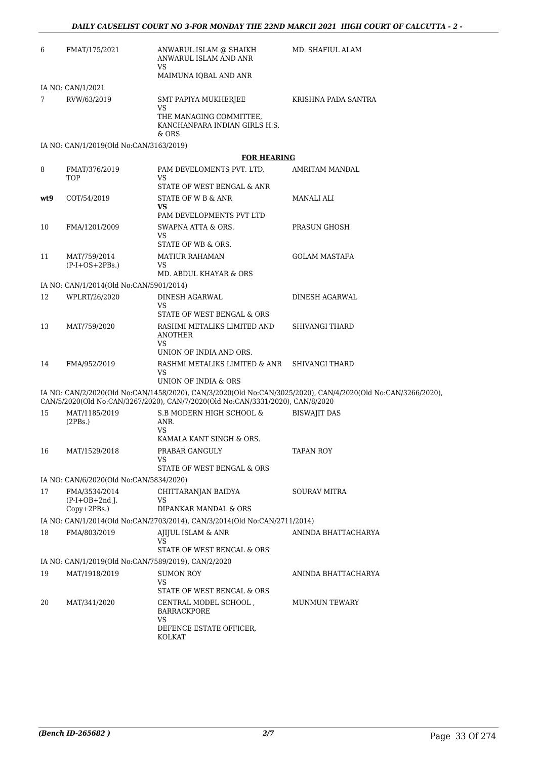| | | | |
|---|---|---|---|
| 6 | FMAT/175/2021 | ANWARUL ISLAM @ SHAIKH ANWARUL ISLAM AND ANR VS MAIMUNA IQBAL AND ANR | MD. SHAFIUL ALAM |

IA NO: CAN/1/2021

| | | | |
|---|---|---|---|
| 7 | RVW/63/2019 | SMT PAPIYA MUKHERJEE VS THE MANAGING COMMITTEE, KANCHANPARA INDIAN GIRLS H.S. & ORS | KRISHNA PADA SANTRA |

IA NO: CAN/1/2019(Old No:CAN/3163/2019)

**FOR HEARING**

| | | | |
|---|---|---|---|
| 8 | FMAT/376/2019 TOP | PAM DEVELOMENTS PVT. LTD. VS STATE OF WEST BENGAL & ANR | AMRITAM MANDAL |
| wt9 | COT/54/2019 | STATE OF W B & ANR **VS** PAM DEVELOPMENTS PVT LTD | MANALI ALI |
| 10 | FMA/1201/2009 | SWAPNA ATTA & ORS. VS STATE OF WB & ORS. | PRASUN GHOSH |
| 11 | MAT/759/2014 (P-I+OS+2PBs.) | MATIUR RAHAMAN VS MD. ABDUL KHAYAR & ORS | GOLAM MASTAFA |

IA NO: CAN/1/2014(Old No:CAN/5901/2014)

| | | | |
|---|---|---|---|
| 12 | WPLRT/26/2020 | DINESH AGARWAL VS STATE OF WEST BENGAL & ORS | DINESH AGARWAL |
| 13 | MAT/759/2020 | RASHMI METALIKS LIMITED AND ANOTHER VS UNION OF INDIA AND ORS. | SHIVANGI THARD |
| 14 | FMA/952/2019 | RASHMI METALIKS LIMITED & ANR VS UNION OF INDIA & ORS | SHIVANGI THARD |

IA NO: CAN/2/2020(Old No:CAN/1458/2020), CAN/3/2020(Old No:CAN/3025/2020), CAN/4/2020(Old No:CAN/3266/2020), CAN/5/2020(Old No:CAN/3267/2020), CAN/7/2020(Old No:CAN/3331/2020), CAN/8/2020

| | | | |
|---|---|---|---|
| 15 | MAT/1185/2019 (2PBs.) | S.B MODERN HIGH SCHOOL & ANR. VS KAMALA KANT SINGH & ORS. | BISWAJIT DAS |
| 16 | MAT/1529/2018 | PRABAR GANGULY VS STATE OF WEST BENGAL & ORS | TAPAN ROY |

IA NO: CAN/6/2020(Old No:CAN/5834/2020)

| | | | |
|---|---|---|---|
| 17 | FMA/3534/2014 (P-I+OB+2nd J. Copy+2PBs.) | CHITTARANJAN BAIDYA VS DIPANKAR MANDAL & ORS | SOURAV MITRA |

IA NO: CAN/1/2014(Old No:CAN/2703/2014), CAN/3/2014(Old No:CAN/2711/2014)

| | | | |
|---|---|---|---|
| 18 | FMA/803/2019 | AJIJUL ISLAM & ANR VS STATE OF WEST BENGAL & ORS | ANINDA BHATTACHARYA |

IA NO: CAN/1/2019(Old No:CAN/7589/2019), CAN/2/2020

| | | | |
|---|---|---|---|
| 19 | MAT/1918/2019 | SUMON ROY VS STATE OF WEST BENGAL & ORS | ANINDA BHATTACHARYA |
| 20 | MAT/341/2020 | CENTRAL MODEL SCHOOL , BARRACKPORE VS DEFENCE ESTATE OFFICER, KOLKAT | MUNMUN TEWARY |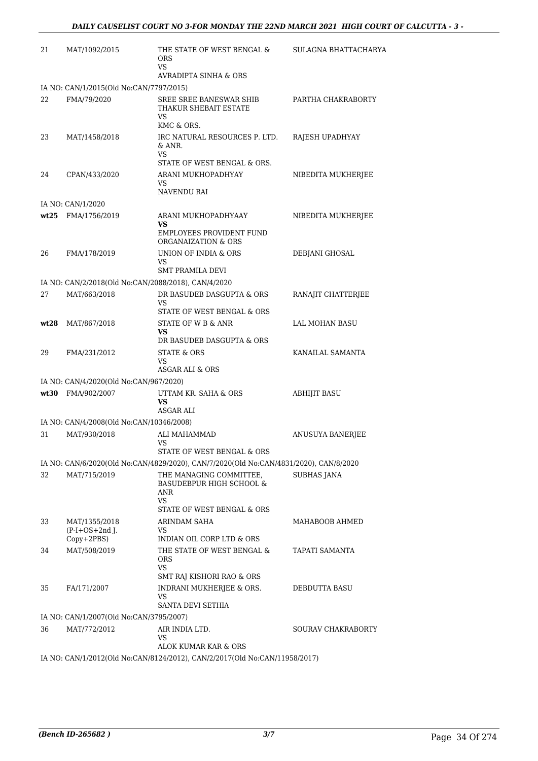| | | | |
|---|---|---|---|
| 21 | MAT/1092/2015 | THE STATE OF WEST BENGAL & ORS<br>VS<br>AVRADIPTA SINHA & ORS | SULAGNA BHATTACHARYA |
| IA NO: CAN/1/2015(Old No:CAN/7797/2015) | | | |
| 22 | FMA/79/2020 | SREE SREE BANESWAR SHIB THAKUR SHEBAIT ESTATE<br>VS<br>KMC & ORS. | PARTHA CHAKRABORTY |
| 23 | MAT/1458/2018 | IRC NATURAL RESOURCES P. LTD. & ANR.<br>VS<br>STATE OF WEST BENGAL & ORS. | RAJESH UPADHYAY |
| 24 | CPAN/433/2020 | ARANI MUKHOPADHYAY<br>VS<br>NAVENDU RAI | NIBEDITA MUKHERJEE |
| IA NO: CAN/1/2020 | | | |
| **wt25** | FMA/1756/2019 | ARANI MUKHOPADHYAAY<br>**VS**<br>EMPLOYEES PROVIDENT FUND ORGANAIZATION & ORS | NIBEDITA MUKHERJEE |
| 26 | FMA/178/2019 | UNION OF INDIA & ORS<br>VS<br>SMT PRAMILA DEVI | DEBJANI GHOSAL |
| IA NO: CAN/2/2018(Old No:CAN/2088/2018), CAN/4/2020 | | | |
| 27 | MAT/663/2018 | DR BASUDEB DASGUPTA & ORS<br>VS<br>STATE OF WEST BENGAL & ORS | RANAJIT CHATTERJEE |
| **wt28** | MAT/867/2018 | STATE OF W B & ANR<br>**VS**<br>DR BASUDEB DASGUPTA & ORS | LAL MOHAN BASU |
| 29 | FMA/231/2012 | STATE & ORS<br>VS<br>ASGAR ALI & ORS | KANAILAL SAMANTA |
| IA NO: CAN/4/2020(Old No:CAN/967/2020) | | | |
| **wt30** | FMA/902/2007 | UTTAM KR. SAHA & ORS<br>**VS**<br>ASGAR ALI | ABHIJIT BASU |
| IA NO: CAN/4/2008(Old No:CAN/10346/2008) | | | |
| 31 | MAT/930/2018 | ALI MAHAMMAD<br>VS<br>STATE OF WEST BENGAL & ORS | ANUSUYA BANERJEE |
| IA NO: CAN/6/2020(Old No:CAN/4829/2020), CAN/7/2020(Old No:CAN/4831/2020), CAN/8/2020 | | | |
| 32 | MAT/715/2019 | THE MANAGING COMMITTEE, BASUDEBPUR HIGH SCHOOL & ANR<br>VS<br>STATE OF WEST BENGAL & ORS | SUBHAS JANA |
| 33 | MAT/1355/2018<br>(P-I+OS+2nd J. Copy+2PBS) | ARINDAM SAHA<br>VS<br>INDIAN OIL CORP LTD & ORS | MAHABOOB AHMED |
| 34 | MAT/508/2019 | THE STATE OF WEST BENGAL & ORS<br>VS<br>SMT RAJ KISHORI RAO & ORS | TAPATI SAMANTA |
| 35 | FA/171/2007 | INDRANI MUKHERJEE & ORS.<br>VS<br>SANTA DEVI SETHIA | DEBDUTTA BASU |
| IA NO: CAN/1/2007(Old No:CAN/3795/2007) | | | |
| 36 | MAT/772/2012 | AIR INDIA LTD.<br>VS<br>ALOK KUMAR KAR & ORS | SOURAV CHAKRABORTY |
| IA NO: CAN/1/2012(Old No:CAN/8124/2012), CAN/2/2017(Old No:CAN/11958/2017) | | | |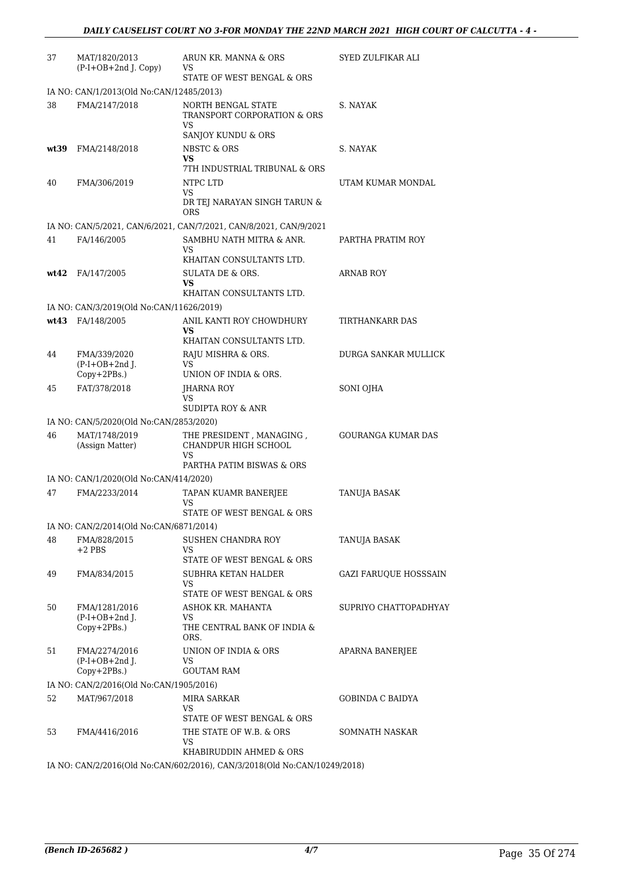| | | | |
|---|---|---|---|
| 37 | MAT/1820/2013 (P-I+OB+2nd J. Copy) | ARUN KR. MANNA & ORS VS STATE OF WEST BENGAL & ORS | SYED ZULFIKAR ALI |
| | IA NO: CAN/1/2013(Old No:CAN/12485/2013) | | |
| 38 | FMA/2147/2018 | NORTH BENGAL STATE TRANSPORT CORPORATION & ORS VS SANJOY KUNDU & ORS | S. NAYAK |
| **wt39** | FMA/2148/2018 | NBSTC & ORS **VS** 7TH INDUSTRIAL TRIBUNAL & ORS | S. NAYAK |
| 40 | FMA/306/2019 | NTPC LTD VS DR TEJ NARAYAN SINGH TARUN & ORS | UTAM KUMAR MONDAL |
| | IA NO: CAN/5/2021, CAN/6/2021, CAN/7/2021, CAN/8/2021, CAN/9/2021 | | |
| 41 | FA/146/2005 | SAMBHU NATH MITRA & ANR. VS KHAITAN CONSULTANTS LTD. | PARTHA PRATIM ROY |
| **wt42** | FA/147/2005 | SULATA DE & ORS. **VS** KHAITAN CONSULTANTS LTD. | ARNAB ROY |
| | IA NO: CAN/3/2019(Old No:CAN/11626/2019) | | |
| **wt43** | FA/148/2005 | ANIL KANTI ROY CHOWDHURY **VS** KHAITAN CONSULTANTS LTD. | TIRTHANKARR DAS |
| 44 | FMA/339/2020 (P-I+OB+2nd J. Copy+2PBs.) | RAJU MISHRA & ORS. VS UNION OF INDIA & ORS. | DURGA SANKAR MULLICK |
| 45 | FAT/378/2018 | JHARNA ROY VS SUDIPTA ROY & ANR | SONI OJHA |
| | IA NO: CAN/5/2020(Old No:CAN/2853/2020) | | |
| 46 | MAT/1748/2019 (Assign Matter) | THE PRESIDENT , MANAGING , CHANDPUR HIGH SCHOOL VS PARTHA PATIM BISWAS & ORS | GOURANGA KUMAR DAS |
| | IA NO: CAN/1/2020(Old No:CAN/414/2020) | | |
| 47 | FMA/2233/2014 | TAPAN KUAMR BANERJEE VS STATE OF WEST BENGAL & ORS | TANUJA BASAK |
| | IA NO: CAN/2/2014(Old No:CAN/6871/2014) | | |
| 48 | FMA/828/2015 +2 PBS | SUSHEN CHANDRA ROY VS STATE OF WEST BENGAL & ORS | TANUJA BASAK |
| 49 | FMA/834/2015 | SUBHRA KETAN HALDER VS STATE OF WEST BENGAL & ORS | GAZI FARUQUE HOSSSAIN |
| 50 | FMA/1281/2016 (P-I+OB+2nd J. Copy+2PBs.) | ASHOK KR. MAHANTA VS THE CENTRAL BANK OF INDIA & ORS. | SUPRIYO CHATTOPADHYAY |
| 51 | FMA/2274/2016 (P-I+OB+2nd J. Copy+2PBs.) | UNION OF INDIA & ORS VS GOUTAM RAM | APARNA BANERJEE |
| | IA NO: CAN/2/2016(Old No:CAN/1905/2016) | | |
| 52 | MAT/967/2018 | MIRA SARKAR VS STATE OF WEST BENGAL & ORS | GOBINDA C BAIDYA |
| 53 | FMA/4416/2016 | THE STATE OF W.B. & ORS VS KHABIRUDDIN AHMED & ORS | SOMNATH NASKAR |
| | IA NO: CAN/2/2016(Old No:CAN/602/2016), CAN/3/2018(Old No:CAN/10249/2018) | | |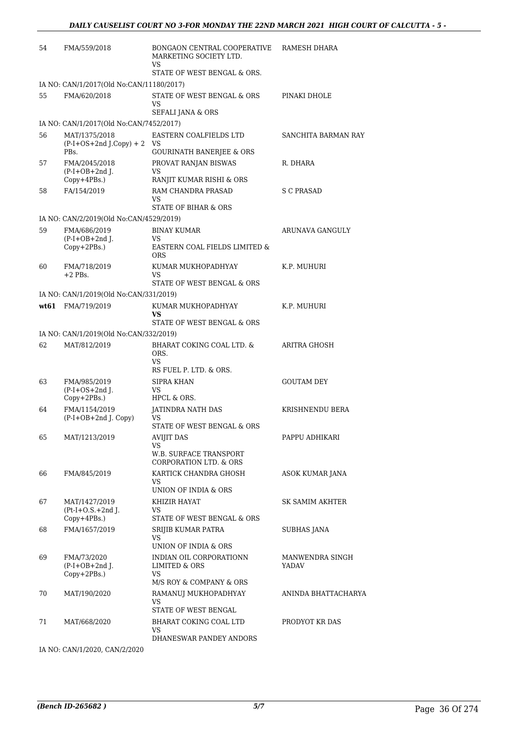| 54 | FMA/559/2018 | BONGAON CENTRAL COOPERATIVE MARKETING SOCIETY LTD.<br>VS<br>STATE OF WEST BENGAL & ORS. | RAMESH DHARA |
|---|---|---|---|
| | IA NO: CAN/1/2017(Old No:CAN/11180/2017) | | |
| 55 | FMA/620/2018 | STATE OF WEST BENGAL & ORS<br>VS<br>SEFALI JANA & ORS | PINAKI DHOLE |
| | IA NO: CAN/1/2017(Old No:CAN/7452/2017) | | |
| 56 | MAT/1375/2018<br>(P-I+OS+2nd J.Copy) + 2 PBs. | EASTERN COALFIELDS LTD<br>VS<br>GOURINATH BANERJEE & ORS | SANCHITA BARMAN RAY |
| 57 | FMA/2045/2018<br>(P-I+OB+2nd J. Copy+4PBs.) | PROVAT RANJAN BISWAS<br>VS<br>RANJIT KUMAR RISHI & ORS | R. DHARA |
| 58 | FA/154/2019 | RAM CHANDRA PRASAD<br>VS<br>STATE OF BIHAR & ORS | S C PRASAD |
| | IA NO: CAN/2/2019(Old No:CAN/4529/2019) | | |
| 59 | FMA/686/2019<br>(P-I+OB+2nd J. Copy+2PBs.) | BINAY KUMAR<br>VS<br>EASTERN COAL FIELDS LIMITED & ORS | ARUNAVA GANGULY |
| 60 | FMA/718/2019<br>+2 PBs. | KUMAR MUKHOPADHYAY<br>VS<br>STATE OF WEST BENGAL & ORS | K.P. MUHURI |
| | IA NO: CAN/1/2019(Old No:CAN/331/2019) | | |
| **wt61** | FMA/719/2019 | KUMAR MUKHOPADHYAY<br>**VS**<br>STATE OF WEST BENGAL & ORS | K.P. MUHURI |
| | IA NO: CAN/1/2019(Old No:CAN/332/2019) | | |
| 62 | MAT/812/2019 | BHARAT COKING COAL LTD. & ORS.<br>VS<br>RS FUEL P. LTD. & ORS. | ARITRA GHOSH |
| 63 | FMA/985/2019<br>(P-I+OS+2nd J. Copy+2PBs.) | SIPRA KHAN<br>VS<br>HPCL & ORS. | GOUTAM DEY |
| 64 | FMA/1154/2019<br>(P-I+OB+2nd J. Copy) | JATINDRA NATH DAS<br>VS<br>STATE OF WEST BENGAL & ORS | KRISHNENDU BERA |
| 65 | MAT/1213/2019 | AVIJIT DAS<br>VS<br>W.B. SURFACE TRANSPORT CORPORATION LTD. & ORS | PAPPU ADHIKARI |
| 66 | FMA/845/2019 | KARTICK CHANDRA GHOSH<br>VS<br>UNION OF INDIA & ORS | ASOK KUMAR JANA |
| 67 | MAT/1427/2019<br>(Pt-I+O.S.+2nd J. Copy+4PBs.) | KHIZIR HAYAT<br>VS<br>STATE OF WEST BENGAL & ORS | SK SAMIM AKHTER |
| 68 | FMA/1657/2019 | SRIJIB KUMAR PATRA<br>VS<br>UNION OF INDIA & ORS | SUBHAS JANA |
| 69 | FMA/73/2020<br>(P-I+OB+2nd J. Copy+2PBs.) | INDIAN OIL CORPORATIONN LIMITED & ORS<br>VS<br>M/S ROY & COMPANY & ORS | MANWENDRA SINGH YADAV |
| 70 | MAT/190/2020 | RAMANUJ MUKHOPADHYAY<br>VS<br>STATE OF WEST BENGAL | ANINDA BHATTACHARYA |
| 71 | MAT/668/2020 | BHARAT COKING COAL LTD<br>VS<br>DHANESWAR PANDEY ANDORS | PRODYOT KR DAS |
| | IA NO: CAN/1/2020, CAN/2/2020 | | |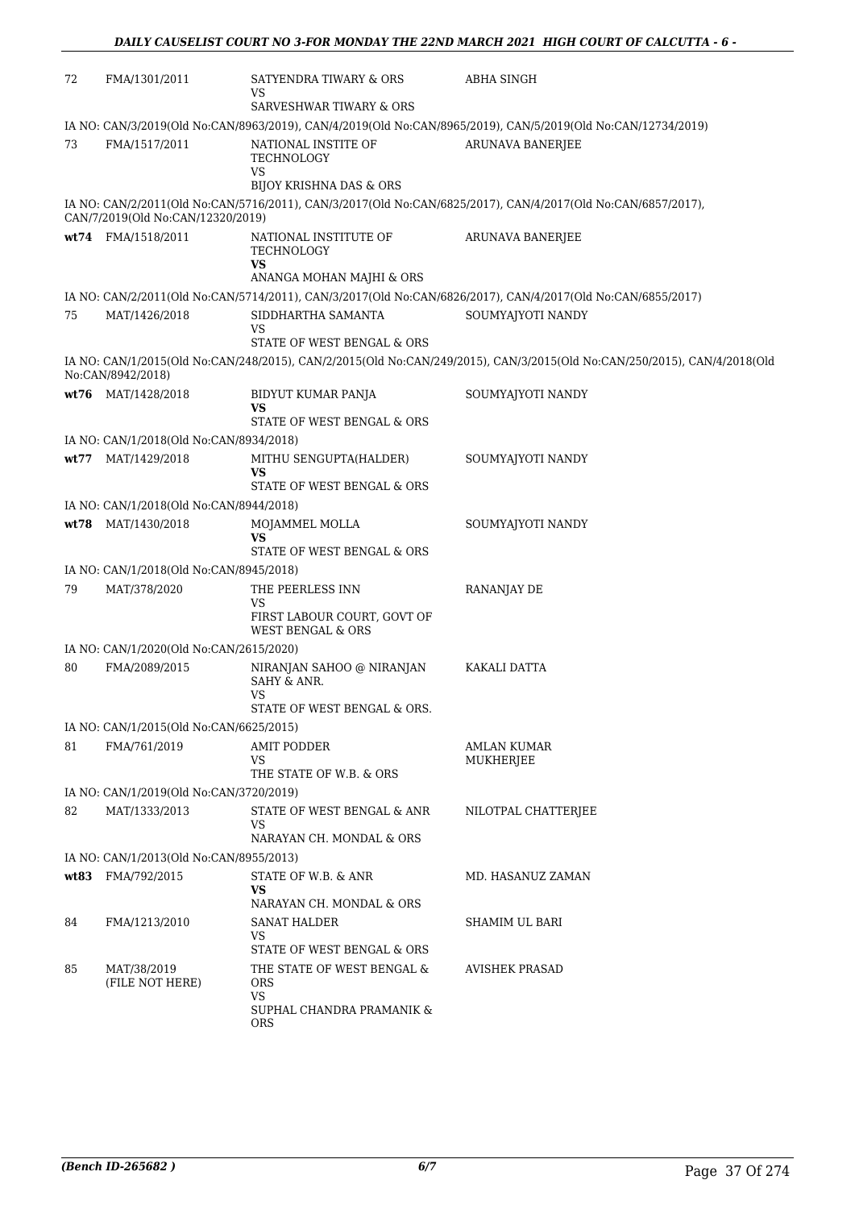| | | | |
|---|---|---|---|
| 72 | FMA/1301/2011 | SATYENDRA TIWARY & ORS<br>VS<br>SARVESHWAR TIWARY & ORS | ABHA SINGH |
| IA NO: CAN/3/2019(Old No:CAN/8963/2019), CAN/4/2019(Old No:CAN/8965/2019), CAN/5/2019(Old No:CAN/12734/2019) | | | |
| 73 | FMA/1517/2011 | NATIONAL INSTITE OF TECHNOLOGY<br>VS<br>BIJOY KRISHNA DAS & ORS | ARUNAVA BANERJEE |
| IA NO: CAN/2/2011(Old No:CAN/5716/2011), CAN/3/2017(Old No:CAN/6825/2017), CAN/4/2017(Old No:CAN/6857/2017), CAN/7/2019(Old No:CAN/12320/2019) | | | |
| **wt74** | FMA/1518/2011 | NATIONAL INSTITUTE OF TECHNOLOGY<br>**VS**<br>ANANGA MOHAN MAJHI & ORS | ARUNAVA BANERJEE |
| IA NO: CAN/2/2011(Old No:CAN/5714/2011), CAN/3/2017(Old No:CAN/6826/2017), CAN/4/2017(Old No:CAN/6855/2017) | | | |
| 75 | MAT/1426/2018 | SIDDHARTHA SAMANTA<br>VS<br>STATE OF WEST BENGAL & ORS | SOUMYAJYOTI NANDY |
| IA NO: CAN/1/2015(Old No:CAN/248/2015), CAN/2/2015(Old No:CAN/249/2015), CAN/3/2015(Old No:CAN/250/2015), CAN/4/2018(Old No:CAN/8942/2018) | | | |
| **wt76** | MAT/1428/2018 | BIDYUT KUMAR PANJA<br>**VS**<br>STATE OF WEST BENGAL & ORS | SOUMYAJYOTI NANDY |
| IA NO: CAN/1/2018(Old No:CAN/8934/2018) | | | |
| **wt77** | MAT/1429/2018 | MITHU SENGUPTA(HALDER)<br>**VS**<br>STATE OF WEST BENGAL & ORS | SOUMYAJYOTI NANDY |
| IA NO: CAN/1/2018(Old No:CAN/8944/2018) | | | |
| **wt78** | MAT/1430/2018 | MOJAMMEL MOLLA<br>**VS**<br>STATE OF WEST BENGAL & ORS | SOUMYAJYOTI NANDY |
| IA NO: CAN/1/2018(Old No:CAN/8945/2018) | | | |
| 79 | MAT/378/2020 | THE PEERLESS INN<br>VS<br>FIRST LABOUR COURT, GOVT OF WEST BENGAL & ORS | RANANJAY DE |
| IA NO: CAN/1/2020(Old No:CAN/2615/2020) | | | |
| 80 | FMA/2089/2015 | NIRANJAN SAHOO @ NIRANJAN SAHY & ANR.<br>VS<br>STATE OF WEST BENGAL & ORS. | KAKALI DATTA |
| IA NO: CAN/1/2015(Old No:CAN/6625/2015) | | | |
| 81 | FMA/761/2019 | AMIT PODDER<br>VS<br>THE STATE OF W.B. & ORS | AMLAN KUMAR MUKHERJEE |
| IA NO: CAN/1/2019(Old No:CAN/3720/2019) | | | |
| 82 | MAT/1333/2013 | STATE OF WEST BENGAL & ANR<br>VS<br>NARAYAN CH. MONDAL & ORS | NILOTPAL CHATTERJEE |
| IA NO: CAN/1/2013(Old No:CAN/8955/2013) | | | |
| **wt83** | FMA/792/2015 | STATE OF W.B. & ANR<br>**VS**<br>NARAYAN CH. MONDAL & ORS | MD. HASANUZ ZAMAN |
| 84 | FMA/1213/2010 | SANAT HALDER<br>VS<br>STATE OF WEST BENGAL & ORS | SHAMIM UL BARI |
| 85 | MAT/38/2019<br>(FILE NOT HERE) | THE STATE OF WEST BENGAL & ORS<br>VS<br>SUPHAL CHANDRA PRAMANIK & ORS | AVISHEK PRASAD |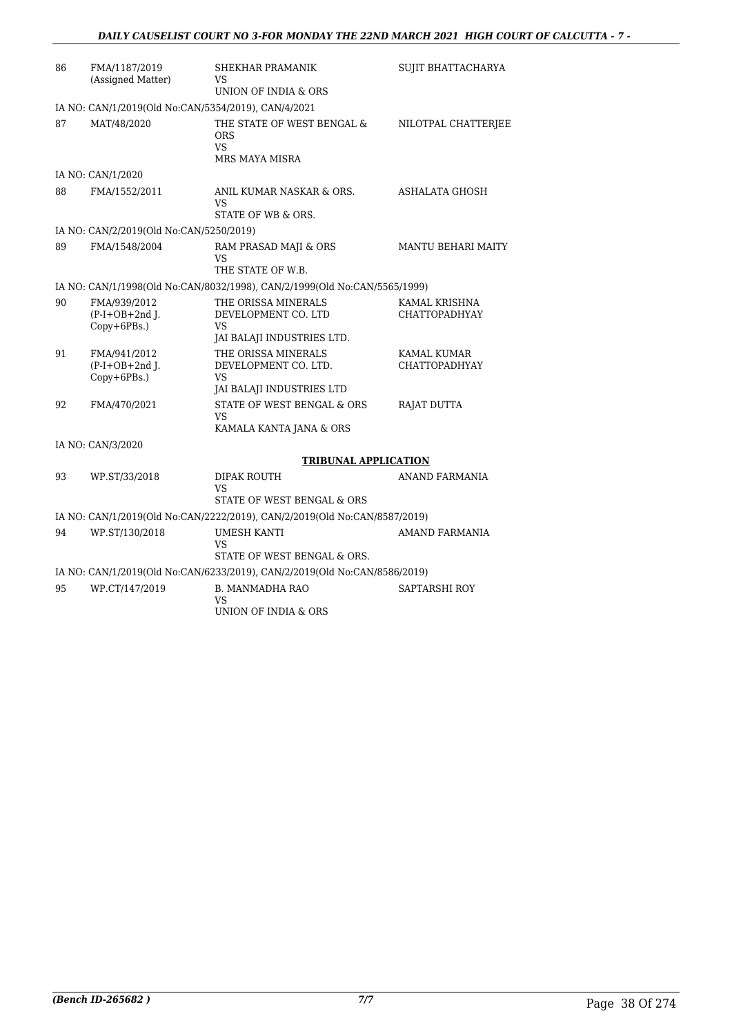| | | | |
|---|---|---|---|
| 86 | FMA/1187/2019 (Assigned Matter) | SHEKHAR PRAMANIK VS UNION OF INDIA & ORS | SUJIT BHATTACHARYA |

IA NO: CAN/1/2019(Old No:CAN/5354/2019), CAN/4/2021

| | | | |
|---|---|---|---|
| 87 | MAT/48/2020 | THE STATE OF WEST BENGAL & ORS VS MRS MAYA MISRA | NILOTPAL CHATTERJEE |

IA NO: CAN/1/2020

| | | | |
|---|---|---|---|
| 88 | FMA/1552/2011 | ANIL KUMAR NASKAR & ORS. VS STATE OF WB & ORS. | ASHALATA GHOSH |

IA NO: CAN/2/2019(Old No:CAN/5250/2019)

| | | | |
|---|---|---|---|
| 89 | FMA/1548/2004 | RAM PRASAD MAJI & ORS VS THE STATE OF W.B. | MANTU BEHARI MAITY |

IA NO: CAN/1/1998(Old No:CAN/8032/1998), CAN/2/1999(Old No:CAN/5565/1999)

| | | | |
|---|---|---|---|
| 90 | FMA/939/2012 (P-I+OB+2nd J. Copy+6PBs.) | THE ORISSA MINERALS DEVELOPMENT CO. LTD VS JAI BALAJI INDUSTRIES LTD. | KAMAL KRISHNA CHATTOPADHYAY |
| 91 | FMA/941/2012 (P-I+OB+2nd J. Copy+6PBs.) | THE ORISSA MINERALS DEVELOPMENT CO. LTD. VS JAI BALAJI INDUSTRIES LTD | KAMAL KUMAR CHATTOPADHYAY |
| 92 | FMA/470/2021 | STATE OF WEST BENGAL & ORS VS KAMALA KANTA JANA & ORS | RAJAT DUTTA |

IA NO: CAN/3/2020

**TRIBUNAL APPLICATION**

| | | | |
|---|---|---|---|
| 93 | WP.ST/33/2018 | DIPAK ROUTH VS STATE OF WEST BENGAL & ORS | ANAND FARMANIA |

IA NO: CAN/1/2019(Old No:CAN/2222/2019), CAN/2/2019(Old No:CAN/8587/2019)

| | | | |
|---|---|---|---|
| 94 | WP.ST/130/2018 | UMESH KANTI VS STATE OF WEST BENGAL & ORS. | AMAND FARMANIA |

IA NO: CAN/1/2019(Old No:CAN/6233/2019), CAN/2/2019(Old No:CAN/8586/2019)

| | | | |
|---|---|---|---|
| 95 | WP.CT/147/2019 | B. MANMADHA RAO VS UNION OF INDIA & ORS | SAPTARSHI ROY |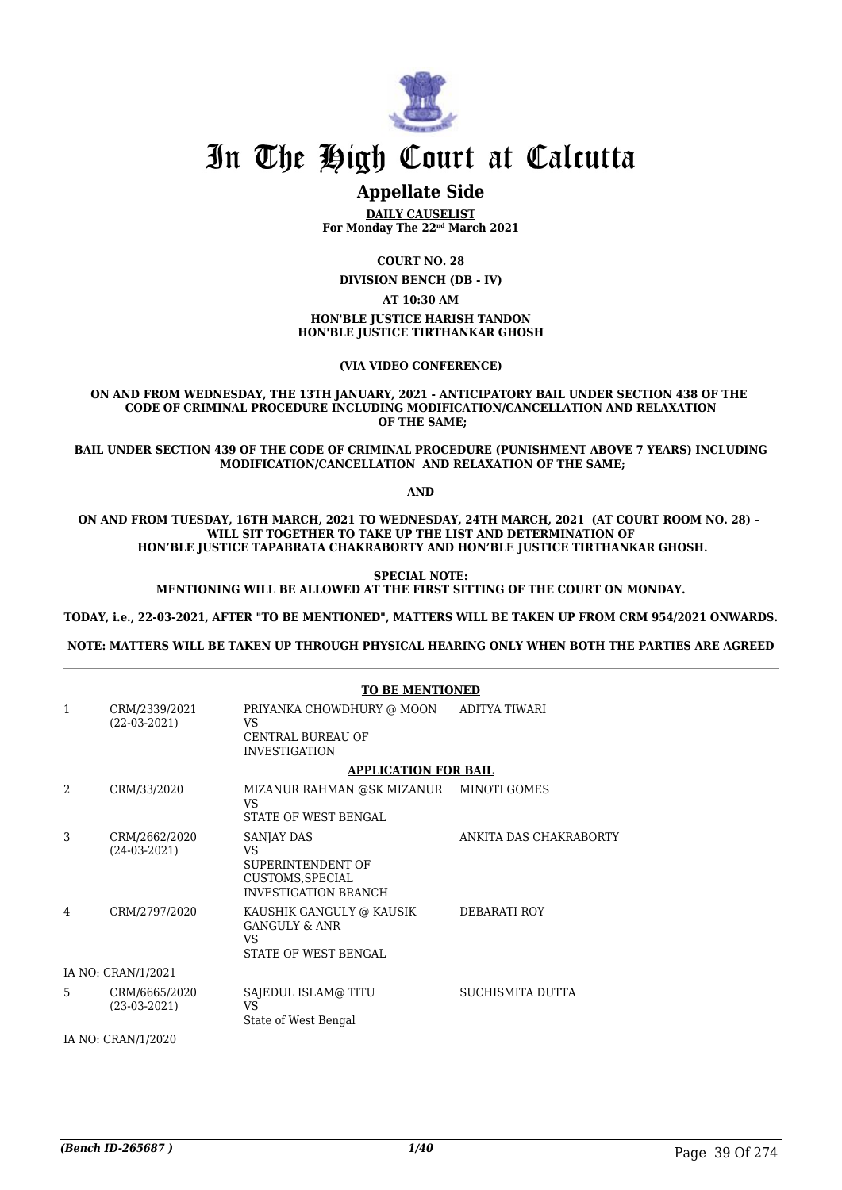# In The High Court at Calcutta

## Appellate Side

**DAILY CAUSELIST**
**For Monday The 22nd March 2021**

**COURT NO. 28**

**DIVISION BENCH (DB - IV)**

**AT 10:30 AM**

**HON'BLE JUSTICE HARISH TANDON**
**HON'BLE JUSTICE TIRTHANKAR GHOSH**

**(VIA VIDEO CONFERENCE)**

**ON AND FROM WEDNESDAY, THE 13TH JANUARY, 2021 - ANTICIPATORY BAIL UNDER SECTION 438 OF THE CODE OF CRIMINAL PROCEDURE INCLUDING MODIFICATION/CANCELLATION AND RELAXATION OF THE SAME;**

**BAIL UNDER SECTION 439 OF THE CODE OF CRIMINAL PROCEDURE (PUNISHMENT ABOVE 7 YEARS) INCLUDING MODIFICATION/CANCELLATION AND RELAXATION OF THE SAME;**

**AND**

**ON AND FROM TUESDAY, 16TH MARCH, 2021 TO WEDNESDAY, 24TH MARCH, 2021 (AT COURT ROOM NO. 28) – WILL SIT TOGETHER TO TAKE UP THE LIST AND DETERMINATION OF HON'BLE JUSTICE TAPABRATA CHAKRABORTY AND HON'BLE JUSTICE TIRTHANKAR GHOSH.**

**SPECIAL NOTE:**
**MENTIONING WILL BE ALLOWED AT THE FIRST SITTING OF THE COURT ON MONDAY.**

**TODAY, i.e., 22-03-2021, AFTER "TO BE MENTIONED", MATTERS WILL BE TAKEN UP FROM CRM 954/2021 ONWARDS.**

**NOTE: MATTERS WILL BE TAKEN UP THROUGH PHYSICAL HEARING ONLY WHEN BOTH THE PARTIES ARE AGREED**

**TO BE MENTIONED**

| | | | |
|---|---|---|---|
| 1 | CRM/2339/2021 (22-03-2021) | PRIYANKA CHOWDHURY @ MOON VS CENTRAL BUREAU OF INVESTIGATION | ADITYA TIWARI |

**APPLICATION FOR BAIL**

| | | | |
|---|---|---|---|
| 2 | CRM/33/2020 | MIZANUR RAHMAN @SK MIZANUR VS STATE OF WEST BENGAL | MINOTI GOMES |
| 3 | CRM/2662/2020 (24-03-2021) | SANJAY DAS VS SUPERINTENDENT OF CUSTOMS,SPECIAL INVESTIGATION BRANCH | ANKITA DAS CHAKRABORTY |
| 4 | CRM/2797/2020 | KAUSHIK GANGULY @ KAUSIK GANGULY & ANR VS STATE OF WEST BENGAL | DEBARATI ROY |
| | IA NO: CRAN/1/2021 | | |
| 5 | CRM/6665/2020 (23-03-2021) | SAJEDUL ISLAM@ TITU VS State of West Bengal | SUCHISMITA DUTTA |
| | IA NO: CRAN/1/2020 | | |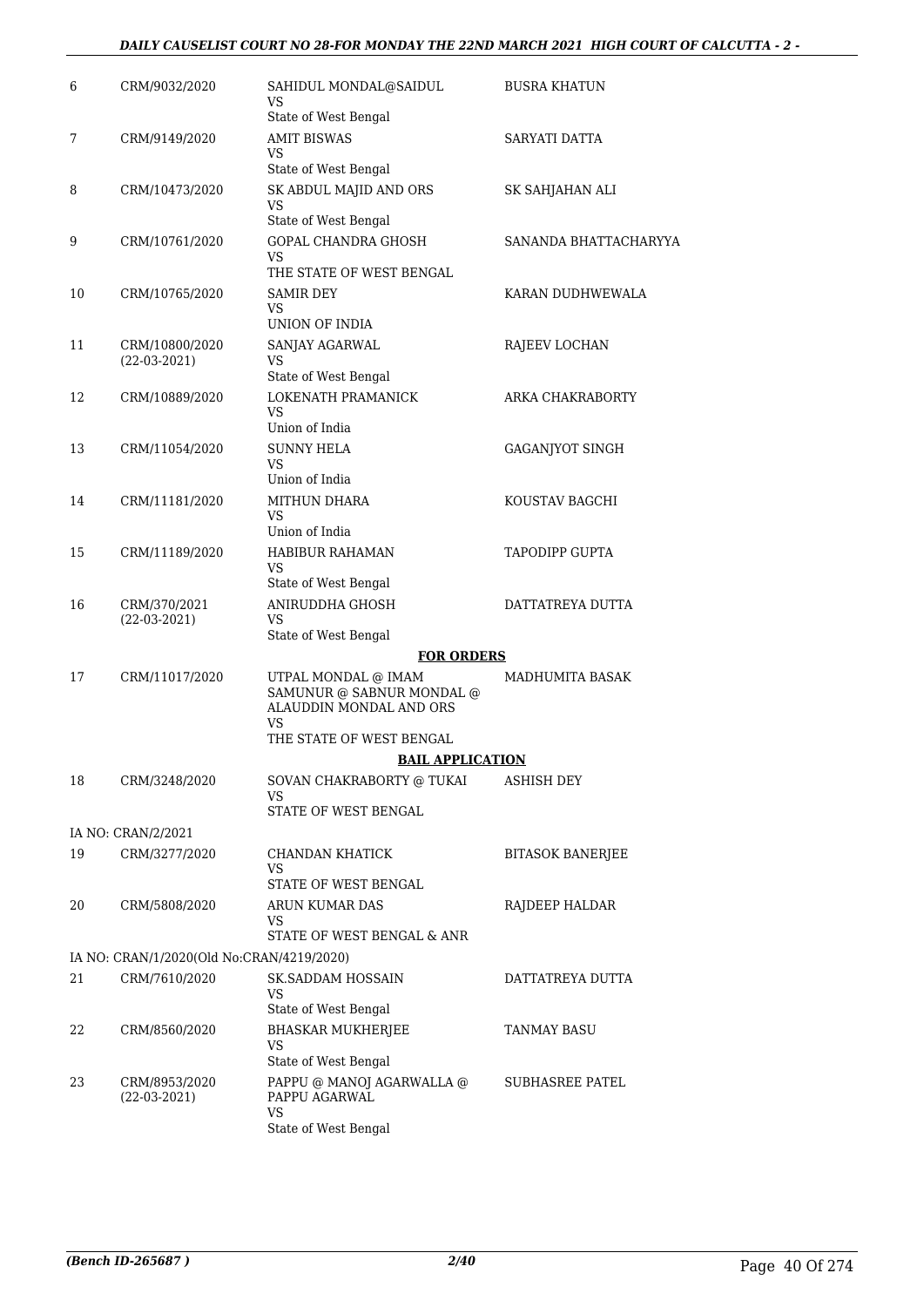| | | | |
|---|---|---|---|
| 6 | CRM/9032/2020 | SAHIDUL MONDAL@SAIDUL<br>VS<br>State of West Bengal | BUSRA KHATUN |
| 7 | CRM/9149/2020 | AMIT BISWAS<br>VS<br>State of West Bengal | SARYATI DATTA |
| 8 | CRM/10473/2020 | SK ABDUL MAJID AND ORS<br>VS<br>State of West Bengal | SK SAHJAHAN ALI |
| 9 | CRM/10761/2020 | GOPAL CHANDRA GHOSH<br>VS<br>THE STATE OF WEST BENGAL | SANANDA BHATTACHARYYA |
| 10 | CRM/10765/2020 | SAMIR DEY<br>VS<br>UNION OF INDIA | KARAN DUDHWEWALA |
| 11 | CRM/10800/2020<br>(22-03-2021) | SANJAY AGARWAL<br>VS<br>State of West Bengal | RAJEEV LOCHAN |
| 12 | CRM/10889/2020 | LOKENATH PRAMANICK<br>VS<br>Union of India | ARKA CHAKRABORTY |
| 13 | CRM/11054/2020 | SUNNY HELA<br>VS<br>Union of India | GAGANJYOT SINGH |
| 14 | CRM/11181/2020 | MITHUN DHARA<br>VS<br>Union of India | KOUSTAV BAGCHI |
| 15 | CRM/11189/2020 | HABIBUR RAHAMAN<br>VS<br>State of West Bengal | TAPODIPP GUPTA |
| 16 | CRM/370/2021<br>(22-03-2021) | ANIRUDDHA GHOSH<br>VS<br>State of West Bengal | DATTATREYA DUTTA |
| | | **FOR ORDERS** | |
| 17 | CRM/11017/2020 | UTPAL MONDAL @ IMAM SAMUNUR @ SABNUR MONDAL @ ALAUDDIN MONDAL AND ORS<br>VS<br>THE STATE OF WEST BENGAL | MADHUMITA BASAK |
| | | **BAIL APPLICATION** | |
| 18 | CRM/3248/2020 | SOVAN CHAKRABORTY @ TUKAI<br>VS<br>STATE OF WEST BENGAL | ASHISH DEY |
| | IA NO: CRAN/2/2021 | | |
| 19 | CRM/3277/2020 | CHANDAN KHATICK<br>VS<br>STATE OF WEST BENGAL | BITASOK BANERJEE |
| 20 | CRM/5808/2020 | ARUN KUMAR DAS<br>VS<br>STATE OF WEST BENGAL & ANR | RAJDEEP HALDAR |
| | IA NO: CRAN/1/2020(Old No:CRAN/4219/2020) | | |
| 21 | CRM/7610/2020 | SK.SADDAM HOSSAIN<br>VS<br>State of West Bengal | DATTATREYA DUTTA |
| 22 | CRM/8560/2020 | BHASKAR MUKHERJEE<br>VS<br>State of West Bengal | TANMAY BASU |
| 23 | CRM/8953/2020<br>(22-03-2021) | PAPPU @ MANOJ AGARWALLA @ PAPPU AGARWAL<br>VS<br>State of West Bengal | SUBHASREE PATEL |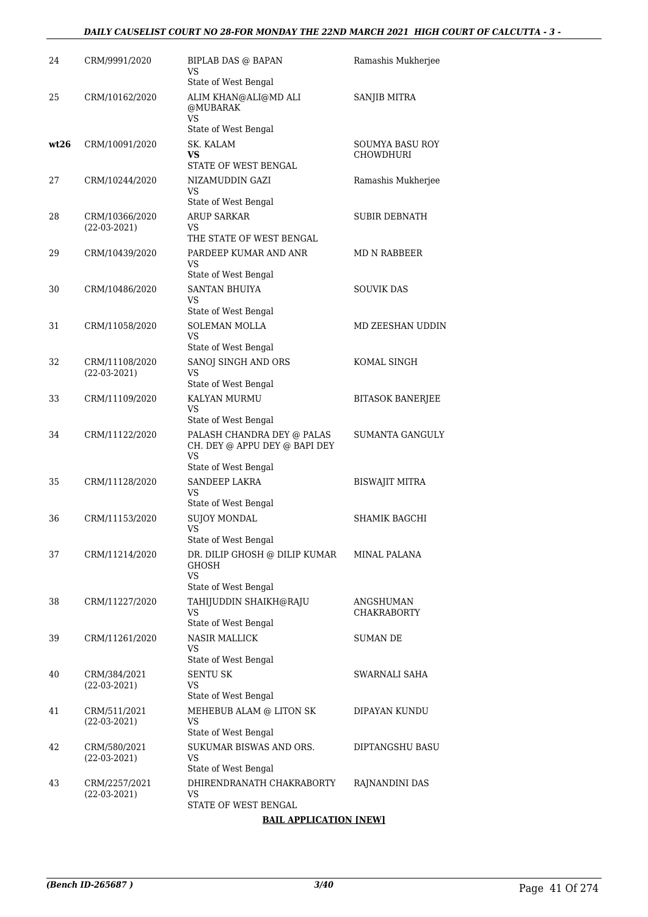| | | | |
|---|---|---|---|
| 24 | CRM/9991/2020 | BIPLAB DAS @ BAPAN<br>VS<br>State of West Bengal | Ramashis Mukherjee |
| 25 | CRM/10162/2020 | ALIM KHAN@ALI@MD ALI @MUBARAK<br>VS<br>State of West Bengal | SANJIB MITRA |
| **wt26** | CRM/10091/2020 | SK. KALAM<br>**VS**<br>STATE OF WEST BENGAL | SOUMYA BASU ROY CHOWDHURI |
| 27 | CRM/10244/2020 | NIZAMUDDIN GAZI<br>VS<br>State of West Bengal | Ramashis Mukherjee |
| 28 | CRM/10366/2020<br>(22-03-2021) | ARUP SARKAR<br>VS<br>THE STATE OF WEST BENGAL | SUBIR DEBNATH |
| 29 | CRM/10439/2020 | PARDEEP KUMAR AND ANR<br>VS<br>State of West Bengal | MD N RABBEER |
| 30 | CRM/10486/2020 | SANTAN BHUIYA<br>VS<br>State of West Bengal | SOUVIK DAS |
| 31 | CRM/11058/2020 | SOLEMAN MOLLA<br>VS<br>State of West Bengal | MD ZEESHAN UDDIN |
| 32 | CRM/11108/2020<br>(22-03-2021) | SANOJ SINGH AND ORS<br>VS<br>State of West Bengal | KOMAL SINGH |
| 33 | CRM/11109/2020 | KALYAN MURMU<br>VS<br>State of West Bengal | BITASOK BANERJEE |
| 34 | CRM/11122/2020 | PALASH CHANDRA DEY @ PALAS CH. DEY @ APPU DEY @ BAPI DEY<br>VS<br>State of West Bengal | SUMANTA GANGULY |
| 35 | CRM/11128/2020 | SANDEEP LAKRA<br>VS<br>State of West Bengal | BISWAJIT MITRA |
| 36 | CRM/11153/2020 | SUJOY MONDAL<br>VS<br>State of West Bengal | SHAMIK BAGCHI |
| 37 | CRM/11214/2020 | DR. DILIP GHOSH @ DILIP KUMAR GHOSH<br>VS<br>State of West Bengal | MINAL PALANA |
| 38 | CRM/11227/2020 | TAHIJUDDIN SHAIKH@RAJU<br>VS<br>State of West Bengal | ANGSHUMAN CHAKRABORTY |
| 39 | CRM/11261/2020 | NASIR MALLICK<br>VS<br>State of West Bengal | SUMAN DE |
| 40 | CRM/384/2021<br>(22-03-2021) | SENTU SK<br>VS<br>State of West Bengal | SWARNALI SAHA |
| 41 | CRM/511/2021<br>(22-03-2021) | MEHEBUB ALAM @ LITON SK<br>VS<br>State of West Bengal | DIPAYAN KUNDU |
| 42 | CRM/580/2021<br>(22-03-2021) | SUKUMAR BISWAS AND ORS.<br>VS<br>State of West Bengal | DIPTANGSHU BASU |
| 43 | CRM/2257/2021<br>(22-03-2021) | DHIRENDRANATH CHAKRABORTY<br>VS<br>STATE OF WEST BENGAL | RAJNANDINI DAS |

**BAIL APPLICATION [NEW]**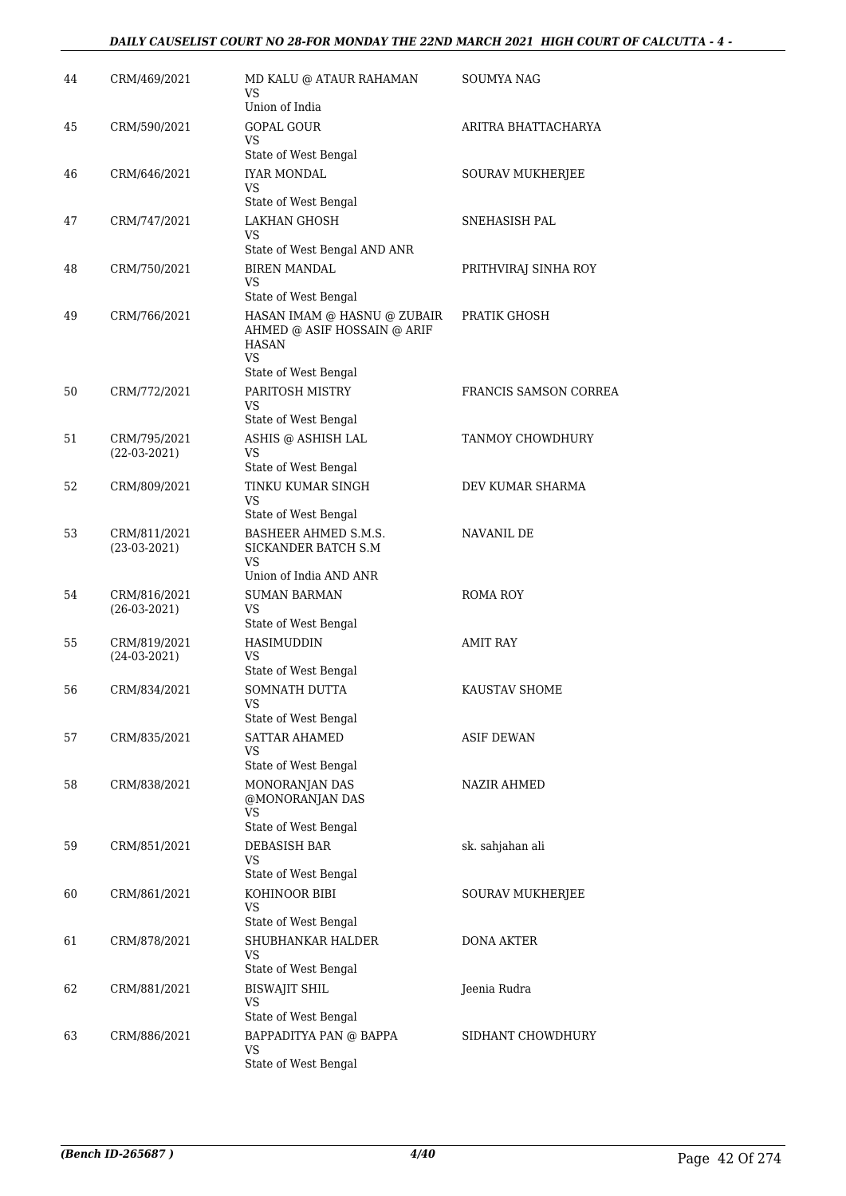| | | | |
|---|---|---|---|
| 44 | CRM/469/2021 | MD KALU @ ATAUR RAHAMAN<br>VS<br>Union of India | SOUMYA NAG |
| 45 | CRM/590/2021 | GOPAL GOUR<br>VS<br>State of West Bengal | ARITRA BHATTACHARYA |
| 46 | CRM/646/2021 | IYAR MONDAL<br>VS<br>State of West Bengal | SOURAV MUKHERJEE |
| 47 | CRM/747/2021 | LAKHAN GHOSH<br>VS<br>State of West Bengal AND ANR | SNEHASISH PAL |
| 48 | CRM/750/2021 | BIREN MANDAL<br>VS<br>State of West Bengal | PRITHVIRAJ SINHA ROY |
| 49 | CRM/766/2021 | HASAN IMAM @ HASNU @ ZUBAIR AHMED @ ASIF HOSSAIN @ ARIF HASAN<br>VS<br>State of West Bengal | PRATIK GHOSH |
| 50 | CRM/772/2021 | PARITOSH MISTRY<br>VS<br>State of West Bengal | FRANCIS SAMSON CORREA |
| 51 | CRM/795/2021<br>(22-03-2021) | ASHIS @ ASHISH LAL<br>VS<br>State of West Bengal | TANMOY CHOWDHURY |
| 52 | CRM/809/2021 | TINKU KUMAR SINGH<br>VS<br>State of West Bengal | DEV KUMAR SHARMA |
| 53 | CRM/811/2021<br>(23-03-2021) | BASHEER AHMED S.M.S. SICKANDER BATCH S.M<br>VS<br>Union of India AND ANR | NAVANIL DE |
| 54 | CRM/816/2021<br>(26-03-2021) | SUMAN BARMAN<br>VS<br>State of West Bengal | ROMA ROY |
| 55 | CRM/819/2021<br>(24-03-2021) | HASIMUDDIN<br>VS<br>State of West Bengal | AMIT RAY |
| 56 | CRM/834/2021 | SOMNATH DUTTA<br>VS<br>State of West Bengal | KAUSTAV SHOME |
| 57 | CRM/835/2021 | SATTAR AHAMED<br>VS<br>State of West Bengal | ASIF DEWAN |
| 58 | CRM/838/2021 | MONORANJAN DAS @MONORANJAN DAS<br>VS<br>State of West Bengal | NAZIR AHMED |
| 59 | CRM/851/2021 | DEBASISH BAR<br>VS<br>State of West Bengal | sk. sahjahan ali |
| 60 | CRM/861/2021 | KOHINOOR BIBI<br>VS<br>State of West Bengal | SOURAV MUKHERJEE |
| 61 | CRM/878/2021 | SHUBHANKAR HALDER<br>VS<br>State of West Bengal | DONA AKTER |
| 62 | CRM/881/2021 | BISWAJIT SHIL<br>VS<br>State of West Bengal | Jeenia Rudra |
| 63 | CRM/886/2021 | BAPPADITYA PAN @ BAPPA<br>VS<br>State of West Bengal | SIDHANT CHOWDHURY |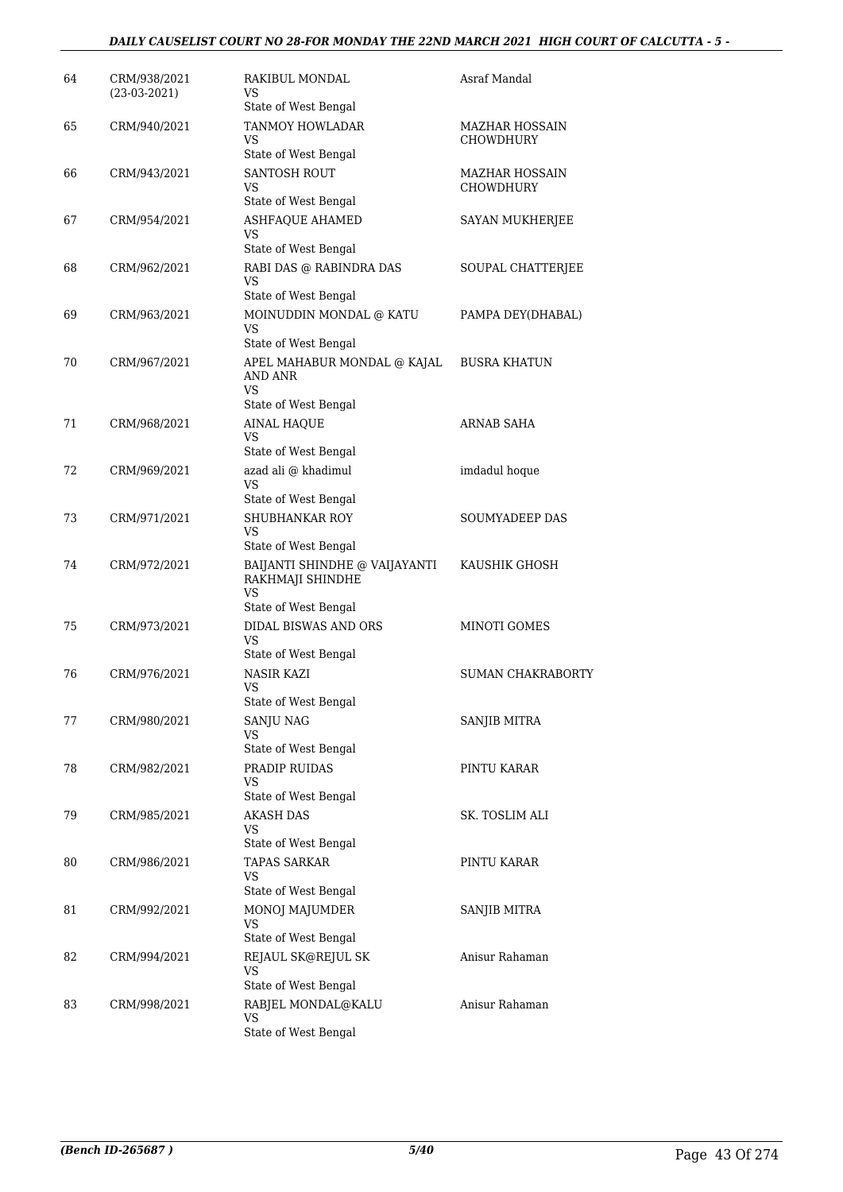| | | | |
|---|---|---|---|
| 64 | CRM/938/2021<br>(23-03-2021) | RAKIBUL MONDAL<br>VS<br>State of West Bengal | Asraf Mandal |
| 65 | CRM/940/2021 | TANMOY HOWLADAR<br>VS<br>State of West Bengal | MAZHAR HOSSAIN CHOWDHURY |
| 66 | CRM/943/2021 | SANTOSH ROUT<br>VS<br>State of West Bengal | MAZHAR HOSSAIN CHOWDHURY |
| 67 | CRM/954/2021 | ASHFAQUE AHAMED<br>VS<br>State of West Bengal | SAYAN MUKHERJEE |
| 68 | CRM/962/2021 | RABI DAS @ RABINDRA DAS<br>VS<br>State of West Bengal | SOUPAL CHATTERJEE |
| 69 | CRM/963/2021 | MOINUDDIN MONDAL @ KATU<br>VS<br>State of West Bengal | PAMPA DEY(DHABAL) |
| 70 | CRM/967/2021 | APEL MAHABUR MONDAL @ KAJAL AND ANR<br>VS<br>State of West Bengal | BUSRA KHATUN |
| 71 | CRM/968/2021 | AINAL HAQUE<br>VS<br>State of West Bengal | ARNAB SAHA |
| 72 | CRM/969/2021 | azad ali @ khadimul<br>VS<br>State of West Bengal | imdadul hoque |
| 73 | CRM/971/2021 | SHUBHANKAR ROY<br>VS<br>State of West Bengal | SOUMYADEEP DAS |
| 74 | CRM/972/2021 | BAIJANTI SHINDHE @ VAIJAYANTI RAKHMAJI SHINDHE<br>VS<br>State of West Bengal | KAUSHIK GHOSH |
| 75 | CRM/973/2021 | DIDAL BISWAS AND ORS<br>VS<br>State of West Bengal | MINOTI GOMES |
| 76 | CRM/976/2021 | NASIR KAZI<br>VS<br>State of West Bengal | SUMAN CHAKRABORTY |
| 77 | CRM/980/2021 | SANJU NAG<br>VS<br>State of West Bengal | SANJIB MITRA |
| 78 | CRM/982/2021 | PRADIP RUIDAS<br>VS<br>State of West Bengal | PINTU KARAR |
| 79 | CRM/985/2021 | AKASH DAS<br>VS<br>State of West Bengal | SK. TOSLIM ALI |
| 80 | CRM/986/2021 | TAPAS SARKAR<br>VS<br>State of West Bengal | PINTU KARAR |
| 81 | CRM/992/2021 | MONOJ MAJUMDER<br>VS<br>State of West Bengal | SANJIB MITRA |
| 82 | CRM/994/2021 | REJAUL SK@REJUL SK<br>VS<br>State of West Bengal | Anisur Rahaman |
| 83 | CRM/998/2021 | RABJEL MONDAL@KALU<br>VS<br>State of West Bengal | Anisur Rahaman |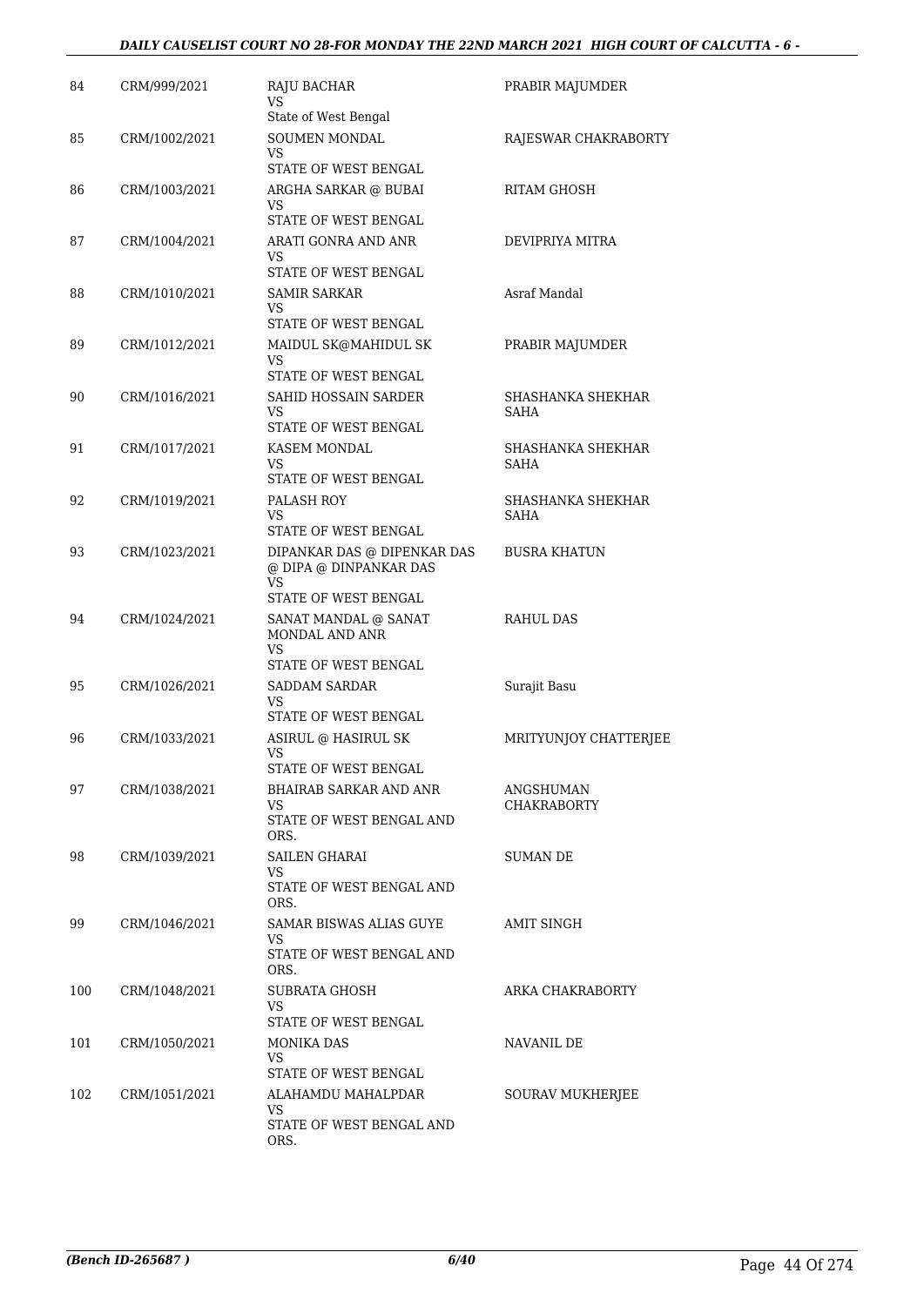| 84 | CRM/999/2021 | RAJU BACHAR<br>VS<br>State of West Bengal | PRABIR MAJUMDER |
|---|---|---|---|
| 85 | CRM/1002/2021 | SOUMEN MONDAL<br>VS<br>STATE OF WEST BENGAL | RAJESWAR CHAKRABORTY |
| 86 | CRM/1003/2021 | ARGHA SARKAR @ BUBAI<br>VS<br>STATE OF WEST BENGAL | RITAM GHOSH |
| 87 | CRM/1004/2021 | ARATI GONRA AND ANR<br>VS<br>STATE OF WEST BENGAL | DEVIPRIYA MITRA |
| 88 | CRM/1010/2021 | SAMIR SARKAR<br>VS<br>STATE OF WEST BENGAL | Asraf Mandal |
| 89 | CRM/1012/2021 | MAIDUL SK@MAHIDUL SK<br>VS<br>STATE OF WEST BENGAL | PRABIR MAJUMDER |
| 90 | CRM/1016/2021 | SAHID HOSSAIN SARDER<br>VS<br>STATE OF WEST BENGAL | SHASHANKA SHEKHAR SAHA |
| 91 | CRM/1017/2021 | KASEM MONDAL<br>VS<br>STATE OF WEST BENGAL | SHASHANKA SHEKHAR SAHA |
| 92 | CRM/1019/2021 | PALASH ROY<br>VS<br>STATE OF WEST BENGAL | SHASHANKA SHEKHAR SAHA |
| 93 | CRM/1023/2021 | DIPANKAR DAS @ DIPENKAR DAS @ DIPA @ DINPANKAR DAS<br>VS<br>STATE OF WEST BENGAL | BUSRA KHATUN |
| 94 | CRM/1024/2021 | SANAT MANDAL @ SANAT MONDAL AND ANR<br>VS<br>STATE OF WEST BENGAL | RAHUL DAS |
| 95 | CRM/1026/2021 | SADDAM SARDAR<br>VS<br>STATE OF WEST BENGAL | Surajit Basu |
| 96 | CRM/1033/2021 | ASIRUL @ HASIRUL SK<br>VS<br>STATE OF WEST BENGAL | MRITYUNJOY CHATTERJEE |
| 97 | CRM/1038/2021 | BHAIRAB SARKAR AND ANR<br>VS<br>STATE OF WEST BENGAL AND ORS. | ANGSHUMAN CHAKRABORTY |
| 98 | CRM/1039/2021 | SAILEN GHARAI<br>VS<br>STATE OF WEST BENGAL AND ORS. | SUMAN DE |
| 99 | CRM/1046/2021 | SAMAR BISWAS ALIAS GUYE<br>VS<br>STATE OF WEST BENGAL AND ORS. | AMIT SINGH |
| 100 | CRM/1048/2021 | SUBRATA GHOSH<br>VS<br>STATE OF WEST BENGAL | ARKA CHAKRABORTY |
| 101 | CRM/1050/2021 | MONIKA DAS<br>VS<br>STATE OF WEST BENGAL | NAVANIL DE |
| 102 | CRM/1051/2021 | ALAHAMDU MAHALPDAR<br>VS<br>STATE OF WEST BENGAL AND ORS. | SOURAV MUKHERJEE |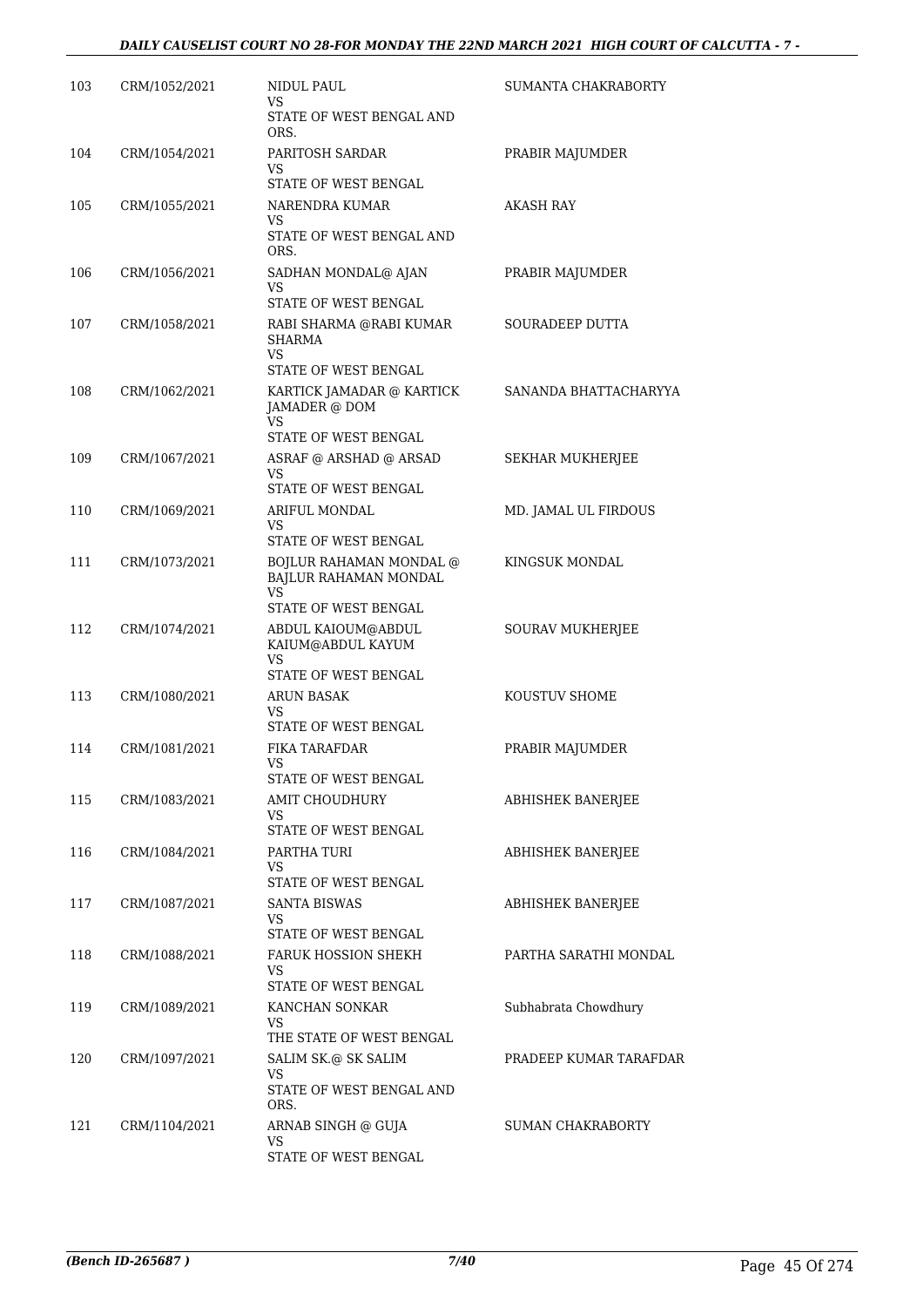| | | | |
|---|---|---|---|
| 103 | CRM/1052/2021 | NIDUL PAUL<br>VS<br>STATE OF WEST BENGAL AND ORS. | SUMANTA CHAKRABORTY |
| 104 | CRM/1054/2021 | PARITOSH SARDAR<br>VS<br>STATE OF WEST BENGAL | PRABIR MAJUMDER |
| 105 | CRM/1055/2021 | NARENDRA KUMAR<br>VS<br>STATE OF WEST BENGAL AND ORS. | AKASH RAY |
| 106 | CRM/1056/2021 | SADHAN MONDAL@ AJAN<br>VS<br>STATE OF WEST BENGAL | PRABIR MAJUMDER |
| 107 | CRM/1058/2021 | RABI SHARMA @RABI KUMAR SHARMA<br>VS<br>STATE OF WEST BENGAL | SOURADEEP DUTTA |
| 108 | CRM/1062/2021 | KARTICK JAMADAR @ KARTICK JAMADER @ DOM<br>VS<br>STATE OF WEST BENGAL | SANANDA BHATTACHARYYA |
| 109 | CRM/1067/2021 | ASRAF @ ARSHAD @ ARSAD<br>VS<br>STATE OF WEST BENGAL | SEKHAR MUKHERJEE |
| 110 | CRM/1069/2021 | ARIFUL MONDAL<br>VS<br>STATE OF WEST BENGAL | MD. JAMAL UL FIRDOUS |
| 111 | CRM/1073/2021 | BOJLUR RAHAMAN MONDAL @ BAJLUR RAHAMAN MONDAL<br>VS<br>STATE OF WEST BENGAL | KINGSUK MONDAL |
| 112 | CRM/1074/2021 | ABDUL KAIOUM@ABDUL KAIUM@ABDUL KAYUM<br>VS<br>STATE OF WEST BENGAL | SOURAV MUKHERJEE |
| 113 | CRM/1080/2021 | ARUN BASAK<br>VS<br>STATE OF WEST BENGAL | KOUSTUV SHOME |
| 114 | CRM/1081/2021 | FIKA TARAFDAR<br>VS<br>STATE OF WEST BENGAL | PRABIR MAJUMDER |
| 115 | CRM/1083/2021 | AMIT CHOUDHURY<br>VS<br>STATE OF WEST BENGAL | ABHISHEK BANERJEE |
| 116 | CRM/1084/2021 | PARTHA TURI<br>VS<br>STATE OF WEST BENGAL | ABHISHEK BANERJEE |
| 117 | CRM/1087/2021 | SANTA BISWAS<br>VS<br>STATE OF WEST BENGAL | ABHISHEK BANERJEE |
| 118 | CRM/1088/2021 | FARUK HOSSION SHEKH<br>VS<br>STATE OF WEST BENGAL | PARTHA SARATHI MONDAL |
| 119 | CRM/1089/2021 | KANCHAN SONKAR<br>VS<br>THE STATE OF WEST BENGAL | Subhabrata Chowdhury |
| 120 | CRM/1097/2021 | SALIM SK.@ SK SALIM<br>VS<br>STATE OF WEST BENGAL AND ORS. | PRADEEP KUMAR TARAFDAR |
| 121 | CRM/1104/2021 | ARNAB SINGH @ GUJA<br>VS<br>STATE OF WEST BENGAL | SUMAN CHAKRABORTY |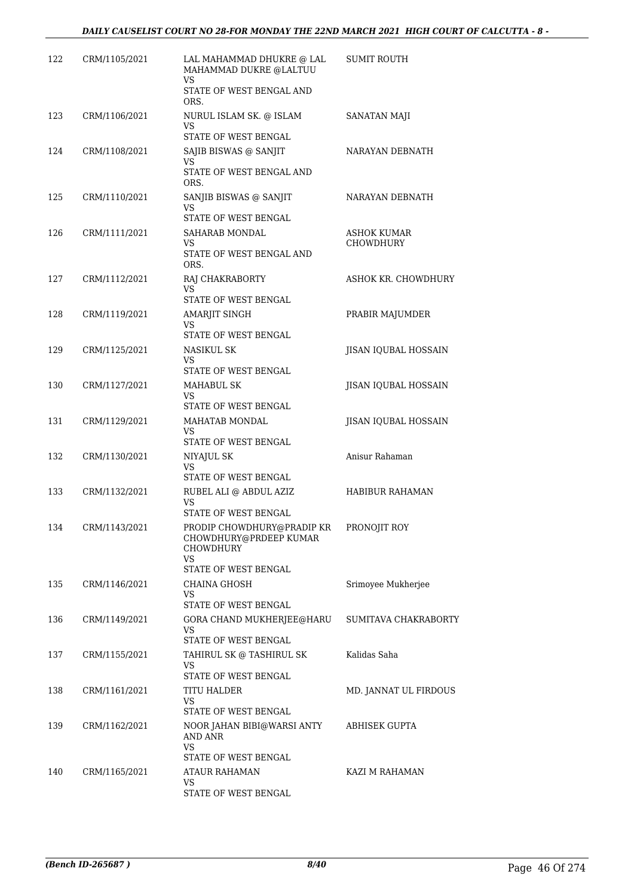| | | | |
|---|---|---|---|
| 122 | CRM/1105/2021 | LAL MAHAMMAD DHUKRE @ LAL MAHAMMAD DUKRE @LALTUU<br>VS<br>STATE OF WEST BENGAL AND ORS. | SUMIT ROUTH |
| 123 | CRM/1106/2021 | NURUL ISLAM SK. @ ISLAM<br>VS<br>STATE OF WEST BENGAL | SANATAN MAJI |
| 124 | CRM/1108/2021 | SAJIB BISWAS @ SANJIT<br>VS<br>STATE OF WEST BENGAL AND ORS. | NARAYAN DEBNATH |
| 125 | CRM/1110/2021 | SANJIB BISWAS @ SANJIT<br>VS<br>STATE OF WEST BENGAL | NARAYAN DEBNATH |
| 126 | CRM/1111/2021 | SAHARAB MONDAL<br>VS<br>STATE OF WEST BENGAL AND ORS. | ASHOK KUMAR CHOWDHURY |
| 127 | CRM/1112/2021 | RAJ CHAKRABORTY<br>VS<br>STATE OF WEST BENGAL | ASHOK KR. CHOWDHURY |
| 128 | CRM/1119/2021 | AMARJIT SINGH<br>VS<br>STATE OF WEST BENGAL | PRABIR MAJUMDER |
| 129 | CRM/1125/2021 | NASIKUL SK<br>VS<br>STATE OF WEST BENGAL | JISAN IQUBAL HOSSAIN |
| 130 | CRM/1127/2021 | MAHABUL SK<br>VS<br>STATE OF WEST BENGAL | JISAN IQUBAL HOSSAIN |
| 131 | CRM/1129/2021 | MAHATAB MONDAL<br>VS<br>STATE OF WEST BENGAL | JISAN IQUBAL HOSSAIN |
| 132 | CRM/1130/2021 | NIYAJUL SK<br>VS<br>STATE OF WEST BENGAL | Anisur Rahaman |
| 133 | CRM/1132/2021 | RUBEL ALI @ ABDUL AZIZ<br>VS<br>STATE OF WEST BENGAL | HABIBUR RAHAMAN |
| 134 | CRM/1143/2021 | PRODIP CHOWDHURY@PRADIP KR CHOWDHURY@PRDEEP KUMAR CHOWDHURY<br>VS<br>STATE OF WEST BENGAL | PRONOJIT ROY |
| 135 | CRM/1146/2021 | CHAINA GHOSH<br>VS<br>STATE OF WEST BENGAL | Srimoyee Mukherjee |
| 136 | CRM/1149/2021 | GORA CHAND MUKHERJEE@HARU<br>VS<br>STATE OF WEST BENGAL | SUMITAVA CHAKRABORTY |
| 137 | CRM/1155/2021 | TAHIRUL SK @ TASHIRUL SK<br>VS<br>STATE OF WEST BENGAL | Kalidas Saha |
| 138 | CRM/1161/2021 | TITU HALDER<br>VS<br>STATE OF WEST BENGAL | MD. JANNAT UL FIRDOUS |
| 139 | CRM/1162/2021 | NOOR JAHAN BIBI@WARSI ANTY AND ANR<br>VS<br>STATE OF WEST BENGAL | ABHISEK GUPTA |
| 140 | CRM/1165/2021 | ATAUR RAHAMAN<br>VS<br>STATE OF WEST BENGAL | KAZI M RAHAMAN |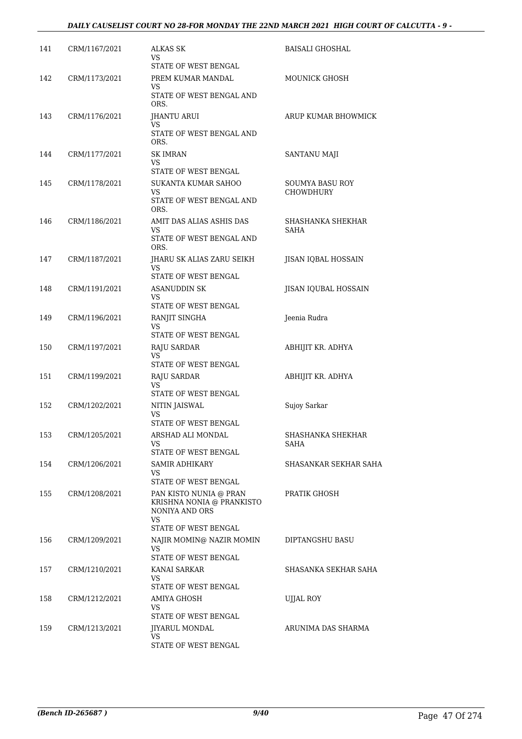| 141 | CRM/1167/2021 | ALKAS SK<br>VS<br>STATE OF WEST BENGAL | BAISALI GHOSHAL |
|---|---|---|---|
| 142 | CRM/1173/2021 | PREM KUMAR MANDAL<br>VS<br>STATE OF WEST BENGAL AND ORS. | MOUNICK GHOSH |
| 143 | CRM/1176/2021 | JHANTU ARUI<br>VS<br>STATE OF WEST BENGAL AND ORS. | ARUP KUMAR BHOWMICK |
| 144 | CRM/1177/2021 | SK IMRAN<br>VS<br>STATE OF WEST BENGAL | SANTANU MAJI |
| 145 | CRM/1178/2021 | SUKANTA KUMAR SAHOO<br>VS<br>STATE OF WEST BENGAL AND ORS. | SOUMYA BASU ROY CHOWDHURY |
| 146 | CRM/1186/2021 | AMIT DAS ALIAS ASHIS DAS<br>VS<br>STATE OF WEST BENGAL AND ORS. | SHASHANKA SHEKHAR SAHA |
| 147 | CRM/1187/2021 | JHARU SK ALIAS ZARU SEIKH<br>VS<br>STATE OF WEST BENGAL | JISAN IQBAL HOSSAIN |
| 148 | CRM/1191/2021 | ASANUDDIN SK<br>VS<br>STATE OF WEST BENGAL | JISAN IQUBAL HOSSAIN |
| 149 | CRM/1196/2021 | RANJIT SINGHA<br>VS<br>STATE OF WEST BENGAL | Jeenia Rudra |
| 150 | CRM/1197/2021 | RAJU SARDAR<br>VS<br>STATE OF WEST BENGAL | ABHIJIT KR. ADHYA |
| 151 | CRM/1199/2021 | RAJU SARDAR<br>VS<br>STATE OF WEST BENGAL | ABHIJIT KR. ADHYA |
| 152 | CRM/1202/2021 | NITIN JAISWAL<br>VS<br>STATE OF WEST BENGAL | Sujoy Sarkar |
| 153 | CRM/1205/2021 | ARSHAD ALI MONDAL<br>VS<br>STATE OF WEST BENGAL | SHASHANKA SHEKHAR SAHA |
| 154 | CRM/1206/2021 | SAMIR ADHIKARY<br>VS<br>STATE OF WEST BENGAL | SHASANKAR SEKHAR SAHA |
| 155 | CRM/1208/2021 | PAN KISTO NUNIA @ PRAN KRISHNA NONIA @ PRANKISTO NONIYA AND ORS<br>VS<br>STATE OF WEST BENGAL | PRATIK GHOSH |
| 156 | CRM/1209/2021 | NAJIR MOMIN@ NAZIR MOMIN<br>VS<br>STATE OF WEST BENGAL | DIPTANGSHU BASU |
| 157 | CRM/1210/2021 | KANAI SARKAR<br>VS<br>STATE OF WEST BENGAL | SHASANKA SEKHAR SAHA |
| 158 | CRM/1212/2021 | AMIYA GHOSH<br>VS<br>STATE OF WEST BENGAL | UJJAL ROY |
| 159 | CRM/1213/2021 | JIYARUL MONDAL<br>VS<br>STATE OF WEST BENGAL | ARUNIMA DAS SHARMA |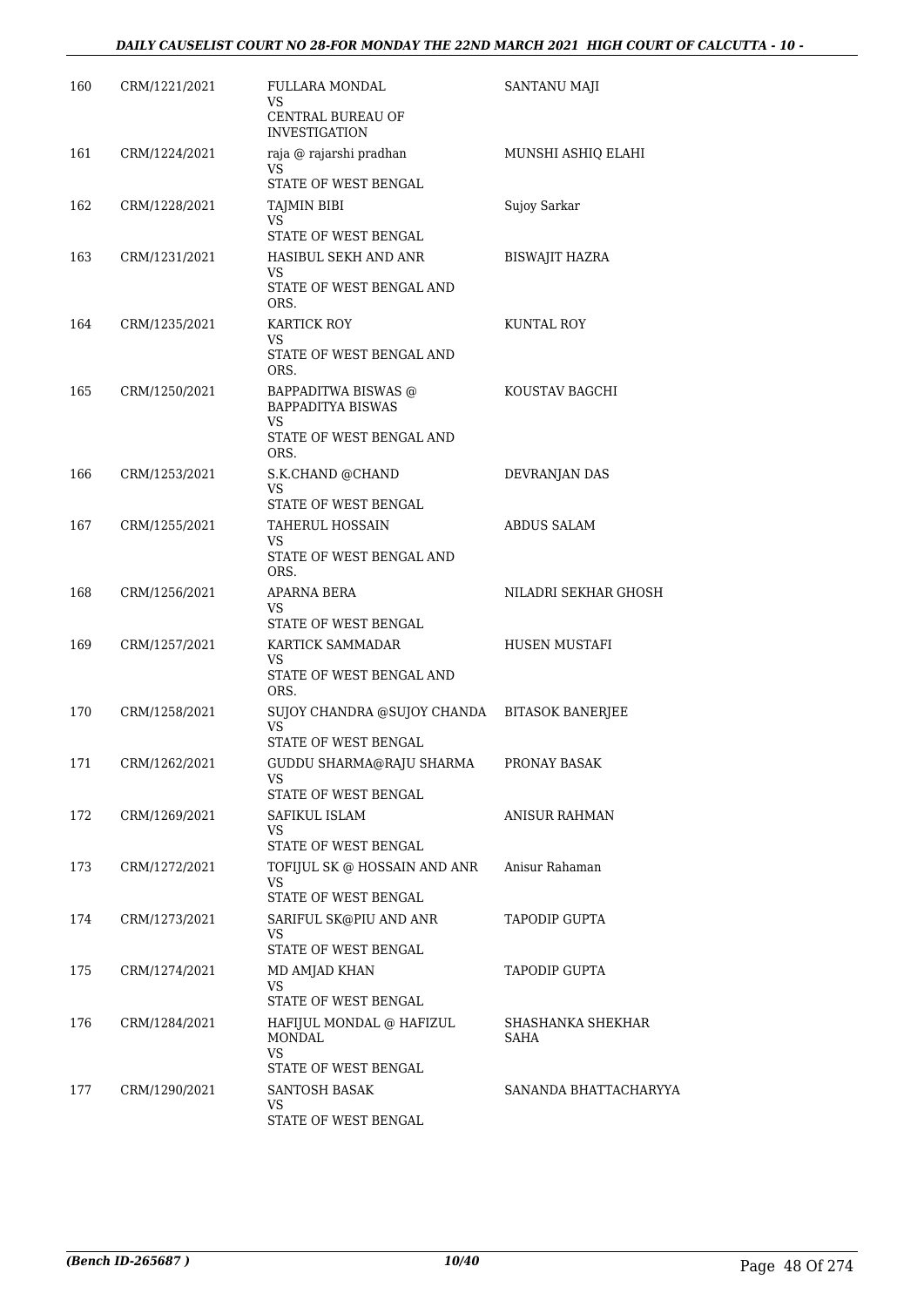| | | | |
|---|---|---|---|
| 160 | CRM/1221/2021 | FULLARA MONDAL<br>VS<br>CENTRAL BUREAU OF INVESTIGATION | SANTANU MAJI |
| 161 | CRM/1224/2021 | raja @ rajarshi pradhan<br>VS<br>STATE OF WEST BENGAL | MUNSHI ASHIQ ELAHI |
| 162 | CRM/1228/2021 | TAJMIN BIBI<br>VS<br>STATE OF WEST BENGAL | Sujoy Sarkar |
| 163 | CRM/1231/2021 | HASIBUL SEKH AND ANR<br>VS<br>STATE OF WEST BENGAL AND ORS. | BISWAJIT HAZRA |
| 164 | CRM/1235/2021 | KARTICK ROY<br>VS<br>STATE OF WEST BENGAL AND ORS. | KUNTAL ROY |
| 165 | CRM/1250/2021 | BAPPADITWA BISWAS @ BAPPADITYA BISWAS<br>VS<br>STATE OF WEST BENGAL AND ORS. | KOUSTAV BAGCHI |
| 166 | CRM/1253/2021 | S.K.CHAND @CHAND<br>VS<br>STATE OF WEST BENGAL | DEVRANJAN DAS |
| 167 | CRM/1255/2021 | TAHERUL HOSSAIN<br>VS<br>STATE OF WEST BENGAL AND ORS. | ABDUS SALAM |
| 168 | CRM/1256/2021 | APARNA BERA<br>VS<br>STATE OF WEST BENGAL | NILADRI SEKHAR GHOSH |
| 169 | CRM/1257/2021 | KARTICK SAMMADAR<br>VS<br>STATE OF WEST BENGAL AND ORS. | HUSEN MUSTAFI |
| 170 | CRM/1258/2021 | SUJOY CHANDRA @SUJOY CHANDA<br>VS<br>STATE OF WEST BENGAL | BITASOK BANERJEE |
| 171 | CRM/1262/2021 | GUDDU SHARMA@RAJU SHARMA<br>VS<br>STATE OF WEST BENGAL | PRONAY BASAK |
| 172 | CRM/1269/2021 | SAFIKUL ISLAM<br>VS<br>STATE OF WEST BENGAL | ANISUR RAHMAN |
| 173 | CRM/1272/2021 | TOFIJUL SK @ HOSSAIN AND ANR<br>VS<br>STATE OF WEST BENGAL | Anisur Rahaman |
| 174 | CRM/1273/2021 | SARIFUL SK@PIU AND ANR<br>VS<br>STATE OF WEST BENGAL | TAPODIP GUPTA |
| 175 | CRM/1274/2021 | MD AMJAD KHAN<br>VS<br>STATE OF WEST BENGAL | TAPODIP GUPTA |
| 176 | CRM/1284/2021 | HAFIJUL MONDAL @ HAFIZUL MONDAL<br>VS<br>STATE OF WEST BENGAL | SHASHANKA SHEKHAR SAHA |
| 177 | CRM/1290/2021 | SANTOSH BASAK<br>VS<br>STATE OF WEST BENGAL | SANANDA BHATTACHARYYA |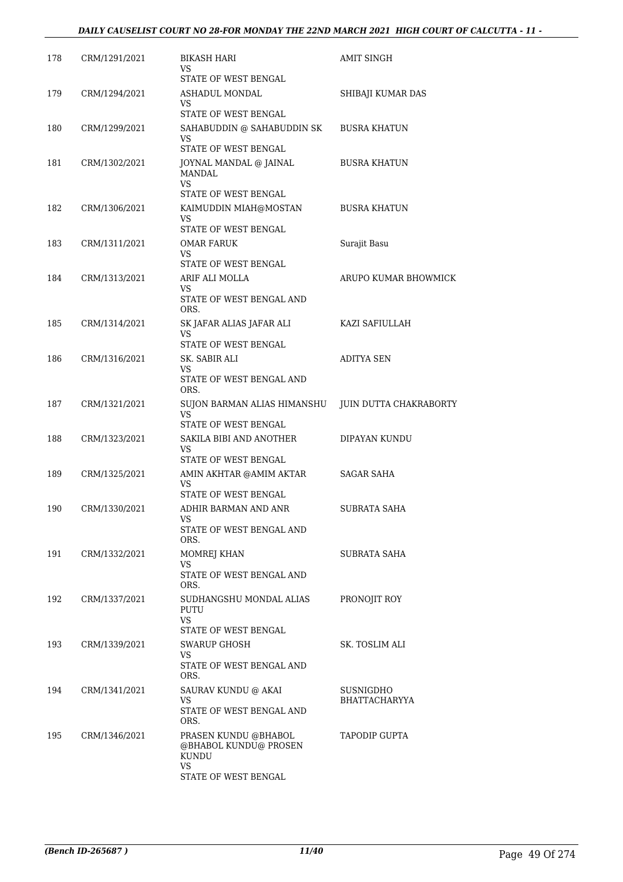| 178 | CRM/1291/2021 | BIKASH HARI<br>VS<br>STATE OF WEST BENGAL | AMIT SINGH |
|---|---|---|---|
| 179 | CRM/1294/2021 | ASHADUL MONDAL<br>VS<br>STATE OF WEST BENGAL | SHIBAJI KUMAR DAS |
| 180 | CRM/1299/2021 | SAHABUDDIN @ SAHABUDDIN SK<br>VS<br>STATE OF WEST BENGAL | BUSRA KHATUN |
| 181 | CRM/1302/2021 | JOYNAL MANDAL @ JAINAL MANDAL<br>VS<br>STATE OF WEST BENGAL | BUSRA KHATUN |
| 182 | CRM/1306/2021 | KAIMUDDIN MIAH@MOSTAN<br>VS<br>STATE OF WEST BENGAL | BUSRA KHATUN |
| 183 | CRM/1311/2021 | OMAR FARUK<br>VS<br>STATE OF WEST BENGAL | Surajit Basu |
| 184 | CRM/1313/2021 | ARIF ALI MOLLA<br>VS<br>STATE OF WEST BENGAL AND ORS. | ARUPO KUMAR BHOWMICK |
| 185 | CRM/1314/2021 | SK JAFAR ALIAS JAFAR ALI<br>VS<br>STATE OF WEST BENGAL | KAZI SAFIULLAH |
| 186 | CRM/1316/2021 | SK. SABIR ALI<br>VS<br>STATE OF WEST BENGAL AND ORS. | ADITYA SEN |
| 187 | CRM/1321/2021 | SUJON BARMAN ALIAS HIMANSHU<br>VS<br>STATE OF WEST BENGAL | JUIN DUTTA CHAKRABORTY |
| 188 | CRM/1323/2021 | SAKILA BIBI AND ANOTHER<br>VS<br>STATE OF WEST BENGAL | DIPAYAN KUNDU |
| 189 | CRM/1325/2021 | AMIN AKHTAR @AMIM AKTAR<br>VS<br>STATE OF WEST BENGAL | SAGAR SAHA |
| 190 | CRM/1330/2021 | ADHIR BARMAN AND ANR<br>VS<br>STATE OF WEST BENGAL AND ORS. | SUBRATA SAHA |
| 191 | CRM/1332/2021 | MOMREJ KHAN<br>VS<br>STATE OF WEST BENGAL AND ORS. | SUBRATA SAHA |
| 192 | CRM/1337/2021 | SUDHANGSHU MONDAL ALIAS PUTU<br>VS<br>STATE OF WEST BENGAL | PRONOJIT ROY |
| 193 | CRM/1339/2021 | SWARUP GHOSH<br>VS<br>STATE OF WEST BENGAL AND ORS. | SK. TOSLIM ALI |
| 194 | CRM/1341/2021 | SAURAV KUNDU @ AKAI<br>VS<br>STATE OF WEST BENGAL AND ORS. | SUSNIGDHO BHATTACHARYYA |
| 195 | CRM/1346/2021 | PRASEN KUNDU @BHABOL @BHABOL KUNDU@ PROSEN KUNDU<br>VS<br>STATE OF WEST BENGAL | TAPODIP GUPTA |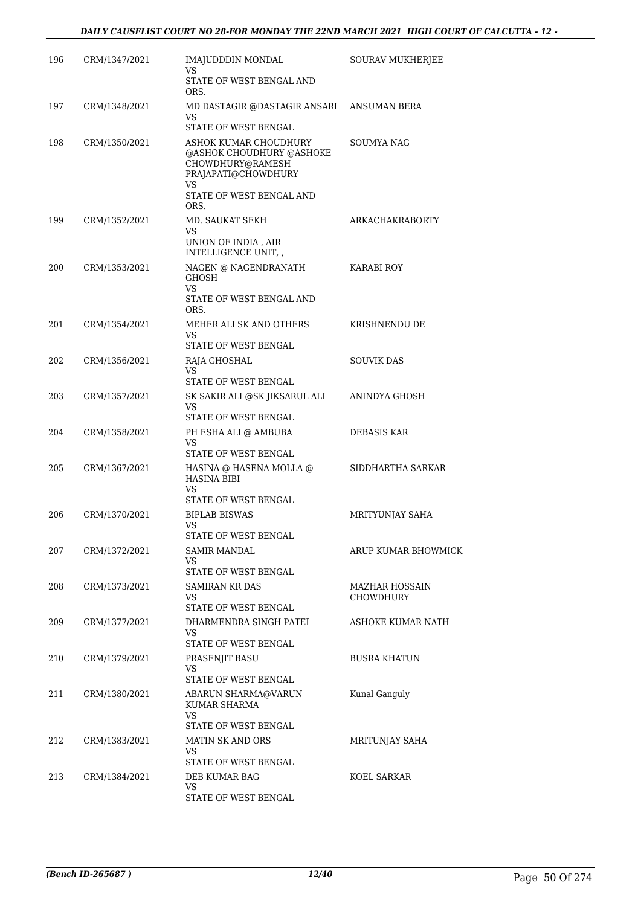| 196 | CRM/1347/2021 | IMAJUDDDIN MONDAL<br>VS<br>STATE OF WEST BENGAL AND ORS. | SOURAV MUKHERJEE |
|---|---|---|---|
| 197 | CRM/1348/2021 | MD DASTAGIR @DASTAGIR ANSARI<br>VS<br>STATE OF WEST BENGAL | ANSUMAN BERA |
| 198 | CRM/1350/2021 | ASHOK KUMAR CHOUDHURY @ASHOK CHOUDHURY @ASHOKE CHOWDHURY@RAMESH PRAJAPATI@CHOWDHURY<br>VS<br>STATE OF WEST BENGAL AND ORS. | SOUMYA NAG |
| 199 | CRM/1352/2021 | MD. SAUKAT SEKH<br>VS<br>UNION OF INDIA , AIR INTELLIGENCE UNIT, , | ARKACHAKRABORTY |
| 200 | CRM/1353/2021 | NAGEN @ NAGENDRANATH GHOSH<br>VS<br>STATE OF WEST BENGAL AND ORS. | KARABI ROY |
| 201 | CRM/1354/2021 | MEHER ALI SK AND OTHERS<br>VS<br>STATE OF WEST BENGAL | KRISHNENDU DE |
| 202 | CRM/1356/2021 | RAJA GHOSHAL<br>VS<br>STATE OF WEST BENGAL | SOUVIK DAS |
| 203 | CRM/1357/2021 | SK SAKIR ALI @SK JIKSARUL ALI<br>VS<br>STATE OF WEST BENGAL | ANINDYA GHOSH |
| 204 | CRM/1358/2021 | PH ESHA ALI @ AMBUBA<br>VS<br>STATE OF WEST BENGAL | DEBASIS KAR |
| 205 | CRM/1367/2021 | HASINA @ HASENA MOLLA @ HASINA BIBI<br>VS<br>STATE OF WEST BENGAL | SIDDHARTHA SARKAR |
| 206 | CRM/1370/2021 | BIPLAB BISWAS<br>VS<br>STATE OF WEST BENGAL | MRITYUNJAY SAHA |
| 207 | CRM/1372/2021 | SAMIR MANDAL<br>VS<br>STATE OF WEST BENGAL | ARUP KUMAR BHOWMICK |
| 208 | CRM/1373/2021 | SAMIRAN KR DAS<br>VS<br>STATE OF WEST BENGAL | MAZHAR HOSSAIN CHOWDHURY |
| 209 | CRM/1377/2021 | DHARMENDRA SINGH PATEL<br>VS<br>STATE OF WEST BENGAL | ASHOKE KUMAR NATH |
| 210 | CRM/1379/2021 | PRASENJIT BASU<br>VS<br>STATE OF WEST BENGAL | BUSRA KHATUN |
| 211 | CRM/1380/2021 | ABARUN SHARMA@VARUN KUMAR SHARMA<br>VS<br>STATE OF WEST BENGAL | Kunal Ganguly |
| 212 | CRM/1383/2021 | MATIN SK AND ORS<br>VS<br>STATE OF WEST BENGAL | MRITUNJAY SAHA |
| 213 | CRM/1384/2021 | DEB KUMAR BAG<br>VS<br>STATE OF WEST BENGAL | KOEL SARKAR |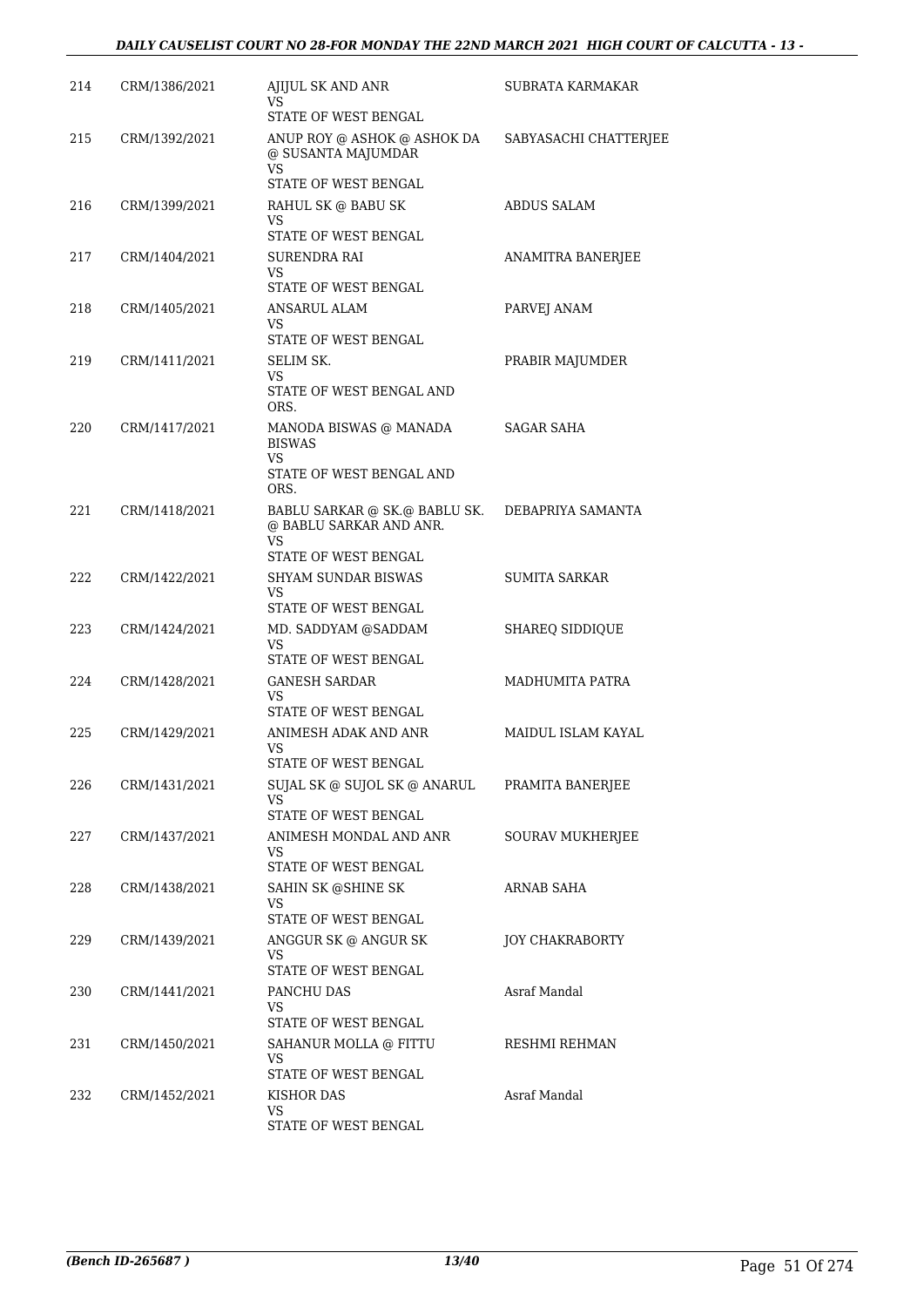| 214 | CRM/1386/2021 | AJIJUL SK AND ANR<br>VS<br>STATE OF WEST BENGAL | SUBRATA KARMAKAR |
|---|---|---|---|
| 215 | CRM/1392/2021 | ANUP ROY @ ASHOK @ ASHOK DA @ SUSANTA MAJUMDAR<br>VS<br>STATE OF WEST BENGAL | SABYASACHI CHATTERJEE |
| 216 | CRM/1399/2021 | RAHUL SK @ BABU SK<br>VS<br>STATE OF WEST BENGAL | ABDUS SALAM |
| 217 | CRM/1404/2021 | SURENDRA RAI<br>VS<br>STATE OF WEST BENGAL | ANAMITRA BANERJEE |
| 218 | CRM/1405/2021 | ANSARUL ALAM<br>VS<br>STATE OF WEST BENGAL | PARVEJ ANAM |
| 219 | CRM/1411/2021 | SELIM SK.<br>VS<br>STATE OF WEST BENGAL AND ORS. | PRABIR MAJUMDER |
| 220 | CRM/1417/2021 | MANODA BISWAS @ MANADA BISWAS<br>VS<br>STATE OF WEST BENGAL AND ORS. | SAGAR SAHA |
| 221 | CRM/1418/2021 | BABLU SARKAR @ SK.@ BABLU SK. @ BABLU SARKAR AND ANR.<br>VS<br>STATE OF WEST BENGAL | DEBAPRIYA SAMANTA |
| 222 | CRM/1422/2021 | SHYAM SUNDAR BISWAS<br>VS<br>STATE OF WEST BENGAL | SUMITA SARKAR |
| 223 | CRM/1424/2021 | MD. SADDYAM @SADDAM<br>VS<br>STATE OF WEST BENGAL | SHAREQ SIDDIQUE |
| 224 | CRM/1428/2021 | GANESH SARDAR<br>VS<br>STATE OF WEST BENGAL | MADHUMITA PATRA |
| 225 | CRM/1429/2021 | ANIMESH ADAK AND ANR<br>VS<br>STATE OF WEST BENGAL | MAIDUL ISLAM KAYAL |
| 226 | CRM/1431/2021 | SUJAL SK @ SUJOL SK @ ANARUL<br>VS<br>STATE OF WEST BENGAL | PRAMITA BANERJEE |
| 227 | CRM/1437/2021 | ANIMESH MONDAL AND ANR<br>VS<br>STATE OF WEST BENGAL | SOURAV MUKHERJEE |
| 228 | CRM/1438/2021 | SAHIN SK @SHINE SK<br>VS<br>STATE OF WEST BENGAL | ARNAB SAHA |
| 229 | CRM/1439/2021 | ANGGUR SK @ ANGUR SK<br>VS<br>STATE OF WEST BENGAL | JOY CHAKRABORTY |
| 230 | CRM/1441/2021 | PANCHU DAS<br>VS<br>STATE OF WEST BENGAL | Asraf Mandal |
| 231 | CRM/1450/2021 | SAHANUR MOLLA @ FITTU<br>VS<br>STATE OF WEST BENGAL | RESHMI REHMAN |
| 232 | CRM/1452/2021 | KISHOR DAS<br>VS<br>STATE OF WEST BENGAL | Asraf Mandal |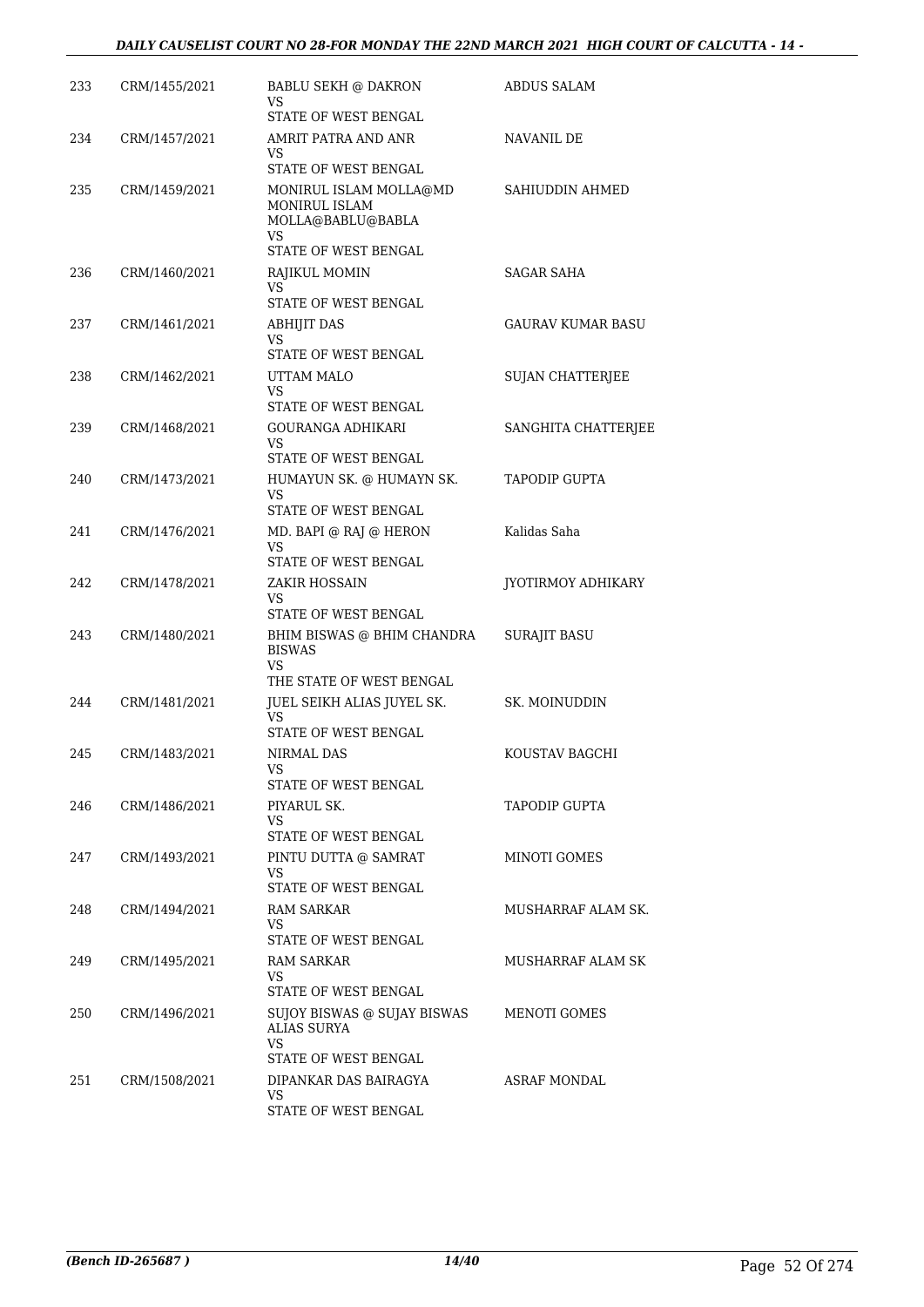| | | | |
|---|---|---|---|
| 233 | CRM/1455/2021 | BABLU SEKH @ DAKRON<br>VS<br>STATE OF WEST BENGAL | ABDUS SALAM |
| 234 | CRM/1457/2021 | AMRIT PATRA AND ANR<br>VS<br>STATE OF WEST BENGAL | NAVANIL DE |
| 235 | CRM/1459/2021 | MONIRUL ISLAM MOLLA@MD MONIRUL ISLAM MOLLA@BABLU@BABLA<br>VS<br>STATE OF WEST BENGAL | SAHIUDDIN AHMED |
| 236 | CRM/1460/2021 | RAJIKUL MOMIN<br>VS<br>STATE OF WEST BENGAL | SAGAR SAHA |
| 237 | CRM/1461/2021 | ABHIJIT DAS<br>VS<br>STATE OF WEST BENGAL | GAURAV KUMAR BASU |
| 238 | CRM/1462/2021 | UTTAM MALO<br>VS<br>STATE OF WEST BENGAL | SUJAN CHATTERJEE |
| 239 | CRM/1468/2021 | GOURANGA ADHIKARI<br>VS<br>STATE OF WEST BENGAL | SANGHITA CHATTERJEE |
| 240 | CRM/1473/2021 | HUMAYUN SK. @ HUMAYN SK.<br>VS<br>STATE OF WEST BENGAL | TAPODIP GUPTA |
| 241 | CRM/1476/2021 | MD. BAPI @ RAJ @ HERON<br>VS<br>STATE OF WEST BENGAL | Kalidas Saha |
| 242 | CRM/1478/2021 | ZAKIR HOSSAIN<br>VS<br>STATE OF WEST BENGAL | JYOTIRMOY ADHIKARY |
| 243 | CRM/1480/2021 | BHIM BISWAS @ BHIM CHANDRA BISWAS<br>VS<br>THE STATE OF WEST BENGAL | SURAJIT BASU |
| 244 | CRM/1481/2021 | JUEL SEIKH ALIAS JUYEL SK.<br>VS<br>STATE OF WEST BENGAL | SK. MOINUDDIN |
| 245 | CRM/1483/2021 | NIRMAL DAS<br>VS<br>STATE OF WEST BENGAL | KOUSTAV BAGCHI |
| 246 | CRM/1486/2021 | PIYARUL SK.<br>VS<br>STATE OF WEST BENGAL | TAPODIP GUPTA |
| 247 | CRM/1493/2021 | PINTU DUTTA @ SAMRAT<br>VS<br>STATE OF WEST BENGAL | MINOTI GOMES |
| 248 | CRM/1494/2021 | RAM SARKAR<br>VS<br>STATE OF WEST BENGAL | MUSHARRAF ALAM SK. |
| 249 | CRM/1495/2021 | RAM SARKAR<br>VS<br>STATE OF WEST BENGAL | MUSHARRAF ALAM SK |
| 250 | CRM/1496/2021 | SUJOY BISWAS @ SUJAY BISWAS ALIAS SURYA<br>VS<br>STATE OF WEST BENGAL | MENOTI GOMES |
| 251 | CRM/1508/2021 | DIPANKAR DAS BAIRAGYA<br>VS<br>STATE OF WEST BENGAL | ASRAF MONDAL |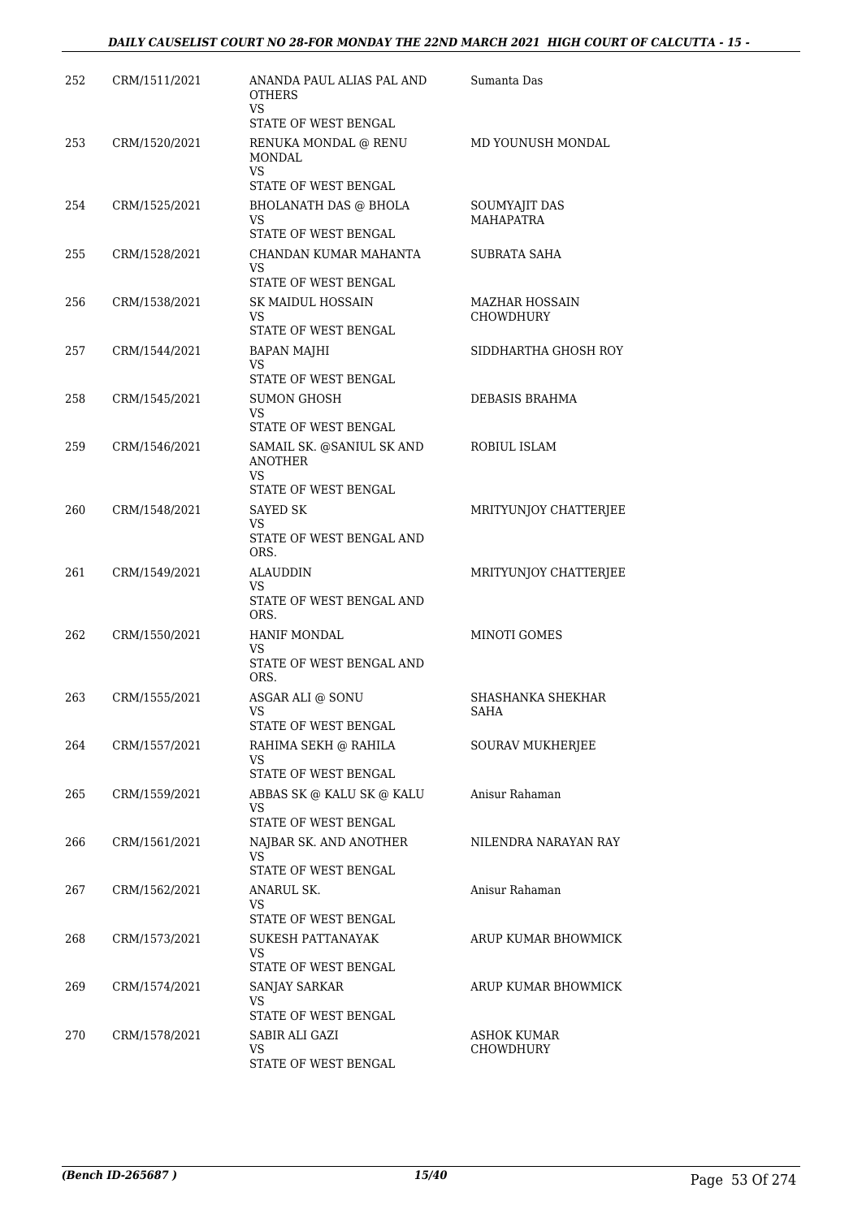| 252 | CRM/1511/2021 | ANANDA PAUL ALIAS PAL AND OTHERS<br>VS<br>STATE OF WEST BENGAL | Sumanta Das |
|---|---|---|---|
| 253 | CRM/1520/2021 | RENUKA MONDAL @ RENU MONDAL<br>VS<br>STATE OF WEST BENGAL | MD YOUNUSH MONDAL |
| 254 | CRM/1525/2021 | BHOLANATH DAS @ BHOLA<br>VS<br>STATE OF WEST BENGAL | SOUMYAJIT DAS MAHAPATRA |
| 255 | CRM/1528/2021 | CHANDAN KUMAR MAHANTA<br>VS<br>STATE OF WEST BENGAL | SUBRATA SAHA |
| 256 | CRM/1538/2021 | SK MAIDUL HOSSAIN<br>VS<br>STATE OF WEST BENGAL | MAZHAR HOSSAIN CHOWDHURY |
| 257 | CRM/1544/2021 | BAPAN MAJHI<br>VS<br>STATE OF WEST BENGAL | SIDDHARTHA GHOSH ROY |
| 258 | CRM/1545/2021 | SUMON GHOSH<br>VS<br>STATE OF WEST BENGAL | DEBASIS BRAHMA |
| 259 | CRM/1546/2021 | SAMAIL SK. @SANIUL SK AND ANOTHER<br>VS<br>STATE OF WEST BENGAL | ROBIUL ISLAM |
| 260 | CRM/1548/2021 | SAYED SK<br>VS<br>STATE OF WEST BENGAL AND ORS. | MRITYUNJOY CHATTERJEE |
| 261 | CRM/1549/2021 | ALAUDDIN<br>VS<br>STATE OF WEST BENGAL AND ORS. | MRITYUNJOY CHATTERJEE |
| 262 | CRM/1550/2021 | HANIF MONDAL<br>VS<br>STATE OF WEST BENGAL AND ORS. | MINOTI GOMES |
| 263 | CRM/1555/2021 | ASGAR ALI @ SONU<br>VS<br>STATE OF WEST BENGAL | SHASHANKA SHEKHAR SAHA |
| 264 | CRM/1557/2021 | RAHIMA SEKH @ RAHILA<br>VS<br>STATE OF WEST BENGAL | SOURAV MUKHERJEE |
| 265 | CRM/1559/2021 | ABBAS SK @ KALU SK @ KALU<br>VS<br>STATE OF WEST BENGAL | Anisur Rahaman |
| 266 | CRM/1561/2021 | NAJBAR SK. AND ANOTHER<br>VS<br>STATE OF WEST BENGAL | NILENDRA NARAYAN RAY |
| 267 | CRM/1562/2021 | ANARUL SK.<br>VS<br>STATE OF WEST BENGAL | Anisur Rahaman |
| 268 | CRM/1573/2021 | SUKESH PATTANAYAK<br>VS<br>STATE OF WEST BENGAL | ARUP KUMAR BHOWMICK |
| 269 | CRM/1574/2021 | SANJAY SARKAR<br>VS<br>STATE OF WEST BENGAL | ARUP KUMAR BHOWMICK |
| 270 | CRM/1578/2021 | SABIR ALI GAZI<br>VS<br>STATE OF WEST BENGAL | ASHOK KUMAR CHOWDHURY |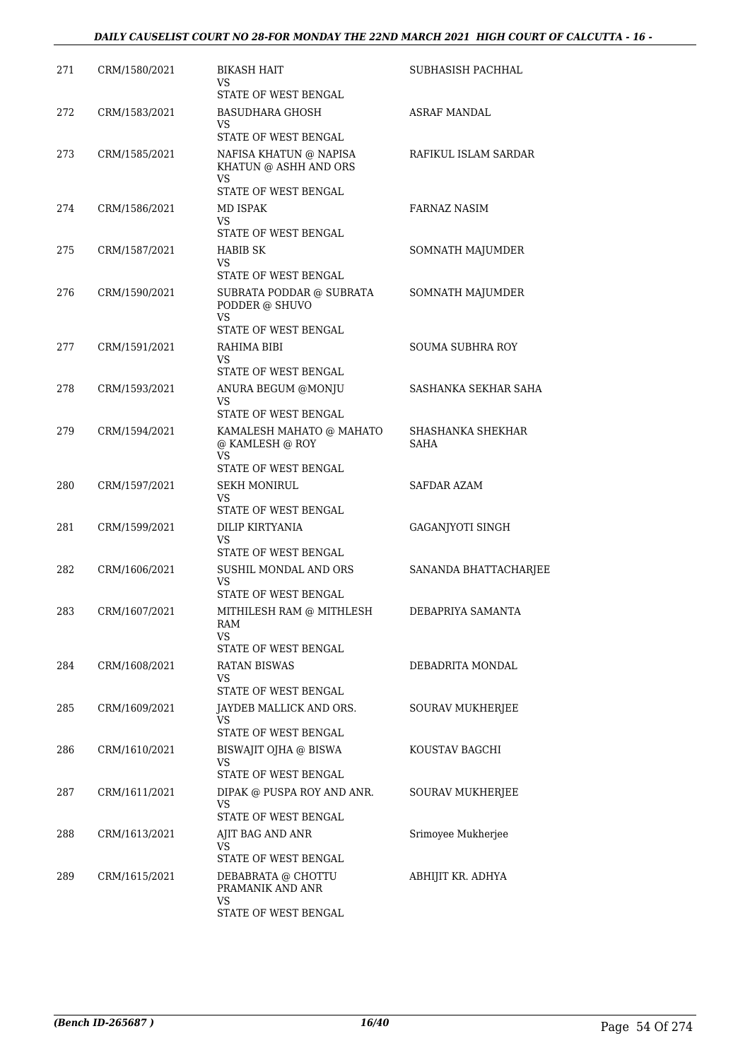| | | | |
|---|---|---|---|
| 271 | CRM/1580/2021 | BIKASH HAIT<br>VS<br>STATE OF WEST BENGAL | SUBHASISH PACHHAL |
| 272 | CRM/1583/2021 | BASUDHARA GHOSH<br>VS<br>STATE OF WEST BENGAL | ASRAF MANDAL |
| 273 | CRM/1585/2021 | NAFISA KHATUN @ NAPISA KHATUN @ ASHH AND ORS<br>VS<br>STATE OF WEST BENGAL | RAFIKUL ISLAM SARDAR |
| 274 | CRM/1586/2021 | MD ISPAK<br>VS<br>STATE OF WEST BENGAL | FARNAZ NASIM |
| 275 | CRM/1587/2021 | HABIB SK<br>VS<br>STATE OF WEST BENGAL | SOMNATH MAJUMDER |
| 276 | CRM/1590/2021 | SUBRATA PODDAR @ SUBRATA PODDER @ SHUVO<br>VS<br>STATE OF WEST BENGAL | SOMNATH MAJUMDER |
| 277 | CRM/1591/2021 | RAHIMA BIBI<br>VS<br>STATE OF WEST BENGAL | SOUMA SUBHRA ROY |
| 278 | CRM/1593/2021 | ANURA BEGUM @MONJU<br>VS<br>STATE OF WEST BENGAL | SASHANKA SEKHAR SAHA |
| 279 | CRM/1594/2021 | KAMALESH MAHATO @ MAHATO @ KAMLESH @ ROY<br>VS<br>STATE OF WEST BENGAL | SHASHANKA SHEKHAR SAHA |
| 280 | CRM/1597/2021 | SEKH MONIRUL<br>VS<br>STATE OF WEST BENGAL | SAFDAR AZAM |
| 281 | CRM/1599/2021 | DILIP KIRTYANIA<br>VS<br>STATE OF WEST BENGAL | GAGANJYOTI SINGH |
| 282 | CRM/1606/2021 | SUSHIL MONDAL AND ORS<br>VS<br>STATE OF WEST BENGAL | SANANDA BHATTACHARJEE |
| 283 | CRM/1607/2021 | MITHILESH RAM @ MITHLESH RAM<br>VS<br>STATE OF WEST BENGAL | DEBAPRIYA SAMANTA |
| 284 | CRM/1608/2021 | RATAN BISWAS<br>VS<br>STATE OF WEST BENGAL | DEBADRITA MONDAL |
| 285 | CRM/1609/2021 | JAYDEB MALLICK AND ORS.<br>VS<br>STATE OF WEST BENGAL | SOURAV MUKHERJEE |
| 286 | CRM/1610/2021 | BISWAJIT OJHA @ BISWA<br>VS<br>STATE OF WEST BENGAL | KOUSTAV BAGCHI |
| 287 | CRM/1611/2021 | DIPAK @ PUSPA ROY AND ANR.<br>VS<br>STATE OF WEST BENGAL | SOURAV MUKHERJEE |
| 288 | CRM/1613/2021 | AJIT BAG AND ANR<br>VS<br>STATE OF WEST BENGAL | Srimoyee Mukherjee |
| 289 | CRM/1615/2021 | DEBABRATA @ CHOTTU PRAMANIK AND ANR<br>VS<br>STATE OF WEST BENGAL | ABHIJIT KR. ADHYA |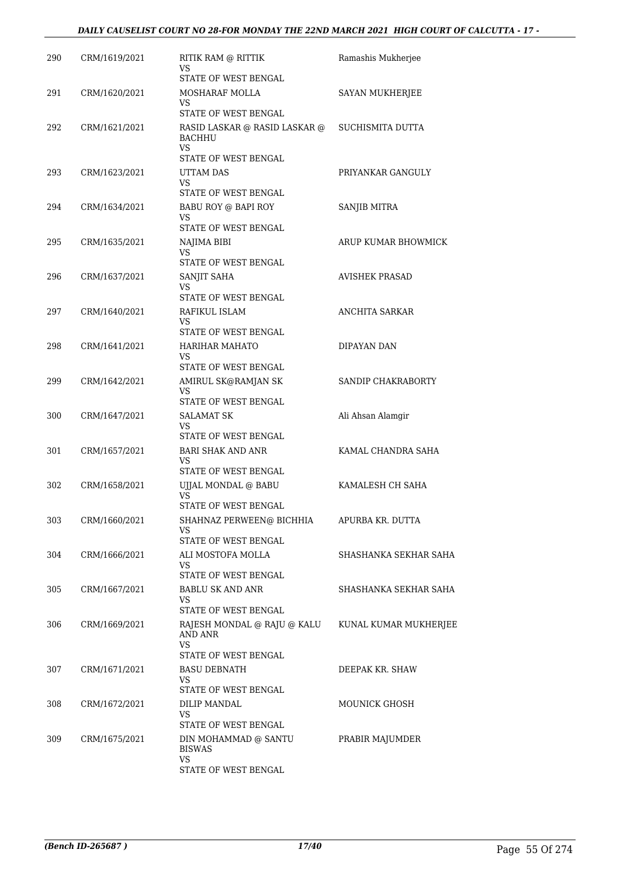| | | | |
|---|---|---|---|
| 290 | CRM/1619/2021 | RITIK RAM @ RITTIK<br>VS<br>STATE OF WEST BENGAL | Ramashis Mukherjee |
| 291 | CRM/1620/2021 | MOSHARAF MOLLA<br>VS<br>STATE OF WEST BENGAL | SAYAN MUKHERJEE |
| 292 | CRM/1621/2021 | RASID LASKAR @ RASID LASKAR @ BACHHU<br>VS<br>STATE OF WEST BENGAL | SUCHISMITA DUTTA |
| 293 | CRM/1623/2021 | UTTAM DAS<br>VS<br>STATE OF WEST BENGAL | PRIYANKAR GANGULY |
| 294 | CRM/1634/2021 | BABU ROY @ BAPI ROY<br>VS<br>STATE OF WEST BENGAL | SANJIB MITRA |
| 295 | CRM/1635/2021 | NAJIMA BIBI<br>VS<br>STATE OF WEST BENGAL | ARUP KUMAR BHOWMICK |
| 296 | CRM/1637/2021 | SANJIT SAHA<br>VS<br>STATE OF WEST BENGAL | AVISHEK PRASAD |
| 297 | CRM/1640/2021 | RAFIKUL ISLAM<br>VS<br>STATE OF WEST BENGAL | ANCHITA SARKAR |
| 298 | CRM/1641/2021 | HARIHAR MAHATO<br>VS<br>STATE OF WEST BENGAL | DIPAYAN DAN |
| 299 | CRM/1642/2021 | AMIRUL SK@RAMJAN SK<br>VS<br>STATE OF WEST BENGAL | SANDIP CHAKRABORTY |
| 300 | CRM/1647/2021 | SALAMAT SK<br>VS<br>STATE OF WEST BENGAL | Ali Ahsan Alamgir |
| 301 | CRM/1657/2021 | BARI SHAK AND ANR<br>VS<br>STATE OF WEST BENGAL | KAMAL CHANDRA SAHA |
| 302 | CRM/1658/2021 | UJJAL MONDAL @ BABU<br>VS<br>STATE OF WEST BENGAL | KAMALESH CH SAHA |
| 303 | CRM/1660/2021 | SHAHNAZ PERWEEN@ BICHHIA<br>VS<br>STATE OF WEST BENGAL | APURBA KR. DUTTA |
| 304 | CRM/1666/2021 | ALI MOSTOFA MOLLA<br>VS<br>STATE OF WEST BENGAL | SHASHANKA SEKHAR SAHA |
| 305 | CRM/1667/2021 | BABLU SK AND ANR<br>VS<br>STATE OF WEST BENGAL | SHASHANKA SEKHAR SAHA |
| 306 | CRM/1669/2021 | RAJESH MONDAL @ RAJU @ KALU AND ANR<br>VS<br>STATE OF WEST BENGAL | KUNAL KUMAR MUKHERJEE |
| 307 | CRM/1671/2021 | BASU DEBNATH<br>VS<br>STATE OF WEST BENGAL | DEEPAK KR. SHAW |
| 308 | CRM/1672/2021 | DILIP MANDAL<br>VS<br>STATE OF WEST BENGAL | MOUNICK GHOSH |
| 309 | CRM/1675/2021 | DIN MOHAMMAD @ SANTU BISWAS<br>VS<br>STATE OF WEST BENGAL | PRABIR MAJUMDER |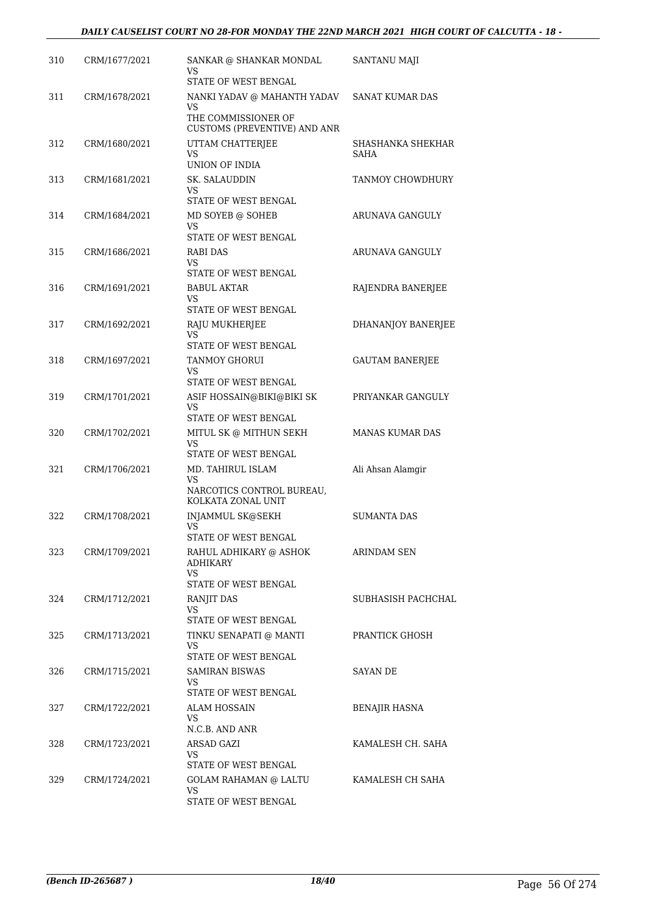| | | | |
|---|---|---|---|
| 310 | CRM/1677/2021 | SANKAR @ SHANKAR MONDAL<br>VS<br>STATE OF WEST BENGAL | SANTANU MAJI |
| 311 | CRM/1678/2021 | NANKI YADAV @ MAHANTH YADAV<br>VS<br>THE COMMISSIONER OF CUSTOMS (PREVENTIVE) AND ANR | SANAT KUMAR DAS |
| 312 | CRM/1680/2021 | UTTAM CHATTERJEE<br>VS<br>UNION OF INDIA | SHASHANKA SHEKHAR SAHA |
| 313 | CRM/1681/2021 | SK. SALAUDDIN<br>VS<br>STATE OF WEST BENGAL | TANMOY CHOWDHURY |
| 314 | CRM/1684/2021 | MD SOYEB @ SOHEB<br>VS<br>STATE OF WEST BENGAL | ARUNAVA GANGULY |
| 315 | CRM/1686/2021 | RABI DAS<br>VS<br>STATE OF WEST BENGAL | ARUNAVA GANGULY |
| 316 | CRM/1691/2021 | BABUL AKTAR<br>VS<br>STATE OF WEST BENGAL | RAJENDRA BANERJEE |
| 317 | CRM/1692/2021 | RAJU MUKHERJEE<br>VS<br>STATE OF WEST BENGAL | DHANANJOY BANERJEE |
| 318 | CRM/1697/2021 | TANMOY GHORUI<br>VS<br>STATE OF WEST BENGAL | GAUTAM BANERJEE |
| 319 | CRM/1701/2021 | ASIF HOSSAIN@BIKI@BIKI SK<br>VS<br>STATE OF WEST BENGAL | PRIYANKAR GANGULY |
| 320 | CRM/1702/2021 | MITUL SK @ MITHUN SEKH<br>VS<br>STATE OF WEST BENGAL | MANAS KUMAR DAS |
| 321 | CRM/1706/2021 | MD. TAHIRUL ISLAM<br>VS<br>NARCOTICS CONTROL BUREAU, KOLKATA ZONAL UNIT | Ali Ahsan Alamgir |
| 322 | CRM/1708/2021 | INJAMMUL SK@SEKH<br>VS<br>STATE OF WEST BENGAL | SUMANTA DAS |
| 323 | CRM/1709/2021 | RAHUL ADHIKARY @ ASHOK ADHIKARY<br>VS<br>STATE OF WEST BENGAL | ARINDAM SEN |
| 324 | CRM/1712/2021 | RANJIT DAS<br>VS<br>STATE OF WEST BENGAL | SUBHASISH PACHCHAL |
| 325 | CRM/1713/2021 | TINKU SENAPATI @ MANTI<br>VS<br>STATE OF WEST BENGAL | PRANTICK GHOSH |
| 326 | CRM/1715/2021 | SAMIRAN BISWAS<br>VS<br>STATE OF WEST BENGAL | SAYAN DE |
| 327 | CRM/1722/2021 | ALAM HOSSAIN<br>VS<br>N.C.B. AND ANR | BENAJIR HASNA |
| 328 | CRM/1723/2021 | ARSAD GAZI<br>VS<br>STATE OF WEST BENGAL | KAMALESH CH. SAHA |
| 329 | CRM/1724/2021 | GOLAM RAHAMAN @ LALTU<br>VS<br>STATE OF WEST BENGAL | KAMALESH CH SAHA |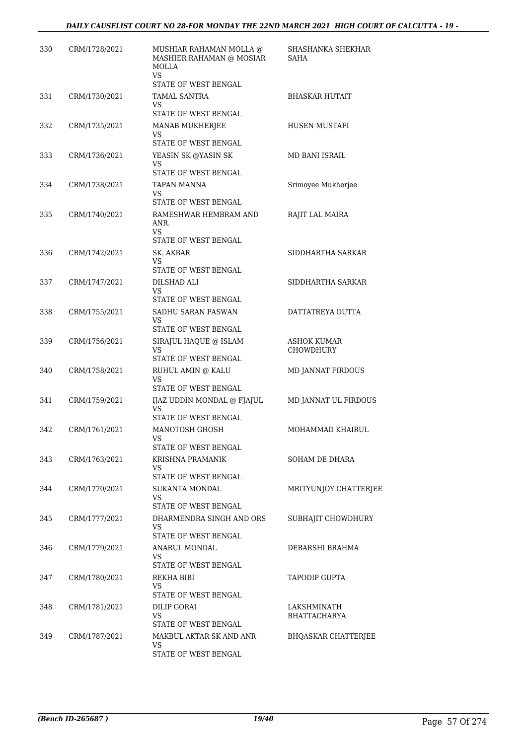| | | | |
|---|---|---|---|
| 330 | CRM/1728/2021 | MUSHIAR RAHAMAN MOLLA @ MASHIER RAHAMAN @ MOSIAR MOLLA<br>VS<br>STATE OF WEST BENGAL | SHASHANKA SHEKHAR SAHA |
| 331 | CRM/1730/2021 | TAMAL SANTRA<br>VS<br>STATE OF WEST BENGAL | BHASKAR HUTAIT |
| 332 | CRM/1735/2021 | MANAB MUKHERJEE<br>VS<br>STATE OF WEST BENGAL | HUSEN MUSTAFI |
| 333 | CRM/1736/2021 | YEASIN SK @YASIN SK<br>VS<br>STATE OF WEST BENGAL | MD BANI ISRAIL |
| 334 | CRM/1738/2021 | TAPAN MANNA<br>VS<br>STATE OF WEST BENGAL | Srimoyee Mukherjee |
| 335 | CRM/1740/2021 | RAMESHWAR HEMBRAM AND ANR.<br>VS<br>STATE OF WEST BENGAL | RAJIT LAL MAIRA |
| 336 | CRM/1742/2021 | SK. AKBAR<br>VS<br>STATE OF WEST BENGAL | SIDDHARTHA SARKAR |
| 337 | CRM/1747/2021 | DILSHAD ALI<br>VS<br>STATE OF WEST BENGAL | SIDDHARTHA SARKAR |
| 338 | CRM/1755/2021 | SADHU SARAN PASWAN<br>VS<br>STATE OF WEST BENGAL | DATTATREYA DUTTA |
| 339 | CRM/1756/2021 | SIRAJUL HAQUE @ ISLAM<br>VS<br>STATE OF WEST BENGAL | ASHOK KUMAR CHOWDHURY |
| 340 | CRM/1758/2021 | RUHUL AMIN @ KALU<br>VS<br>STATE OF WEST BENGAL | MD JANNAT FIRDOUS |
| 341 | CRM/1759/2021 | IJAZ UDDIN MONDAL @ FJAJUL<br>VS<br>STATE OF WEST BENGAL | MD JANNAT UL FIRDOUS |
| 342 | CRM/1761/2021 | MANOTOSH GHOSH<br>VS<br>STATE OF WEST BENGAL | MOHAMMAD KHAIRUL |
| 343 | CRM/1763/2021 | KRISHNA PRAMANIK<br>VS<br>STATE OF WEST BENGAL | SOHAM DE DHARA |
| 344 | CRM/1770/2021 | SUKANTA MONDAL<br>VS<br>STATE OF WEST BENGAL | MRITYUNJOY CHATTERJEE |
| 345 | CRM/1777/2021 | DHARMENDRA SINGH AND ORS<br>VS<br>STATE OF WEST BENGAL | SUBHAJIT CHOWDHURY |
| 346 | CRM/1779/2021 | ANARUL MONDAL<br>VS<br>STATE OF WEST BENGAL | DEBARSHI BRAHMA |
| 347 | CRM/1780/2021 | REKHA BIBI<br>VS<br>STATE OF WEST BENGAL | TAPODIP GUPTA |
| 348 | CRM/1781/2021 | DILIP GORAI<br>VS<br>STATE OF WEST BENGAL | LAKSHMINATH BHATTACHARYA |
| 349 | CRM/1787/2021 | MAKBUL AKTAR SK AND ANR<br>VS<br>STATE OF WEST BENGAL | BHQASKAR CHATTERJEE |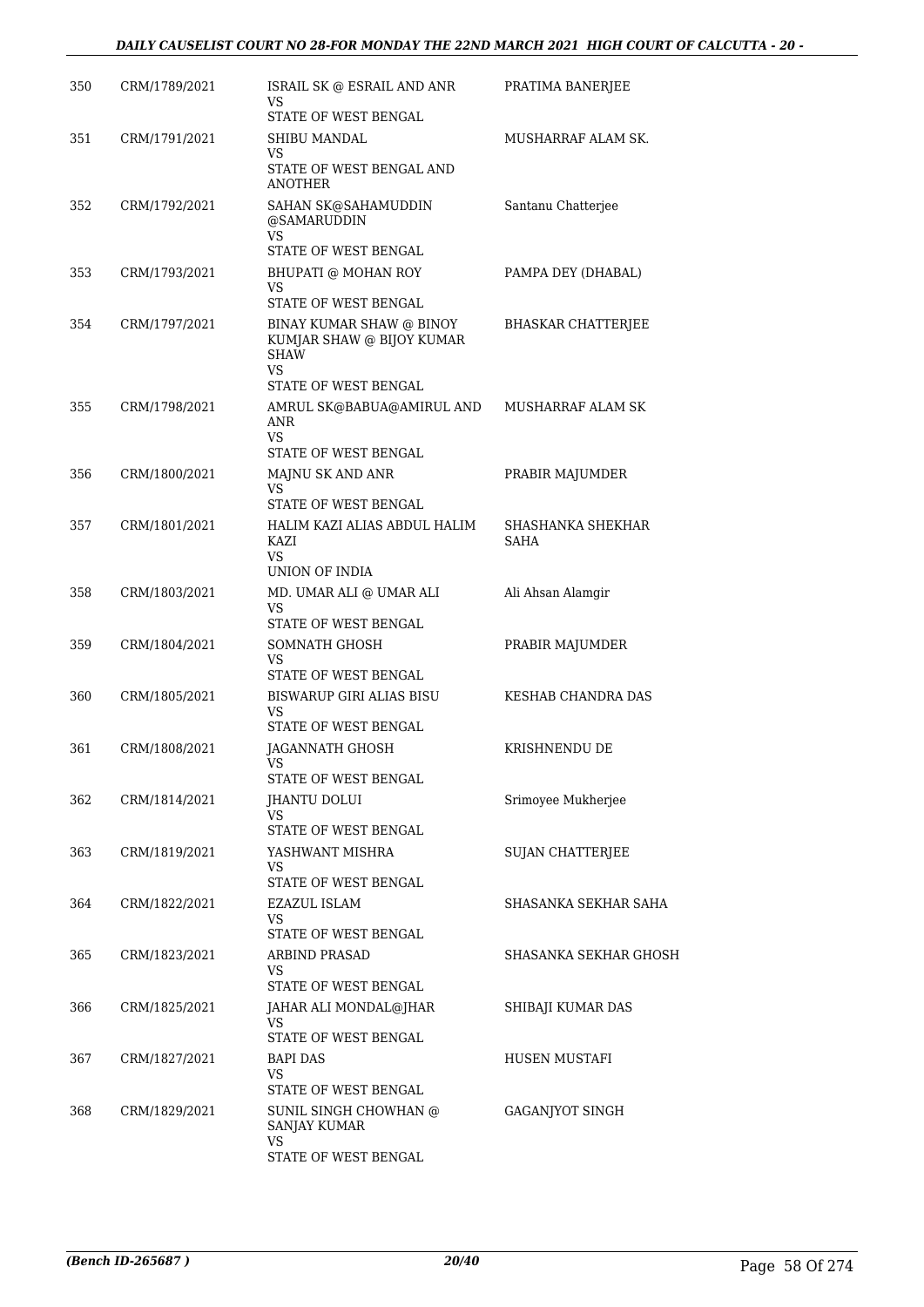| 350 | CRM/1789/2021 | ISRAIL SK @ ESRAIL AND ANR VS STATE OF WEST BENGAL | PRATIMA BANERJEE |
|---|---|---|---|
| 351 | CRM/1791/2021 | SHIBU MANDAL VS STATE OF WEST BENGAL AND ANOTHER | MUSHARRAF ALAM SK. |
| 352 | CRM/1792/2021 | SAHAN SK@SAHAMUDDIN @SAMARUDDIN VS STATE OF WEST BENGAL | Santanu Chatterjee |
| 353 | CRM/1793/2021 | BHUPATI @ MOHAN ROY VS STATE OF WEST BENGAL | PAMPA DEY (DHABAL) |
| 354 | CRM/1797/2021 | BINAY KUMAR SHAW @ BINOY KUMJAR SHAW @ BIJOY KUMAR SHAW VS STATE OF WEST BENGAL | BHASKAR CHATTERJEE |
| 355 | CRM/1798/2021 | AMRUL SK@BABUA@AMIRUL AND ANR VS STATE OF WEST BENGAL | MUSHARRAF ALAM SK |
| 356 | CRM/1800/2021 | MAJNU SK AND ANR VS STATE OF WEST BENGAL | PRABIR MAJUMDER |
| 357 | CRM/1801/2021 | HALIM KAZI ALIAS ABDUL HALIM KAZI VS UNION OF INDIA | SHASHANKA SHEKHAR SAHA |
| 358 | CRM/1803/2021 | MD. UMAR ALI @ UMAR ALI VS STATE OF WEST BENGAL | Ali Ahsan Alamgir |
| 359 | CRM/1804/2021 | SOMNATH GHOSH VS STATE OF WEST BENGAL | PRABIR MAJUMDER |
| 360 | CRM/1805/2021 | BISWARUP GIRI ALIAS BISU VS STATE OF WEST BENGAL | KESHAB CHANDRA DAS |
| 361 | CRM/1808/2021 | JAGANNATH GHOSH VS STATE OF WEST BENGAL | KRISHNENDU DE |
| 362 | CRM/1814/2021 | JHANTU DOLUI VS STATE OF WEST BENGAL | Srimoyee Mukherjee |
| 363 | CRM/1819/2021 | YASHWANT MISHRA VS STATE OF WEST BENGAL | SUJAN CHATTERJEE |
| 364 | CRM/1822/2021 | EZAZUL ISLAM VS STATE OF WEST BENGAL | SHASANKA SEKHAR SAHA |
| 365 | CRM/1823/2021 | ARBIND PRASAD VS STATE OF WEST BENGAL | SHASANKA SEKHAR GHOSH |
| 366 | CRM/1825/2021 | JAHAR ALI MONDAL@JHAR VS STATE OF WEST BENGAL | SHIBAJI KUMAR DAS |
| 367 | CRM/1827/2021 | BAPI DAS VS STATE OF WEST BENGAL | HUSEN MUSTAFI |
| 368 | CRM/1829/2021 | SUNIL SINGH CHOWHAN @ SANJAY KUMAR VS STATE OF WEST BENGAL | GAGANJYOT SINGH |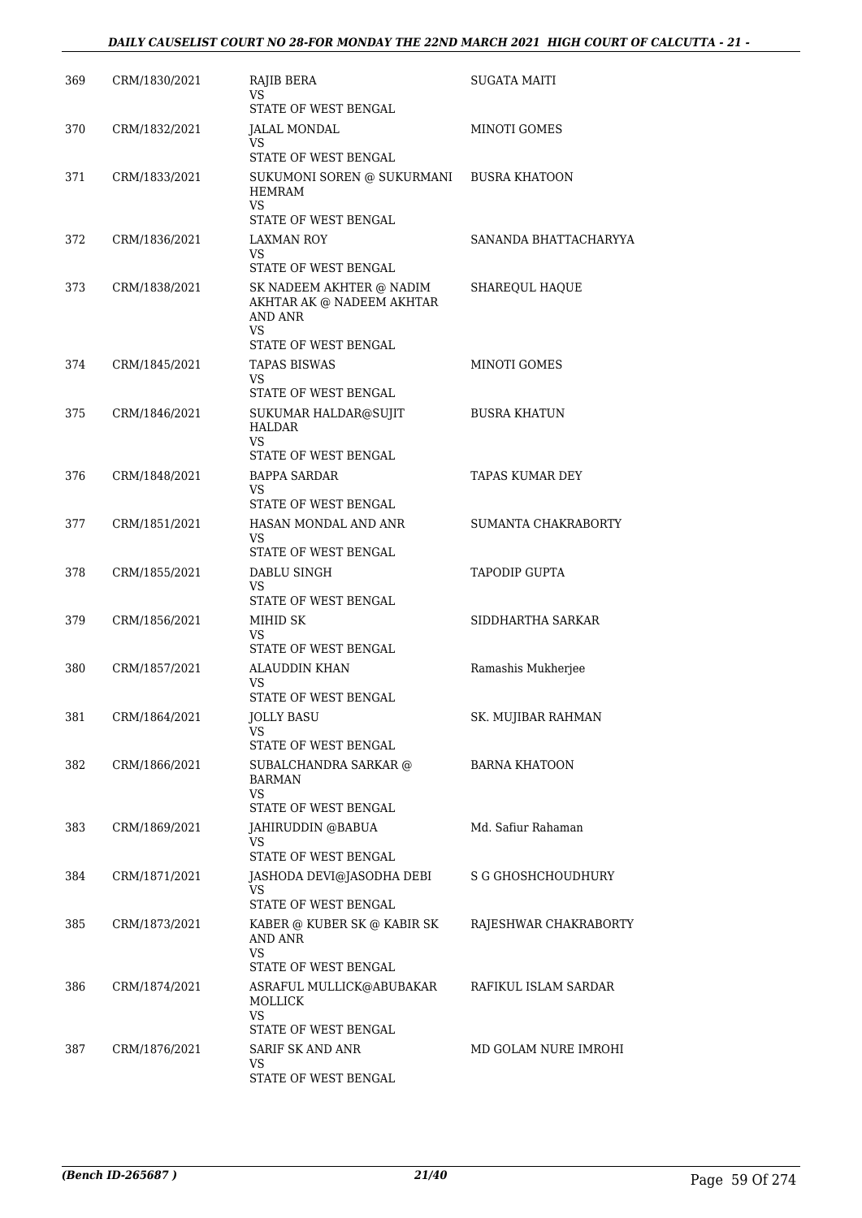| | | | |
|---|---|---|---|
| 369 | CRM/1830/2021 | RAJIB BERA<br>VS<br>STATE OF WEST BENGAL | SUGATA MAITI |
| 370 | CRM/1832/2021 | JALAL MONDAL<br>VS<br>STATE OF WEST BENGAL | MINOTI GOMES |
| 371 | CRM/1833/2021 | SUKUMONI SOREN @ SUKURMANI HEMRAM<br>VS<br>STATE OF WEST BENGAL | BUSRA KHATOON |
| 372 | CRM/1836/2021 | LAXMAN ROY<br>VS<br>STATE OF WEST BENGAL | SANANDA BHATTACHARYYA |
| 373 | CRM/1838/2021 | SK NADEEM AKHTER @ NADIM AKHTAR AK @ NADEEM AKHTAR AND ANR<br>VS<br>STATE OF WEST BENGAL | SHAREQUL HAQUE |
| 374 | CRM/1845/2021 | TAPAS BISWAS<br>VS<br>STATE OF WEST BENGAL | MINOTI GOMES |
| 375 | CRM/1846/2021 | SUKUMAR HALDAR@SUJIT HALDAR<br>VS<br>STATE OF WEST BENGAL | BUSRA KHATUN |
| 376 | CRM/1848/2021 | BAPPA SARDAR<br>VS<br>STATE OF WEST BENGAL | TAPAS KUMAR DEY |
| 377 | CRM/1851/2021 | HASAN MONDAL AND ANR<br>VS<br>STATE OF WEST BENGAL | SUMANTA CHAKRABORTY |
| 378 | CRM/1855/2021 | DABLU SINGH<br>VS<br>STATE OF WEST BENGAL | TAPODIP GUPTA |
| 379 | CRM/1856/2021 | MIHID SK<br>VS<br>STATE OF WEST BENGAL | SIDDHARTHA SARKAR |
| 380 | CRM/1857/2021 | ALAUDDIN KHAN<br>VS<br>STATE OF WEST BENGAL | Ramashis Mukherjee |
| 381 | CRM/1864/2021 | JOLLY BASU<br>VS<br>STATE OF WEST BENGAL | SK. MUJIBAR RAHMAN |
| 382 | CRM/1866/2021 | SUBALCHANDRA SARKAR @ BARMAN<br>VS<br>STATE OF WEST BENGAL | BARNA KHATOON |
| 383 | CRM/1869/2021 | JAHIRUDDIN @BABUA<br>VS<br>STATE OF WEST BENGAL | Md. Safiur Rahaman |
| 384 | CRM/1871/2021 | JASHODA DEVI@JASODHA DEBI<br>VS<br>STATE OF WEST BENGAL | S G GHOSHCHOUDHURY |
| 385 | CRM/1873/2021 | KABER @ KUBER SK @ KABIR SK AND ANR<br>VS<br>STATE OF WEST BENGAL | RAJESHWAR CHAKRABORTY |
| 386 | CRM/1874/2021 | ASRAFUL MULLICK@ABUBAKAR MOLLICK<br>VS<br>STATE OF WEST BENGAL | RAFIKUL ISLAM SARDAR |
| 387 | CRM/1876/2021 | SARIF SK AND ANR<br>VS<br>STATE OF WEST BENGAL | MD GOLAM NURE IMROHI |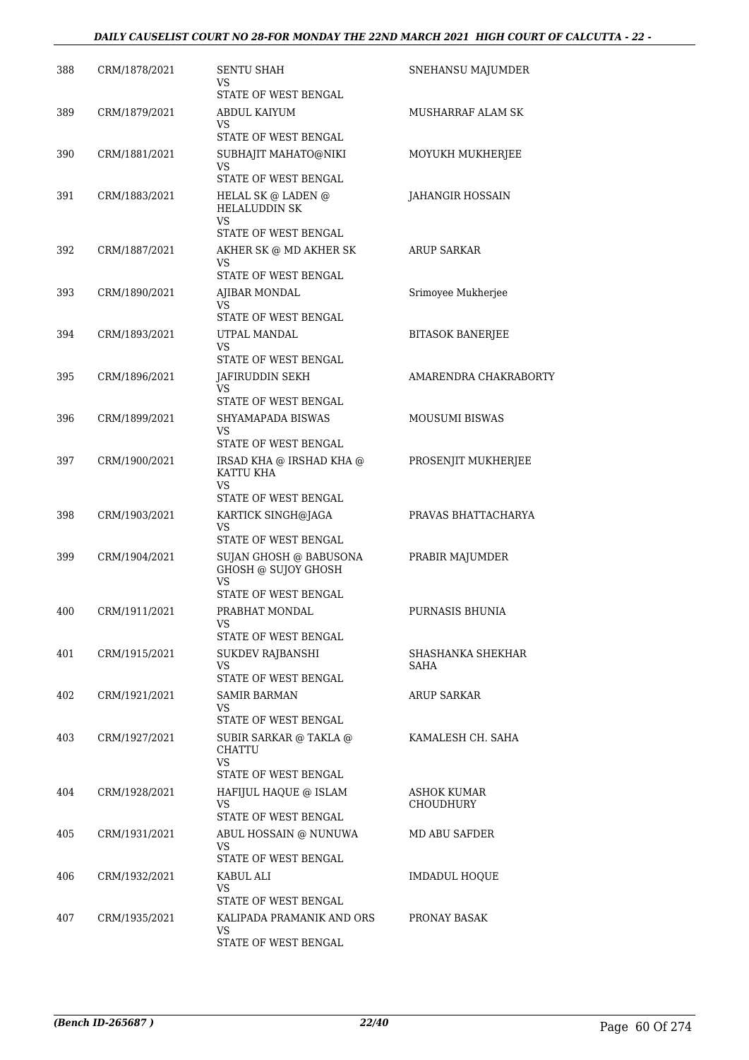| 388 | CRM/1878/2021 | SENTU SHAH<br>VS<br>STATE OF WEST BENGAL | SNEHANSU MAJUMDER |
|---|---|---|---|
| 389 | CRM/1879/2021 | ABDUL KAIYUM<br>VS<br>STATE OF WEST BENGAL | MUSHARRAF ALAM SK |
| 390 | CRM/1881/2021 | SUBHAJIT MAHATO@NIKI<br>VS<br>STATE OF WEST BENGAL | MOYUKH MUKHERJEE |
| 391 | CRM/1883/2021 | HELAL SK @ LADEN @ HELALUDDIN SK<br>VS<br>STATE OF WEST BENGAL | JAHANGIR HOSSAIN |
| 392 | CRM/1887/2021 | AKHER SK @ MD AKHER SK<br>VS<br>STATE OF WEST BENGAL | ARUP SARKAR |
| 393 | CRM/1890/2021 | AJIBAR MONDAL<br>VS<br>STATE OF WEST BENGAL | Srimoyee Mukherjee |
| 394 | CRM/1893/2021 | UTPAL MANDAL<br>VS<br>STATE OF WEST BENGAL | BITASOK BANERJEE |
| 395 | CRM/1896/2021 | JAFIRUDDIN SEKH<br>VS<br>STATE OF WEST BENGAL | AMARENDRA CHAKRABORTY |
| 396 | CRM/1899/2021 | SHYAMAPADA BISWAS<br>VS<br>STATE OF WEST BENGAL | MOUSUMI BISWAS |
| 397 | CRM/1900/2021 | IRSAD KHA @ IRSHAD KHA @ KATTU KHA<br>VS<br>STATE OF WEST BENGAL | PROSENJIT MUKHERJEE |
| 398 | CRM/1903/2021 | KARTICK SINGH@JAGA<br>VS<br>STATE OF WEST BENGAL | PRAVAS BHATTACHARYA |
| 399 | CRM/1904/2021 | SUJAN GHOSH @ BABUSONA GHOSH @ SUJOY GHOSH<br>VS<br>STATE OF WEST BENGAL | PRABIR MAJUMDER |
| 400 | CRM/1911/2021 | PRABHAT MONDAL<br>VS<br>STATE OF WEST BENGAL | PURNASIS BHUNIA |
| 401 | CRM/1915/2021 | SUKDEV RAJBANSHI<br>VS<br>STATE OF WEST BENGAL | SHASHANKA SHEKHAR SAHA |
| 402 | CRM/1921/2021 | SAMIR BARMAN<br>VS<br>STATE OF WEST BENGAL | ARUP SARKAR |
| 403 | CRM/1927/2021 | SUBIR SARKAR @ TAKLA @ CHATTU<br>VS<br>STATE OF WEST BENGAL | KAMALESH CH. SAHA |
| 404 | CRM/1928/2021 | HAFIJUL HAQUE @ ISLAM<br>VS<br>STATE OF WEST BENGAL | ASHOK KUMAR CHOUDHURY |
| 405 | CRM/1931/2021 | ABUL HOSSAIN @ NUNUWA<br>VS<br>STATE OF WEST BENGAL | MD ABU SAFDER |
| 406 | CRM/1932/2021 | KABUL ALI<br>VS<br>STATE OF WEST BENGAL | IMDADUL HOQUE |
| 407 | CRM/1935/2021 | KALIPADA PRAMANIK AND ORS<br>VS<br>STATE OF WEST BENGAL | PRONAY BASAK |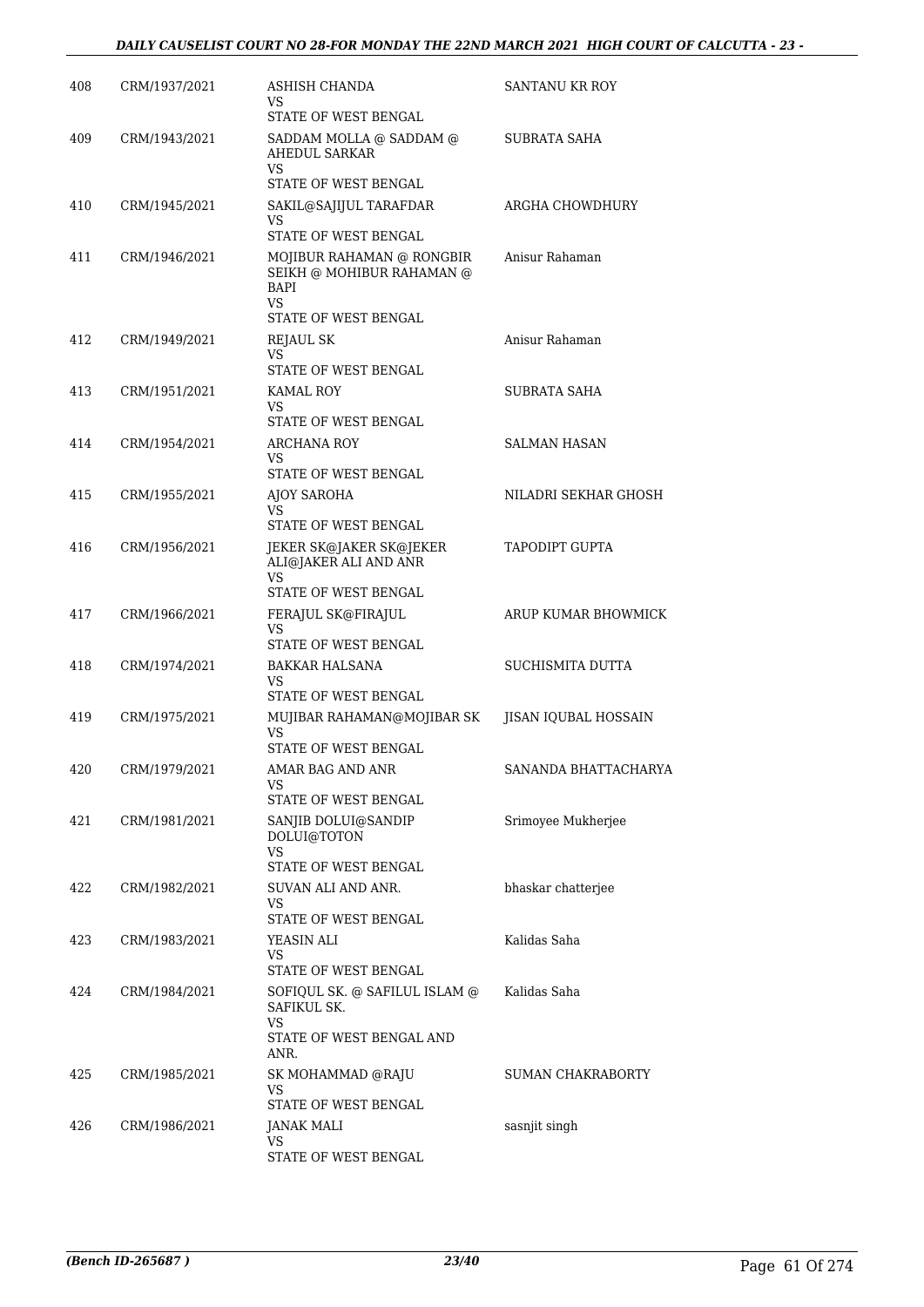| 408 | CRM/1937/2021 | ASHISH CHANDA<br>VS<br>STATE OF WEST BENGAL | SANTANU KR ROY |
|---|---|---|---|
| 409 | CRM/1943/2021 | SADDAM MOLLA @ SADDAM @ AHEDUL SARKAR<br>VS<br>STATE OF WEST BENGAL | SUBRATA SAHA |
| 410 | CRM/1945/2021 | SAKIL@SAJIJUL TARAFDAR<br>VS<br>STATE OF WEST BENGAL | ARGHA CHOWDHURY |
| 411 | CRM/1946/2021 | MOJIBUR RAHAMAN @ RONGBIR SEIKH @ MOHIBUR RAHAMAN @ BAPI<br>VS<br>STATE OF WEST BENGAL | Anisur Rahaman |
| 412 | CRM/1949/2021 | REJAUL SK<br>VS<br>STATE OF WEST BENGAL | Anisur Rahaman |
| 413 | CRM/1951/2021 | KAMAL ROY<br>VS<br>STATE OF WEST BENGAL | SUBRATA SAHA |
| 414 | CRM/1954/2021 | ARCHANA ROY<br>VS<br>STATE OF WEST BENGAL | SALMAN HASAN |
| 415 | CRM/1955/2021 | AJOY SAROHA<br>VS<br>STATE OF WEST BENGAL | NILADRI SEKHAR GHOSH |
| 416 | CRM/1956/2021 | JEKER SK@JAKER SK@JEKER ALI@JAKER ALI AND ANR<br>VS<br>STATE OF WEST BENGAL | TAPODIPT GUPTA |
| 417 | CRM/1966/2021 | FERAJUL SK@FIRAJUL<br>VS<br>STATE OF WEST BENGAL | ARUP KUMAR BHOWMICK |
| 418 | CRM/1974/2021 | BAKKAR HALSANA<br>VS<br>STATE OF WEST BENGAL | SUCHISMITA DUTTA |
| 419 | CRM/1975/2021 | MUJIBAR RAHAMAN@MOJIBAR SK<br>VS<br>STATE OF WEST BENGAL | JISAN IQUBAL HOSSAIN |
| 420 | CRM/1979/2021 | AMAR BAG AND ANR<br>VS<br>STATE OF WEST BENGAL | SANANDA BHATTACHARYA |
| 421 | CRM/1981/2021 | SANJIB DOLUI@SANDIP DOLUI@TOTON<br>VS<br>STATE OF WEST BENGAL | Srimoyee Mukherjee |
| 422 | CRM/1982/2021 | SUVAN ALI AND ANR.<br>VS<br>STATE OF WEST BENGAL | bhaskar chatterjee |
| 423 | CRM/1983/2021 | YEASIN ALI<br>VS<br>STATE OF WEST BENGAL | Kalidas Saha |
| 424 | CRM/1984/2021 | SOFIQUL SK. @ SAFILUL ISLAM @ SAFIKUL SK.<br>VS<br>STATE OF WEST BENGAL AND ANR. | Kalidas Saha |
| 425 | CRM/1985/2021 | SK MOHAMMAD @RAJU<br>VS<br>STATE OF WEST BENGAL | SUMAN CHAKRABORTY |
| 426 | CRM/1986/2021 | JANAK MALI<br>VS<br>STATE OF WEST BENGAL | sasnjit singh |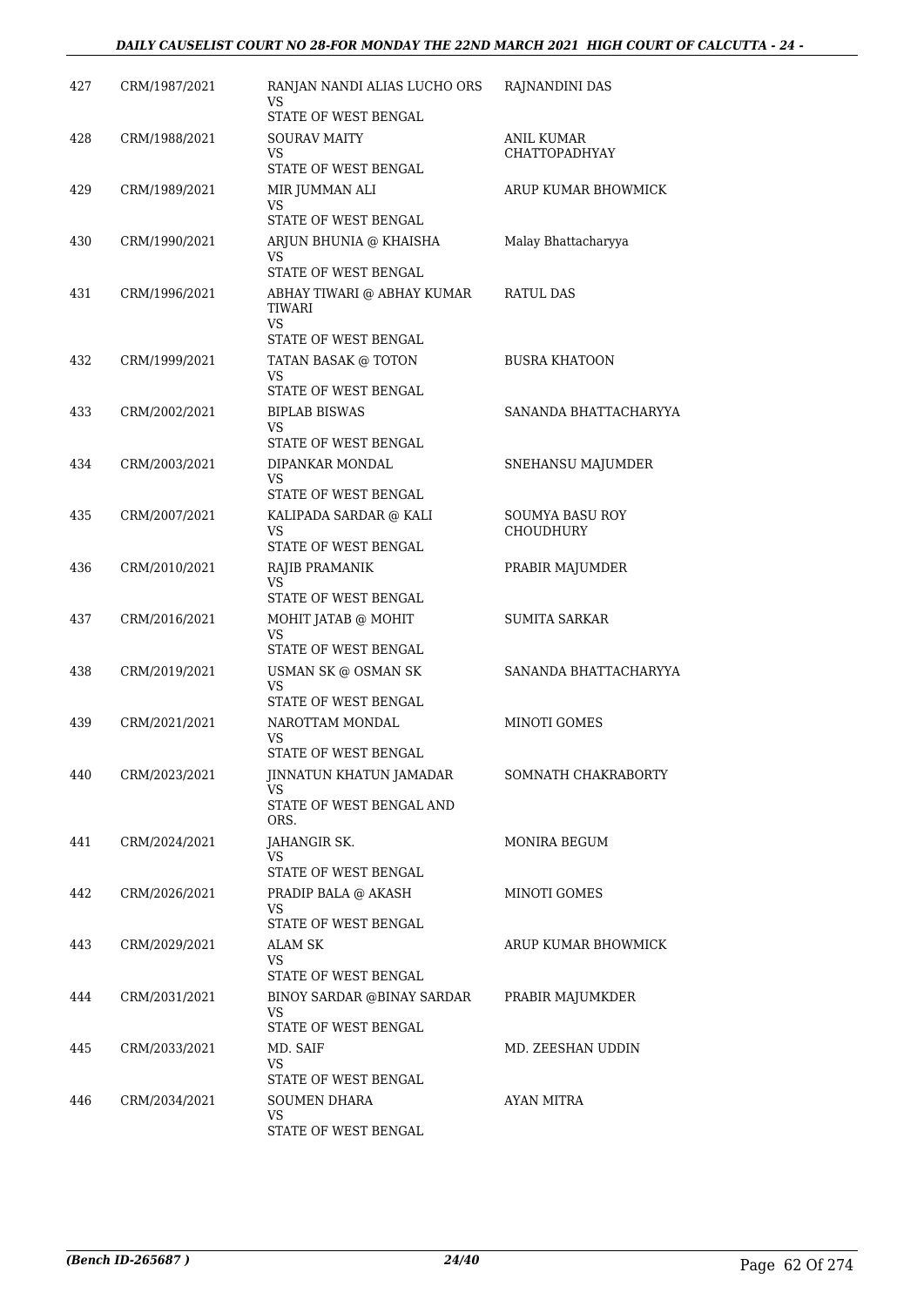| 427 | CRM/1987/2021 | RANJAN NANDI ALIAS LUCHO ORS<br>VS<br>STATE OF WEST BENGAL | RAJNANDINI DAS |
|---|---|---|---|
| 428 | CRM/1988/2021 | SOURAV MAITY<br>VS<br>STATE OF WEST BENGAL | ANIL KUMAR CHATTOPADHYAY |
| 429 | CRM/1989/2021 | MIR JUMMAN ALI<br>VS<br>STATE OF WEST BENGAL | ARUP KUMAR BHOWMICK |
| 430 | CRM/1990/2021 | ARJUN BHUNIA @ KHAISHA<br>VS<br>STATE OF WEST BENGAL | Malay Bhattacharyya |
| 431 | CRM/1996/2021 | ABHAY TIWARI @ ABHAY KUMAR TIWARI<br>VS<br>STATE OF WEST BENGAL | RATUL DAS |
| 432 | CRM/1999/2021 | TATAN BASAK @ TOTON<br>VS<br>STATE OF WEST BENGAL | BUSRA KHATOON |
| 433 | CRM/2002/2021 | BIPLAB BISWAS<br>VS<br>STATE OF WEST BENGAL | SANANDA BHATTACHARYYA |
| 434 | CRM/2003/2021 | DIPANKAR MONDAL<br>VS<br>STATE OF WEST BENGAL | SNEHANSU MAJUMDER |
| 435 | CRM/2007/2021 | KALIPADA SARDAR @ KALI<br>VS<br>STATE OF WEST BENGAL | SOUMYA BASU ROY CHOUDHURY |
| 436 | CRM/2010/2021 | RAJIB PRAMANIK<br>VS<br>STATE OF WEST BENGAL | PRABIR MAJUMDER |
| 437 | CRM/2016/2021 | MOHIT JATAB @ MOHIT<br>VS<br>STATE OF WEST BENGAL | SUMITA SARKAR |
| 438 | CRM/2019/2021 | USMAN SK @ OSMAN SK<br>VS<br>STATE OF WEST BENGAL | SANANDA BHATTACHARYYA |
| 439 | CRM/2021/2021 | NAROTTAM MONDAL<br>VS<br>STATE OF WEST BENGAL | MINOTI GOMES |
| 440 | CRM/2023/2021 | JINNATUN KHATUN JAMADAR<br>VS<br>STATE OF WEST BENGAL AND ORS. | SOMNATH CHAKRABORTY |
| 441 | CRM/2024/2021 | JAHANGIR SK.<br>VS<br>STATE OF WEST BENGAL | MONIRA BEGUM |
| 442 | CRM/2026/2021 | PRADIP BALA @ AKASH<br>VS<br>STATE OF WEST BENGAL | MINOTI GOMES |
| 443 | CRM/2029/2021 | ALAM SK<br>VS<br>STATE OF WEST BENGAL | ARUP KUMAR BHOWMICK |
| 444 | CRM/2031/2021 | BINOY SARDAR @BINAY SARDAR<br>VS<br>STATE OF WEST BENGAL | PRABIR MAJUMKDER |
| 445 | CRM/2033/2021 | MD. SAIF<br>VS<br>STATE OF WEST BENGAL | MD. ZEESHAN UDDIN |
| 446 | CRM/2034/2021 | SOUMEN DHARA<br>VS<br>STATE OF WEST BENGAL | AYAN MITRA |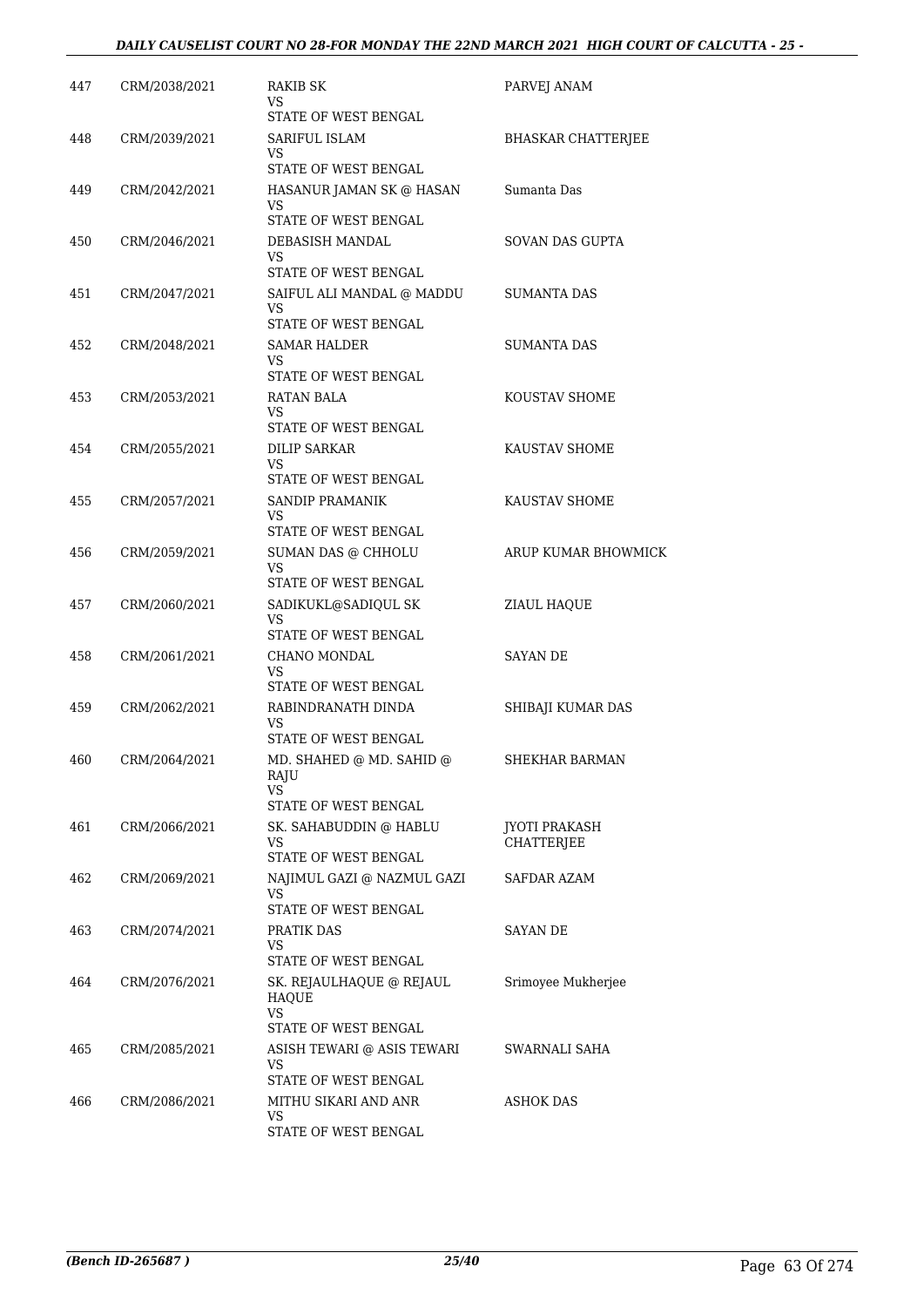| | | | |
|---|---|---|---|
| 447 | CRM/2038/2021 | RAKIB SK<br>VS<br>STATE OF WEST BENGAL | PARVEJ ANAM |
| 448 | CRM/2039/2021 | SARIFUL ISLAM<br>VS<br>STATE OF WEST BENGAL | BHASKAR CHATTERJEE |
| 449 | CRM/2042/2021 | HASANUR JAMAN SK @ HASAN<br>VS<br>STATE OF WEST BENGAL | Sumanta Das |
| 450 | CRM/2046/2021 | DEBASISH MANDAL<br>VS<br>STATE OF WEST BENGAL | SOVAN DAS GUPTA |
| 451 | CRM/2047/2021 | SAIFUL ALI MANDAL @ MADDU<br>VS<br>STATE OF WEST BENGAL | SUMANTA DAS |
| 452 | CRM/2048/2021 | SAMAR HALDER<br>VS<br>STATE OF WEST BENGAL | SUMANTA DAS |
| 453 | CRM/2053/2021 | RATAN BALA<br>VS<br>STATE OF WEST BENGAL | KOUSTAV SHOME |
| 454 | CRM/2055/2021 | DILIP SARKAR<br>VS<br>STATE OF WEST BENGAL | KAUSTAV SHOME |
| 455 | CRM/2057/2021 | SANDIP PRAMANIK<br>VS<br>STATE OF WEST BENGAL | KAUSTAV SHOME |
| 456 | CRM/2059/2021 | SUMAN DAS @ CHHOLU<br>VS<br>STATE OF WEST BENGAL | ARUP KUMAR BHOWMICK |
| 457 | CRM/2060/2021 | SADIKUKL@SADIQUL SK<br>VS<br>STATE OF WEST BENGAL | ZIAUL HAQUE |
| 458 | CRM/2061/2021 | CHANO MONDAL<br>VS<br>STATE OF WEST BENGAL | SAYAN DE |
| 459 | CRM/2062/2021 | RABINDRANATH DINDA<br>VS<br>STATE OF WEST BENGAL | SHIBAJI KUMAR DAS |
| 460 | CRM/2064/2021 | MD. SHAHED @ MD. SAHID @ RAJU<br>VS<br>STATE OF WEST BENGAL | SHEKHAR BARMAN |
| 461 | CRM/2066/2021 | SK. SAHABUDDIN @ HABLU<br>VS<br>STATE OF WEST BENGAL | JYOTI PRAKASH CHATTERJEE |
| 462 | CRM/2069/2021 | NAJIMUL GAZI @ NAZMUL GAZI<br>VS<br>STATE OF WEST BENGAL | SAFDAR AZAM |
| 463 | CRM/2074/2021 | PRATIK DAS<br>VS<br>STATE OF WEST BENGAL | SAYAN DE |
| 464 | CRM/2076/2021 | SK. REJAULHAQUE @ REJAUL HAQUE<br>VS<br>STATE OF WEST BENGAL | Srimoyee Mukherjee |
| 465 | CRM/2085/2021 | ASISH TEWARI @ ASIS TEWARI<br>VS<br>STATE OF WEST BENGAL | SWARNALI SAHA |
| 466 | CRM/2086/2021 | MITHU SIKARI AND ANR<br>VS<br>STATE OF WEST BENGAL | ASHOK DAS |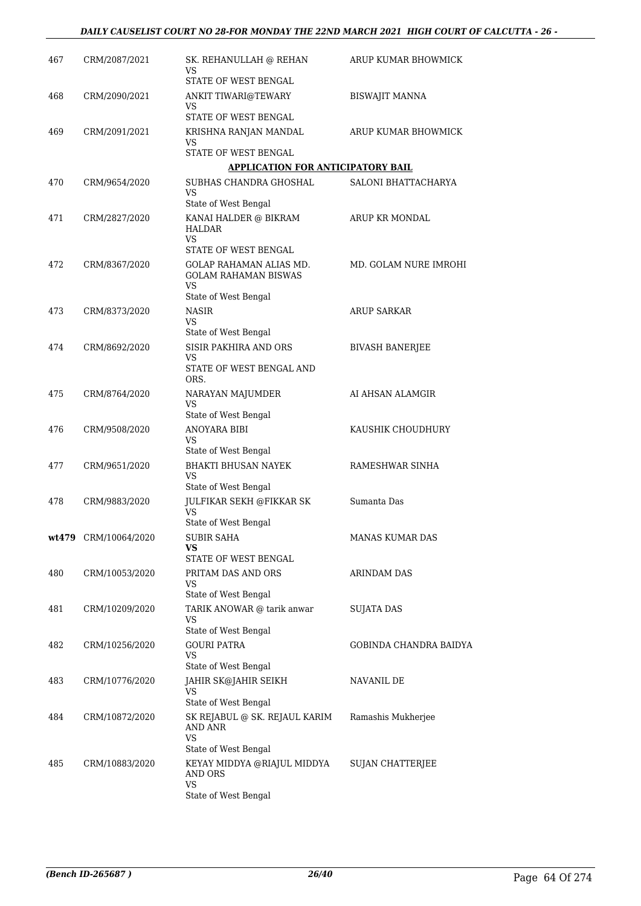| | | | |
|---|---|---|---|
| 467 | CRM/2087/2021 | SK. REHANULLAH @ REHAN<br>VS<br>STATE OF WEST BENGAL | ARUP KUMAR BHOWMICK |
| 468 | CRM/2090/2021 | ANKIT TIWARI@TEWARY<br>VS<br>STATE OF WEST BENGAL | BISWAJIT MANNA |
| 469 | CRM/2091/2021 | KRISHNA RANJAN MANDAL<br>VS<br>STATE OF WEST BENGAL | ARUP KUMAR BHOWMICK |

**APPLICATION FOR ANTICIPATORY BAIL**

| | | | |
|---|---|---|---|
| 470 | CRM/9654/2020 | SUBHAS CHANDRA GHOSHAL<br>VS<br>State of West Bengal | SALONI BHATTACHARYA |
| 471 | CRM/2827/2020 | KANAI HALDER @ BIKRAM HALDAR<br>VS<br>STATE OF WEST BENGAL | ARUP KR MONDAL |
| 472 | CRM/8367/2020 | GOLAP RAHAMAN ALIAS MD. GOLAM RAHAMAN BISWAS<br>VS<br>State of West Bengal | MD. GOLAM NURE IMROHI |
| 473 | CRM/8373/2020 | NASIR<br>VS<br>State of West Bengal | ARUP SARKAR |
| 474 | CRM/8692/2020 | SISIR PAKHIRA AND ORS<br>VS<br>STATE OF WEST BENGAL AND ORS. | BIVASH BANERJEE |
| 475 | CRM/8764/2020 | NARAYAN MAJUMDER<br>VS<br>State of West Bengal | AI AHSAN ALAMGIR |
| 476 | CRM/9508/2020 | ANOYARA BIBI<br>VS<br>State of West Bengal | KAUSHIK CHOUDHURY |
| 477 | CRM/9651/2020 | BHAKTI BHUSAN NAYEK<br>VS<br>State of West Bengal | RAMESHWAR SINHA |
| 478 | CRM/9883/2020 | JULFIKAR SEKH @FIKKAR SK<br>VS<br>State of West Bengal | Sumanta Das |
| **wt479** | CRM/10064/2020 | SUBIR SAHA<br>**VS**<br>STATE OF WEST BENGAL | MANAS KUMAR DAS |
| 480 | CRM/10053/2020 | PRITAM DAS AND ORS<br>VS<br>State of West Bengal | ARINDAM DAS |
| 481 | CRM/10209/2020 | TARIK ANOWAR @ tarik anwar<br>VS<br>State of West Bengal | SUJATA DAS |
| 482 | CRM/10256/2020 | GOURI PATRA<br>VS<br>State of West Bengal | GOBINDA CHANDRA BAIDYA |
| 483 | CRM/10776/2020 | JAHIR SK@JAHIR SEIKH<br>VS<br>State of West Bengal | NAVANIL DE |
| 484 | CRM/10872/2020 | SK REJABUL @ SK. REJAUL KARIM AND ANR<br>VS<br>State of West Bengal | Ramashis Mukherjee |
| 485 | CRM/10883/2020 | KEYAY MIDDYA @RIAJUL MIDDYA AND ORS<br>VS<br>State of West Bengal | SUJAN CHATTERJEE |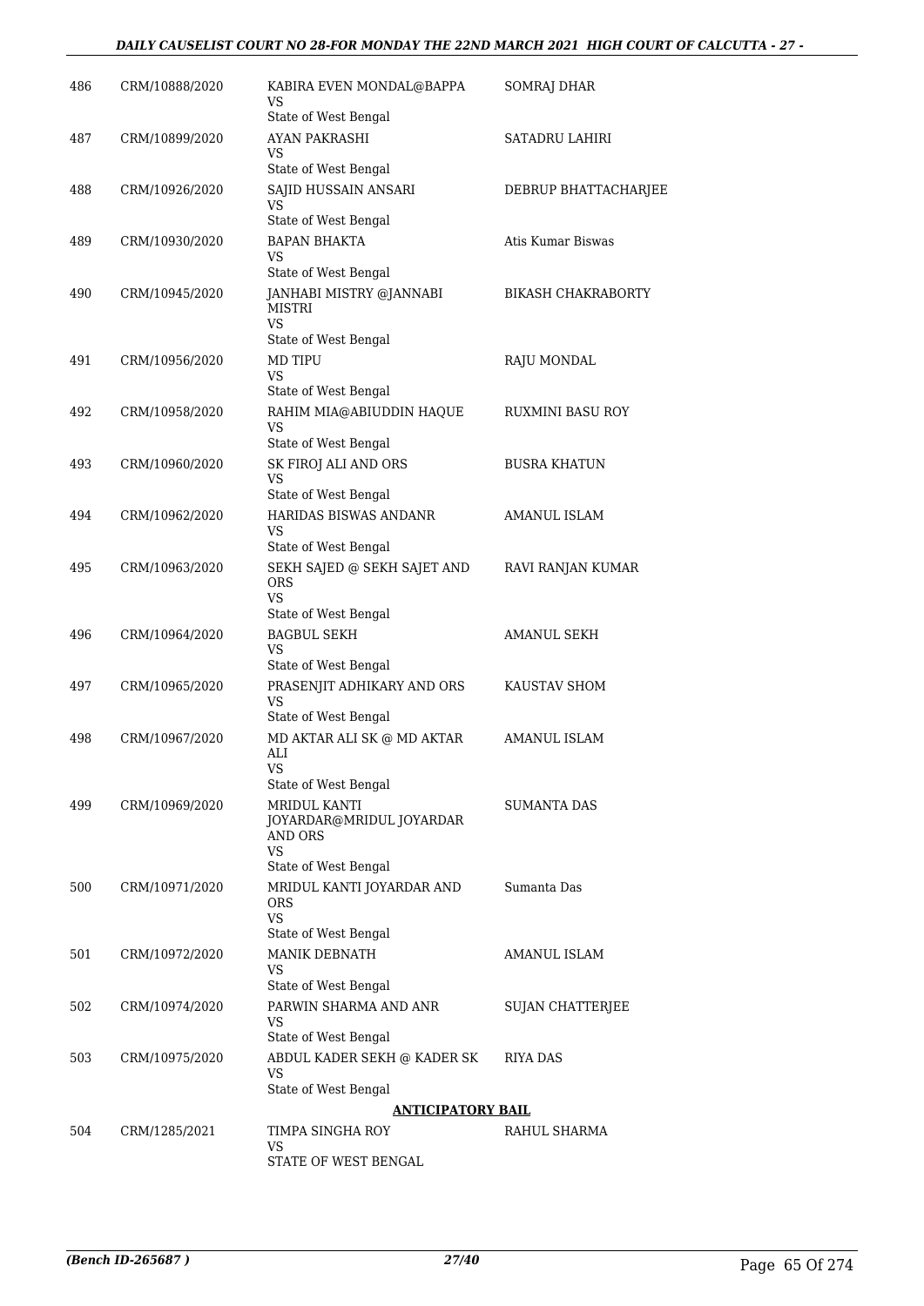| | | | |
|---|---|---|---|
| 486 | CRM/10888/2020 | KABIRA EVEN MONDAL@BAPPA<br>VS<br>State of West Bengal | SOMRAJ DHAR |
| 487 | CRM/10899/2020 | AYAN PAKRASHI<br>VS<br>State of West Bengal | SATADRU LAHIRI |
| 488 | CRM/10926/2020 | SAJID HUSSAIN ANSARI<br>VS<br>State of West Bengal | DEBRUP BHATTACHARJEE |
| 489 | CRM/10930/2020 | BAPAN BHAKTA<br>VS<br>State of West Bengal | Atis Kumar Biswas |
| 490 | CRM/10945/2020 | JANHABI MISTRY @JANNABI MISTRI<br>VS<br>State of West Bengal | BIKASH CHAKRABORTY |
| 491 | CRM/10956/2020 | MD TIPU<br>VS<br>State of West Bengal | RAJU MONDAL |
| 492 | CRM/10958/2020 | RAHIM MIA@ABIUDDIN HAQUE<br>VS<br>State of West Bengal | RUXMINI BASU ROY |
| 493 | CRM/10960/2020 | SK FIROJ ALI AND ORS<br>VS<br>State of West Bengal | BUSRA KHATUN |
| 494 | CRM/10962/2020 | HARIDAS BISWAS ANDANR<br>VS<br>State of West Bengal | AMANUL ISLAM |
| 495 | CRM/10963/2020 | SEKH SAJED @ SEKH SAJET AND ORS<br>VS<br>State of West Bengal | RAVI RANJAN KUMAR |
| 496 | CRM/10964/2020 | BAGBUL SEKH<br>VS<br>State of West Bengal | AMANUL SEKH |
| 497 | CRM/10965/2020 | PRASENJIT ADHIKARY AND ORS<br>VS<br>State of West Bengal | KAUSTAV SHOM |
| 498 | CRM/10967/2020 | MD AKTAR ALI SK @ MD AKTAR ALI<br>VS<br>State of West Bengal | AMANUL ISLAM |
| 499 | CRM/10969/2020 | MRIDUL KANTI JOYARDAR@MRIDUL JOYARDAR AND ORS<br>VS<br>State of West Bengal | SUMANTA DAS |
| 500 | CRM/10971/2020 | MRIDUL KANTI JOYARDAR AND ORS<br>VS<br>State of West Bengal | Sumanta Das |
| 501 | CRM/10972/2020 | MANIK DEBNATH<br>VS<br>State of West Bengal | AMANUL ISLAM |
| 502 | CRM/10974/2020 | PARWIN SHARMA AND ANR<br>VS<br>State of West Bengal | SUJAN CHATTERJEE |
| 503 | CRM/10975/2020 | ABDUL KADER SEKH @ KADER SK<br>VS<br>State of West Bengal | RIYA DAS |

**ANTICIPATORY BAIL**

| | | | |
|---|---|---|---|
| 504 | CRM/1285/2021 | TIMPA SINGHA ROY<br>VS<br>STATE OF WEST BENGAL | RAHUL SHARMA |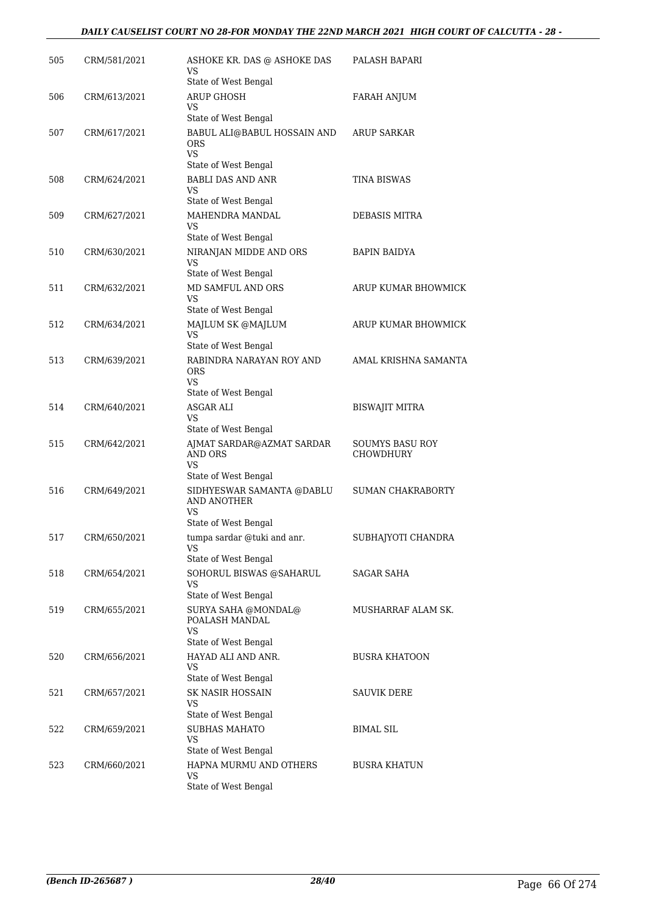| | | | |
|---|---|---|---|
| 505 | CRM/581/2021 | ASHOKE KR. DAS @ ASHOKE DAS<br>VS<br>State of West Bengal | PALASH BAPARI |
| 506 | CRM/613/2021 | ARUP GHOSH<br>VS<br>State of West Bengal | FARAH ANJUM |
| 507 | CRM/617/2021 | BABUL ALI@BABUL HOSSAIN AND ORS<br>VS<br>State of West Bengal | ARUP SARKAR |
| 508 | CRM/624/2021 | BABLI DAS AND ANR<br>VS<br>State of West Bengal | TINA BISWAS |
| 509 | CRM/627/2021 | MAHENDRA MANDAL<br>VS<br>State of West Bengal | DEBASIS MITRA |
| 510 | CRM/630/2021 | NIRANJAN MIDDE AND ORS<br>VS<br>State of West Bengal | BAPIN BAIDYA |
| 511 | CRM/632/2021 | MD SAMFUL AND ORS<br>VS<br>State of West Bengal | ARUP KUMAR BHOWMICK |
| 512 | CRM/634/2021 | MAJLUM SK @MAJLUM<br>VS<br>State of West Bengal | ARUP KUMAR BHOWMICK |
| 513 | CRM/639/2021 | RABINDRA NARAYAN ROY AND ORS<br>VS<br>State of West Bengal | AMAL KRISHNA SAMANTA |
| 514 | CRM/640/2021 | ASGAR ALI<br>VS<br>State of West Bengal | BISWAJIT MITRA |
| 515 | CRM/642/2021 | AJMAT SARDAR@AZMAT SARDAR AND ORS<br>VS<br>State of West Bengal | SOUMYS BASU ROY CHOWDHURY |
| 516 | CRM/649/2021 | SIDHYESWAR SAMANTA @DABLU AND ANOTHER<br>VS<br>State of West Bengal | SUMAN CHAKRABORTY |
| 517 | CRM/650/2021 | tumpa sardar @tuki and anr.<br>VS<br>State of West Bengal | SUBHAJYOTI CHANDRA |
| 518 | CRM/654/2021 | SOHORUL BISWAS @SAHARUL<br>VS<br>State of West Bengal | SAGAR SAHA |
| 519 | CRM/655/2021 | SURYA SAHA @MONDAL@ POALASH MANDAL<br>VS<br>State of West Bengal | MUSHARRAF ALAM SK. |
| 520 | CRM/656/2021 | HAYAD ALI AND ANR.<br>VS<br>State of West Bengal | BUSRA KHATOON |
| 521 | CRM/657/2021 | SK NASIR HOSSAIN<br>VS<br>State of West Bengal | SAUVIK DERE |
| 522 | CRM/659/2021 | SUBHAS MAHATO<br>VS<br>State of West Bengal | BIMAL SIL |
| 523 | CRM/660/2021 | HAPNA MURMU AND OTHERS<br>VS<br>State of West Bengal | BUSRA KHATUN |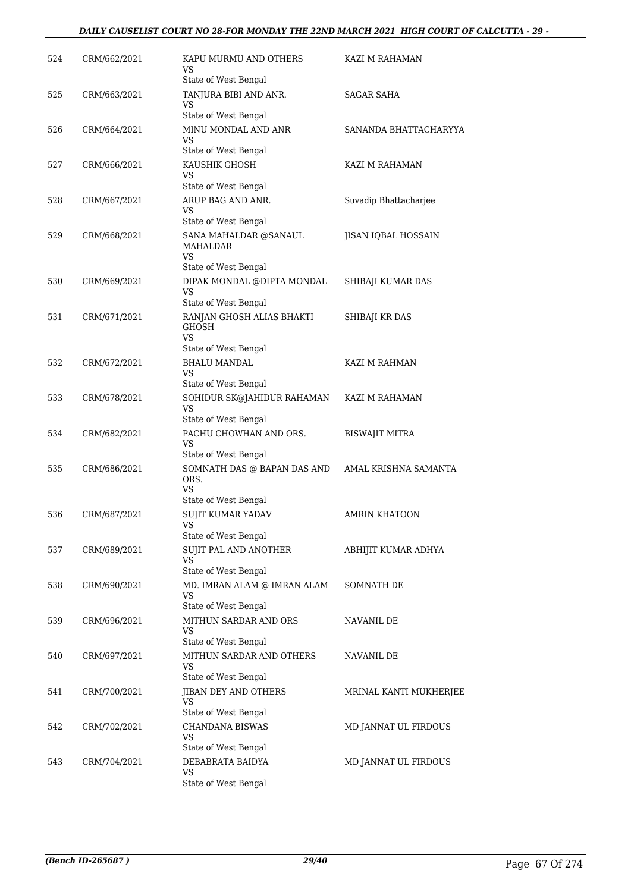| | | | |
|---|---|---|---|
| 524 | CRM/662/2021 | KAPU MURMU AND OTHERS<br>VS<br>State of West Bengal | KAZI M RAHAMAN |
| 525 | CRM/663/2021 | TANJURA BIBI AND ANR.<br>VS<br>State of West Bengal | SAGAR SAHA |
| 526 | CRM/664/2021 | MINU MONDAL AND ANR<br>VS<br>State of West Bengal | SANANDA BHATTACHARYYA |
| 527 | CRM/666/2021 | KAUSHIK GHOSH<br>VS<br>State of West Bengal | KAZI M RAHAMAN |
| 528 | CRM/667/2021 | ARUP BAG AND ANR.<br>VS<br>State of West Bengal | Suvadip Bhattacharjee |
| 529 | CRM/668/2021 | SANA MAHALDAR @SANAUL MAHALDAR<br>VS<br>State of West Bengal | JISAN IQBAL HOSSAIN |
| 530 | CRM/669/2021 | DIPAK MONDAL @DIPTA MONDAL<br>VS<br>State of West Bengal | SHIBAJI KUMAR DAS |
| 531 | CRM/671/2021 | RANJAN GHOSH ALIAS BHAKTI GHOSH<br>VS<br>State of West Bengal | SHIBAJI KR DAS |
| 532 | CRM/672/2021 | BHALU MANDAL<br>VS<br>State of West Bengal | KAZI M RAHMAN |
| 533 | CRM/678/2021 | SOHIDUR SK@JAHIDUR RAHAMAN<br>VS<br>State of West Bengal | KAZI M RAHAMAN |
| 534 | CRM/682/2021 | PACHU CHOWHAN AND ORS.<br>VS<br>State of West Bengal | BISWAJIT MITRA |
| 535 | CRM/686/2021 | SOMNATH DAS @ BAPAN DAS AND ORS.<br>VS<br>State of West Bengal | AMAL KRISHNA SAMANTA |
| 536 | CRM/687/2021 | SUJIT KUMAR YADAV<br>VS<br>State of West Bengal | AMRIN KHATOON |
| 537 | CRM/689/2021 | SUJIT PAL AND ANOTHER<br>VS<br>State of West Bengal | ABHIJIT KUMAR ADHYA |
| 538 | CRM/690/2021 | MD. IMRAN ALAM @ IMRAN ALAM<br>VS<br>State of West Bengal | SOMNATH DE |
| 539 | CRM/696/2021 | MITHUN SARDAR AND ORS<br>VS<br>State of West Bengal | NAVANIL DE |
| 540 | CRM/697/2021 | MITHUN SARDAR AND OTHERS<br>VS<br>State of West Bengal | NAVANIL DE |
| 541 | CRM/700/2021 | JIBAN DEY AND OTHERS<br>VS<br>State of West Bengal | MRINAL KANTI MUKHERJEE |
| 542 | CRM/702/2021 | CHANDANA BISWAS<br>VS<br>State of West Bengal | MD JANNAT UL FIRDOUS |
| 543 | CRM/704/2021 | DEBABRATA BAIDYA<br>VS<br>State of West Bengal | MD JANNAT UL FIRDOUS |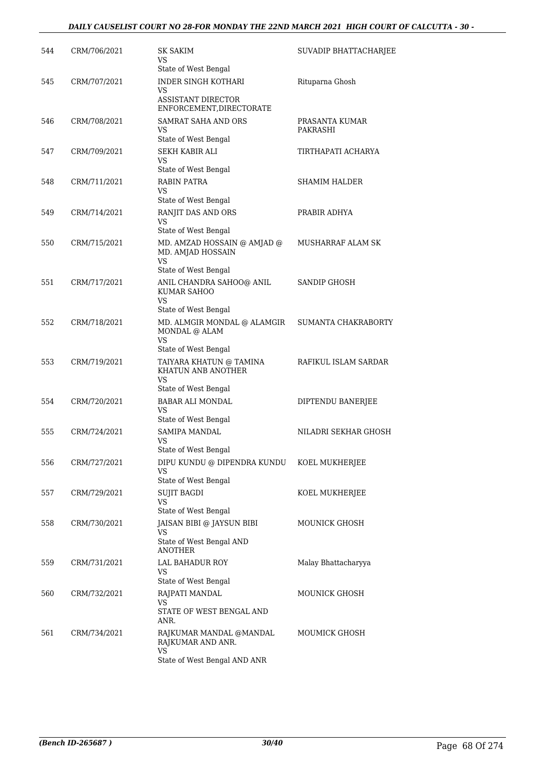| | | | |
|---|---|---|---|
| 544 | CRM/706/2021 | SK SAKIM<br>VS<br>State of West Bengal | SUVADIP BHATTACHARJEE |
| 545 | CRM/707/2021 | INDER SINGH KOTHARI<br>VS<br>ASSISTANT DIRECTOR ENFORCEMENT,DIRECTORATE | Rituparna Ghosh |
| 546 | CRM/708/2021 | SAMRAT SAHA AND ORS<br>VS<br>State of West Bengal | PRASANTA KUMAR PAKRASHI |
| 547 | CRM/709/2021 | SEKH KABIR ALI<br>VS<br>State of West Bengal | TIRTHAPATI ACHARYA |
| 548 | CRM/711/2021 | RABIN PATRA<br>VS<br>State of West Bengal | SHAMIM HALDER |
| 549 | CRM/714/2021 | RANJIT DAS AND ORS<br>VS<br>State of West Bengal | PRABIR ADHYA |
| 550 | CRM/715/2021 | MD. AMZAD HOSSAIN @ AMJAD @ MD. AMJAD HOSSAIN<br>VS<br>State of West Bengal | MUSHARRAF ALAM SK |
| 551 | CRM/717/2021 | ANIL CHANDRA SAHOO@ ANIL KUMAR SAHOO<br>VS<br>State of West Bengal | SANDIP GHOSH |
| 552 | CRM/718/2021 | MD. ALMGIR MONDAL @ ALAMGIR MONDAL @ ALAM<br>VS<br>State of West Bengal | SUMANTA CHAKRABORTY |
| 553 | CRM/719/2021 | TAIYARA KHATUN @ TAMINA KHATUN ANB ANOTHER<br>VS<br>State of West Bengal | RAFIKUL ISLAM SARDAR |
| 554 | CRM/720/2021 | BABAR ALI MONDAL<br>VS<br>State of West Bengal | DIPTENDU BANERJEE |
| 555 | CRM/724/2021 | SAMIPA MANDAL<br>VS<br>State of West Bengal | NILADRI SEKHAR GHOSH |
| 556 | CRM/727/2021 | DIPU KUNDU @ DIPENDRA KUNDU<br>VS<br>State of West Bengal | KOEL MUKHERJEE |
| 557 | CRM/729/2021 | SUJIT BAGDI<br>VS<br>State of West Bengal | KOEL MUKHERJEE |
| 558 | CRM/730/2021 | JAISAN BIBI @ JAYSUN BIBI<br>VS<br>State of West Bengal AND ANOTHER | MOUNICK GHOSH |
| 559 | CRM/731/2021 | LAL BAHADUR ROY<br>VS<br>State of West Bengal | Malay Bhattacharyya |
| 560 | CRM/732/2021 | RAJPATI MANDAL<br>VS<br>STATE OF WEST BENGAL AND ANR. | MOUNICK GHOSH |
| 561 | CRM/734/2021 | RAJKUMAR MANDAL @MANDAL RAJKUMAR AND ANR.<br>VS<br>State of West Bengal AND ANR | MOUMICK GHOSH |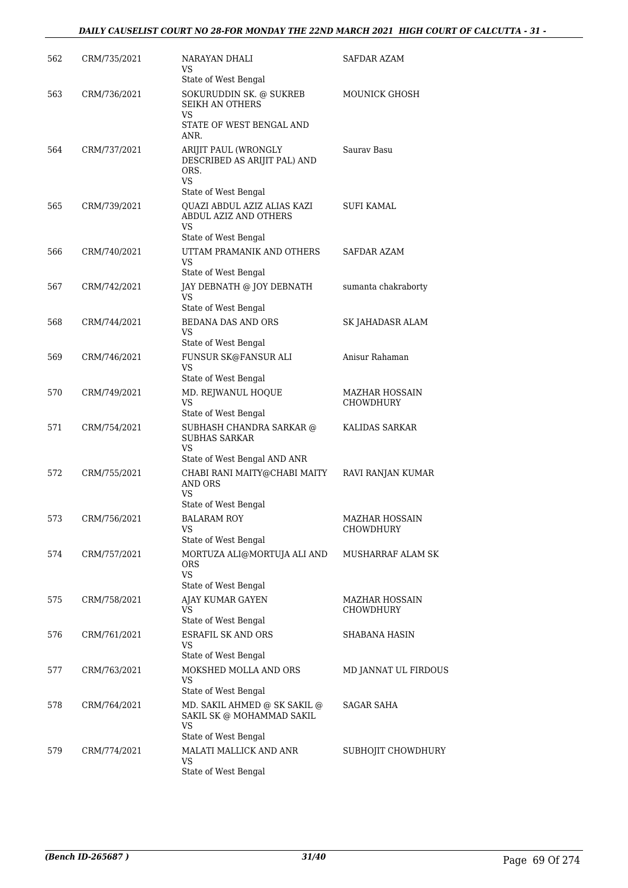| | | | |
|---|---|---|---|
| 562 | CRM/735/2021 | NARAYAN DHALI<br>VS<br>State of West Bengal | SAFDAR AZAM |
| 563 | CRM/736/2021 | SOKURUDDIN SK. @ SUKREB SEIKH AN OTHERS<br>VS<br>STATE OF WEST BENGAL AND ANR. | MOUNICK GHOSH |
| 564 | CRM/737/2021 | ARIJIT PAUL (WRONGLY DESCRIBED AS ARIJIT PAL) AND ORS.<br>VS<br>State of West Bengal | Saurav Basu |
| 565 | CRM/739/2021 | QUAZI ABDUL AZIZ ALIAS KAZI ABDUL AZIZ AND OTHERS<br>VS<br>State of West Bengal | SUFI KAMAL |
| 566 | CRM/740/2021 | UTTAM PRAMANIK AND OTHERS<br>VS<br>State of West Bengal | SAFDAR AZAM |
| 567 | CRM/742/2021 | JAY DEBNATH @ JOY DEBNATH<br>VS<br>State of West Bengal | sumanta chakraborty |
| 568 | CRM/744/2021 | BEDANA DAS AND ORS<br>VS<br>State of West Bengal | SK JAHADASR ALAM |
| 569 | CRM/746/2021 | FUNSUR SK@FANSUR ALI<br>VS<br>State of West Bengal | Anisur Rahaman |
| 570 | CRM/749/2021 | MD. REJWANUL HOQUE<br>VS<br>State of West Bengal | MAZHAR HOSSAIN CHOWDHURY |
| 571 | CRM/754/2021 | SUBHASH CHANDRA SARKAR @ SUBHAS SARKAR<br>VS<br>State of West Bengal AND ANR | KALIDAS SARKAR |
| 572 | CRM/755/2021 | CHABI RANI MAITY@CHABI MAITY AND ORS<br>VS<br>State of West Bengal | RAVI RANJAN KUMAR |
| 573 | CRM/756/2021 | BALARAM ROY<br>VS<br>State of West Bengal | MAZHAR HOSSAIN CHOWDHURY |
| 574 | CRM/757/2021 | MORTUZA ALI@MORTUJA ALI AND ORS<br>VS<br>State of West Bengal | MUSHARRAF ALAM SK |
| 575 | CRM/758/2021 | AJAY KUMAR GAYEN<br>VS<br>State of West Bengal | MAZHAR HOSSAIN CHOWDHURY |
| 576 | CRM/761/2021 | ESRAFIL SK AND ORS<br>VS<br>State of West Bengal | SHABANA HASIN |
| 577 | CRM/763/2021 | MOKSHED MOLLA AND ORS<br>VS<br>State of West Bengal | MD JANNAT UL FIRDOUS |
| 578 | CRM/764/2021 | MD. SAKIL AHMED @ SK SAKIL @ SAKIL SK @ MOHAMMAD SAKIL<br>VS<br>State of West Bengal | SAGAR SAHA |
| 579 | CRM/774/2021 | MALATI MALLICK AND ANR<br>VS<br>State of West Bengal | SUBHOJIT CHOWDHURY |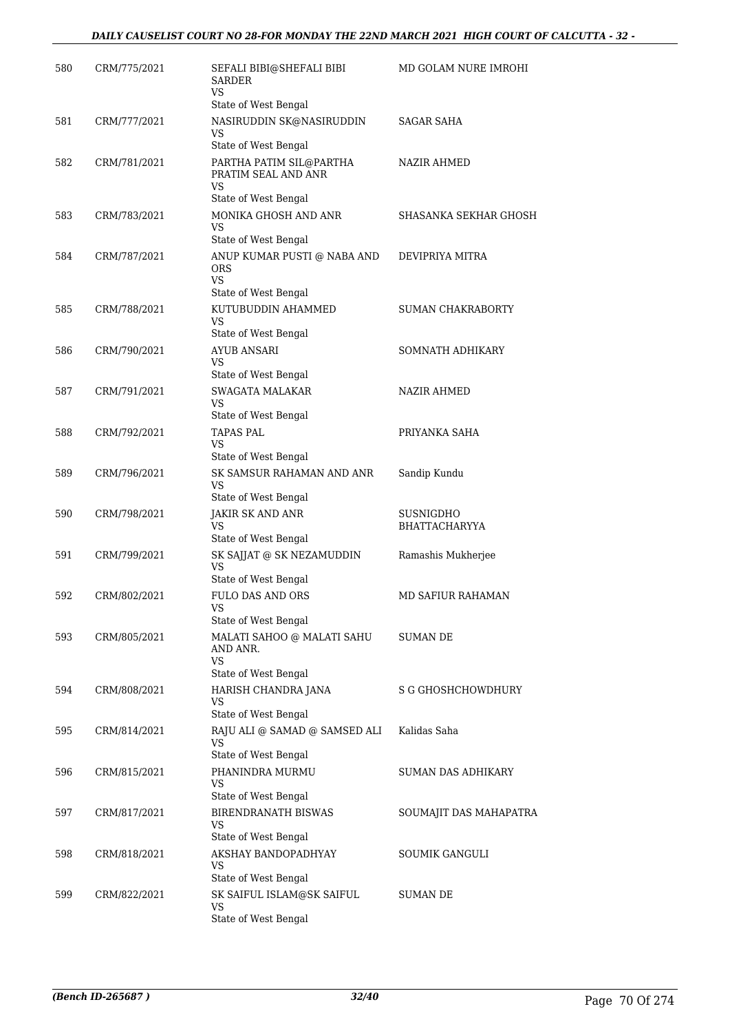| | | | |
|---|---|---|---|
| 580 | CRM/775/2021 | SEFALI BIBI@SHEFALI BIBI SARDER<br>VS<br>State of West Bengal | MD GOLAM NURE IMROHI |
| 581 | CRM/777/2021 | NASIRUDDIN SK@NASIRUDDIN<br>VS<br>State of West Bengal | SAGAR SAHA |
| 582 | CRM/781/2021 | PARTHA PATIM SIL@PARTHA PRATIM SEAL AND ANR<br>VS<br>State of West Bengal | NAZIR AHMED |
| 583 | CRM/783/2021 | MONIKA GHOSH AND ANR<br>VS<br>State of West Bengal | SHASANKA SEKHAR GHOSH |
| 584 | CRM/787/2021 | ANUP KUMAR PUSTI @ NABA AND ORS<br>VS<br>State of West Bengal | DEVIPRIYA MITRA |
| 585 | CRM/788/2021 | KUTUBUDDIN AHAMMED<br>VS<br>State of West Bengal | SUMAN CHAKRABORTY |
| 586 | CRM/790/2021 | AYUB ANSARI<br>VS<br>State of West Bengal | SOMNATH ADHIKARY |
| 587 | CRM/791/2021 | SWAGATA MALAKAR<br>VS<br>State of West Bengal | NAZIR AHMED |
| 588 | CRM/792/2021 | TAPAS PAL<br>VS<br>State of West Bengal | PRIYANKA SAHA |
| 589 | CRM/796/2021 | SK SAMSUR RAHAMAN AND ANR<br>VS<br>State of West Bengal | Sandip Kundu |
| 590 | CRM/798/2021 | JAKIR SK AND ANR<br>VS<br>State of West Bengal | SUSNIGDHO BHATTACHARYYA |
| 591 | CRM/799/2021 | SK SAJJAT @ SK NEZAMUDDIN<br>VS<br>State of West Bengal | Ramashis Mukherjee |
| 592 | CRM/802/2021 | FULO DAS AND ORS<br>VS<br>State of West Bengal | MD SAFIUR RAHAMAN |
| 593 | CRM/805/2021 | MALATI SAHOO @ MALATI SAHU AND ANR.<br>VS<br>State of West Bengal | SUMAN DE |
| 594 | CRM/808/2021 | HARISH CHANDRA JANA<br>VS<br>State of West Bengal | S G GHOSHCHOWDHURY |
| 595 | CRM/814/2021 | RAJU ALI @ SAMAD @ SAMSED ALI<br>VS<br>State of West Bengal | Kalidas Saha |
| 596 | CRM/815/2021 | PHANINDRA MURMU<br>VS<br>State of West Bengal | SUMAN DAS ADHIKARY |
| 597 | CRM/817/2021 | BIRENDRANATH BISWAS<br>VS<br>State of West Bengal | SOUMAJIT DAS MAHAPATRA |
| 598 | CRM/818/2021 | AKSHAY BANDOPADHYAY<br>VS<br>State of West Bengal | SOUMIK GANGULI |
| 599 | CRM/822/2021 | SK SAIFUL ISLAM@SK SAIFUL<br>VS<br>State of West Bengal | SUMAN DE |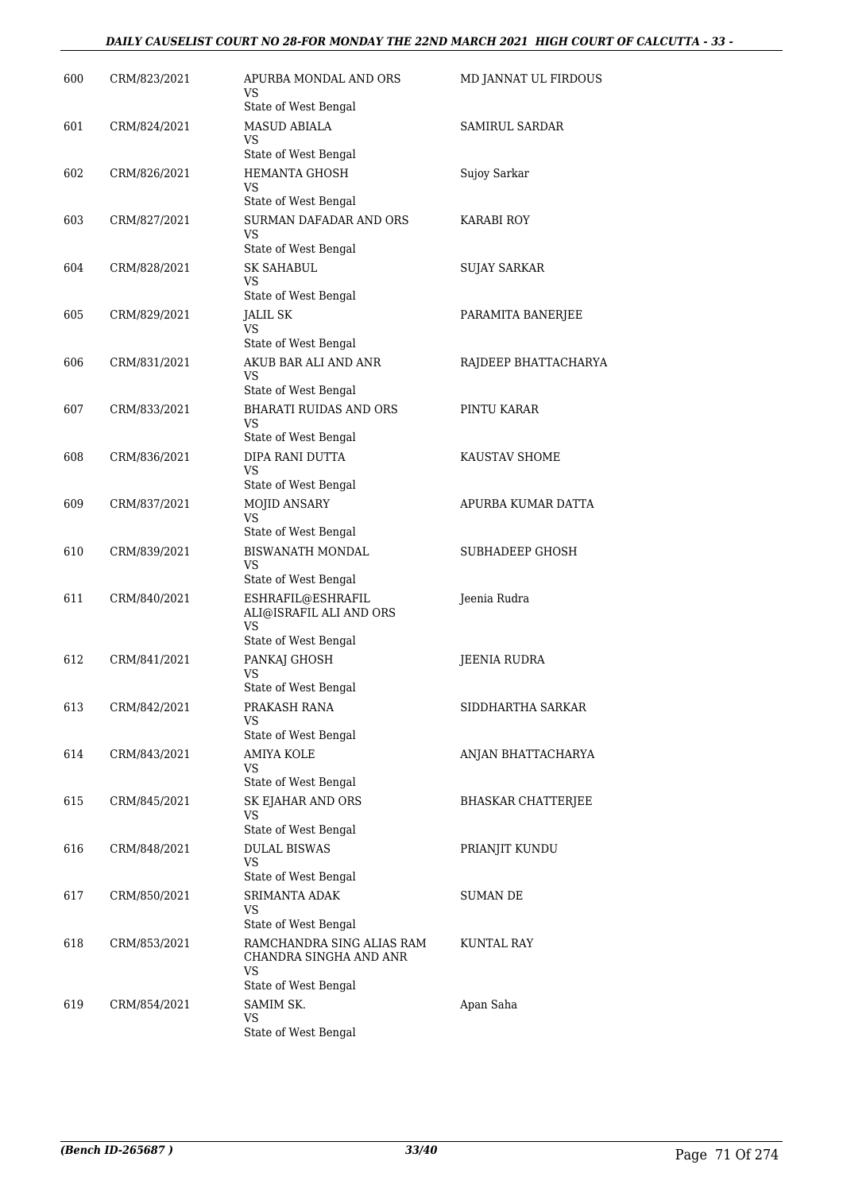| 600 | CRM/823/2021 | APURBA MONDAL AND ORS<br>VS<br>State of West Bengal | MD JANNAT UL FIRDOUS |
|---|---|---|---|
| 601 | CRM/824/2021 | MASUD ABIALA<br>VS<br>State of West Bengal | SAMIRUL SARDAR |
| 602 | CRM/826/2021 | HEMANTA GHOSH<br>VS<br>State of West Bengal | Sujoy Sarkar |
| 603 | CRM/827/2021 | SURMAN DAFADAR AND ORS<br>VS<br>State of West Bengal | KARABI ROY |
| 604 | CRM/828/2021 | SK SAHABUL<br>VS<br>State of West Bengal | SUJAY SARKAR |
| 605 | CRM/829/2021 | JALIL SK<br>VS<br>State of West Bengal | PARAMITA BANERJEE |
| 606 | CRM/831/2021 | AKUB BAR ALI AND ANR<br>VS<br>State of West Bengal | RAJDEEP BHATTACHARYA |
| 607 | CRM/833/2021 | BHARATI RUIDAS AND ORS<br>VS<br>State of West Bengal | PINTU KARAR |
| 608 | CRM/836/2021 | DIPA RANI DUTTA<br>VS<br>State of West Bengal | KAUSTAV SHOME |
| 609 | CRM/837/2021 | MOJID ANSARY<br>VS<br>State of West Bengal | APURBA KUMAR DATTA |
| 610 | CRM/839/2021 | BISWANATH MONDAL<br>VS<br>State of West Bengal | SUBHADEEP GHOSH |
| 611 | CRM/840/2021 | ESHRAFIL@ESHRAFIL ALI@ISRAFIL ALI AND ORS<br>VS<br>State of West Bengal | Jeenia Rudra |
| 612 | CRM/841/2021 | PANKAJ GHOSH<br>VS<br>State of West Bengal | JEENIA RUDRA |
| 613 | CRM/842/2021 | PRAKASH RANA<br>VS<br>State of West Bengal | SIDDHARTHA SARKAR |
| 614 | CRM/843/2021 | AMIYA KOLE<br>VS<br>State of West Bengal | ANJAN BHATTACHARYA |
| 615 | CRM/845/2021 | SK EJAHAR AND ORS<br>VS<br>State of West Bengal | BHASKAR CHATTERJEE |
| 616 | CRM/848/2021 | DULAL BISWAS<br>VS<br>State of West Bengal | PRIANJIT KUNDU |
| 617 | CRM/850/2021 | SRIMANTA ADAK<br>VS<br>State of West Bengal | SUMAN DE |
| 618 | CRM/853/2021 | RAMCHANDRA SING ALIAS RAM CHANDRA SINGHA AND ANR<br>VS<br>State of West Bengal | KUNTAL RAY |
| 619 | CRM/854/2021 | SAMIM SK.<br>VS<br>State of West Bengal | Apan Saha |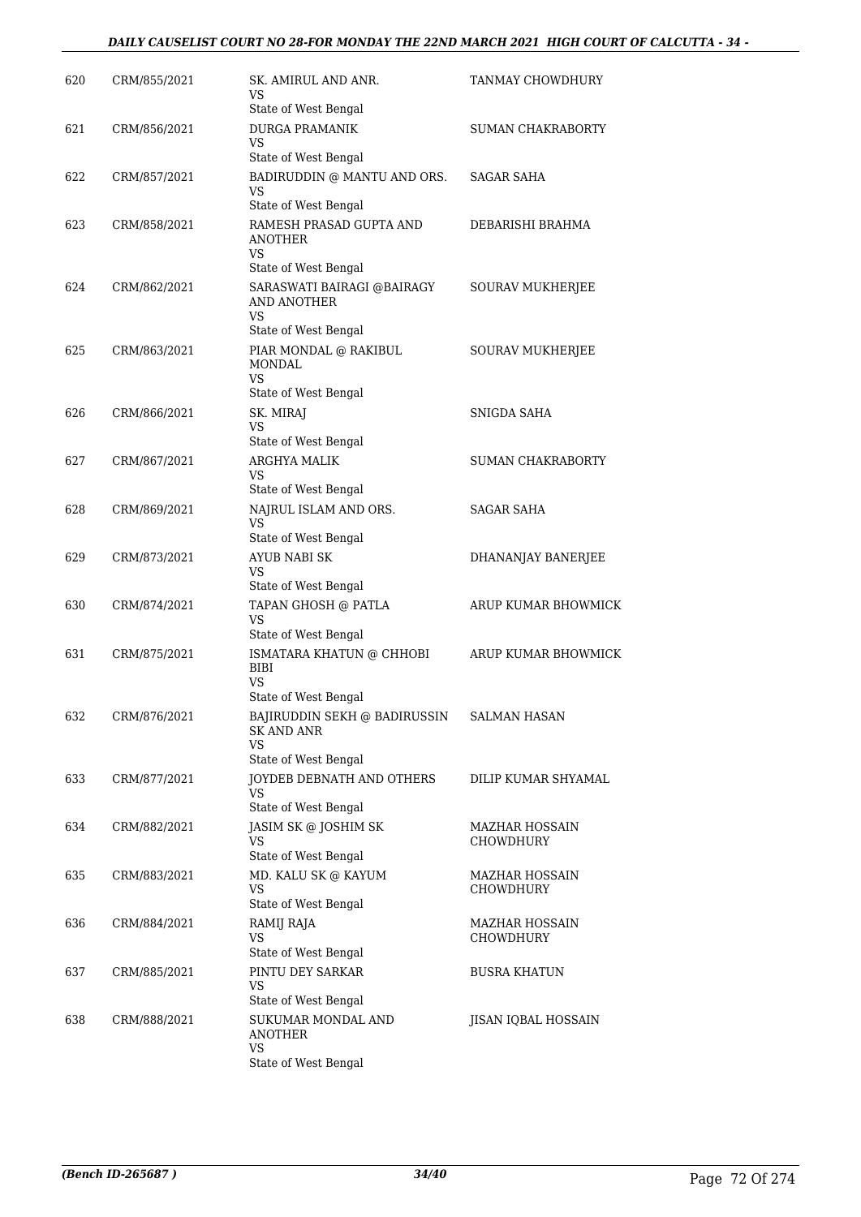| 620 | CRM/855/2021 | SK. AMIRUL AND ANR.<br>VS<br>State of West Bengal | TANMAY CHOWDHURY |
|---|---|---|---|
| 621 | CRM/856/2021 | DURGA PRAMANIK<br>VS<br>State of West Bengal | SUMAN CHAKRABORTY |
| 622 | CRM/857/2021 | BADIRUDDIN @ MANTU AND ORS.<br>VS<br>State of West Bengal | SAGAR SAHA |
| 623 | CRM/858/2021 | RAMESH PRASAD GUPTA AND ANOTHER<br>VS<br>State of West Bengal | DEBARISHI BRAHMA |
| 624 | CRM/862/2021 | SARASWATI BAIRAGI @BAIRAGY AND ANOTHER<br>VS<br>State of West Bengal | SOURAV MUKHERJEE |
| 625 | CRM/863/2021 | PIAR MONDAL @ RAKIBUL MONDAL<br>VS<br>State of West Bengal | SOURAV MUKHERJEE |
| 626 | CRM/866/2021 | SK. MIRAJ<br>VS<br>State of West Bengal | SNIGDA SAHA |
| 627 | CRM/867/2021 | ARGHYA MALIK<br>VS<br>State of West Bengal | SUMAN CHAKRABORTY |
| 628 | CRM/869/2021 | NAJRUL ISLAM AND ORS.<br>VS<br>State of West Bengal | SAGAR SAHA |
| 629 | CRM/873/2021 | AYUB NABI SK<br>VS<br>State of West Bengal | DHANANJAY BANERJEE |
| 630 | CRM/874/2021 | TAPAN GHOSH @ PATLA<br>VS<br>State of West Bengal | ARUP KUMAR BHOWMICK |
| 631 | CRM/875/2021 | ISMATARA KHATUN @ CHHOBI BIBI<br>VS<br>State of West Bengal | ARUP KUMAR BHOWMICK |
| 632 | CRM/876/2021 | BAJIRUDDIN SEKH @ BADIRUSSIN SK AND ANR<br>VS<br>State of West Bengal | SALMAN HASAN |
| 633 | CRM/877/2021 | JOYDEB DEBNATH AND OTHERS<br>VS<br>State of West Bengal | DILIP KUMAR SHYAMAL |
| 634 | CRM/882/2021 | JASIM SK @ JOSHIM SK<br>VS<br>State of West Bengal | MAZHAR HOSSAIN CHOWDHURY |
| 635 | CRM/883/2021 | MD. KALU SK @ KAYUM<br>VS<br>State of West Bengal | MAZHAR HOSSAIN CHOWDHURY |
| 636 | CRM/884/2021 | RAMIJ RAJA<br>VS<br>State of West Bengal | MAZHAR HOSSAIN CHOWDHURY |
| 637 | CRM/885/2021 | PINTU DEY SARKAR<br>VS<br>State of West Bengal | BUSRA KHATUN |
| 638 | CRM/888/2021 | SUKUMAR MONDAL AND ANOTHER<br>VS<br>State of West Bengal | JISAN IQBAL HOSSAIN |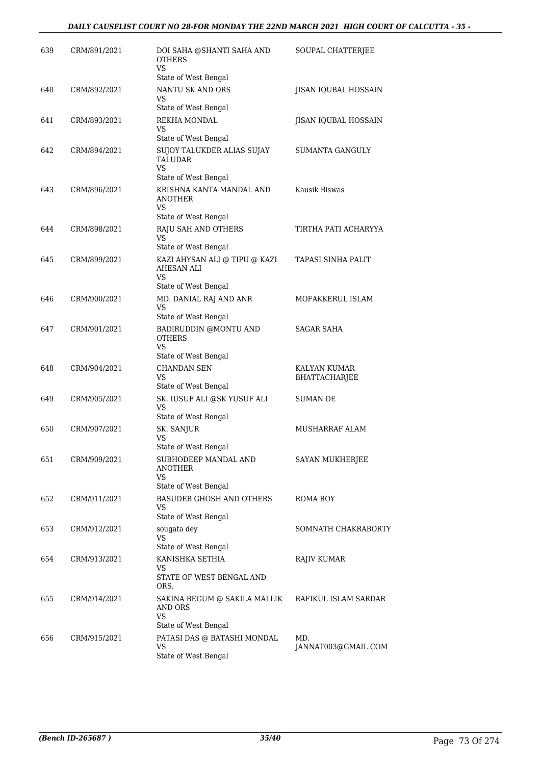| | | | |
|---|---|---|---|
| 639 | CRM/891/2021 | DOI SAHA @SHANTI SAHA AND OTHERS<br>VS<br>State of West Bengal | SOUPAL CHATTERJEE |
| 640 | CRM/892/2021 | NANTU SK AND ORS<br>VS<br>State of West Bengal | JISAN IQUBAL HOSSAIN |
| 641 | CRM/893/2021 | REKHA MONDAL<br>VS<br>State of West Bengal | JISAN IQUBAL HOSSAIN |
| 642 | CRM/894/2021 | SUJOY TALUKDER ALIAS SUJAY TALUDAR<br>VS<br>State of West Bengal | SUMANTA GANGULY |
| 643 | CRM/896/2021 | KRISHNA KANTA MANDAL AND ANOTHER<br>VS<br>State of West Bengal | Kausik Biswas |
| 644 | CRM/898/2021 | RAJU SAH AND OTHERS<br>VS<br>State of West Bengal | TIRTHA PATI ACHARYYA |
| 645 | CRM/899/2021 | KAZI AHYSAN ALI @ TIPU @ KAZI AHESAN ALI<br>VS<br>State of West Bengal | TAPASI SINHA PALIT |
| 646 | CRM/900/2021 | MD. DANIAL RAJ AND ANR<br>VS<br>State of West Bengal | MOFAKKERUL ISLAM |
| 647 | CRM/901/2021 | BADIRUDDIN @MONTU AND OTHERS<br>VS<br>State of West Bengal | SAGAR SAHA |
| 648 | CRM/904/2021 | CHANDAN SEN<br>VS<br>State of West Bengal | KALYAN KUMAR BHATTACHARJEE |
| 649 | CRM/905/2021 | SK. IUSUF ALI @SK YUSUF ALI<br>VS<br>State of West Bengal | SUMAN DE |
| 650 | CRM/907/2021 | SK. SANJUR<br>VS<br>State of West Bengal | MUSHARRAF ALAM |
| 651 | CRM/909/2021 | SUBHODEEP MANDAL AND ANOTHER<br>VS<br>State of West Bengal | SAYAN MUKHERJEE |
| 652 | CRM/911/2021 | BASUDEB GHOSH AND OTHERS<br>VS<br>State of West Bengal | ROMA ROY |
| 653 | CRM/912/2021 | sougata dey<br>VS<br>State of West Bengal | SOMNATH CHAKRABORTY |
| 654 | CRM/913/2021 | KANISHKA SETHIA<br>VS<br>STATE OF WEST BENGAL AND ORS. | RAJIV KUMAR |
| 655 | CRM/914/2021 | SAKINA BEGUM @ SAKILA MALLIK AND ORS<br>VS<br>State of West Bengal | RAFIKUL ISLAM SARDAR |
| 656 | CRM/915/2021 | PATASI DAS @ BATASHI MONDAL<br>VS<br>State of West Bengal | MD. JANNAT003@GMAIL.COM |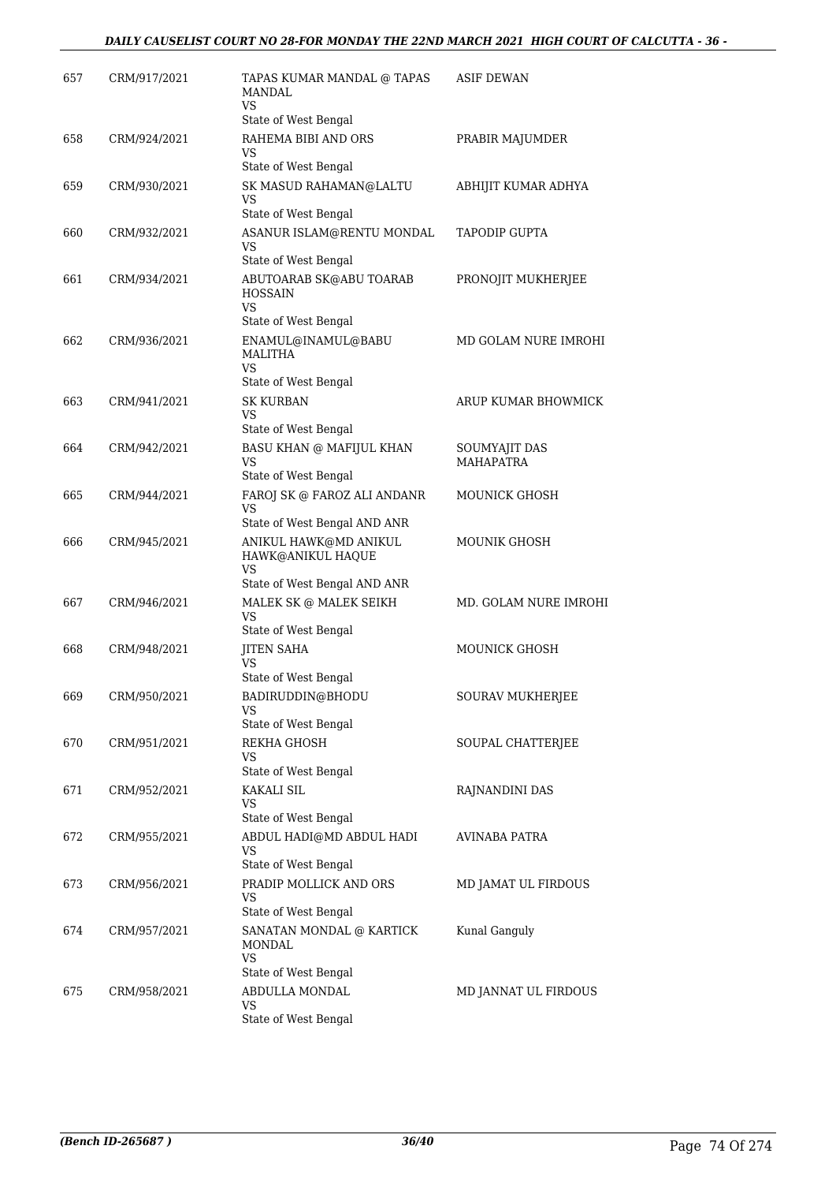| 657 | CRM/917/2021 | TAPAS KUMAR MANDAL @ TAPAS MANDAL<br>VS<br>State of West Bengal | ASIF DEWAN |
|---|---|---|---|
| 658 | CRM/924/2021 | RAHEMA BIBI AND ORS<br>VS<br>State of West Bengal | PRABIR MAJUMDER |
| 659 | CRM/930/2021 | SK MASUD RAHAMAN@LALTU<br>VS<br>State of West Bengal | ABHIJIT KUMAR ADHYA |
| 660 | CRM/932/2021 | ASANUR ISLAM@RENTU MONDAL<br>VS<br>State of West Bengal | TAPODIP GUPTA |
| 661 | CRM/934/2021 | ABUTOARAB SK@ABU TOARAB HOSSAIN<br>VS<br>State of West Bengal | PRONOJIT MUKHERJEE |
| 662 | CRM/936/2021 | ENAMUL@INAMUL@BABU MALITHA<br>VS<br>State of West Bengal | MD GOLAM NURE IMROHI |
| 663 | CRM/941/2021 | SK KURBAN<br>VS<br>State of West Bengal | ARUP KUMAR BHOWMICK |
| 664 | CRM/942/2021 | BASU KHAN @ MAFIJUL KHAN<br>VS<br>State of West Bengal | SOUMYAJIT DAS MAHAPATRA |
| 665 | CRM/944/2021 | FAROJ SK @ FAROZ ALI ANDANR<br>VS<br>State of West Bengal AND ANR | MOUNICK GHOSH |
| 666 | CRM/945/2021 | ANIKUL HAWK@MD ANIKUL HAWK@ANIKUL HAQUE<br>VS<br>State of West Bengal AND ANR | MOUNIK GHOSH |
| 667 | CRM/946/2021 | MALEK SK @ MALEK SEIKH<br>VS<br>State of West Bengal | MD. GOLAM NURE IMROHI |
| 668 | CRM/948/2021 | JITEN SAHA<br>VS<br>State of West Bengal | MOUNICK GHOSH |
| 669 | CRM/950/2021 | BADIRUDDIN@BHODU<br>VS<br>State of West Bengal | SOURAV MUKHERJEE |
| 670 | CRM/951/2021 | REKHA GHOSH<br>VS<br>State of West Bengal | SOUPAL CHATTERJEE |
| 671 | CRM/952/2021 | KAKALI SIL<br>VS<br>State of West Bengal | RAJNANDINI DAS |
| 672 | CRM/955/2021 | ABDUL HADI@MD ABDUL HADI<br>VS<br>State of West Bengal | AVINABA PATRA |
| 673 | CRM/956/2021 | PRADIP MOLLICK AND ORS<br>VS<br>State of West Bengal | MD JAMAT UL FIRDOUS |
| 674 | CRM/957/2021 | SANATAN MONDAL @ KARTICK MONDAL<br>VS<br>State of West Bengal | Kunal Ganguly |
| 675 | CRM/958/2021 | ABDULLA MONDAL<br>VS<br>State of West Bengal | MD JANNAT UL FIRDOUS |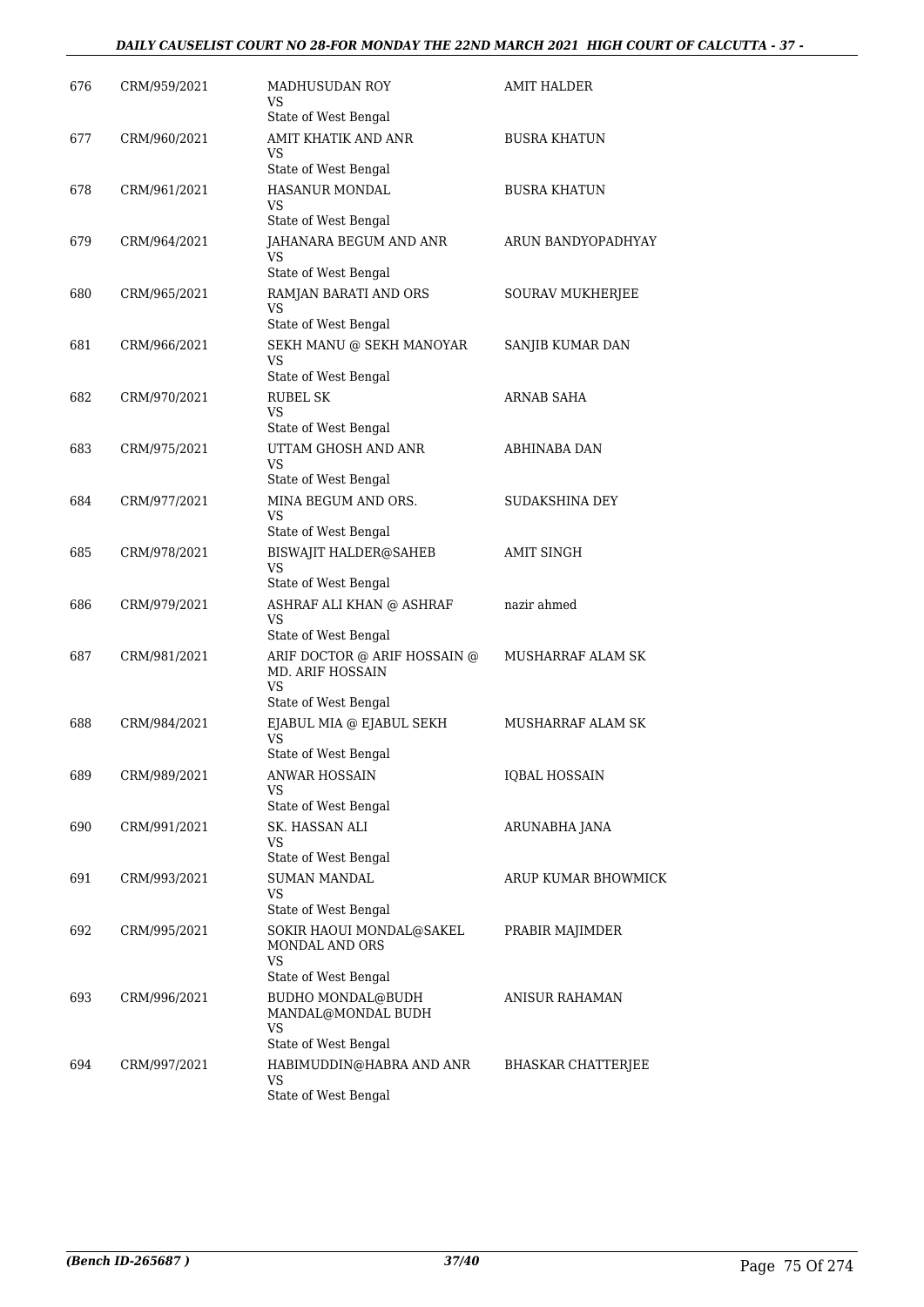| | | | |
|---|---|---|---|
| 676 | CRM/959/2021 | MADHUSUDAN ROY<br>VS<br>State of West Bengal | AMIT HALDER |
| 677 | CRM/960/2021 | AMIT KHATIK AND ANR<br>VS<br>State of West Bengal | BUSRA KHATUN |
| 678 | CRM/961/2021 | HASANUR MONDAL<br>VS<br>State of West Bengal | BUSRA KHATUN |
| 679 | CRM/964/2021 | JAHANARA BEGUM AND ANR<br>VS<br>State of West Bengal | ARUN BANDYOPADHYAY |
| 680 | CRM/965/2021 | RAMJAN BARATI AND ORS<br>VS<br>State of West Bengal | SOURAV MUKHERJEE |
| 681 | CRM/966/2021 | SEKH MANU @ SEKH MANOYAR<br>VS<br>State of West Bengal | SANJIB KUMAR DAN |
| 682 | CRM/970/2021 | RUBEL SK<br>VS<br>State of West Bengal | ARNAB SAHA |
| 683 | CRM/975/2021 | UTTAM GHOSH AND ANR<br>VS<br>State of West Bengal | ABHINABA DAN |
| 684 | CRM/977/2021 | MINA BEGUM AND ORS.<br>VS<br>State of West Bengal | SUDAKSHINA DEY |
| 685 | CRM/978/2021 | BISWAJIT HALDER@SAHEB<br>VS<br>State of West Bengal | AMIT SINGH |
| 686 | CRM/979/2021 | ASHRAF ALI KHAN @ ASHRAF<br>VS<br>State of West Bengal | nazir ahmed |
| 687 | CRM/981/2021 | ARIF DOCTOR @ ARIF HOSSAIN @ MD. ARIF HOSSAIN<br>VS<br>State of West Bengal | MUSHARRAF ALAM SK |
| 688 | CRM/984/2021 | EJABUL MIA @ EJABUL SEKH<br>VS<br>State of West Bengal | MUSHARRAF ALAM SK |
| 689 | CRM/989/2021 | ANWAR HOSSAIN<br>VS<br>State of West Bengal | IQBAL HOSSAIN |
| 690 | CRM/991/2021 | SK. HASSAN ALI<br>VS<br>State of West Bengal | ARUNABHA JANA |
| 691 | CRM/993/2021 | SUMAN MANDAL<br>VS<br>State of West Bengal | ARUP KUMAR BHOWMICK |
| 692 | CRM/995/2021 | SOKIR HAOUI MONDAL@SAKEL MONDAL AND ORS<br>VS<br>State of West Bengal | PRABIR MAJIMDER |
| 693 | CRM/996/2021 | BUDHO MONDAL@BUDH MANDAL@MONDAL BUDH<br>VS<br>State of West Bengal | ANISUR RAHAMAN |
| 694 | CRM/997/2021 | HABIMUDDIN@HABRA AND ANR<br>VS<br>State of West Bengal | BHASKAR CHATTERJEE |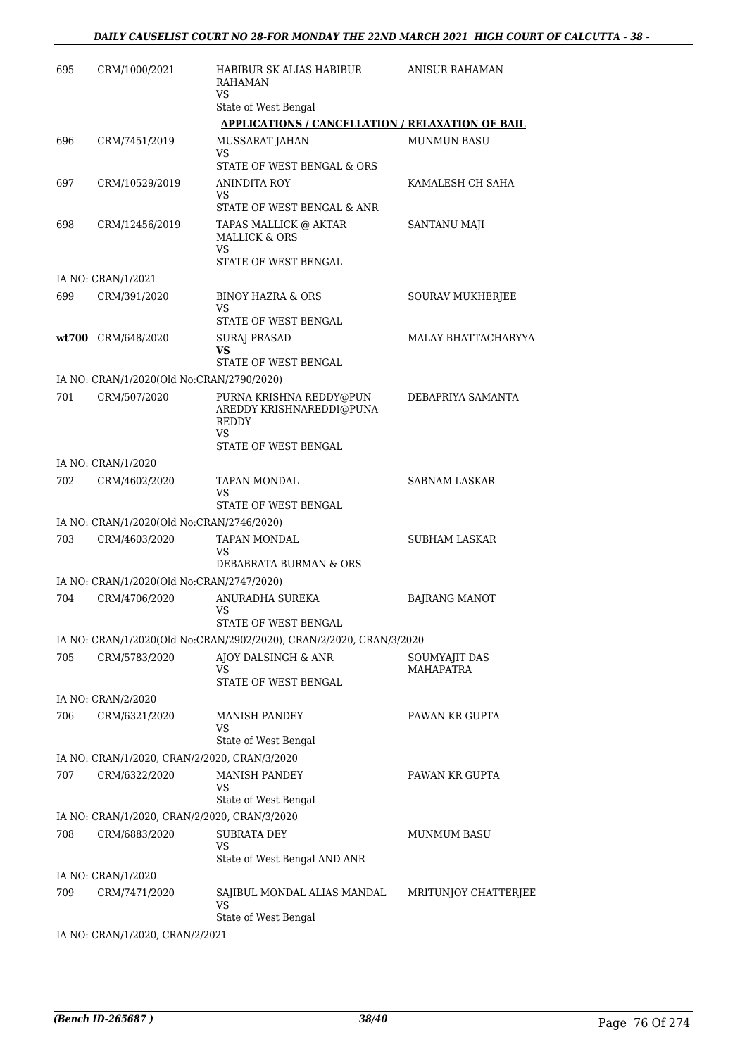| | | | |
|---|---|---|---|
| 695 | CRM/1000/2021 | HABIBUR SK ALIAS HABIBUR RAHAMAN<br>VS<br>State of West Bengal | ANISUR RAHAMAN |

**APPLICATIONS / CANCELLATION / RELAXATION OF BAIL**

| | | | |
|---|---|---|---|
| 696 | CRM/7451/2019 | MUSSARAT JAHAN<br>VS<br>STATE OF WEST BENGAL & ORS | MUNMUN BASU |
| 697 | CRM/10529/2019 | ANINDITA ROY<br>VS<br>STATE OF WEST BENGAL & ANR | KAMALESH CH SAHA |
| 698 | CRM/12456/2019 | TAPAS MALLICK @ AKTAR MALLICK & ORS<br>VS<br>STATE OF WEST BENGAL | SANTANU MAJI |
| | IA NO: CRAN/1/2021 | | |
| 699 | CRM/391/2020 | BINOY HAZRA & ORS<br>VS<br>STATE OF WEST BENGAL | SOURAV MUKHERJEE |
| **wt700** | CRM/648/2020 | SURAJ PRASAD<br>**VS**<br>STATE OF WEST BENGAL | MALAY BHATTACHARYYA |
| | IA NO: CRAN/1/2020(Old No:CRAN/2790/2020) | | |
| 701 | CRM/507/2020 | PURNA KRISHNA REDDY@PUN AREDDY KRISHNAREDDI@PUNA REDDY<br>VS<br>STATE OF WEST BENGAL | DEBAPRIYA SAMANTA |
| | IA NO: CRAN/1/2020 | | |
| 702 | CRM/4602/2020 | TAPAN MONDAL<br>VS<br>STATE OF WEST BENGAL | SABNAM LASKAR |
| | IA NO: CRAN/1/2020(Old No:CRAN/2746/2020) | | |
| 703 | CRM/4603/2020 | TAPAN MONDAL<br>VS<br>DEBABRATA BURMAN & ORS | SUBHAM LASKAR |
| | IA NO: CRAN/1/2020(Old No:CRAN/2747/2020) | | |
| 704 | CRM/4706/2020 | ANURADHA SUREKA<br>VS<br>STATE OF WEST BENGAL | BAJRANG MANOT |
| | IA NO: CRAN/1/2020(Old No:CRAN/2902/2020), CRAN/2/2020, CRAN/3/2020 | | |
| 705 | CRM/5783/2020 | AJOY DALSINGH & ANR<br>VS<br>STATE OF WEST BENGAL | SOUMYAJIT DAS MAHAPATRA |
| | IA NO: CRAN/2/2020 | | |
| 706 | CRM/6321/2020 | MANISH PANDEY<br>VS<br>State of West Bengal | PAWAN KR GUPTA |
| | IA NO: CRAN/1/2020, CRAN/2/2020, CRAN/3/2020 | | |
| 707 | CRM/6322/2020 | MANISH PANDEY<br>VS<br>State of West Bengal | PAWAN KR GUPTA |
| | IA NO: CRAN/1/2020, CRAN/2/2020, CRAN/3/2020 | | |
| 708 | CRM/6883/2020 | SUBRATA DEY<br>VS<br>State of West Bengal AND ANR | MUNMUM BASU |
| | IA NO: CRAN/1/2020 | | |
| 709 | CRM/7471/2020 | SAJIBUL MONDAL ALIAS MANDAL<br>VS<br>State of West Bengal | MRITUNJOY CHATTERJEE |
| | IA NO: CRAN/1/2020, CRAN/2/2021 | | |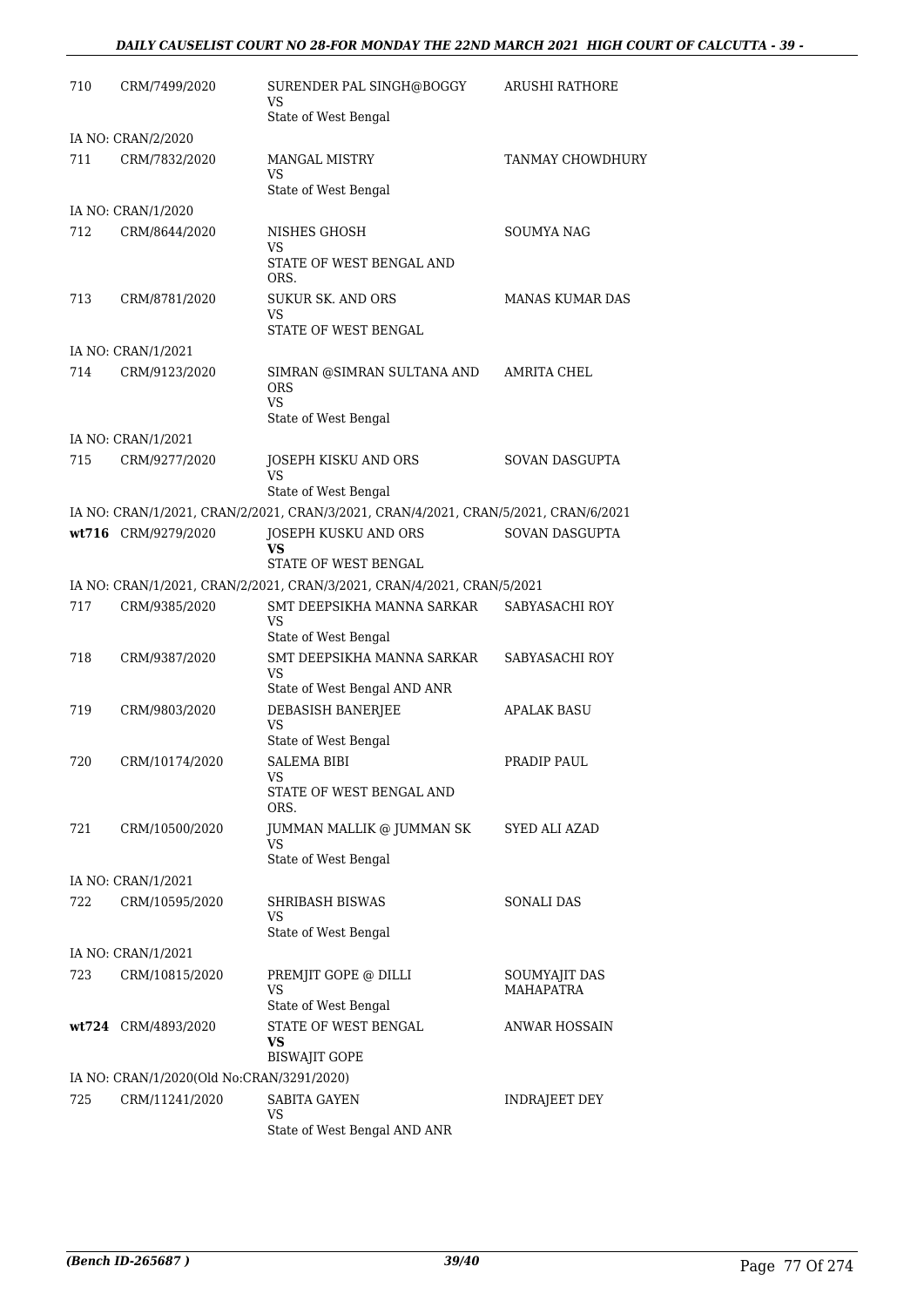| | | | |
|---|---|---|---|
| 710 | CRM/7499/2020 | SURENDER PAL SINGH@BOGGY<br>VS<br>State of West Bengal | ARUSHI RATHORE |
| IA NO: CRAN/2/2020 | | | |
| 711 | CRM/7832/2020 | MANGAL MISTRY<br>VS<br>State of West Bengal | TANMAY CHOWDHURY |
| IA NO: CRAN/1/2020 | | | |
| 712 | CRM/8644/2020 | NISHES GHOSH<br>VS<br>STATE OF WEST BENGAL AND ORS. | SOUMYA NAG |
| 713 | CRM/8781/2020 | SUKUR SK. AND ORS<br>VS<br>STATE OF WEST BENGAL | MANAS KUMAR DAS |
| IA NO: CRAN/1/2021 | | | |
| 714 | CRM/9123/2020 | SIMRAN @SIMRAN SULTANA AND ORS<br>VS<br>State of West Bengal | AMRITA CHEL |
| IA NO: CRAN/1/2021 | | | |
| 715 | CRM/9277/2020 | JOSEPH KISKU AND ORS<br>VS<br>State of West Bengal | SOVAN DASGUPTA |
| IA NO: CRAN/1/2021, CRAN/2/2021, CRAN/3/2021, CRAN/4/2021, CRAN/5/2021, CRAN/6/2021 | | | |
| wt716 | CRM/9279/2020 | JOSEPH KUSKU AND ORS<br>**VS**<br>STATE OF WEST BENGAL | SOVAN DASGUPTA |
| IA NO: CRAN/1/2021, CRAN/2/2021, CRAN/3/2021, CRAN/4/2021, CRAN/5/2021 | | | |
| 717 | CRM/9385/2020 | SMT DEEPSIKHA MANNA SARKAR<br>VS<br>State of West Bengal | SABYASACHI ROY |
| 718 | CRM/9387/2020 | SMT DEEPSIKHA MANNA SARKAR<br>VS<br>State of West Bengal AND ANR | SABYASACHI ROY |
| 719 | CRM/9803/2020 | DEBASISH BANERJEE<br>VS<br>State of West Bengal | APALAK BASU |
| 720 | CRM/10174/2020 | SALEMA BIBI<br>VS<br>STATE OF WEST BENGAL AND ORS. | PRADIP PAUL |
| 721 | CRM/10500/2020 | JUMMAN MALLIK @ JUMMAN SK<br>VS<br>State of West Bengal | SYED ALI AZAD |
| IA NO: CRAN/1/2021 | | | |
| 722 | CRM/10595/2020 | SHRIBASH BISWAS<br>VS<br>State of West Bengal | SONALI DAS |
| IA NO: CRAN/1/2021 | | | |
| 723 | CRM/10815/2020 | PREMJIT GOPE @ DILLI<br>VS<br>State of West Bengal | SOUMYAJIT DAS MAHAPATRA |
| wt724 | CRM/4893/2020 | STATE OF WEST BENGAL<br>**VS**<br>BISWAJIT GOPE | ANWAR HOSSAIN |
| IA NO: CRAN/1/2020(Old No:CRAN/3291/2020) | | | |
| 725 | CRM/11241/2020 | SABITA GAYEN<br>VS<br>State of West Bengal AND ANR | INDRAJEET DEY |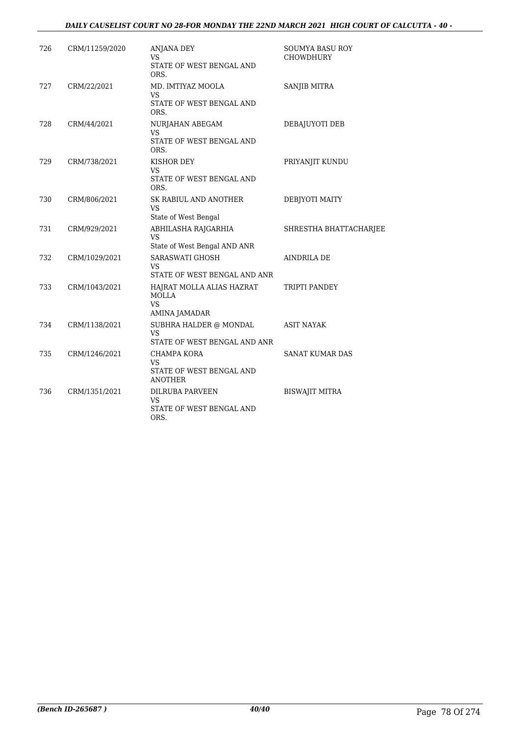| 726 | CRM/11259/2020 | ANJANA DEY<br>VS<br>STATE OF WEST BENGAL AND ORS. | SOUMYA BASU ROY CHOWDHURY |
|---|---|---|---|
| 727 | CRM/22/2021 | MD. IMTIYAZ MOOLA<br>VS<br>STATE OF WEST BENGAL AND ORS. | SANJIB MITRA |
| 728 | CRM/44/2021 | NURJAHAN ABEGAM<br>VS<br>STATE OF WEST BENGAL AND ORS. | DEBAJUYOTI DEB |
| 729 | CRM/738/2021 | KISHOR DEY<br>VS<br>STATE OF WEST BENGAL AND ORS. | PRIYANJIT KUNDU |
| 730 | CRM/806/2021 | SK RABIUL AND ANOTHER<br>VS<br>State of West Bengal | DEBJYOTI MAITY |
| 731 | CRM/929/2021 | ABHILASHA RAJGARHIA<br>VS<br>State of West Bengal AND ANR | SHRESTHA BHATTACHARJEE |
| 732 | CRM/1029/2021 | SARASWATI GHOSH<br>VS<br>STATE OF WEST BENGAL AND ANR | AINDRILA DE |
| 733 | CRM/1043/2021 | HAJRAT MOLLA ALIAS HAZRAT MOLLA<br>VS<br>AMINA JAMADAR | TRIPTI PANDEY |
| 734 | CRM/1138/2021 | SUBHRA HALDER @ MONDAL<br>VS<br>STATE OF WEST BENGAL AND ANR | ASIT NAYAK |
| 735 | CRM/1246/2021 | CHAMPA KORA<br>VS<br>STATE OF WEST BENGAL AND ANOTHER | SANAT KUMAR DAS |
| 736 | CRM/1351/2021 | DILRUBA PARVEEN<br>VS<br>STATE OF WEST BENGAL AND ORS. | BISWAJIT MITRA |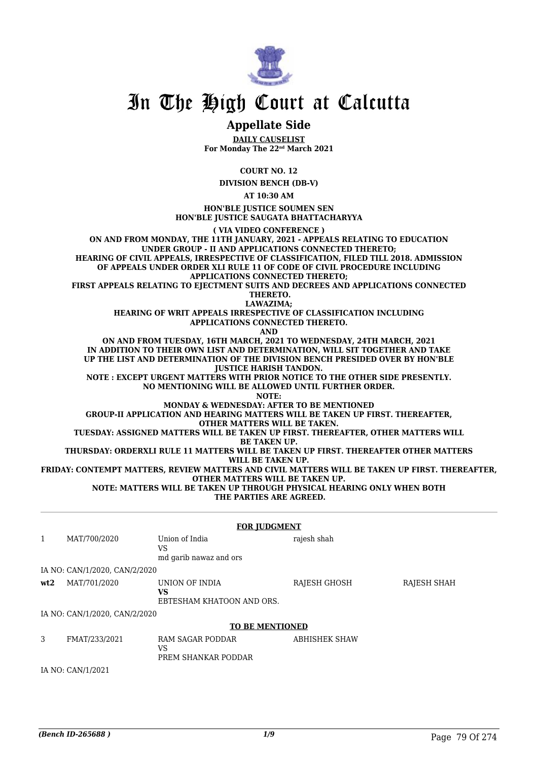# In The High Court at Calcutta

## Appellate Side

**DAILY CAUSELIST**
**For Monday The 22nd March 2021**

**COURT NO. 12**

**DIVISION BENCH (DB-V)**

**AT 10:30 AM**

**HON'BLE JUSTICE SOUMEN SEN**
**HON'BLE JUSTICE SAUGATA BHATTACHARYYA**

**( VIA VIDEO CONFERENCE )**

**ON AND FROM MONDAY, THE 11TH JANUARY, 2021 - APPEALS RELATING TO EDUCATION UNDER GROUP - II AND APPLICATIONS CONNECTED THERETO;**
**HEARING OF CIVIL APPEALS, IRRESPECTIVE OF CLASSIFICATION, FILED TILL 2018. ADMISSION OF APPEALS UNDER ORDER XLI RULE 11 OF CODE OF CIVIL PROCEDURE INCLUDING APPLICATIONS CONNECTED THERETO;**
**FIRST APPEALS RELATING TO EJECTMENT SUITS AND DECREES AND APPLICATIONS CONNECTED THERETO.**
**LAWAZIMA;**
**HEARING OF WRIT APPEALS IRRESPECTIVE OF CLASSIFICATION INCLUDING APPLICATIONS CONNECTED THERETO.**
**AND**
**ON AND FROM TUESDAY, 16TH MARCH, 2021 TO WEDNESDAY, 24TH MARCH, 2021 IN ADDITION TO THEIR OWN LIST AND DETERMINATION, WILL SIT TOGETHER AND TAKE UP THE LIST AND DETERMINATION OF THE DIVISION BENCH PRESIDED OVER BY HON'BLE JUSTICE HARISH TANDON.**
**NOTE : EXCEPT URGENT MATTERS WITH PRIOR NOTICE TO THE OTHER SIDE PRESENTLY. NO MENTIONING WILL BE ALLOWED UNTIL FURTHER ORDER.**
**NOTE:**
**MONDAY & WEDNESDAY: AFTER TO BE MENTIONED**
**GROUP-II APPLICATION AND HEARING MATTERS WILL BE TAKEN UP FIRST. THEREAFTER, OTHER MATTERS WILL BE TAKEN.**
**TUESDAY: ASSIGNED MATTERS WILL BE TAKEN UP FIRST. THEREAFTER, OTHER MATTERS WILL BE TAKEN UP.**
**THURSDAY: ORDERXLI RULE 11 MATTERS WILL BE TAKEN UP FIRST. THEREAFTER OTHER MATTERS WILL BE TAKEN UP.**
**FRIDAY: CONTEMPT MATTERS, REVIEW MATTERS AND CIVIL MATTERS WILL BE TAKEN UP FIRST. THEREAFTER, OTHER MATTERS WILL BE TAKEN UP.**
**NOTE: MATTERS WILL BE TAKEN UP THROUGH PHYSICAL HEARING ONLY WHEN BOTH THE PARTIES ARE AGREED.**

**FOR JUDGMENT**

| | | | | |
|---|---|---|---|---|
| 1 | MAT/700/2020 | Union of India<br>VS<br>md garib nawaz and ors | rajesh shah | |
| | IA NO: CAN/1/2020, CAN/2/2020 | | | |
| wt2 | MAT/701/2020 | UNION OF INDIA<br>VS<br>EBTESHAM KHATOON AND ORS. | RAJESH GHOSH | RAJESH SHAH |
| | IA NO: CAN/1/2020, CAN/2/2020 | | | |

**TO BE MENTIONED**

| | | | | |
|---|---|---|---|---|
| 3 | FMAT/233/2021 | RAM SAGAR PODDAR<br>VS<br>PREM SHANKAR PODDAR | ABHISHEK SHAW | |
| | IA NO: CAN/1/2021 | | | |

*(Bench ID-265688 )*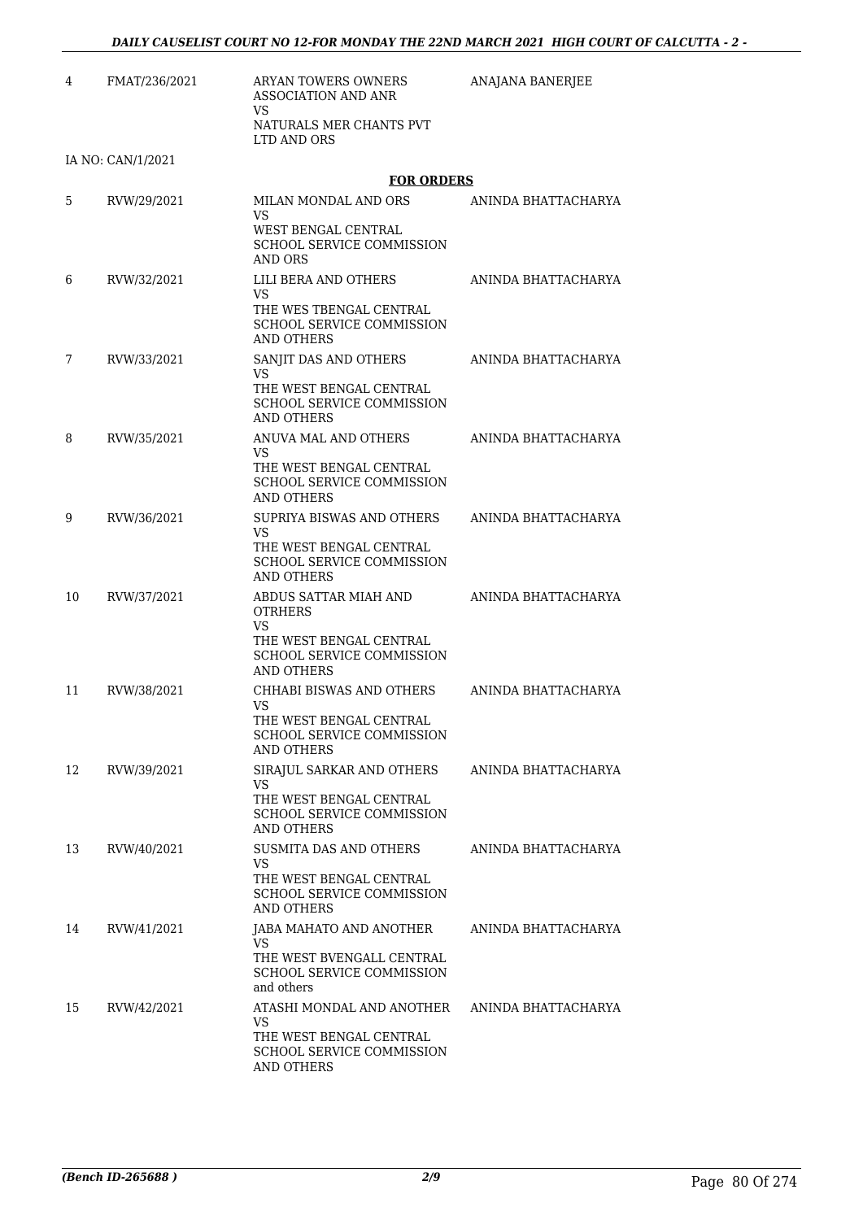| 4 | FMAT/236/2021 | ARYAN TOWERS OWNERS ASSOCIATION AND ANR VS NATURALS MER CHANTS PVT LTD AND ORS | ANAJANA BANERJEE |
|---|---|---|---|
| | IA NO: CAN/1/2021 | | |

**FOR ORDERS**

| | | | |
|---|---|---|---|
| 5 | RVW/29/2021 | MILAN MONDAL AND ORS VS WEST BENGAL CENTRAL SCHOOL SERVICE COMMISSION AND ORS | ANINDA BHATTACHARYA |
| 6 | RVW/32/2021 | LILI BERA AND OTHERS VS THE WES TBENGAL CENTRAL SCHOOL SERVICE COMMISSION AND OTHERS | ANINDA BHATTACHARYA |
| 7 | RVW/33/2021 | SANJIT DAS AND OTHERS VS THE WEST BENGAL CENTRAL SCHOOL SERVICE COMMISSION AND OTHERS | ANINDA BHATTACHARYA |
| 8 | RVW/35/2021 | ANUVA MAL AND OTHERS VS THE WEST BENGAL CENTRAL SCHOOL SERVICE COMMISSION AND OTHERS | ANINDA BHATTACHARYA |
| 9 | RVW/36/2021 | SUPRIYA BISWAS AND OTHERS VS THE WEST BENGAL CENTRAL SCHOOL SERVICE COMMISSION AND OTHERS | ANINDA BHATTACHARYA |
| 10 | RVW/37/2021 | ABDUS SATTAR MIAH AND OTRHERS VS THE WEST BENGAL CENTRAL SCHOOL SERVICE COMMISSION AND OTHERS | ANINDA BHATTACHARYA |
| 11 | RVW/38/2021 | CHHABI BISWAS AND OTHERS VS THE WEST BENGAL CENTRAL SCHOOL SERVICE COMMISSION AND OTHERS | ANINDA BHATTACHARYA |
| 12 | RVW/39/2021 | SIRAJUL SARKAR AND OTHERS VS THE WEST BENGAL CENTRAL SCHOOL SERVICE COMMISSION AND OTHERS | ANINDA BHATTACHARYA |
| 13 | RVW/40/2021 | SUSMITA DAS AND OTHERS VS THE WEST BENGAL CENTRAL SCHOOL SERVICE COMMISSION AND OTHERS | ANINDA BHATTACHARYA |
| 14 | RVW/41/2021 | JABA MAHATO AND ANOTHER VS THE WEST BVENGALL CENTRAL SCHOOL SERVICE COMMISSION and others | ANINDA BHATTACHARYA |
| 15 | RVW/42/2021 | ATASHI MONDAL AND ANOTHER VS THE WEST BENGAL CENTRAL SCHOOL SERVICE COMMISSION AND OTHERS | ANINDA BHATTACHARYA |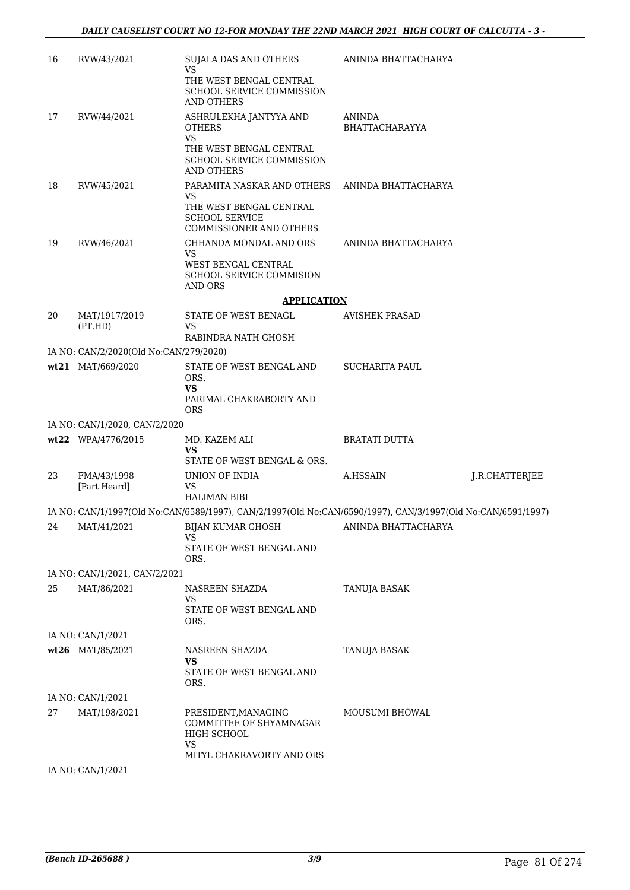| | | | | |
|---|---|---|---|---|
| 16 | RVW/43/2021 | SUJALA DAS AND OTHERS<br>VS<br>THE WEST BENGAL CENTRAL SCHOOL SERVICE COMMISSION AND OTHERS | ANINDA BHATTACHARYA | |
| 17 | RVW/44/2021 | ASHRULEKHA JANTYYA AND OTHERS<br>VS<br>THE WEST BENGAL CENTRAL SCHOOL SERVICE COMMISSION AND OTHERS | ANINDA BHATTACHARAYYA | |
| 18 | RVW/45/2021 | PARAMITA NASKAR AND OTHERS<br>VS<br>THE WEST BENGAL CENTRAL SCHOOL SERVICE COMMISSIONER AND OTHERS | ANINDA BHATTACHARYA | |
| 19 | RVW/46/2021 | CHHANDA MONDAL AND ORS<br>VS<br>WEST BENGAL CENTRAL SCHOOL SERVICE COMMISION AND ORS | ANINDA BHATTACHARYA | |

**APPLICATION**

| | | | | |
|---|---|---|---|---|
| 20 | MAT/1917/2019 (PT.HD) | STATE OF WEST BENAGL<br>VS<br>RABINDRA NATH GHOSH | AVISHEK PRASAD | |
| | IA NO: CAN/2/2020(Old No:CAN/279/2020) | | | |
| **wt21** | MAT/669/2020 | STATE OF WEST BENGAL AND ORS.<br>**VS**<br>PARIMAL CHAKRABORTY AND ORS | SUCHARITA PAUL | |
| | IA NO: CAN/1/2020, CAN/2/2020 | | | |
| **wt22** | WPA/4776/2015 | MD. KAZEM ALI<br>**VS**<br>STATE OF WEST BENGAL & ORS. | BRATATI DUTTA | |
| 23 | FMA/43/1998 [Part Heard] | UNION OF INDIA<br>VS<br>HALIMAN BIBI | A.HSSAIN | J.R.CHATTERJEE |
| | IA NO: CAN/1/1997(Old No:CAN/6589/1997), CAN/2/1997(Old No:CAN/6590/1997), CAN/3/1997(Old No:CAN/6591/1997) | | | |
| 24 | MAT/41/2021 | BIJAN KUMAR GHOSH<br>VS<br>STATE OF WEST BENGAL AND ORS. | ANINDA BHATTACHARYA | |
| | IA NO: CAN/1/2021, CAN/2/2021 | | | |
| 25 | MAT/86/2021 | NASREEN SHAZDA<br>VS<br>STATE OF WEST BENGAL AND ORS. | TANUJA BASAK | |
| | IA NO: CAN/1/2021 | | | |
| **wt26** | MAT/85/2021 | NASREEN SHAZDA<br>**VS**<br>STATE OF WEST BENGAL AND ORS. | TANUJA BASAK | |
| | IA NO: CAN/1/2021 | | | |
| 27 | MAT/198/2021 | PRESIDENT,MANAGING COMMITTEE OF SHYAMNAGAR HIGH SCHOOL<br>VS<br>MITYL CHAKRAVORTY AND ORS | MOUSUMI BHOWAL | |
| | IA NO: CAN/1/2021 | | | |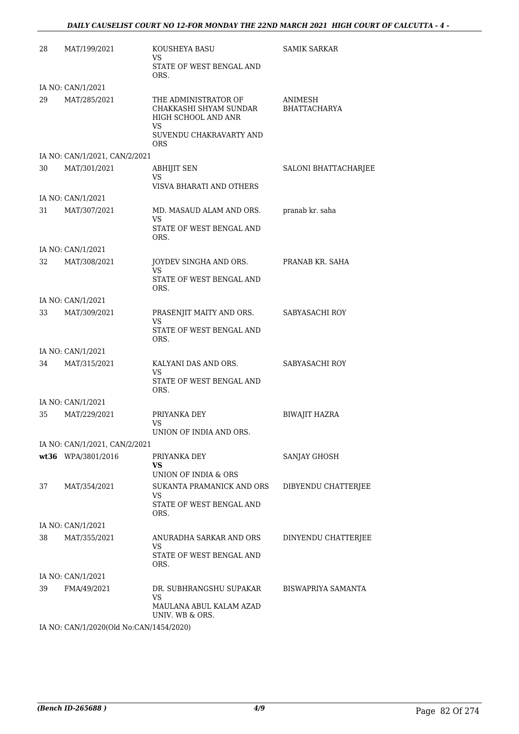| | | | |
|---|---|---|---|
| 28 | MAT/199/2021 | KOUSHEYA BASU<br>VS<br>STATE OF WEST BENGAL AND ORS. | SAMIK SARKAR |
| | IA NO: CAN/1/2021 | | |
| 29 | MAT/285/2021 | THE ADMINISTRATOR OF CHAKKASHI SHYAM SUNDAR HIGH SCHOOL AND ANR<br>VS<br>SUVENDU CHAKRAVARTY AND ORS | ANIMESH BHATTACHARYA |
| | IA NO: CAN/1/2021, CAN/2/2021 | | |
| 30 | MAT/301/2021 | ABHIJIT SEN<br>VS<br>VISVA BHARATI AND OTHERS | SALONI BHATTACHARJEE |
| | IA NO: CAN/1/2021 | | |
| 31 | MAT/307/2021 | MD. MASAUD ALAM AND ORS.<br>VS<br>STATE OF WEST BENGAL AND ORS. | pranab kr. saha |
| | IA NO: CAN/1/2021 | | |
| 32 | MAT/308/2021 | JOYDEV SINGHA AND ORS.<br>VS<br>STATE OF WEST BENGAL AND ORS. | PRANAB KR. SAHA |
| | IA NO: CAN/1/2021 | | |
| 33 | MAT/309/2021 | PRASENJIT MAITY AND ORS.<br>VS<br>STATE OF WEST BENGAL AND ORS. | SABYASACHI ROY |
| | IA NO: CAN/1/2021 | | |
| 34 | MAT/315/2021 | KALYANI DAS AND ORS.<br>VS<br>STATE OF WEST BENGAL AND ORS. | SABYASACHI ROY |
| | IA NO: CAN/1/2021 | | |
| 35 | MAT/229/2021 | PRIYANKA DEY<br>VS<br>UNION OF INDIA AND ORS. | BIWAJIT HAZRA |
| | IA NO: CAN/1/2021, CAN/2/2021 | | |
| **wt36** | WPA/3801/2016 | PRIYANKA DEY<br>**VS**<br>UNION OF INDIA & ORS | SANJAY GHOSH |
| 37 | MAT/354/2021 | SUKANTA PRAMANICK AND ORS<br>VS<br>STATE OF WEST BENGAL AND ORS. | DIBYENDU CHATTERJEE |
| | IA NO: CAN/1/2021 | | |
| 38 | MAT/355/2021 | ANURADHA SARKAR AND ORS<br>VS<br>STATE OF WEST BENGAL AND ORS. | DINYENDU CHATTERJEE |
| | IA NO: CAN/1/2021 | | |
| 39 | FMA/49/2021 | DR. SUBHRANGSHU SUPAKAR<br>VS<br>MAULANA ABUL KALAM AZAD UNIV. WB & ORS. | BISWAPRIYA SAMANTA |
| | IA NO: CAN/1/2020(Old No:CAN/1454/2020) | | |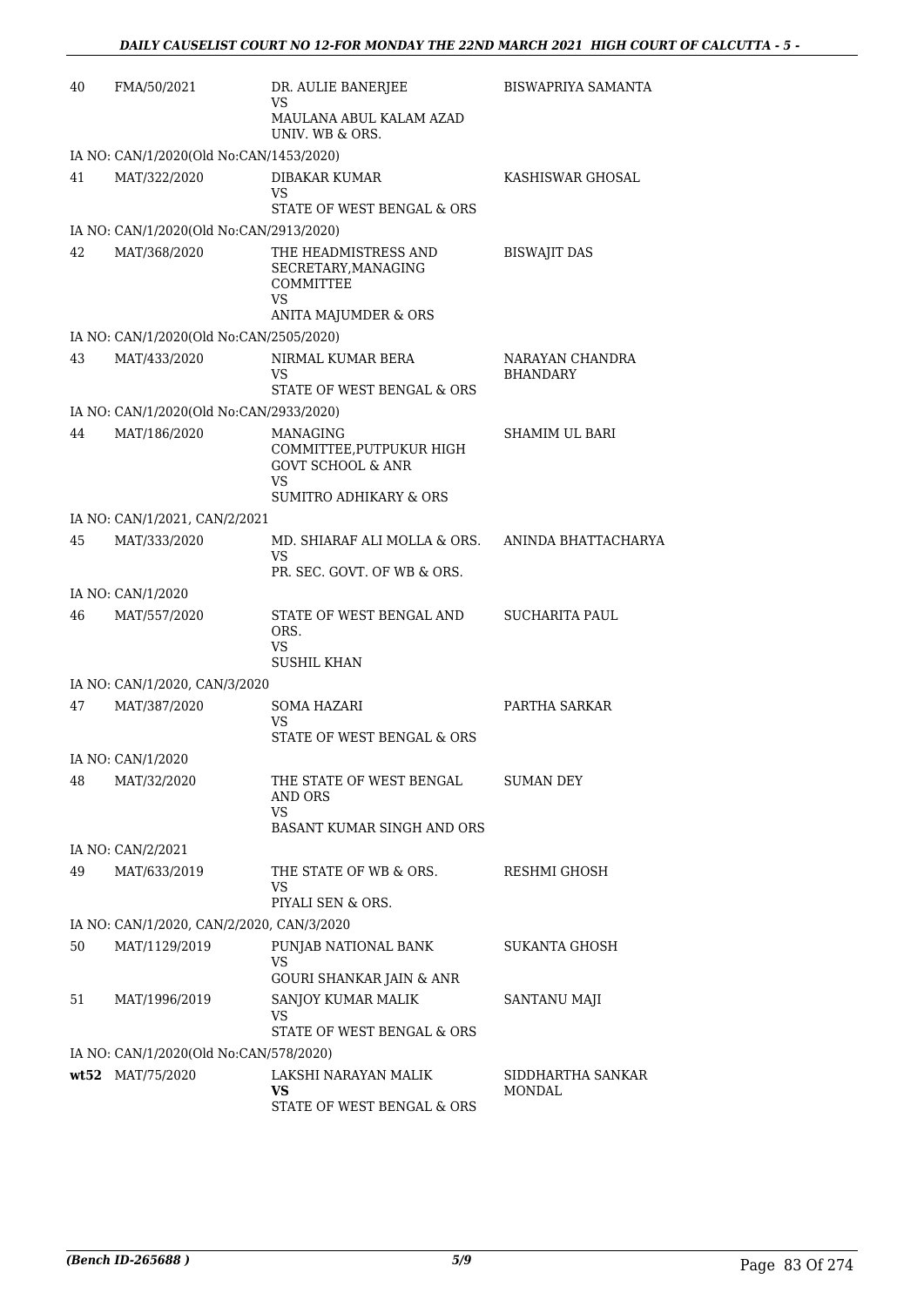| | | | |
|---|---|---|---|
| 40 | FMA/50/2021 | DR. AULIE BANERJEE<br>VS<br>MAULANA ABUL KALAM AZAD UNIV. WB & ORS. | BISWAPRIYA SAMANTA |
| | IA NO: CAN/1/2020(Old No:CAN/1453/2020) | | |
| 41 | MAT/322/2020 | DIBAKAR KUMAR<br>VS<br>STATE OF WEST BENGAL & ORS | KASHISWAR GHOSAL |
| | IA NO: CAN/1/2020(Old No:CAN/2913/2020) | | |
| 42 | MAT/368/2020 | THE HEADMISTRESS AND SECRETARY,MANAGING COMMITTEE<br>VS<br>ANITA MAJUMDER & ORS | BISWAJIT DAS |
| | IA NO: CAN/1/2020(Old No:CAN/2505/2020) | | |
| 43 | MAT/433/2020 | NIRMAL KUMAR BERA<br>VS<br>STATE OF WEST BENGAL & ORS | NARAYAN CHANDRA BHANDARY |
| | IA NO: CAN/1/2020(Old No:CAN/2933/2020) | | |
| 44 | MAT/186/2020 | MANAGING COMMITTEE,PUTPUKUR HIGH GOVT SCHOOL & ANR<br>VS<br>SUMITRO ADHIKARY & ORS | SHAMIM UL BARI |
| | IA NO: CAN/1/2021, CAN/2/2021 | | |
| 45 | MAT/333/2020 | MD. SHIARAF ALI MOLLA & ORS.<br>VS<br>PR. SEC. GOVT. OF WB & ORS. | ANINDA BHATTACHARYA |
| | IA NO: CAN/1/2020 | | |
| 46 | MAT/557/2020 | STATE OF WEST BENGAL AND ORS.<br>VS<br>SUSHIL KHAN | SUCHARITA PAUL |
| | IA NO: CAN/1/2020, CAN/3/2020 | | |
| 47 | MAT/387/2020 | SOMA HAZARI<br>VS<br>STATE OF WEST BENGAL & ORS | PARTHA SARKAR |
| | IA NO: CAN/1/2020 | | |
| 48 | MAT/32/2020 | THE STATE OF WEST BENGAL AND ORS<br>VS<br>BASANT KUMAR SINGH AND ORS | SUMAN DEY |
| | IA NO: CAN/2/2021 | | |
| 49 | MAT/633/2019 | THE STATE OF WB & ORS.<br>VS<br>PIYALI SEN & ORS. | RESHMI GHOSH |
| | IA NO: CAN/1/2020, CAN/2/2020, CAN/3/2020 | | |
| 50 | MAT/1129/2019 | PUNJAB NATIONAL BANK<br>VS<br>GOURI SHANKAR JAIN & ANR | SUKANTA GHOSH |
| 51 | MAT/1996/2019 | SANJOY KUMAR MALIK<br>VS<br>STATE OF WEST BENGAL & ORS | SANTANU MAJI |
| | IA NO: CAN/1/2020(Old No:CAN/578/2020) | | |
| **wt52** | MAT/75/2020 | LAKSHI NARAYAN MALIK<br>**VS**<br>STATE OF WEST BENGAL & ORS | SIDDHARTHA SANKAR MONDAL |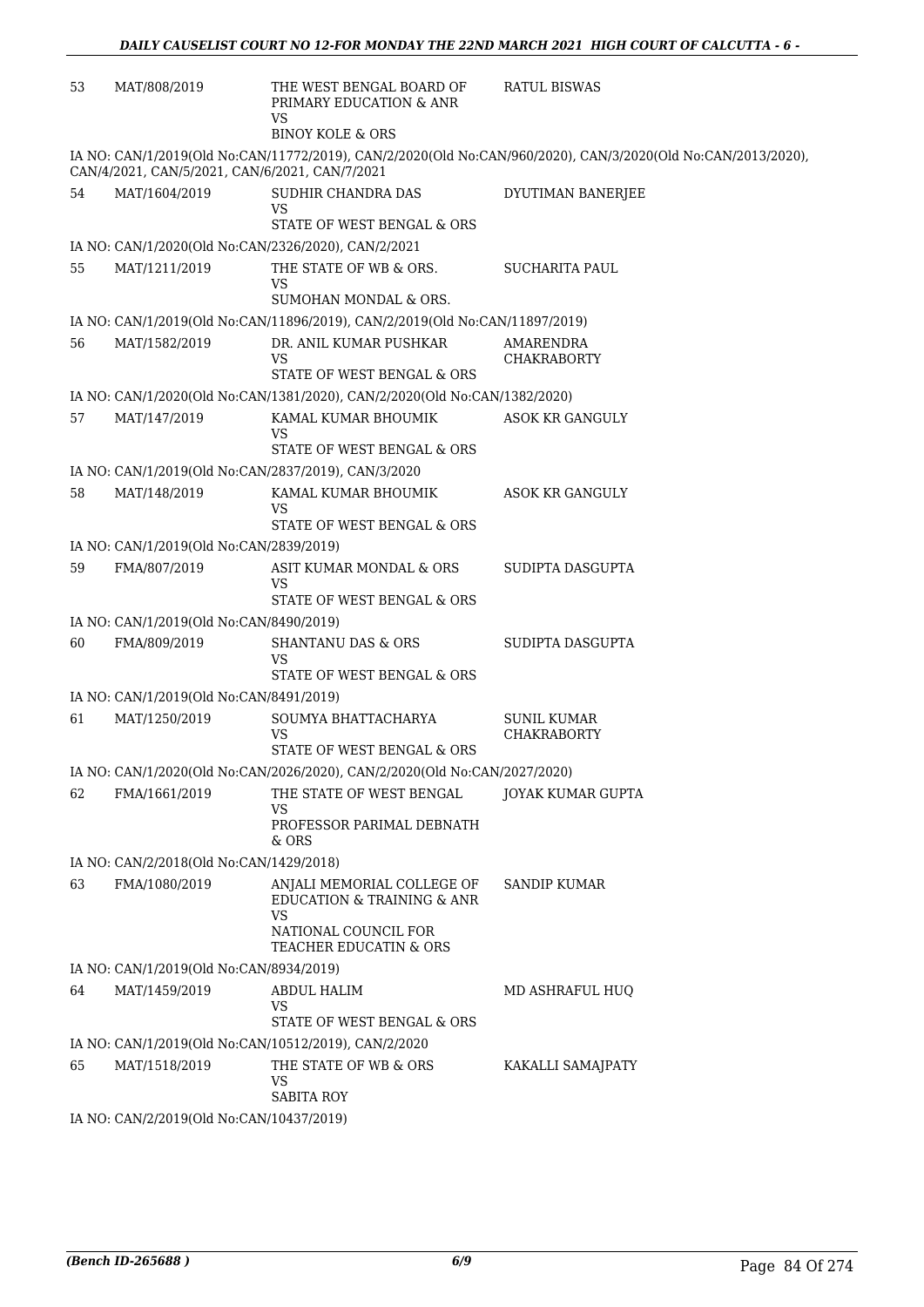| | | | |
|---|---|---|---|
| 53 | MAT/808/2019 | THE WEST BENGAL BOARD OF PRIMARY EDUCATION & ANR<br>VS<br>BINOY KOLE & ORS | RATUL BISWAS |

IA NO: CAN/1/2019(Old No:CAN/11772/2019), CAN/2/2020(Old No:CAN/960/2020), CAN/3/2020(Old No:CAN/2013/2020), CAN/4/2021, CAN/5/2021, CAN/6/2021, CAN/7/2021

| | | | |
|---|---|---|---|
| 54 | MAT/1604/2019 | SUDHIR CHANDRA DAS<br>VS<br>STATE OF WEST BENGAL & ORS | DYUTIMAN BANERJEE |

IA NO: CAN/1/2020(Old No:CAN/2326/2020), CAN/2/2021

| | | | |
|---|---|---|---|
| 55 | MAT/1211/2019 | THE STATE OF WB & ORS.<br>VS<br>SUMOHAN MONDAL & ORS. | SUCHARITA PAUL |

IA NO: CAN/1/2019(Old No:CAN/11896/2019), CAN/2/2019(Old No:CAN/11897/2019)

| | | | |
|---|---|---|---|
| 56 | MAT/1582/2019 | DR. ANIL KUMAR PUSHKAR<br>VS<br>STATE OF WEST BENGAL & ORS | AMARENDRA CHAKRABORTY |

IA NO: CAN/1/2020(Old No:CAN/1381/2020), CAN/2/2020(Old No:CAN/1382/2020)

| | | | |
|---|---|---|---|
| 57 | MAT/147/2019 | KAMAL KUMAR BHOUMIK<br>VS<br>STATE OF WEST BENGAL & ORS | ASOK KR GANGULY |

IA NO: CAN/1/2019(Old No:CAN/2837/2019), CAN/3/2020

| | | | |
|---|---|---|---|
| 58 | MAT/148/2019 | KAMAL KUMAR BHOUMIK<br>VS<br>STATE OF WEST BENGAL & ORS | ASOK KR GANGULY |

IA NO: CAN/1/2019(Old No:CAN/2839/2019)

| | | | |
|---|---|---|---|
| 59 | FMA/807/2019 | ASIT KUMAR MONDAL & ORS<br>VS<br>STATE OF WEST BENGAL & ORS | SUDIPTA DASGUPTA |

IA NO: CAN/1/2019(Old No:CAN/8490/2019)

| | | | |
|---|---|---|---|
| 60 | FMA/809/2019 | SHANTANU DAS & ORS<br>VS<br>STATE OF WEST BENGAL & ORS | SUDIPTA DASGUPTA |

IA NO: CAN/1/2019(Old No:CAN/8491/2019)

| | | | |
|---|---|---|---|
| 61 | MAT/1250/2019 | SOUMYA BHATTACHARYA<br>VS<br>STATE OF WEST BENGAL & ORS | SUNIL KUMAR CHAKRABORTY |

IA NO: CAN/1/2020(Old No:CAN/2026/2020), CAN/2/2020(Old No:CAN/2027/2020)

| | | | |
|---|---|---|---|
| 62 | FMA/1661/2019 | THE STATE OF WEST BENGAL<br>VS<br>PROFESSOR PARIMAL DEBNATH & ORS | JOYAK KUMAR GUPTA |

IA NO: CAN/2/2018(Old No:CAN/1429/2018)

| | | | |
|---|---|---|---|
| 63 | FMA/1080/2019 | ANJALI MEMORIAL COLLEGE OF EDUCATION & TRAINING & ANR<br>VS<br>NATIONAL COUNCIL FOR TEACHER EDUCATIN & ORS | SANDIP KUMAR |

IA NO: CAN/1/2019(Old No:CAN/8934/2019)

| | | | |
|---|---|---|---|
| 64 | MAT/1459/2019 | ABDUL HALIM<br>VS<br>STATE OF WEST BENGAL & ORS | MD ASHRAFUL HUQ |

IA NO: CAN/1/2019(Old No:CAN/10512/2019), CAN/2/2020

| | | | |
|---|---|---|---|
| 65 | MAT/1518/2019 | THE STATE OF WB & ORS<br>VS<br>SABITA ROY | KAKALLI SAMAJPATY |

IA NO: CAN/2/2019(Old No:CAN/10437/2019)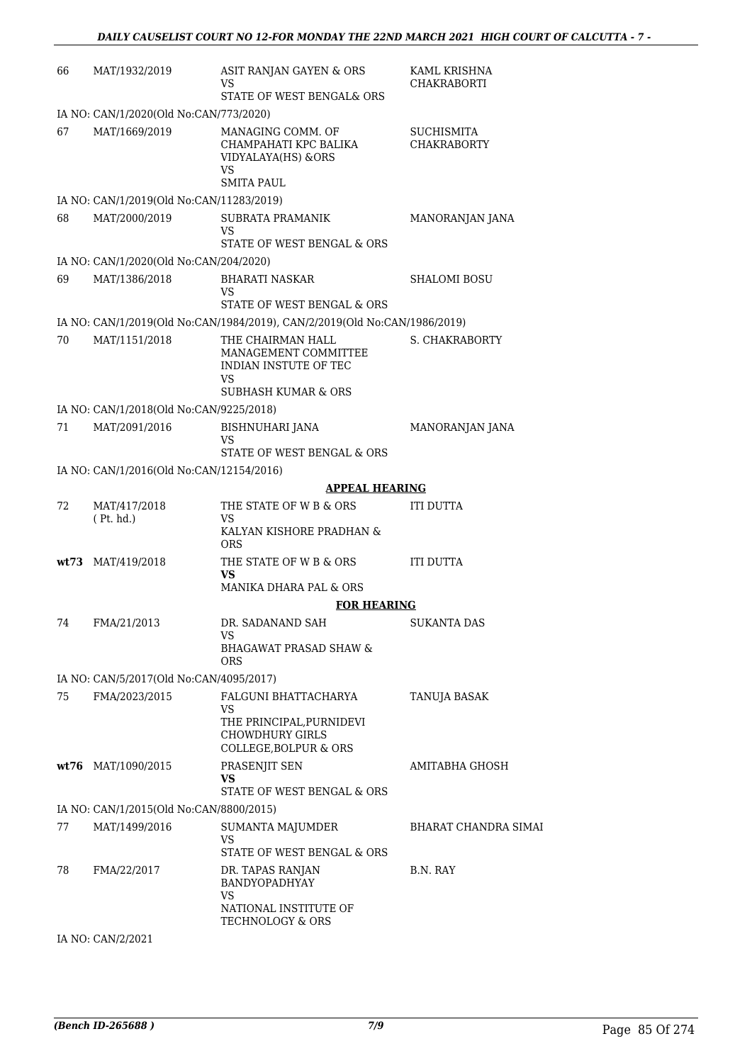| | | | |
|---|---|---|---|
| 66 | MAT/1932/2019 | ASIT RANJAN GAYEN & ORS<br>VS<br>STATE OF WEST BENGAL& ORS | KAML KRISHNA CHAKRABORTI |
| IA NO: CAN/1/2020(Old No:CAN/773/2020) | | | |
| 67 | MAT/1669/2019 | MANAGING COMM. OF CHAMPAHATI KPC BALIKA VIDYALAYA(HS) &ORS<br>VS<br>SMITA PAUL | SUCHISMITA CHAKRABORTY |
| IA NO: CAN/1/2019(Old No:CAN/11283/2019) | | | |
| 68 | MAT/2000/2019 | SUBRATA PRAMANIK<br>VS<br>STATE OF WEST BENGAL & ORS | MANORANJAN JANA |
| IA NO: CAN/1/2020(Old No:CAN/204/2020) | | | |
| 69 | MAT/1386/2018 | BHARATI NASKAR<br>VS<br>STATE OF WEST BENGAL & ORS | SHALOMI BOSU |
| IA NO: CAN/1/2019(Old No:CAN/1984/2019), CAN/2/2019(Old No:CAN/1986/2019) | | | |
| 70 | MAT/1151/2018 | THE CHAIRMAN HALL MANAGEMENT COMMITTEE INDIAN INSTUTE OF TEC<br>VS<br>SUBHASH KUMAR & ORS | S. CHAKRABORTY |
| IA NO: CAN/1/2018(Old No:CAN/9225/2018) | | | |
| 71 | MAT/2091/2016 | BISHNUHARI JANA<br>VS<br>STATE OF WEST BENGAL & ORS | MANORANJAN JANA |
| IA NO: CAN/1/2016(Old No:CAN/12154/2016) | | | |
| | | **APPEAL HEARING** | |
| 72 | MAT/417/2018<br>( Pt. hd.) | THE STATE OF W B & ORS<br>VS<br>KALYAN KISHORE PRADHAN & ORS | ITI DUTTA |
| **wt73** | MAT/419/2018 | THE STATE OF W B & ORS<br>**VS**<br>MANIKA DHARA PAL & ORS | ITI DUTTA |
| | | **FOR HEARING** | |
| 74 | FMA/21/2013 | DR. SADANAND SAH<br>VS<br>BHAGAWAT PRASAD SHAW & ORS | SUKANTA DAS |
| IA NO: CAN/5/2017(Old No:CAN/4095/2017) | | | |
| 75 | FMA/2023/2015 | FALGUNI BHATTACHARYA<br>VS<br>THE PRINCIPAL,PURNIDEVI CHOWDHURY GIRLS COLLEGE,BOLPUR & ORS | TANUJA BASAK |
| **wt76** | MAT/1090/2015 | PRASENJIT SEN<br>**VS**<br>STATE OF WEST BENGAL & ORS | AMITABHA GHOSH |
| IA NO: CAN/1/2015(Old No:CAN/8800/2015) | | | |
| 77 | MAT/1499/2016 | SUMANTA MAJUMDER<br>VS<br>STATE OF WEST BENGAL & ORS | BHARAT CHANDRA SIMAI |
| 78 | FMA/22/2017 | DR. TAPAS RANJAN BANDYOPADHYAY<br>VS<br>NATIONAL INSTITUTE OF TECHNOLOGY & ORS | B.N. RAY |
| IA NO: CAN/2/2021 | | | |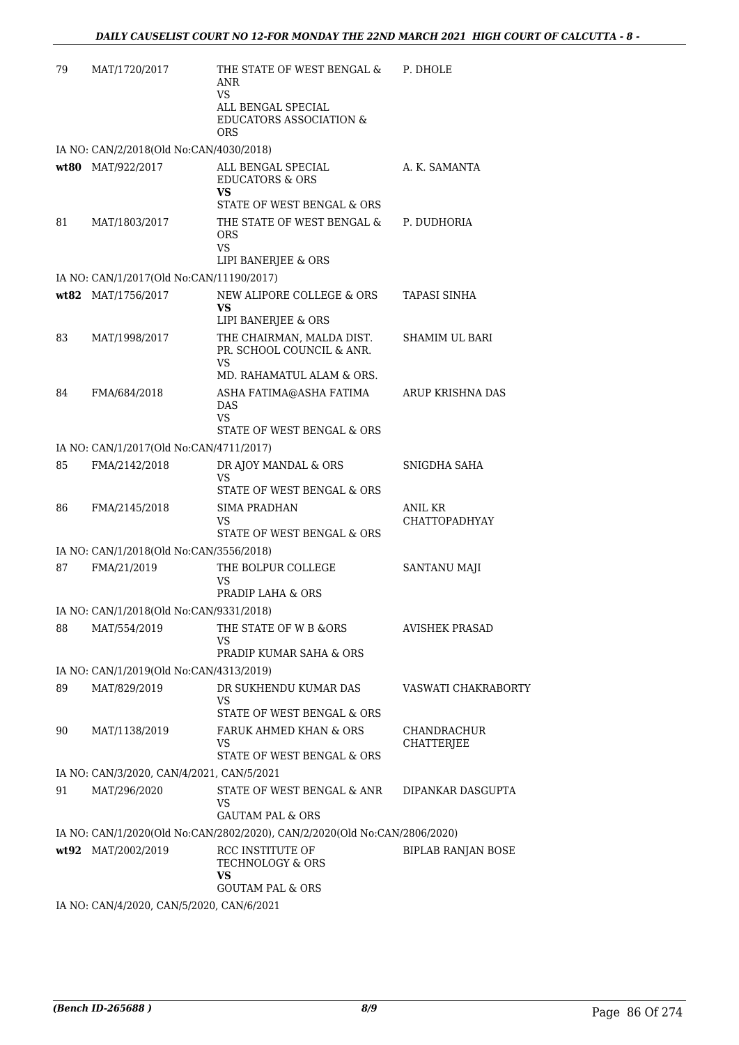| | | | |
|---|---|---|---|
| 79 | MAT/1720/2017 | THE STATE OF WEST BENGAL & ANR<br>VS<br>ALL BENGAL SPECIAL EDUCATORS ASSOCIATION & ORS | P. DHOLE |
| IA NO: CAN/2/2018(Old No:CAN/4030/2018) | | | |
| **wt80** | MAT/922/2017 | ALL BENGAL SPECIAL EDUCATORS & ORS<br>**VS**<br>STATE OF WEST BENGAL & ORS | A. K. SAMANTA |
| 81 | MAT/1803/2017 | THE STATE OF WEST BENGAL & ORS<br>VS<br>LIPI BANERJEE & ORS | P. DUDHORIA |
| IA NO: CAN/1/2017(Old No:CAN/11190/2017) | | | |
| **wt82** | MAT/1756/2017 | NEW ALIPORE COLLEGE & ORS<br>**VS**<br>LIPI BANERJEE & ORS | TAPASI SINHA |
| 83 | MAT/1998/2017 | THE CHAIRMAN, MALDA DIST. PR. SCHOOL COUNCIL & ANR.<br>VS<br>MD. RAHAMATUL ALAM & ORS. | SHAMIM UL BARI |
| 84 | FMA/684/2018 | ASHA FATIMA@ASHA FATIMA DAS<br>VS<br>STATE OF WEST BENGAL & ORS | ARUP KRISHNA DAS |
| IA NO: CAN/1/2017(Old No:CAN/4711/2017) | | | |
| 85 | FMA/2142/2018 | DR AJOY MANDAL & ORS<br>VS<br>STATE OF WEST BENGAL & ORS | SNIGDHA SAHA |
| 86 | FMA/2145/2018 | SIMA PRADHAN<br>VS<br>STATE OF WEST BENGAL & ORS | ANIL KR CHATTOPADHYAY |
| IA NO: CAN/1/2018(Old No:CAN/3556/2018) | | | |
| 87 | FMA/21/2019 | THE BOLPUR COLLEGE<br>VS<br>PRADIP LAHA & ORS | SANTANU MAJI |
| IA NO: CAN/1/2018(Old No:CAN/9331/2018) | | | |
| 88 | MAT/554/2019 | THE STATE OF W B &ORS<br>VS<br>PRADIP KUMAR SAHA & ORS | AVISHEK PRASAD |
| IA NO: CAN/1/2019(Old No:CAN/4313/2019) | | | |
| 89 | MAT/829/2019 | DR SUKHENDU KUMAR DAS<br>VS<br>STATE OF WEST BENGAL & ORS | VASWATI CHAKRABORTY |
| 90 | MAT/1138/2019 | FARUK AHMED KHAN & ORS<br>VS<br>STATE OF WEST BENGAL & ORS | CHANDRACHUR CHATTERJEE |
| IA NO: CAN/3/2020, CAN/4/2021, CAN/5/2021 | | | |
| 91 | MAT/296/2020 | STATE OF WEST BENGAL & ANR<br>VS<br>GAUTAM PAL & ORS | DIPANKAR DASGUPTA |
| IA NO: CAN/1/2020(Old No:CAN/2802/2020), CAN/2/2020(Old No:CAN/2806/2020) | | | |
| **wt92** | MAT/2002/2019 | RCC INSTITUTE OF TECHNOLOGY & ORS<br>**VS**<br>GOUTAM PAL & ORS | BIPLAB RANJAN BOSE |
| IA NO: CAN/4/2020, CAN/5/2020, CAN/6/2021 | | | |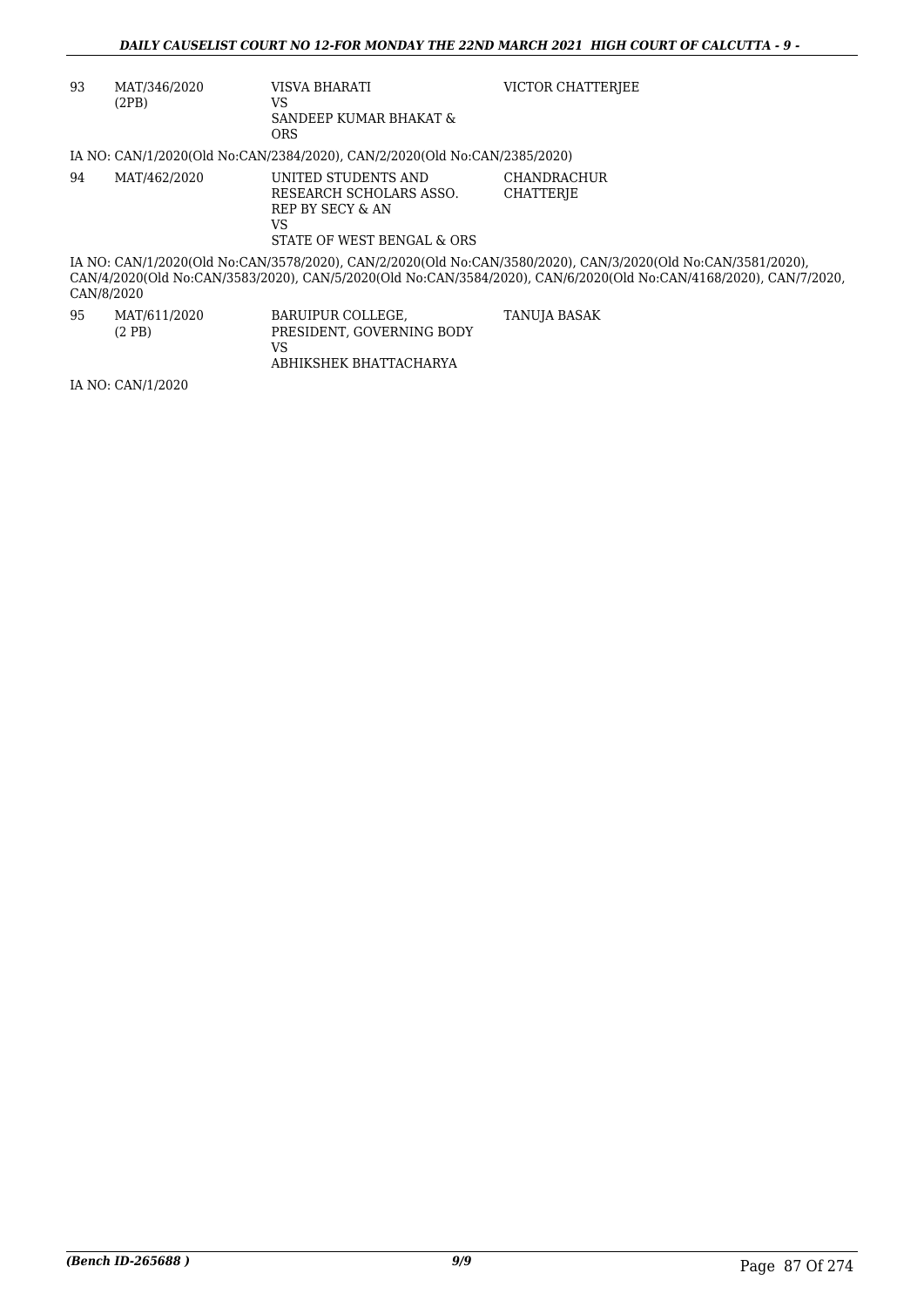| 93 | MAT/346/2020 (2PB) | VISVA BHARATI VS SANDEEP KUMAR BHAKAT & ORS | VICTOR CHATTERJEE |
|---|---|---|---|

IA NO: CAN/1/2020(Old No:CAN/2384/2020), CAN/2/2020(Old No:CAN/2385/2020)

| 94 | MAT/462/2020 | UNITED STUDENTS AND RESEARCH SCHOLARS ASSO. REP BY SECY & AN VS STATE OF WEST BENGAL & ORS | CHANDRACHUR CHATTERJE |
|---|---|---|---|

IA NO: CAN/1/2020(Old No:CAN/3578/2020), CAN/2/2020(Old No:CAN/3580/2020), CAN/3/2020(Old No:CAN/3581/2020), CAN/4/2020(Old No:CAN/3583/2020), CAN/5/2020(Old No:CAN/3584/2020), CAN/6/2020(Old No:CAN/4168/2020), CAN/7/2020, CAN/8/2020

| 95 | MAT/611/2020 (2 PB) | BARUIPUR COLLEGE, PRESIDENT, GOVERNING BODY VS ABHIKSHEK BHATTACHARYA | TANUJA BASAK |
|---|---|---|---|

IA NO: CAN/1/2020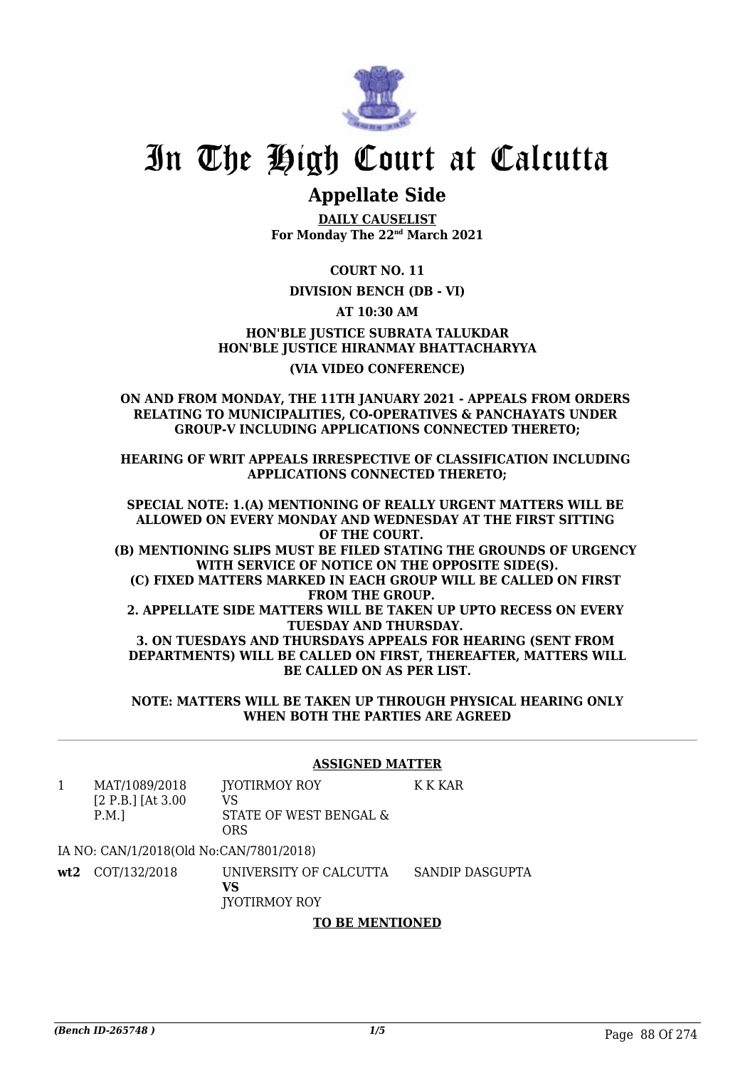# In The High Court at Calcutta

## Appellate Side

**DAILY CAUSELIST**
**For Monday The 22nd March 2021**

**COURT NO. 11**

**DIVISION BENCH (DB - VI)**

**AT 10:30 AM**

**HON'BLE JUSTICE SUBRATA TALUKDAR**
**HON'BLE JUSTICE HIRANMAY BHATTACHARYYA**

**(VIA VIDEO CONFERENCE)**

**ON AND FROM MONDAY, THE 11TH JANUARY 2021 - APPEALS FROM ORDERS RELATING TO MUNICIPALITIES, CO-OPERATIVES & PANCHAYATS UNDER GROUP-V INCLUDING APPLICATIONS CONNECTED THERETO;**

**HEARING OF WRIT APPEALS IRRESPECTIVE OF CLASSIFICATION INCLUDING APPLICATIONS CONNECTED THERETO;**

**SPECIAL NOTE: 1.(A) MENTIONING OF REALLY URGENT MATTERS WILL BE ALLOWED ON EVERY MONDAY AND WEDNESDAY AT THE FIRST SITTING OF THE COURT.**
**(B) MENTIONING SLIPS MUST BE FILED STATING THE GROUNDS OF URGENCY WITH SERVICE OF NOTICE ON THE OPPOSITE SIDE(S).**
**(C) FIXED MATTERS MARKED IN EACH GROUP WILL BE CALLED ON FIRST FROM THE GROUP.**
**2. APPELLATE SIDE MATTERS WILL BE TAKEN UP UPTO RECESS ON EVERY TUESDAY AND THURSDAY.**
**3. ON TUESDAYS AND THURSDAYS APPEALS FOR HEARING (SENT FROM DEPARTMENTS) WILL BE CALLED ON FIRST, THEREAFTER, MATTERS WILL BE CALLED ON AS PER LIST.**

**NOTE: MATTERS WILL BE TAKEN UP THROUGH PHYSICAL HEARING ONLY WHEN BOTH THE PARTIES ARE AGREED**

**ASSIGNED MATTER**

| | | | |
|---|---|---|---|
| 1 | MAT/1089/2018 [2 P.B.] [At 3.00 P.M.] | JYOTIRMOY ROY VS STATE OF WEST BENGAL & ORS | K K KAR |
| | IA NO: CAN/1/2018(Old No:CAN/7801/2018) | | |
| **wt2** | COT/132/2018 | UNIVERSITY OF CALCUTTA **VS** JYOTIRMOY ROY | SANDIP DASGUPTA |

**TO BE MENTIONED**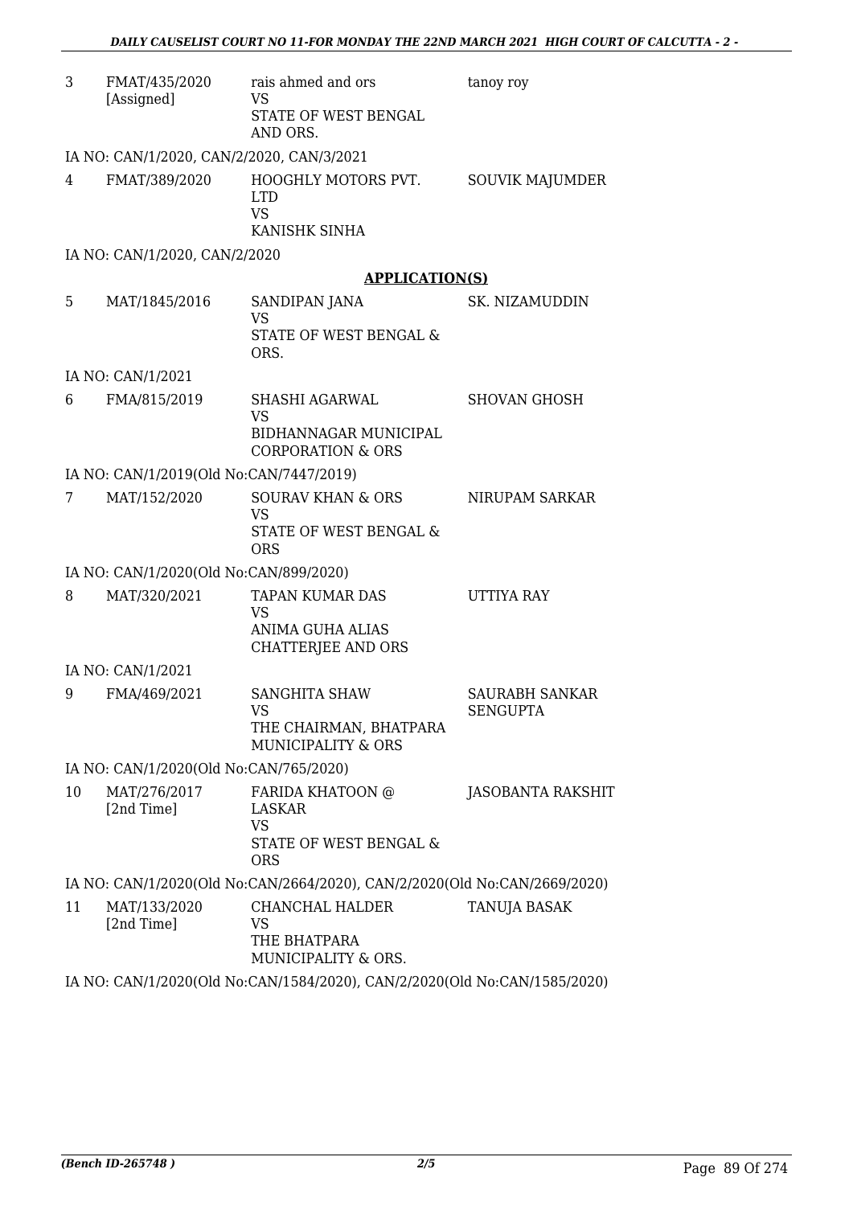| | | | |
|---|---|---|---|
| 3 | FMAT/435/2020 [Assigned] | rais ahmed and ors VS STATE OF WEST BENGAL AND ORS. | tanoy roy |

IA NO: CAN/1/2020, CAN/2/2020, CAN/3/2021

| | | | |
|---|---|---|---|
| 4 | FMAT/389/2020 | HOOGHLY MOTORS PVT. LTD VS KANISHK SINHA | SOUVIK MAJUMDER |

IA NO: CAN/1/2020, CAN/2/2020

## APPLICATION(S)

| | | | |
|---|---|---|---|
| 5 | MAT/1845/2016 | SANDIPAN JANA VS STATE OF WEST BENGAL & ORS. | SK. NIZAMUDDIN |

IA NO: CAN/1/2021

| | | | |
|---|---|---|---|
| 6 | FMA/815/2019 | SHASHI AGARWAL VS BIDHANNAGAR MUNICIPAL CORPORATION & ORS | SHOVAN GHOSH |

IA NO: CAN/1/2019(Old No:CAN/7447/2019)

| | | | |
|---|---|---|---|
| 7 | MAT/152/2020 | SOURAV KHAN & ORS VS STATE OF WEST BENGAL & ORS | NIRUPAM SARKAR |

IA NO: CAN/1/2020(Old No:CAN/899/2020)

| | | | |
|---|---|---|---|
| 8 | MAT/320/2021 | TAPAN KUMAR DAS VS ANIMA GUHA ALIAS CHATTERJEE AND ORS | UTTIYA RAY |

IA NO: CAN/1/2021

| | | | |
|---|---|---|---|
| 9 | FMA/469/2021 | SANGHITA SHAW VS THE CHAIRMAN, BHATPARA MUNICIPALITY & ORS | SAURABH SANKAR SENGUPTA |

IA NO: CAN/1/2020(Old No:CAN/765/2020)

| | | | |
|---|---|---|---|
| 10 | MAT/276/2017 [2nd Time] | FARIDA KHATOON @ LASKAR VS STATE OF WEST BENGAL & ORS | JASOBANTA RAKSHIT |

IA NO: CAN/1/2020(Old No:CAN/2664/2020), CAN/2/2020(Old No:CAN/2669/2020)

| | | | |
|---|---|---|---|
| 11 | MAT/133/2020 [2nd Time] | CHANCHAL HALDER VS THE BHATPARA MUNICIPALITY & ORS. | TANUJA BASAK |

IA NO: CAN/1/2020(Old No:CAN/1584/2020), CAN/2/2020(Old No:CAN/1585/2020)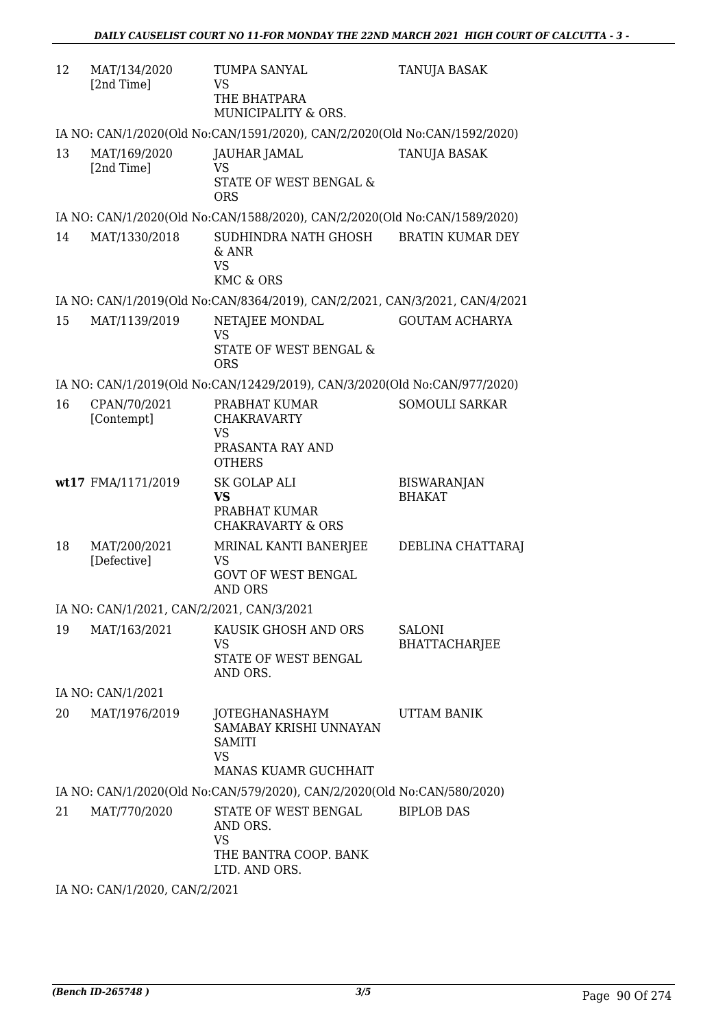| | | | |
|---|---|---|---|
| 12 | MAT/134/2020 [2nd Time] | TUMPA SANYAL VS THE BHATPARA MUNICIPALITY & ORS. | TANUJA BASAK |

IA NO: CAN/1/2020(Old No:CAN/1591/2020), CAN/2/2020(Old No:CAN/1592/2020)

| | | | |
|---|---|---|---|
| 13 | MAT/169/2020 [2nd Time] | JAUHAR JAMAL VS STATE OF WEST BENGAL & ORS | TANUJA BASAK |

IA NO: CAN/1/2020(Old No:CAN/1588/2020), CAN/2/2020(Old No:CAN/1589/2020)

| | | | |
|---|---|---|---|
| 14 | MAT/1330/2018 | SUDHINDRA NATH GHOSH & ANR VS KMC & ORS | BRATIN KUMAR DEY |

IA NO: CAN/1/2019(Old No:CAN/8364/2019), CAN/2/2021, CAN/3/2021, CAN/4/2021

| | | | |
|---|---|---|---|
| 15 | MAT/1139/2019 | NETAJEE MONDAL VS STATE OF WEST BENGAL & ORS | GOUTAM ACHARYA |

IA NO: CAN/1/2019(Old No:CAN/12429/2019), CAN/3/2020(Old No:CAN/977/2020)

| | | | |
|---|---|---|---|
| 16 | CPAN/70/2021 [Contempt] | PRABHAT KUMAR CHAKRAVARTY VS PRASANTA RAY AND OTHERS | SOMOULI SARKAR |
| **wt**17 | FMA/1171/2019 | SK GOLAP ALI **VS** PRABHAT KUMAR CHAKRAVARTY & ORS | BISWARANJAN BHAKAT |
| 18 | MAT/200/2021 [Defective] | MRINAL KANTI BANERJEE VS GOVT OF WEST BENGAL AND ORS | DEBLINA CHATTARAJ |

IA NO: CAN/1/2021, CAN/2/2021, CAN/3/2021

| | | | |
|---|---|---|---|
| 19 | MAT/163/2021 | KAUSIK GHOSH AND ORS VS STATE OF WEST BENGAL AND ORS. | SALONI BHATTACHARJEE |

IA NO: CAN/1/2021

| | | | |
|---|---|---|---|
| 20 | MAT/1976/2019 | JOTEGHANASHAYM SAMABAY KRISHI UNNAYAN SAMITI VS MANAS KUAMR GUCHHAIT | UTTAM BANIK |

IA NO: CAN/1/2020(Old No:CAN/579/2020), CAN/2/2020(Old No:CAN/580/2020)

| | | | |
|---|---|---|---|
| 21 | MAT/770/2020 | STATE OF WEST BENGAL AND ORS. VS THE BANTRA COOP. BANK LTD. AND ORS. | BIPLOB DAS |

IA NO: CAN/1/2020, CAN/2/2021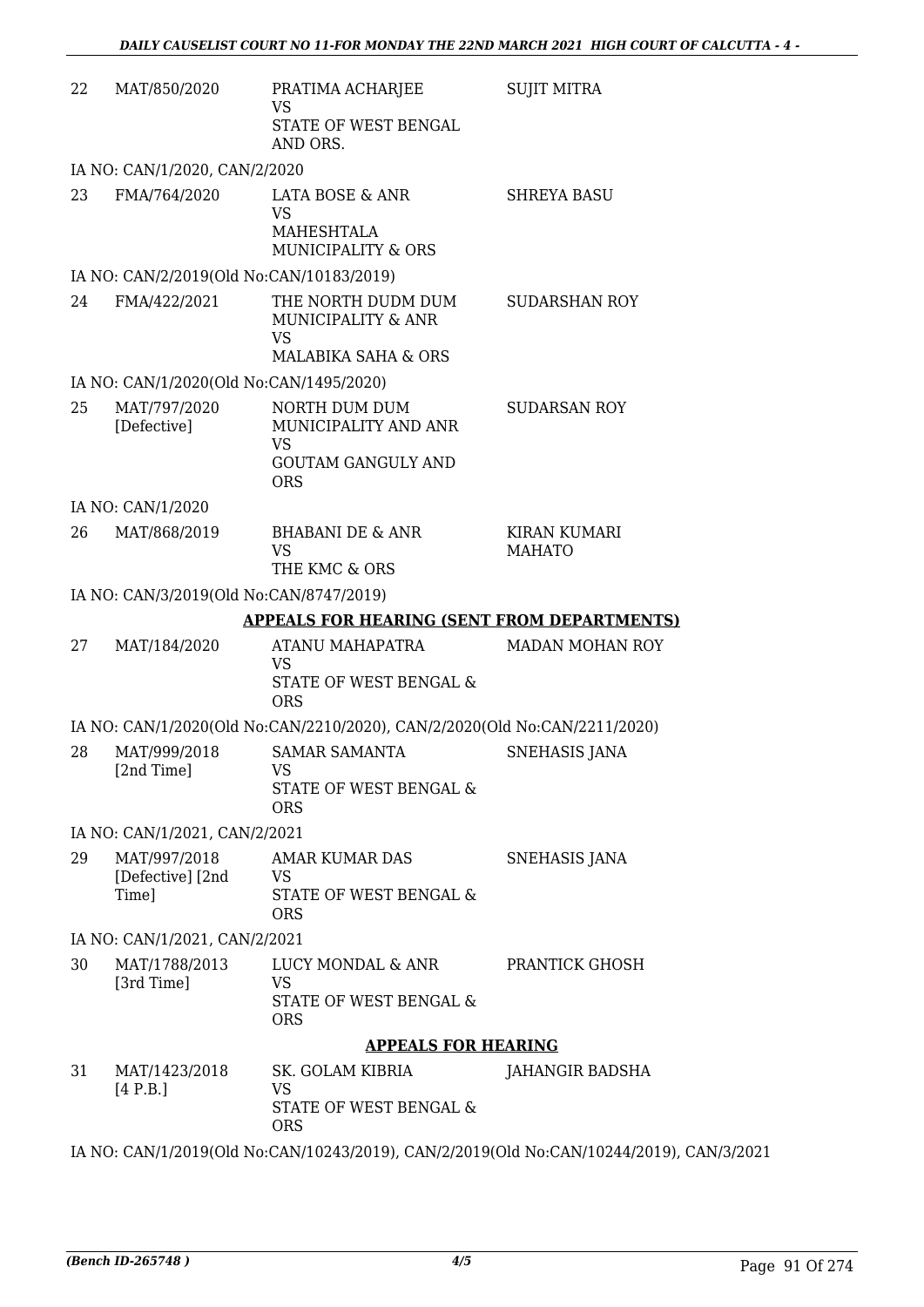| | | | |
|---|---|---|---|
| 22 | MAT/850/2020 | PRATIMA ACHARJEE<br>VS<br>STATE OF WEST BENGAL AND ORS. | SUJIT MITRA |

IA NO: CAN/1/2020, CAN/2/2020

| | | | |
|---|---|---|---|
| 23 | FMA/764/2020 | LATA BOSE & ANR<br>VS<br>MAHESHTALA MUNICIPALITY & ORS | SHREYA BASU |

IA NO: CAN/2/2019(Old No:CAN/10183/2019)

| | | | |
|---|---|---|---|
| 24 | FMA/422/2021 | THE NORTH DUDM DUM MUNICIPALITY & ANR<br>VS<br>MALABIKA SAHA & ORS | SUDARSHAN ROY |

IA NO: CAN/1/2020(Old No:CAN/1495/2020)

| | | | |
|---|---|---|---|
| 25 | MAT/797/2020 [Defective] | NORTH DUM DUM MUNICIPALITY AND ANR<br>VS<br>GOUTAM GANGULY AND ORS | SUDARSAN ROY |

IA NO: CAN/1/2020

| | | | |
|---|---|---|---|
| 26 | MAT/868/2019 | BHABANI DE & ANR<br>VS<br>THE KMC & ORS | KIRAN KUMARI MAHATO |

IA NO: CAN/3/2019(Old No:CAN/8747/2019)

## APPEALS FOR HEARING (SENT FROM DEPARTMENTS)

| | | | |
|---|---|---|---|
| 27 | MAT/184/2020 | ATANU MAHAPATRA<br>VS<br>STATE OF WEST BENGAL & ORS | MADAN MOHAN ROY |

IA NO: CAN/1/2020(Old No:CAN/2210/2020), CAN/2/2020(Old No:CAN/2211/2020)

| | | | |
|---|---|---|---|
| 28 | MAT/999/2018 [2nd Time] | SAMAR SAMANTA<br>VS<br>STATE OF WEST BENGAL & ORS | SNEHASIS JANA |

IA NO: CAN/1/2021, CAN/2/2021

| | | | |
|---|---|---|---|
| 29 | MAT/997/2018 [Defective] [2nd Time] | AMAR KUMAR DAS<br>VS<br>STATE OF WEST BENGAL & ORS | SNEHASIS JANA |

IA NO: CAN/1/2021, CAN/2/2021

| | | | |
|---|---|---|---|
| 30 | MAT/1788/2013 [3rd Time] | LUCY MONDAL & ANR<br>VS<br>STATE OF WEST BENGAL & ORS | PRANTICK GHOSH |

## APPEALS FOR HEARING

| | | | |
|---|---|---|---|
| 31 | MAT/1423/2018 [4 P.B.] | SK. GOLAM KIBRIA<br>VS<br>STATE OF WEST BENGAL & ORS | JAHANGIR BADSHA |

IA NO: CAN/1/2019(Old No:CAN/10243/2019), CAN/2/2019(Old No:CAN/10244/2019), CAN/3/2021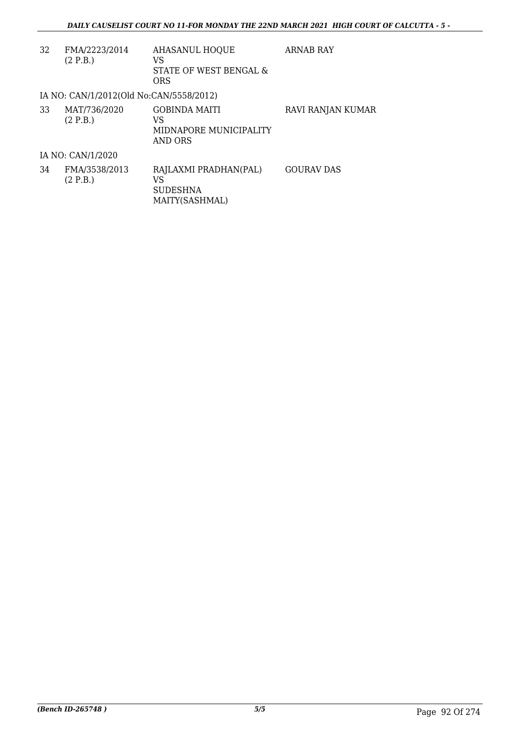| | | | |
|---|---|---|---|
| 32 | FMA/2223/2014 (2 P.B.) | AHASANUL HOQUE VS STATE OF WEST BENGAL & ORS | ARNAB RAY |

IA NO: CAN/1/2012(Old No:CAN/5558/2012)

| | | | |
|---|---|---|---|
| 33 | MAT/736/2020 (2 P.B.) | GOBINDA MAITI VS MIDNAPORE MUNICIPALITY AND ORS | RAVI RANJAN KUMAR |

IA NO: CAN/1/2020

| | | | |
|---|---|---|---|
| 34 | FMA/3538/2013 (2 P.B.) | RAJLAXMI PRADHAN(PAL) VS SUDESHNA MAITY(SASHMAL) | GOURAV DAS |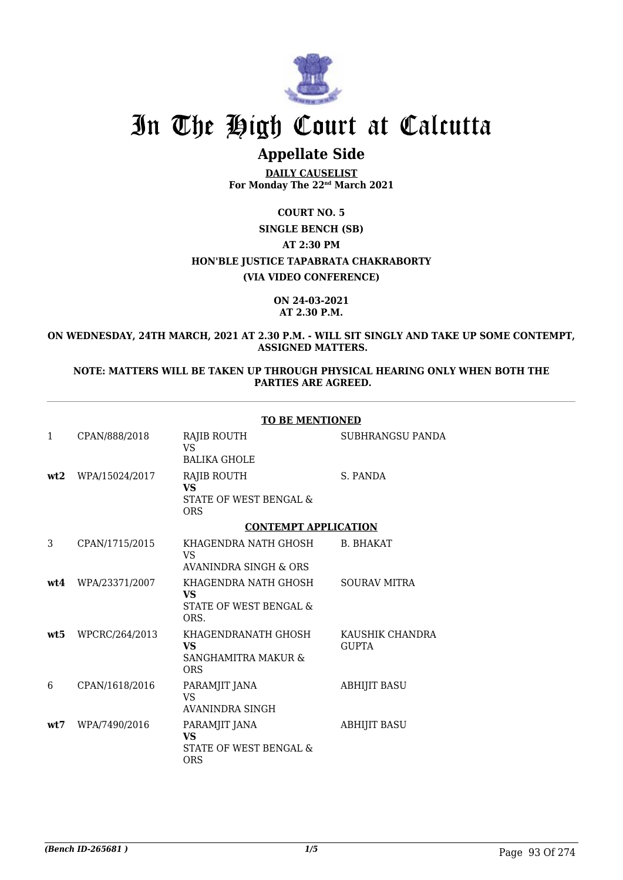# In The High Court at Calcutta

## Appellate Side

**DAILY CAUSELIST**
**For Monday The 22nd March 2021**

**COURT NO. 5**

**SINGLE BENCH (SB)**

**AT 2:30 PM**

**HON'BLE JUSTICE TAPABRATA CHAKRABORTY**

**(VIA VIDEO CONFERENCE)**

**ON 24-03-2021**
**AT 2.30 P.M.**

**ON WEDNESDAY, 24TH MARCH, 2021 AT 2.30 P.M. - WILL SIT SINGLY AND TAKE UP SOME CONTEMPT, ASSIGNED MATTERS.**

**NOTE: MATTERS WILL BE TAKEN UP THROUGH PHYSICAL HEARING ONLY WHEN BOTH THE PARTIES ARE AGREED.**

**TO BE MENTIONED**

| | | | |
|---|---|---|---|
| 1 | CPAN/888/2018 | RAJIB ROUTH<br>VS<br>BALIKA GHOLE | SUBHRANGSU PANDA |
| **wt2** | WPA/15024/2017 | RAJIB ROUTH<br>**VS**<br>STATE OF WEST BENGAL & ORS | S. PANDA |

**CONTEMPT APPLICATION**

| | | | |
|---|---|---|---|
| 3 | CPAN/1715/2015 | KHAGENDRA NATH GHOSH<br>VS<br>AVANINDRA SINGH & ORS | B. BHAKAT |
| **wt4** | WPA/23371/2007 | KHAGENDRA NATH GHOSH<br>**VS**<br>STATE OF WEST BENGAL & ORS. | SOURAV MITRA |
| **wt5** | WPCRC/264/2013 | KHAGENDRANATH GHOSH<br>**VS**<br>SANGHAMITRA MAKUR & ORS | KAUSHIK CHANDRA GUPTA |
| 6 | CPAN/1618/2016 | PARAMJIT JANA<br>VS<br>AVANINDRA SINGH | ABHIJIT BASU |
| **wt7** | WPA/7490/2016 | PARAMJIT JANA<br>**VS**<br>STATE OF WEST BENGAL & ORS | ABHIJIT BASU |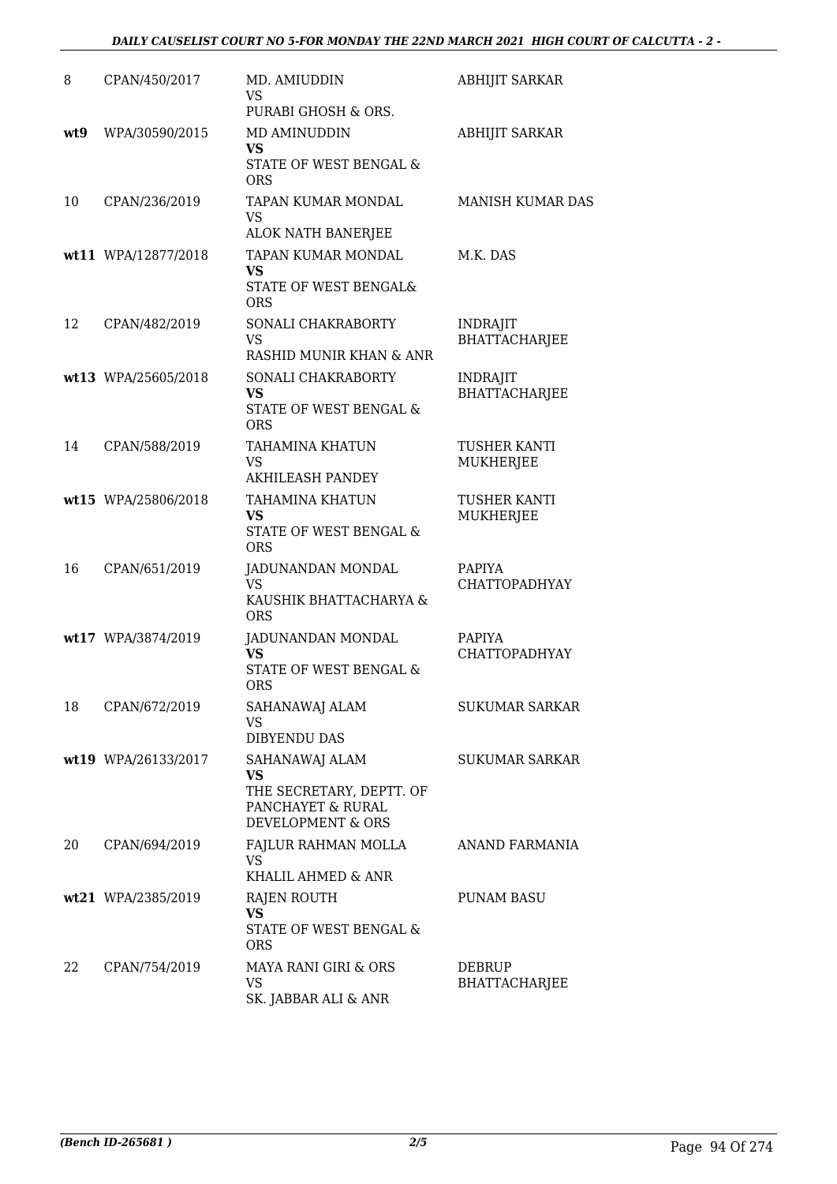| | | | |
|---|---|---|---|
| 8 | CPAN/450/2017 | MD. AMIUDDIN<br>VS<br>PURABI GHOSH & ORS. | ABHIJIT SARKAR |
| **wt9** | WPA/30590/2015 | MD AMINUDDIN<br>**VS**<br>STATE OF WEST BENGAL & ORS | ABHIJIT SARKAR |
| 10 | CPAN/236/2019 | TAPAN KUMAR MONDAL<br>VS<br>ALOK NATH BANERJEE | MANISH KUMAR DAS |
| **wt11** | WPA/12877/2018 | TAPAN KUMAR MONDAL<br>**VS**<br>STATE OF WEST BENGAL& ORS | M.K. DAS |
| 12 | CPAN/482/2019 | SONALI CHAKRABORTY<br>VS<br>RASHID MUNIR KHAN & ANR | INDRAJIT BHATTACHARJEE |
| **wt13** | WPA/25605/2018 | SONALI CHAKRABORTY<br>**VS**<br>STATE OF WEST BENGAL & ORS | INDRAJIT BHATTACHARJEE |
| 14 | CPAN/588/2019 | TAHAMINA KHATUN<br>VS<br>AKHILEASH PANDEY | TUSHER KANTI MUKHERJEE |
| **wt15** | WPA/25806/2018 | TAHAMINA KHATUN<br>**VS**<br>STATE OF WEST BENGAL & ORS | TUSHER KANTI MUKHERJEE |
| 16 | CPAN/651/2019 | JADUNANDAN MONDAL<br>VS<br>KAUSHIK BHATTACHARYA & ORS | PAPIYA CHATTOPADHYAY |
| **wt17** | WPA/3874/2019 | JADUNANDAN MONDAL<br>**VS**<br>STATE OF WEST BENGAL & ORS | PAPIYA CHATTOPADHYAY |
| 18 | CPAN/672/2019 | SAHANAWAJ ALAM<br>VS<br>DIBYENDU DAS | SUKUMAR SARKAR |
| **wt19** | WPA/26133/2017 | SAHANAWAJ ALAM<br>**VS**<br>THE SECRETARY, DEPTT. OF PANCHAYET & RURAL DEVELOPMENT & ORS | SUKUMAR SARKAR |
| 20 | CPAN/694/2019 | FAJLUR RAHMAN MOLLA<br>VS<br>KHALIL AHMED & ANR | ANAND FARMANIA |
| **wt21** | WPA/2385/2019 | RAJEN ROUTH<br>**VS**<br>STATE OF WEST BENGAL & ORS | PUNAM BASU |
| 22 | CPAN/754/2019 | MAYA RANI GIRI & ORS<br>VS<br>SK. JABBAR ALI & ANR | DEBRUP BHATTACHARJEE |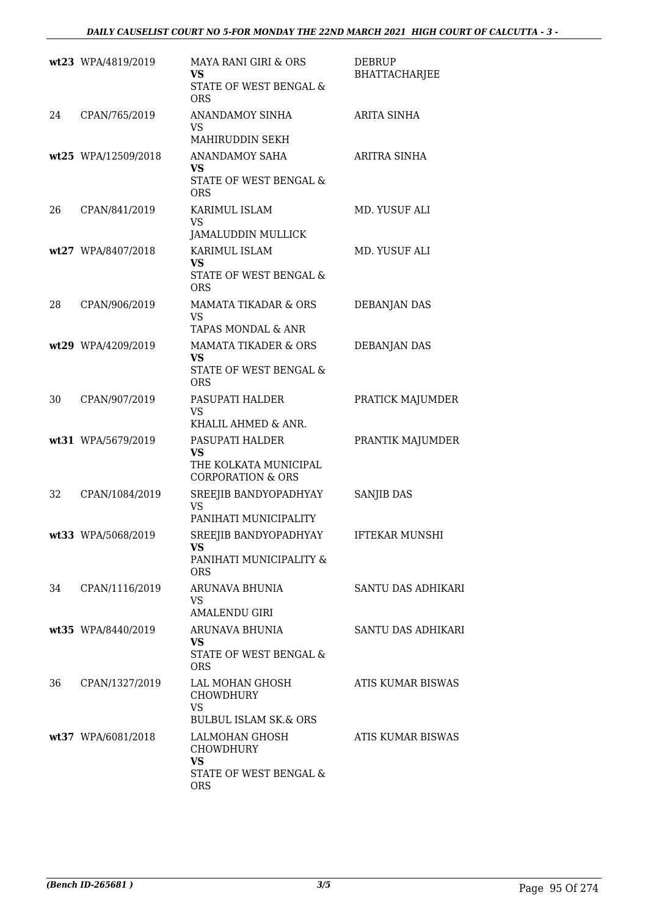| | | | |
|---|---|---|---|
| wt23 | WPA/4819/2019 | MAYA RANI GIRI & ORS<br>**VS**<br>STATE OF WEST BENGAL & ORS | DEBRUP BHATTACHARJEE |
| 24 | CPAN/765/2019 | ANANDAMOY SINHA<br>VS<br>MAHIRUDDIN SEKH | ARITA SINHA |
| wt25 | WPA/12509/2018 | ANANDAMOY SAHA<br>**VS**<br>STATE OF WEST BENGAL & ORS | ARITRA SINHA |
| 26 | CPAN/841/2019 | KARIMUL ISLAM<br>VS<br>JAMALUDDIN MULLICK | MD. YUSUF ALI |
| wt27 | WPA/8407/2018 | KARIMUL ISLAM<br>**VS**<br>STATE OF WEST BENGAL & ORS | MD. YUSUF ALI |
| 28 | CPAN/906/2019 | MAMATA TIKADAR & ORS<br>VS<br>TAPAS MONDAL & ANR | DEBANJAN DAS |
| wt29 | WPA/4209/2019 | MAMATA TIKADER & ORS<br>**VS**<br>STATE OF WEST BENGAL & ORS | DEBANJAN DAS |
| 30 | CPAN/907/2019 | PASUPATI HALDER<br>VS<br>KHALIL AHMED & ANR. | PRATICK MAJUMDER |
| wt31 | WPA/5679/2019 | PASUPATI HALDER<br>**VS**<br>THE KOLKATA MUNICIPAL CORPORATION & ORS | PRANTIK MAJUMDER |
| 32 | CPAN/1084/2019 | SREEJIB BANDYOPADHYAY<br>VS<br>PANIHATI MUNICIPALITY | SANJIB DAS |
| wt33 | WPA/5068/2019 | SREEJIB BANDYOPADHYAY<br>**VS**<br>PANIHATI MUNICIPALITY & ORS | IFTEKAR MUNSHI |
| 34 | CPAN/1116/2019 | ARUNAVA BHUNIA<br>VS<br>AMALENDU GIRI | SANTU DAS ADHIKARI |
| wt35 | WPA/8440/2019 | ARUNAVA BHUNIA<br>**VS**<br>STATE OF WEST BENGAL & ORS | SANTU DAS ADHIKARI |
| 36 | CPAN/1327/2019 | LAL MOHAN GHOSH CHOWDHURY<br>VS<br>BULBUL ISLAM SK.& ORS | ATIS KUMAR BISWAS |
| wt37 | WPA/6081/2018 | LALMOHAN GHOSH CHOWDHURY<br>**VS**<br>STATE OF WEST BENGAL & ORS | ATIS KUMAR BISWAS |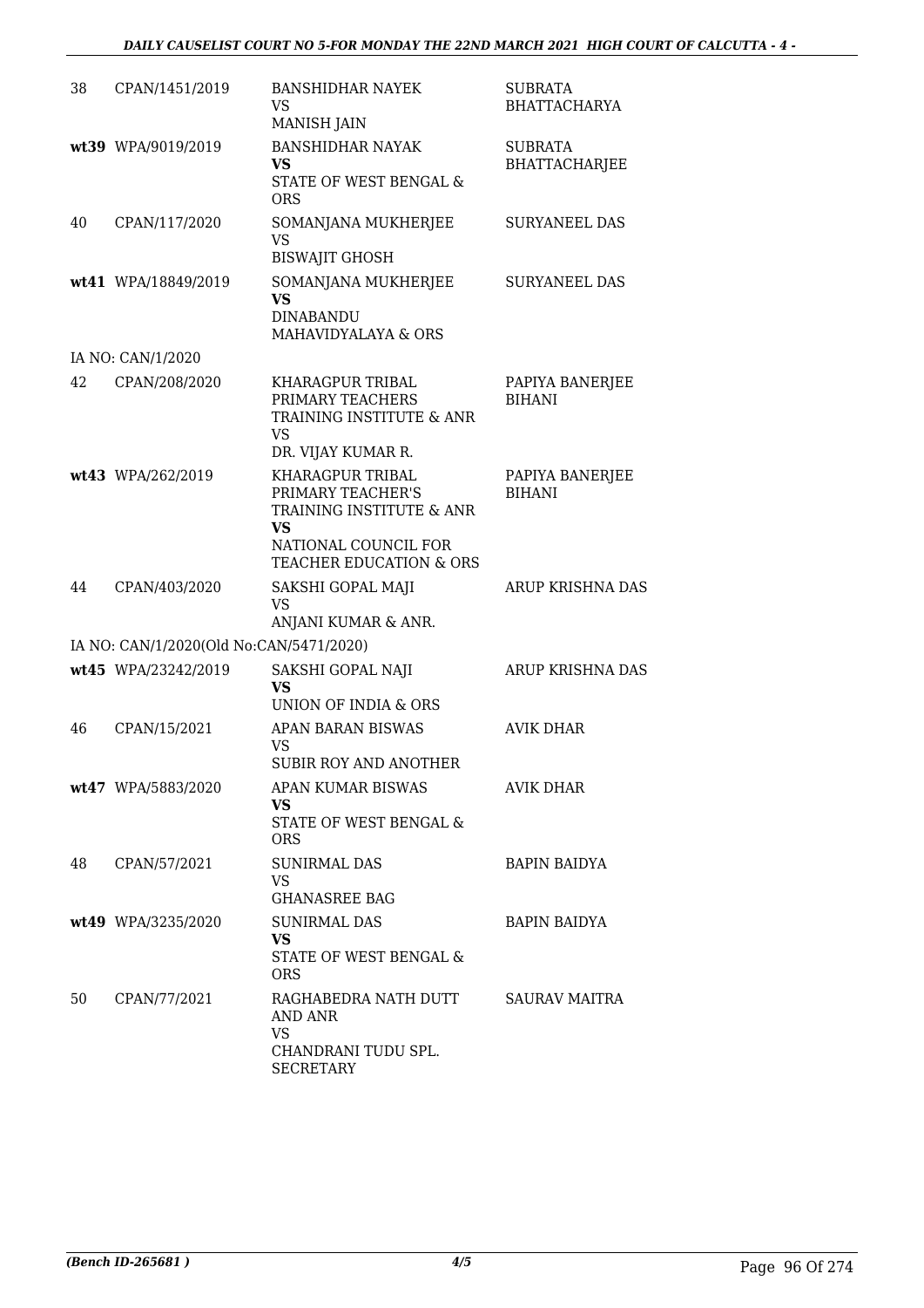| | | | |
|---|---|---|---|
| 38 | CPAN/1451/2019 | BANSHIDHAR NAYEK<br>VS<br>MANISH JAIN | SUBRATA BHATTACHARYA |
| wt39 | WPA/9019/2019 | BANSHIDHAR NAYAK<br>**VS**<br>STATE OF WEST BENGAL & ORS | SUBRATA BHATTACHARJEE |
| 40 | CPAN/117/2020 | SOMANJANA MUKHERJEE<br>VS<br>BISWAJIT GHOSH | SURYANEEL DAS |
| wt41 | WPA/18849/2019 | SOMANJANA MUKHERJEE<br>**VS**<br>DINABANDU MAHAVIDYALAYA & ORS | SURYANEEL DAS |
| IA NO: CAN/1/2020 | | | |
| 42 | CPAN/208/2020 | KHARAGPUR TRIBAL PRIMARY TEACHERS TRAINING INSTITUTE & ANR<br>VS<br>DR. VIJAY KUMAR R. | PAPIYA BANERJEE BIHANI |
| wt43 | WPA/262/2019 | KHARAGPUR TRIBAL PRIMARY TEACHER'S TRAINING INSTITUTE & ANR<br>**VS**<br>NATIONAL COUNCIL FOR TEACHER EDUCATION & ORS | PAPIYA BANERJEE BIHANI |
| 44 | CPAN/403/2020 | SAKSHI GOPAL MAJI<br>VS<br>ANJANI KUMAR & ANR. | ARUP KRISHNA DAS |
| IA NO: CAN/1/2020(Old No:CAN/5471/2020) | | | |
| wt45 | WPA/23242/2019 | SAKSHI GOPAL NAJI<br>**VS**<br>UNION OF INDIA & ORS | ARUP KRISHNA DAS |
| 46 | CPAN/15/2021 | APAN BARAN BISWAS<br>VS<br>SUBIR ROY AND ANOTHER | AVIK DHAR |
| wt47 | WPA/5883/2020 | APAN KUMAR BISWAS<br>**VS**<br>STATE OF WEST BENGAL & ORS | AVIK DHAR |
| 48 | CPAN/57/2021 | SUNIRMAL DAS<br>VS<br>GHANASREE BAG | BAPIN BAIDYA |
| wt49 | WPA/3235/2020 | SUNIRMAL DAS<br>**VS**<br>STATE OF WEST BENGAL & ORS | BAPIN BAIDYA |
| 50 | CPAN/77/2021 | RAGHABEDRA NATH DUTT AND ANR<br>VS<br>CHANDRANI TUDU SPL. SECRETARY | SAURAV MAITRA |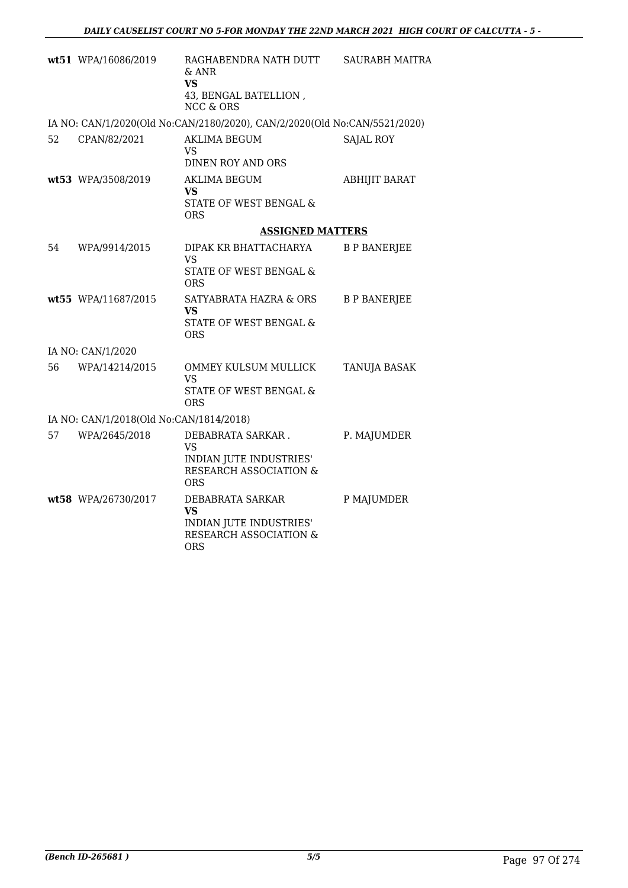| | | | |
|---|---|---|---|
| **wt51** | WPA/16086/2019 | RAGHABENDRA NATH DUTT & ANR **VS** 43, BENGAL BATELLION , NCC & ORS | SAURABH MAITRA |

IA NO: CAN/1/2020(Old No:CAN/2180/2020), CAN/2/2020(Old No:CAN/5521/2020)

| | | | |
|---|---|---|---|
| 52 | CPAN/82/2021 | AKLIMA BEGUM VS DINEN ROY AND ORS | SAJAL ROY |
| **wt53** | WPA/3508/2019 | AKLIMA BEGUM **VS** STATE OF WEST BENGAL & ORS | ABHIJIT BARAT |

**ASSIGNED MATTERS**

| | | | |
|---|---|---|---|
| 54 | WPA/9914/2015 | DIPAK KR BHATTACHARYA VS STATE OF WEST BENGAL & ORS | B P BANERJEE |
| **wt55** | WPA/11687/2015 | SATYABRATA HAZRA & ORS **VS** STATE OF WEST BENGAL & ORS | B P BANERJEE |

IA NO: CAN/1/2020

| | | | |
|---|---|---|---|
| 56 | WPA/14214/2015 | OMMEY KULSUM MULLICK VS STATE OF WEST BENGAL & ORS | TANUJA BASAK |

IA NO: CAN/1/2018(Old No:CAN/1814/2018)

| | | | |
|---|---|---|---|
| 57 | WPA/2645/2018 | DEBABRATA SARKAR . VS INDIAN JUTE INDUSTRIES' RESEARCH ASSOCIATION & ORS | P. MAJUMDER |
| **wt58** | WPA/26730/2017 | DEBABRATA SARKAR **VS** INDIAN JUTE INDUSTRIES' RESEARCH ASSOCIATION & ORS | P MAJUMDER |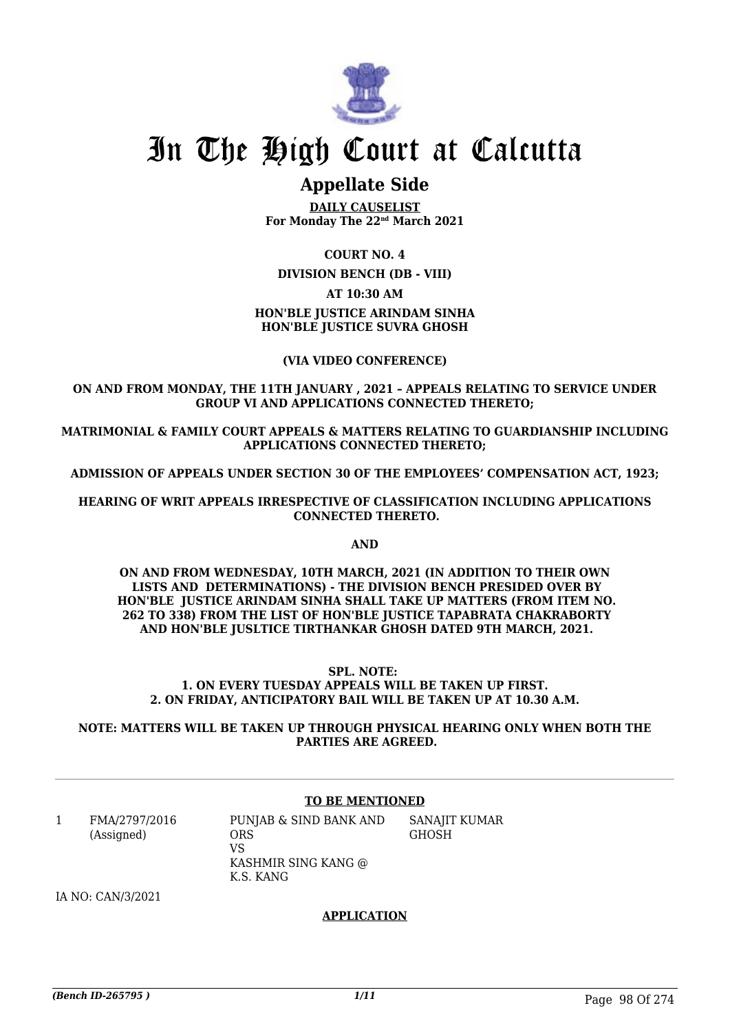# In The High Court at Calcutta

## Appellate Side

**DAILY CAUSELIST**
**For Monday The 22nd March 2021**

**COURT NO. 4**

**DIVISION BENCH (DB - VIII)**

**AT 10:30 AM**

**HON'BLE JUSTICE ARINDAM SINHA**
**HON'BLE JUSTICE SUVRA GHOSH**

**(VIA VIDEO CONFERENCE)**

**ON AND FROM MONDAY, THE 11TH JANUARY , 2021 – APPEALS RELATING TO SERVICE UNDER GROUP VI AND APPLICATIONS CONNECTED THERETO;**

**MATRIMONIAL & FAMILY COURT APPEALS & MATTERS RELATING TO GUARDIANSHIP INCLUDING APPLICATIONS CONNECTED THERETO;**

**ADMISSION OF APPEALS UNDER SECTION 30 OF THE EMPLOYEES' COMPENSATION ACT, 1923;**

**HEARING OF WRIT APPEALS IRRESPECTIVE OF CLASSIFICATION INCLUDING APPLICATIONS CONNECTED THERETO.**

**AND**

**ON AND FROM WEDNESDAY, 10TH MARCH, 2021 (IN ADDITION TO THEIR OWN LISTS AND DETERMINATIONS) - THE DIVISION BENCH PRESIDED OVER BY HON'BLE JUSTICE ARINDAM SINHA SHALL TAKE UP MATTERS (FROM ITEM NO. 262 TO 338) FROM THE LIST OF HON'BLE JUSTICE TAPABRATA CHAKRABORTY AND HON'BLE JUSLTICE TIRTHANKAR GHOSH DATED 9TH MARCH, 2021.**

**SPL. NOTE:**
**1. ON EVERY TUESDAY APPEALS WILL BE TAKEN UP FIRST.**
**2. ON FRIDAY, ANTICIPATORY BAIL WILL BE TAKEN UP AT 10.30 A.M.**

**NOTE: MATTERS WILL BE TAKEN UP THROUGH PHYSICAL HEARING ONLY WHEN BOTH THE PARTIES ARE AGREED.**

---

**TO BE MENTIONED**

| | | | |
|---|---|---|---|
| 1 | FMA/2797/2016 (Assigned) | PUNJAB & SIND BANK AND ORS VS KASHMIR SING KANG @ K.S. KANG | SANAJIT KUMAR GHOSH |

IA NO: CAN/3/2021

**APPLICATION**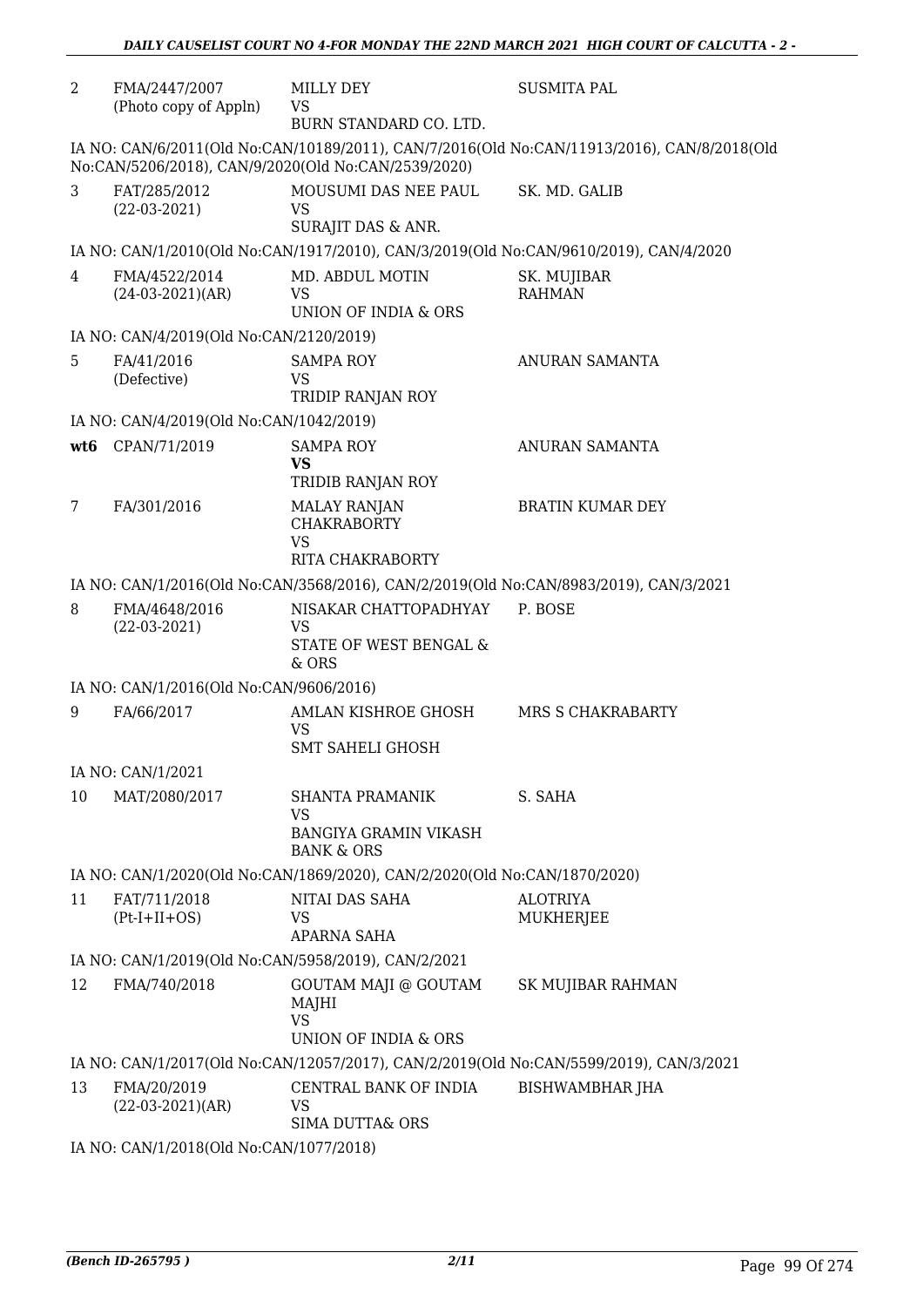| | | | |
|---|---|---|---|
| 2 | FMA/2447/2007 (Photo copy of Appln) | MILLY DEY VS BURN STANDARD CO. LTD. | SUSMITA PAL |

IA NO: CAN/6/2011(Old No:CAN/10189/2011), CAN/7/2016(Old No:CAN/11913/2016), CAN/8/2018(Old No:CAN/5206/2018), CAN/9/2020(Old No:CAN/2539/2020)

| | | | |
|---|---|---|---|
| 3 | FAT/285/2012 (22-03-2021) | MOUSUMI DAS NEE PAUL VS SURAJIT DAS & ANR. | SK. MD. GALIB |

IA NO: CAN/1/2010(Old No:CAN/1917/2010), CAN/3/2019(Old No:CAN/9610/2019), CAN/4/2020

| | | | |
|---|---|---|---|
| 4 | FMA/4522/2014 (24-03-2021)(AR) | MD. ABDUL MOTIN VS UNION OF INDIA & ORS | SK. MUJIBAR RAHMAN |

IA NO: CAN/4/2019(Old No:CAN/2120/2019)

| | | | |
|---|---|---|---|
| 5 | FA/41/2016 (Defective) | SAMPA ROY VS TRIDIP RANJAN ROY | ANURAN SAMANTA |

IA NO: CAN/4/2019(Old No:CAN/1042/2019)

| | | | |
|---|---|---|---|
| **wt6** | CPAN/71/2019 | SAMPA ROY **VS** TRIDIB RANJAN ROY | ANURAN SAMANTA |
| 7 | FA/301/2016 | MALAY RANJAN CHAKRABORTY VS RITA CHAKRABORTY | BRATIN KUMAR DEY |

IA NO: CAN/1/2016(Old No:CAN/3568/2016), CAN/2/2019(Old No:CAN/8983/2019), CAN/3/2021

| | | | |
|---|---|---|---|
| 8 | FMA/4648/2016 (22-03-2021) | NISAKAR CHATTOPADHYAY VS STATE OF WEST BENGAL & & ORS | P. BOSE |

IA NO: CAN/1/2016(Old No:CAN/9606/2016)

| | | | |
|---|---|---|---|
| 9 | FA/66/2017 | AMLAN KISHROE GHOSH VS SMT SAHELI GHOSH | MRS S CHAKRABARTY |

IA NO: CAN/1/2021

| | | | |
|---|---|---|---|
| 10 | MAT/2080/2017 | SHANTA PRAMANIK VS BANGIYA GRAMIN VIKASH BANK & ORS | S. SAHA |

IA NO: CAN/1/2020(Old No:CAN/1869/2020), CAN/2/2020(Old No:CAN/1870/2020)

| | | | |
|---|---|---|---|
| 11 | FAT/711/2018 (Pt-I+II+OS) | NITAI DAS SAHA VS APARNA SAHA | ALOTRIYA MUKHERJEE |

IA NO: CAN/1/2019(Old No:CAN/5958/2019), CAN/2/2021

| | | | |
|---|---|---|---|
| 12 | FMA/740/2018 | GOUTAM MAJI @ GOUTAM MAJHI VS UNION OF INDIA & ORS | SK MUJIBAR RAHMAN |

IA NO: CAN/1/2017(Old No:CAN/12057/2017), CAN/2/2019(Old No:CAN/5599/2019), CAN/3/2021

| | | | |
|---|---|---|---|
| 13 | FMA/20/2019 (22-03-2021)(AR) | CENTRAL BANK OF INDIA VS SIMA DUTTA& ORS | BISHWAMBHAR JHA |

IA NO: CAN/1/2018(Old No:CAN/1077/2018)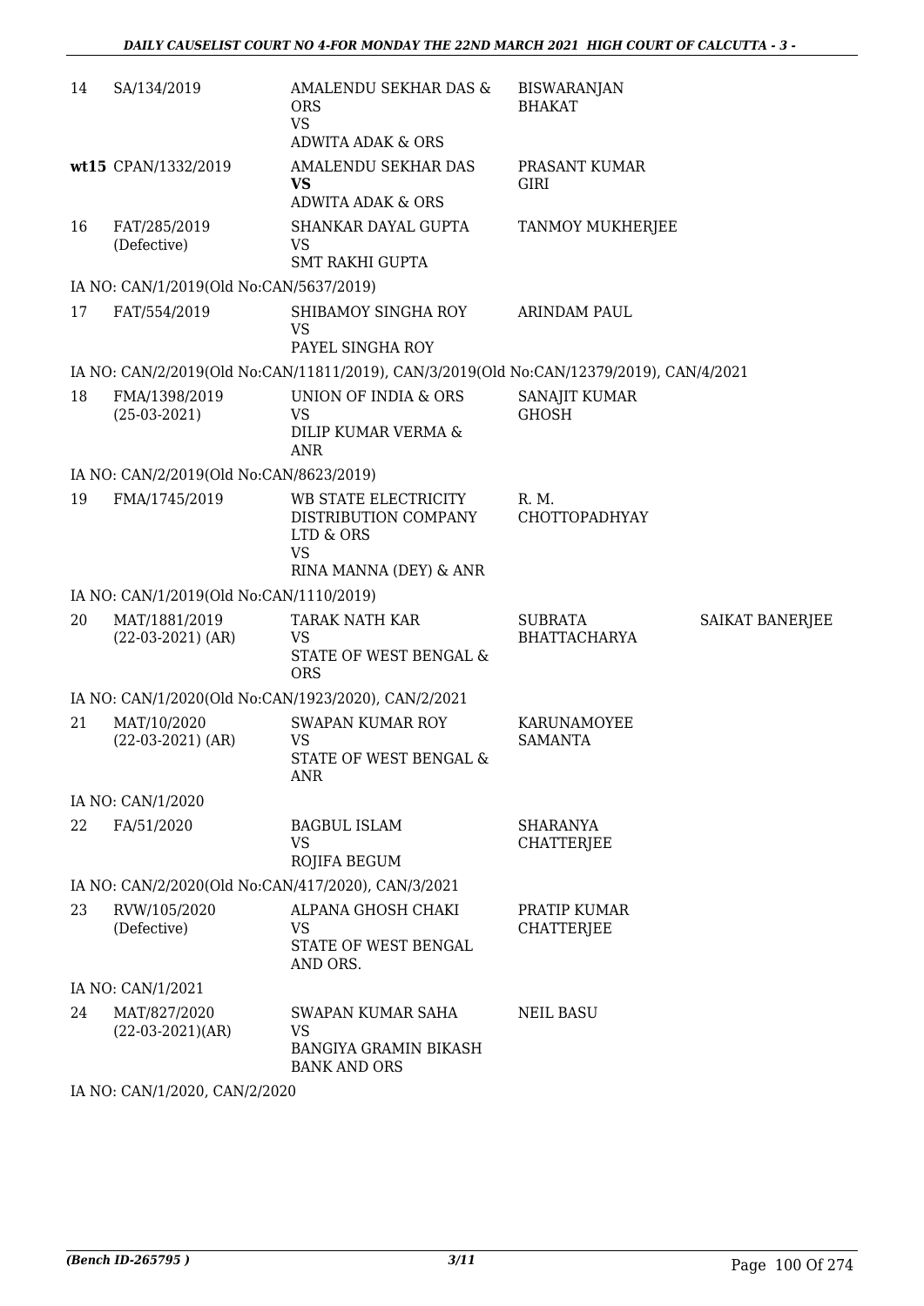| | | | | |
|---|---|---|---|---|
| 14 | SA/134/2019 | AMALENDU SEKHAR DAS & ORS<br>VS<br>ADWITA ADAK & ORS | BISWARANJAN BHAKAT | |
| wt15 | CPAN/1332/2019 | AMALENDU SEKHAR DAS<br>**VS**<br>ADWITA ADAK & ORS | PRASANT KUMAR GIRI | |
| 16 | FAT/285/2019<br>(Defective) | SHANKAR DAYAL GUPTA<br>VS<br>SMT RAKHI GUPTA | TANMOY MUKHERJEE | |
| | IA NO: CAN/1/2019(Old No:CAN/5637/2019) | | | |
| 17 | FAT/554/2019 | SHIBAMOY SINGHA ROY<br>VS<br>PAYEL SINGHA ROY | ARINDAM PAUL | |
| | IA NO: CAN/2/2019(Old No:CAN/11811/2019), CAN/3/2019(Old No:CAN/12379/2019), CAN/4/2021 | | | |
| 18 | FMA/1398/2019<br>(25-03-2021) | UNION OF INDIA & ORS<br>VS<br>DILIP KUMAR VERMA & ANR | SANAJIT KUMAR GHOSH | |
| | IA NO: CAN/2/2019(Old No:CAN/8623/2019) | | | |
| 19 | FMA/1745/2019 | WB STATE ELECTRICITY DISTRIBUTION COMPANY LTD & ORS<br>VS<br>RINA MANNA (DEY) & ANR | R. M. CHOTTOPADHYAY | |
| | IA NO: CAN/1/2019(Old No:CAN/1110/2019) | | | |
| 20 | MAT/1881/2019<br>(22-03-2021) (AR) | TARAK NATH KAR<br>VS<br>STATE OF WEST BENGAL & ORS | SUBRATA BHATTACHARYA | SAIKAT BANERJEE |
| | IA NO: CAN/1/2020(Old No:CAN/1923/2020), CAN/2/2021 | | | |
| 21 | MAT/10/2020<br>(22-03-2021) (AR) | SWAPAN KUMAR ROY<br>VS<br>STATE OF WEST BENGAL & ANR | KARUNAMOYEE SAMANTA | |
| | IA NO: CAN/1/2020 | | | |
| 22 | FA/51/2020 | BAGBUL ISLAM<br>VS<br>ROJIFA BEGUM | SHARANYA CHATTERJEE | |
| | IA NO: CAN/2/2020(Old No:CAN/417/2020), CAN/3/2021 | | | |
| 23 | RVW/105/2020<br>(Defective) | ALPANA GHOSH CHAKI<br>VS<br>STATE OF WEST BENGAL AND ORS. | PRATIP KUMAR CHATTERJEE | |
| | IA NO: CAN/1/2021 | | | |
| 24 | MAT/827/2020<br>(22-03-2021)(AR) | SWAPAN KUMAR SAHA<br>VS<br>BANGIYA GRAMIN BIKASH BANK AND ORS | NEIL BASU | |
| | IA NO: CAN/1/2020, CAN/2/2020 | | | |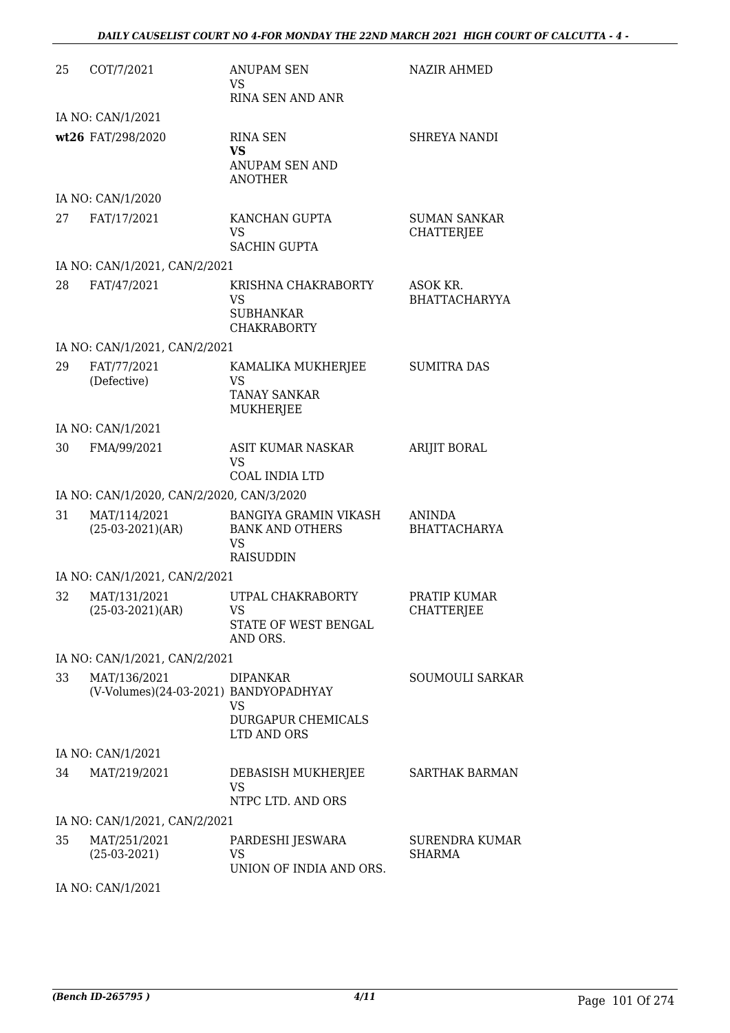| | | | |
|---|---|---|---|
| 25 | COT/7/2021 | ANUPAM SEN<br>VS<br>RINA SEN AND ANR | NAZIR AHMED |
| | IA NO: CAN/1/2021 | | |
| | **wt26** FAT/298/2020 | RINA SEN<br>**VS**<br>ANUPAM SEN AND ANOTHER | SHREYA NANDI |
| | IA NO: CAN/1/2020 | | |
| 27 | FAT/17/2021 | KANCHAN GUPTA<br>VS<br>SACHIN GUPTA | SUMAN SANKAR CHATTERJEE |
| | IA NO: CAN/1/2021, CAN/2/2021 | | |
| 28 | FAT/47/2021 | KRISHNA CHAKRABORTY<br>VS<br>SUBHANKAR CHAKRABORTY | ASOK KR. BHATTACHARYYA |
| | IA NO: CAN/1/2021, CAN/2/2021 | | |
| 29 | FAT/77/2021<br>(Defective) | KAMALIKA MUKHERJEE<br>VS<br>TANAY SANKAR MUKHERJEE | SUMITRA DAS |
| | IA NO: CAN/1/2021 | | |
| 30 | FMA/99/2021 | ASIT KUMAR NASKAR<br>VS<br>COAL INDIA LTD | ARIJIT BORAL |
| | IA NO: CAN/1/2020, CAN/2/2020, CAN/3/2020 | | |
| 31 | MAT/114/2021<br>(25-03-2021)(AR) | BANGIYA GRAMIN VIKASH BANK AND OTHERS<br>VS<br>RAISUDDIN | ANINDA BHATTACHARYA |
| | IA NO: CAN/1/2021, CAN/2/2021 | | |
| 32 | MAT/131/2021<br>(25-03-2021)(AR) | UTPAL CHAKRABORTY<br>VS<br>STATE OF WEST BENGAL AND ORS. | PRATIP KUMAR CHATTERJEE |
| | IA NO: CAN/1/2021, CAN/2/2021 | | |
| 33 | MAT/136/2021<br>(V-Volumes)(24-03-2021) | DIPANKAR BANDYOPADHYAY<br>VS<br>DURGAPUR CHEMICALS LTD AND ORS | SOUMOULI SARKAR |
| | IA NO: CAN/1/2021 | | |
| 34 | MAT/219/2021 | DEBASISH MUKHERJEE<br>VS<br>NTPC LTD. AND ORS | SARTHAK BARMAN |
| | IA NO: CAN/1/2021, CAN/2/2021 | | |
| 35 | MAT/251/2021<br>(25-03-2021) | PARDESHI JESWARA<br>VS<br>UNION OF INDIA AND ORS. | SURENDRA KUMAR SHARMA |
| | IA NO: CAN/1/2021 | | |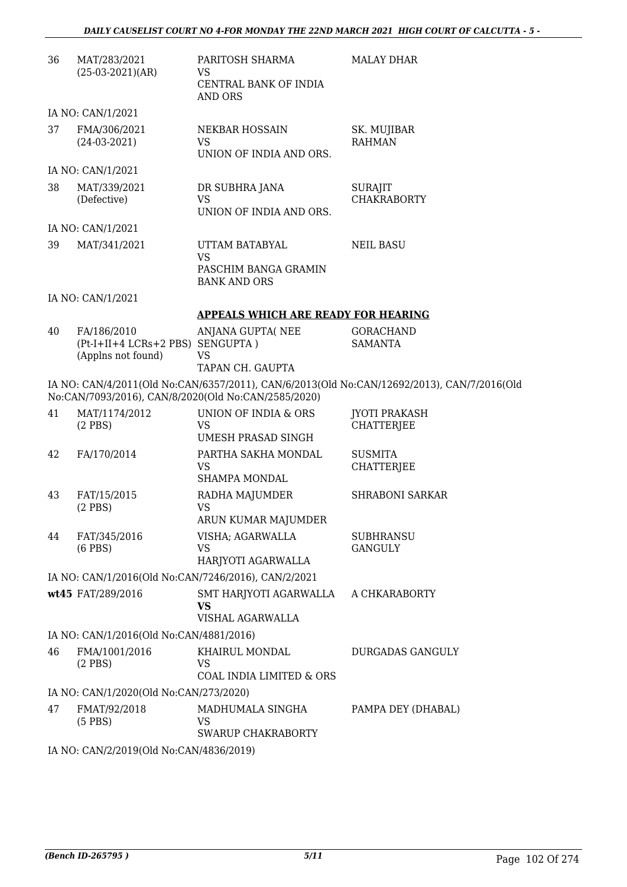| | | | |
|---|---|---|---|
| 36 | MAT/283/2021 (25-03-2021)(AR) | PARITOSH SHARMA VS CENTRAL BANK OF INDIA AND ORS | MALAY DHAR |

IA NO: CAN/1/2021

| | | | |
|---|---|---|---|
| 37 | FMA/306/2021 (24-03-2021) | NEKBAR HOSSAIN VS UNION OF INDIA AND ORS. | SK. MUJIBAR RAHMAN |

IA NO: CAN/1/2021

| | | | |
|---|---|---|---|
| 38 | MAT/339/2021 (Defective) | DR SUBHRA JANA VS UNION OF INDIA AND ORS. | SURAJIT CHAKRABORTY |

IA NO: CAN/1/2021

| | | | |
|---|---|---|---|
| 39 | MAT/341/2021 | UTTAM BATABYAL VS PASCHIM BANGA GRAMIN BANK AND ORS | NEIL BASU |

IA NO: CAN/1/2021

**APPEALS WHICH ARE READY FOR HEARING**

| | | | |
|---|---|---|---|
| 40 | FA/186/2010 (Pt-I+II+4 LCRs+2 PBS) (Applns not found) | ANJANA GUPTA( NEE SENGUPTA ) VS TAPAN CH. GAUPTA | GORACHAND SAMANTA |

IA NO: CAN/4/2011(Old No:CAN/6357/2011), CAN/6/2013(Old No:CAN/12692/2013), CAN/7/2016(Old No:CAN/7093/2016), CAN/8/2020(Old No:CAN/2585/2020)

| | | | |
|---|---|---|---|
| 41 | MAT/1174/2012 (2 PBS) | UNION OF INDIA & ORS VS UMESH PRASAD SINGH | JYOTI PRAKASH CHATTERJEE |
| 42 | FA/170/2014 | PARTHA SAKHA MONDAL VS SHAMPA MONDAL | SUSMITA CHATTERJEE |
| 43 | FAT/15/2015 (2 PBS) | RADHA MAJUMDER VS ARUN KUMAR MAJUMDER | SHRABONI SARKAR |
| 44 | FAT/345/2016 (6 PBS) | VISHA; AGARWALLA VS HARJYOTI AGARWALLA | SUBHRANSU GANGULY |

IA NO: CAN/1/2016(Old No:CAN/7246/2016), CAN/2/2021

| | | | |
|---|---|---|---|
| wt45 | FAT/289/2016 | SMT HARJYOTI AGARWALLA **VS** VISHAL AGARWALLA | A CHKARABORTY |

IA NO: CAN/1/2016(Old No:CAN/4881/2016)

| | | | |
|---|---|---|---|
| 46 | FMA/1001/2016 (2 PBS) | KHAIRUL MONDAL VS COAL INDIA LIMITED & ORS | DURGADAS GANGULY |

IA NO: CAN/1/2020(Old No:CAN/273/2020)

| | | | |
|---|---|---|---|
| 47 | FMAT/92/2018 (5 PBS) | MADHUMALA SINGHA VS SWARUP CHAKRABORTY | PAMPA DEY (DHABAL) |

IA NO: CAN/2/2019(Old No:CAN/4836/2019)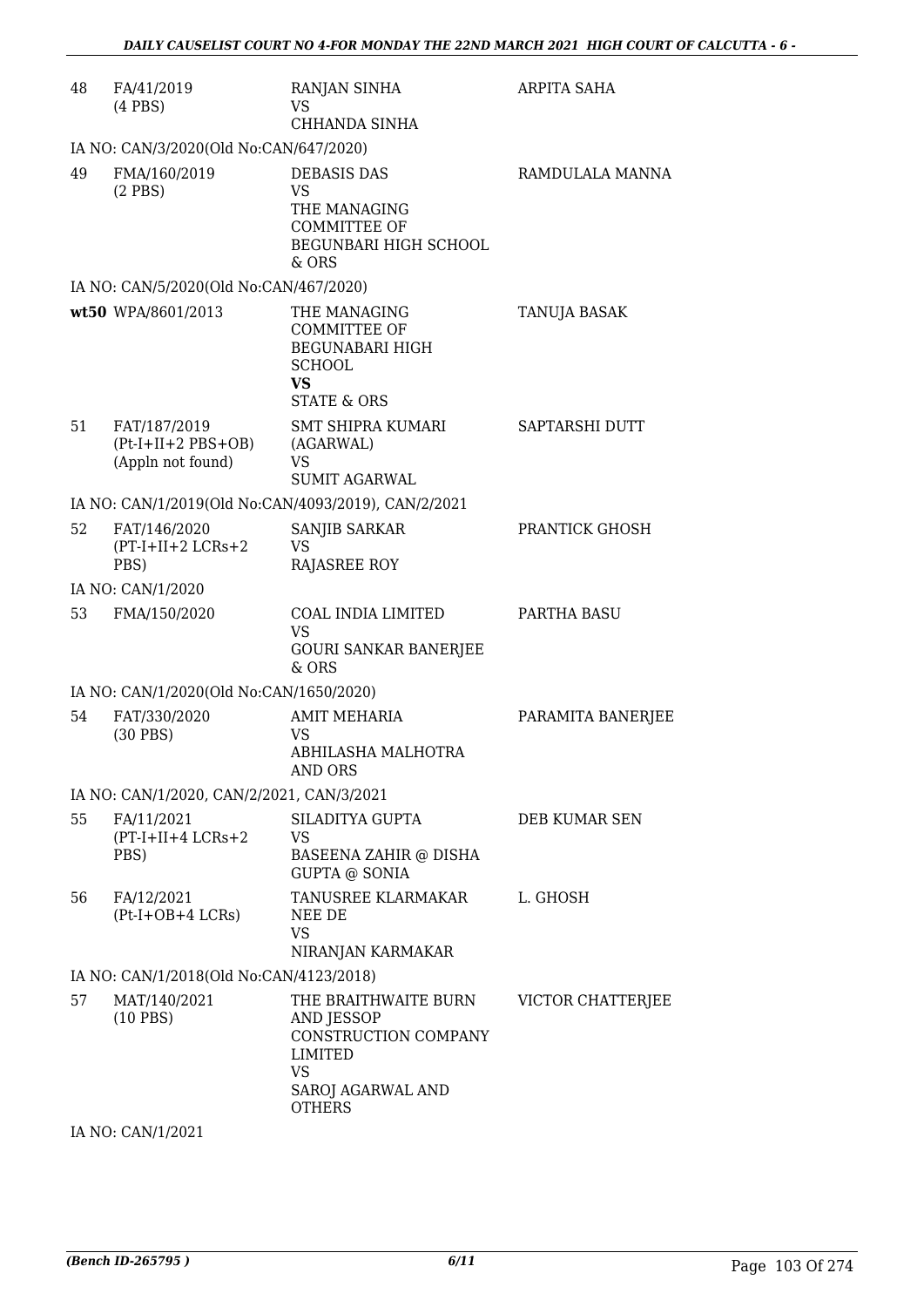| | | | |
|---|---|---|---|
| 48 | FA/41/2019<br>(4 PBS) | RANJAN SINHA<br>VS<br>CHHANDA SINHA | ARPITA SAHA |
| | IA NO: CAN/3/2020(Old No:CAN/647/2020) | | |
| 49 | FMA/160/2019<br>(2 PBS) | DEBASIS DAS<br>VS<br>THE MANAGING COMMITTEE OF BEGUNBARI HIGH SCHOOL & ORS | RAMDULALA MANNA |
| | IA NO: CAN/5/2020(Old No:CAN/467/2020) | | |
| **wt50** | WPA/8601/2013 | THE MANAGING COMMITTEE OF BEGUNABARI HIGH SCHOOL<br>**VS**<br>STATE & ORS | TANUJA BASAK |
| 51 | FAT/187/2019<br>(Pt-I+II+2 PBS+OB)<br>(Appln not found) | SMT SHIPRA KUMARI (AGARWAL)<br>VS<br>SUMIT AGARWAL | SAPTARSHI DUTT |
| | IA NO: CAN/1/2019(Old No:CAN/4093/2019), CAN/2/2021 | | |
| 52 | FAT/146/2020<br>(PT-I+II+2 LCRs+2 PBS) | SANJIB SARKAR<br>VS<br>RAJASREE ROY | PRANTICK GHOSH |
| | IA NO: CAN/1/2020 | | |
| 53 | FMA/150/2020 | COAL INDIA LIMITED<br>VS<br>GOURI SANKAR BANERJEE & ORS | PARTHA BASU |
| | IA NO: CAN/1/2020(Old No:CAN/1650/2020) | | |
| 54 | FAT/330/2020<br>(30 PBS) | AMIT MEHARIA<br>VS<br>ABHILASHA MALHOTRA AND ORS | PARAMITA BANERJEE |
| | IA NO: CAN/1/2020, CAN/2/2021, CAN/3/2021 | | |
| 55 | FA/11/2021<br>(PT-I+II+4 LCRs+2 PBS) | SILADITYA GUPTA<br>VS<br>BASEENA ZAHIR @ DISHA GUPTA @ SONIA | DEB KUMAR SEN |
| 56 | FA/12/2021<br>(Pt-I+OB+4 LCRs) | TANUSREE KLARMAKAR NEE DE<br>VS<br>NIRANJAN KARMAKAR | L. GHOSH |
| | IA NO: CAN/1/2018(Old No:CAN/4123/2018) | | |
| 57 | MAT/140/2021<br>(10 PBS) | THE BRAITHWAITE BURN AND JESSOP CONSTRUCTION COMPANY LIMITED<br>VS<br>SAROJ AGARWAL AND OTHERS | VICTOR CHATTERJEE |
| | IA NO: CAN/1/2021 | | |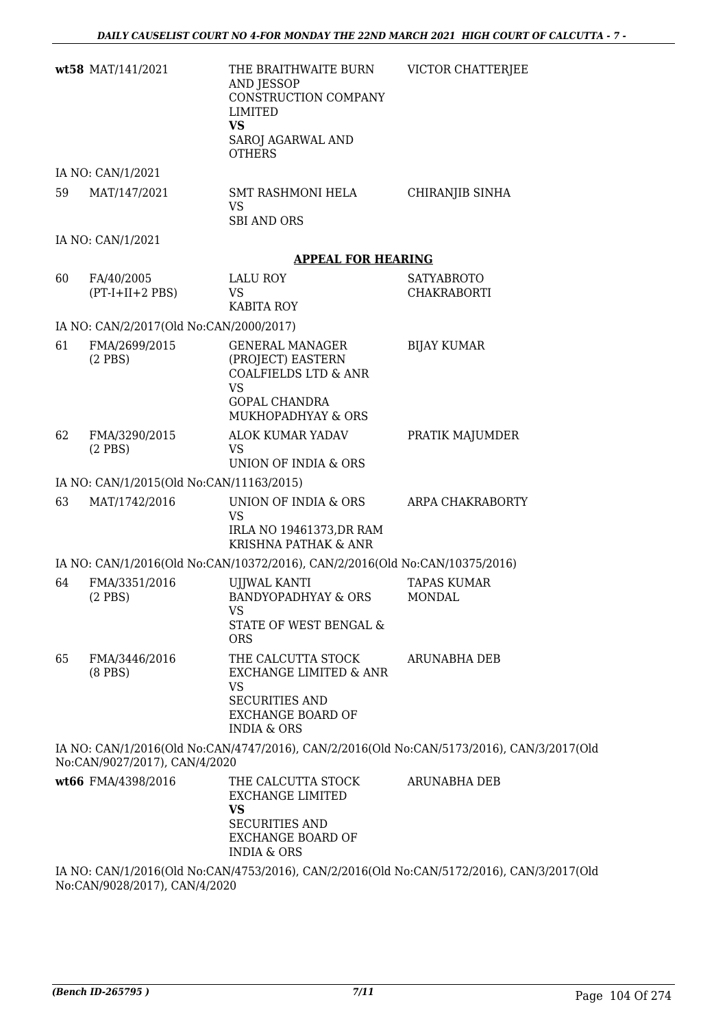| | | | |
|---|---|---|---|
| **wt58** | MAT/141/2021 | THE BRAITHWAITE BURN AND JESSOP CONSTRUCTION COMPANY LIMITED<br>**VS**<br>SAROJ AGARWAL AND OTHERS | VICTOR CHATTERJEE |

IA NO: CAN/1/2021

| | | | |
|---|---|---|---|
| 59 | MAT/147/2021 | SMT RASHMONI HELA<br>VS<br>SBI AND ORS | CHIRANJIB SINHA |

IA NO: CAN/1/2021

**APPEAL FOR HEARING**

| | | | |
|---|---|---|---|
| 60 | FA/40/2005<br>(PT-I+II+2 PBS) | LALU ROY<br>VS<br>KABITA ROY | SATYABROTO CHAKRABORTI |

IA NO: CAN/2/2017(Old No:CAN/2000/2017)

| | | | |
|---|---|---|---|
| 61 | FMA/2699/2015<br>(2 PBS) | GENERAL MANAGER (PROJECT) EASTERN COALFIELDS LTD & ANR<br>VS<br>GOPAL CHANDRA MUKHOPADHYAY & ORS | BIJAY KUMAR |
| 62 | FMA/3290/2015<br>(2 PBS) | ALOK KUMAR YADAV<br>VS<br>UNION OF INDIA & ORS | PRATIK MAJUMDER |

IA NO: CAN/1/2015(Old No:CAN/11163/2015)

| | | | |
|---|---|---|---|
| 63 | MAT/1742/2016 | UNION OF INDIA & ORS<br>VS<br>IRLA NO 19461373,DR RAM KRISHNA PATHAK & ANR | ARPA CHAKRABORTY |

IA NO: CAN/1/2016(Old No:CAN/10372/2016), CAN/2/2016(Old No:CAN/10375/2016)

| | | | |
|---|---|---|---|
| 64 | FMA/3351/2016<br>(2 PBS) | UJJWAL KANTI BANDYOPADHYAY & ORS<br>VS<br>STATE OF WEST BENGAL & ORS | TAPAS KUMAR MONDAL |
| 65 | FMA/3446/2016<br>(8 PBS) | THE CALCUTTA STOCK EXCHANGE LIMITED & ANR<br>VS<br>SECURITIES AND EXCHANGE BOARD OF INDIA & ORS | ARUNABHA DEB |

IA NO: CAN/1/2016(Old No:CAN/4747/2016), CAN/2/2016(Old No:CAN/5173/2016), CAN/3/2017(Old No:CAN/9027/2017), CAN/4/2020

| | | | |
|---|---|---|---|
| **wt66** | FMA/4398/2016 | THE CALCUTTA STOCK EXCHANGE LIMITED<br>**VS**<br>SECURITIES AND EXCHANGE BOARD OF INDIA & ORS | ARUNABHA DEB |

IA NO: CAN/1/2016(Old No:CAN/4753/2016), CAN/2/2016(Old No:CAN/5172/2016), CAN/3/2017(Old No:CAN/9028/2017), CAN/4/2020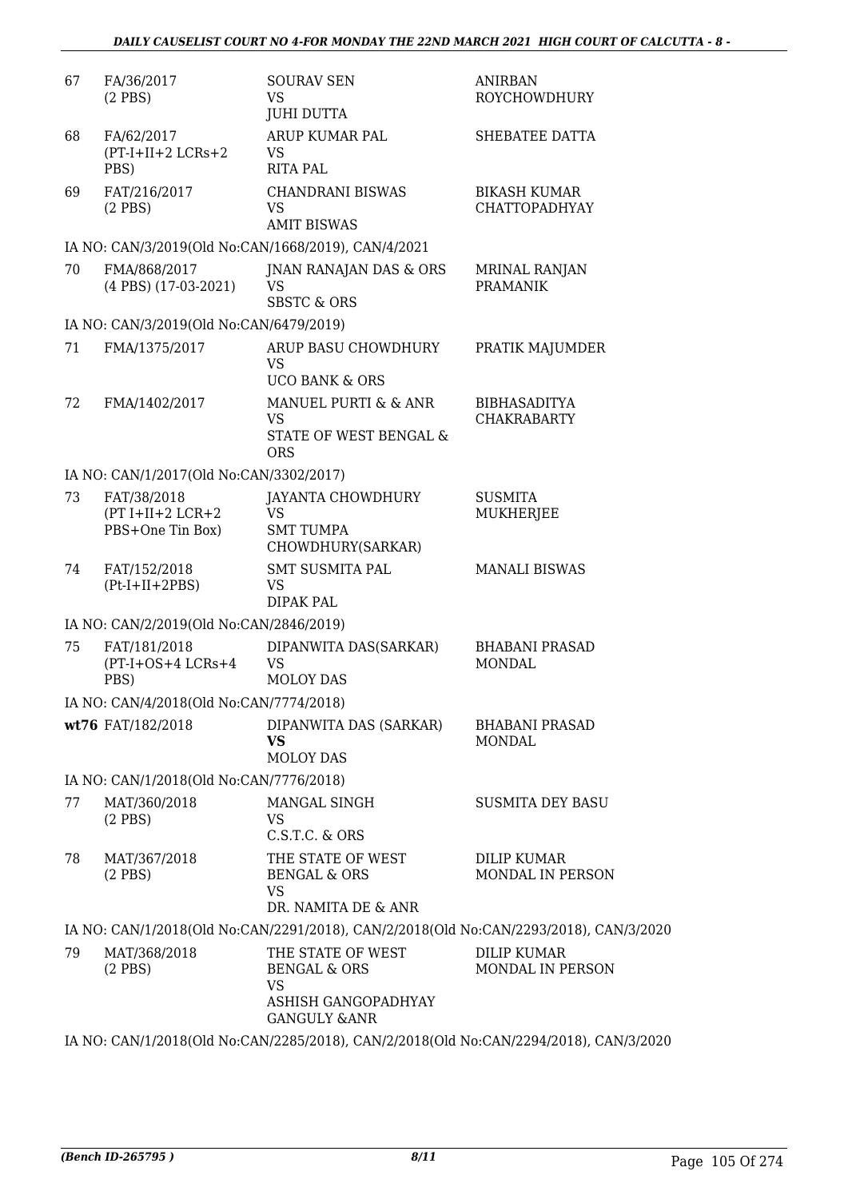| | | | |
|---|---|---|---|
| 67 | FA/36/2017<br>(2 PBS) | SOURAV SEN<br>VS<br>JUHI DUTTA | ANIRBAN ROYCHOWDHURY |
| 68 | FA/62/2017<br>(PT-I+II+2 LCRs+2 PBS) | ARUP KUMAR PAL<br>VS<br>RITA PAL | SHEBATEE DATTA |
| 69 | FAT/216/2017<br>(2 PBS) | CHANDRANI BISWAS<br>VS<br>AMIT BISWAS | BIKASH KUMAR CHATTOPADHYAY |
| | IA NO: CAN/3/2019(Old No:CAN/1668/2019), CAN/4/2021 | | |
| 70 | FMA/868/2017<br>(4 PBS) (17-03-2021) | JNAN RANAJAN DAS & ORS<br>VS<br>SBSTC & ORS | MRINAL RANJAN PRAMANIK |
| | IA NO: CAN/3/2019(Old No:CAN/6479/2019) | | |
| 71 | FMA/1375/2017 | ARUP BASU CHOWDHURY<br>VS<br>UCO BANK & ORS | PRATIK MAJUMDER |
| 72 | FMA/1402/2017 | MANUEL PURTI & & ANR<br>VS<br>STATE OF WEST BENGAL & ORS | BIBHASADITYA CHAKRABARTY |
| | IA NO: CAN/1/2017(Old No:CAN/3302/2017) | | |
| 73 | FAT/38/2018<br>(PT I+II+2 LCR+2 PBS+One Tin Box) | JAYANTA CHOWDHURY<br>VS<br>SMT TUMPA CHOWDHURY(SARKAR) | SUSMITA MUKHERJEE |
| 74 | FAT/152/2018<br>(Pt-I+II+2PBS) | SMT SUSMITA PAL<br>VS<br>DIPAK PAL | MANALI BISWAS |
| | IA NO: CAN/2/2019(Old No:CAN/2846/2019) | | |
| 75 | FAT/181/2018<br>(PT-I+OS+4 LCRs+4 PBS) | DIPANWITA DAS(SARKAR)<br>VS<br>MOLOY DAS | BHABANI PRASAD MONDAL |
| | IA NO: CAN/4/2018(Old No:CAN/7774/2018) | | |
| **wt76** | FAT/182/2018 | DIPANWITA DAS (SARKAR)<br>**VS**<br>MOLOY DAS | BHABANI PRASAD MONDAL |
| | IA NO: CAN/1/2018(Old No:CAN/7776/2018) | | |
| 77 | MAT/360/2018<br>(2 PBS) | MANGAL SINGH<br>VS<br>C.S.T.C. & ORS | SUSMITA DEY BASU |
| 78 | MAT/367/2018<br>(2 PBS) | THE STATE OF WEST BENGAL & ORS<br>VS<br>DR. NAMITA DE & ANR | DILIP KUMAR MONDAL IN PERSON |
| | IA NO: CAN/1/2018(Old No:CAN/2291/2018), CAN/2/2018(Old No:CAN/2293/2018), CAN/3/2020 | | |
| 79 | MAT/368/2018<br>(2 PBS) | THE STATE OF WEST BENGAL & ORS<br>VS<br>ASHISH GANGOPADHYAY GANGULY &ANR | DILIP KUMAR MONDAL IN PERSON |
| | IA NO: CAN/1/2018(Old No:CAN/2285/2018), CAN/2/2018(Old No:CAN/2294/2018), CAN/3/2020 | | |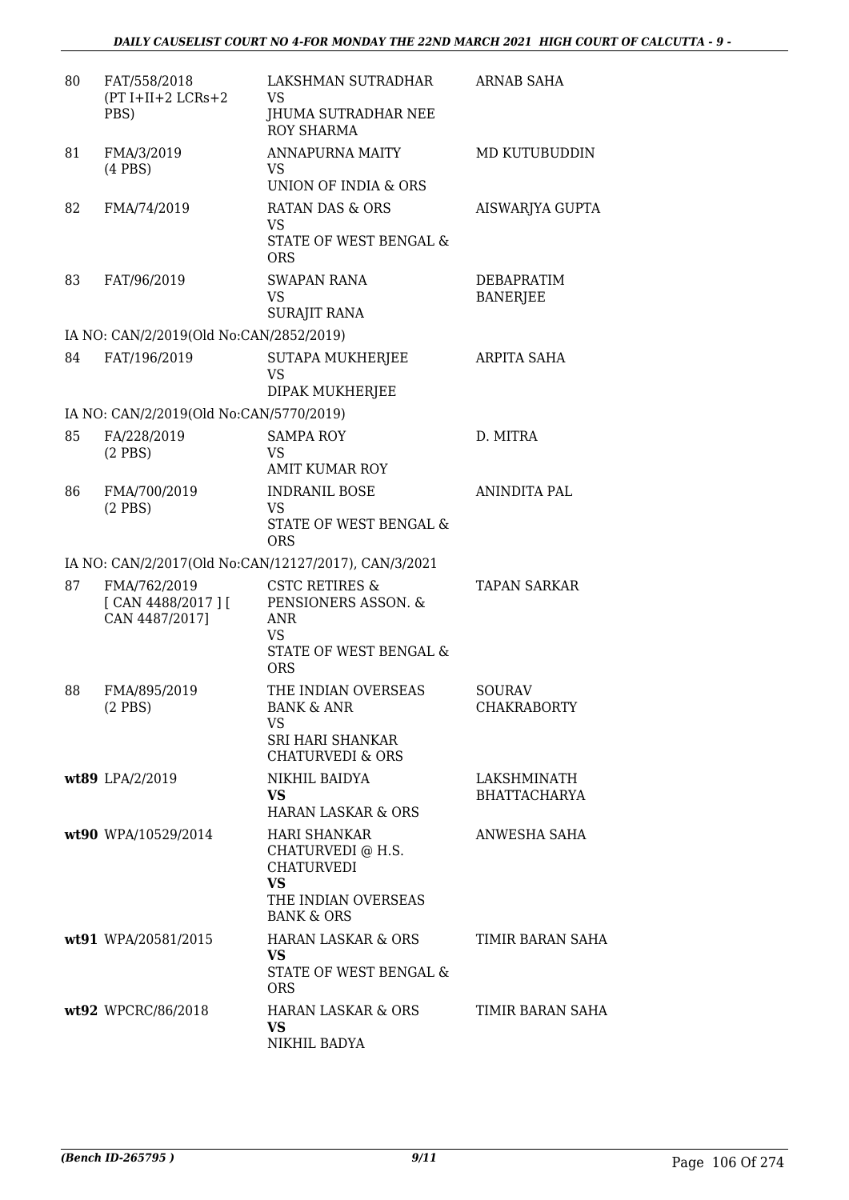| | | | |
|---|---|---|---|
| 80 | FAT/558/2018 (PT I+II+2 LCRs+2 PBS) | LAKSHMAN SUTRADHAR VS JHUMA SUTRADHAR NEE ROY SHARMA | ARNAB SAHA |
| 81 | FMA/3/2019 (4 PBS) | ANNAPURNA MAITY VS UNION OF INDIA & ORS | MD KUTUBUDDIN |
| 82 | FMA/74/2019 | RATAN DAS & ORS VS STATE OF WEST BENGAL & ORS | AISWARJYA GUPTA |
| 83 | FAT/96/2019 | SWAPAN RANA VS SURAJIT RANA | DEBAPRATIM BANERJEE |
| | IA NO: CAN/2/2019(Old No:CAN/2852/2019) | | |
| 84 | FAT/196/2019 | SUTAPA MUKHERJEE VS DIPAK MUKHERJEE | ARPITA SAHA |
| | IA NO: CAN/2/2019(Old No:CAN/5770/2019) | | |
| 85 | FA/228/2019 (2 PBS) | SAMPA ROY VS AMIT KUMAR ROY | D. MITRA |
| 86 | FMA/700/2019 (2 PBS) | INDRANIL BOSE VS STATE OF WEST BENGAL & ORS | ANINDITA PAL |
| | IA NO: CAN/2/2017(Old No:CAN/12127/2017), CAN/3/2021 | | |
| 87 | FMA/762/2019 [ CAN 4488/2017 ] [ CAN 4487/2017] | CSTC RETIRES & PENSIONERS ASSON. & ANR VS STATE OF WEST BENGAL & ORS | TAPAN SARKAR |
| 88 | FMA/895/2019 (2 PBS) | THE INDIAN OVERSEAS BANK & ANR VS SRI HARI SHANKAR CHATURVEDI & ORS | SOURAV CHAKRABORTY |
| wt89 | LPA/2/2019 | NIKHIL BAIDYA **VS** HARAN LASKAR & ORS | LAKSHMINATH BHATTACHARYA |
| wt90 | WPA/10529/2014 | HARI SHANKAR CHATURVEDI @ H.S. CHATURVEDI **VS** THE INDIAN OVERSEAS BANK & ORS | ANWESHA SAHA |
| wt91 | WPA/20581/2015 | HARAN LASKAR & ORS **VS** STATE OF WEST BENGAL & ORS | TIMIR BARAN SAHA |
| wt92 | WPCRC/86/2018 | HARAN LASKAR & ORS **VS** NIKHIL BADYA | TIMIR BARAN SAHA |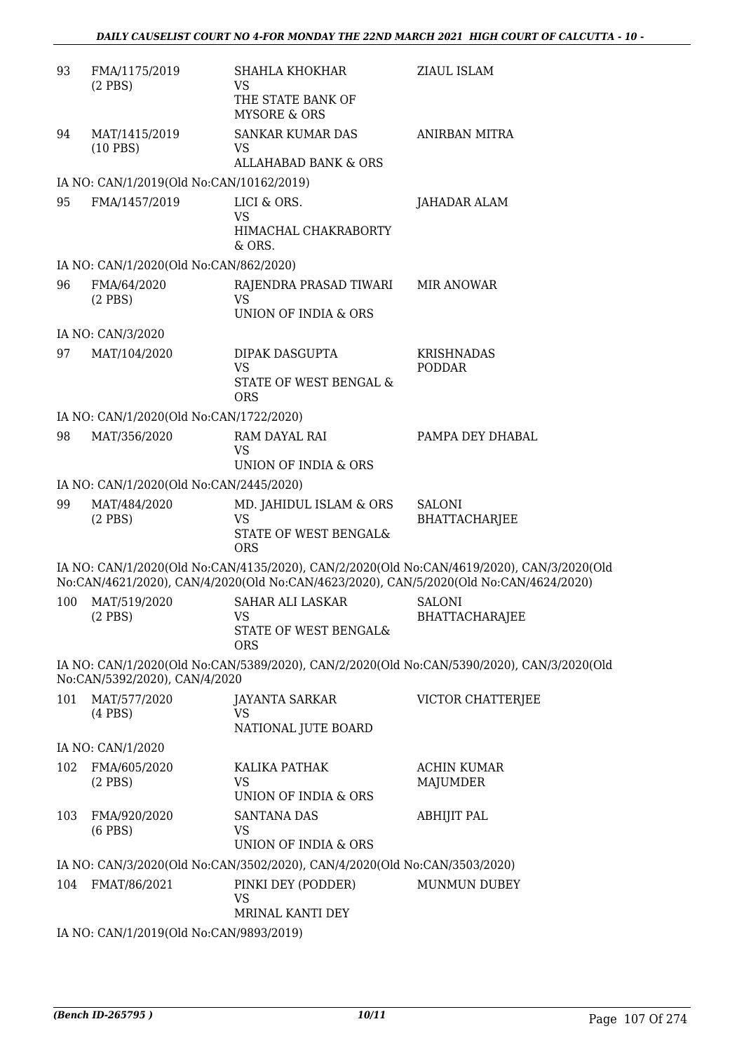| | | | |
|---|---|---|---|
| 93 | FMA/1175/2019 (2 PBS) | SHAHLA KHOKHAR VS THE STATE BANK OF MYSORE & ORS | ZIAUL ISLAM |
| 94 | MAT/1415/2019 (10 PBS) | SANKAR KUMAR DAS VS ALLAHABAD BANK & ORS | ANIRBAN MITRA |
| | IA NO: CAN/1/2019(Old No:CAN/10162/2019) | | |
| 95 | FMA/1457/2019 | LICI & ORS. VS HIMACHAL CHAKRABORTY & ORS. | JAHADAR ALAM |
| | IA NO: CAN/1/2020(Old No:CAN/862/2020) | | |
| 96 | FMA/64/2020 (2 PBS) | RAJENDRA PRASAD TIWARI VS UNION OF INDIA & ORS | MIR ANOWAR |
| | IA NO: CAN/3/2020 | | |
| 97 | MAT/104/2020 | DIPAK DASGUPTA VS STATE OF WEST BENGAL & ORS | KRISHNADAS PODDAR |
| | IA NO: CAN/1/2020(Old No:CAN/1722/2020) | | |
| 98 | MAT/356/2020 | RAM DAYAL RAI VS UNION OF INDIA & ORS | PAMPA DEY DHABAL |
| | IA NO: CAN/1/2020(Old No:CAN/2445/2020) | | |
| 99 | MAT/484/2020 (2 PBS) | MD. JAHIDUL ISLAM & ORS VS STATE OF WEST BENGAL& ORS | SALONI BHATTACHARJEE |
| | IA NO: CAN/1/2020(Old No:CAN/4135/2020), CAN/2/2020(Old No:CAN/4619/2020), CAN/3/2020(Old No:CAN/4621/2020), CAN/4/2020(Old No:CAN/4623/2020), CAN/5/2020(Old No:CAN/4624/2020) | | |
| 100 | MAT/519/2020 (2 PBS) | SAHAR ALI LASKAR VS STATE OF WEST BENGAL& ORS | SALONI BHATTACHARAJEE |
| | IA NO: CAN/1/2020(Old No:CAN/5389/2020), CAN/2/2020(Old No:CAN/5390/2020), CAN/3/2020(Old No:CAN/5392/2020), CAN/4/2020 | | |
| 101 | MAT/577/2020 (4 PBS) | JAYANTA SARKAR VS NATIONAL JUTE BOARD | VICTOR CHATTERJEE |
| | IA NO: CAN/1/2020 | | |
| 102 | FMA/605/2020 (2 PBS) | KALIKA PATHAK VS UNION OF INDIA & ORS | ACHIN KUMAR MAJUMDER |
| 103 | FMA/920/2020 (6 PBS) | SANTANA DAS VS UNION OF INDIA & ORS | ABHIJIT PAL |
| | IA NO: CAN/3/2020(Old No:CAN/3502/2020), CAN/4/2020(Old No:CAN/3503/2020) | | |
| 104 | FMAT/86/2021 | PINKI DEY (PODDER) VS MRINAL KANTI DEY | MUNMUN DUBEY |
| | IA NO: CAN/1/2019(Old No:CAN/9893/2019) | | |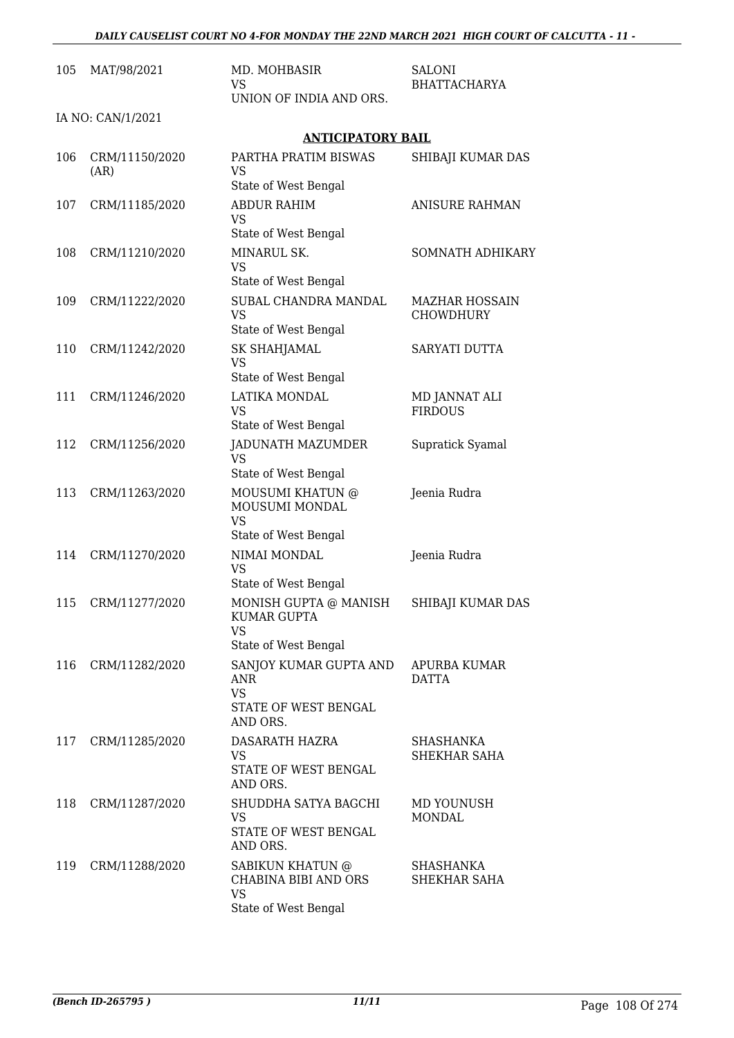| 105 | MAT/98/2021 | MD. MOHBASIR<br>VS<br>UNION OF INDIA AND ORS. | SALONI<br>BHATTACHARYA |
|---|---|---|---|

IA NO: CAN/1/2021

## ANTICIPATORY BAIL

| | | | |
|---|---|---|---|
| 106 | CRM/11150/2020 (AR) | PARTHA PRATIM BISWAS<br>VS<br>State of West Bengal | SHIBAJI KUMAR DAS |
| 107 | CRM/11185/2020 | ABDUR RAHIM<br>VS<br>State of West Bengal | ANISURE RAHMAN |
| 108 | CRM/11210/2020 | MINARUL SK.<br>VS<br>State of West Bengal | SOMNATH ADHIKARY |
| 109 | CRM/11222/2020 | SUBAL CHANDRA MANDAL<br>VS<br>State of West Bengal | MAZHAR HOSSAIN CHOWDHURY |
| 110 | CRM/11242/2020 | SK SHAHJAMAL<br>VS<br>State of West Bengal | SARYATI DUTTA |
| 111 | CRM/11246/2020 | LATIKA MONDAL<br>VS<br>State of West Bengal | MD JANNAT ALI FIRDOUS |
| 112 | CRM/11256/2020 | JADUNATH MAZUMDER<br>VS<br>State of West Bengal | Supratick Syamal |
| 113 | CRM/11263/2020 | MOUSUMI KHATUN @ MOUSUMI MONDAL<br>VS<br>State of West Bengal | Jeenia Rudra |
| 114 | CRM/11270/2020 | NIMAI MONDAL<br>VS<br>State of West Bengal | Jeenia Rudra |
| 115 | CRM/11277/2020 | MONISH GUPTA @ MANISH KUMAR GUPTA<br>VS<br>State of West Bengal | SHIBAJI KUMAR DAS |
| 116 | CRM/11282/2020 | SANJOY KUMAR GUPTA AND ANR<br>VS<br>STATE OF WEST BENGAL AND ORS. | APURBA KUMAR DATTA |
| 117 | CRM/11285/2020 | DASARATH HAZRA<br>VS<br>STATE OF WEST BENGAL AND ORS. | SHASHANKA SHEKHAR SAHA |
| 118 | CRM/11287/2020 | SHUDDHA SATYA BAGCHI<br>VS<br>STATE OF WEST BENGAL AND ORS. | MD YOUNUSH MONDAL |
| 119 | CRM/11288/2020 | SABIKUN KHATUN @ CHABINA BIBI AND ORS<br>VS<br>State of West Bengal | SHASHANKA SHEKHAR SAHA |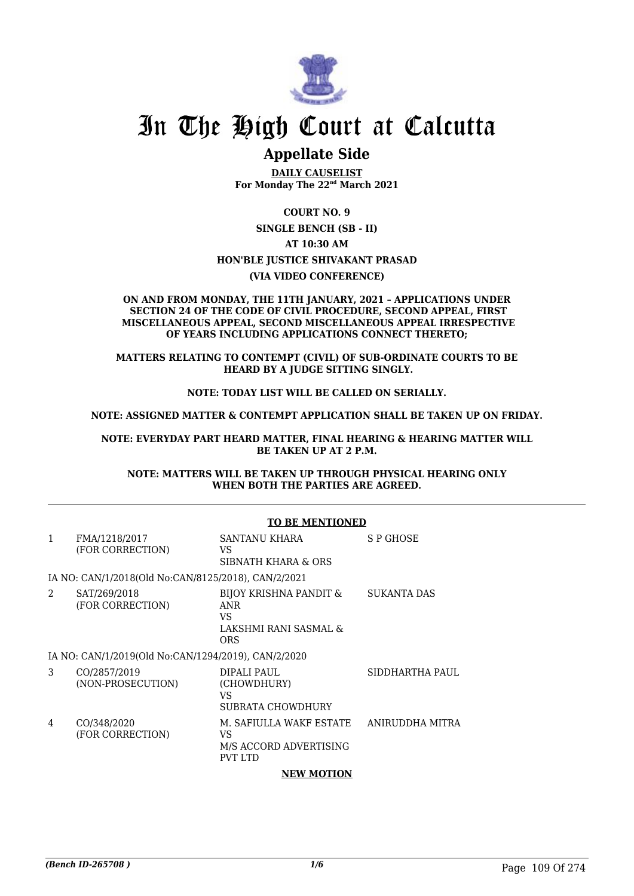# In The High Court at Calcutta

## Appellate Side

**DAILY CAUSELIST**
**For Monday The 22nd March 2021**

**COURT NO. 9**

**SINGLE BENCH (SB - II)**

**AT 10:30 AM**

**HON'BLE JUSTICE SHIVAKANT PRASAD**

**(VIA VIDEO CONFERENCE)**

**ON AND FROM MONDAY, THE 11TH JANUARY, 2021 – APPLICATIONS UNDER SECTION 24 OF THE CODE OF CIVIL PROCEDURE, SECOND APPEAL, FIRST MISCELLANEOUS APPEAL, SECOND MISCELLANEOUS APPEAL IRRESPECTIVE OF YEARS INCLUDING APPLICATIONS CONNECT THERETO;**

**MATTERS RELATING TO CONTEMPT (CIVIL) OF SUB-ORDINATE COURTS TO BE HEARD BY A JUDGE SITTING SINGLY.**

**NOTE: TODAY LIST WILL BE CALLED ON SERIALLY.**

**NOTE: ASSIGNED MATTER & CONTEMPT APPLICATION SHALL BE TAKEN UP ON FRIDAY.**

**NOTE: EVERYDAY PART HEARD MATTER, FINAL HEARING & HEARING MATTER WILL BE TAKEN UP AT 2 P.M.**

**NOTE: MATTERS WILL BE TAKEN UP THROUGH PHYSICAL HEARING ONLY WHEN BOTH THE PARTIES ARE AGREED.**

**TO BE MENTIONED**

| | | | |
|---|---|---|---|
| 1 | FMA/1218/2017 (FOR CORRECTION) | SANTANU KHARA VS SIBNATH KHARA & ORS | S P GHOSE |
| | IA NO: CAN/1/2018(Old No:CAN/8125/2018), CAN/2/2021 | | |
| 2 | SAT/269/2018 (FOR CORRECTION) | BIJOY KRISHNA PANDIT & ANR VS LAKSHMI RANI SASMAL & ORS | SUKANTA DAS |
| | IA NO: CAN/1/2019(Old No:CAN/1294/2019), CAN/2/2020 | | |
| 3 | CO/2857/2019 (NON-PROSECUTION) | DIPALI PAUL (CHOWDHURY) VS SUBRATA CHOWDHURY | SIDDHARTHA PAUL |
| 4 | CO/348/2020 (FOR CORRECTION) | M. SAFIULLA WAKF ESTATE VS M/S ACCORD ADVERTISING PVT LTD | ANIRUDDHA MITRA |

**NEW MOTION**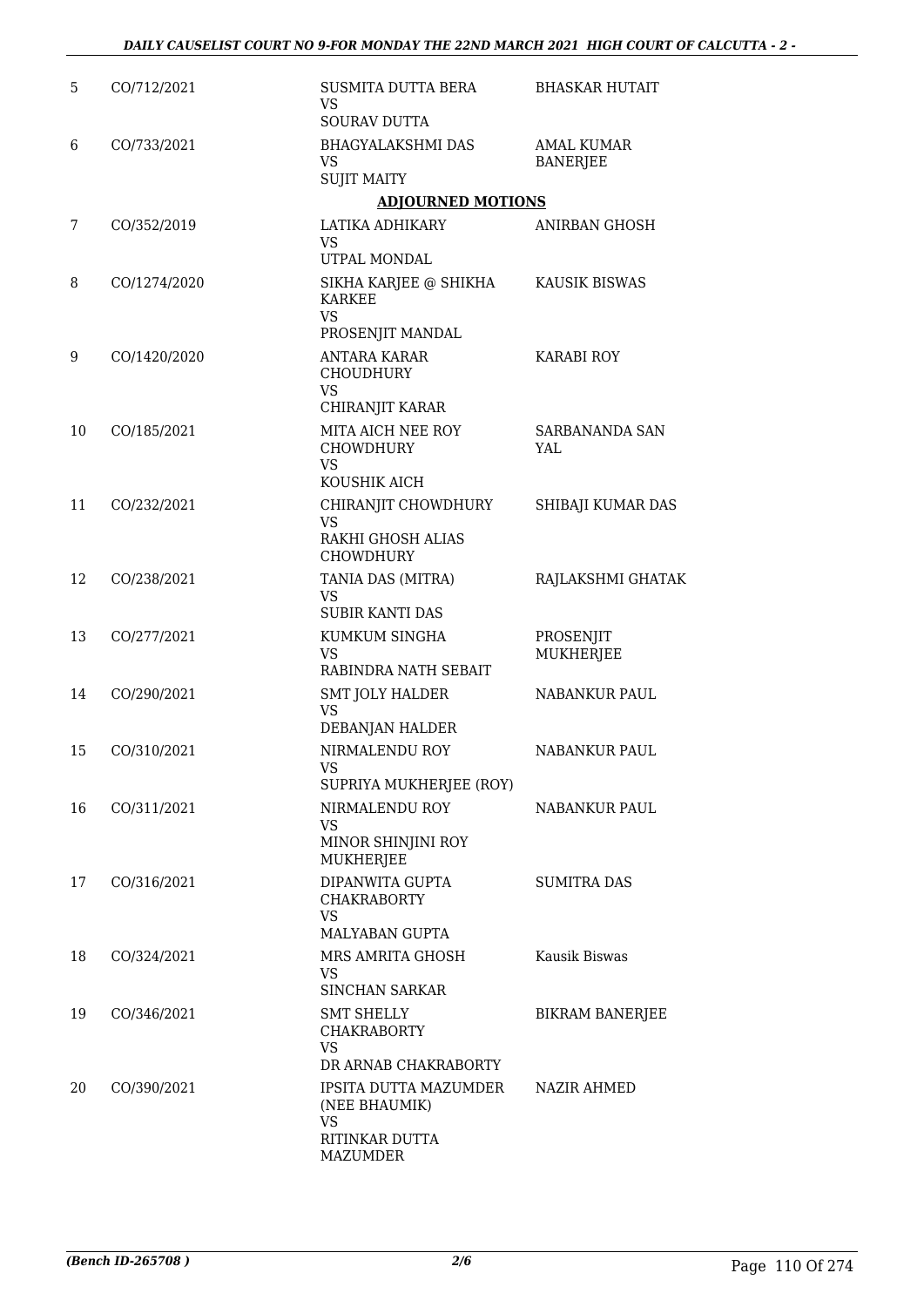| | | | |
|---|---|---|---|
| 5 | CO/712/2021 | SUSMITA DUTTA BERA<br>VS<br>SOURAV DUTTA | BHASKAR HUTAIT |
| 6 | CO/733/2021 | BHAGYALAKSHMI DAS<br>VS<br>SUJIT MAITY | AMAL KUMAR BANERJEE |
| | | **ADJOURNED MOTIONS** | |
| 7 | CO/352/2019 | LATIKA ADHIKARY<br>VS<br>UTPAL MONDAL | ANIRBAN GHOSH |
| 8 | CO/1274/2020 | SIKHA KARJEE @ SHIKHA KARKEE<br>VS<br>PROSENJIT MANDAL | KAUSIK BISWAS |
| 9 | CO/1420/2020 | ANTARA KARAR CHOUDHURY<br>VS<br>CHIRANJIT KARAR | KARABI ROY |
| 10 | CO/185/2021 | MITA AICH NEE ROY CHOWDHURY<br>VS<br>KOUSHIK AICH | SARBANANDA SAN YAL |
| 11 | CO/232/2021 | CHIRANJIT CHOWDHURY<br>VS<br>RAKHI GHOSH ALIAS CHOWDHURY | SHIBAJI KUMAR DAS |
| 12 | CO/238/2021 | TANIA DAS (MITRA)<br>VS<br>SUBIR KANTI DAS | RAJLAKSHMI GHATAK |
| 13 | CO/277/2021 | KUMKUM SINGHA<br>VS<br>RABINDRA NATH SEBAIT | PROSENJIT MUKHERJEE |
| 14 | CO/290/2021 | SMT JOLY HALDER<br>VS<br>DEBANJAN HALDER | NABANKUR PAUL |
| 15 | CO/310/2021 | NIRMALENDU ROY<br>VS<br>SUPRIYA MUKHERJEE (ROY) | NABANKUR PAUL |
| 16 | CO/311/2021 | NIRMALENDU ROY<br>VS<br>MINOR SHINJINI ROY MUKHERJEE | NABANKUR PAUL |
| 17 | CO/316/2021 | DIPANWITA GUPTA CHAKRABORTY<br>VS<br>MALYABAN GUPTA | SUMITRA DAS |
| 18 | CO/324/2021 | MRS AMRITA GHOSH<br>VS<br>SINCHAN SARKAR | Kausik Biswas |
| 19 | CO/346/2021 | SMT SHELLY CHAKRABORTY<br>VS<br>DR ARNAB CHAKRABORTY | BIKRAM BANERJEE |
| 20 | CO/390/2021 | IPSITA DUTTA MAZUMDER (NEE BHAUMIK)<br>VS<br>RITINKAR DUTTA MAZUMDER | NAZIR AHMED |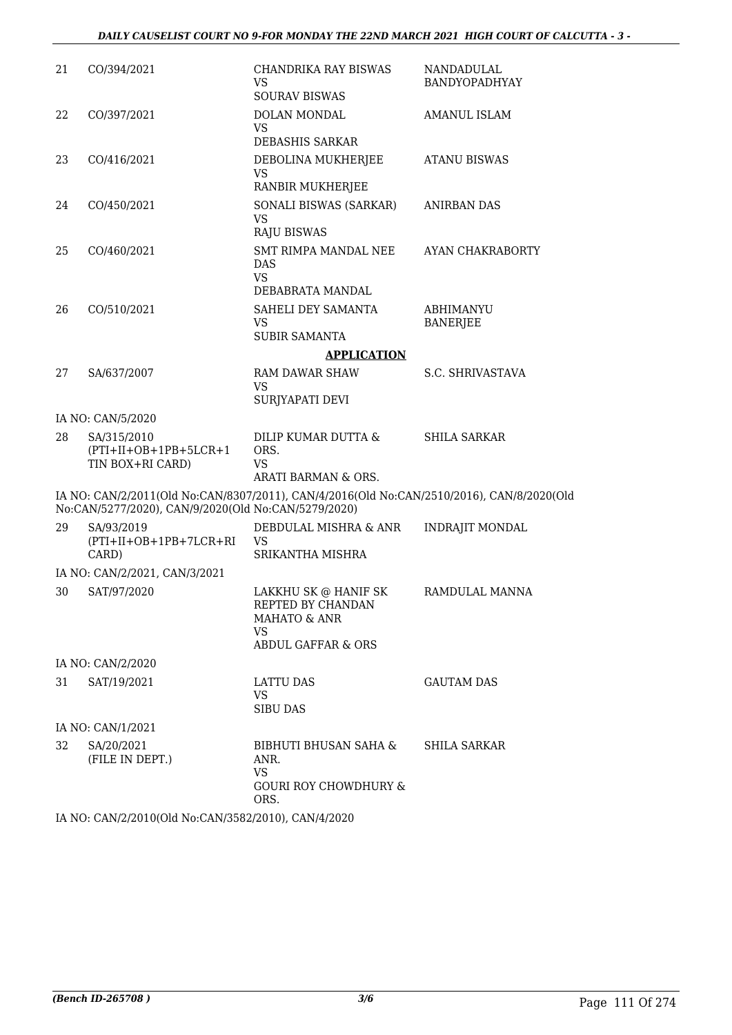| 21 | CO/394/2021 | CHANDRIKA RAY BISWAS<br>VS<br>SOURAV BISWAS | NANDADULAL BANDYOPADHYAY |
|---|---|---|---|
| 22 | CO/397/2021 | DOLAN MONDAL<br>VS<br>DEBASHIS SARKAR | AMANUL ISLAM |
| 23 | CO/416/2021 | DEBOLINA MUKHERJEE<br>VS<br>RANBIR MUKHERJEE | ATANU BISWAS |
| 24 | CO/450/2021 | SONALI BISWAS (SARKAR)<br>VS<br>RAJU BISWAS | ANIRBAN DAS |
| 25 | CO/460/2021 | SMT RIMPA MANDAL NEE DAS<br>VS<br>DEBABRATA MANDAL | AYAN CHAKRABORTY |
| 26 | CO/510/2021 | SAHELI DEY SAMANTA<br>VS<br>SUBIR SAMANTA | ABHIMANYU BANERJEE |

**APPLICATION**

| 27 | SA/637/2007 | RAM DAWAR SHAW<br>VS<br>SURJYAPATI DEVI | S.C. SHRIVASTAVA |
|---|---|---|---|

IA NO: CAN/5/2020

| 28 | SA/315/2010<br>(PTI+II+OB+1PB+5LCR+1 TIN BOX+RI CARD) | DILIP KUMAR DUTTA & ORS.<br>VS<br>ARATI BARMAN & ORS. | SHILA SARKAR |
|---|---|---|---|

IA NO: CAN/2/2011(Old No:CAN/8307/2011), CAN/4/2016(Old No:CAN/2510/2016), CAN/8/2020(Old No:CAN/5277/2020), CAN/9/2020(Old No:CAN/5279/2020)

| 29 | SA/93/2019<br>(PTI+II+OB+1PB+7LCR+RI CARD) | DEBDULAL MISHRA & ANR<br>VS<br>SRIKANTHA MISHRA | INDRAJIT MONDAL |
|---|---|---|---|

IA NO: CAN/2/2021, CAN/3/2021

| 30 | SAT/97/2020 | LAKKHU SK @ HANIF SK REPTED BY CHANDAN MAHATO & ANR<br>VS<br>ABDUL GAFFAR & ORS | RAMDULAL MANNA |
|---|---|---|---|

IA NO: CAN/2/2020

| 31 | SAT/19/2021 | LATTU DAS<br>VS<br>SIBU DAS | GAUTAM DAS |
|---|---|---|---|

IA NO: CAN/1/2021

| 32 | SA/20/2021<br>(FILE IN DEPT.) | BIBHUTI BHUSAN SAHA & ANR.<br>VS<br>GOURI ROY CHOWDHURY & ORS. | SHILA SARKAR |
|---|---|---|---|

IA NO: CAN/2/2010(Old No:CAN/3582/2010), CAN/4/2020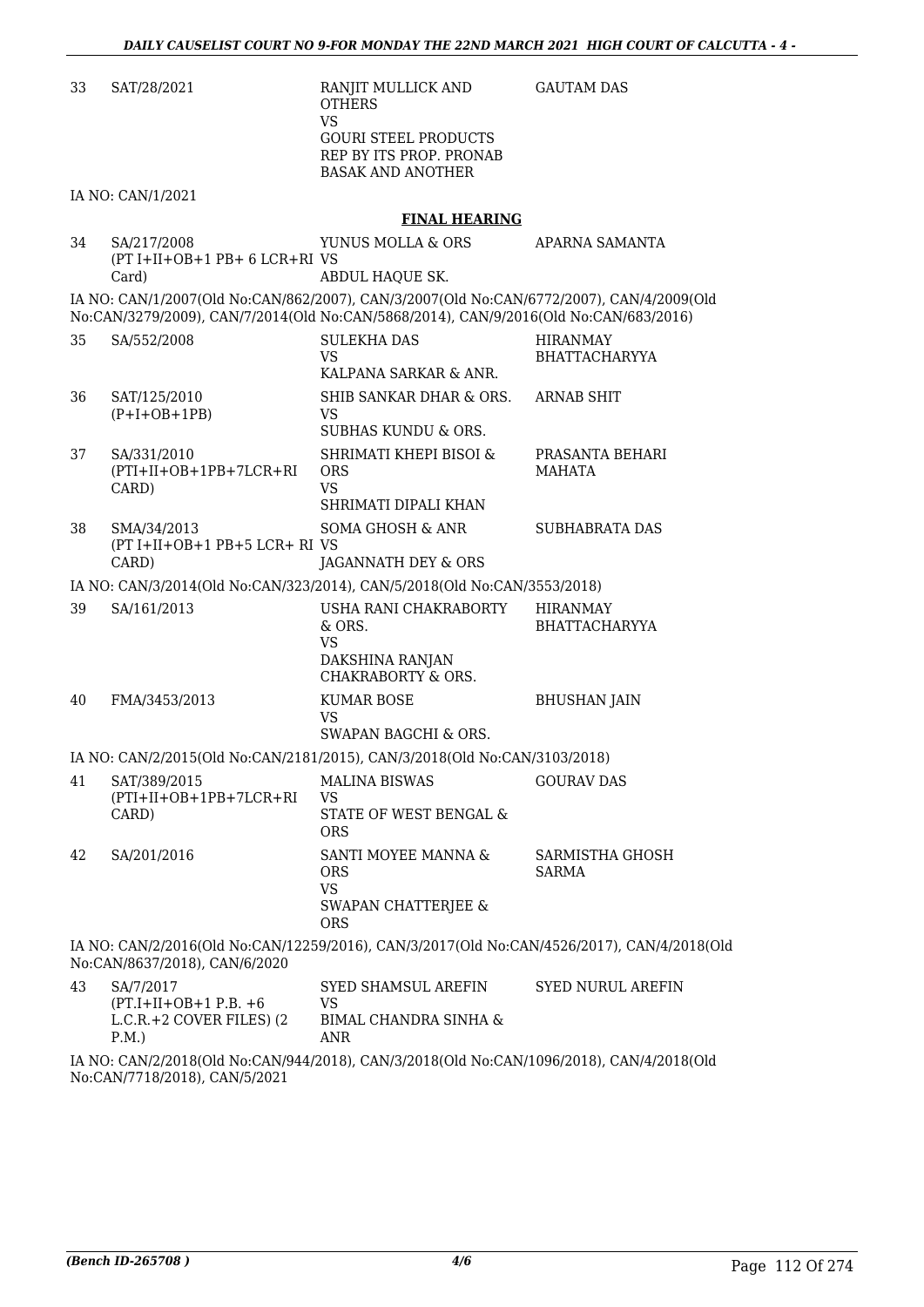| | | | |
|---|---|---|---|
| 33 | SAT/28/2021 | RANJIT MULLICK AND OTHERS<br>VS<br>GOURI STEEL PRODUCTS REP BY ITS PROP. PRONAB BASAK AND ANOTHER | GAUTAM DAS |

IA NO: CAN/1/2021

## FINAL HEARING

| | | | |
|---|---|---|---|
| 34 | SA/217/2008<br>(PT I+II+OB+1 PB+ 6 LCR+RI Card) | YUNUS MOLLA & ORS<br>VS<br>ABDUL HAQUE SK. | APARNA SAMANTA |

IA NO: CAN/1/2007(Old No:CAN/862/2007), CAN/3/2007(Old No:CAN/6772/2007), CAN/4/2009(Old No:CAN/3279/2009), CAN/7/2014(Old No:CAN/5868/2014), CAN/9/2016(Old No:CAN/683/2016)

| | | | |
|---|---|---|---|
| 35 | SA/552/2008 | SULEKHA DAS<br>VS<br>KALPANA SARKAR & ANR. | HIRANMAY BHATTACHARYYA |
| 36 | SAT/125/2010<br>(P+I+OB+1PB) | SHIB SANKAR DHAR & ORS.<br>VS<br>SUBHAS KUNDU & ORS. | ARNAB SHIT |
| 37 | SA/331/2010<br>(PTI+II+OB+1PB+7LCR+RI CARD) | SHRIMATI KHEPI BISOI & ORS<br>VS<br>SHRIMATI DIPALI KHAN | PRASANTA BEHARI MAHATA |
| 38 | SMA/34/2013<br>(PT I+II+OB+1 PB+5 LCR+ RI CARD) | SOMA GHOSH & ANR<br>VS<br>JAGANNATH DEY & ORS | SUBHABRATA DAS |

IA NO: CAN/3/2014(Old No:CAN/323/2014), CAN/5/2018(Old No:CAN/3553/2018)

| | | | |
|---|---|---|---|
| 39 | SA/161/2013 | USHA RANI CHAKRABORTY & ORS.<br>VS<br>DAKSHINA RANJAN CHAKRABORTY & ORS. | HIRANMAY BHATTACHARYYA |
| 40 | FMA/3453/2013 | KUMAR BOSE<br>VS<br>SWAPAN BAGCHI & ORS. | BHUSHAN JAIN |

IA NO: CAN/2/2015(Old No:CAN/2181/2015), CAN/3/2018(Old No:CAN/3103/2018)

| | | | |
|---|---|---|---|
| 41 | SAT/389/2015<br>(PTI+II+OB+1PB+7LCR+RI CARD) | MALINA BISWAS<br>VS<br>STATE OF WEST BENGAL & ORS | GOURAV DAS |
| 42 | SA/201/2016 | SANTI MOYEE MANNA & ORS<br>VS<br>SWAPAN CHATTERJEE & ORS | SARMISTHA GHOSH SARMA |

IA NO: CAN/2/2016(Old No:CAN/12259/2016), CAN/3/2017(Old No:CAN/4526/2017), CAN/4/2018(Old No:CAN/8637/2018), CAN/6/2020

| | | | |
|---|---|---|---|
| 43 | SA/7/2017<br>(PT.I+II+OB+1 P.B. +6 L.C.R.+2 COVER FILES) (2 P.M.) | SYED SHAMSUL AREFIN<br>VS<br>BIMAL CHANDRA SINHA & ANR | SYED NURUL AREFIN |

IA NO: CAN/2/2018(Old No:CAN/944/2018), CAN/3/2018(Old No:CAN/1096/2018), CAN/4/2018(Old No:CAN/7718/2018), CAN/5/2021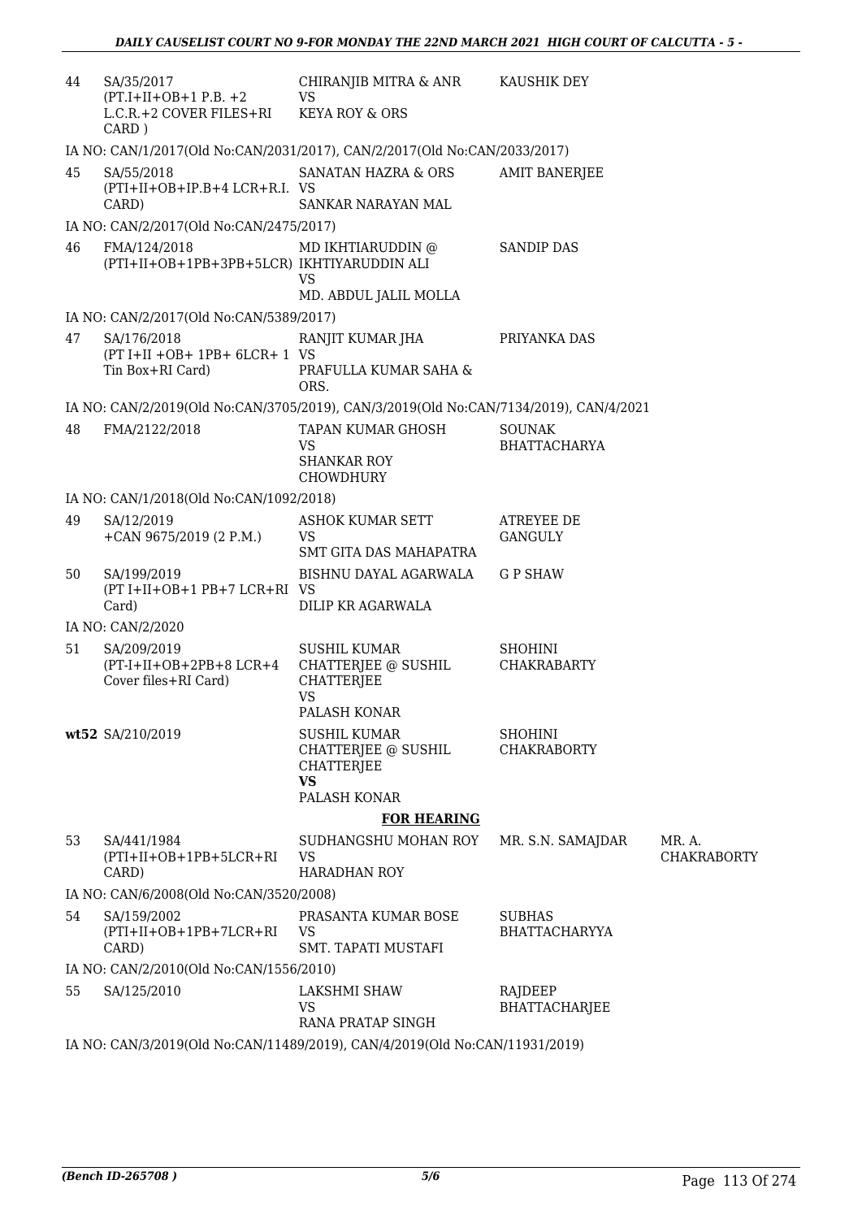| | | | | |
|---|---|---|---|---|
| 44 | SA/35/2017 (PT.I+II+OB+1 P.B. +2 L.C.R.+2 COVER FILES+RI CARD ) | CHIRANJIB MITRA & ANR VS KEYA ROY & ORS | KAUSHIK DEY | |
| | IA NO: CAN/1/2017(Old No:CAN/2031/2017), CAN/2/2017(Old No:CAN/2033/2017) | | | |
| 45 | SA/55/2018 (PTI+II+OB+IP.B+4 LCR+R.I. CARD) | SANATAN HAZRA & ORS VS SANKAR NARAYAN MAL | AMIT BANERJEE | |
| | IA NO: CAN/2/2017(Old No:CAN/2475/2017) | | | |
| 46 | FMA/124/2018 (PTI+II+OB+1PB+3PB+5LCR) | MD IKHTIARUDDIN @ IKHTIYARUDDIN ALI VS MD. ABDUL JALIL MOLLA | SANDIP DAS | |
| | IA NO: CAN/2/2017(Old No:CAN/5389/2017) | | | |
| 47 | SA/176/2018 (PT I+II +OB+ 1PB+ 6LCR+ 1 Tin Box+RI Card) | RANJIT KUMAR JHA VS PRAFULLA KUMAR SAHA & ORS. | PRIYANKA DAS | |
| | IA NO: CAN/2/2019(Old No:CAN/3705/2019), CAN/3/2019(Old No:CAN/7134/2019), CAN/4/2021 | | | |
| 48 | FMA/2122/2018 | TAPAN KUMAR GHOSH VS SHANKAR ROY CHOWDHURY | SOUNAK BHATTACHARYA | |
| | IA NO: CAN/1/2018(Old No:CAN/1092/2018) | | | |
| 49 | SA/12/2019 +CAN 9675/2019 (2 P.M.) | ASHOK KUMAR SETT VS SMT GITA DAS MAHAPATRA | ATREYEE DE GANGULY | |
| 50 | SA/199/2019 (PT I+II+OB+1 PB+7 LCR+RI Card) | BISHNU DAYAL AGARWALA VS DILIP KR AGARWALA | G P SHAW | |
| | IA NO: CAN/2/2020 | | | |
| 51 | SA/209/2019 (PT-I+II+OB+2PB+8 LCR+4 Cover files+RI Card) | SUSHIL KUMAR CHATTERJEE @ SUSHIL CHATTERJEE VS PALASH KONAR | SHOHINI CHAKRABARTY | |
| wt52 | SA/210/2019 | SUSHIL KUMAR CHATTERJEE @ SUSHIL CHATTERJEE **VS** PALASH KONAR | SHOHINI CHAKRABORTY | |
| | | **FOR HEARING** | | |
| 53 | SA/441/1984 (PTI+II+OB+1PB+5LCR+RI CARD) | SUDHANGSHU MOHAN ROY VS HARADHAN ROY | MR. S.N. SAMAJDAR | MR. A. CHAKRABORTY |
| | IA NO: CAN/6/2008(Old No:CAN/3520/2008) | | | |
| 54 | SA/159/2002 (PTI+II+OB+1PB+7LCR+RI CARD) | PRASANTA KUMAR BOSE VS SMT. TAPATI MUSTAFI | SUBHAS BHATTACHARYYA | |
| | IA NO: CAN/2/2010(Old No:CAN/1556/2010) | | | |
| 55 | SA/125/2010 | LAKSHMI SHAW VS RANA PRATAP SINGH | RAJDEEP BHATTACHARJEE | |
| | IA NO: CAN/3/2019(Old No:CAN/11489/2019), CAN/4/2019(Old No:CAN/11931/2019) | | | |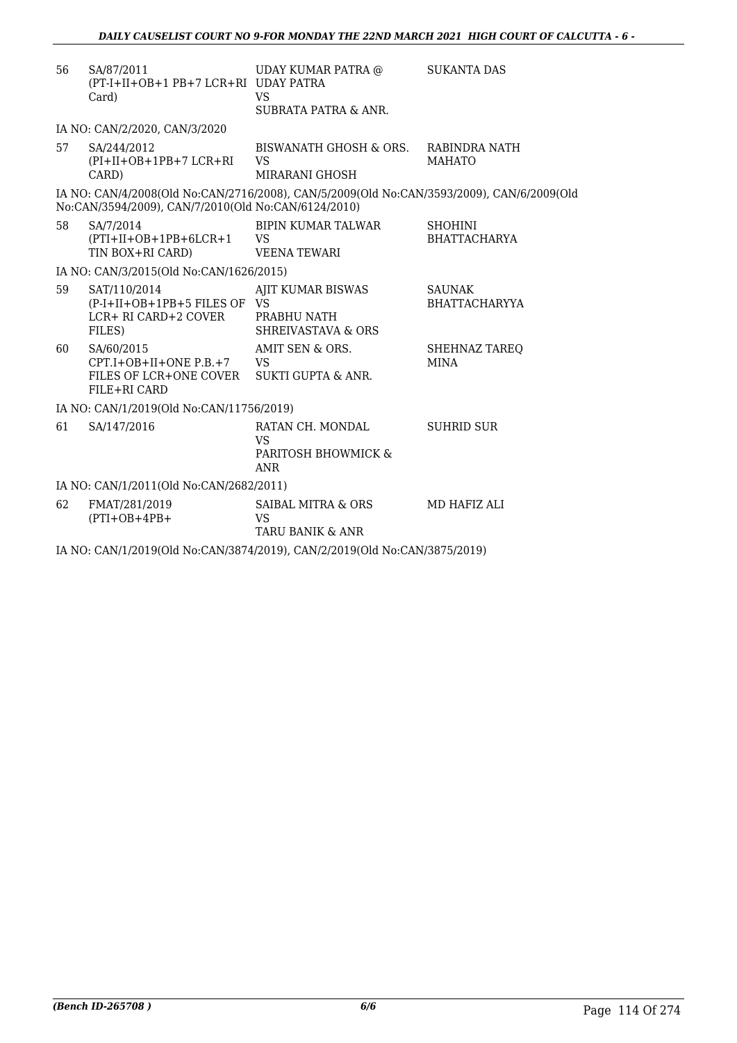| | | | |
|---|---|---|---|
| 56 | SA/87/2011<br>(PT-I+II+OB+1 PB+7 LCR+RI Card) | UDAY KUMAR PATRA @ UDAY PATRA<br>VS<br>SUBRATA PATRA & ANR. | SUKANTA DAS |

IA NO: CAN/2/2020, CAN/3/2020

| | | | |
|---|---|---|---|
| 57 | SA/244/2012<br>(PI+II+OB+1PB+7 LCR+RI CARD) | BISWANATH GHOSH & ORS.<br>VS<br>MIRARANI GHOSH | RABINDRA NATH MAHATO |

IA NO: CAN/4/2008(Old No:CAN/2716/2008), CAN/5/2009(Old No:CAN/3593/2009), CAN/6/2009(Old No:CAN/3594/2009), CAN/7/2010(Old No:CAN/6124/2010)

| | | | |
|---|---|---|---|
| 58 | SA/7/2014<br>(PTI+II+OB+1PB+6LCR+1 TIN BOX+RI CARD) | BIPIN KUMAR TALWAR<br>VS<br>VEENA TEWARI | SHOHINI BHATTACHARYA |

IA NO: CAN/3/2015(Old No:CAN/1626/2015)

| | | | |
|---|---|---|---|
| 59 | SAT/110/2014<br>(P-I+II+OB+1PB+5 FILES OF LCR+ RI CARD+2 COVER FILES) | AJIT KUMAR BISWAS<br>VS<br>PRABHU NATH SHREIVASTAVA & ORS | SAUNAK BHATTACHARYYA |
| 60 | SA/60/2015<br>CPT.I+OB+II+ONE P.B.+7 FILES OF LCR+ONE COVER FILE+RI CARD | AMIT SEN & ORS.<br>VS<br>SUKTI GUPTA & ANR. | SHEHNAZ TAREQ MINA |

IA NO: CAN/1/2019(Old No:CAN/11756/2019)

| | | | |
|---|---|---|---|
| 61 | SA/147/2016 | RATAN CH. MONDAL<br>VS<br>PARITOSH BHOWMICK & ANR | SUHRID SUR |

IA NO: CAN/1/2011(Old No:CAN/2682/2011)

| | | | |
|---|---|---|---|
| 62 | FMAT/281/2019<br>(PTI+OB+4PB+ | SAIBAL MITRA & ORS<br>VS<br>TARU BANIK & ANR | MD HAFIZ ALI |

IA NO: CAN/1/2019(Old No:CAN/3874/2019), CAN/2/2019(Old No:CAN/3875/2019)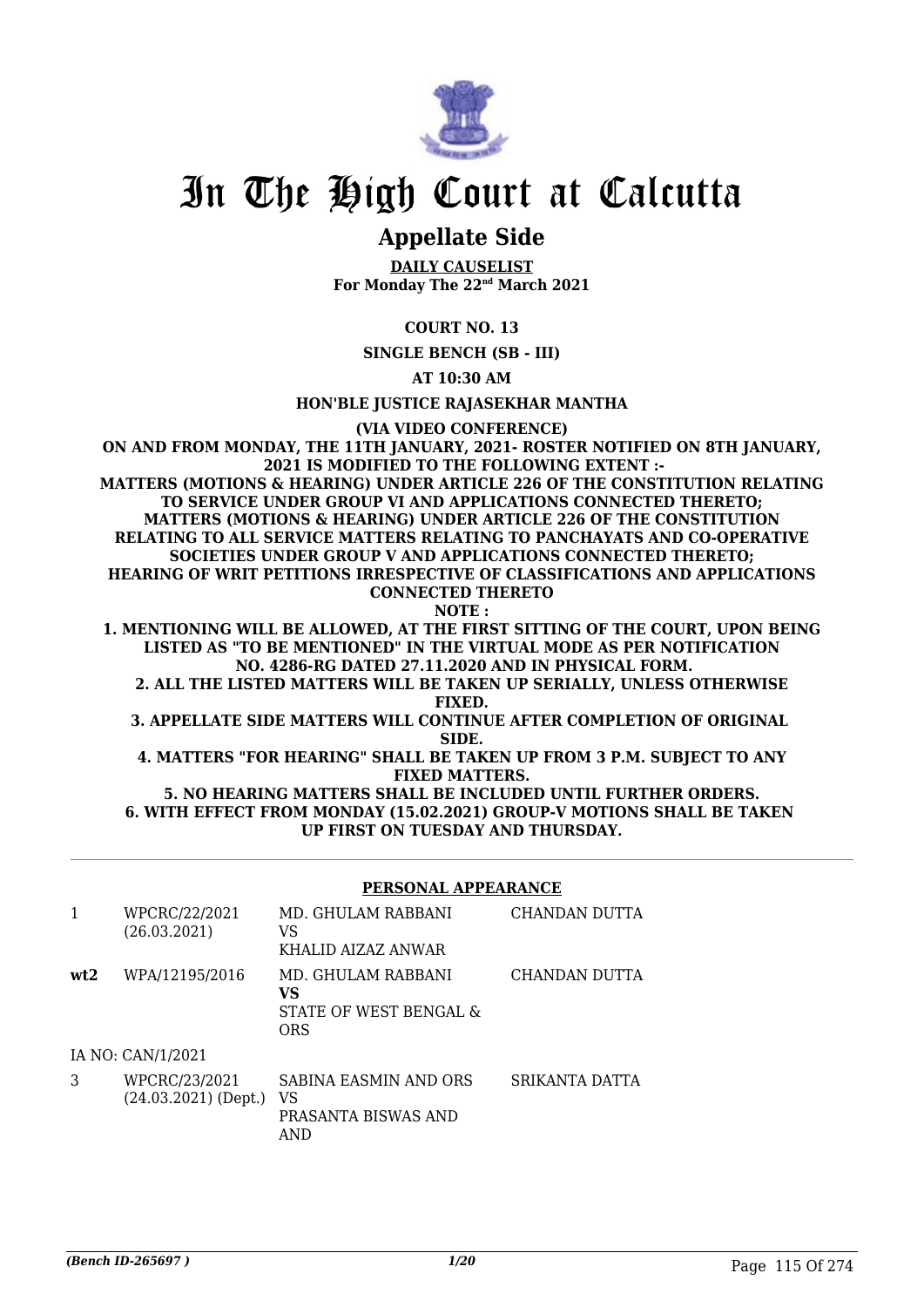# In The High Court at Calcutta

## Appellate Side

**DAILY CAUSELIST**
**For Monday The 22nd March 2021**

**COURT NO. 13**

**SINGLE BENCH (SB - III)**

**AT 10:30 AM**

**HON'BLE JUSTICE RAJASEKHAR MANTHA**

**(VIA VIDEO CONFERENCE)**

**ON AND FROM MONDAY, THE 11TH JANUARY, 2021- ROSTER NOTIFIED ON 8TH JANUARY, 2021 IS MODIFIED TO THE FOLLOWING EXTENT :-**
**MATTERS (MOTIONS & HEARING) UNDER ARTICLE 226 OF THE CONSTITUTION RELATING TO SERVICE UNDER GROUP VI AND APPLICATIONS CONNECTED THERETO;**
**MATTERS (MOTIONS & HEARING) UNDER ARTICLE 226 OF THE CONSTITUTION RELATING TO ALL SERVICE MATTERS RELATING TO PANCHAYATS AND CO-OPERATIVE SOCIETIES UNDER GROUP V AND APPLICATIONS CONNECTED THERETO;**
**HEARING OF WRIT PETITIONS IRRESPECTIVE OF CLASSIFICATIONS AND APPLICATIONS CONNECTED THERETO**

**NOTE :**

**1. MENTIONING WILL BE ALLOWED, AT THE FIRST SITTING OF THE COURT, UPON BEING LISTED AS "TO BE MENTIONED" IN THE VIRTUAL MODE AS PER NOTIFICATION NO. 4286-RG DATED 27.11.2020 AND IN PHYSICAL FORM.**
**2. ALL THE LISTED MATTERS WILL BE TAKEN UP SERIALLY, UNLESS OTHERWISE FIXED.**
**3. APPELLATE SIDE MATTERS WILL CONTINUE AFTER COMPLETION OF ORIGINAL SIDE.**
**4. MATTERS "FOR HEARING" SHALL BE TAKEN UP FROM 3 P.M. SUBJECT TO ANY FIXED MATTERS.**
**5. NO HEARING MATTERS SHALL BE INCLUDED UNTIL FURTHER ORDERS.**
**6. WITH EFFECT FROM MONDAY (15.02.2021) GROUP-V MOTIONS SHALL BE TAKEN UP FIRST ON TUESDAY AND THURSDAY.**

### PERSONAL APPEARANCE

| | | | |
|---|---|---|---|
| 1 | WPCRC/22/2021 (26.03.2021) | MD. GHULAM RABBANI VS KHALID AIZAZ ANWAR | CHANDAN DUTTA |
| **wt2** | WPA/12195/2016 | MD. GHULAM RABBANI **VS** STATE OF WEST BENGAL & ORS | CHANDAN DUTTA |
| | IA NO: CAN/1/2021 | | |
| 3 | WPCRC/23/2021 (24.03.2021) (Dept.) | SABINA EASMIN AND ORS VS PRASANTA BISWAS AND AND | SRIKANTA DATTA |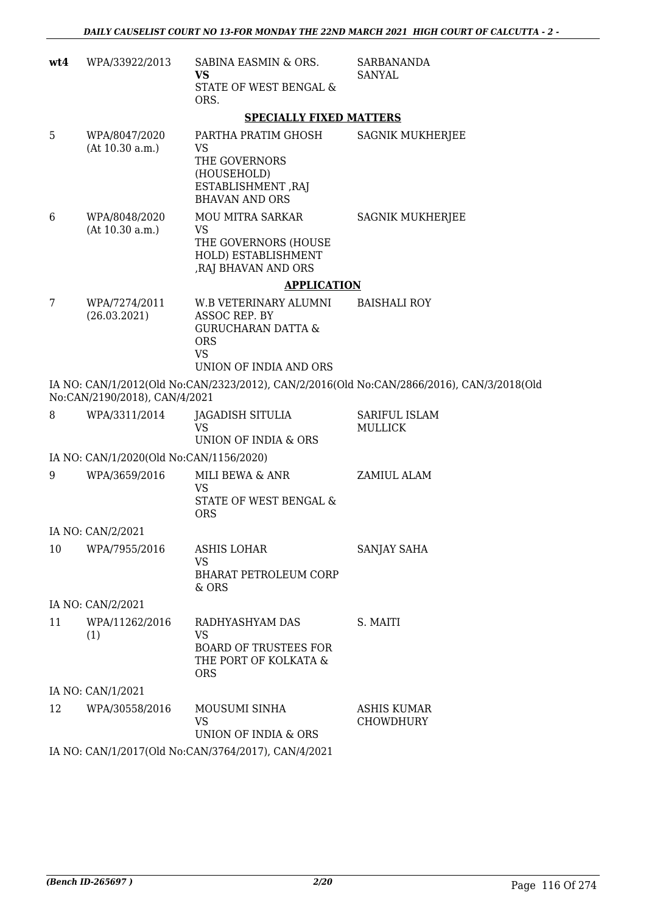| | | | |
|---|---|---|---|
| **wt4** | WPA/33922/2013 | SABINA EASMIN & ORS.<br>**VS**<br>STATE OF WEST BENGAL & ORS. | SARBANANDA SANYAL |

## SPECIALLY FIXED MATTERS

| | | | |
|---|---|---|---|
| 5 | WPA/8047/2020<br>(At 10.30 a.m.) | PARTHA PRATIM GHOSH<br>VS<br>THE GOVERNORS (HOUSEHOLD) ESTABLISHMENT ,RAJ BHAVAN AND ORS | SAGNIK MUKHERJEE |
| 6 | WPA/8048/2020<br>(At 10.30 a.m.) | MOU MITRA SARKAR<br>VS<br>THE GOVERNORS (HOUSE HOLD) ESTABLISHMENT ,RAJ BHAVAN AND ORS | SAGNIK MUKHERJEE |

## APPLICATION

| | | | |
|---|---|---|---|
| 7 | WPA/7274/2011<br>(26.03.2021) | W.B VETERINARY ALUMNI ASSOC REP. BY GURUCHARAN DATTA & ORS<br>VS<br>UNION OF INDIA AND ORS | BAISHALI ROY |

IA NO: CAN/1/2012(Old No:CAN/2323/2012), CAN/2/2016(Old No:CAN/2866/2016), CAN/3/2018(Old No:CAN/2190/2018), CAN/4/2021

| | | | |
|---|---|---|---|
| 8 | WPA/3311/2014 | JAGADISH SITULIA<br>VS<br>UNION OF INDIA & ORS | SARIFUL ISLAM MULLICK |

IA NO: CAN/1/2020(Old No:CAN/1156/2020)

| | | | |
|---|---|---|---|
| 9 | WPA/3659/2016 | MILI BEWA & ANR<br>VS<br>STATE OF WEST BENGAL & ORS | ZAMIUL ALAM |

IA NO: CAN/2/2021

| | | | |
|---|---|---|---|
| 10 | WPA/7955/2016 | ASHIS LOHAR<br>VS<br>BHARAT PETROLEUM CORP & ORS | SANJAY SAHA |

IA NO: CAN/2/2021

| | | | |
|---|---|---|---|
| 11 | WPA/11262/2016<br>(1) | RADHYASHYAM DAS<br>VS<br>BOARD OF TRUSTEES FOR THE PORT OF KOLKATA & ORS | S. MAITI |

IA NO: CAN/1/2021

| | | | |
|---|---|---|---|
| 12 | WPA/30558/2016 | MOUSUMI SINHA<br>VS<br>UNION OF INDIA & ORS | ASHIS KUMAR CHOWDHURY |

IA NO: CAN/1/2017(Old No:CAN/3764/2017), CAN/4/2021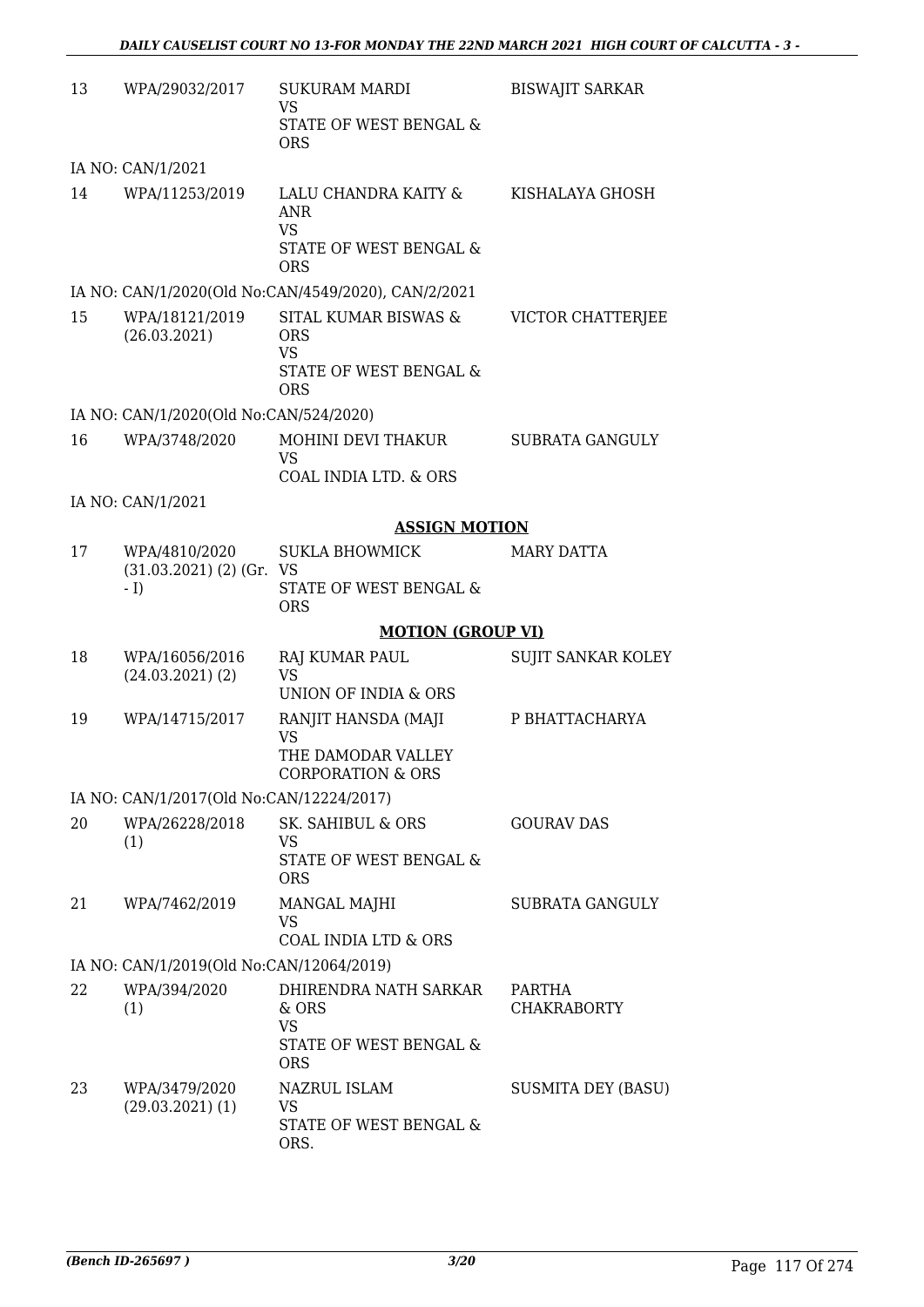| | | | |
|---|---|---|---|
| 13 | WPA/29032/2017 | SUKURAM MARDI<br>VS<br>STATE OF WEST BENGAL & ORS | BISWAJIT SARKAR |
| | IA NO: CAN/1/2021 | | |
| 14 | WPA/11253/2019 | LALU CHANDRA KAITY & ANR<br>VS<br>STATE OF WEST BENGAL & ORS | KISHALAYA GHOSH |
| | IA NO: CAN/1/2020(Old No:CAN/4549/2020), CAN/2/2021 | | |
| 15 | WPA/18121/2019<br>(26.03.2021) | SITAL KUMAR BISWAS & ORS<br>VS<br>STATE OF WEST BENGAL & ORS | VICTOR CHATTERJEE |
| | IA NO: CAN/1/2020(Old No:CAN/524/2020) | | |
| 16 | WPA/3748/2020 | MOHINI DEVI THAKUR<br>VS<br>COAL INDIA LTD. & ORS | SUBRATA GANGULY |
| | IA NO: CAN/1/2021 | | |

**ASSIGN MOTION**

| | | | |
|---|---|---|---|
| 17 | WPA/4810/2020<br>(31.03.2021) (2) (Gr. - I) | SUKLA BHOWMICK<br>VS<br>STATE OF WEST BENGAL & ORS | MARY DATTA |

**MOTION (GROUP VI)**

| | | | |
|---|---|---|---|
| 18 | WPA/16056/2016<br>(24.03.2021) (2) | RAJ KUMAR PAUL<br>VS<br>UNION OF INDIA & ORS | SUJIT SANKAR KOLEY |
| 19 | WPA/14715/2017 | RANJIT HANSDA (MAJI<br>VS<br>THE DAMODAR VALLEY CORPORATION & ORS | P BHATTACHARYA |
| | IA NO: CAN/1/2017(Old No:CAN/12224/2017) | | |
| 20 | WPA/26228/2018<br>(1) | SK. SAHIBUL & ORS<br>VS<br>STATE OF WEST BENGAL & ORS | GOURAV DAS |
| 21 | WPA/7462/2019 | MANGAL MAJHI<br>VS<br>COAL INDIA LTD & ORS | SUBRATA GANGULY |
| | IA NO: CAN/1/2019(Old No:CAN/12064/2019) | | |
| 22 | WPA/394/2020<br>(1) | DHIRENDRA NATH SARKAR & ORS<br>VS<br>STATE OF WEST BENGAL & ORS | PARTHA CHAKRABORTY |
| 23 | WPA/3479/2020<br>(29.03.2021) (1) | NAZRUL ISLAM<br>VS<br>STATE OF WEST BENGAL & ORS. | SUSMITA DEY (BASU) |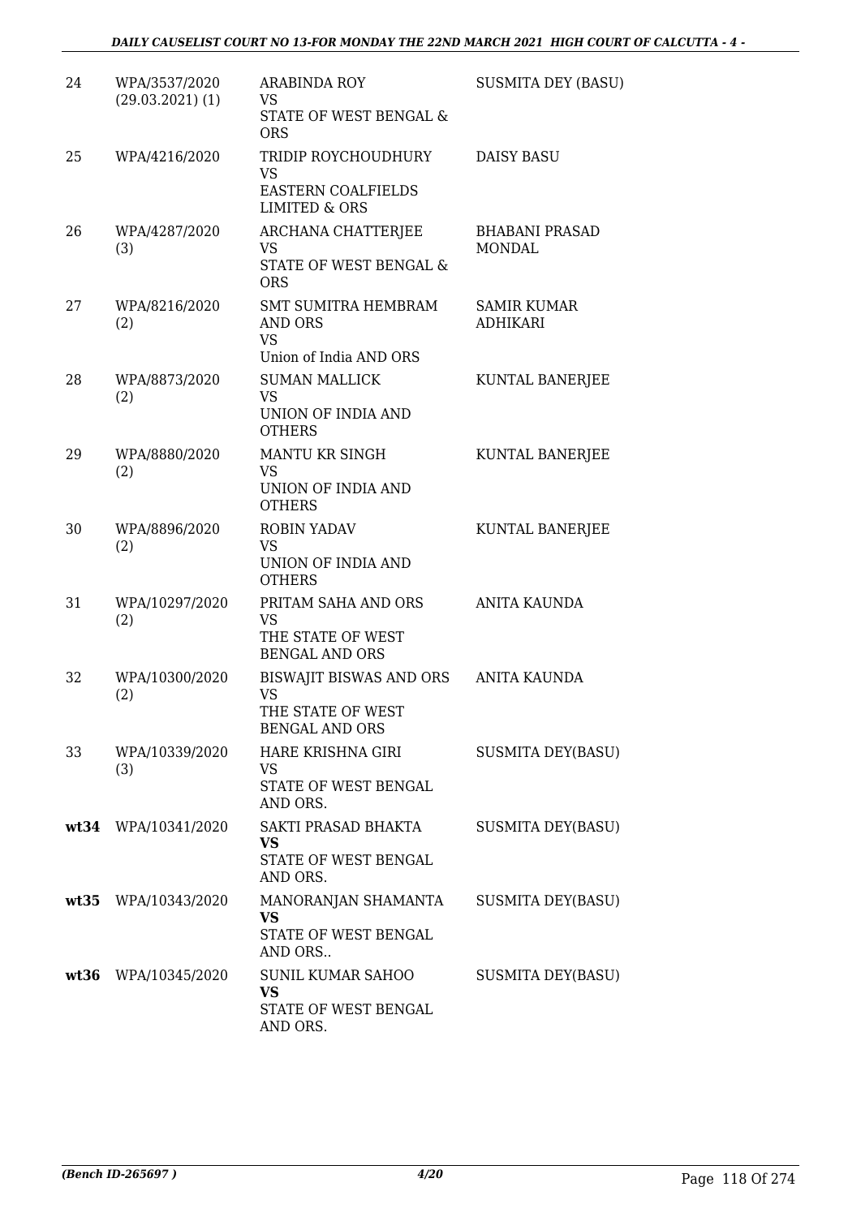| 24 | WPA/3537/2020 (29.03.2021) (1) | ARABINDA ROY VS STATE OF WEST BENGAL & ORS | SUSMITA DEY (BASU) |
|---|---|---|---|
| 25 | WPA/4216/2020 | TRIDIP ROYCHOUDHURY VS EASTERN COALFIELDS LIMITED & ORS | DAISY BASU |
| 26 | WPA/4287/2020 (3) | ARCHANA CHATTERJEE VS STATE OF WEST BENGAL & ORS | BHABANI PRASAD MONDAL |
| 27 | WPA/8216/2020 (2) | SMT SUMITRA HEMBRAM AND ORS VS Union of India AND ORS | SAMIR KUMAR ADHIKARI |
| 28 | WPA/8873/2020 (2) | SUMAN MALLICK VS UNION OF INDIA AND OTHERS | KUNTAL BANERJEE |
| 29 | WPA/8880/2020 (2) | MANTU KR SINGH VS UNION OF INDIA AND OTHERS | KUNTAL BANERJEE |
| 30 | WPA/8896/2020 (2) | ROBIN YADAV VS UNION OF INDIA AND OTHERS | KUNTAL BANERJEE |
| 31 | WPA/10297/2020 (2) | PRITAM SAHA AND ORS VS THE STATE OF WEST BENGAL AND ORS | ANITA KAUNDA |
| 32 | WPA/10300/2020 (2) | BISWAJIT BISWAS AND ORS VS THE STATE OF WEST BENGAL AND ORS | ANITA KAUNDA |
| 33 | WPA/10339/2020 (3) | HARE KRISHNA GIRI VS STATE OF WEST BENGAL AND ORS. | SUSMITA DEY(BASU) |
| **wt34** | WPA/10341/2020 | SAKTI PRASAD BHAKTA **VS** STATE OF WEST BENGAL AND ORS. | SUSMITA DEY(BASU) |
| **wt35** | WPA/10343/2020 | MANORANJAN SHAMANTA **VS** STATE OF WEST BENGAL AND ORS.. | SUSMITA DEY(BASU) |
| **wt36** | WPA/10345/2020 | SUNIL KUMAR SAHOO **VS** STATE OF WEST BENGAL AND ORS. | SUSMITA DEY(BASU) |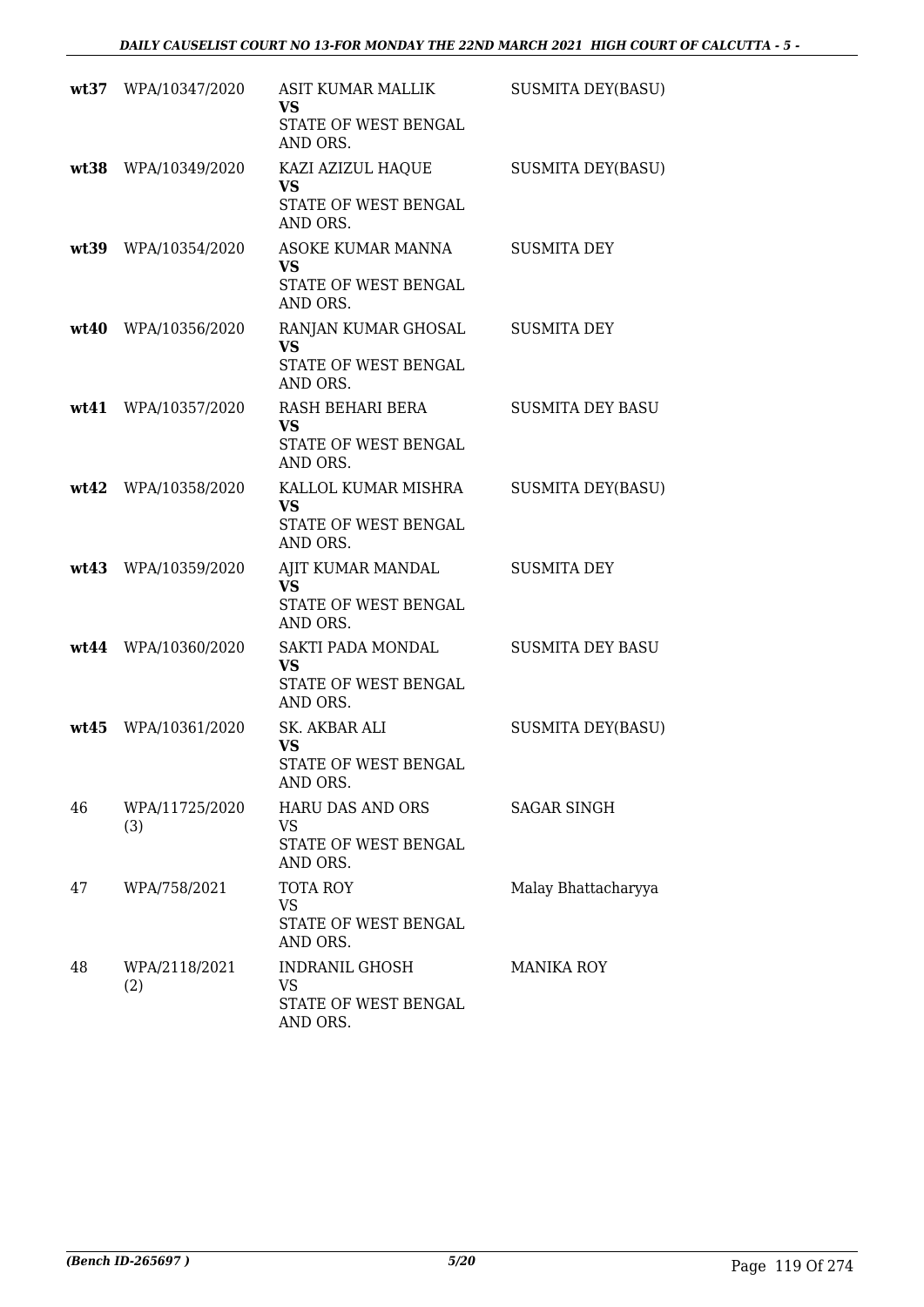| | | | |
|---|---|---|---|
| **wt37** | WPA/10347/2020 | ASIT KUMAR MALLIK **VS** STATE OF WEST BENGAL AND ORS. | SUSMITA DEY(BASU) |
| **wt38** | WPA/10349/2020 | KAZI AZIZUL HAQUE **VS** STATE OF WEST BENGAL AND ORS. | SUSMITA DEY(BASU) |
| **wt39** | WPA/10354/2020 | ASOKE KUMAR MANNA **VS** STATE OF WEST BENGAL AND ORS. | SUSMITA DEY |
| **wt40** | WPA/10356/2020 | RANJAN KUMAR GHOSAL **VS** STATE OF WEST BENGAL AND ORS. | SUSMITA DEY |
| **wt41** | WPA/10357/2020 | RASH BEHARI BERA **VS** STATE OF WEST BENGAL AND ORS. | SUSMITA DEY BASU |
| **wt42** | WPA/10358/2020 | KALLOL KUMAR MISHRA **VS** STATE OF WEST BENGAL AND ORS. | SUSMITA DEY(BASU) |
| **wt43** | WPA/10359/2020 | AJIT KUMAR MANDAL **VS** STATE OF WEST BENGAL AND ORS. | SUSMITA DEY |
| **wt44** | WPA/10360/2020 | SAKTI PADA MONDAL **VS** STATE OF WEST BENGAL AND ORS. | SUSMITA DEY BASU |
| **wt45** | WPA/10361/2020 | SK. AKBAR ALI **VS** STATE OF WEST BENGAL AND ORS. | SUSMITA DEY(BASU) |
| 46 | WPA/11725/2020 (3) | HARU DAS AND ORS VS STATE OF WEST BENGAL AND ORS. | SAGAR SINGH |
| 47 | WPA/758/2021 | TOTA ROY VS STATE OF WEST BENGAL AND ORS. | Malay Bhattacharyya |
| 48 | WPA/2118/2021 (2) | INDRANIL GHOSH VS STATE OF WEST BENGAL AND ORS. | MANIKA ROY |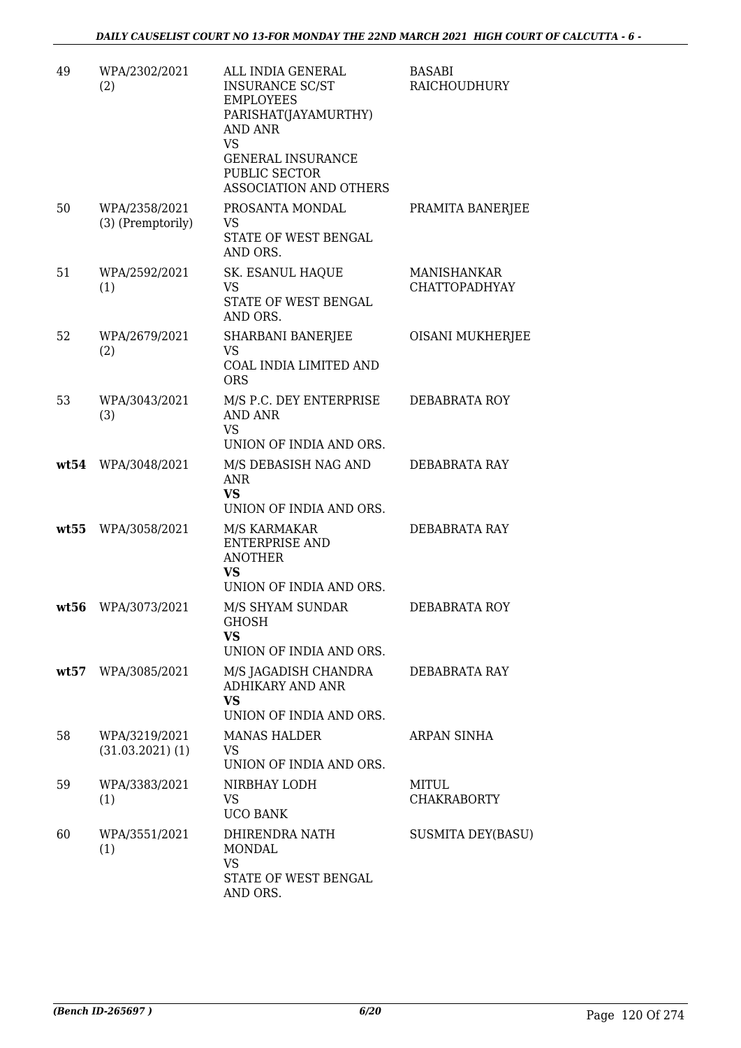| | | | |
|---|---|---|---|
| 49 | WPA/2302/2021 (2) | ALL INDIA GENERAL INSURANCE SC/ST EMPLOYEES PARISHAT(JAYAMURTHY) AND ANR<br>VS<br>GENERAL INSURANCE PUBLIC SECTOR ASSOCIATION AND OTHERS | BASABI RAICHOUDHURY |
| 50 | WPA/2358/2021 (3) (Premptorily) | PROSANTA MONDAL<br>VS<br>STATE OF WEST BENGAL AND ORS. | PRAMITA BANERJEE |
| 51 | WPA/2592/2021 (1) | SK. ESANUL HAQUE<br>VS<br>STATE OF WEST BENGAL AND ORS. | MANISHANKAR CHATTOPADHYAY |
| 52 | WPA/2679/2021 (2) | SHARBANI BANERJEE<br>VS<br>COAL INDIA LIMITED AND ORS | OISANI MUKHERJEE |
| 53 | WPA/3043/2021 (3) | M/S P.C. DEY ENTERPRISE AND ANR<br>VS<br>UNION OF INDIA AND ORS. | DEBABRATA ROY |
| **wt54** | WPA/3048/2021 | M/S DEBASISH NAG AND ANR<br>**VS**<br>UNION OF INDIA AND ORS. | DEBABRATA RAY |
| **wt55** | WPA/3058/2021 | M/S KARMAKAR ENTERPRISE AND ANOTHER<br>**VS**<br>UNION OF INDIA AND ORS. | DEBABRATA RAY |
| **wt56** | WPA/3073/2021 | M/S SHYAM SUNDAR GHOSH<br>**VS**<br>UNION OF INDIA AND ORS. | DEBABRATA ROY |
| **wt57** | WPA/3085/2021 | M/S JAGADISH CHANDRA ADHIKARY AND ANR<br>**VS**<br>UNION OF INDIA AND ORS. | DEBABRATA RAY |
| 58 | WPA/3219/2021 (31.03.2021) (1) | MANAS HALDER<br>VS<br>UNION OF INDIA AND ORS. | ARPAN SINHA |
| 59 | WPA/3383/2021 (1) | NIRBHAY LODH<br>VS<br>UCO BANK | MITUL CHAKRABORTY |
| 60 | WPA/3551/2021 (1) | DHIRENDRA NATH MONDAL<br>VS<br>STATE OF WEST BENGAL AND ORS. | SUSMITA DEY(BASU) |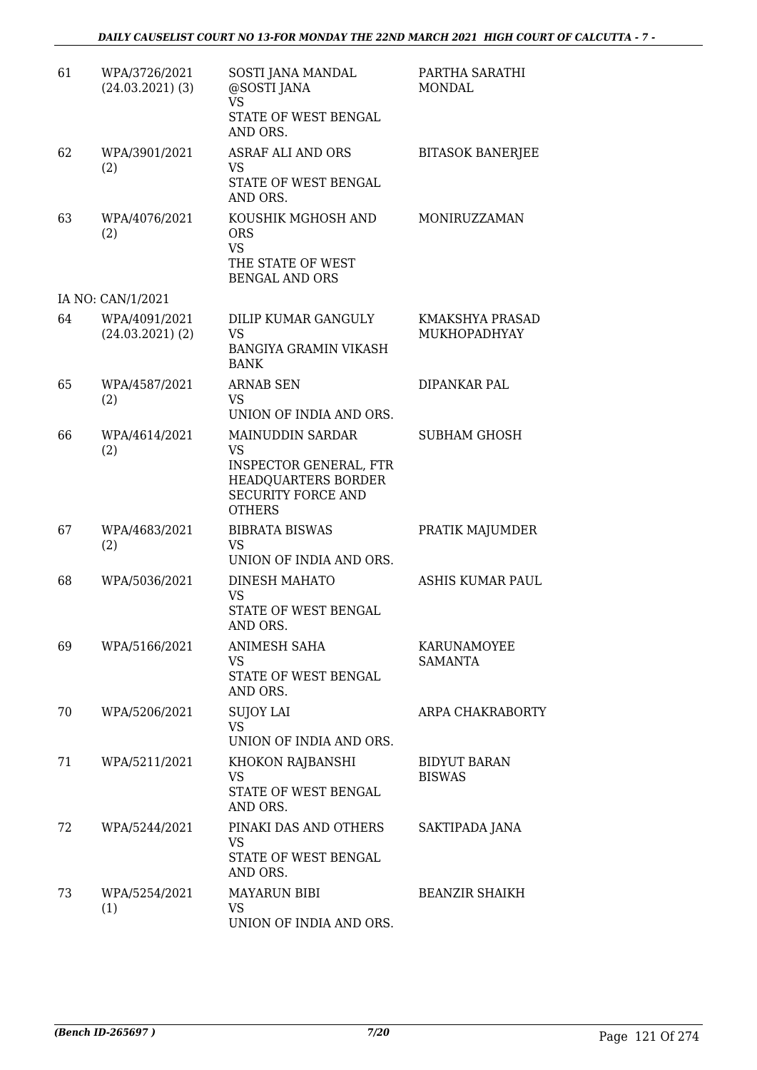| | | | |
|---|---|---|---|
| 61 | WPA/3726/2021 (24.03.2021) (3) | SOSTI JANA MANDAL @SOSTI JANA VS STATE OF WEST BENGAL AND ORS. | PARTHA SARATHI MONDAL |
| 62 | WPA/3901/2021 (2) | ASRAF ALI AND ORS VS STATE OF WEST BENGAL AND ORS. | BITASOK BANERJEE |
| 63 | WPA/4076/2021 (2) | KOUSHIK MGHOSH AND ORS VS THE STATE OF WEST BENGAL AND ORS | MONIRUZZAMAN |
| | IA NO: CAN/1/2021 | | |
| 64 | WPA/4091/2021 (24.03.2021) (2) | DILIP KUMAR GANGULY VS BANGIYA GRAMIN VIKASH BANK | KMAKSHYA PRASAD MUKHOPADHYAY |
| 65 | WPA/4587/2021 (2) | ARNAB SEN VS UNION OF INDIA AND ORS. | DIPANKAR PAL |
| 66 | WPA/4614/2021 (2) | MAINUDDIN SARDAR VS INSPECTOR GENERAL, FTR HEADQUARTERS BORDER SECURITY FORCE AND OTHERS | SUBHAM GHOSH |
| 67 | WPA/4683/2021 (2) | BIBRATA BISWAS VS UNION OF INDIA AND ORS. | PRATIK MAJUMDER |
| 68 | WPA/5036/2021 | DINESH MAHATO VS STATE OF WEST BENGAL AND ORS. | ASHIS KUMAR PAUL |
| 69 | WPA/5166/2021 | ANIMESH SAHA VS STATE OF WEST BENGAL AND ORS. | KARUNAMOYEE SAMANTA |
| 70 | WPA/5206/2021 | SUJOY LAI VS UNION OF INDIA AND ORS. | ARPA CHAKRABORTY |
| 71 | WPA/5211/2021 | KHOKON RAJBANSHI VS STATE OF WEST BENGAL AND ORS. | BIDYUT BARAN BISWAS |
| 72 | WPA/5244/2021 | PINAKI DAS AND OTHERS VS STATE OF WEST BENGAL AND ORS. | SAKTIPADA JANA |
| 73 | WPA/5254/2021 (1) | MAYARUN BIBI VS UNION OF INDIA AND ORS. | BEANZIR SHAIKH |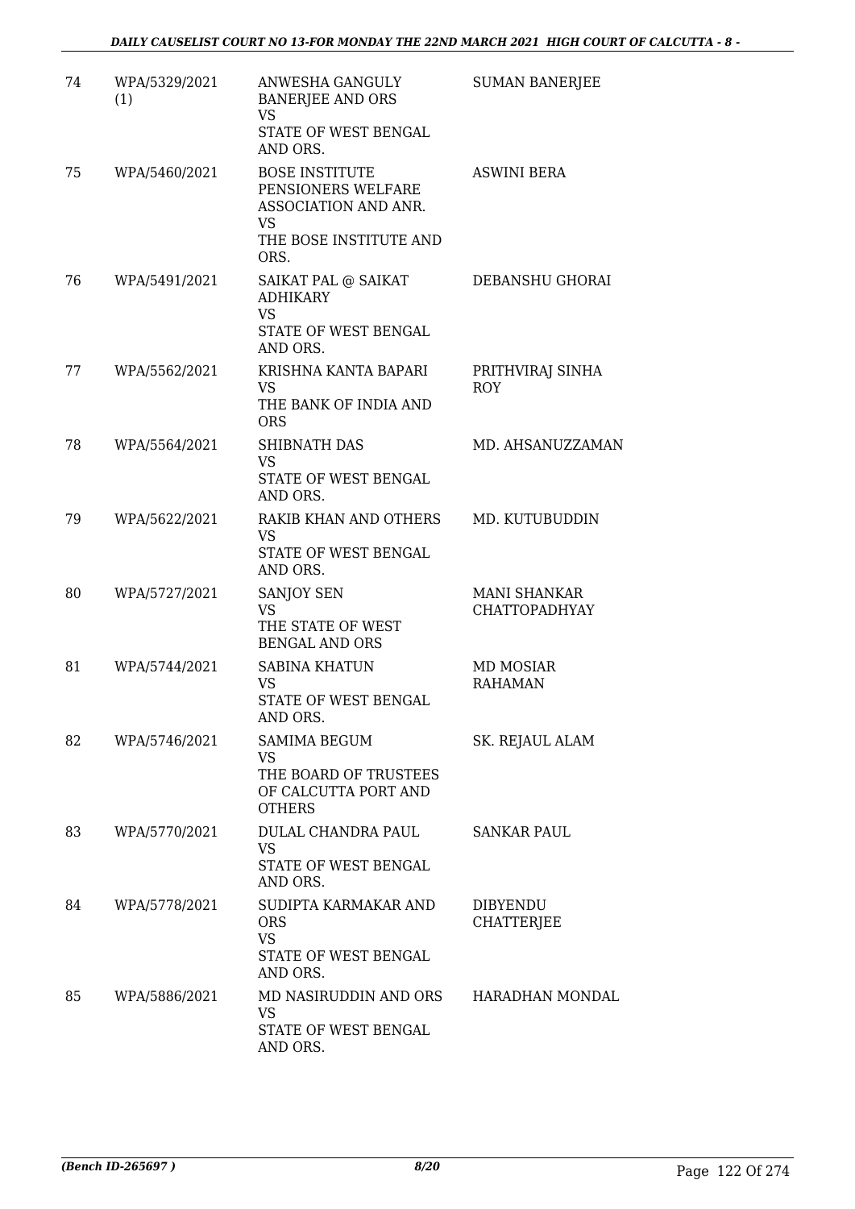| 74 | WPA/5329/2021 (1) | ANWESHA GANGULY BANERJEE AND ORS<br>VS<br>STATE OF WEST BENGAL AND ORS. | SUMAN BANERJEE |
|---|---|---|---|
| 75 | WPA/5460/2021 | BOSE INSTITUTE PENSIONERS WELFARE ASSOCIATION AND ANR.<br>VS<br>THE BOSE INSTITUTE AND ORS. | ASWINI BERA |
| 76 | WPA/5491/2021 | SAIKAT PAL @ SAIKAT ADHIKARY<br>VS<br>STATE OF WEST BENGAL AND ORS. | DEBANSHU GHORAI |
| 77 | WPA/5562/2021 | KRISHNA KANTA BAPARI<br>VS<br>THE BANK OF INDIA AND ORS | PRITHVIRAJ SINHA ROY |
| 78 | WPA/5564/2021 | SHIBNATH DAS<br>VS<br>STATE OF WEST BENGAL AND ORS. | MD. AHSANUZZAMAN |
| 79 | WPA/5622/2021 | RAKIB KHAN AND OTHERS<br>VS<br>STATE OF WEST BENGAL AND ORS. | MD. KUTUBUDDIN |
| 80 | WPA/5727/2021 | SANJOY SEN<br>VS<br>THE STATE OF WEST BENGAL AND ORS | MANI SHANKAR CHATTOPADHYAY |
| 81 | WPA/5744/2021 | SABINA KHATUN<br>VS<br>STATE OF WEST BENGAL AND ORS. | MD MOSIAR RAHAMAN |
| 82 | WPA/5746/2021 | SAMIMA BEGUM<br>VS<br>THE BOARD OF TRUSTEES OF CALCUTTA PORT AND OTHERS | SK. REJAUL ALAM |
| 83 | WPA/5770/2021 | DULAL CHANDRA PAUL<br>VS<br>STATE OF WEST BENGAL AND ORS. | SANKAR PAUL |
| 84 | WPA/5778/2021 | SUDIPTA KARMAKAR AND ORS<br>VS<br>STATE OF WEST BENGAL AND ORS. | DIBYENDU CHATTERJEE |
| 85 | WPA/5886/2021 | MD NASIRUDDIN AND ORS<br>VS<br>STATE OF WEST BENGAL AND ORS. | HARADHAN MONDAL |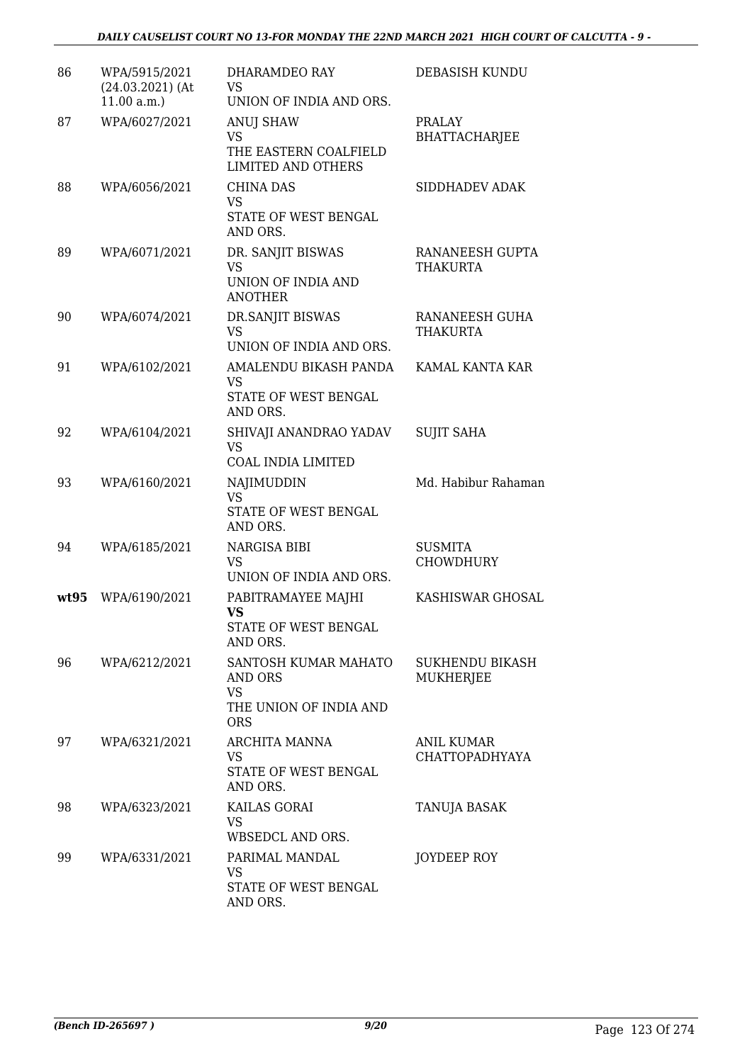| | | | |
|---|---|---|---|
| 86 | WPA/5915/2021 (24.03.2021) (At 11.00 a.m.) | DHARAMDEO RAY<br>VS<br>UNION OF INDIA AND ORS. | DEBASISH KUNDU |
| 87 | WPA/6027/2021 | ANUJ SHAW<br>VS<br>THE EASTERN COALFIELD LIMITED AND OTHERS | PRALAY BHATTACHARJEE |
| 88 | WPA/6056/2021 | CHINA DAS<br>VS<br>STATE OF WEST BENGAL AND ORS. | SIDDHADEV ADAK |
| 89 | WPA/6071/2021 | DR. SANJIT BISWAS<br>VS<br>UNION OF INDIA AND ANOTHER | RANANEESH GUPTA THAKURTA |
| 90 | WPA/6074/2021 | DR.SANJIT BISWAS<br>VS<br>UNION OF INDIA AND ORS. | RANANEESH GUHA THAKURTA |
| 91 | WPA/6102/2021 | AMALENDU BIKASH PANDA<br>VS<br>STATE OF WEST BENGAL AND ORS. | KAMAL KANTA KAR |
| 92 | WPA/6104/2021 | SHIVAJI ANANDRAO YADAV<br>VS<br>COAL INDIA LIMITED | SUJIT SAHA |
| 93 | WPA/6160/2021 | NAJIMUDDIN<br>VS<br>STATE OF WEST BENGAL AND ORS. | Md. Habibur Rahaman |
| 94 | WPA/6185/2021 | NARGISA BIBI<br>VS<br>UNION OF INDIA AND ORS. | SUSMITA CHOWDHURY |
| **wt95** | WPA/6190/2021 | PABITRAMAYEE MAJHI<br>**VS**<br>STATE OF WEST BENGAL AND ORS. | KASHISWAR GHOSAL |
| 96 | WPA/6212/2021 | SANTOSH KUMAR MAHATO AND ORS<br>VS<br>THE UNION OF INDIA AND ORS | SUKHENDU BIKASH MUKHERJEE |
| 97 | WPA/6321/2021 | ARCHITA MANNA<br>VS<br>STATE OF WEST BENGAL AND ORS. | ANIL KUMAR CHATTOPADHYAYA |
| 98 | WPA/6323/2021 | KAILAS GORAI<br>VS<br>WBSEDCL AND ORS. | TANUJA BASAK |
| 99 | WPA/6331/2021 | PARIMAL MANDAL<br>VS<br>STATE OF WEST BENGAL AND ORS. | JOYDEEP ROY |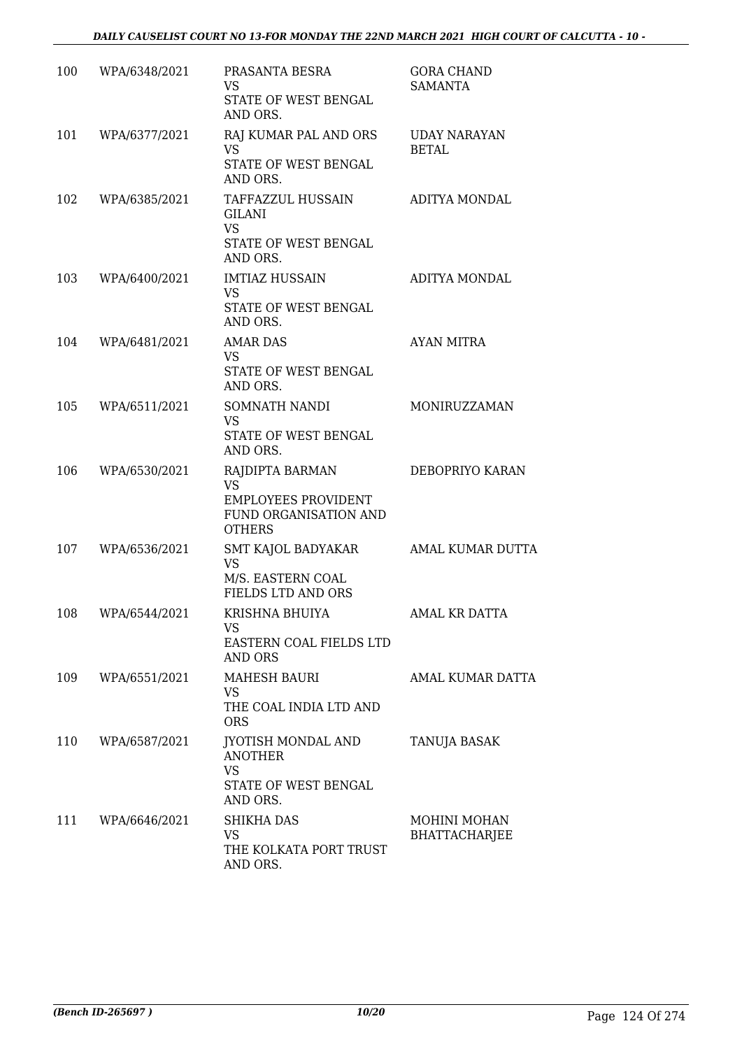| | | | |
|---|---|---|---|
| 100 | WPA/6348/2021 | PRASANTA BESRA<br>VS<br>STATE OF WEST BENGAL AND ORS. | GORA CHAND SAMANTA |
| 101 | WPA/6377/2021 | RAJ KUMAR PAL AND ORS<br>VS<br>STATE OF WEST BENGAL AND ORS. | UDAY NARAYAN BETAL |
| 102 | WPA/6385/2021 | TAFFAZZUL HUSSAIN GILANI<br>VS<br>STATE OF WEST BENGAL AND ORS. | ADITYA MONDAL |
| 103 | WPA/6400/2021 | IMTIAZ HUSSAIN<br>VS<br>STATE OF WEST BENGAL AND ORS. | ADITYA MONDAL |
| 104 | WPA/6481/2021 | AMAR DAS<br>VS<br>STATE OF WEST BENGAL AND ORS. | AYAN MITRA |
| 105 | WPA/6511/2021 | SOMNATH NANDI<br>VS<br>STATE OF WEST BENGAL AND ORS. | MONIRUZZAMAN |
| 106 | WPA/6530/2021 | RAJDIPTA BARMAN<br>VS<br>EMPLOYEES PROVIDENT FUND ORGANISATION AND OTHERS | DEBOPRIYO KARAN |
| 107 | WPA/6536/2021 | SMT KAJOL BADYAKAR<br>VS<br>M/S. EASTERN COAL FIELDS LTD AND ORS | AMAL KUMAR DUTTA |
| 108 | WPA/6544/2021 | KRISHNA BHUIYA<br>VS<br>EASTERN COAL FIELDS LTD AND ORS | AMAL KR DATTA |
| 109 | WPA/6551/2021 | MAHESH BAURI<br>VS<br>THE COAL INDIA LTD AND ORS | AMAL KUMAR DATTA |
| 110 | WPA/6587/2021 | JYOTISH MONDAL AND ANOTHER<br>VS<br>STATE OF WEST BENGAL AND ORS. | TANUJA BASAK |
| 111 | WPA/6646/2021 | SHIKHA DAS<br>VS<br>THE KOLKATA PORT TRUST AND ORS. | MOHINI MOHAN BHATTACHARJEE |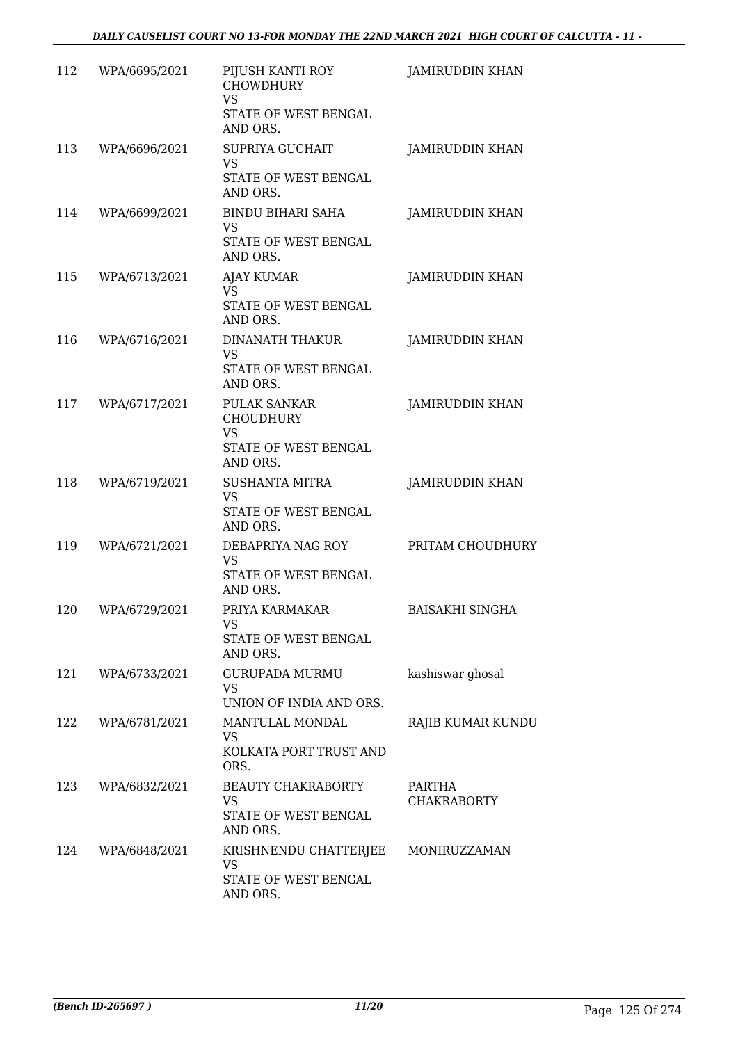| | | | |
|---|---|---|---|
| 112 | WPA/6695/2021 | PIJUSH KANTI ROY CHOWDHURY<br>VS<br>STATE OF WEST BENGAL AND ORS. | JAMIRUDDIN KHAN |
| 113 | WPA/6696/2021 | SUPRIYA GUCHAIT<br>VS<br>STATE OF WEST BENGAL AND ORS. | JAMIRUDDIN KHAN |
| 114 | WPA/6699/2021 | BINDU BIHARI SAHA<br>VS<br>STATE OF WEST BENGAL AND ORS. | JAMIRUDDIN KHAN |
| 115 | WPA/6713/2021 | AJAY KUMAR<br>VS<br>STATE OF WEST BENGAL AND ORS. | JAMIRUDDIN KHAN |
| 116 | WPA/6716/2021 | DINANATH THAKUR<br>VS<br>STATE OF WEST BENGAL AND ORS. | JAMIRUDDIN KHAN |
| 117 | WPA/6717/2021 | PULAK SANKAR CHOUDHURY<br>VS<br>STATE OF WEST BENGAL AND ORS. | JAMIRUDDIN KHAN |
| 118 | WPA/6719/2021 | SUSHANTA MITRA<br>VS<br>STATE OF WEST BENGAL AND ORS. | JAMIRUDDIN KHAN |
| 119 | WPA/6721/2021 | DEBAPRIYA NAG ROY<br>VS<br>STATE OF WEST BENGAL AND ORS. | PRITAM CHOUDHURY |
| 120 | WPA/6729/2021 | PRIYA KARMAKAR<br>VS<br>STATE OF WEST BENGAL AND ORS. | BAISAKHI SINGHA |
| 121 | WPA/6733/2021 | GURUPADA MURMU<br>VS<br>UNION OF INDIA AND ORS. | kashiswar ghosal |
| 122 | WPA/6781/2021 | MANTULAL MONDAL<br>VS<br>KOLKATA PORT TRUST AND ORS. | RAJIB KUMAR KUNDU |
| 123 | WPA/6832/2021 | BEAUTY CHAKRABORTY<br>VS<br>STATE OF WEST BENGAL AND ORS. | PARTHA CHAKRABORTY |
| 124 | WPA/6848/2021 | KRISHNENDU CHATTERJEE<br>VS<br>STATE OF WEST BENGAL AND ORS. | MONIRUZZAMAN |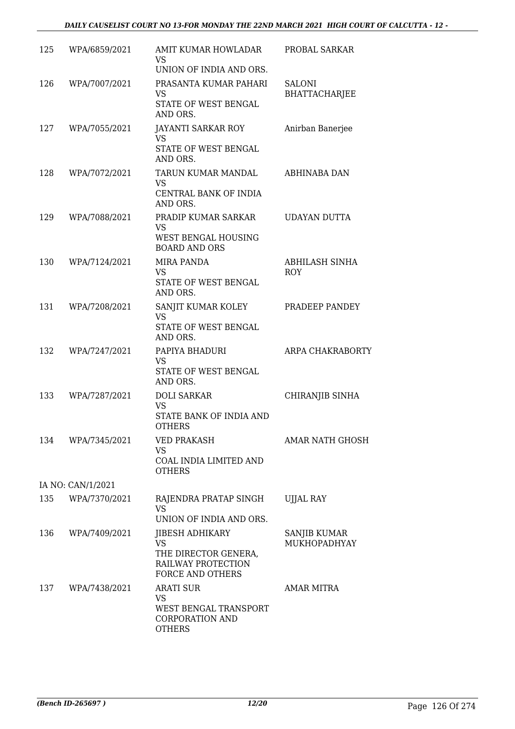| 125 | WPA/6859/2021 | AMIT KUMAR HOWLADAR<br>VS<br>UNION OF INDIA AND ORS. | PROBAL SARKAR |
|---|---|---|---|
| 126 | WPA/7007/2021 | PRASANTA KUMAR PAHARI<br>VS<br>STATE OF WEST BENGAL AND ORS. | SALONI BHATTACHARJEE |
| 127 | WPA/7055/2021 | JAYANTI SARKAR ROY<br>VS<br>STATE OF WEST BENGAL AND ORS. | Anirban Banerjee |
| 128 | WPA/7072/2021 | TARUN KUMAR MANDAL<br>VS<br>CENTRAL BANK OF INDIA AND ORS. | ABHINABA DAN |
| 129 | WPA/7088/2021 | PRADIP KUMAR SARKAR<br>VS<br>WEST BENGAL HOUSING BOARD AND ORS | UDAYAN DUTTA |
| 130 | WPA/7124/2021 | MIRA PANDA<br>VS<br>STATE OF WEST BENGAL AND ORS. | ABHILASH SINHA ROY |
| 131 | WPA/7208/2021 | SANJIT KUMAR KOLEY<br>VS<br>STATE OF WEST BENGAL AND ORS. | PRADEEP PANDEY |
| 132 | WPA/7247/2021 | PAPIYA BHADURI<br>VS<br>STATE OF WEST BENGAL AND ORS. | ARPA CHAKRABORTY |
| 133 | WPA/7287/2021 | DOLI SARKAR<br>VS<br>STATE BANK OF INDIA AND OTHERS | CHIRANJIB SINHA |
| 134 | WPA/7345/2021 | VED PRAKASH<br>VS<br>COAL INDIA LIMITED AND OTHERS | AMAR NATH GHOSH |
| | IA NO: CAN/1/2021 | | |
| 135 | WPA/7370/2021 | RAJENDRA PRATAP SINGH<br>VS<br>UNION OF INDIA AND ORS. | UJJAL RAY |
| 136 | WPA/7409/2021 | JIBESH ADHIKARY<br>VS<br>THE DIRECTOR GENERA, RAILWAY PROTECTION FORCE AND OTHERS | SANJIB KUMAR MUKHOPADHYAY |
| 137 | WPA/7438/2021 | ARATI SUR<br>VS<br>WEST BENGAL TRANSPORT CORPORATION AND OTHERS | AMAR MITRA |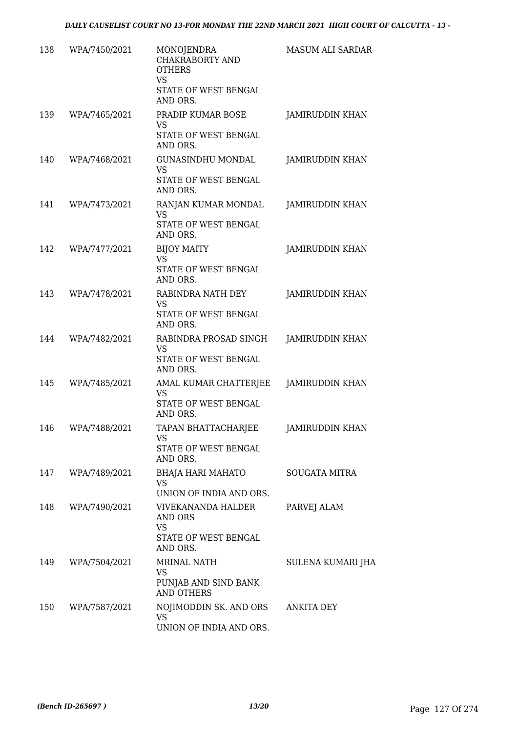| | | | |
|---|---|---|---|
| 138 | WPA/7450/2021 | MONOJENDRA CHAKRABORTY AND OTHERS<br>VS<br>STATE OF WEST BENGAL AND ORS. | MASUM ALI SARDAR |
| 139 | WPA/7465/2021 | PRADIP KUMAR BOSE<br>VS<br>STATE OF WEST BENGAL AND ORS. | JAMIRUDDIN KHAN |
| 140 | WPA/7468/2021 | GUNASINDHU MONDAL<br>VS<br>STATE OF WEST BENGAL AND ORS. | JAMIRUDDIN KHAN |
| 141 | WPA/7473/2021 | RANJAN KUMAR MONDAL<br>VS<br>STATE OF WEST BENGAL AND ORS. | JAMIRUDDIN KHAN |
| 142 | WPA/7477/2021 | BIJOY MAITY<br>VS<br>STATE OF WEST BENGAL AND ORS. | JAMIRUDDIN KHAN |
| 143 | WPA/7478/2021 | RABINDRA NATH DEY<br>VS<br>STATE OF WEST BENGAL AND ORS. | JAMIRUDDIN KHAN |
| 144 | WPA/7482/2021 | RABINDRA PROSAD SINGH<br>VS<br>STATE OF WEST BENGAL AND ORS. | JAMIRUDDIN KHAN |
| 145 | WPA/7485/2021 | AMAL KUMAR CHATTERJEE<br>VS<br>STATE OF WEST BENGAL AND ORS. | JAMIRUDDIN KHAN |
| 146 | WPA/7488/2021 | TAPAN BHATTACHARJEE<br>VS<br>STATE OF WEST BENGAL AND ORS. | JAMIRUDDIN KHAN |
| 147 | WPA/7489/2021 | BHAJA HARI MAHATO<br>VS<br>UNION OF INDIA AND ORS. | SOUGATA MITRA |
| 148 | WPA/7490/2021 | VIVEKANANDA HALDER AND ORS<br>VS<br>STATE OF WEST BENGAL AND ORS. | PARVEJ ALAM |
| 149 | WPA/7504/2021 | MRINAL NATH<br>VS<br>PUNJAB AND SIND BANK AND OTHERS | SULENA KUMARI JHA |
| 150 | WPA/7587/2021 | NOJIMODDIN SK. AND ORS<br>VS<br>UNION OF INDIA AND ORS. | ANKITA DEY |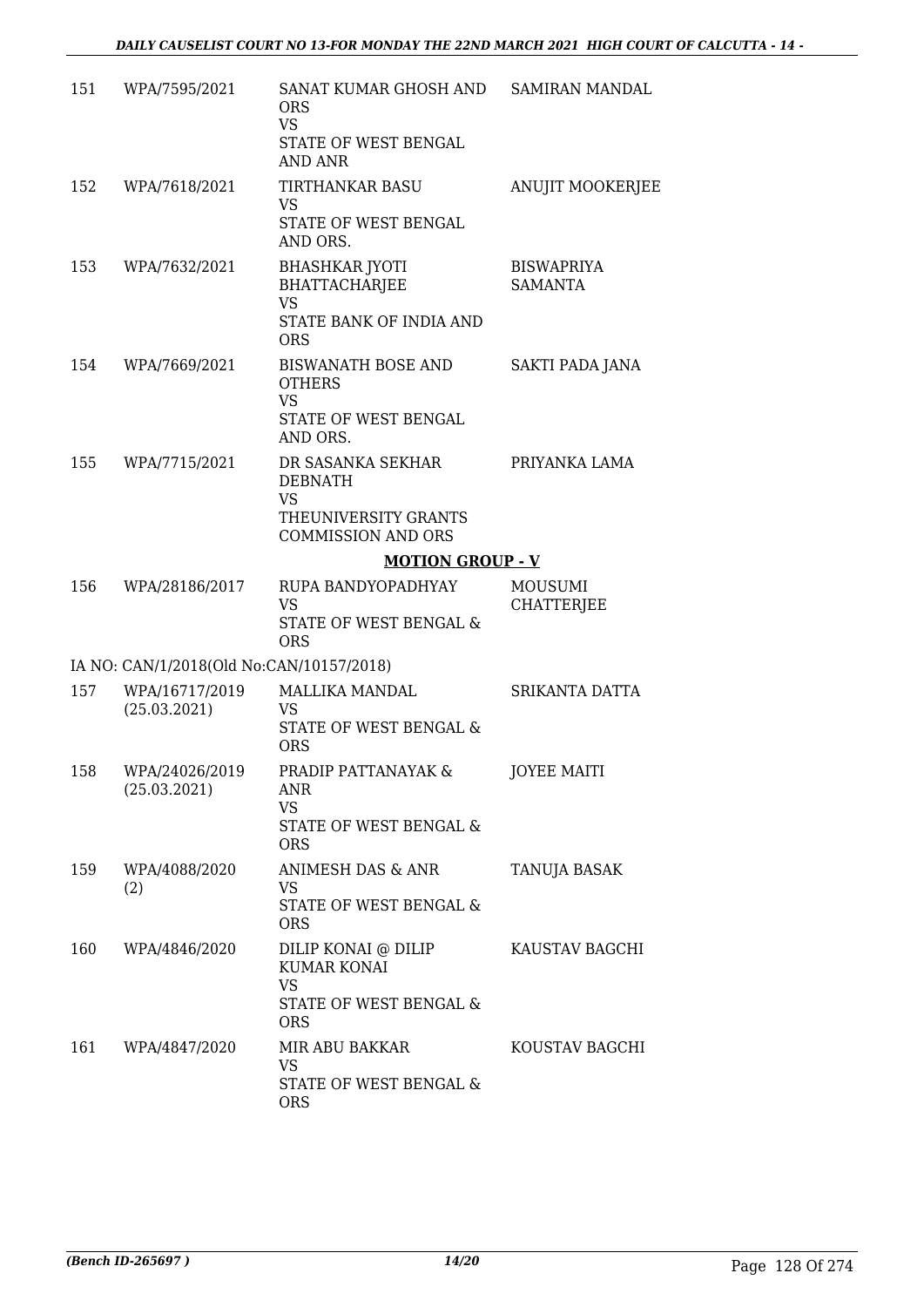| | | | |
|---|---|---|---|
| 151 | WPA/7595/2021 | SANAT KUMAR GHOSH AND ORS<br>VS<br>STATE OF WEST BENGAL AND ANR | SAMIRAN MANDAL |
| 152 | WPA/7618/2021 | TIRTHANKAR BASU<br>VS<br>STATE OF WEST BENGAL AND ORS. | ANUJIT MOOKERJEE |
| 153 | WPA/7632/2021 | BHASHKAR JYOTI BHATTACHARJEE<br>VS<br>STATE BANK OF INDIA AND ORS | BISWAPRIYA SAMANTA |
| 154 | WPA/7669/2021 | BISWANATH BOSE AND OTHERS<br>VS<br>STATE OF WEST BENGAL AND ORS. | SAKTI PADA JANA |
| 155 | WPA/7715/2021 | DR SASANKA SEKHAR DEBNATH<br>VS<br>THEUNIVERSITY GRANTS COMMISSION AND ORS | PRIYANKA LAMA |

## MOTION GROUP - V

| | | | |
|---|---|---|---|
| 156 | WPA/28186/2017 | RUPA BANDYOPADHYAY<br>VS<br>STATE OF WEST BENGAL & ORS | MOUSUMI CHATTERJEE |
| | IA NO: CAN/1/2018(Old No:CAN/10157/2018) | | |
| 157 | WPA/16717/2019<br>(25.03.2021) | MALLIKA MANDAL<br>VS<br>STATE OF WEST BENGAL & ORS | SRIKANTA DATTA |
| 158 | WPA/24026/2019<br>(25.03.2021) | PRADIP PATTANAYAK & ANR<br>VS<br>STATE OF WEST BENGAL & ORS | JOYEE MAITI |
| 159 | WPA/4088/2020<br>(2) | ANIMESH DAS & ANR<br>VS<br>STATE OF WEST BENGAL & ORS | TANUJA BASAK |
| 160 | WPA/4846/2020 | DILIP KONAI @ DILIP KUMAR KONAI<br>VS<br>STATE OF WEST BENGAL & ORS | KAUSTAV BAGCHI |
| 161 | WPA/4847/2020 | MIR ABU BAKKAR<br>VS<br>STATE OF WEST BENGAL & ORS | KOUSTAV BAGCHI |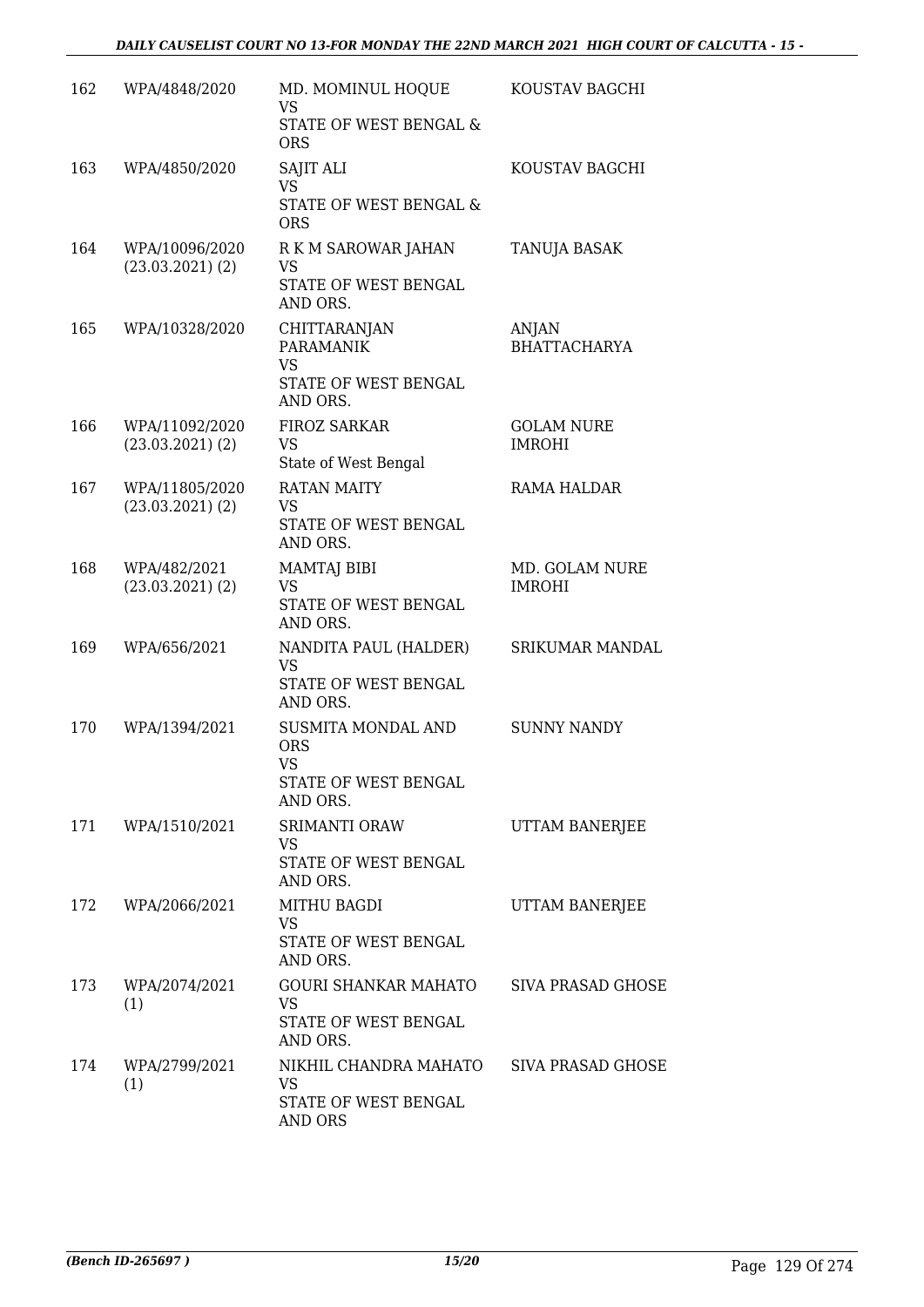| 162 | WPA/4848/2020 | MD. MOMINUL HOQUE<br>VS<br>STATE OF WEST BENGAL & ORS | KOUSTAV BAGCHI |
|---|---|---|---|
| 163 | WPA/4850/2020 | SAJIT ALI<br>VS<br>STATE OF WEST BENGAL & ORS | KOUSTAV BAGCHI |
| 164 | WPA/10096/2020<br>(23.03.2021) (2) | R K M SAROWAR JAHAN<br>VS<br>STATE OF WEST BENGAL AND ORS. | TANUJA BASAK |
| 165 | WPA/10328/2020 | CHITTARANJAN PARAMANIK<br>VS<br>STATE OF WEST BENGAL AND ORS. | ANJAN BHATTACHARYA |
| 166 | WPA/11092/2020<br>(23.03.2021) (2) | FIROZ SARKAR<br>VS<br>State of West Bengal | GOLAM NURE IMROHI |
| 167 | WPA/11805/2020<br>(23.03.2021) (2) | RATAN MAITY<br>VS<br>STATE OF WEST BENGAL AND ORS. | RAMA HALDAR |
| 168 | WPA/482/2021<br>(23.03.2021) (2) | MAMTAJ BIBI<br>VS<br>STATE OF WEST BENGAL AND ORS. | MD. GOLAM NURE IMROHI |
| 169 | WPA/656/2021 | NANDITA PAUL (HALDER)<br>VS<br>STATE OF WEST BENGAL AND ORS. | SRIKUMAR MANDAL |
| 170 | WPA/1394/2021 | SUSMITA MONDAL AND ORS<br>VS<br>STATE OF WEST BENGAL AND ORS. | SUNNY NANDY |
| 171 | WPA/1510/2021 | SRIMANTI ORAW<br>VS<br>STATE OF WEST BENGAL AND ORS. | UTTAM BANERJEE |
| 172 | WPA/2066/2021 | MITHU BAGDI<br>VS<br>STATE OF WEST BENGAL AND ORS. | UTTAM BANERJEE |
| 173 | WPA/2074/2021<br>(1) | GOURI SHANKAR MAHATO<br>VS<br>STATE OF WEST BENGAL AND ORS. | SIVA PRASAD GHOSE |
| 174 | WPA/2799/2021<br>(1) | NIKHIL CHANDRA MAHATO<br>VS<br>STATE OF WEST BENGAL AND ORS | SIVA PRASAD GHOSE |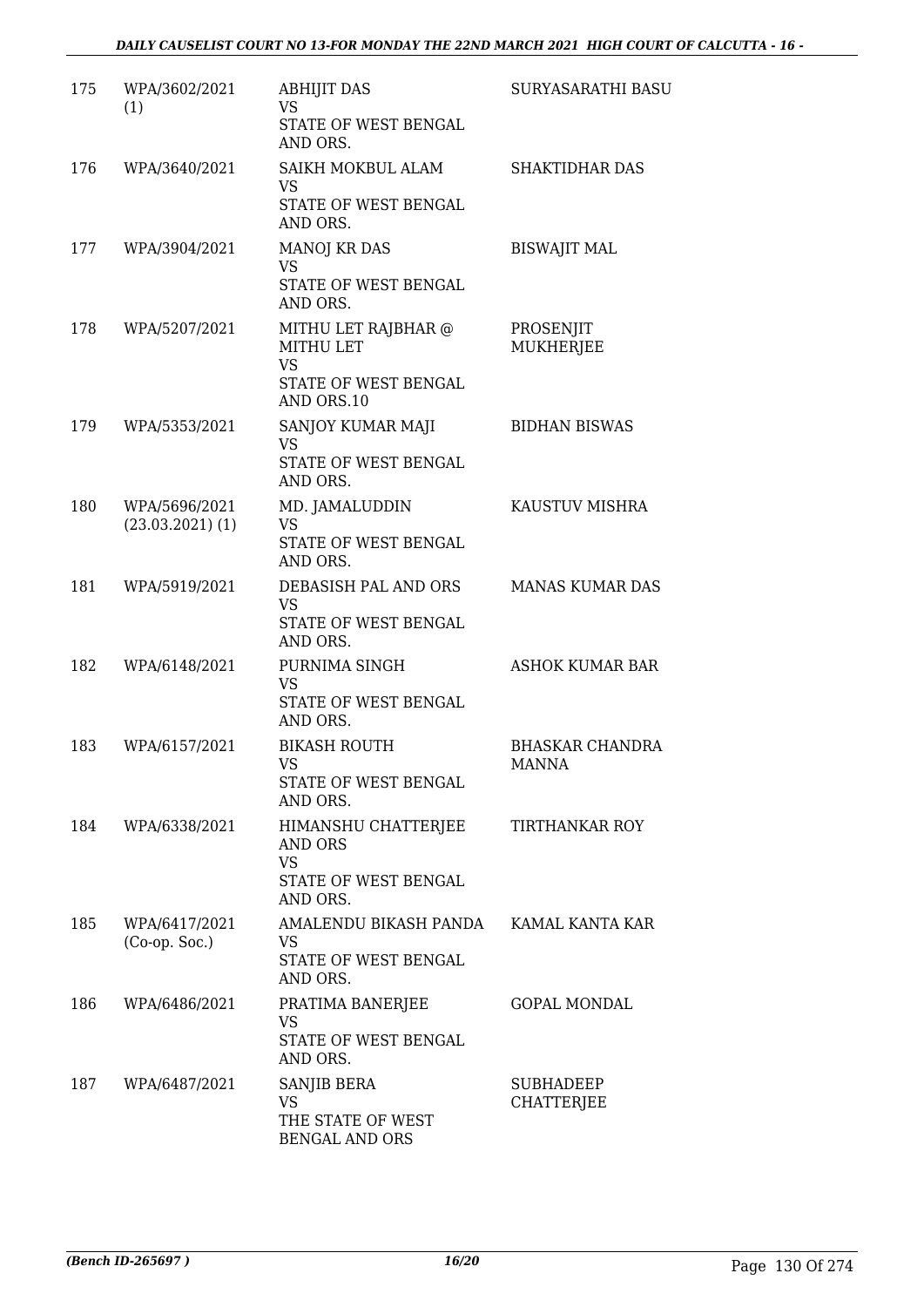| | | | |
|---|---|---|---|
| 175 | WPA/3602/2021 (1) | ABHIJIT DAS<br>VS<br>STATE OF WEST BENGAL AND ORS. | SURYASARATHI BASU |
| 176 | WPA/3640/2021 | SAIKH MOKBUL ALAM<br>VS<br>STATE OF WEST BENGAL AND ORS. | SHAKTIDHAR DAS |
| 177 | WPA/3904/2021 | MANOJ KR DAS<br>VS<br>STATE OF WEST BENGAL AND ORS. | BISWAJIT MAL |
| 178 | WPA/5207/2021 | MITHU LET RAJBHAR @ MITHU LET<br>VS<br>STATE OF WEST BENGAL AND ORS.10 | PROSENJIT MUKHERJEE |
| 179 | WPA/5353/2021 | SANJOY KUMAR MAJI<br>VS<br>STATE OF WEST BENGAL AND ORS. | BIDHAN BISWAS |
| 180 | WPA/5696/2021 (23.03.2021) (1) | MD. JAMALUDDIN<br>VS<br>STATE OF WEST BENGAL AND ORS. | KAUSTUV MISHRA |
| 181 | WPA/5919/2021 | DEBASISH PAL AND ORS<br>VS<br>STATE OF WEST BENGAL AND ORS. | MANAS KUMAR DAS |
| 182 | WPA/6148/2021 | PURNIMA SINGH<br>VS<br>STATE OF WEST BENGAL AND ORS. | ASHOK KUMAR BAR |
| 183 | WPA/6157/2021 | BIKASH ROUTH<br>VS<br>STATE OF WEST BENGAL AND ORS. | BHASKAR CHANDRA MANNA |
| 184 | WPA/6338/2021 | HIMANSHU CHATTERJEE AND ORS<br>VS<br>STATE OF WEST BENGAL AND ORS. | TIRTHANKAR ROY |
| 185 | WPA/6417/2021 (Co-op. Soc.) | AMALENDU BIKASH PANDA<br>VS<br>STATE OF WEST BENGAL AND ORS. | KAMAL KANTA KAR |
| 186 | WPA/6486/2021 | PRATIMA BANERJEE<br>VS<br>STATE OF WEST BENGAL AND ORS. | GOPAL MONDAL |
| 187 | WPA/6487/2021 | SANJIB BERA<br>VS<br>THE STATE OF WEST BENGAL AND ORS | SUBHADEEP CHATTERJEE |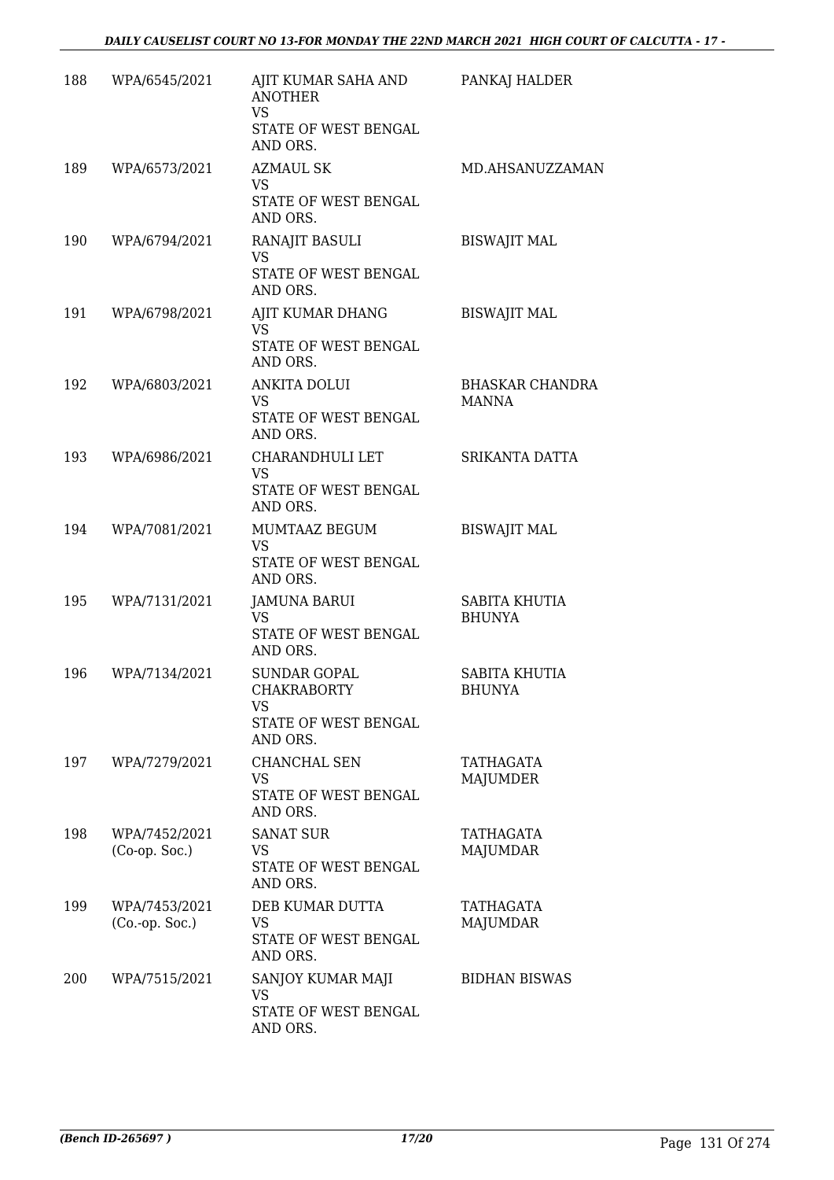| | | | |
|---|---|---|---|
| 188 | WPA/6545/2021 | AJIT KUMAR SAHA AND ANOTHER<br>VS<br>STATE OF WEST BENGAL AND ORS. | PANKAJ HALDER |
| 189 | WPA/6573/2021 | AZMAUL SK<br>VS<br>STATE OF WEST BENGAL AND ORS. | MD.AHSANUZZAMAN |
| 190 | WPA/6794/2021 | RANAJIT BASULI<br>VS<br>STATE OF WEST BENGAL AND ORS. | BISWAJIT MAL |
| 191 | WPA/6798/2021 | AJIT KUMAR DHANG<br>VS<br>STATE OF WEST BENGAL AND ORS. | BISWAJIT MAL |
| 192 | WPA/6803/2021 | ANKITA DOLUI<br>VS<br>STATE OF WEST BENGAL AND ORS. | BHASKAR CHANDRA MANNA |
| 193 | WPA/6986/2021 | CHARANDHULI LET<br>VS<br>STATE OF WEST BENGAL AND ORS. | SRIKANTA DATTA |
| 194 | WPA/7081/2021 | MUMTAAZ BEGUM<br>VS<br>STATE OF WEST BENGAL AND ORS. | BISWAJIT MAL |
| 195 | WPA/7131/2021 | JAMUNA BARUI<br>VS<br>STATE OF WEST BENGAL AND ORS. | SABITA KHUTIA BHUNYA |
| 196 | WPA/7134/2021 | SUNDAR GOPAL CHAKRABORTY<br>VS<br>STATE OF WEST BENGAL AND ORS. | SABITA KHUTIA BHUNYA |
| 197 | WPA/7279/2021 | CHANCHAL SEN<br>VS<br>STATE OF WEST BENGAL AND ORS. | TATHAGATA MAJUMDER |
| 198 | WPA/7452/2021 (Co-op. Soc.) | SANAT SUR<br>VS<br>STATE OF WEST BENGAL AND ORS. | TATHAGATA MAJUMDAR |
| 199 | WPA/7453/2021 (Co.-op. Soc.) | DEB KUMAR DUTTA<br>VS<br>STATE OF WEST BENGAL AND ORS. | TATHAGATA MAJUMDAR |
| 200 | WPA/7515/2021 | SANJOY KUMAR MAJI<br>VS<br>STATE OF WEST BENGAL AND ORS. | BIDHAN BISWAS |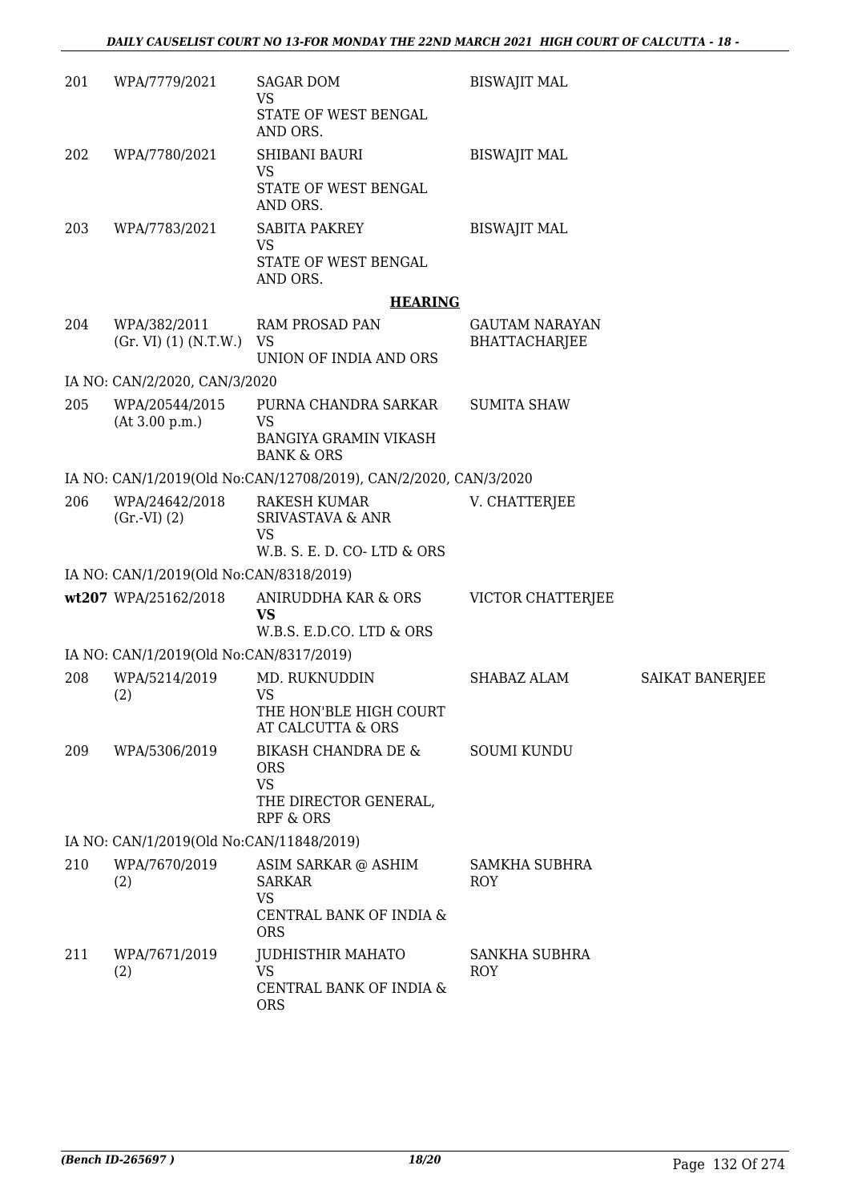| | | | | |
|---|---|---|---|---|
| 201 | WPA/7779/2021 | SAGAR DOM<br>VS<br>STATE OF WEST BENGAL AND ORS. | BISWAJIT MAL | |
| 202 | WPA/7780/2021 | SHIBANI BAURI<br>VS<br>STATE OF WEST BENGAL AND ORS. | BISWAJIT MAL | |
| 203 | WPA/7783/2021 | SABITA PAKREY<br>VS<br>STATE OF WEST BENGAL AND ORS. | BISWAJIT MAL | |

**HEARING**

| | | | | |
|---|---|---|---|---|
| 204 | WPA/382/2011<br>(Gr. VI) (1) (N.T.W.) | RAM PROSAD PAN<br>VS<br>UNION OF INDIA AND ORS | GAUTAM NARAYAN BHATTACHARJEE | |
| | IA NO: CAN/2/2020, CAN/3/2020 | | | |
| 205 | WPA/20544/2015<br>(At 3.00 p.m.) | PURNA CHANDRA SARKAR<br>VS<br>BANGIYA GRAMIN VIKASH BANK & ORS | SUMITA SHAW | |
| | IA NO: CAN/1/2019(Old No:CAN/12708/2019), CAN/2/2020, CAN/3/2020 | | | |
| 206 | WPA/24642/2018<br>(Gr.-VI) (2) | RAKESH KUMAR SRIVASTAVA & ANR<br>VS<br>W.B. S. E. D. CO- LTD & ORS | V. CHATTERJEE | |
| | IA NO: CAN/1/2019(Old No:CAN/8318/2019) | | | |
| wt207 | WPA/25162/2018 | ANIRUDDHA KAR & ORS<br>**VS**<br>W.B.S. E.D.CO. LTD & ORS | VICTOR CHATTERJEE | |
| | IA NO: CAN/1/2019(Old No:CAN/8317/2019) | | | |
| 208 | WPA/5214/2019<br>(2) | MD. RUKNUDDIN<br>VS<br>THE HON'BLE HIGH COURT AT CALCUTTA & ORS | SHABAZ ALAM | SAIKAT BANERJEE |
| 209 | WPA/5306/2019 | BIKASH CHANDRA DE & ORS<br>VS<br>THE DIRECTOR GENERAL, RPF & ORS | SOUMI KUNDU | |
| | IA NO: CAN/1/2019(Old No:CAN/11848/2019) | | | |
| 210 | WPA/7670/2019<br>(2) | ASIM SARKAR @ ASHIM SARKAR<br>VS<br>CENTRAL BANK OF INDIA & ORS | SAMKHA SUBHRA ROY | |
| 211 | WPA/7671/2019<br>(2) | JUDHISTHIR MAHATO<br>VS<br>CENTRAL BANK OF INDIA & ORS | SANKHA SUBHRA ROY | |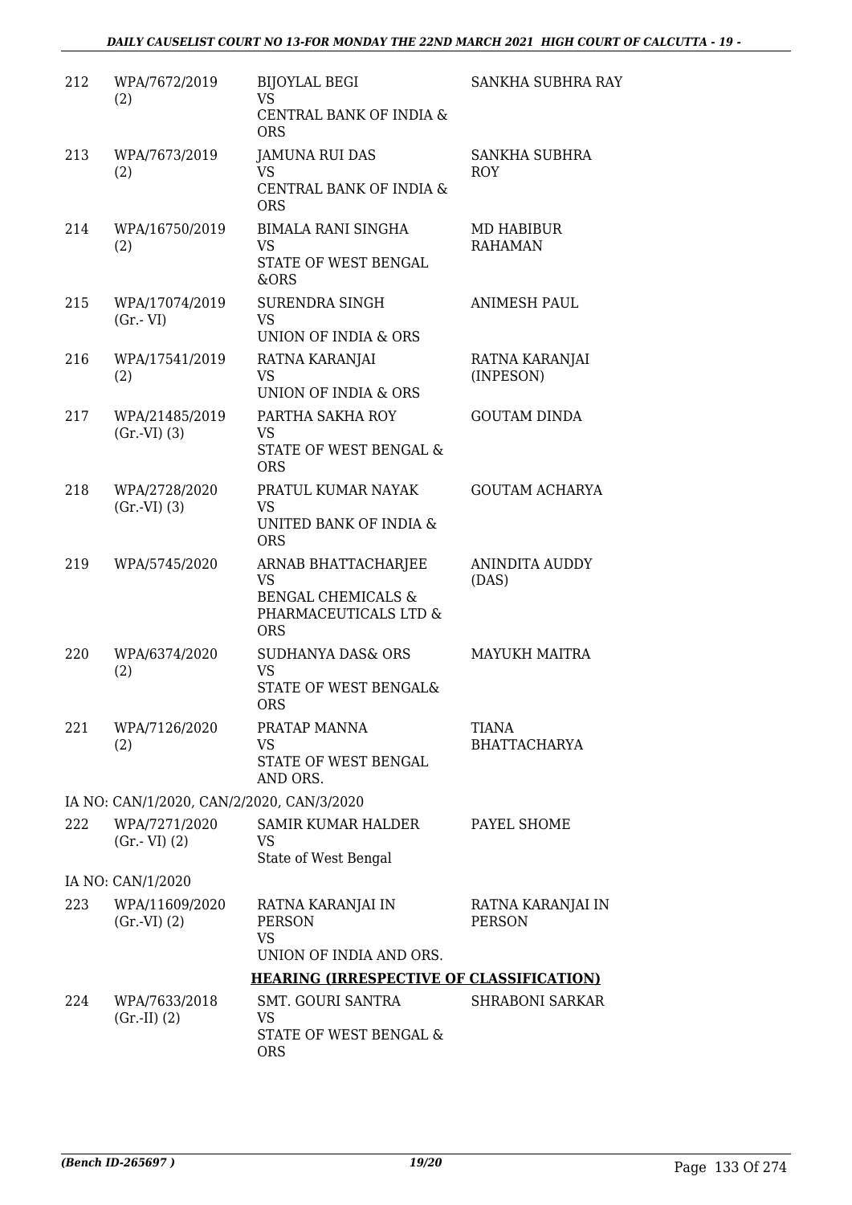| | | | |
|---|---|---|---|
| 212 | WPA/7672/2019 (2) | BIJOYLAL BEGI<br>VS<br>CENTRAL BANK OF INDIA & ORS | SANKHA SUBHRA RAY |
| 213 | WPA/7673/2019 (2) | JAMUNA RUI DAS<br>VS<br>CENTRAL BANK OF INDIA & ORS | SANKHA SUBHRA ROY |
| 214 | WPA/16750/2019 (2) | BIMALA RANI SINGHA<br>VS<br>STATE OF WEST BENGAL &ORS | MD HABIBUR RAHAMAN |
| 215 | WPA/17074/2019 (Gr.- VI) | SURENDRA SINGH<br>VS<br>UNION OF INDIA & ORS | ANIMESH PAUL |
| 216 | WPA/17541/2019 (2) | RATNA KARANJAI<br>VS<br>UNION OF INDIA & ORS | RATNA KARANJAI (INPESON) |
| 217 | WPA/21485/2019 (Gr.-VI) (3) | PARTHA SAKHA ROY<br>VS<br>STATE OF WEST BENGAL & ORS | GOUTAM DINDA |
| 218 | WPA/2728/2020 (Gr.-VI) (3) | PRATUL KUMAR NAYAK<br>VS<br>UNITED BANK OF INDIA & ORS | GOUTAM ACHARYA |
| 219 | WPA/5745/2020 | ARNAB BHATTACHARJEE<br>VS<br>BENGAL CHEMICALS & PHARMACEUTICALS LTD & ORS | ANINDITA AUDDY (DAS) |
| 220 | WPA/6374/2020 (2) | SUDHANYA DAS& ORS<br>VS<br>STATE OF WEST BENGAL& ORS | MAYUKH MAITRA |
| 221 | WPA/7126/2020 (2) | PRATAP MANNA<br>VS<br>STATE OF WEST BENGAL AND ORS. | TIANA BHATTACHARYA |

IA NO: CAN/1/2020, CAN/2/2020, CAN/3/2020

| | | | |
|---|---|---|---|
| 222 | WPA/7271/2020 (Gr.- VI) (2) | SAMIR KUMAR HALDER<br>VS<br>State of West Bengal | PAYEL SHOME |

IA NO: CAN/1/2020

| | | | |
|---|---|---|---|
| 223 | WPA/11609/2020 (Gr.-VI) (2) | RATNA KARANJAI IN PERSON<br>VS<br>UNION OF INDIA AND ORS. | RATNA KARANJAI IN PERSON |

**HEARING (IRRESPECTIVE OF CLASSIFICATION)**

| | | | |
|---|---|---|---|
| 224 | WPA/7633/2018 (Gr.-II) (2) | SMT. GOURI SANTRA<br>VS<br>STATE OF WEST BENGAL & ORS | SHRABONI SARKAR |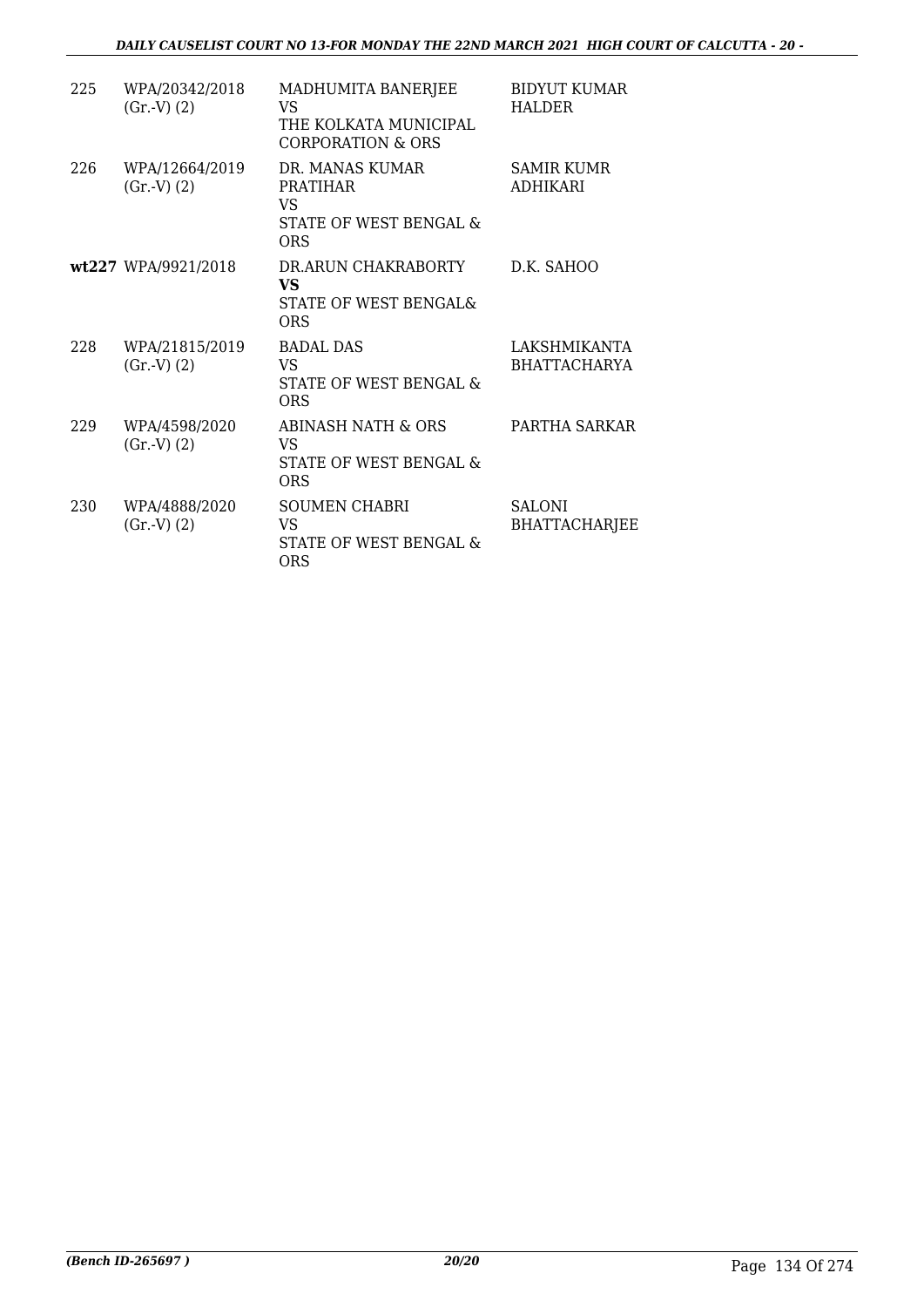| | | | |
|---|---|---|---|
| 225 | WPA/20342/2018 (Gr.-V) (2) | MADHUMITA BANERJEE VS THE KOLKATA MUNICIPAL CORPORATION & ORS | BIDYUT KUMAR HALDER |
| 226 | WPA/12664/2019 (Gr.-V) (2) | DR. MANAS KUMAR PRATIHAR VS STATE OF WEST BENGAL & ORS | SAMIR KUMR ADHIKARI |
| **wt227** | WPA/9921/2018 | DR.ARUN CHAKRABORTY **VS** STATE OF WEST BENGAL& ORS | D.K. SAHOO |
| 228 | WPA/21815/2019 (Gr.-V) (2) | BADAL DAS VS STATE OF WEST BENGAL & ORS | LAKSHMIKANTA BHATTACHARYA |
| 229 | WPA/4598/2020 (Gr.-V) (2) | ABINASH NATH & ORS VS STATE OF WEST BENGAL & ORS | PARTHA SARKAR |
| 230 | WPA/4888/2020 (Gr.-V) (2) | SOUMEN CHABRI VS STATE OF WEST BENGAL & ORS | SALONI BHATTACHARJEE |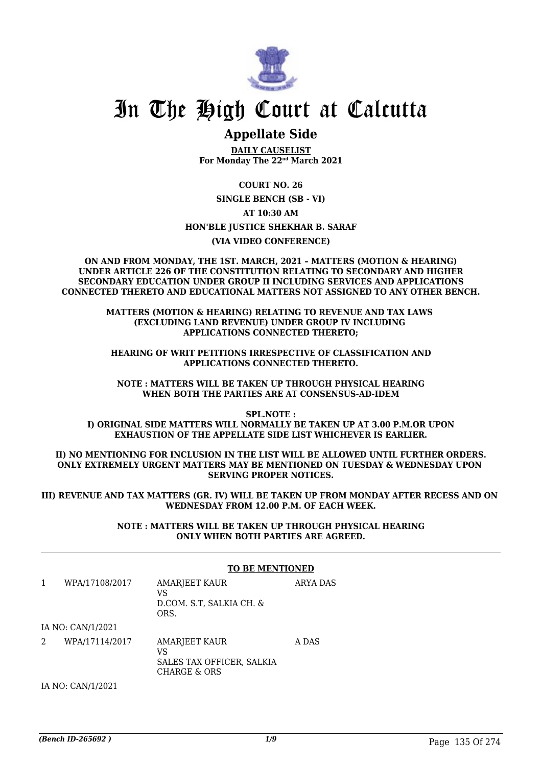# In The High Court at Calcutta

## Appellate Side

**DAILY CAUSELIST**
**For Monday The 22nd March 2021**

**COURT NO. 26**

**SINGLE BENCH (SB - VI)**

**AT 10:30 AM**

**HON'BLE JUSTICE SHEKHAR B. SARAF**

**(VIA VIDEO CONFERENCE)**

**ON AND FROM MONDAY, THE 1ST. MARCH, 2021 – MATTERS (MOTION & HEARING) UNDER ARTICLE 226 OF THE CONSTITUTION RELATING TO SECONDARY AND HIGHER SECONDARY EDUCATION UNDER GROUP II INCLUDING SERVICES AND APPLICATIONS CONNECTED THERETO AND EDUCATIONAL MATTERS NOT ASSIGNED TO ANY OTHER BENCH.**

**MATTERS (MOTION & HEARING) RELATING TO REVENUE AND TAX LAWS (EXCLUDING LAND REVENUE) UNDER GROUP IV INCLUDING APPLICATIONS CONNECTED THERETO;**

**HEARING OF WRIT PETITIONS IRRESPECTIVE OF CLASSIFICATION AND APPLICATIONS CONNECTED THERETO.**

**NOTE : MATTERS WILL BE TAKEN UP THROUGH PHYSICAL HEARING WHEN BOTH THE PARTIES ARE AT CONSENSUS-AD-IDEM**

**SPL.NOTE :**
**I) ORIGINAL SIDE MATTERS WILL NORMALLY BE TAKEN UP AT 3.00 P.M.OR UPON EXHAUSTION OF THE APPELLATE SIDE LIST WHICHEVER IS EARLIER.**

**II) NO MENTIONING FOR INCLUSION IN THE LIST WILL BE ALLOWED UNTIL FURTHER ORDERS. ONLY EXTREMELY URGENT MATTERS MAY BE MENTIONED ON TUESDAY & WEDNESDAY UPON SERVING PROPER NOTICES.**

**III) REVENUE AND TAX MATTERS (GR. IV) WILL BE TAKEN UP FROM MONDAY AFTER RECESS AND ON WEDNESDAY FROM 12.00 P.M. OF EACH WEEK.**

**NOTE : MATTERS WILL BE TAKEN UP THROUGH PHYSICAL HEARING ONLY WHEN BOTH PARTIES ARE AGREED.**

**TO BE MENTIONED**

| | | | |
|---|---|---|---|
| 1 | WPA/17108/2017 | AMARJEET KAUR<br>VS<br>D.COM. S.T, SALKIA CH. & ORS. | ARYA DAS |
| | IA NO: CAN/1/2021 | | |
| 2 | WPA/17114/2017 | AMARJEET KAUR<br>VS<br>SALES TAX OFFICER, SALKIA CHARGE & ORS | A DAS |
| | IA NO: CAN/1/2021 | | |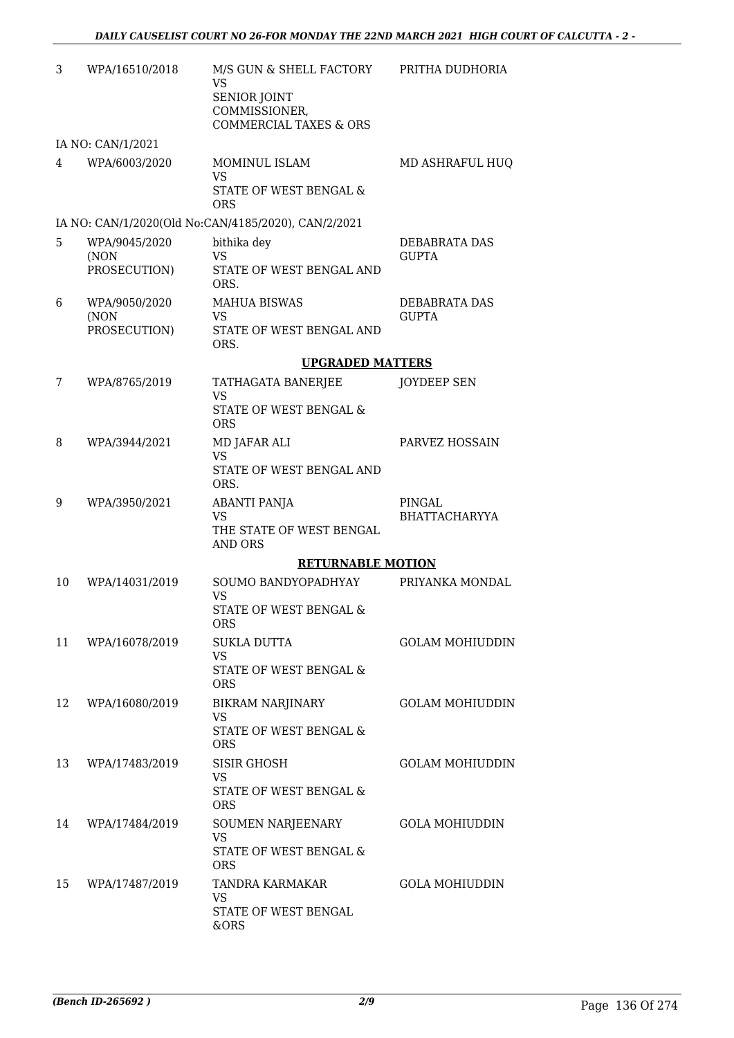| | | | |
|---|---|---|---|
| 3 | WPA/16510/2018 | M/S GUN & SHELL FACTORY<br>VS<br>SENIOR JOINT COMMISSIONER, COMMERCIAL TAXES & ORS | PRITHA DUDHORIA |
| | IA NO: CAN/1/2021 | | |
| 4 | WPA/6003/2020 | MOMINUL ISLAM<br>VS<br>STATE OF WEST BENGAL & ORS | MD ASHRAFUL HUQ |
| | IA NO: CAN/1/2020(Old No:CAN/4185/2020), CAN/2/2021 | | |
| 5 | WPA/9045/2020 (NON PROSECUTION) | bithika dey<br>VS<br>STATE OF WEST BENGAL AND ORS. | DEBABRATA DAS GUPTA |
| 6 | WPA/9050/2020 (NON PROSECUTION) | MAHUA BISWAS<br>VS<br>STATE OF WEST BENGAL AND ORS. | DEBABRATA DAS GUPTA |
| | | **UPGRADED MATTERS** | |
| 7 | WPA/8765/2019 | TATHAGATA BANERJEE<br>VS<br>STATE OF WEST BENGAL & ORS | JOYDEEP SEN |
| 8 | WPA/3944/2021 | MD JAFAR ALI<br>VS<br>STATE OF WEST BENGAL AND ORS. | PARVEZ HOSSAIN |
| 9 | WPA/3950/2021 | ABANTI PANJA<br>VS<br>THE STATE OF WEST BENGAL AND ORS | PINGAL BHATTACHARYYA |
| | | **RETURNABLE MOTION** | |
| 10 | WPA/14031/2019 | SOUMO BANDYOPADHYAY<br>VS<br>STATE OF WEST BENGAL & ORS | PRIYANKA MONDAL |
| 11 | WPA/16078/2019 | SUKLA DUTTA<br>VS<br>STATE OF WEST BENGAL & ORS | GOLAM MOHIUDDIN |
| 12 | WPA/16080/2019 | BIKRAM NARJINARY<br>VS<br>STATE OF WEST BENGAL & ORS | GOLAM MOHIUDDIN |
| 13 | WPA/17483/2019 | SISIR GHOSH<br>VS<br>STATE OF WEST BENGAL & ORS | GOLAM MOHIUDDIN |
| 14 | WPA/17484/2019 | SOUMEN NARJEENARY<br>VS<br>STATE OF WEST BENGAL & ORS | GOLA MOHIUDDIN |
| 15 | WPA/17487/2019 | TANDRA KARMAKAR<br>VS<br>STATE OF WEST BENGAL &ORS | GOLA MOHIUDDIN |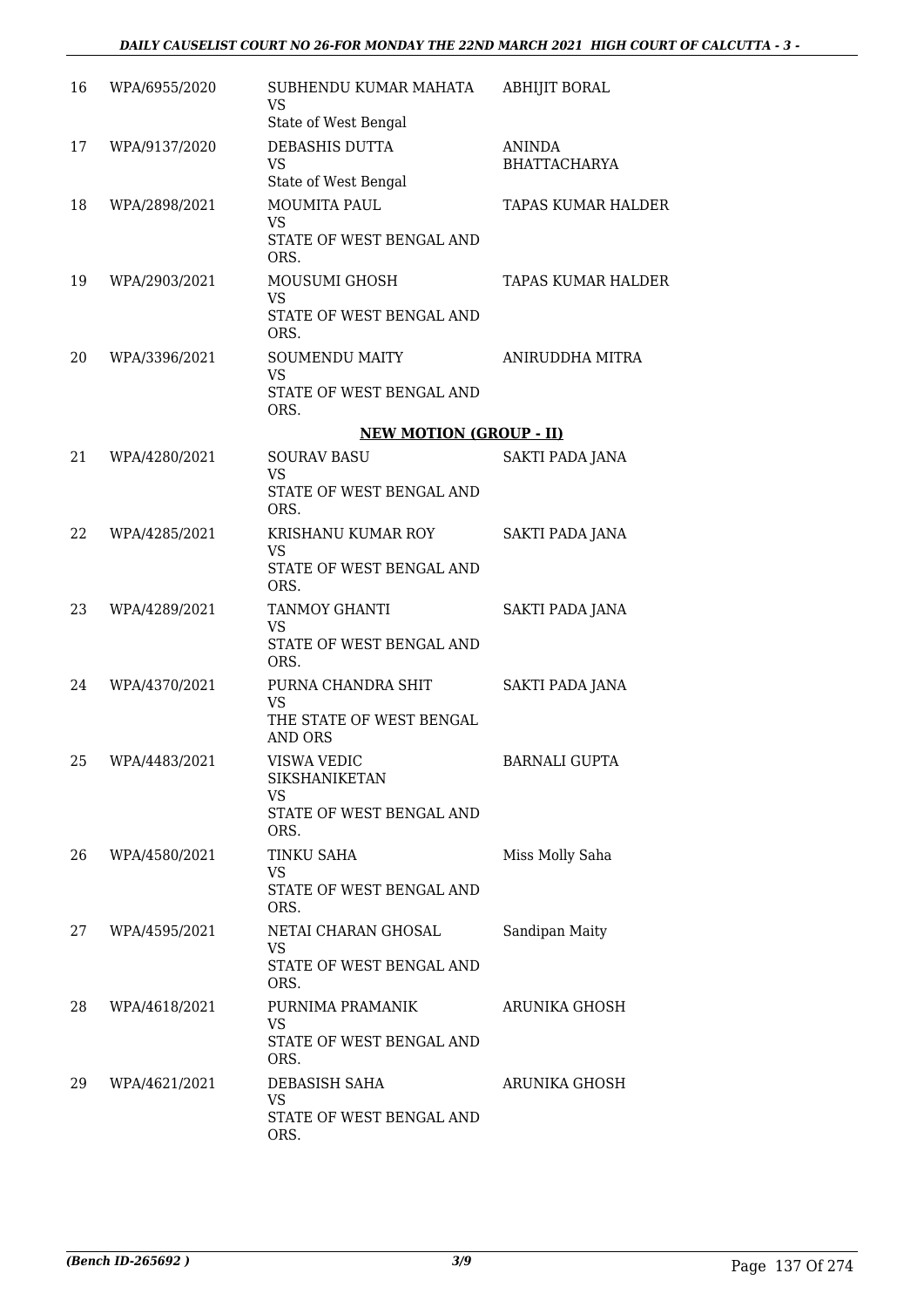| | | | |
|---|---|---|---|
| 16 | WPA/6955/2020 | SUBHENDU KUMAR MAHATA<br>VS<br>State of West Bengal | ABHIJIT BORAL |
| 17 | WPA/9137/2020 | DEBASHIS DUTTA<br>VS<br>State of West Bengal | ANINDA BHATTACHARYA |
| 18 | WPA/2898/2021 | MOUMITA PAUL<br>VS<br>STATE OF WEST BENGAL AND ORS. | TAPAS KUMAR HALDER |
| 19 | WPA/2903/2021 | MOUSUMI GHOSH<br>VS<br>STATE OF WEST BENGAL AND ORS. | TAPAS KUMAR HALDER |
| 20 | WPA/3396/2021 | SOUMENDU MAITY<br>VS<br>STATE OF WEST BENGAL AND ORS. | ANIRUDDHA MITRA |

**NEW MOTION (GROUP - II)**

| | | | |
|---|---|---|---|
| 21 | WPA/4280/2021 | SOURAV BASU<br>VS<br>STATE OF WEST BENGAL AND ORS. | SAKTI PADA JANA |
| 22 | WPA/4285/2021 | KRISHANU KUMAR ROY<br>VS<br>STATE OF WEST BENGAL AND ORS. | SAKTI PADA JANA |
| 23 | WPA/4289/2021 | TANMOY GHANTI<br>VS<br>STATE OF WEST BENGAL AND ORS. | SAKTI PADA JANA |
| 24 | WPA/4370/2021 | PURNA CHANDRA SHIT<br>VS<br>THE STATE OF WEST BENGAL AND ORS | SAKTI PADA JANA |
| 25 | WPA/4483/2021 | VISWA VEDIC SIKSHANIKETAN<br>VS<br>STATE OF WEST BENGAL AND ORS. | BARNALI GUPTA |
| 26 | WPA/4580/2021 | TINKU SAHA<br>VS<br>STATE OF WEST BENGAL AND ORS. | Miss Molly Saha |
| 27 | WPA/4595/2021 | NETAI CHARAN GHOSAL<br>VS<br>STATE OF WEST BENGAL AND ORS. | Sandipan Maity |
| 28 | WPA/4618/2021 | PURNIMA PRAMANIK<br>VS<br>STATE OF WEST BENGAL AND ORS. | ARUNIKA GHOSH |
| 29 | WPA/4621/2021 | DEBASISH SAHA<br>VS<br>STATE OF WEST BENGAL AND ORS. | ARUNIKA GHOSH |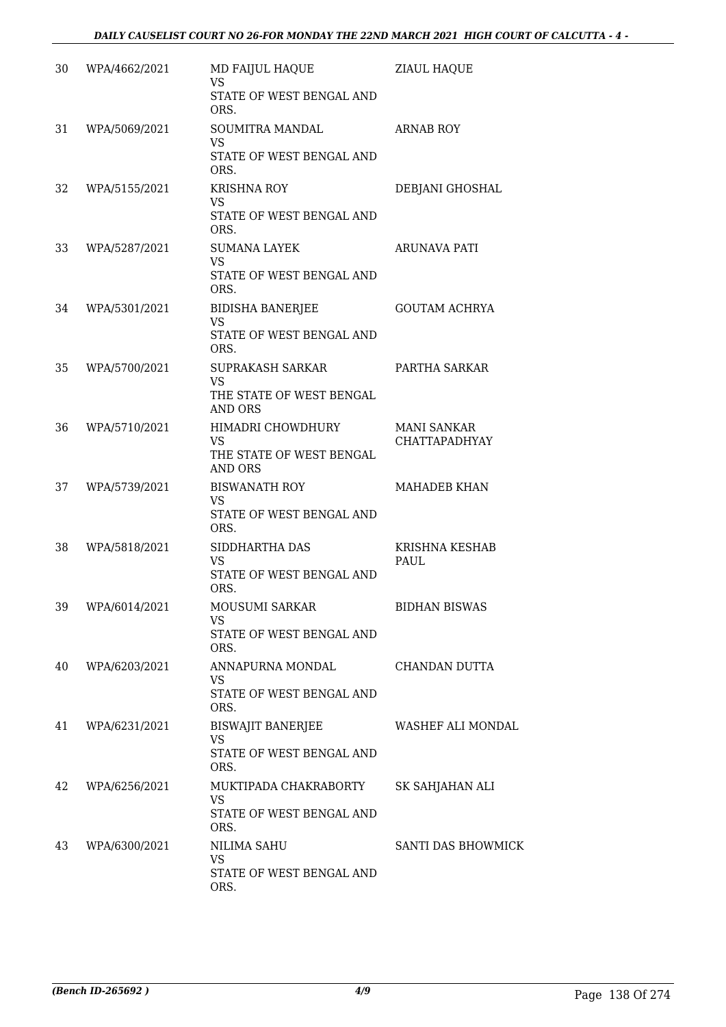| | | | |
|---|---|---|---|
| 30 | WPA/4662/2021 | MD FAIJUL HAQUE<br>VS<br>STATE OF WEST BENGAL AND ORS. | ZIAUL HAQUE |
| 31 | WPA/5069/2021 | SOUMITRA MANDAL<br>VS<br>STATE OF WEST BENGAL AND ORS. | ARNAB ROY |
| 32 | WPA/5155/2021 | KRISHNA ROY<br>VS<br>STATE OF WEST BENGAL AND ORS. | DEBJANI GHOSHAL |
| 33 | WPA/5287/2021 | SUMANA LAYEK<br>VS<br>STATE OF WEST BENGAL AND ORS. | ARUNAVA PATI |
| 34 | WPA/5301/2021 | BIDISHA BANERJEE<br>VS<br>STATE OF WEST BENGAL AND ORS. | GOUTAM ACHRYA |
| 35 | WPA/5700/2021 | SUPRAKASH SARKAR<br>VS<br>THE STATE OF WEST BENGAL AND ORS | PARTHA SARKAR |
| 36 | WPA/5710/2021 | HIMADRI CHOWDHURY<br>VS<br>THE STATE OF WEST BENGAL AND ORS | MANI SANKAR CHATTAPADHYAY |
| 37 | WPA/5739/2021 | BISWANATH ROY<br>VS<br>STATE OF WEST BENGAL AND ORS. | MAHADEB KHAN |
| 38 | WPA/5818/2021 | SIDDHARTHA DAS<br>VS<br>STATE OF WEST BENGAL AND ORS. | KRISHNA KESHAB PAUL |
| 39 | WPA/6014/2021 | MOUSUMI SARKAR<br>VS<br>STATE OF WEST BENGAL AND ORS. | BIDHAN BISWAS |
| 40 | WPA/6203/2021 | ANNAPURNA MONDAL<br>VS<br>STATE OF WEST BENGAL AND ORS. | CHANDAN DUTTA |
| 41 | WPA/6231/2021 | BISWAJIT BANERJEE<br>VS<br>STATE OF WEST BENGAL AND ORS. | WASHEF ALI MONDAL |
| 42 | WPA/6256/2021 | MUKTIPADA CHAKRABORTY<br>VS<br>STATE OF WEST BENGAL AND ORS. | SK SAHJAHAN ALI |
| 43 | WPA/6300/2021 | NILIMA SAHU<br>VS<br>STATE OF WEST BENGAL AND ORS. | SANTI DAS BHOWMICK |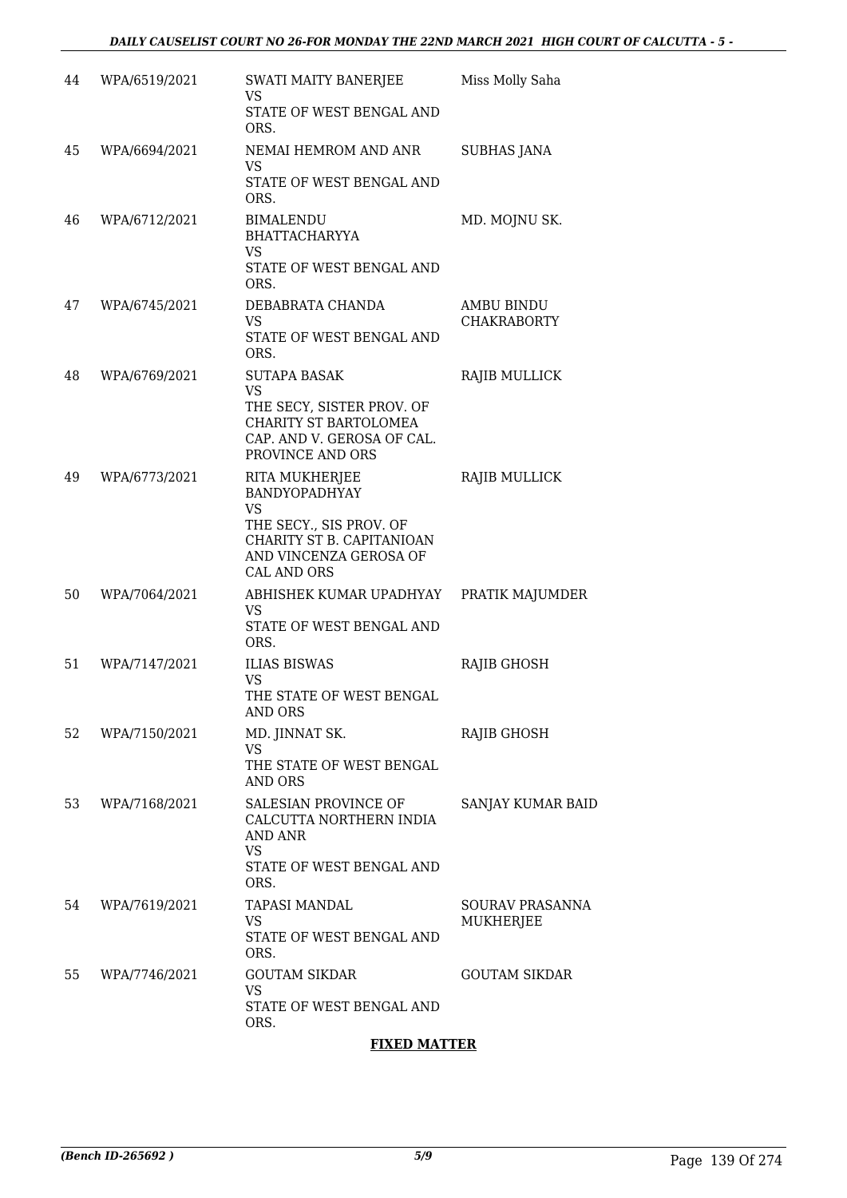| | | | |
|---|---|---|---|
| 44 | WPA/6519/2021 | SWATI MAITY BANERJEE<br>VS<br>STATE OF WEST BENGAL AND ORS. | Miss Molly Saha |
| 45 | WPA/6694/2021 | NEMAI HEMROM AND ANR<br>VS<br>STATE OF WEST BENGAL AND ORS. | SUBHAS JANA |
| 46 | WPA/6712/2021 | BIMALENDU BHATTACHARYYA<br>VS<br>STATE OF WEST BENGAL AND ORS. | MD. MOJNU SK. |
| 47 | WPA/6745/2021 | DEBABRATA CHANDA<br>VS<br>STATE OF WEST BENGAL AND ORS. | AMBU BINDU CHAKRABORTY |
| 48 | WPA/6769/2021 | SUTAPA BASAK<br>VS<br>THE SECY, SISTER PROV. OF CHARITY ST BARTOLOMEA CAP. AND V. GEROSA OF CAL. PROVINCE AND ORS | RAJIB MULLICK |
| 49 | WPA/6773/2021 | RITA MUKHERJEE BANDYOPADHYAY<br>VS<br>THE SECY., SIS PROV. OF CHARITY ST B. CAPITANIOAN AND VINCENZA GEROSA OF CAL AND ORS | RAJIB MULLICK |
| 50 | WPA/7064/2021 | ABHISHEK KUMAR UPADHYAY<br>VS<br>STATE OF WEST BENGAL AND ORS. | PRATIK MAJUMDER |
| 51 | WPA/7147/2021 | ILIAS BISWAS<br>VS<br>THE STATE OF WEST BENGAL AND ORS | RAJIB GHOSH |
| 52 | WPA/7150/2021 | MD. JINNAT SK.<br>VS<br>THE STATE OF WEST BENGAL AND ORS | RAJIB GHOSH |
| 53 | WPA/7168/2021 | SALESIAN PROVINCE OF CALCUTTA NORTHERN INDIA AND ANR<br>VS<br>STATE OF WEST BENGAL AND ORS. | SANJAY KUMAR BAID |
| 54 | WPA/7619/2021 | TAPASI MANDAL<br>VS<br>STATE OF WEST BENGAL AND ORS. | SOURAV PRASANNA MUKHERJEE |
| 55 | WPA/7746/2021 | GOUTAM SIKDAR<br>VS<br>STATE OF WEST BENGAL AND ORS. | GOUTAM SIKDAR |

**FIXED MATTER**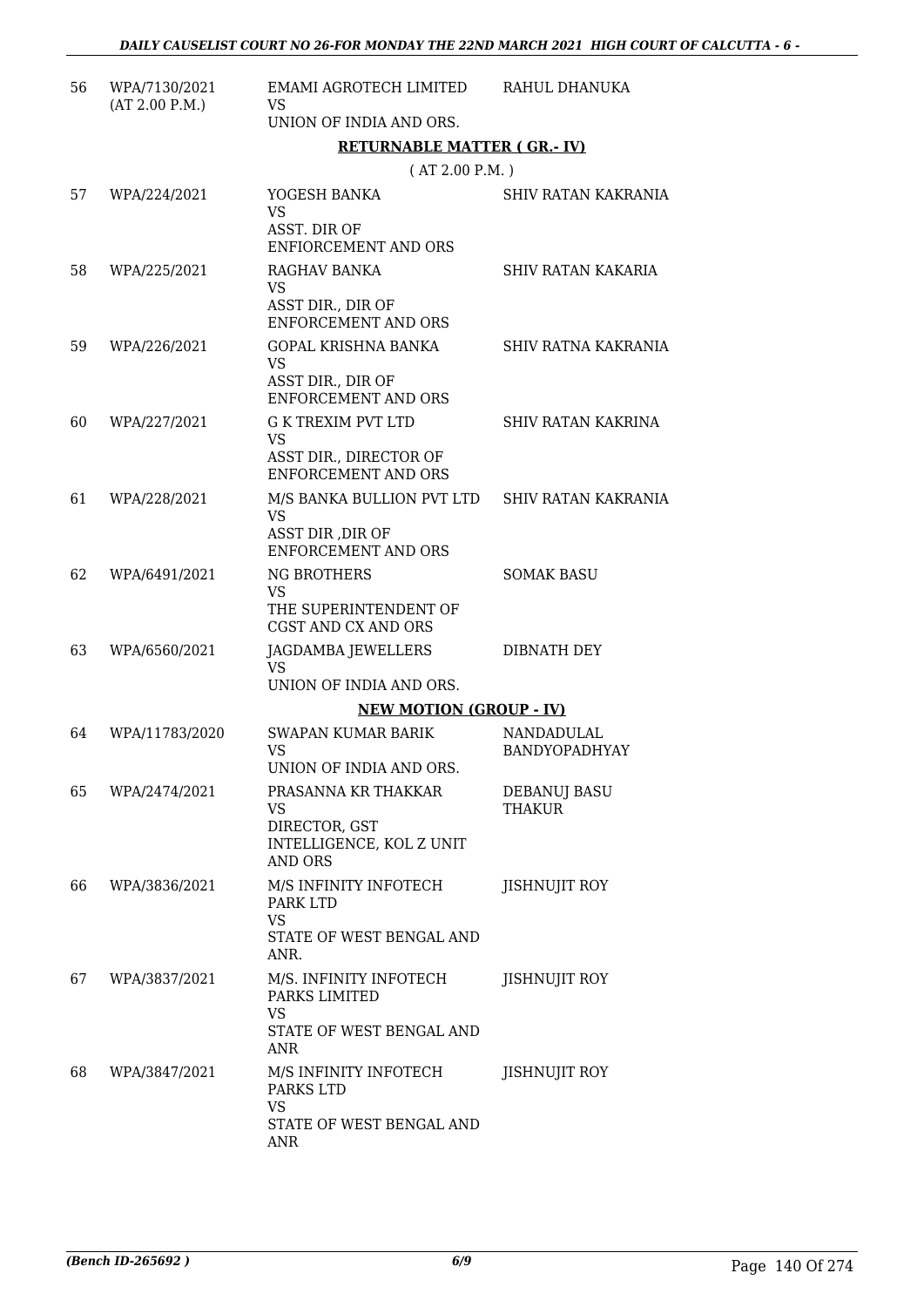| 56 | WPA/7130/2021 (AT 2.00 P.M.) | EMAMI AGROTECH LIMITED VS UNION OF INDIA AND ORS. | RAHUL DHANUKA |
|---|---|---|---|

**RETURNABLE MATTER ( GR.- IV)**

( AT 2.00 P.M. )

| 57 | WPA/224/2021 | YOGESH BANKA VS ASST. DIR OF ENFIORCEMENT AND ORS | SHIV RATAN KAKRANIA |
|---|---|---|---|
| 58 | WPA/225/2021 | RAGHAV BANKA VS ASST DIR., DIR OF ENFORCEMENT AND ORS | SHIV RATAN KAKARIA |
| 59 | WPA/226/2021 | GOPAL KRISHNA BANKA VS ASST DIR., DIR OF ENFORCEMENT AND ORS | SHIV RATNA KAKRANIA |
| 60 | WPA/227/2021 | G K TREXIM PVT LTD VS ASST DIR., DIRECTOR OF ENFORCEMENT AND ORS | SHIV RATAN KAKRINA |
| 61 | WPA/228/2021 | M/S BANKA BULLION PVT LTD VS ASST DIR ,DIR OF ENFORCEMENT AND ORS | SHIV RATAN KAKRANIA |
| 62 | WPA/6491/2021 | NG BROTHERS VS THE SUPERINTENDENT OF CGST AND CX AND ORS | SOMAK BASU |
| 63 | WPA/6560/2021 | JAGDAMBA JEWELLERS VS UNION OF INDIA AND ORS. | DIBNATH DEY |

**NEW MOTION (GROUP - IV)**

| 64 | WPA/11783/2020 | SWAPAN KUMAR BARIK VS UNION OF INDIA AND ORS. | NANDADULAL BANDYOPADHYAY |
|---|---|---|---|
| 65 | WPA/2474/2021 | PRASANNA KR THAKKAR VS DIRECTOR, GST INTELLIGENCE, KOL Z UNIT AND ORS | DEBANUJ BASU THAKUR |
| 66 | WPA/3836/2021 | M/S INFINITY INFOTECH PARK LTD VS STATE OF WEST BENGAL AND ANR. | JISHNUJIT ROY |
| 67 | WPA/3837/2021 | M/S. INFINITY INFOTECH PARKS LIMITED VS STATE OF WEST BENGAL AND ANR | JISHNUJIT ROY |
| 68 | WPA/3847/2021 | M/S INFINITY INFOTECH PARKS LTD VS STATE OF WEST BENGAL AND ANR | JISHNUJIT ROY |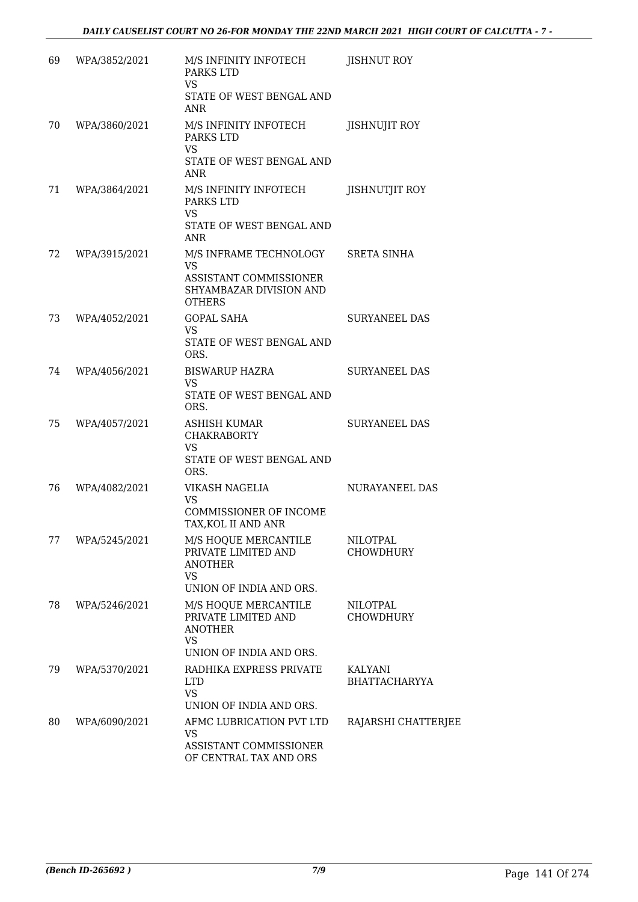| | | | |
|---|---|---|---|
| 69 | WPA/3852/2021 | M/S INFINITY INFOTECH PARKS LTD<br>VS<br>STATE OF WEST BENGAL AND ANR | JISHNUT ROY |
| 70 | WPA/3860/2021 | M/S INFINITY INFOTECH PARKS LTD<br>VS<br>STATE OF WEST BENGAL AND ANR | JISHNUJIT ROY |
| 71 | WPA/3864/2021 | M/S INFINITY INFOTECH PARKS LTD<br>VS<br>STATE OF WEST BENGAL AND ANR | JISHNUTJIT ROY |
| 72 | WPA/3915/2021 | M/S INFRAME TECHNOLOGY<br>VS<br>ASSISTANT COMMISSIONER SHYAMBAZAR DIVISION AND OTHERS | SRETA SINHA |
| 73 | WPA/4052/2021 | GOPAL SAHA<br>VS<br>STATE OF WEST BENGAL AND ORS. | SURYANEEL DAS |
| 74 | WPA/4056/2021 | BISWARUP HAZRA<br>VS<br>STATE OF WEST BENGAL AND ORS. | SURYANEEL DAS |
| 75 | WPA/4057/2021 | ASHISH KUMAR CHAKRABORTY<br>VS<br>STATE OF WEST BENGAL AND ORS. | SURYANEEL DAS |
| 76 | WPA/4082/2021 | VIKASH NAGELIA<br>VS<br>COMMISSIONER OF INCOME TAX,KOL II AND ANR | NURAYANEEL DAS |
| 77 | WPA/5245/2021 | M/S HOQUE MERCANTILE PRIVATE LIMITED AND ANOTHER<br>VS<br>UNION OF INDIA AND ORS. | NILOTPAL CHOWDHURY |
| 78 | WPA/5246/2021 | M/S HOQUE MERCANTILE PRIVATE LIMITED AND ANOTHER<br>VS<br>UNION OF INDIA AND ORS. | NILOTPAL CHOWDHURY |
| 79 | WPA/5370/2021 | RADHIKA EXPRESS PRIVATE LTD<br>VS<br>UNION OF INDIA AND ORS. | KALYANI BHATTACHARYYA |
| 80 | WPA/6090/2021 | AFMC LUBRICATION PVT LTD<br>VS<br>ASSISTANT COMMISSIONER OF CENTRAL TAX AND ORS | RAJARSHI CHATTERJEE |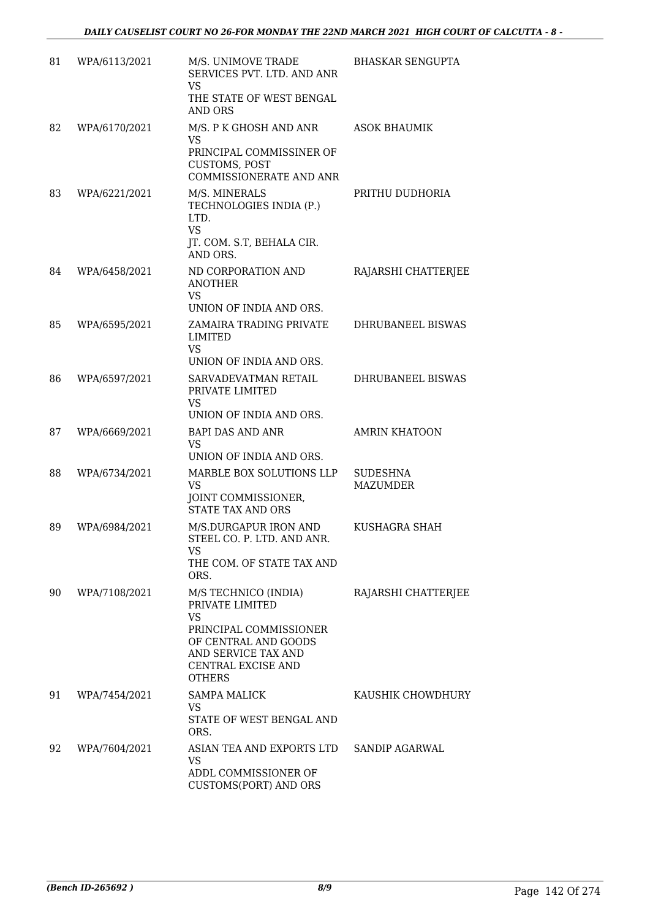| 81 | WPA/6113/2021 | M/S. UNIMOVE TRADE SERVICES PVT. LTD. AND ANR<br>VS<br>THE STATE OF WEST BENGAL AND ORS | BHASKAR SENGUPTA |
|---|---|---|---|
| 82 | WPA/6170/2021 | M/S. P K GHOSH AND ANR<br>VS<br>PRINCIPAL COMMISSINER OF CUSTOMS, POST COMMISSIONERATE AND ANR | ASOK BHAUMIK |
| 83 | WPA/6221/2021 | M/S. MINERALS TECHNOLOGIES INDIA (P.) LTD.<br>VS<br>JT. COM. S.T, BEHALA CIR. AND ORS. | PRITHU DUDHORIA |
| 84 | WPA/6458/2021 | ND CORPORATION AND ANOTHER<br>VS<br>UNION OF INDIA AND ORS. | RAJARSHI CHATTERJEE |
| 85 | WPA/6595/2021 | ZAMAIRA TRADING PRIVATE LIMITED<br>VS<br>UNION OF INDIA AND ORS. | DHRUBANEEL BISWAS |
| 86 | WPA/6597/2021 | SARVADEVATMAN RETAIL PRIVATE LIMITED<br>VS<br>UNION OF INDIA AND ORS. | DHRUBANEEL BISWAS |
| 87 | WPA/6669/2021 | BAPI DAS AND ANR<br>VS<br>UNION OF INDIA AND ORS. | AMRIN KHATOON |
| 88 | WPA/6734/2021 | MARBLE BOX SOLUTIONS LLP<br>VS<br>JOINT COMMISSIONER, STATE TAX AND ORS | SUDESHNA MAZUMDER |
| 89 | WPA/6984/2021 | M/S.DURGAPUR IRON AND STEEL CO. P. LTD. AND ANR.<br>VS<br>THE COM. OF STATE TAX AND ORS. | KUSHAGRA SHAH |
| 90 | WPA/7108/2021 | M/S TECHNICO (INDIA) PRIVATE LIMITED<br>VS<br>PRINCIPAL COMMISSIONER OF CENTRAL AND GOODS AND SERVICE TAX AND CENTRAL EXCISE AND OTHERS | RAJARSHI CHATTERJEE |
| 91 | WPA/7454/2021 | SAMPA MALICK<br>VS<br>STATE OF WEST BENGAL AND ORS. | KAUSHIK CHOWDHURY |
| 92 | WPA/7604/2021 | ASIAN TEA AND EXPORTS LTD<br>VS<br>ADDL COMMISSIONER OF CUSTOMS(PORT) AND ORS | SANDIP AGARWAL |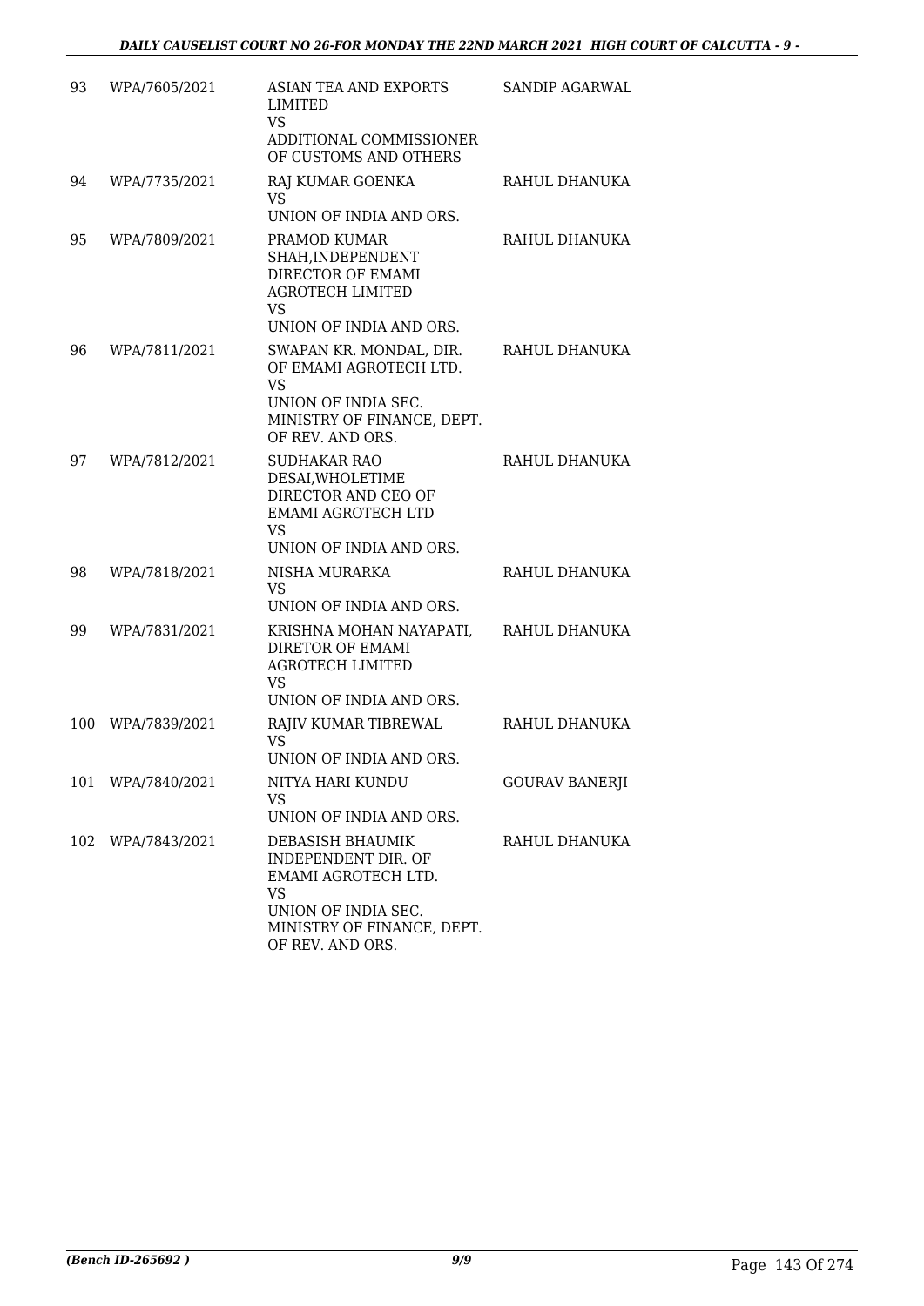| | | | |
|---|---|---|---|
| 93 | WPA/7605/2021 | ASIAN TEA AND EXPORTS LIMITED<br>VS<br>ADDITIONAL COMMISSIONER OF CUSTOMS AND OTHERS | SANDIP AGARWAL |
| 94 | WPA/7735/2021 | RAJ KUMAR GOENKA<br>VS<br>UNION OF INDIA AND ORS. | RAHUL DHANUKA |
| 95 | WPA/7809/2021 | PRAMOD KUMAR SHAH,INDEPENDENT DIRECTOR OF EMAMI AGROTECH LIMITED<br>VS<br>UNION OF INDIA AND ORS. | RAHUL DHANUKA |
| 96 | WPA/7811/2021 | SWAPAN KR. MONDAL, DIR. OF EMAMI AGROTECH LTD.<br>VS<br>UNION OF INDIA SEC. MINISTRY OF FINANCE, DEPT. OF REV. AND ORS. | RAHUL DHANUKA |
| 97 | WPA/7812/2021 | SUDHAKAR RAO DESAI,WHOLETIME DIRECTOR AND CEO OF EMAMI AGROTECH LTD<br>VS<br>UNION OF INDIA AND ORS. | RAHUL DHANUKA |
| 98 | WPA/7818/2021 | NISHA MURARKA<br>VS<br>UNION OF INDIA AND ORS. | RAHUL DHANUKA |
| 99 | WPA/7831/2021 | KRISHNA MOHAN NAYAPATI, DIRETOR OF EMAMI AGROTECH LIMITED<br>VS<br>UNION OF INDIA AND ORS. | RAHUL DHANUKA |
| 100 | WPA/7839/2021 | RAJIV KUMAR TIBREWAL<br>VS<br>UNION OF INDIA AND ORS. | RAHUL DHANUKA |
| 101 | WPA/7840/2021 | NITYA HARI KUNDU<br>VS<br>UNION OF INDIA AND ORS. | GOURAV BANERJI |
| 102 | WPA/7843/2021 | DEBASISH BHAUMIK INDEPENDENT DIR. OF EMAMI AGROTECH LTD.<br>VS<br>UNION OF INDIA SEC. MINISTRY OF FINANCE, DEPT. OF REV. AND ORS. | RAHUL DHANUKA |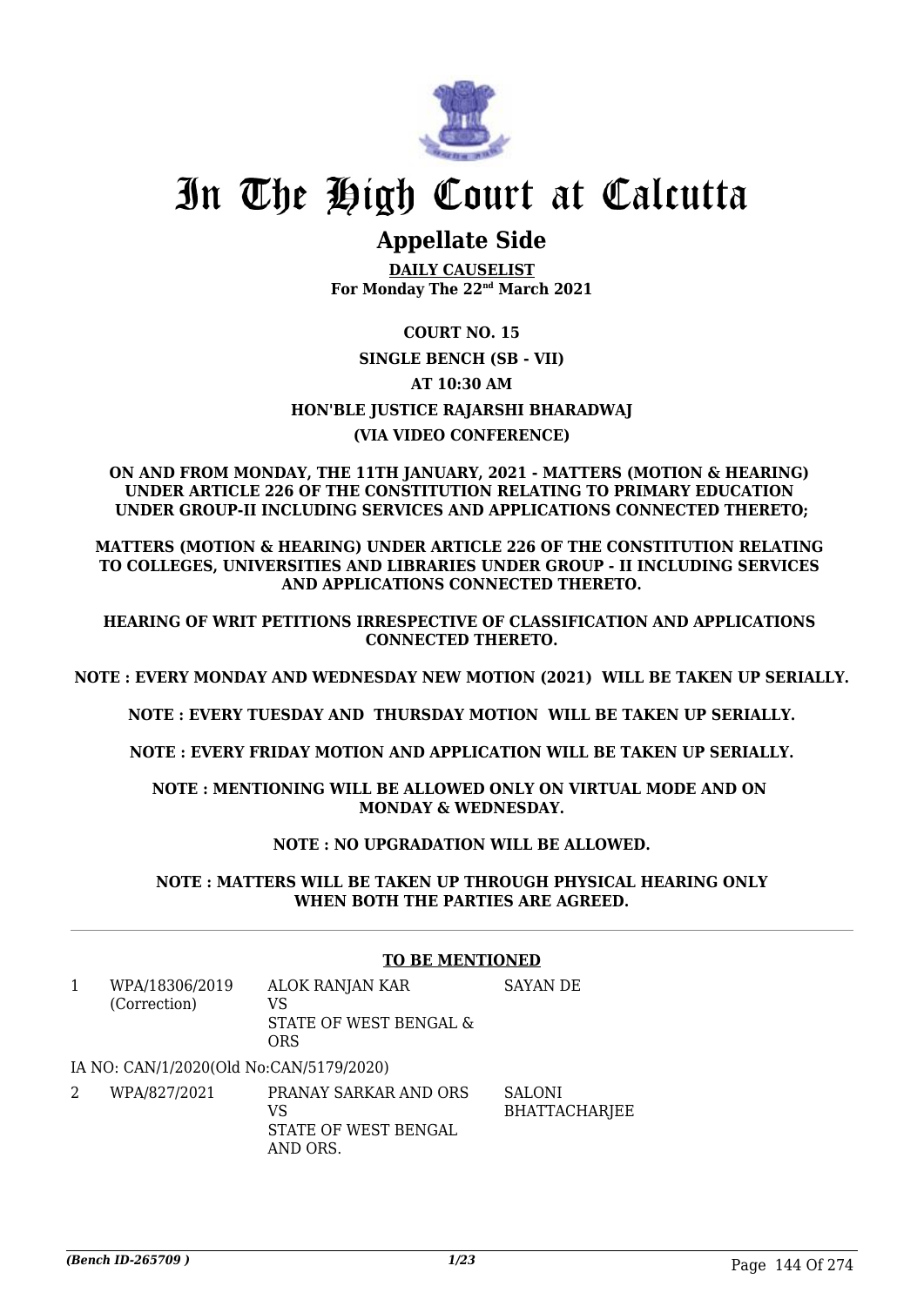# In The High Court at Calcutta

## Appellate Side

**DAILY CAUSELIST**
**For Monday The 22nd March 2021**

**COURT NO. 15**

**SINGLE BENCH (SB - VII)**

**AT 10:30 AM**

**HON'BLE JUSTICE RAJARSHI BHARADWAJ**

**(VIA VIDEO CONFERENCE)**

**ON AND FROM MONDAY, THE 11TH JANUARY, 2021 - MATTERS (MOTION & HEARING) UNDER ARTICLE 226 OF THE CONSTITUTION RELATING TO PRIMARY EDUCATION UNDER GROUP-II INCLUDING SERVICES AND APPLICATIONS CONNECTED THERETO;**

**MATTERS (MOTION & HEARING) UNDER ARTICLE 226 OF THE CONSTITUTION RELATING TO COLLEGES, UNIVERSITIES AND LIBRARIES UNDER GROUP - II INCLUDING SERVICES AND APPLICATIONS CONNECTED THERETO.**

**HEARING OF WRIT PETITIONS IRRESPECTIVE OF CLASSIFICATION AND APPLICATIONS CONNECTED THERETO.**

**NOTE : EVERY MONDAY AND WEDNESDAY NEW MOTION (2021) WILL BE TAKEN UP SERIALLY.**

**NOTE : EVERY TUESDAY AND THURSDAY MOTION WILL BE TAKEN UP SERIALLY.**

**NOTE : EVERY FRIDAY MOTION AND APPLICATION WILL BE TAKEN UP SERIALLY.**

**NOTE : MENTIONING WILL BE ALLOWED ONLY ON VIRTUAL MODE AND ON MONDAY & WEDNESDAY.**

**NOTE : NO UPGRADATION WILL BE ALLOWED.**

**NOTE : MATTERS WILL BE TAKEN UP THROUGH PHYSICAL HEARING ONLY WHEN BOTH THE PARTIES ARE AGREED.**

### TO BE MENTIONED

| | | | |
|---|---|---|---|
| 1 | WPA/18306/2019 (Correction) | ALOK RANJAN KAR VS STATE OF WEST BENGAL & ORS | SAYAN DE |
| | IA NO: CAN/1/2020(Old No:CAN/5179/2020) | | |
| 2 | WPA/827/2021 | PRANAY SARKAR AND ORS VS STATE OF WEST BENGAL AND ORS. | SALONI BHATTACHARJEE |

*(Bench ID-265709 )*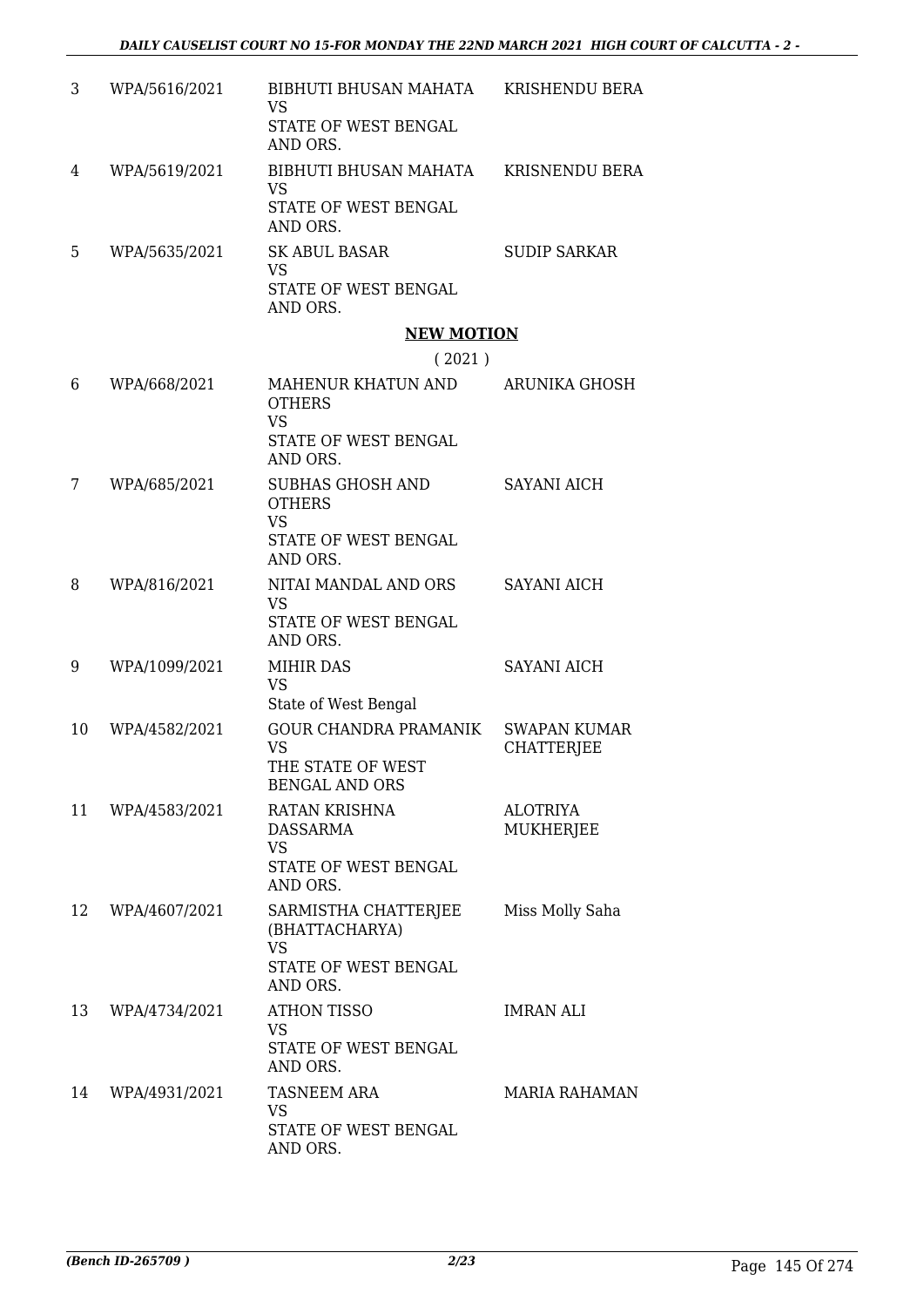| 3 | WPA/5616/2021 | BIBHUTI BHUSAN MAHATA<br>VS<br>STATE OF WEST BENGAL AND ORS. | KRISHENDU BERA |
|---|---|---|---|
| 4 | WPA/5619/2021 | BIBHUTI BHUSAN MAHATA<br>VS<br>STATE OF WEST BENGAL AND ORS. | KRISNENDU BERA |
| 5 | WPA/5635/2021 | SK ABUL BASAR<br>VS<br>STATE OF WEST BENGAL AND ORS. | SUDIP SARKAR |

## NEW MOTION

( 2021 )

| 6 | WPA/668/2021 | MAHENUR KHATUN AND OTHERS<br>VS<br>STATE OF WEST BENGAL AND ORS. | ARUNIKA GHOSH |
|---|---|---|---|
| 7 | WPA/685/2021 | SUBHAS GHOSH AND OTHERS<br>VS<br>STATE OF WEST BENGAL AND ORS. | SAYANI AICH |
| 8 | WPA/816/2021 | NITAI MANDAL AND ORS<br>VS<br>STATE OF WEST BENGAL AND ORS. | SAYANI AICH |
| 9 | WPA/1099/2021 | MIHIR DAS<br>VS<br>State of West Bengal | SAYANI AICH |
| 10 | WPA/4582/2021 | GOUR CHANDRA PRAMANIK<br>VS<br>THE STATE OF WEST BENGAL AND ORS | SWAPAN KUMAR CHATTERJEE |
| 11 | WPA/4583/2021 | RATAN KRISHNA DASSARMA<br>VS<br>STATE OF WEST BENGAL AND ORS. | ALOTRIYA MUKHERJEE |
| 12 | WPA/4607/2021 | SARMISTHA CHATTERJEE (BHATTACHARYA)<br>VS<br>STATE OF WEST BENGAL AND ORS. | Miss Molly Saha |
| 13 | WPA/4734/2021 | ATHON TISSO<br>VS<br>STATE OF WEST BENGAL AND ORS. | IMRAN ALI |
| 14 | WPA/4931/2021 | TASNEEM ARA<br>VS<br>STATE OF WEST BENGAL AND ORS. | MARIA RAHAMAN |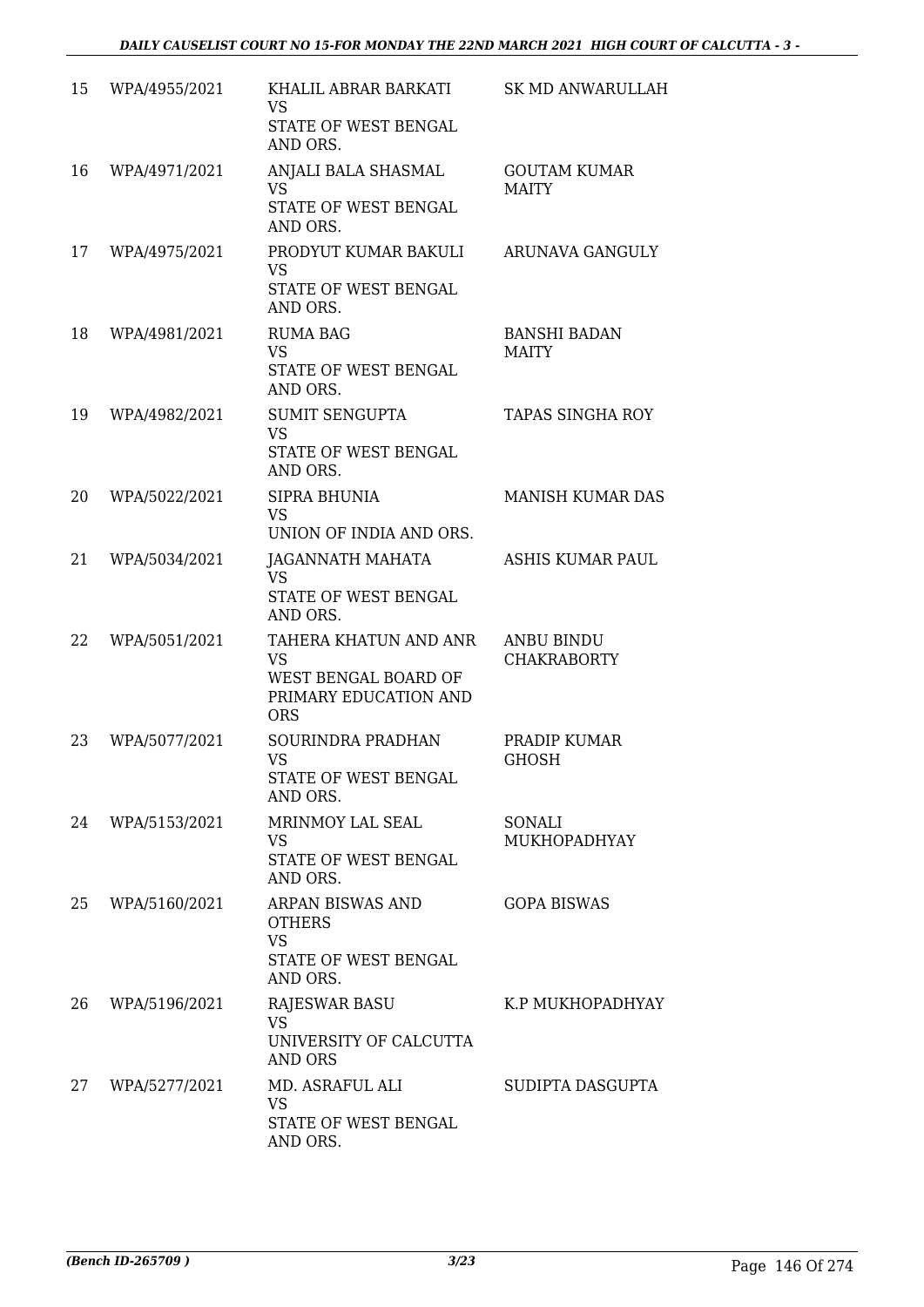| | | | |
|---|---|---|---|
| 15 | WPA/4955/2021 | KHALIL ABRAR BARKATI<br>VS<br>STATE OF WEST BENGAL AND ORS. | SK MD ANWARULLAH |
| 16 | WPA/4971/2021 | ANJALI BALA SHASMAL<br>VS<br>STATE OF WEST BENGAL AND ORS. | GOUTAM KUMAR MAITY |
| 17 | WPA/4975/2021 | PRODYUT KUMAR BAKULI<br>VS<br>STATE OF WEST BENGAL AND ORS. | ARUNAVA GANGULY |
| 18 | WPA/4981/2021 | RUMA BAG<br>VS<br>STATE OF WEST BENGAL AND ORS. | BANSHI BADAN MAITY |
| 19 | WPA/4982/2021 | SUMIT SENGUPTA<br>VS<br>STATE OF WEST BENGAL AND ORS. | TAPAS SINGHA ROY |
| 20 | WPA/5022/2021 | SIPRA BHUNIA<br>VS<br>UNION OF INDIA AND ORS. | MANISH KUMAR DAS |
| 21 | WPA/5034/2021 | JAGANNATH MAHATA<br>VS<br>STATE OF WEST BENGAL AND ORS. | ASHIS KUMAR PAUL |
| 22 | WPA/5051/2021 | TAHERA KHATUN AND ANR<br>VS<br>WEST BENGAL BOARD OF PRIMARY EDUCATION AND ORS | ANBU BINDU CHAKRABORTY |
| 23 | WPA/5077/2021 | SOURINDRA PRADHAN<br>VS<br>STATE OF WEST BENGAL AND ORS. | PRADIP KUMAR GHOSH |
| 24 | WPA/5153/2021 | MRINMOY LAL SEAL<br>VS<br>STATE OF WEST BENGAL AND ORS. | SONALI MUKHOPADHYAY |
| 25 | WPA/5160/2021 | ARPAN BISWAS AND OTHERS<br>VS<br>STATE OF WEST BENGAL AND ORS. | GOPA BISWAS |
| 26 | WPA/5196/2021 | RAJESWAR BASU<br>VS<br>UNIVERSITY OF CALCUTTA AND ORS | K.P MUKHOPADHYAY |
| 27 | WPA/5277/2021 | MD. ASRAFUL ALI<br>VS<br>STATE OF WEST BENGAL AND ORS. | SUDIPTA DASGUPTA |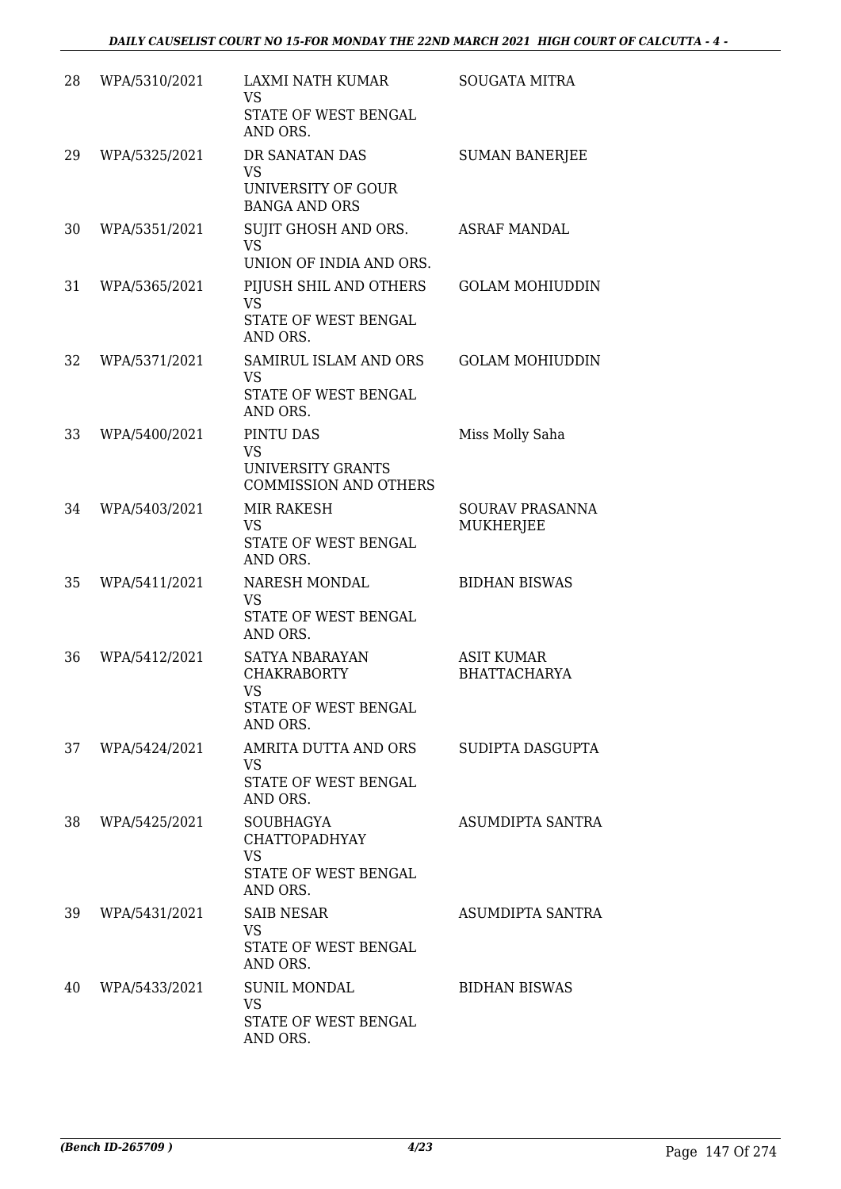| | | | |
|---|---|---|---|
| 28 | WPA/5310/2021 | LAXMI NATH KUMAR<br>VS<br>STATE OF WEST BENGAL AND ORS. | SOUGATA MITRA |
| 29 | WPA/5325/2021 | DR SANATAN DAS<br>VS<br>UNIVERSITY OF GOUR BANGA AND ORS | SUMAN BANERJEE |
| 30 | WPA/5351/2021 | SUJIT GHOSH AND ORS.<br>VS<br>UNION OF INDIA AND ORS. | ASRAF MANDAL |
| 31 | WPA/5365/2021 | PIJUSH SHIL AND OTHERS<br>VS<br>STATE OF WEST BENGAL AND ORS. | GOLAM MOHIUDDIN |
| 32 | WPA/5371/2021 | SAMIRUL ISLAM AND ORS<br>VS<br>STATE OF WEST BENGAL AND ORS. | GOLAM MOHIUDDIN |
| 33 | WPA/5400/2021 | PINTU DAS<br>VS<br>UNIVERSITY GRANTS COMMISSION AND OTHERS | Miss Molly Saha |
| 34 | WPA/5403/2021 | MIR RAKESH<br>VS<br>STATE OF WEST BENGAL AND ORS. | SOURAV PRASANNA MUKHERJEE |
| 35 | WPA/5411/2021 | NARESH MONDAL<br>VS<br>STATE OF WEST BENGAL AND ORS. | BIDHAN BISWAS |
| 36 | WPA/5412/2021 | SATYA NBARAYAN CHAKRABORTY<br>VS<br>STATE OF WEST BENGAL AND ORS. | ASIT KUMAR BHATTACHARYA |
| 37 | WPA/5424/2021 | AMRITA DUTTA AND ORS<br>VS<br>STATE OF WEST BENGAL AND ORS. | SUDIPTA DASGUPTA |
| 38 | WPA/5425/2021 | SOUBHAGYA CHATTOPADHYAY<br>VS<br>STATE OF WEST BENGAL AND ORS. | ASUMDIPTA SANTRA |
| 39 | WPA/5431/2021 | SAIB NESAR<br>VS<br>STATE OF WEST BENGAL AND ORS. | ASUMDIPTA SANTRA |
| 40 | WPA/5433/2021 | SUNIL MONDAL<br>VS<br>STATE OF WEST BENGAL AND ORS. | BIDHAN BISWAS |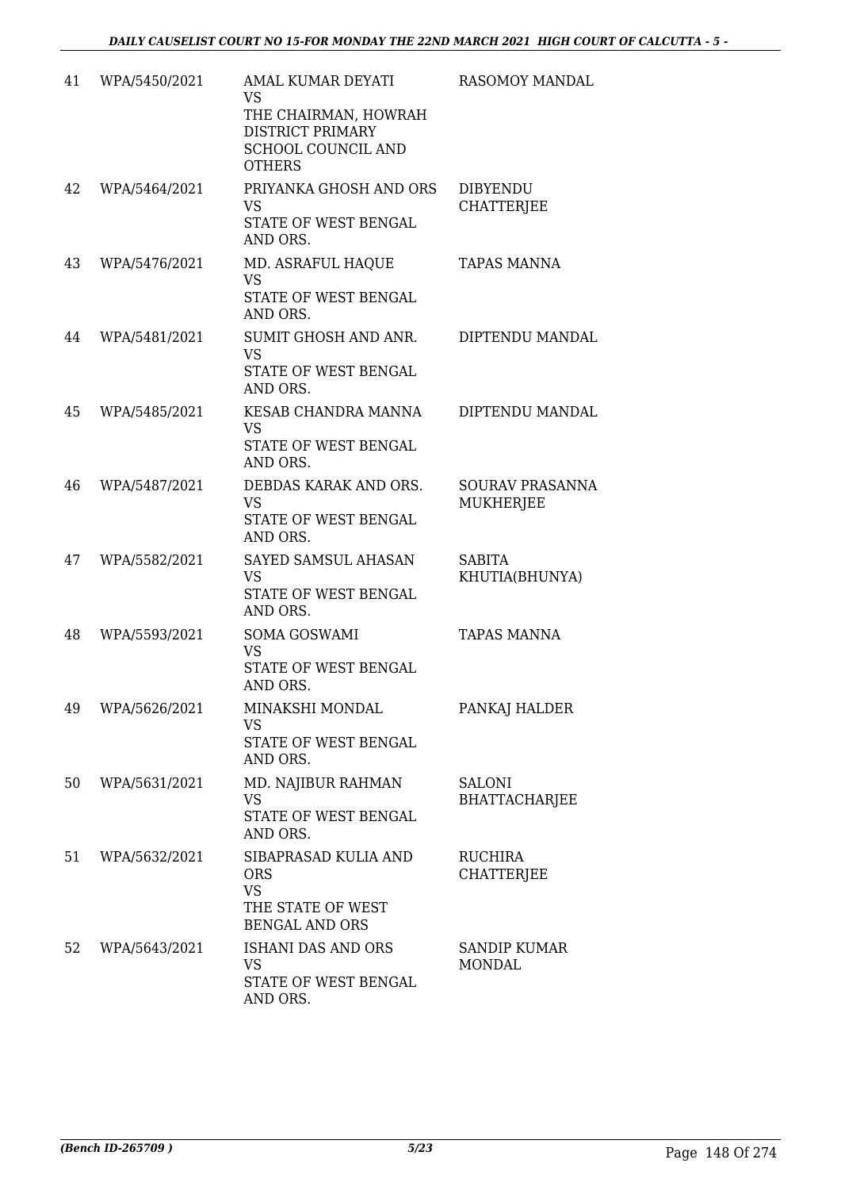| 41 | WPA/5450/2021 | AMAL KUMAR DEYATI<br>VS<br>THE CHAIRMAN, HOWRAH DISTRICT PRIMARY SCHOOL COUNCIL AND OTHERS | RASOMOY MANDAL |
|---|---|---|---|
| 42 | WPA/5464/2021 | PRIYANKA GHOSH AND ORS<br>VS<br>STATE OF WEST BENGAL AND ORS. | DIBYENDU CHATTERJEE |
| 43 | WPA/5476/2021 | MD. ASRAFUL HAQUE<br>VS<br>STATE OF WEST BENGAL AND ORS. | TAPAS MANNA |
| 44 | WPA/5481/2021 | SUMIT GHOSH AND ANR.<br>VS<br>STATE OF WEST BENGAL AND ORS. | DIPTENDU MANDAL |
| 45 | WPA/5485/2021 | KESAB CHANDRA MANNA<br>VS<br>STATE OF WEST BENGAL AND ORS. | DIPTENDU MANDAL |
| 46 | WPA/5487/2021 | DEBDAS KARAK AND ORS.<br>VS<br>STATE OF WEST BENGAL AND ORS. | SOURAV PRASANNA MUKHERJEE |
| 47 | WPA/5582/2021 | SAYED SAMSUL AHASAN<br>VS<br>STATE OF WEST BENGAL AND ORS. | SABITA KHUTIA(BHUNYA) |
| 48 | WPA/5593/2021 | SOMA GOSWAMI<br>VS<br>STATE OF WEST BENGAL AND ORS. | TAPAS MANNA |
| 49 | WPA/5626/2021 | MINAKSHI MONDAL<br>VS<br>STATE OF WEST BENGAL AND ORS. | PANKAJ HALDER |
| 50 | WPA/5631/2021 | MD. NAJIBUR RAHMAN<br>VS<br>STATE OF WEST BENGAL AND ORS. | SALONI BHATTACHARJEE |
| 51 | WPA/5632/2021 | SIBAPRASAD KULIA AND ORS<br>VS<br>THE STATE OF WEST BENGAL AND ORS | RUCHIRA CHATTERJEE |
| 52 | WPA/5643/2021 | ISHANI DAS AND ORS<br>VS<br>STATE OF WEST BENGAL AND ORS. | SANDIP KUMAR MONDAL |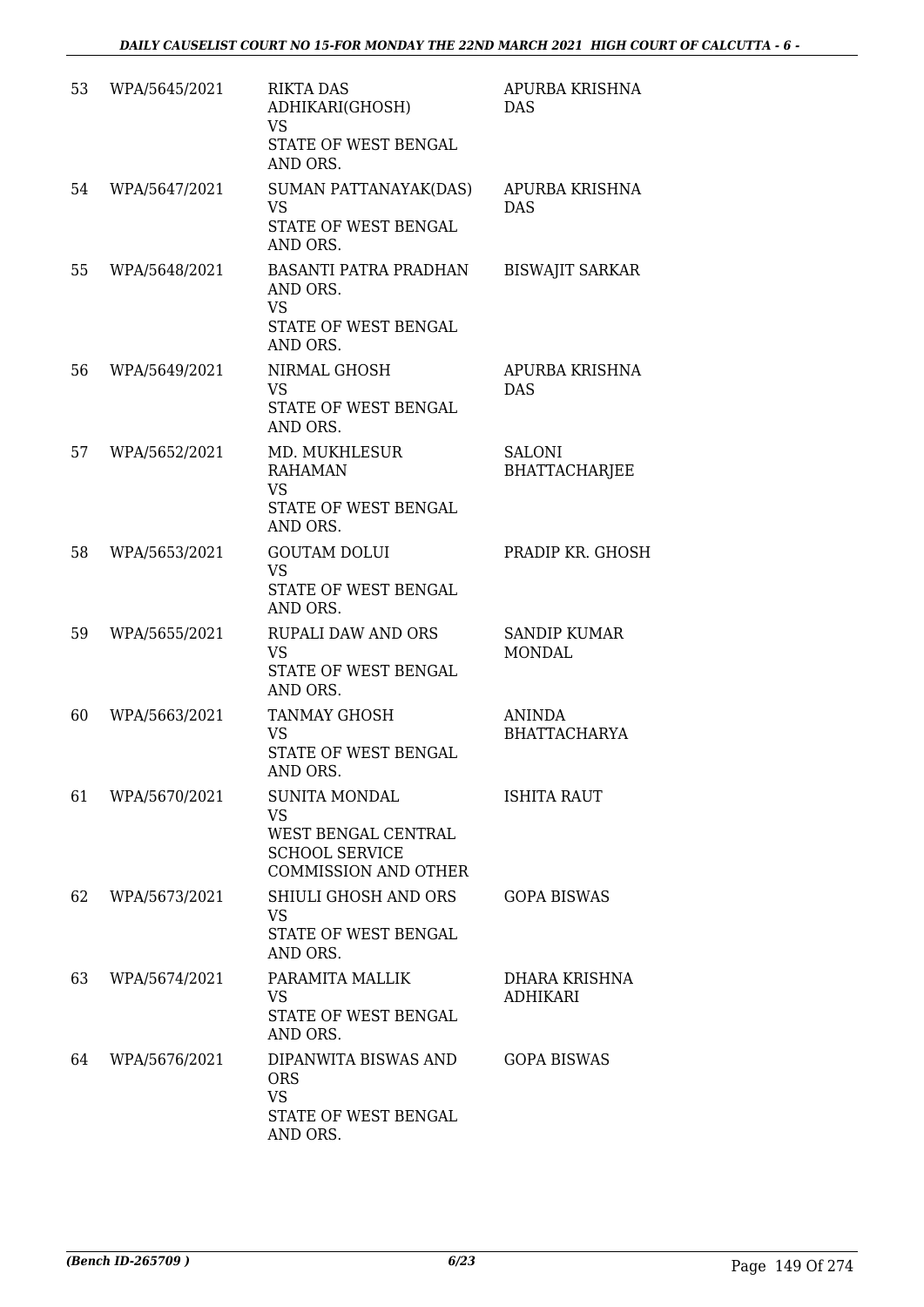| 53 | WPA/5645/2021 | RIKTA DAS ADHIKARI(GHOSH) VS STATE OF WEST BENGAL AND ORS. | APURBA KRISHNA DAS |
|---|---|---|---|
| 54 | WPA/5647/2021 | SUMAN PATTANAYAK(DAS) VS STATE OF WEST BENGAL AND ORS. | APURBA KRISHNA DAS |
| 55 | WPA/5648/2021 | BASANTI PATRA PRADHAN AND ORS. VS STATE OF WEST BENGAL AND ORS. | BISWAJIT SARKAR |
| 56 | WPA/5649/2021 | NIRMAL GHOSH VS STATE OF WEST BENGAL AND ORS. | APURBA KRISHNA DAS |
| 57 | WPA/5652/2021 | MD. MUKHLESUR RAHAMAN VS STATE OF WEST BENGAL AND ORS. | SALONI BHATTACHARJEE |
| 58 | WPA/5653/2021 | GOUTAM DOLUI VS STATE OF WEST BENGAL AND ORS. | PRADIP KR. GHOSH |
| 59 | WPA/5655/2021 | RUPALI DAW AND ORS VS STATE OF WEST BENGAL AND ORS. | SANDIP KUMAR MONDAL |
| 60 | WPA/5663/2021 | TANMAY GHOSH VS STATE OF WEST BENGAL AND ORS. | ANINDA BHATTACHARYA |
| 61 | WPA/5670/2021 | SUNITA MONDAL VS WEST BENGAL CENTRAL SCHOOL SERVICE COMMISSION AND OTHER | ISHITA RAUT |
| 62 | WPA/5673/2021 | SHIULI GHOSH AND ORS VS STATE OF WEST BENGAL AND ORS. | GOPA BISWAS |
| 63 | WPA/5674/2021 | PARAMITA MALLIK VS STATE OF WEST BENGAL AND ORS. | DHARA KRISHNA ADHIKARI |
| 64 | WPA/5676/2021 | DIPANWITA BISWAS AND ORS VS STATE OF WEST BENGAL AND ORS. | GOPA BISWAS |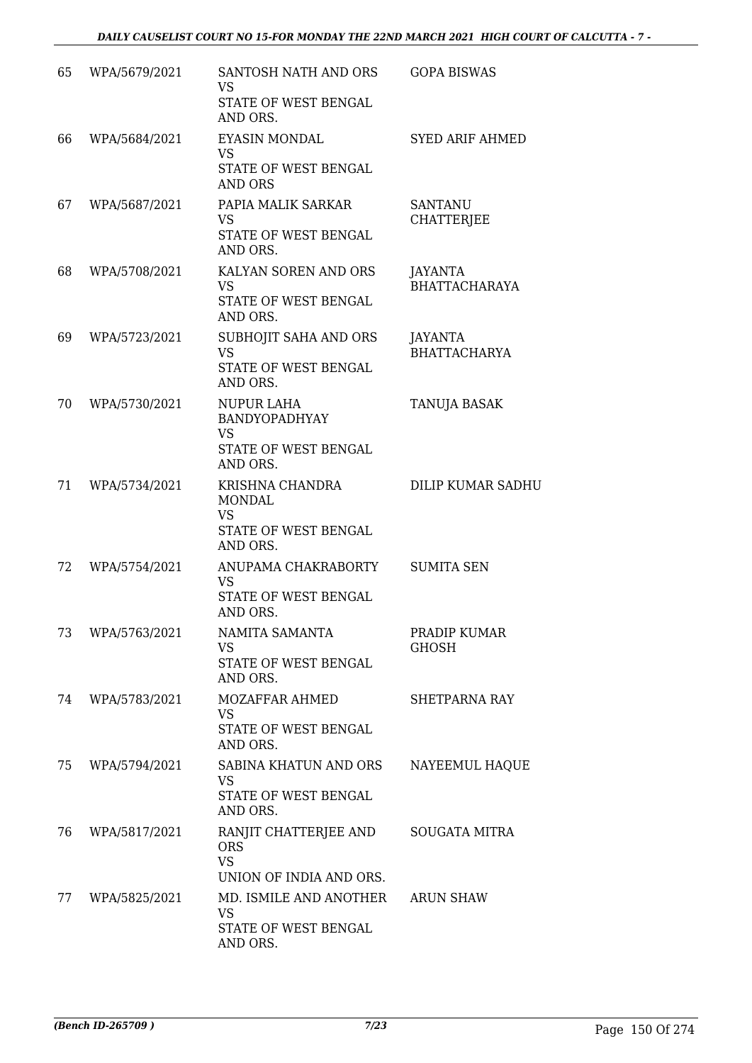| | | | |
|---|---|---|---|
| 65 | WPA/5679/2021 | SANTOSH NATH AND ORS<br>VS<br>STATE OF WEST BENGAL AND ORS. | GOPA BISWAS |
| 66 | WPA/5684/2021 | EYASIN MONDAL<br>VS<br>STATE OF WEST BENGAL AND ORS | SYED ARIF AHMED |
| 67 | WPA/5687/2021 | PAPIA MALIK SARKAR<br>VS<br>STATE OF WEST BENGAL AND ORS. | SANTANU CHATTERJEE |
| 68 | WPA/5708/2021 | KALYAN SOREN AND ORS<br>VS<br>STATE OF WEST BENGAL AND ORS. | JAYANTA BHATTACHARAYA |
| 69 | WPA/5723/2021 | SUBHOJIT SAHA AND ORS<br>VS<br>STATE OF WEST BENGAL AND ORS. | JAYANTA BHATTACHARYA |
| 70 | WPA/5730/2021 | NUPUR LAHA BANDYOPADHYAY<br>VS<br>STATE OF WEST BENGAL AND ORS. | TANUJA BASAK |
| 71 | WPA/5734/2021 | KRISHNA CHANDRA MONDAL<br>VS<br>STATE OF WEST BENGAL AND ORS. | DILIP KUMAR SADHU |
| 72 | WPA/5754/2021 | ANUPAMA CHAKRABORTY<br>VS<br>STATE OF WEST BENGAL AND ORS. | SUMITA SEN |
| 73 | WPA/5763/2021 | NAMITA SAMANTA<br>VS<br>STATE OF WEST BENGAL AND ORS. | PRADIP KUMAR GHOSH |
| 74 | WPA/5783/2021 | MOZAFFAR AHMED<br>VS<br>STATE OF WEST BENGAL AND ORS. | SHETPARNA RAY |
| 75 | WPA/5794/2021 | SABINA KHATUN AND ORS<br>VS<br>STATE OF WEST BENGAL AND ORS. | NAYEEMUL HAQUE |
| 76 | WPA/5817/2021 | RANJIT CHATTERJEE AND ORS<br>VS<br>UNION OF INDIA AND ORS. | SOUGATA MITRA |
| 77 | WPA/5825/2021 | MD. ISMILE AND ANOTHER<br>VS<br>STATE OF WEST BENGAL AND ORS. | ARUN SHAW |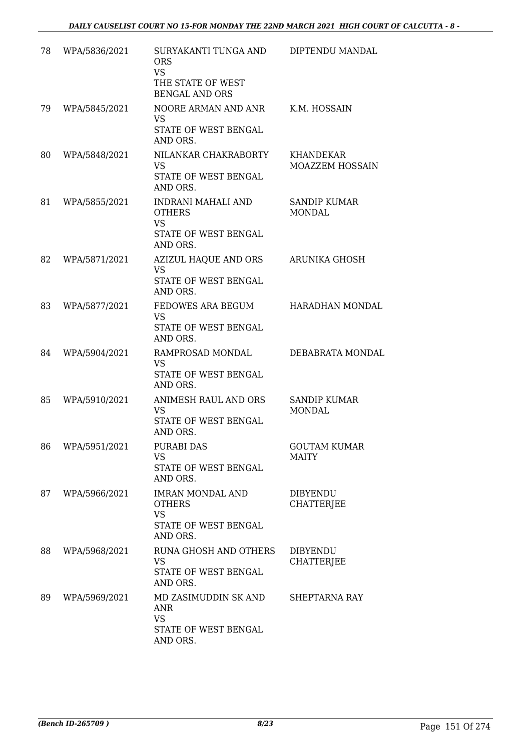| | | | |
|---|---|---|---|
| 78 | WPA/5836/2021 | SURYAKANTI TUNGA AND ORS<br>VS<br>THE STATE OF WEST BENGAL AND ORS | DIPTENDU MANDAL |
| 79 | WPA/5845/2021 | NOORE ARMAN AND ANR<br>VS<br>STATE OF WEST BENGAL AND ORS. | K.M. HOSSAIN |
| 80 | WPA/5848/2021 | NILANKAR CHAKRABORTY<br>VS<br>STATE OF WEST BENGAL AND ORS. | KHANDEKAR MOAZZEM HOSSAIN |
| 81 | WPA/5855/2021 | INDRANI MAHALI AND OTHERS<br>VS<br>STATE OF WEST BENGAL AND ORS. | SANDIP KUMAR MONDAL |
| 82 | WPA/5871/2021 | AZIZUL HAQUE AND ORS<br>VS<br>STATE OF WEST BENGAL AND ORS. | ARUNIKA GHOSH |
| 83 | WPA/5877/2021 | FEDOWES ARA BEGUM<br>VS<br>STATE OF WEST BENGAL AND ORS. | HARADHAN MONDAL |
| 84 | WPA/5904/2021 | RAMPROSAD MONDAL<br>VS<br>STATE OF WEST BENGAL AND ORS. | DEBABRATA MONDAL |
| 85 | WPA/5910/2021 | ANIMESH RAUL AND ORS<br>VS<br>STATE OF WEST BENGAL AND ORS. | SANDIP KUMAR MONDAL |
| 86 | WPA/5951/2021 | PURABI DAS<br>VS<br>STATE OF WEST BENGAL AND ORS. | GOUTAM KUMAR MAITY |
| 87 | WPA/5966/2021 | IMRAN MONDAL AND OTHERS<br>VS<br>STATE OF WEST BENGAL AND ORS. | DIBYENDU CHATTERJEE |
| 88 | WPA/5968/2021 | RUNA GHOSH AND OTHERS<br>VS<br>STATE OF WEST BENGAL AND ORS. | DIBYENDU CHATTERJEE |
| 89 | WPA/5969/2021 | MD ZASIMUDDIN SK AND ANR<br>VS<br>STATE OF WEST BENGAL AND ORS. | SHEPTARNA RAY |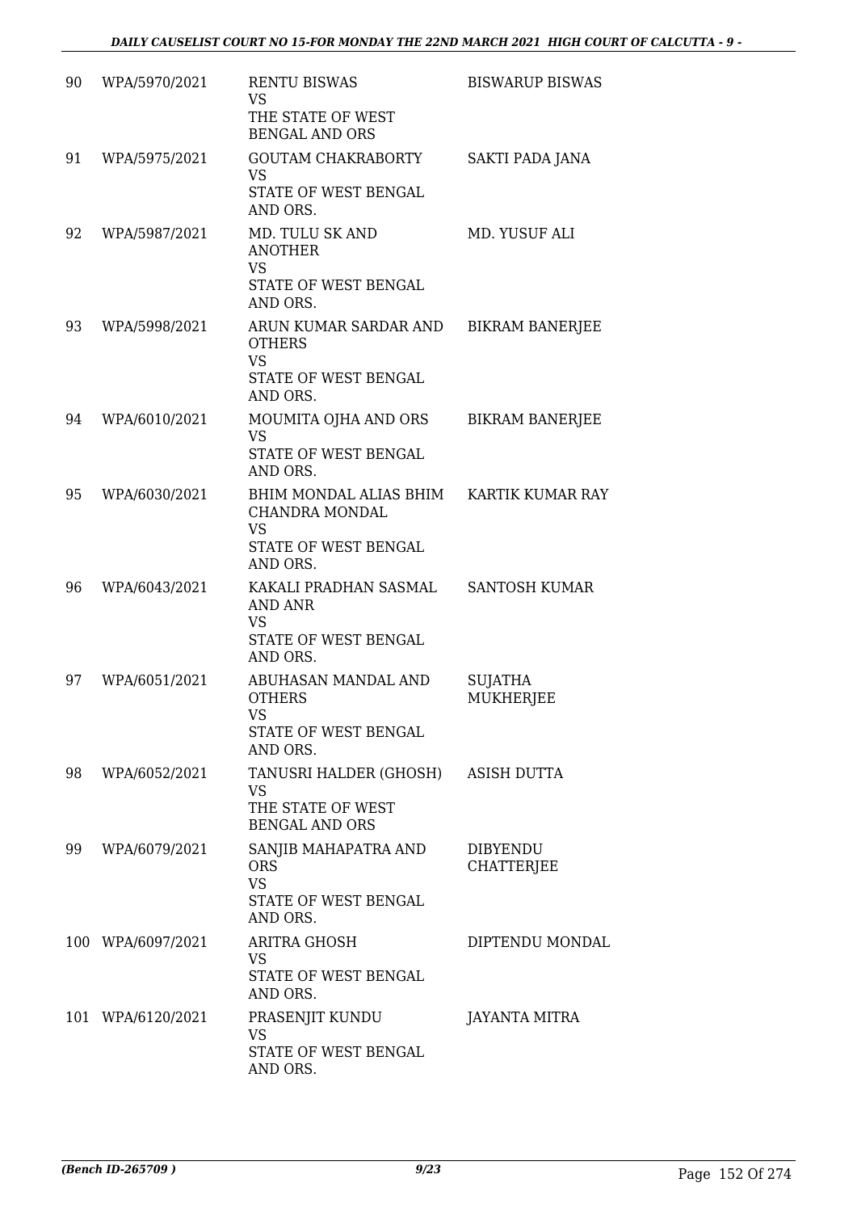| 90 | WPA/5970/2021 | RENTU BISWAS<br>VS<br>THE STATE OF WEST BENGAL AND ORS | BISWARUP BISWAS |
|---|---|---|---|
| 91 | WPA/5975/2021 | GOUTAM CHAKRABORTY<br>VS<br>STATE OF WEST BENGAL AND ORS. | SAKTI PADA JANA |
| 92 | WPA/5987/2021 | MD. TULU SK AND ANOTHER<br>VS<br>STATE OF WEST BENGAL AND ORS. | MD. YUSUF ALI |
| 93 | WPA/5998/2021 | ARUN KUMAR SARDAR AND OTHERS<br>VS<br>STATE OF WEST BENGAL AND ORS. | BIKRAM BANERJEE |
| 94 | WPA/6010/2021 | MOUMITA OJHA AND ORS<br>VS<br>STATE OF WEST BENGAL AND ORS. | BIKRAM BANERJEE |
| 95 | WPA/6030/2021 | BHIM MONDAL ALIAS BHIM CHANDRA MONDAL<br>VS<br>STATE OF WEST BENGAL AND ORS. | KARTIK KUMAR RAY |
| 96 | WPA/6043/2021 | KAKALI PRADHAN SASMAL AND ANR<br>VS<br>STATE OF WEST BENGAL AND ORS. | SANTOSH KUMAR |
| 97 | WPA/6051/2021 | ABUHASAN MANDAL AND OTHERS<br>VS<br>STATE OF WEST BENGAL AND ORS. | SUJATHA MUKHERJEE |
| 98 | WPA/6052/2021 | TANUSRI HALDER (GHOSH)<br>VS<br>THE STATE OF WEST BENGAL AND ORS | ASISH DUTTA |
| 99 | WPA/6079/2021 | SANJIB MAHAPATRA AND ORS<br>VS<br>STATE OF WEST BENGAL AND ORS. | DIBYENDU CHATTERJEE |
| 100 | WPA/6097/2021 | ARITRA GHOSH<br>VS<br>STATE OF WEST BENGAL AND ORS. | DIPTENDU MONDAL |
| 101 | WPA/6120/2021 | PRASENJIT KUNDU<br>VS<br>STATE OF WEST BENGAL AND ORS. | JAYANTA MITRA |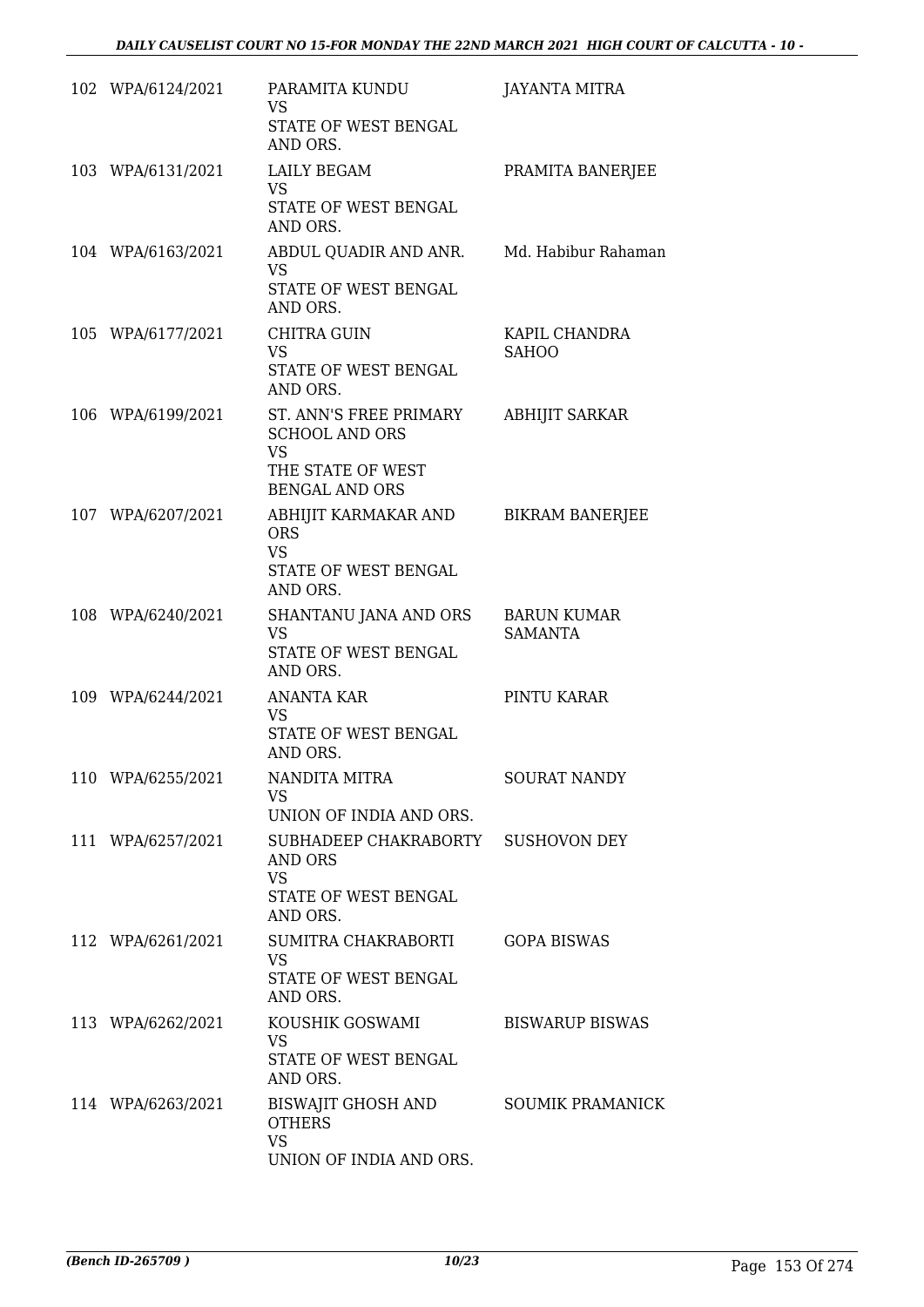| | | | |
|---|---|---|---|
| 102 | WPA/6124/2021 | PARAMITA KUNDU<br>VS<br>STATE OF WEST BENGAL AND ORS. | JAYANTA MITRA |
| 103 | WPA/6131/2021 | LAILY BEGAM<br>VS<br>STATE OF WEST BENGAL AND ORS. | PRAMITA BANERJEE |
| 104 | WPA/6163/2021 | ABDUL QUADIR AND ANR.<br>VS<br>STATE OF WEST BENGAL AND ORS. | Md. Habibur Rahaman |
| 105 | WPA/6177/2021 | CHITRA GUIN<br>VS<br>STATE OF WEST BENGAL AND ORS. | KAPIL CHANDRA SAHOO |
| 106 | WPA/6199/2021 | ST. ANN'S FREE PRIMARY SCHOOL AND ORS<br>VS<br>THE STATE OF WEST BENGAL AND ORS | ABHIJIT SARKAR |
| 107 | WPA/6207/2021 | ABHIJIT KARMAKAR AND ORS<br>VS<br>STATE OF WEST BENGAL AND ORS. | BIKRAM BANERJEE |
| 108 | WPA/6240/2021 | SHANTANU JANA AND ORS<br>VS<br>STATE OF WEST BENGAL AND ORS. | BARUN KUMAR SAMANTA |
| 109 | WPA/6244/2021 | ANANTA KAR<br>VS<br>STATE OF WEST BENGAL AND ORS. | PINTU KARAR |
| 110 | WPA/6255/2021 | NANDITA MITRA<br>VS<br>UNION OF INDIA AND ORS. | SOURAT NANDY |
| 111 | WPA/6257/2021 | SUBHADEEP CHAKRABORTY AND ORS<br>VS<br>STATE OF WEST BENGAL AND ORS. | SUSHOVON DEY |
| 112 | WPA/6261/2021 | SUMITRA CHAKRABORTI<br>VS<br>STATE OF WEST BENGAL AND ORS. | GOPA BISWAS |
| 113 | WPA/6262/2021 | KOUSHIK GOSWAMI<br>VS<br>STATE OF WEST BENGAL AND ORS. | BISWARUP BISWAS |
| 114 | WPA/6263/2021 | BISWAJIT GHOSH AND OTHERS<br>VS<br>UNION OF INDIA AND ORS. | SOUMIK PRAMANICK |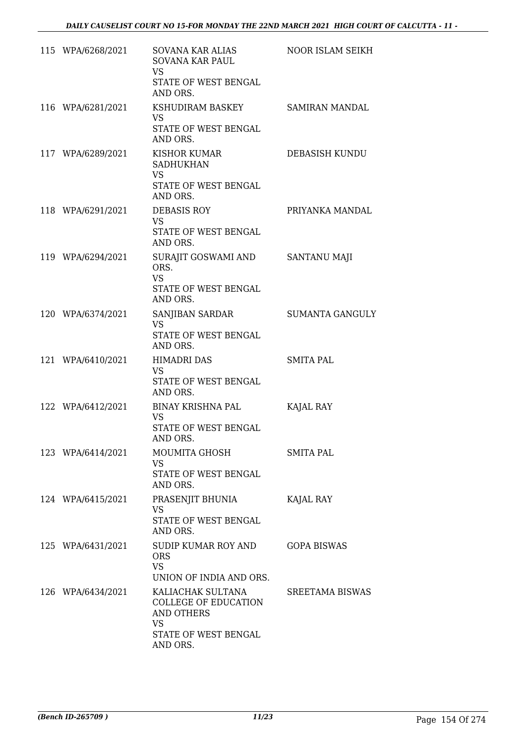| | | | |
|---|---|---|---|
| 115 | WPA/6268/2021 | SOVANA KAR ALIAS SOVANA KAR PAUL<br>VS<br>STATE OF WEST BENGAL AND ORS. | NOOR ISLAM SEIKH |
| 116 | WPA/6281/2021 | KSHUDIRAM BASKEY<br>VS<br>STATE OF WEST BENGAL AND ORS. | SAMIRAN MANDAL |
| 117 | WPA/6289/2021 | KISHOR KUMAR SADHUKHAN<br>VS<br>STATE OF WEST BENGAL AND ORS. | DEBASISH KUNDU |
| 118 | WPA/6291/2021 | DEBASIS ROY<br>VS<br>STATE OF WEST BENGAL AND ORS. | PRIYANKA MANDAL |
| 119 | WPA/6294/2021 | SURAJIT GOSWAMI AND ORS.<br>VS<br>STATE OF WEST BENGAL AND ORS. | SANTANU MAJI |
| 120 | WPA/6374/2021 | SANJIBAN SARDAR<br>VS<br>STATE OF WEST BENGAL AND ORS. | SUMANTA GANGULY |
| 121 | WPA/6410/2021 | HIMADRI DAS<br>VS<br>STATE OF WEST BENGAL AND ORS. | SMITA PAL |
| 122 | WPA/6412/2021 | BINAY KRISHNA PAL<br>VS<br>STATE OF WEST BENGAL AND ORS. | KAJAL RAY |
| 123 | WPA/6414/2021 | MOUMITA GHOSH<br>VS<br>STATE OF WEST BENGAL AND ORS. | SMITA PAL |
| 124 | WPA/6415/2021 | PRASENJIT BHUNIA<br>VS<br>STATE OF WEST BENGAL AND ORS. | KAJAL RAY |
| 125 | WPA/6431/2021 | SUDIP KUMAR ROY AND ORS<br>VS<br>UNION OF INDIA AND ORS. | GOPA BISWAS |
| 126 | WPA/6434/2021 | KALIACHAK SULTANA COLLEGE OF EDUCATION AND OTHERS<br>VS<br>STATE OF WEST BENGAL AND ORS. | SREETAMA BISWAS |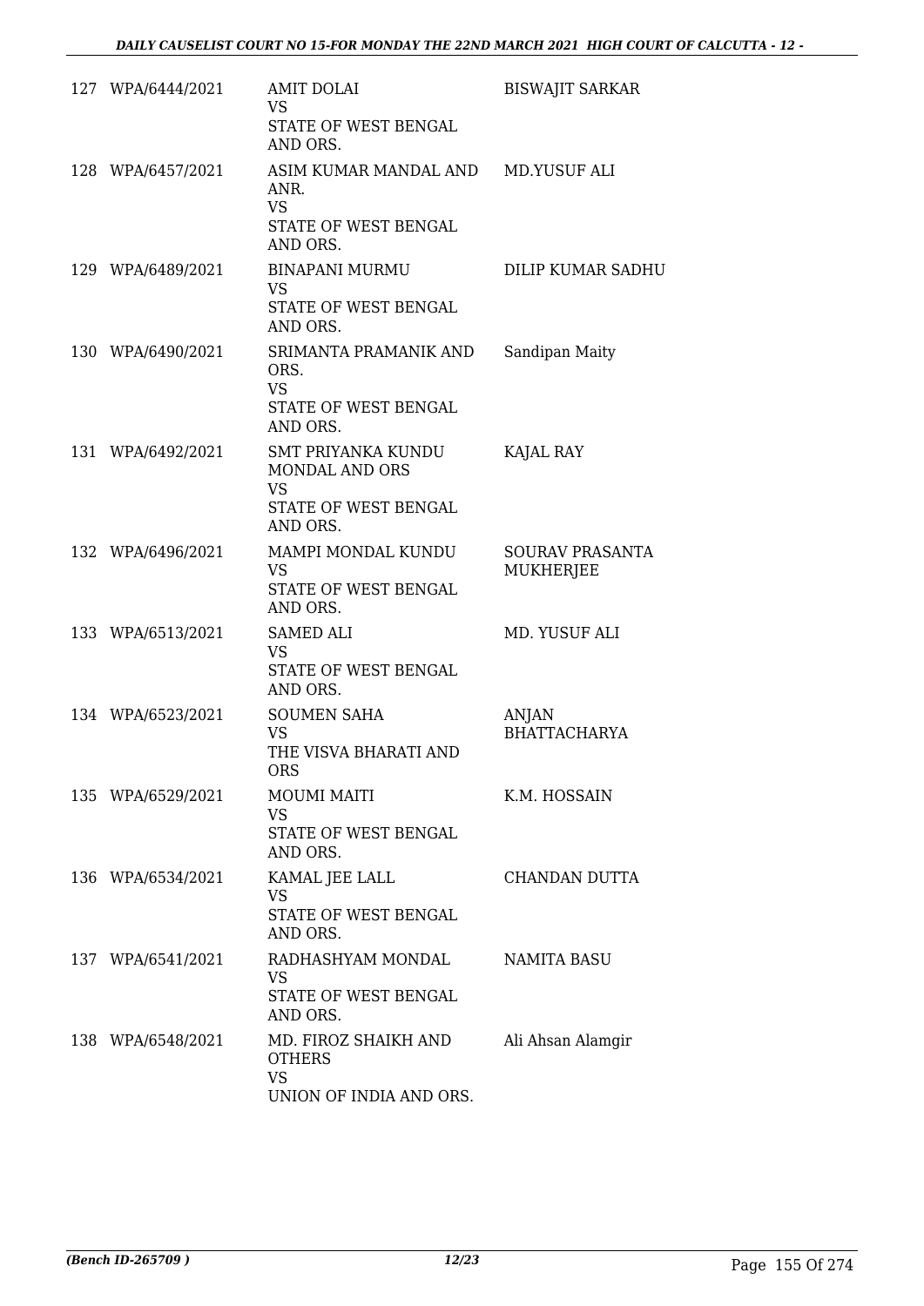| | | | |
|---|---|---|---|
| 127 | WPA/6444/2021 | AMIT DOLAI<br>VS<br>STATE OF WEST BENGAL AND ORS. | BISWAJIT SARKAR |
| 128 | WPA/6457/2021 | ASIM KUMAR MANDAL AND ANR.<br>VS<br>STATE OF WEST BENGAL AND ORS. | MD.YUSUF ALI |
| 129 | WPA/6489/2021 | BINAPANI MURMU<br>VS<br>STATE OF WEST BENGAL AND ORS. | DILIP KUMAR SADHU |
| 130 | WPA/6490/2021 | SRIMANTA PRAMANIK AND ORS.<br>VS<br>STATE OF WEST BENGAL AND ORS. | Sandipan Maity |
| 131 | WPA/6492/2021 | SMT PRIYANKA KUNDU MONDAL AND ORS<br>VS<br>STATE OF WEST BENGAL AND ORS. | KAJAL RAY |
| 132 | WPA/6496/2021 | MAMPI MONDAL KUNDU<br>VS<br>STATE OF WEST BENGAL AND ORS. | SOURAV PRASANTA MUKHERJEE |
| 133 | WPA/6513/2021 | SAMED ALI<br>VS<br>STATE OF WEST BENGAL AND ORS. | MD. YUSUF ALI |
| 134 | WPA/6523/2021 | SOUMEN SAHA<br>VS<br>THE VISVA BHARATI AND ORS | ANJAN BHATTACHARYA |
| 135 | WPA/6529/2021 | MOUMI MAITI<br>VS<br>STATE OF WEST BENGAL AND ORS. | K.M. HOSSAIN |
| 136 | WPA/6534/2021 | KAMAL JEE LALL<br>VS<br>STATE OF WEST BENGAL AND ORS. | CHANDAN DUTTA |
| 137 | WPA/6541/2021 | RADHASHYAM MONDAL<br>VS<br>STATE OF WEST BENGAL AND ORS. | NAMITA BASU |
| 138 | WPA/6548/2021 | MD. FIROZ SHAIKH AND OTHERS<br>VS<br>UNION OF INDIA AND ORS. | Ali Ahsan Alamgir |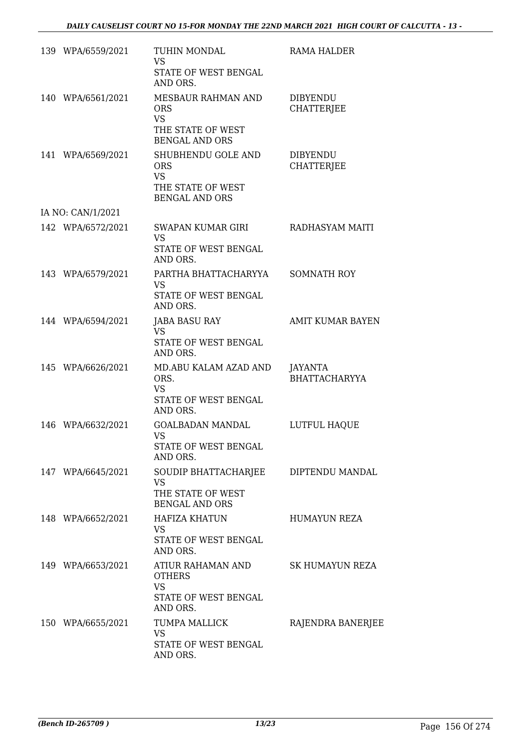| | | | |
|---|---|---|---|
| 139 | WPA/6559/2021 | TUHIN MONDAL<br>VS<br>STATE OF WEST BENGAL AND ORS. | RAMA HALDER |
| 140 | WPA/6561/2021 | MESBAUR RAHMAN AND ORS<br>VS<br>THE STATE OF WEST BENGAL AND ORS | DIBYENDU CHATTERJEE |
| 141 | WPA/6569/2021 | SHUBHENDU GOLE AND ORS<br>VS<br>THE STATE OF WEST BENGAL AND ORS | DIBYENDU CHATTERJEE |
| | IA NO: CAN/1/2021 | | |
| 142 | WPA/6572/2021 | SWAPAN KUMAR GIRI<br>VS<br>STATE OF WEST BENGAL AND ORS. | RADHASYAM MAITI |
| 143 | WPA/6579/2021 | PARTHA BHATTACHARYYA<br>VS<br>STATE OF WEST BENGAL AND ORS. | SOMNATH ROY |
| 144 | WPA/6594/2021 | JABA BASU RAY<br>VS<br>STATE OF WEST BENGAL AND ORS. | AMIT KUMAR BAYEN |
| 145 | WPA/6626/2021 | MD.ABU KALAM AZAD AND ORS.<br>VS<br>STATE OF WEST BENGAL AND ORS. | JAYANTA BHATTACHARYYA |
| 146 | WPA/6632/2021 | GOALBADAN MANDAL<br>VS<br>STATE OF WEST BENGAL AND ORS. | LUTFUL HAQUE |
| 147 | WPA/6645/2021 | SOUDIP BHATTACHARJEE<br>VS<br>THE STATE OF WEST BENGAL AND ORS | DIPTENDU MANDAL |
| 148 | WPA/6652/2021 | HAFIZA KHATUN<br>VS<br>STATE OF WEST BENGAL AND ORS. | HUMAYUN REZA |
| 149 | WPA/6653/2021 | ATIUR RAHAMAN AND OTHERS<br>VS<br>STATE OF WEST BENGAL AND ORS. | SK HUMAYUN REZA |
| 150 | WPA/6655/2021 | TUMPA MALLICK<br>VS<br>STATE OF WEST BENGAL AND ORS. | RAJENDRA BANERJEE |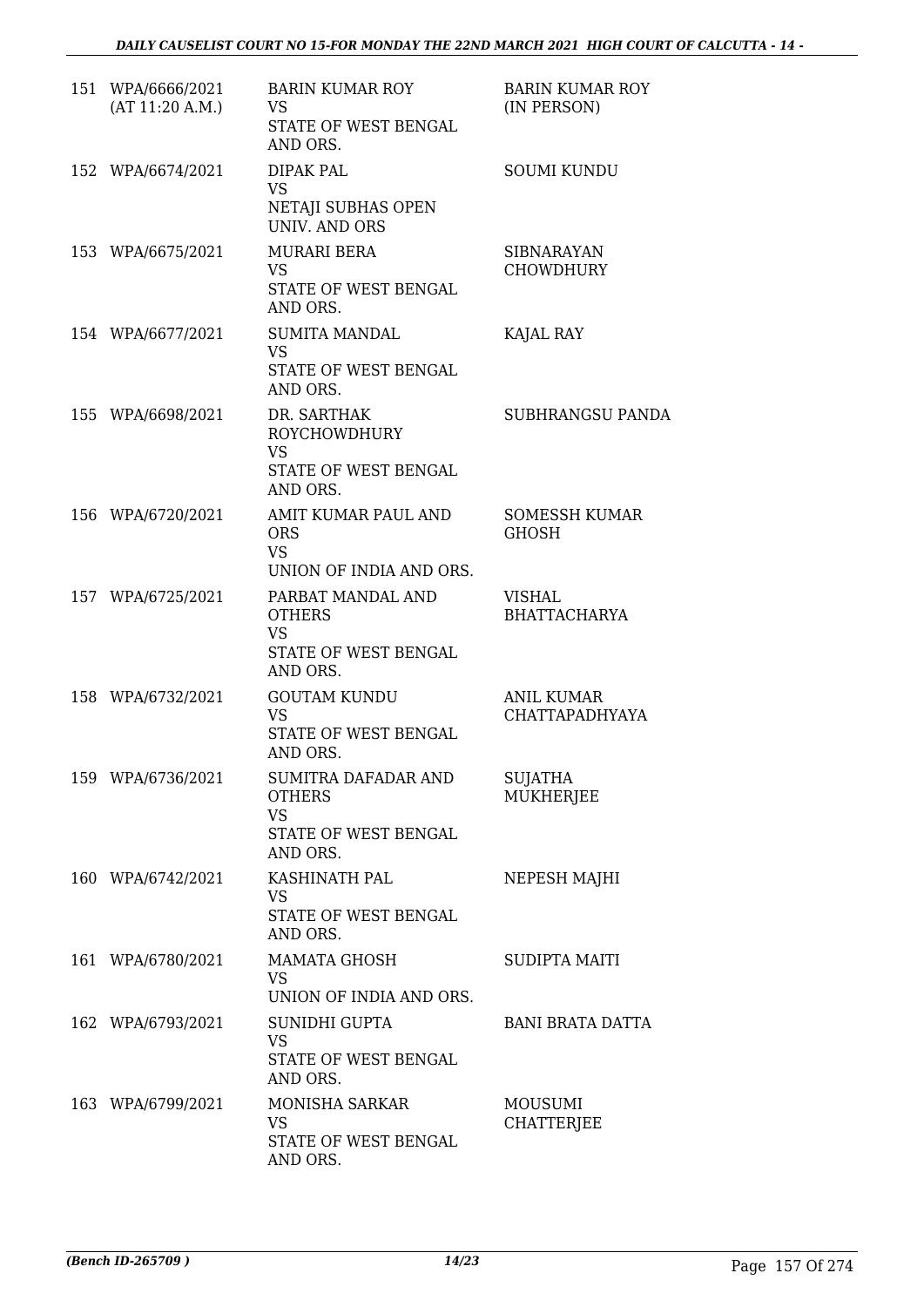| | | | |
|---|---|---|---|
| 151 | WPA/6666/2021 (AT 11:20 A.M.) | BARIN KUMAR ROY VS STATE OF WEST BENGAL AND ORS. | BARIN KUMAR ROY (IN PERSON) |
| 152 | WPA/6674/2021 | DIPAK PAL VS NETAJI SUBHAS OPEN UNIV. AND ORS | SOUMI KUNDU |
| 153 | WPA/6675/2021 | MURARI BERA VS STATE OF WEST BENGAL AND ORS. | SIBNARAYAN CHOWDHURY |
| 154 | WPA/6677/2021 | SUMITA MANDAL VS STATE OF WEST BENGAL AND ORS. | KAJAL RAY |
| 155 | WPA/6698/2021 | DR. SARTHAK ROYCHOWDHURY VS STATE OF WEST BENGAL AND ORS. | SUBHRANGSU PANDA |
| 156 | WPA/6720/2021 | AMIT KUMAR PAUL AND ORS VS UNION OF INDIA AND ORS. | SOMESSH KUMAR GHOSH |
| 157 | WPA/6725/2021 | PARBAT MANDAL AND OTHERS VS STATE OF WEST BENGAL AND ORS. | VISHAL BHATTACHARYA |
| 158 | WPA/6732/2021 | GOUTAM KUNDU VS STATE OF WEST BENGAL AND ORS. | ANIL KUMAR CHATTAPADHYAYA |
| 159 | WPA/6736/2021 | SUMITRA DAFADAR AND OTHERS VS STATE OF WEST BENGAL AND ORS. | SUJATHA MUKHERJEE |
| 160 | WPA/6742/2021 | KASHINATH PAL VS STATE OF WEST BENGAL AND ORS. | NEPESH MAJHI |
| 161 | WPA/6780/2021 | MAMATA GHOSH VS UNION OF INDIA AND ORS. | SUDIPTA MAITI |
| 162 | WPA/6793/2021 | SUNIDHI GUPTA VS STATE OF WEST BENGAL AND ORS. | BANI BRATA DATTA |
| 163 | WPA/6799/2021 | MONISHA SARKAR VS STATE OF WEST BENGAL AND ORS. | MOUSUMI CHATTERJEE |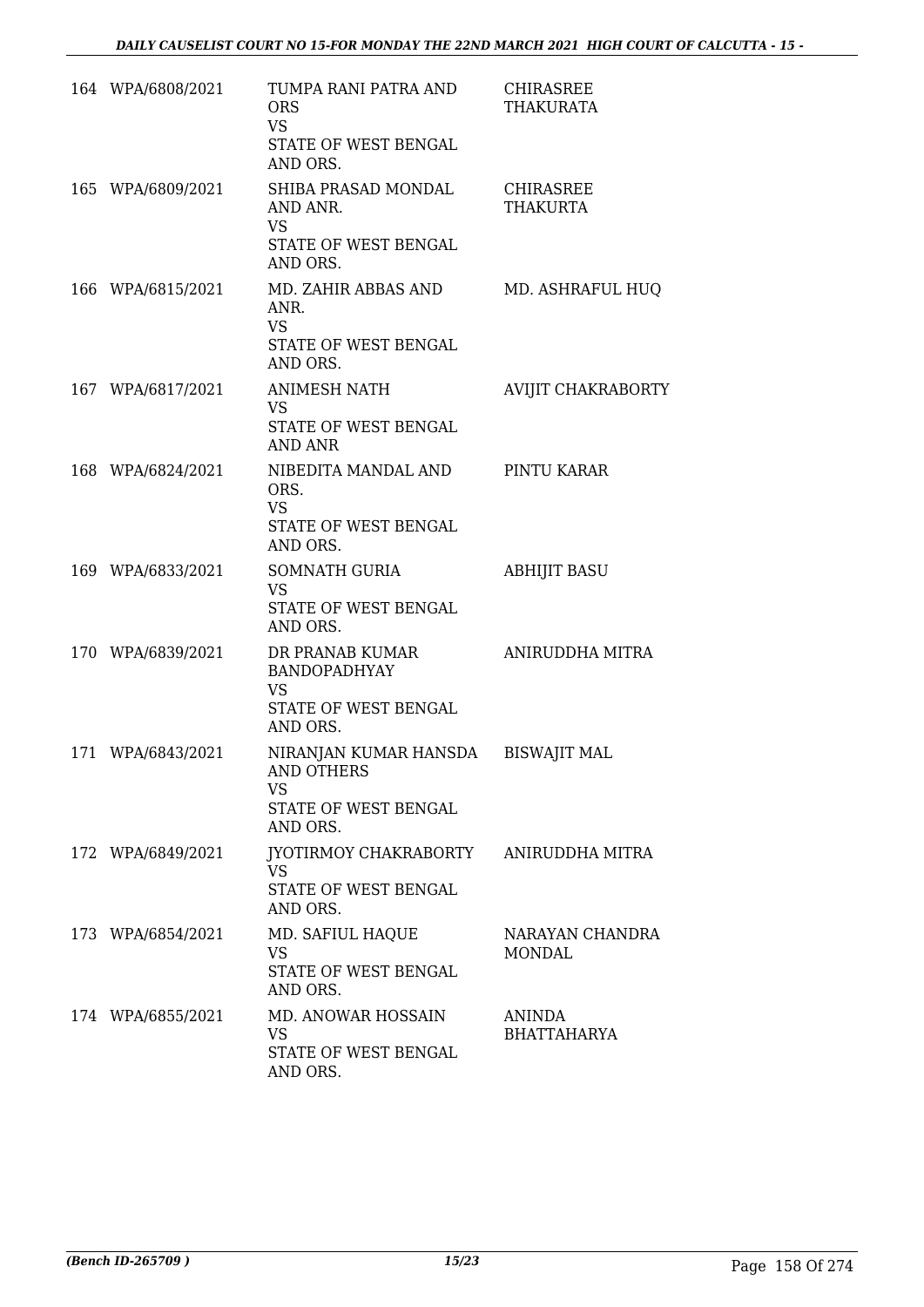| | | | |
|---|---|---|---|
| 164 | WPA/6808/2021 | TUMPA RANI PATRA AND ORS<br>VS<br>STATE OF WEST BENGAL AND ORS. | CHIRASREE THAKURATA |
| 165 | WPA/6809/2021 | SHIBA PRASAD MONDAL AND ANR.<br>VS<br>STATE OF WEST BENGAL AND ORS. | CHIRASREE THAKURTA |
| 166 | WPA/6815/2021 | MD. ZAHIR ABBAS AND ANR.<br>VS<br>STATE OF WEST BENGAL AND ORS. | MD. ASHRAFUL HUQ |
| 167 | WPA/6817/2021 | ANIMESH NATH<br>VS<br>STATE OF WEST BENGAL AND ANR | AVIJIT CHAKRABORTY |
| 168 | WPA/6824/2021 | NIBEDITA MANDAL AND ORS.<br>VS<br>STATE OF WEST BENGAL AND ORS. | PINTU KARAR |
| 169 | WPA/6833/2021 | SOMNATH GURIA<br>VS<br>STATE OF WEST BENGAL AND ORS. | ABHIJIT BASU |
| 170 | WPA/6839/2021 | DR PRANAB KUMAR BANDOPADHYAY<br>VS<br>STATE OF WEST BENGAL AND ORS. | ANIRUDDHA MITRA |
| 171 | WPA/6843/2021 | NIRANJAN KUMAR HANSDA AND OTHERS<br>VS<br>STATE OF WEST BENGAL AND ORS. | BISWAJIT MAL |
| 172 | WPA/6849/2021 | JYOTIRMOY CHAKRABORTY<br>VS<br>STATE OF WEST BENGAL AND ORS. | ANIRUDDHA MITRA |
| 173 | WPA/6854/2021 | MD. SAFIUL HAQUE<br>VS<br>STATE OF WEST BENGAL AND ORS. | NARAYAN CHANDRA MONDAL |
| 174 | WPA/6855/2021 | MD. ANOWAR HOSSAIN<br>VS<br>STATE OF WEST BENGAL AND ORS. | ANINDA BHATTAHARYA |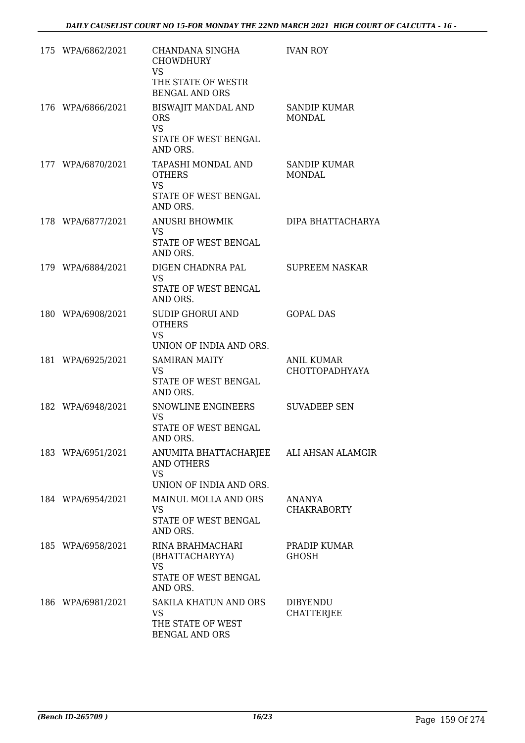| | | | |
|---|---|---|---|
| 175 | WPA/6862/2021 | CHANDANA SINGHA CHOWDHURY<br>VS<br>THE STATE OF WESTR BENGAL AND ORS | IVAN ROY |
| 176 | WPA/6866/2021 | BISWAJIT MANDAL AND ORS<br>VS<br>STATE OF WEST BENGAL AND ORS. | SANDIP KUMAR MONDAL |
| 177 | WPA/6870/2021 | TAPASHI MONDAL AND OTHERS<br>VS<br>STATE OF WEST BENGAL AND ORS. | SANDIP KUMAR MONDAL |
| 178 | WPA/6877/2021 | ANUSRI BHOWMIK<br>VS<br>STATE OF WEST BENGAL AND ORS. | DIPA BHATTACHARYA |
| 179 | WPA/6884/2021 | DIGEN CHADNRA PAL<br>VS<br>STATE OF WEST BENGAL AND ORS. | SUPREEM NASKAR |
| 180 | WPA/6908/2021 | SUDIP GHORUI AND OTHERS<br>VS<br>UNION OF INDIA AND ORS. | GOPAL DAS |
| 181 | WPA/6925/2021 | SAMIRAN MAITY<br>VS<br>STATE OF WEST BENGAL AND ORS. | ANIL KUMAR CHOTTOPADHYAYA |
| 182 | WPA/6948/2021 | SNOWLINE ENGINEERS<br>VS<br>STATE OF WEST BENGAL AND ORS. | SUVADEEP SEN |
| 183 | WPA/6951/2021 | ANUMITA BHATTACHARJEE AND OTHERS<br>VS<br>UNION OF INDIA AND ORS. | ALI AHSAN ALAMGIR |
| 184 | WPA/6954/2021 | MAINUL MOLLA AND ORS<br>VS<br>STATE OF WEST BENGAL AND ORS. | ANANYA CHAKRABORTY |
| 185 | WPA/6958/2021 | RINA BRAHMACHARI (BHATTACHARYYA)<br>VS<br>STATE OF WEST BENGAL AND ORS. | PRADIP KUMAR GHOSH |
| 186 | WPA/6981/2021 | SAKILA KHATUN AND ORS<br>VS<br>THE STATE OF WEST BENGAL AND ORS | DIBYENDU CHATTERJEE |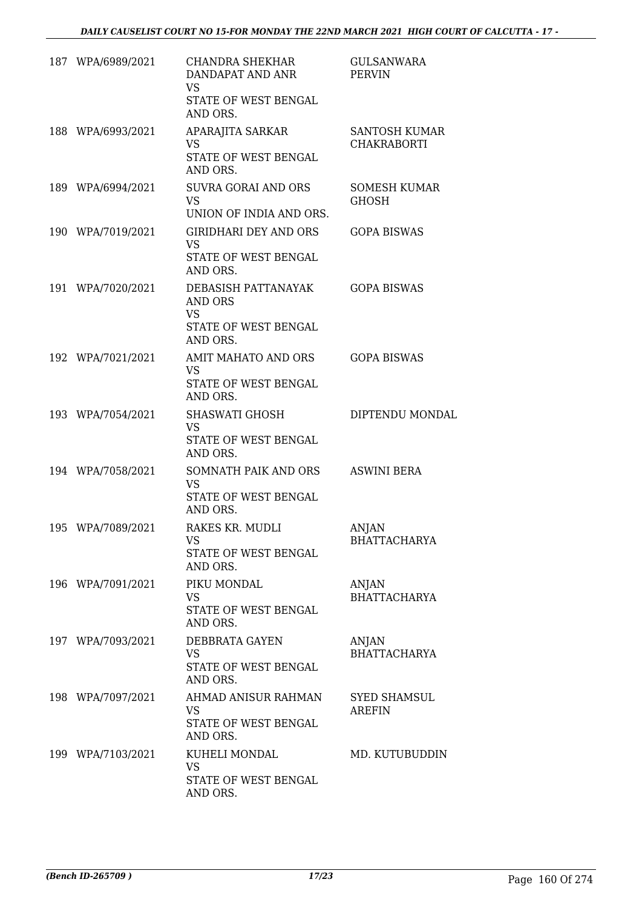| | | | |
|---|---|---|---|
| 187 | WPA/6989/2021 | CHANDRA SHEKHAR DANDAPAT AND ANR<br>VS<br>STATE OF WEST BENGAL AND ORS. | GULSANWARA PERVIN |
| 188 | WPA/6993/2021 | APARAJITA SARKAR<br>VS<br>STATE OF WEST BENGAL AND ORS. | SANTOSH KUMAR CHAKRABORTI |
| 189 | WPA/6994/2021 | SUVRA GORAI AND ORS<br>VS<br>UNION OF INDIA AND ORS. | SOMESH KUMAR GHOSH |
| 190 | WPA/7019/2021 | GIRIDHARI DEY AND ORS<br>VS<br>STATE OF WEST BENGAL AND ORS. | GOPA BISWAS |
| 191 | WPA/7020/2021 | DEBASISH PATTANAYAK AND ORS<br>VS<br>STATE OF WEST BENGAL AND ORS. | GOPA BISWAS |
| 192 | WPA/7021/2021 | AMIT MAHATO AND ORS<br>VS<br>STATE OF WEST BENGAL AND ORS. | GOPA BISWAS |
| 193 | WPA/7054/2021 | SHASWATI GHOSH<br>VS<br>STATE OF WEST BENGAL AND ORS. | DIPTENDU MONDAL |
| 194 | WPA/7058/2021 | SOMNATH PAIK AND ORS<br>VS<br>STATE OF WEST BENGAL AND ORS. | ASWINI BERA |
| 195 | WPA/7089/2021 | RAKES KR. MUDLI<br>VS<br>STATE OF WEST BENGAL AND ORS. | ANJAN BHATTACHARYA |
| 196 | WPA/7091/2021 | PIKU MONDAL<br>VS<br>STATE OF WEST BENGAL AND ORS. | ANJAN BHATTACHARYA |
| 197 | WPA/7093/2021 | DEBBRATA GAYEN<br>VS<br>STATE OF WEST BENGAL AND ORS. | ANJAN BHATTACHARYA |
| 198 | WPA/7097/2021 | AHMAD ANISUR RAHMAN<br>VS<br>STATE OF WEST BENGAL AND ORS. | SYED SHAMSUL AREFIN |
| 199 | WPA/7103/2021 | KUHELI MONDAL<br>VS<br>STATE OF WEST BENGAL AND ORS. | MD. KUTUBUDDIN |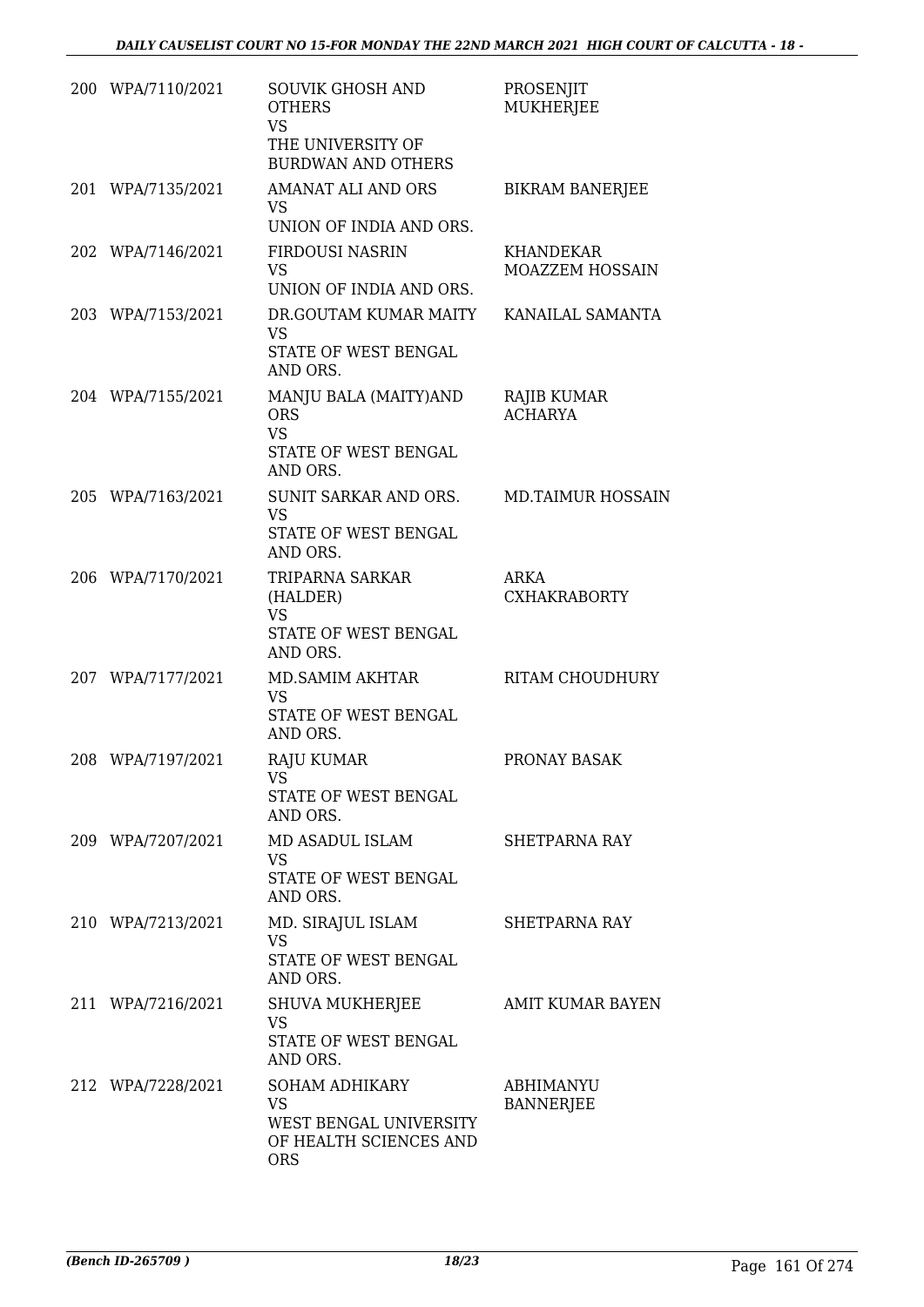| | | | |
|---|---|---|---|
| 200 | WPA/7110/2021 | SOUVIK GHOSH AND OTHERS<br>VS<br>THE UNIVERSITY OF BURDWAN AND OTHERS | PROSENJIT MUKHERJEE |
| 201 | WPA/7135/2021 | AMANAT ALI AND ORS<br>VS<br>UNION OF INDIA AND ORS. | BIKRAM BANERJEE |
| 202 | WPA/7146/2021 | FIRDOUSI NASRIN<br>VS<br>UNION OF INDIA AND ORS. | KHANDEKAR MOAZZEM HOSSAIN |
| 203 | WPA/7153/2021 | DR.GOUTAM KUMAR MAITY<br>VS<br>STATE OF WEST BENGAL AND ORS. | KANAILAL SAMANTA |
| 204 | WPA/7155/2021 | MANJU BALA (MAITY)AND ORS<br>VS<br>STATE OF WEST BENGAL AND ORS. | RAJIB KUMAR ACHARYA |
| 205 | WPA/7163/2021 | SUNIT SARKAR AND ORS.<br>VS<br>STATE OF WEST BENGAL AND ORS. | MD.TAIMUR HOSSAIN |
| 206 | WPA/7170/2021 | TRIPARNA SARKAR (HALDER)<br>VS<br>STATE OF WEST BENGAL AND ORS. | ARKA CXHAKRABORTY |
| 207 | WPA/7177/2021 | MD.SAMIM AKHTAR<br>VS<br>STATE OF WEST BENGAL AND ORS. | RITAM CHOUDHURY |
| 208 | WPA/7197/2021 | RAJU KUMAR<br>VS<br>STATE OF WEST BENGAL AND ORS. | PRONAY BASAK |
| 209 | WPA/7207/2021 | MD ASADUL ISLAM<br>VS<br>STATE OF WEST BENGAL AND ORS. | SHETPARNA RAY |
| 210 | WPA/7213/2021 | MD. SIRAJUL ISLAM<br>VS<br>STATE OF WEST BENGAL AND ORS. | SHETPARNA RAY |
| 211 | WPA/7216/2021 | SHUVA MUKHERJEE<br>VS<br>STATE OF WEST BENGAL AND ORS. | AMIT KUMAR BAYEN |
| 212 | WPA/7228/2021 | SOHAM ADHIKARY<br>VS<br>WEST BENGAL UNIVERSITY OF HEALTH SCIENCES AND ORS | ABHIMANYU BANNERJEE |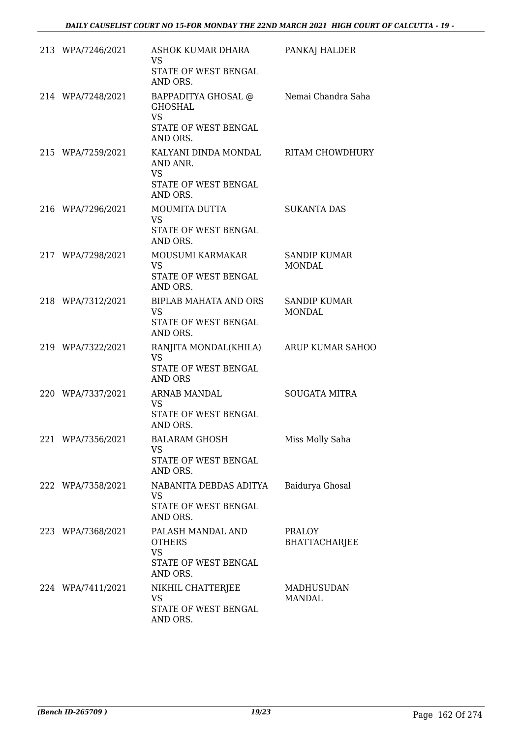| | | | |
|---|---|---|---|
| 213 | WPA/7246/2021 | ASHOK KUMAR DHARA<br>VS<br>STATE OF WEST BENGAL AND ORS. | PANKAJ HALDER |
| 214 | WPA/7248/2021 | BAPPADITYA GHOSAL @ GHOSHAL<br>VS<br>STATE OF WEST BENGAL AND ORS. | Nemai Chandra Saha |
| 215 | WPA/7259/2021 | KALYANI DINDA MONDAL AND ANR.<br>VS<br>STATE OF WEST BENGAL AND ORS. | RITAM CHOWDHURY |
| 216 | WPA/7296/2021 | MOUMITA DUTTA<br>VS<br>STATE OF WEST BENGAL AND ORS. | SUKANTA DAS |
| 217 | WPA/7298/2021 | MOUSUMI KARMAKAR<br>VS<br>STATE OF WEST BENGAL AND ORS. | SANDIP KUMAR MONDAL |
| 218 | WPA/7312/2021 | BIPLAB MAHATA AND ORS<br>VS<br>STATE OF WEST BENGAL AND ORS. | SANDIP KUMAR MONDAL |
| 219 | WPA/7322/2021 | RANJITA MONDAL(KHILA)<br>VS<br>STATE OF WEST BENGAL AND ORS | ARUP KUMAR SAHOO |
| 220 | WPA/7337/2021 | ARNAB MANDAL<br>VS<br>STATE OF WEST BENGAL AND ORS. | SOUGATA MITRA |
| 221 | WPA/7356/2021 | BALARAM GHOSH<br>VS<br>STATE OF WEST BENGAL AND ORS. | Miss Molly Saha |
| 222 | WPA/7358/2021 | NABANITA DEBDAS ADITYA<br>VS<br>STATE OF WEST BENGAL AND ORS. | Baidurya Ghosal |
| 223 | WPA/7368/2021 | PALASH MANDAL AND OTHERS<br>VS<br>STATE OF WEST BENGAL AND ORS. | PRALOY BHATTACHARJEE |
| 224 | WPA/7411/2021 | NIKHIL CHATTERJEE<br>VS<br>STATE OF WEST BENGAL AND ORS. | MADHUSUDAN MANDAL |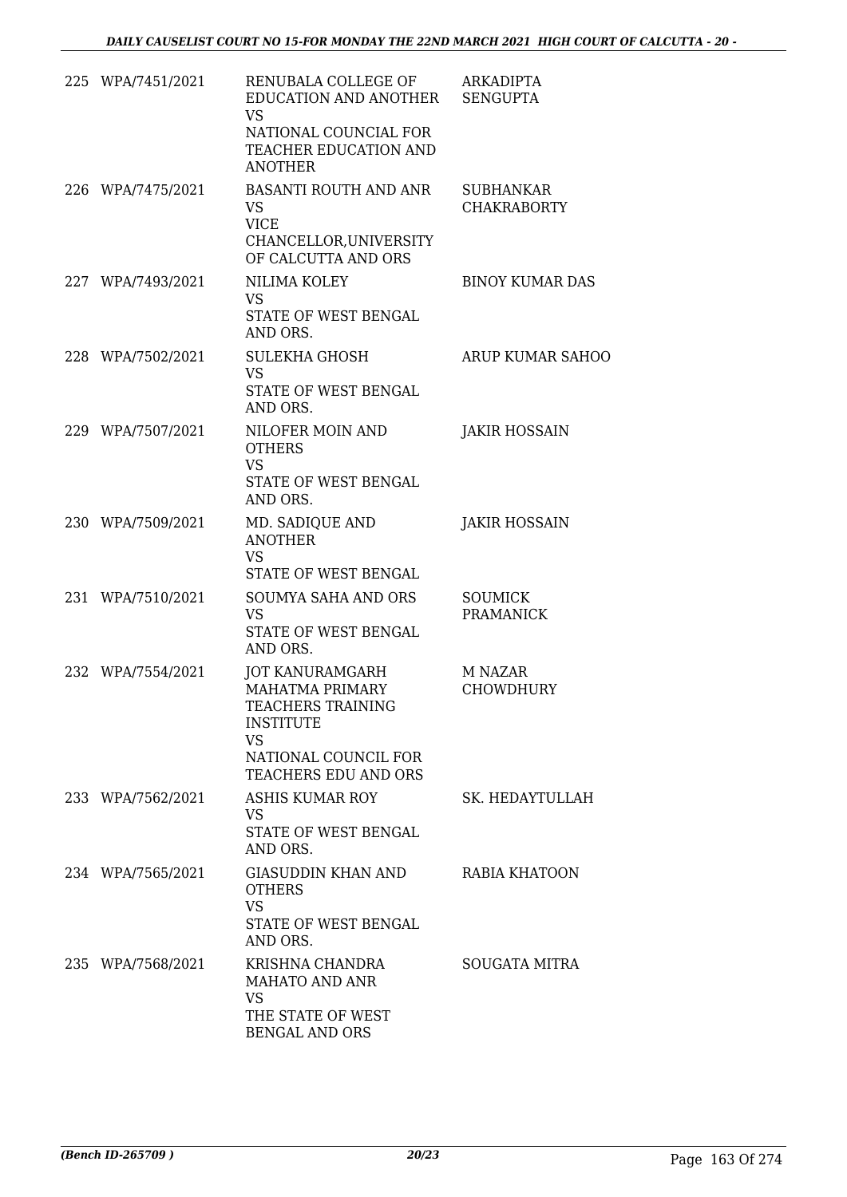| | | | |
|---|---|---|---|
| 225 | WPA/7451/2021 | RENUBALA COLLEGE OF EDUCATION AND ANOTHER<br>VS<br>NATIONAL COUNCIL FOR TEACHER EDUCATION AND ANOTHER | ARKADIPTA SENGUPTA |
| 226 | WPA/7475/2021 | BASANTI ROUTH AND ANR<br>VS<br>VICE CHANCELLOR,UNIVERSITY OF CALCUTTA AND ORS | SUBHANKAR CHAKRABORTY |
| 227 | WPA/7493/2021 | NILIMA KOLEY<br>VS<br>STATE OF WEST BENGAL AND ORS. | BINOY KUMAR DAS |
| 228 | WPA/7502/2021 | SULEKHA GHOSH<br>VS<br>STATE OF WEST BENGAL AND ORS. | ARUP KUMAR SAHOO |
| 229 | WPA/7507/2021 | NILOFER MOIN AND OTHERS<br>VS<br>STATE OF WEST BENGAL AND ORS. | JAKIR HOSSAIN |
| 230 | WPA/7509/2021 | MD. SADIQUE AND ANOTHER<br>VS<br>STATE OF WEST BENGAL | JAKIR HOSSAIN |
| 231 | WPA/7510/2021 | SOUMYA SAHA AND ORS<br>VS<br>STATE OF WEST BENGAL AND ORS. | SOUMICK PRAMANICK |
| 232 | WPA/7554/2021 | JOT KANURAMGARH MAHATMA PRIMARY TEACHERS TRAINING INSTITUTE<br>VS<br>NATIONAL COUNCIL FOR TEACHERS EDU AND ORS | M NAZAR CHOWDHURY |
| 233 | WPA/7562/2021 | ASHIS KUMAR ROY<br>VS<br>STATE OF WEST BENGAL AND ORS. | SK. HEDAYTULLAH |
| 234 | WPA/7565/2021 | GIASUDDIN KHAN AND OTHERS<br>VS<br>STATE OF WEST BENGAL AND ORS. | RABIA KHATOON |
| 235 | WPA/7568/2021 | KRISHNA CHANDRA MAHATO AND ANR<br>VS<br>THE STATE OF WEST BENGAL AND ORS | SOUGATA MITRA |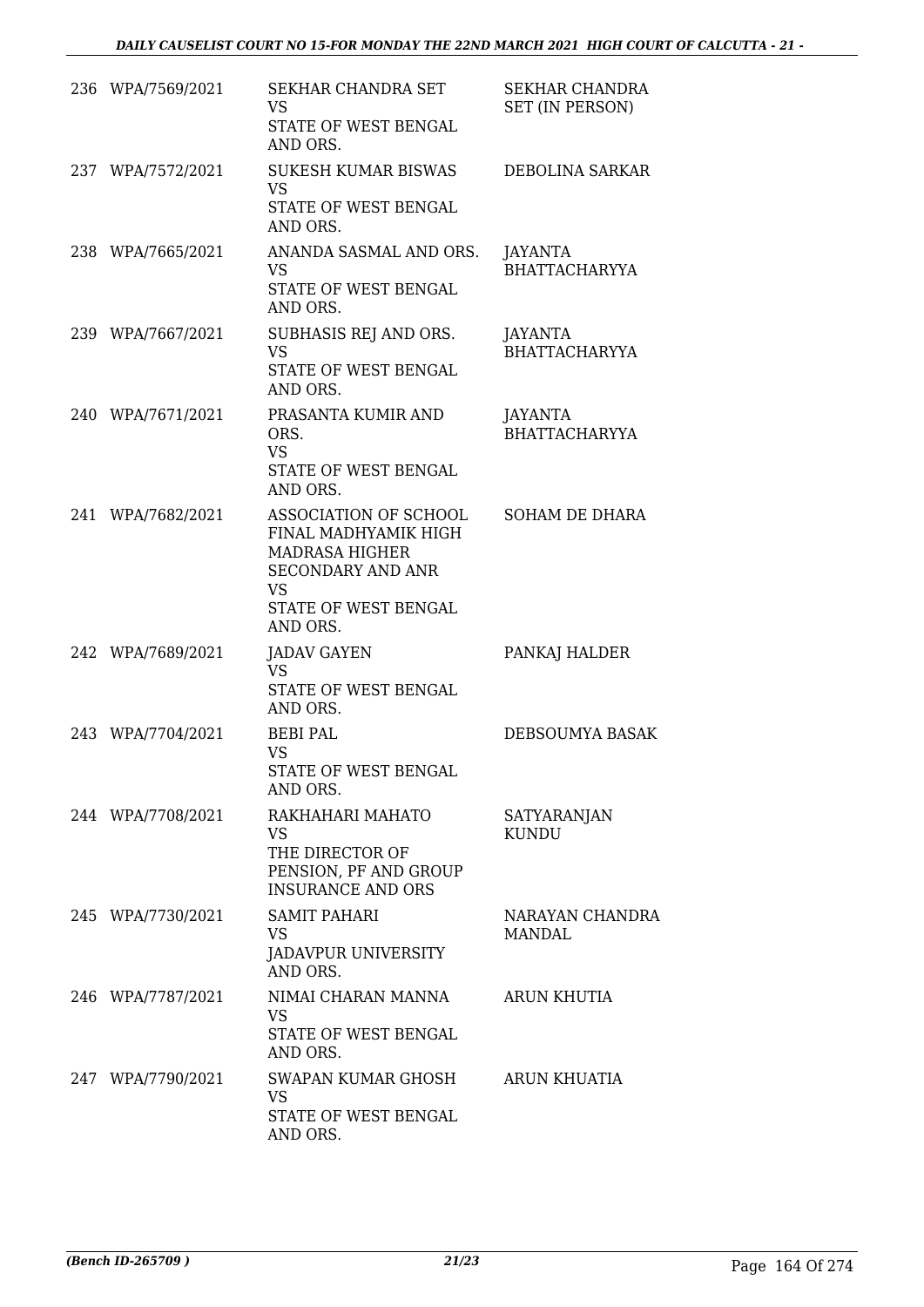| | | | |
|---|---|---|---|
| 236 | WPA/7569/2021 | SEKHAR CHANDRA SET<br>VS<br>STATE OF WEST BENGAL AND ORS. | SEKHAR CHANDRA SET (IN PERSON) |
| 237 | WPA/7572/2021 | SUKESH KUMAR BISWAS<br>VS<br>STATE OF WEST BENGAL AND ORS. | DEBOLINA SARKAR |
| 238 | WPA/7665/2021 | ANANDA SASMAL AND ORS.<br>VS<br>STATE OF WEST BENGAL AND ORS. | JAYANTA BHATTACHARYYA |
| 239 | WPA/7667/2021 | SUBHASIS REJ AND ORS.<br>VS<br>STATE OF WEST BENGAL AND ORS. | JAYANTA BHATTACHARYYA |
| 240 | WPA/7671/2021 | PRASANTA KUMIR AND ORS.<br>VS<br>STATE OF WEST BENGAL AND ORS. | JAYANTA BHATTACHARYYA |
| 241 | WPA/7682/2021 | ASSOCIATION OF SCHOOL FINAL MADHYAMIK HIGH MADRASA HIGHER SECONDARY AND ANR<br>VS<br>STATE OF WEST BENGAL AND ORS. | SOHAM DE DHARA |
| 242 | WPA/7689/2021 | JADAV GAYEN<br>VS<br>STATE OF WEST BENGAL AND ORS. | PANKAJ HALDER |
| 243 | WPA/7704/2021 | BEBI PAL<br>VS<br>STATE OF WEST BENGAL AND ORS. | DEBSOUMYA BASAK |
| 244 | WPA/7708/2021 | RAKHAHARI MAHATO<br>VS<br>THE DIRECTOR OF PENSION, PF AND GROUP INSURANCE AND ORS | SATYARANJAN KUNDU |
| 245 | WPA/7730/2021 | SAMIT PAHARI<br>VS<br>JADAVPUR UNIVERSITY AND ORS. | NARAYAN CHANDRA MANDAL |
| 246 | WPA/7787/2021 | NIMAI CHARAN MANNA<br>VS<br>STATE OF WEST BENGAL AND ORS. | ARUN KHUTIA |
| 247 | WPA/7790/2021 | SWAPAN KUMAR GHOSH<br>VS<br>STATE OF WEST BENGAL AND ORS. | ARUN KHUATIA |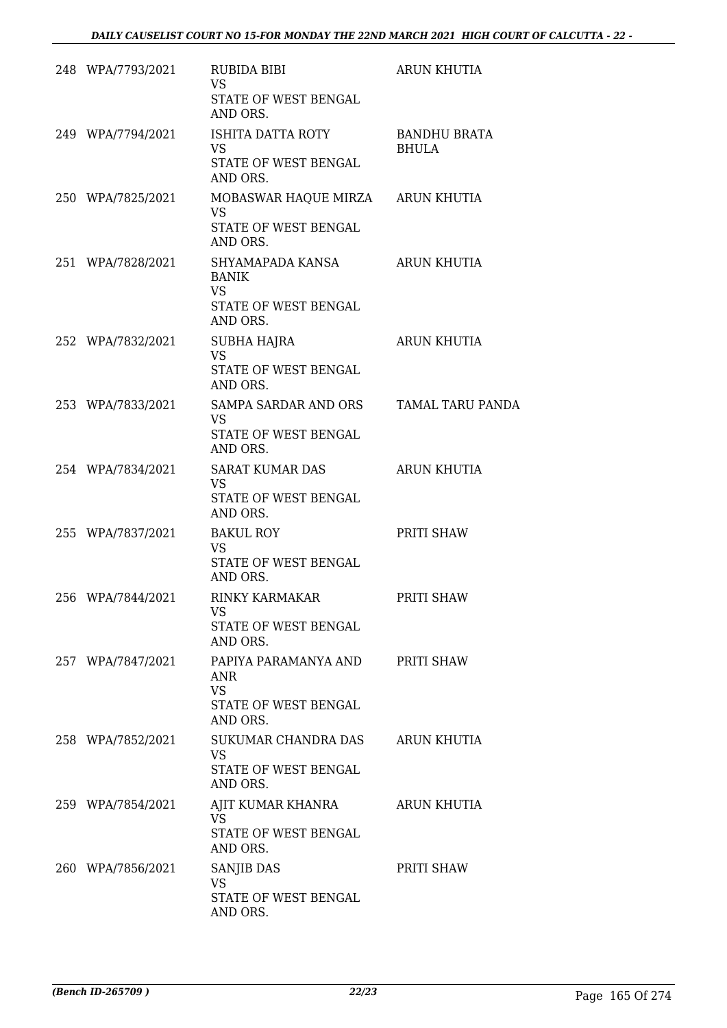| | | | |
|---|---|---|---|
| 248 | WPA/7793/2021 | RUBIDA BIBI<br>VS<br>STATE OF WEST BENGAL AND ORS. | ARUN KHUTIA |
| 249 | WPA/7794/2021 | ISHITA DATTA ROTY<br>VS<br>STATE OF WEST BENGAL AND ORS. | BANDHU BRATA BHULA |
| 250 | WPA/7825/2021 | MOBASWAR HAQUE MIRZA<br>VS<br>STATE OF WEST BENGAL AND ORS. | ARUN KHUTIA |
| 251 | WPA/7828/2021 | SHYAMAPADA KANSA BANIK<br>VS<br>STATE OF WEST BENGAL AND ORS. | ARUN KHUTIA |
| 252 | WPA/7832/2021 | SUBHA HAJRA<br>VS<br>STATE OF WEST BENGAL AND ORS. | ARUN KHUTIA |
| 253 | WPA/7833/2021 | SAMPA SARDAR AND ORS<br>VS<br>STATE OF WEST BENGAL AND ORS. | TAMAL TARU PANDA |
| 254 | WPA/7834/2021 | SARAT KUMAR DAS<br>VS<br>STATE OF WEST BENGAL AND ORS. | ARUN KHUTIA |
| 255 | WPA/7837/2021 | BAKUL ROY<br>VS<br>STATE OF WEST BENGAL AND ORS. | PRITI SHAW |
| 256 | WPA/7844/2021 | RINKY KARMAKAR<br>VS<br>STATE OF WEST BENGAL AND ORS. | PRITI SHAW |
| 257 | WPA/7847/2021 | PAPIYA PARAMANYA AND ANR<br>VS<br>STATE OF WEST BENGAL AND ORS. | PRITI SHAW |
| 258 | WPA/7852/2021 | SUKUMAR CHANDRA DAS<br>VS<br>STATE OF WEST BENGAL AND ORS. | ARUN KHUTIA |
| 259 | WPA/7854/2021 | AJIT KUMAR KHANRA<br>VS<br>STATE OF WEST BENGAL AND ORS. | ARUN KHUTIA |
| 260 | WPA/7856/2021 | SANJIB DAS<br>VS<br>STATE OF WEST BENGAL AND ORS. | PRITI SHAW |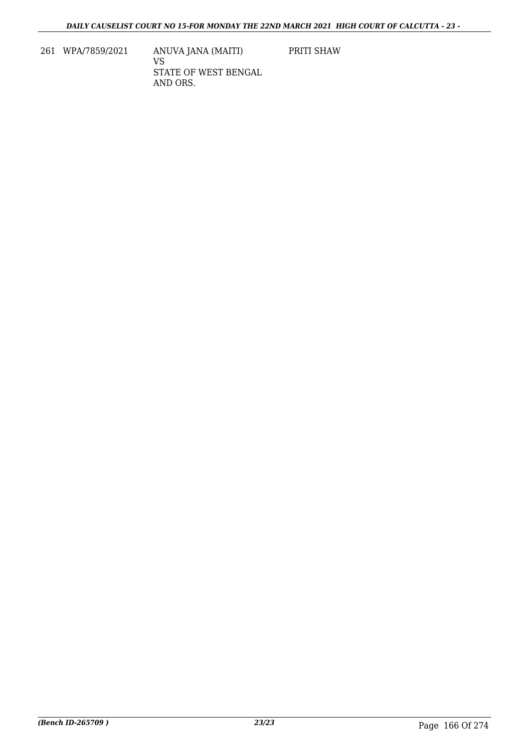| | | | |
|---|---|---|---|
| 261 | WPA/7859/2021 | ANUVA JANA (MAITI)<br>VS<br>STATE OF WEST BENGAL<br>AND ORS. | PRITI SHAW |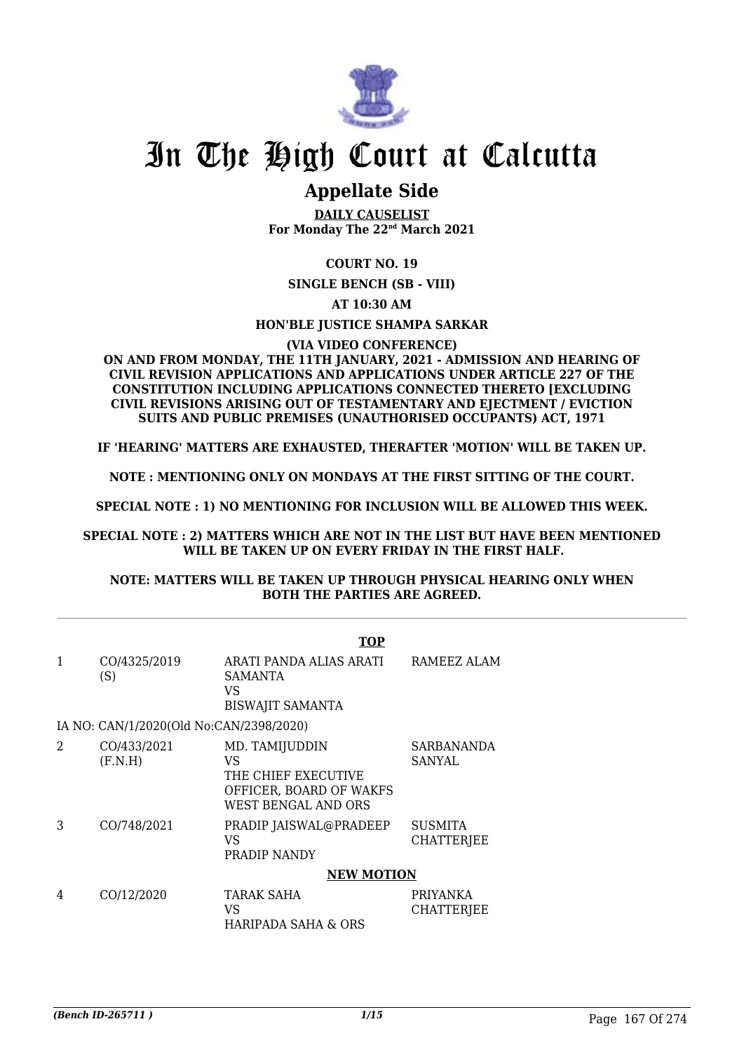# In The High Court at Calcutta

## Appellate Side

**DAILY CAUSELIST**
**For Monday The 22nd March 2021**

**COURT NO. 19**

**SINGLE BENCH (SB - VIII)**

**AT 10:30 AM**

**HON'BLE JUSTICE SHAMPA SARKAR**

**(VIA VIDEO CONFERENCE)**

**ON AND FROM MONDAY, THE 11TH JANUARY, 2021 - ADMISSION AND HEARING OF CIVIL REVISION APPLICATIONS AND APPLICATIONS UNDER ARTICLE 227 OF THE CONSTITUTION INCLUDING APPLICATIONS CONNECTED THERETO [EXCLUDING CIVIL REVISIONS ARISING OUT OF TESTAMENTARY AND EJECTMENT / EVICTION SUITS AND PUBLIC PREMISES (UNAUTHORISED OCCUPANTS) ACT, 1971**

**IF 'HEARING' MATTERS ARE EXHAUSTED, THERAFTER 'MOTION' WILL BE TAKEN UP.**

**NOTE : MENTIONING ONLY ON MONDAYS AT THE FIRST SITTING OF THE COURT.**

**SPECIAL NOTE : 1) NO MENTIONING FOR INCLUSION WILL BE ALLOWED THIS WEEK.**

**SPECIAL NOTE : 2) MATTERS WHICH ARE NOT IN THE LIST BUT HAVE BEEN MENTIONED WILL BE TAKEN UP ON EVERY FRIDAY IN THE FIRST HALF.**

**NOTE: MATTERS WILL BE TAKEN UP THROUGH PHYSICAL HEARING ONLY WHEN BOTH THE PARTIES ARE AGREED.**

**TOP**

| | | | |
|---|---|---|---|
| 1 | CO/4325/2019 (S) | ARATI PANDA ALIAS ARATI SAMANTA<br>VS<br>BISWAJIT SAMANTA | RAMEEZ ALAM |
| | IA NO: CAN/1/2020(Old No:CAN/2398/2020) | | |
| 2 | CO/433/2021 (F.N.H) | MD. TAMIJUDDIN<br>VS<br>THE CHIEF EXECUTIVE OFFICER, BOARD OF WAKFS WEST BENGAL AND ORS | SARBANANDA SANYAL |
| 3 | CO/748/2021 | PRADIP JAISWAL@PRADEEP<br>VS<br>PRADIP NANDY | SUSMITA CHATTERJEE |

**NEW MOTION**

| | | | |
|---|---|---|---|
| 4 | CO/12/2020 | TARAK SAHA<br>VS<br>HARIPADA SAHA & ORS | PRIYANKA CHATTERJEE |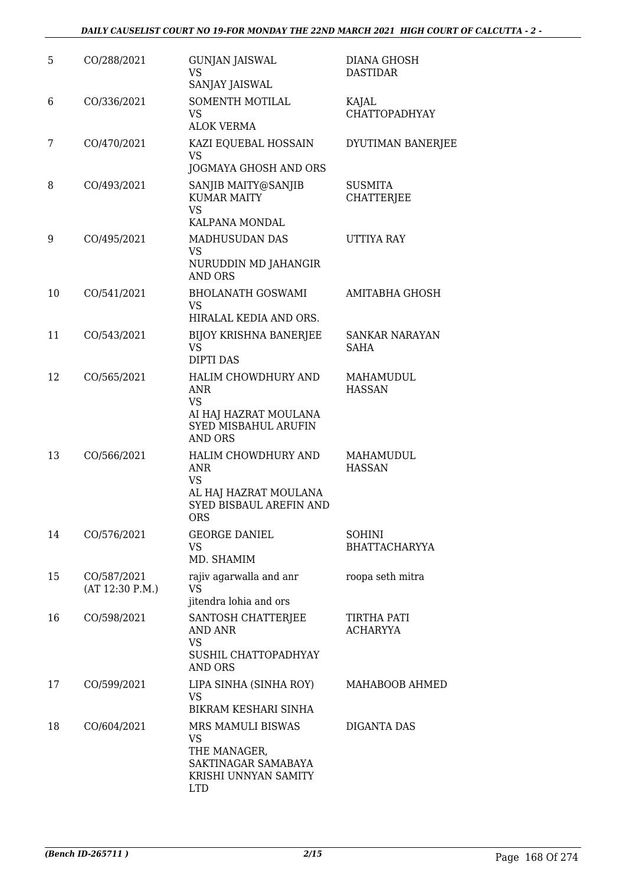| 5 | CO/288/2021 | GUNJAN JAISWAL<br>VS<br>SANJAY JAISWAL | DIANA GHOSH DASTIDAR |
|---|---|---|---|
| 6 | CO/336/2021 | SOMENTH MOTILAL<br>VS<br>ALOK VERMA | KAJAL CHATTOPADHYAY |
| 7 | CO/470/2021 | KAZI EQUEBAL HOSSAIN<br>VS<br>JOGMAYA GHOSH AND ORS | DYUTIMAN BANERJEE |
| 8 | CO/493/2021 | SANJIB MAITY@SANJIB KUMAR MAITY<br>VS<br>KALPANA MONDAL | SUSMITA CHATTERJEE |
| 9 | CO/495/2021 | MADHUSUDAN DAS<br>VS<br>NURUDDIN MD JAHANGIR AND ORS | UTTIYA RAY |
| 10 | CO/541/2021 | BHOLANATH GOSWAMI<br>VS<br>HIRALAL KEDIA AND ORS. | AMITABHA GHOSH |
| 11 | CO/543/2021 | BIJOY KRISHNA BANERJEE<br>VS<br>DIPTI DAS | SANKAR NARAYAN SAHA |
| 12 | CO/565/2021 | HALIM CHOWDHURY AND ANR<br>VS<br>AI HAJ HAZRAT MOULANA SYED MISBAHUL ARUFIN AND ORS | MAHAMUDUL HASSAN |
| 13 | CO/566/2021 | HALIM CHOWDHURY AND ANR<br>VS<br>AL HAJ HAZRAT MOULANA SYED BISBAUL AREFIN AND ORS | MAHAMUDUL HASSAN |
| 14 | CO/576/2021 | GEORGE DANIEL<br>VS<br>MD. SHAMIM | SOHINI BHATTACHARYYA |
| 15 | CO/587/2021<br>(AT 12:30 P.M.) | rajiv agarwalla and anr<br>VS<br>jitendra lohia and ors | roopa seth mitra |
| 16 | CO/598/2021 | SANTOSH CHATTERJEE AND ANR<br>VS<br>SUSHIL CHATTOPADHYAY AND ORS | TIRTHA PATI ACHARYYA |
| 17 | CO/599/2021 | LIPA SINHA (SINHA ROY)<br>VS<br>BIKRAM KESHARI SINHA | MAHABOOB AHMED |
| 18 | CO/604/2021 | MRS MAMULI BISWAS<br>VS<br>THE MANAGER, SAKTINAGAR SAMABAYA KRISHI UNNYAN SAMITY LTD | DIGANTA DAS |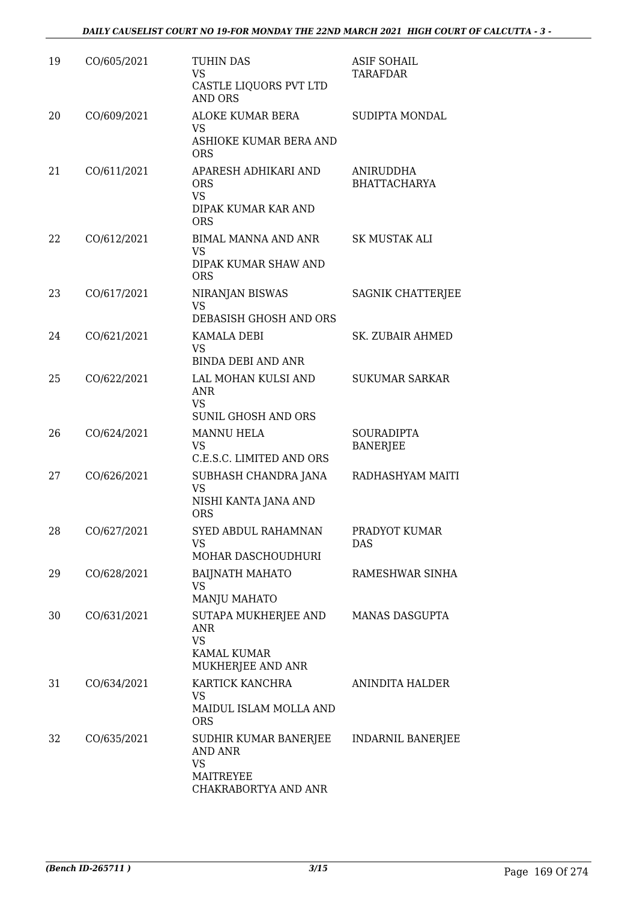| 19 | CO/605/2021 | TUHIN DAS<br>VS<br>CASTLE LIQUORS PVT LTD AND ORS | ASIF SOHAIL TARAFDAR |
|---|---|---|---|
| 20 | CO/609/2021 | ALOKE KUMAR BERA<br>VS<br>ASHIOKE KUMAR BERA AND ORS | SUDIPTA MONDAL |
| 21 | CO/611/2021 | APARESH ADHIKARI AND ORS<br>VS<br>DIPAK KUMAR KAR AND ORS | ANIRUDDHA BHATTACHARYA |
| 22 | CO/612/2021 | BIMAL MANNA AND ANR<br>VS<br>DIPAK KUMAR SHAW AND ORS | SK MUSTAK ALI |
| 23 | CO/617/2021 | NIRANJAN BISWAS<br>VS<br>DEBASISH GHOSH AND ORS | SAGNIK CHATTERJEE |
| 24 | CO/621/2021 | KAMALA DEBI<br>VS<br>BINDA DEBI AND ANR | SK. ZUBAIR AHMED |
| 25 | CO/622/2021 | LAL MOHAN KULSI AND ANR<br>VS<br>SUNIL GHOSH AND ORS | SUKUMAR SARKAR |
| 26 | CO/624/2021 | MANNU HELA<br>VS<br>C.E.S.C. LIMITED AND ORS | SOURADIPTA BANERJEE |
| 27 | CO/626/2021 | SUBHASH CHANDRA JANA<br>VS<br>NISHI KANTA JANA AND ORS | RADHASHYAM MAITI |
| 28 | CO/627/2021 | SYED ABDUL RAHAMNAN<br>VS<br>MOHAR DASCHOUDHURI | PRADYOT KUMAR DAS |
| 29 | CO/628/2021 | BAIJNATH MAHATO<br>VS<br>MANJU MAHATO | RAMESHWAR SINHA |
| 30 | CO/631/2021 | SUTAPA MUKHERJEE AND ANR<br>VS<br>KAMAL KUMAR MUKHERJEE AND ANR | MANAS DASGUPTA |
| 31 | CO/634/2021 | KARTICK KANCHRA<br>VS<br>MAIDUL ISLAM MOLLA AND ORS | ANINDITA HALDER |
| 32 | CO/635/2021 | SUDHIR KUMAR BANERJEE AND ANR<br>VS<br>MAITREYEE CHAKRABORTYA AND ANR | INDARNIL BANERJEE |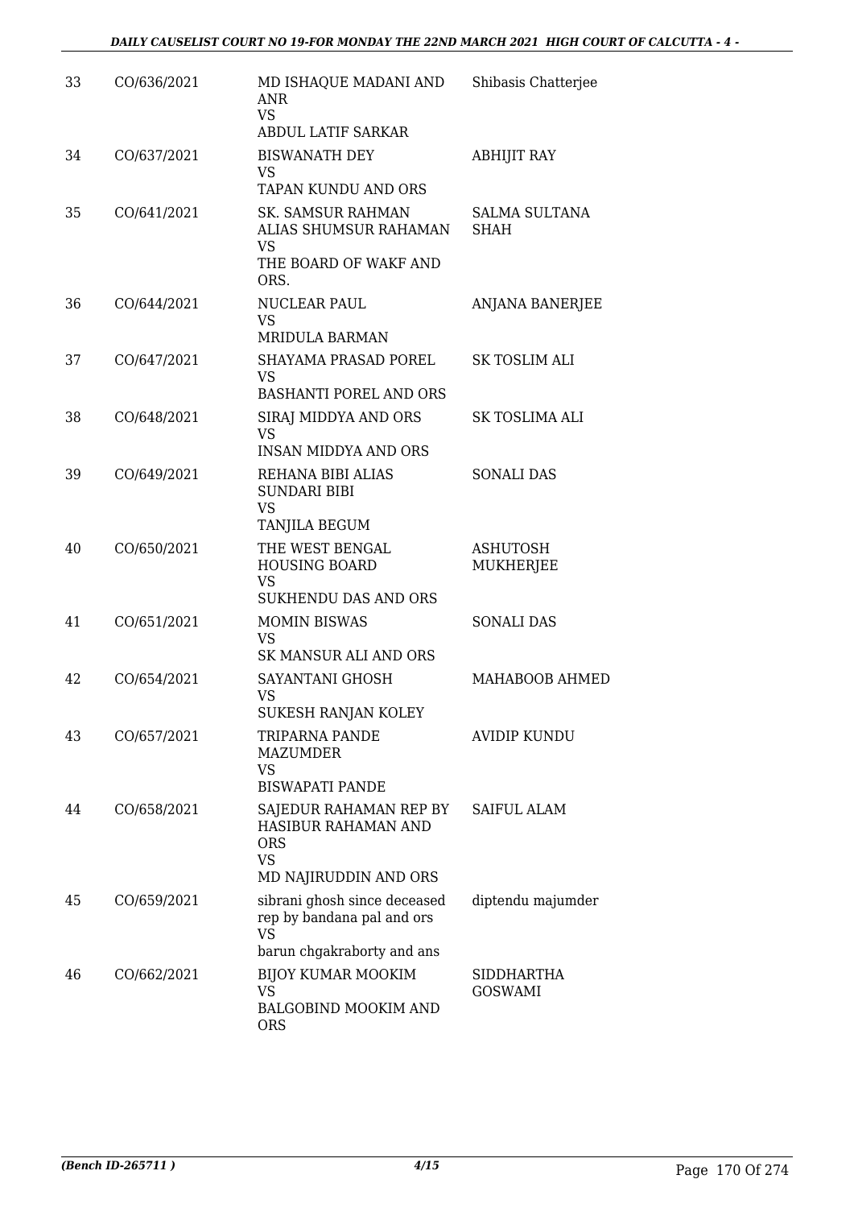| 33 | CO/636/2021 | MD ISHAQUE MADANI AND ANR VS ABDUL LATIF SARKAR | Shibasis Chatterjee |
|---|---|---|---|
| 34 | CO/637/2021 | BISWANATH DEY VS TAPAN KUNDU AND ORS | ABHIJIT RAY |
| 35 | CO/641/2021 | SK. SAMSUR RAHMAN ALIAS SHUMSUR RAHAMAN VS THE BOARD OF WAKF AND ORS. | SALMA SULTANA SHAH |
| 36 | CO/644/2021 | NUCLEAR PAUL VS MRIDULA BARMAN | ANJANA BANERJEE |
| 37 | CO/647/2021 | SHAYAMA PRASAD POREL VS BASHANTI POREL AND ORS | SK TOSLIM ALI |
| 38 | CO/648/2021 | SIRAJ MIDDYA AND ORS VS INSAN MIDDYA AND ORS | SK TOSLIMA ALI |
| 39 | CO/649/2021 | REHANA BIBI ALIAS SUNDARI BIBI VS TANJILA BEGUM | SONALI DAS |
| 40 | CO/650/2021 | THE WEST BENGAL HOUSING BOARD VS SUKHENDU DAS AND ORS | ASHUTOSH MUKHERJEE |
| 41 | CO/651/2021 | MOMIN BISWAS VS SK MANSUR ALI AND ORS | SONALI DAS |
| 42 | CO/654/2021 | SAYANTANI GHOSH VS SUKESH RANJAN KOLEY | MAHABOOB AHMED |
| 43 | CO/657/2021 | TRIPARNA PANDE MAZUMDER VS BISWAPATI PANDE | AVIDIP KUNDU |
| 44 | CO/658/2021 | SAJEDUR RAHAMAN REP BY HASIBUR RAHAMAN AND ORS VS MD NAJIRUDDIN AND ORS | SAIFUL ALAM |
| 45 | CO/659/2021 | sibrani ghosh since deceased rep by bandana pal and ors VS barun chgakraborty and ans | diptendu majumder |
| 46 | CO/662/2021 | BIJOY KUMAR MOOKIM VS BALGOBIND MOOKIM AND ORS | SIDDHARTHA GOSWAMI |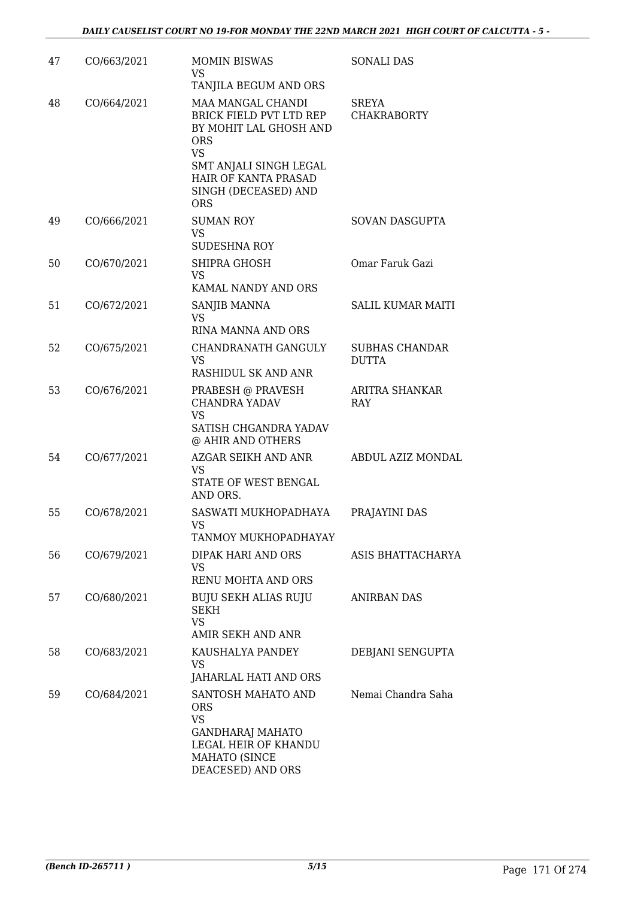| 47 | CO/663/2021 | MOMIN BISWAS<br>VS<br>TANJILA BEGUM AND ORS | SONALI DAS |
|---|---|---|---|
| 48 | CO/664/2021 | MAA MANGAL CHANDI BRICK FIELD PVT LTD REP BY MOHIT LAL GHOSH AND ORS<br>VS<br>SMT ANJALI SINGH LEGAL HAIR OF KANTA PRASAD SINGH (DECEASED) AND ORS | SREYA CHAKRABORTY |
| 49 | CO/666/2021 | SUMAN ROY<br>VS<br>SUDESHNA ROY | SOVAN DASGUPTA |
| 50 | CO/670/2021 | SHIPRA GHOSH<br>VS<br>KAMAL NANDY AND ORS | Omar Faruk Gazi |
| 51 | CO/672/2021 | SANJIB MANNA<br>VS<br>RINA MANNA AND ORS | SALIL KUMAR MAITI |
| 52 | CO/675/2021 | CHANDRANATH GANGULY<br>VS<br>RASHIDUL SK AND ANR | SUBHAS CHANDAR DUTTA |
| 53 | CO/676/2021 | PRABESH @ PRAVESH CHANDRA YADAV<br>VS<br>SATISH CHGANDRA YADAV @ AHIR AND OTHERS | ARITRA SHANKAR RAY |
| 54 | CO/677/2021 | AZGAR SEIKH AND ANR<br>VS<br>STATE OF WEST BENGAL AND ORS. | ABDUL AZIZ MONDAL |
| 55 | CO/678/2021 | SASWATI MUKHOPADHAYA<br>VS<br>TANMOY MUKHOPADHAYAY | PRAJAYINI DAS |
| 56 | CO/679/2021 | DIPAK HARI AND ORS<br>VS<br>RENU MOHTA AND ORS | ASIS BHATTACHARYA |
| 57 | CO/680/2021 | BUJU SEKH ALIAS RUJU SEKH<br>VS<br>AMIR SEKH AND ANR | ANIRBAN DAS |
| 58 | CO/683/2021 | KAUSHALYA PANDEY<br>VS<br>JAHARLAL HATI AND ORS | DEBJANI SENGUPTA |
| 59 | CO/684/2021 | SANTOSH MAHATO AND ORS<br>VS<br>GANDHARAJ MAHATO LEGAL HEIR OF KHANDU MAHATO (SINCE DEACESED) AND ORS | Nemai Chandra Saha |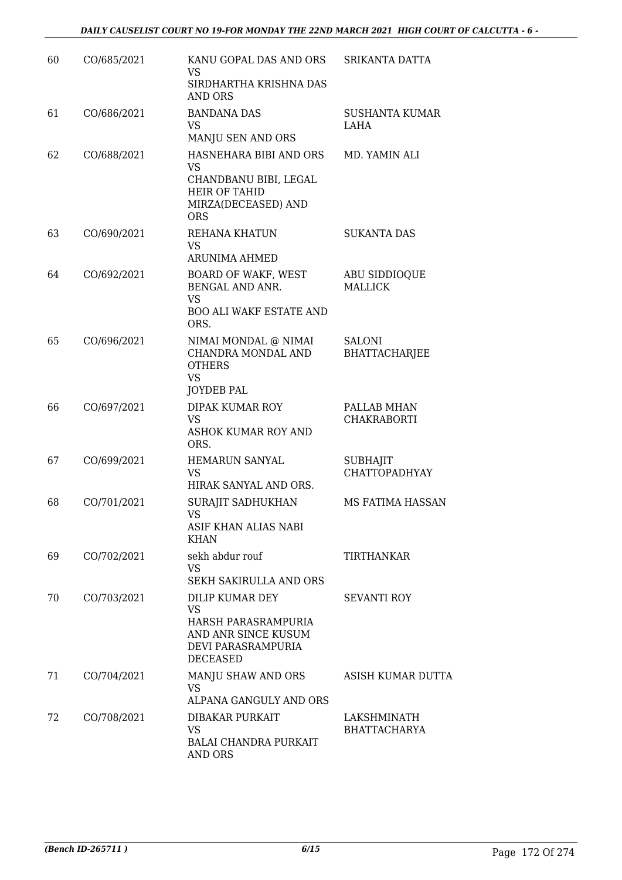| 60 | CO/685/2021 | KANU GOPAL DAS AND ORS<br>VS<br>SIRDHARTHA KRISHNA DAS AND ORS | SRIKANTA DATTA |
|---|---|---|---|
| 61 | CO/686/2021 | BANDANA DAS<br>VS<br>MANJU SEN AND ORS | SUSHANTA KUMAR LAHA |
| 62 | CO/688/2021 | HASNEHARA BIBI AND ORS<br>VS<br>CHANDBANU BIBI, LEGAL HEIR OF TAHID MIRZA(DECEASED) AND ORS | MD. YAMIN ALI |
| 63 | CO/690/2021 | REHANA KHATUN<br>VS<br>ARUNIMA AHMED | SUKANTA DAS |
| 64 | CO/692/2021 | BOARD OF WAKF, WEST BENGAL AND ANR.<br>VS<br>BOO ALI WAKF ESTATE AND ORS. | ABU SIDDIOQUE MALLICK |
| 65 | CO/696/2021 | NIMAI MONDAL @ NIMAI CHANDRA MONDAL AND OTHERS<br>VS<br>JOYDEB PAL | SALONI BHATTACHARJEE |
| 66 | CO/697/2021 | DIPAK KUMAR ROY<br>VS<br>ASHOK KUMAR ROY AND ORS. | PALLAB MHAN CHAKRABORTI |
| 67 | CO/699/2021 | HEMARUN SANYAL<br>VS<br>HIRAK SANYAL AND ORS. | SUBHAJIT CHATTOPADHYAY |
| 68 | CO/701/2021 | SURAJIT SADHUKHAN<br>VS<br>ASIF KHAN ALIAS NABI KHAN | MS FATIMA HASSAN |
| 69 | CO/702/2021 | sekh abdur rouf<br>VS<br>SEKH SAKIRULLA AND ORS | TIRTHANKAR |
| 70 | CO/703/2021 | DILIP KUMAR DEY<br>VS<br>HARSH PARASRAMPURIA AND ANR SINCE KUSUM DEVI PARASRAMPURIA DECEASED | SEVANTI ROY |
| 71 | CO/704/2021 | MANJU SHAW AND ORS<br>VS<br>ALPANA GANGULY AND ORS | ASISH KUMAR DUTTA |
| 72 | CO/708/2021 | DIBAKAR PURKAIT<br>VS<br>BALAI CHANDRA PURKAIT AND ORS | LAKSHMINATH BHATTACHARYA |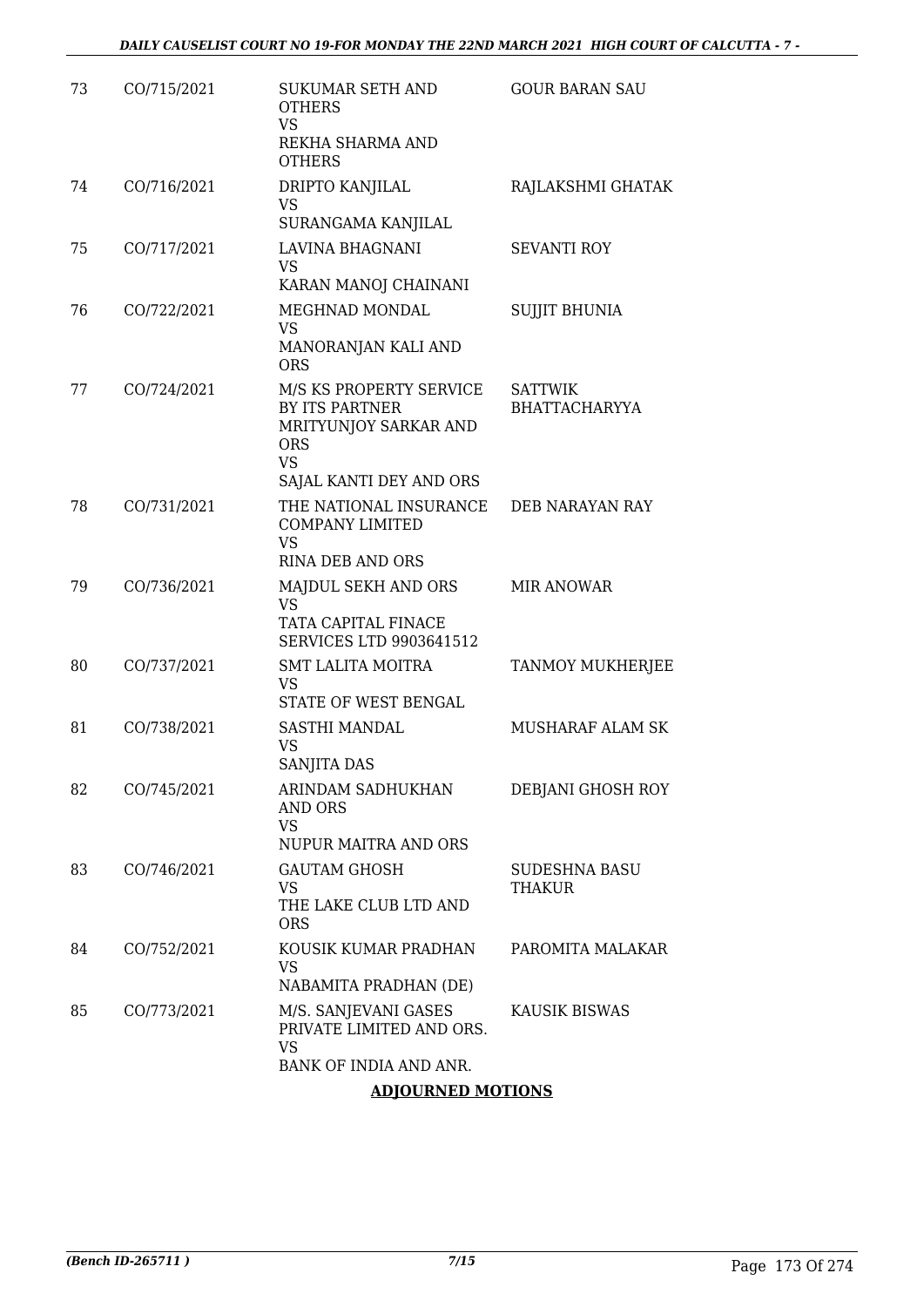| 73 | CO/715/2021 | SUKUMAR SETH AND OTHERS<br>VS<br>REKHA SHARMA AND OTHERS | GOUR BARAN SAU |
|---|---|---|---|
| 74 | CO/716/2021 | DRIPTO KANJILAL<br>VS<br>SURANGAMA KANJILAL | RAJLAKSHMI GHATAK |
| 75 | CO/717/2021 | LAVINA BHAGNANI<br>VS<br>KARAN MANOJ CHAINANI | SEVANTI ROY |
| 76 | CO/722/2021 | MEGHNAD MONDAL<br>VS<br>MANORANJAN KALI AND ORS | SUJJIT BHUNIA |
| 77 | CO/724/2021 | M/S KS PROPERTY SERVICE BY ITS PARTNER MRITYUNJOY SARKAR AND ORS<br>VS<br>SAJAL KANTI DEY AND ORS | SATTWIK BHATTACHARYYA |
| 78 | CO/731/2021 | THE NATIONAL INSURANCE COMPANY LIMITED<br>VS<br>RINA DEB AND ORS | DEB NARAYAN RAY |
| 79 | CO/736/2021 | MAJDUL SEKH AND ORS<br>VS<br>TATA CAPITAL FINACE SERVICES LTD 9903641512 | MIR ANOWAR |
| 80 | CO/737/2021 | SMT LALITA MOITRA<br>VS<br>STATE OF WEST BENGAL | TANMOY MUKHERJEE |
| 81 | CO/738/2021 | SASTHI MANDAL<br>VS<br>SANJITA DAS | MUSHARAF ALAM SK |
| 82 | CO/745/2021 | ARINDAM SADHUKHAN AND ORS<br>VS<br>NUPUR MAITRA AND ORS | DEBJANI GHOSH ROY |
| 83 | CO/746/2021 | GAUTAM GHOSH<br>VS<br>THE LAKE CLUB LTD AND ORS | SUDESHNA BASU THAKUR |
| 84 | CO/752/2021 | KOUSIK KUMAR PRADHAN<br>VS<br>NABAMITA PRADHAN (DE) | PAROMITA MALAKAR |
| 85 | CO/773/2021 | M/S. SANJEVANI GASES PRIVATE LIMITED AND ORS.<br>VS<br>BANK OF INDIA AND ANR. | KAUSIK BISWAS |

**ADJOURNED MOTIONS**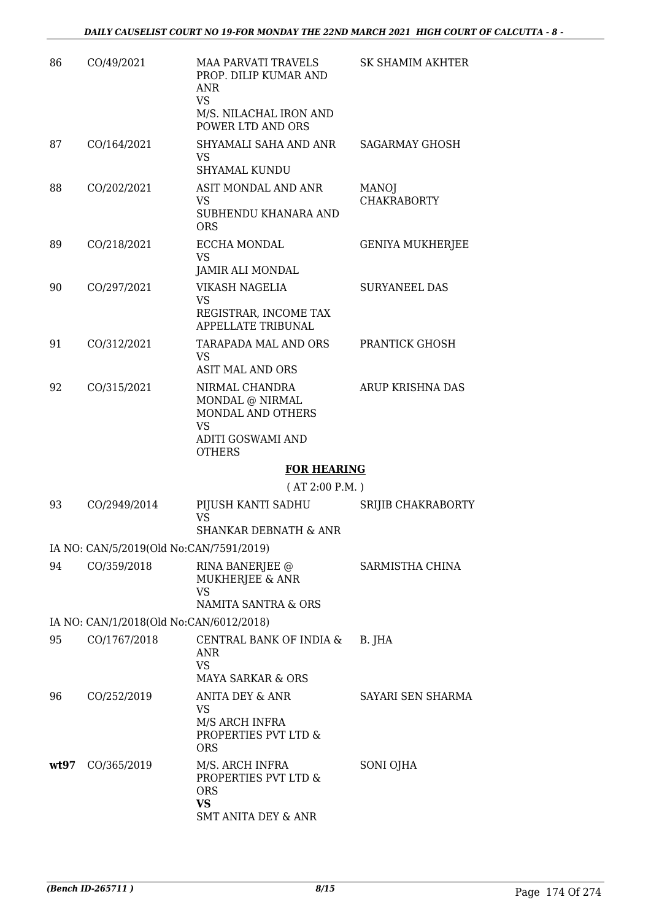| | | | |
|---|---|---|---|
| 86 | CO/49/2021 | MAA PARVATI TRAVELS PROP. DILIP KUMAR AND ANR<br>VS<br>M/S. NILACHAL IRON AND POWER LTD AND ORS | SK SHAMIM AKHTER |
| 87 | CO/164/2021 | SHYAMALI SAHA AND ANR<br>VS<br>SHYAMAL KUNDU | SAGARMAY GHOSH |
| 88 | CO/202/2021 | ASIT MONDAL AND ANR<br>VS<br>SUBHENDU KHANARA AND ORS | MANOJ CHAKRABORTY |
| 89 | CO/218/2021 | ECCHA MONDAL<br>VS<br>JAMIR ALI MONDAL | GENIYA MUKHERJEE |
| 90 | CO/297/2021 | VIKASH NAGELIA<br>VS<br>REGISTRAR, INCOME TAX APPELLATE TRIBUNAL | SURYANEEL DAS |
| 91 | CO/312/2021 | TARAPADA MAL AND ORS<br>VS<br>ASIT MAL AND ORS | PRANTICK GHOSH |
| 92 | CO/315/2021 | NIRMAL CHANDRA MONDAL @ NIRMAL MONDAL AND OTHERS<br>VS<br>ADITI GOSWAMI AND OTHERS | ARUP KRISHNA DAS |

## FOR HEARING

( AT 2:00 P.M. )

| | | | |
|---|---|---|---|
| 93 | CO/2949/2014 | PIJUSH KANTI SADHU<br>VS<br>SHANKAR DEBNATH & ANR | SRIJIB CHAKRABORTY |
| | IA NO: CAN/5/2019(Old No:CAN/7591/2019) | | |
| 94 | CO/359/2018 | RINA BANERJEE @ MUKHERJEE & ANR<br>VS<br>NAMITA SANTRA & ORS | SARMISTHA CHINA |
| | IA NO: CAN/1/2018(Old No:CAN/6012/2018) | | |
| 95 | CO/1767/2018 | CENTRAL BANK OF INDIA & ANR<br>VS<br>MAYA SARKAR & ORS | B. JHA |
| 96 | CO/252/2019 | ANITA DEY & ANR<br>VS<br>M/S ARCH INFRA PROPERTIES PVT LTD & ORS | SAYARI SEN SHARMA |
| **wt97** | CO/365/2019 | M/S. ARCH INFRA PROPERTIES PVT LTD & ORS<br>**VS**<br>SMT ANITA DEY & ANR | SONI OJHA |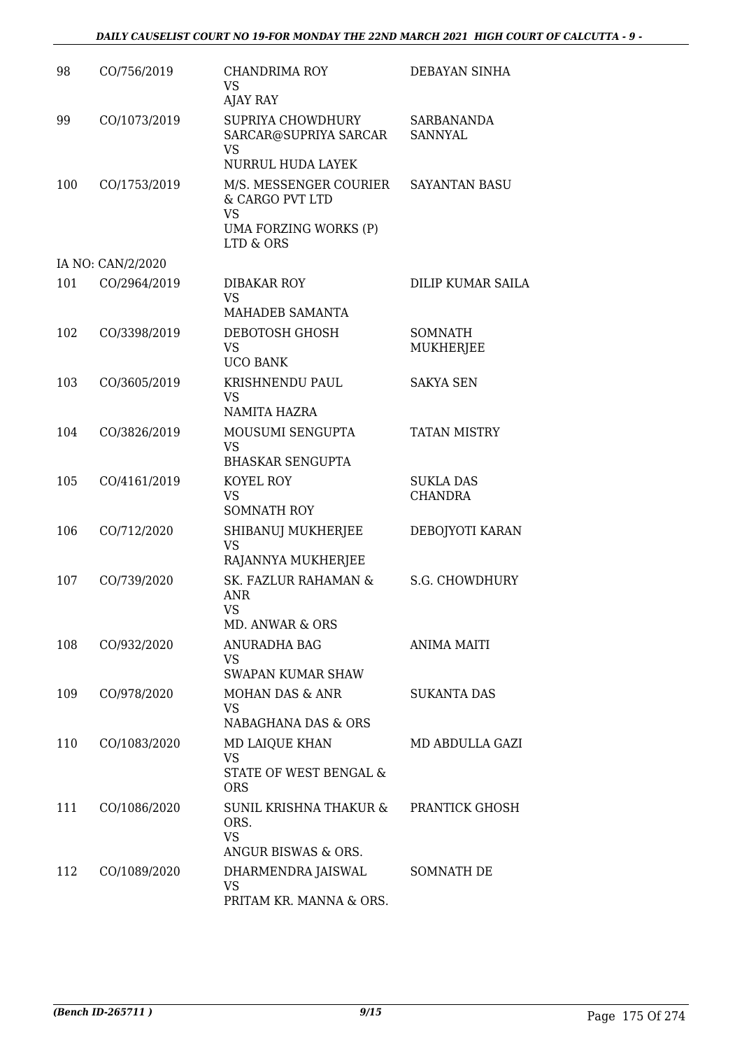| | | | |
|---|---|---|---|
| 98 | CO/756/2019 | CHANDRIMA ROY<br>VS<br>AJAY RAY | DEBAYAN SINHA |
| 99 | CO/1073/2019 | SUPRIYA CHOWDHURY SARCAR@SUPRIYA SARCAR<br>VS<br>NURRUL HUDA LAYEK | SARBANANDA SANNYAL |
| 100 | CO/1753/2019 | M/S. MESSENGER COURIER & CARGO PVT LTD<br>VS<br>UMA FORZING WORKS (P) LTD & ORS | SAYANTAN BASU |
| | IA NO: CAN/2/2020 | | |
| 101 | CO/2964/2019 | DIBAKAR ROY<br>VS<br>MAHADEB SAMANTA | DILIP KUMAR SAILA |
| 102 | CO/3398/2019 | DEBOTOSH GHOSH<br>VS<br>UCO BANK | SOMNATH MUKHERJEE |
| 103 | CO/3605/2019 | KRISHNENDU PAUL<br>VS<br>NAMITA HAZRA | SAKYA SEN |
| 104 | CO/3826/2019 | MOUSUMI SENGUPTA<br>VS<br>BHASKAR SENGUPTA | TATAN MISTRY |
| 105 | CO/4161/2019 | KOYEL ROY<br>VS<br>SOMNATH ROY | SUKLA DAS CHANDRA |
| 106 | CO/712/2020 | SHIBANUJ MUKHERJEE<br>VS<br>RAJANNYA MUKHERJEE | DEBOJYOTI KARAN |
| 107 | CO/739/2020 | SK. FAZLUR RAHAMAN & ANR<br>VS<br>MD. ANWAR & ORS | S.G. CHOWDHURY |
| 108 | CO/932/2020 | ANURADHA BAG<br>VS<br>SWAPAN KUMAR SHAW | ANIMA MAITI |
| 109 | CO/978/2020 | MOHAN DAS & ANR<br>VS<br>NABAGHANA DAS & ORS | SUKANTA DAS |
| 110 | CO/1083/2020 | MD LAIQUE KHAN<br>VS<br>STATE OF WEST BENGAL & ORS | MD ABDULLA GAZI |
| 111 | CO/1086/2020 | SUNIL KRISHNA THAKUR & ORS.<br>VS<br>ANGUR BISWAS & ORS. | PRANTICK GHOSH |
| 112 | CO/1089/2020 | DHARMENDRA JAISWAL<br>VS<br>PRITAM KR. MANNA & ORS. | SOMNATH DE |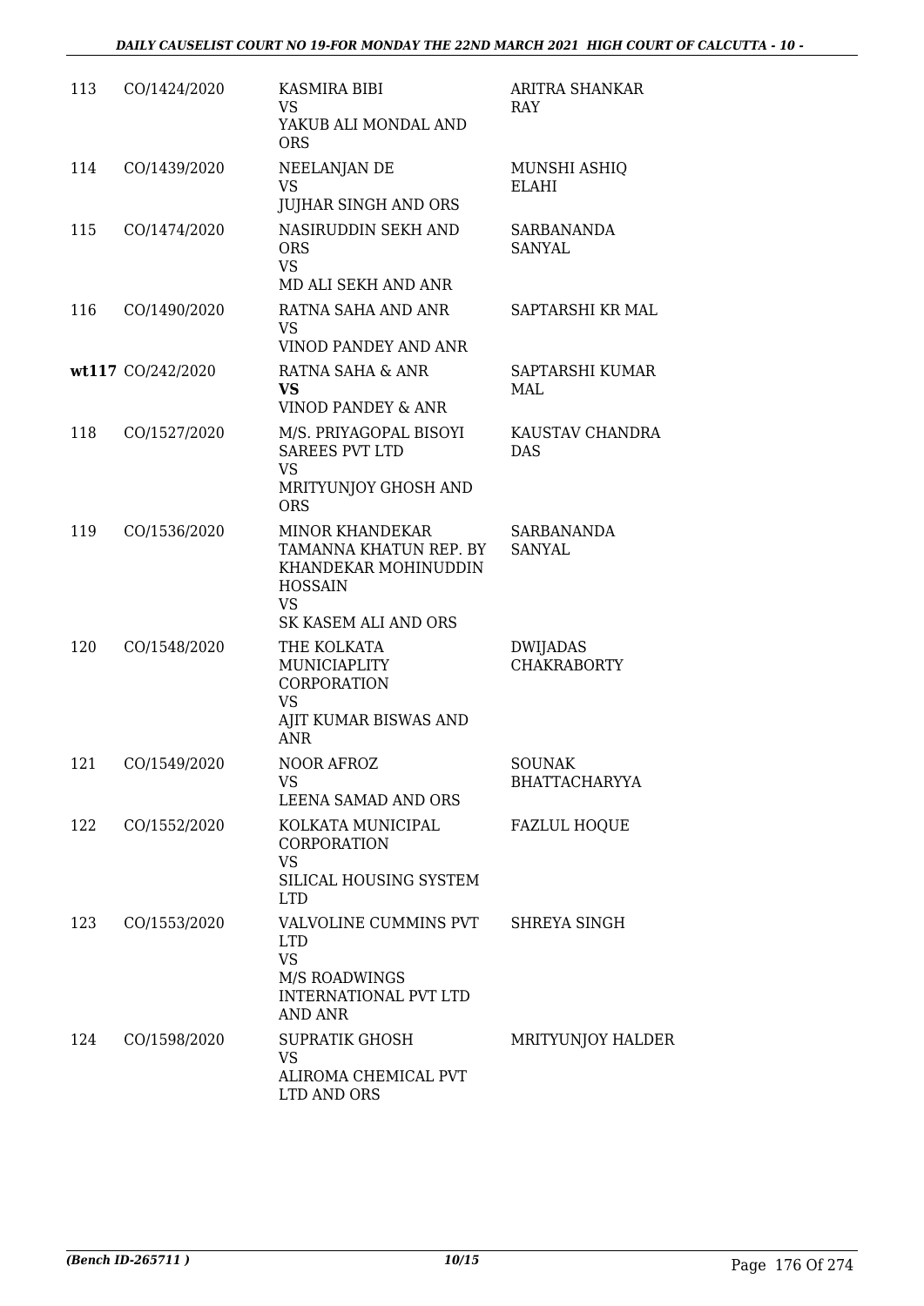| 113 | CO/1424/2020 | KASMIRA BIBI<br>VS<br>YAKUB ALI MONDAL AND ORS | ARITRA SHANKAR RAY |
|---|---|---|---|
| 114 | CO/1439/2020 | NEELANJAN DE<br>VS<br>JUJHAR SINGH AND ORS | MUNSHI ASHIQ ELAHI |
| 115 | CO/1474/2020 | NASIRUDDIN SEKH AND ORS<br>VS<br>MD ALI SEKH AND ANR | SARBANANDA SANYAL |
| 116 | CO/1490/2020 | RATNA SAHA AND ANR<br>VS<br>VINOD PANDEY AND ANR | SAPTARSHI KR MAL |
| wt117 | CO/242/2020 | RATNA SAHA & ANR<br>**VS**<br>VINOD PANDEY & ANR | SAPTARSHI KUMAR MAL |
| 118 | CO/1527/2020 | M/S. PRIYAGOPAL BISOYI SAREES PVT LTD<br>VS<br>MRITYUNJOY GHOSH AND ORS | KAUSTAV CHANDRA DAS |
| 119 | CO/1536/2020 | MINOR KHANDEKAR TAMANNA KHATUN REP. BY KHANDEKAR MOHINUDDIN HOSSAIN<br>VS<br>SK KASEM ALI AND ORS | SARBANANDA SANYAL |
| 120 | CO/1548/2020 | THE KOLKATA MUNICIAPLITY CORPORATION<br>VS<br>AJIT KUMAR BISWAS AND ANR | DWIJADAS CHAKRABORTY |
| 121 | CO/1549/2020 | NOOR AFROZ<br>VS<br>LEENA SAMAD AND ORS | SOUNAK BHATTACHARYYA |
| 122 | CO/1552/2020 | KOLKATA MUNICIPAL CORPORATION<br>VS<br>SILICAL HOUSING SYSTEM LTD | FAZLUL HOQUE |
| 123 | CO/1553/2020 | VALVOLINE CUMMINS PVT LTD<br>VS<br>M/S ROADWINGS INTERNATIONAL PVT LTD AND ANR | SHREYA SINGH |
| 124 | CO/1598/2020 | SUPRATIK GHOSH<br>VS<br>ALIROMA CHEMICAL PVT LTD AND ORS | MRITYUNJOY HALDER |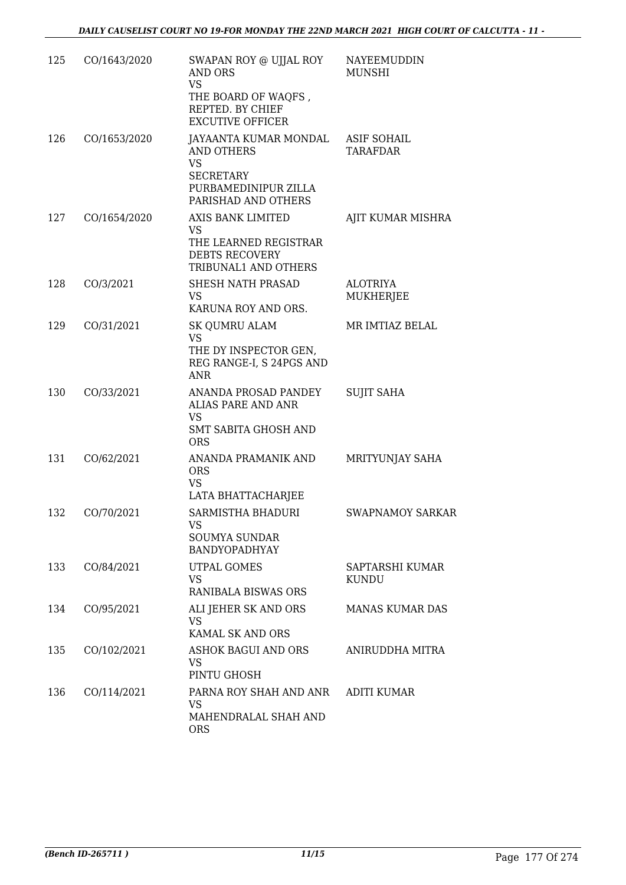| | | | |
|---|---|---|---|
| 125 | CO/1643/2020 | SWAPAN ROY @ UJJAL ROY AND ORS<br>VS<br>THE BOARD OF WAQFS , REPTED. BY CHIEF EXCUTIVE OFFICER | NAYEEMUDDIN MUNSHI |
| 126 | CO/1653/2020 | JAYAANTA KUMAR MONDAL AND OTHERS<br>VS<br>SECRETARY PURBAMEDINIPUR ZILLA PARISHAD AND OTHERS | ASIF SOHAIL TARAFDAR |
| 127 | CO/1654/2020 | AXIS BANK LIMITED<br>VS<br>THE LEARNED REGISTRAR DEBTS RECOVERY TRIBUNAL1 AND OTHERS | AJIT KUMAR MISHRA |
| 128 | CO/3/2021 | SHESH NATH PRASAD<br>VS<br>KARUNA ROY AND ORS. | ALOTRIYA MUKHERJEE |
| 129 | CO/31/2021 | SK QUMRU ALAM<br>VS<br>THE DY INSPECTOR GEN, REG RANGE-I, S 24PGS AND ANR | MR IMTIAZ BELAL |
| 130 | CO/33/2021 | ANANDA PROSAD PANDEY ALIAS PARE AND ANR<br>VS<br>SMT SABITA GHOSH AND ORS | SUJIT SAHA |
| 131 | CO/62/2021 | ANANDA PRAMANIK AND ORS<br>VS<br>LATA BHATTACHARJEE | MRITYUNJAY SAHA |
| 132 | CO/70/2021 | SARMISTHA BHADURI<br>VS<br>SOUMYA SUNDAR BANDYOPADHYAY | SWAPNAMOY SARKAR |
| 133 | CO/84/2021 | UTPAL GOMES<br>VS<br>RANIBALA BISWAS ORS | SAPTARSHI KUMAR KUNDU |
| 134 | CO/95/2021 | ALI JEHER SK AND ORS<br>VS<br>KAMAL SK AND ORS | MANAS KUMAR DAS |
| 135 | CO/102/2021 | ASHOK BAGUI AND ORS<br>VS<br>PINTU GHOSH | ANIRUDDHA MITRA |
| 136 | CO/114/2021 | PARNA ROY SHAH AND ANR<br>VS<br>MAHENDRALAL SHAH AND ORS | ADITI KUMAR |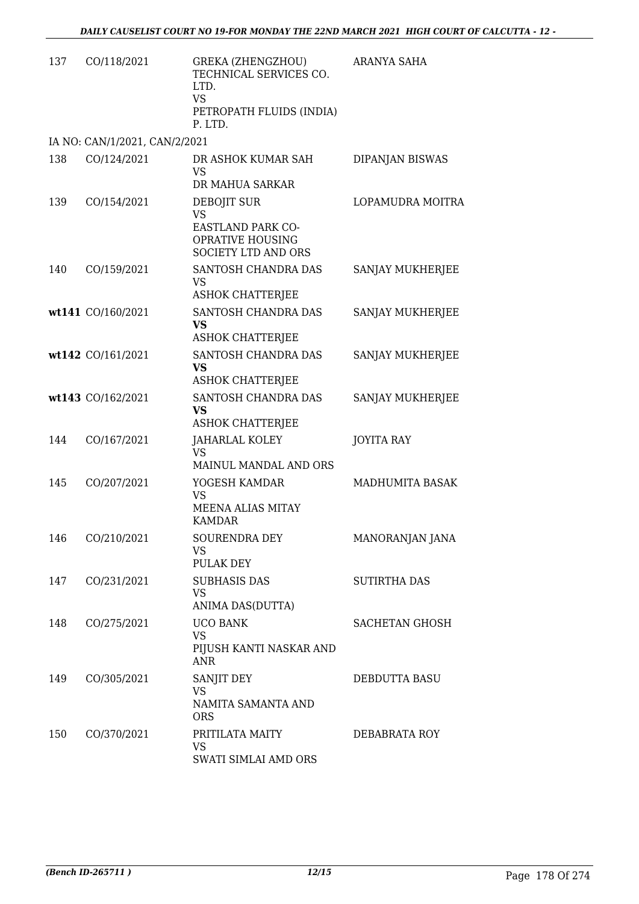| 137 | CO/118/2021 | GREKA (ZHENGZHOU) TECHNICAL SERVICES CO. LTD.<br>VS<br>PETROPATH FLUIDS (INDIA) P. LTD. | ARANYA SAHA |
|---|---|---|---|
| IA NO: CAN/1/2021, CAN/2/2021 | | | |
| 138 | CO/124/2021 | DR ASHOK KUMAR SAH<br>VS<br>DR MAHUA SARKAR | DIPANJAN BISWAS |
| 139 | CO/154/2021 | DEBOJIT SUR<br>VS<br>EASTLAND PARK CO-OPRATIVE HOUSING SOCIETY LTD AND ORS | LOPAMUDRA MOITRA |
| 140 | CO/159/2021 | SANTOSH CHANDRA DAS<br>VS<br>ASHOK CHATTERJEE | SANJAY MUKHERJEE |
| wt141 | CO/160/2021 | SANTOSH CHANDRA DAS<br>**VS**<br>ASHOK CHATTERJEE | SANJAY MUKHERJEE |
| wt142 | CO/161/2021 | SANTOSH CHANDRA DAS<br>**VS**<br>ASHOK CHATTERJEE | SANJAY MUKHERJEE |
| wt143 | CO/162/2021 | SANTOSH CHANDRA DAS<br>**VS**<br>ASHOK CHATTERJEE | SANJAY MUKHERJEE |
| 144 | CO/167/2021 | JAHARLAL KOLEY<br>VS<br>MAINUL MANDAL AND ORS | JOYITA RAY |
| 145 | CO/207/2021 | YOGESH KAMDAR<br>VS<br>MEENA ALIAS MITAY KAMDAR | MADHUMITA BASAK |
| 146 | CO/210/2021 | SOURENDRA DEY<br>VS<br>PULAK DEY | MANORANJAN JANA |
| 147 | CO/231/2021 | SUBHASIS DAS<br>VS<br>ANIMA DAS(DUTTA) | SUTIRTHA DAS |
| 148 | CO/275/2021 | UCO BANK<br>VS<br>PIJUSH KANTI NASKAR AND ANR | SACHETAN GHOSH |
| 149 | CO/305/2021 | SANJIT DEY<br>VS<br>NAMITA SAMANTA AND ORS | DEBDUTTA BASU |
| 150 | CO/370/2021 | PRITILATA MAITY<br>VS<br>SWATI SIMLAI AMD ORS | DEBABRATA ROY |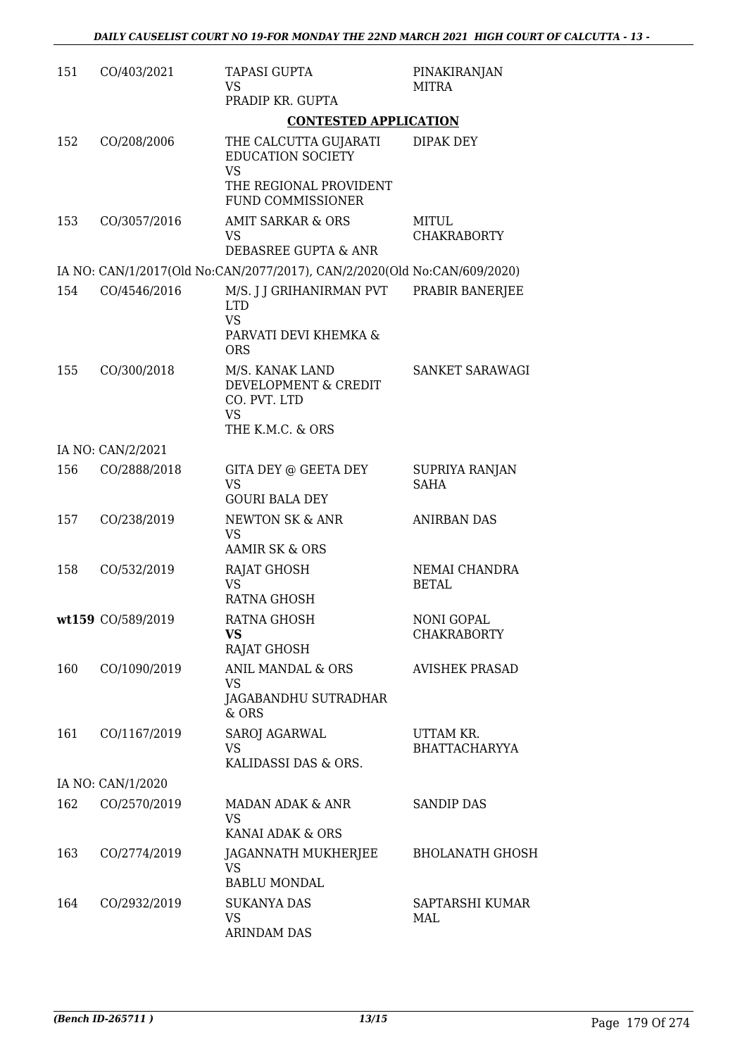| | | | |
|---|---|---|---|
| 151 | CO/403/2021 | TAPASI GUPTA<br>VS<br>PRADIP KR. GUPTA | PINAKIRANJAN MITRA |

**CONTESTED APPLICATION**

| | | | |
|---|---|---|---|
| 152 | CO/208/2006 | THE CALCUTTA GUJARATI EDUCATION SOCIETY<br>VS<br>THE REGIONAL PROVIDENT FUND COMMISSIONER | DIPAK DEY |
| 153 | CO/3057/2016 | AMIT SARKAR & ORS<br>VS<br>DEBASREE GUPTA & ANR | MITUL CHAKRABORTY |

IA NO: CAN/1/2017(Old No:CAN/2077/2017), CAN/2/2020(Old No:CAN/609/2020)

| | | | |
|---|---|---|---|
| 154 | CO/4546/2016 | M/S. J J GRIHANIRMAN PVT LTD<br>VS<br>PARVATI DEVI KHEMKA & ORS | PRABIR BANERJEE |
| 155 | CO/300/2018 | M/S. KANAK LAND DEVELOPMENT & CREDIT CO. PVT. LTD<br>VS<br>THE K.M.C. & ORS | SANKET SARAWAGI |

IA NO: CAN/2/2021

| | | | |
|---|---|---|---|
| 156 | CO/2888/2018 | GITA DEY @ GEETA DEY<br>VS<br>GOURI BALA DEY | SUPRIYA RANJAN SAHA |
| 157 | CO/238/2019 | NEWTON SK & ANR<br>VS<br>AAMIR SK & ORS | ANIRBAN DAS |
| 158 | CO/532/2019 | RAJAT GHOSH<br>VS<br>RATNA GHOSH | NEMAI CHANDRA BETAL |
| **wt159** | CO/589/2019 | RATNA GHOSH<br>**VS**<br>RAJAT GHOSH | NONI GOPAL CHAKRABORTY |
| 160 | CO/1090/2019 | ANIL MANDAL & ORS<br>VS<br>JAGABANDHU SUTRADHAR & ORS | AVISHEK PRASAD |
| 161 | CO/1167/2019 | SAROJ AGARWAL<br>VS<br>KALIDASSI DAS & ORS. | UTTAM KR. BHATTACHARYYA |

IA NO: CAN/1/2020

| | | | |
|---|---|---|---|
| 162 | CO/2570/2019 | MADAN ADAK & ANR<br>VS<br>KANAI ADAK & ORS | SANDIP DAS |
| 163 | CO/2774/2019 | JAGANNATH MUKHERJEE<br>VS<br>BABLU MONDAL | BHOLANATH GHOSH |
| 164 | CO/2932/2019 | SUKANYA DAS<br>VS<br>ARINDAM DAS | SAPTARSHI KUMAR MAL |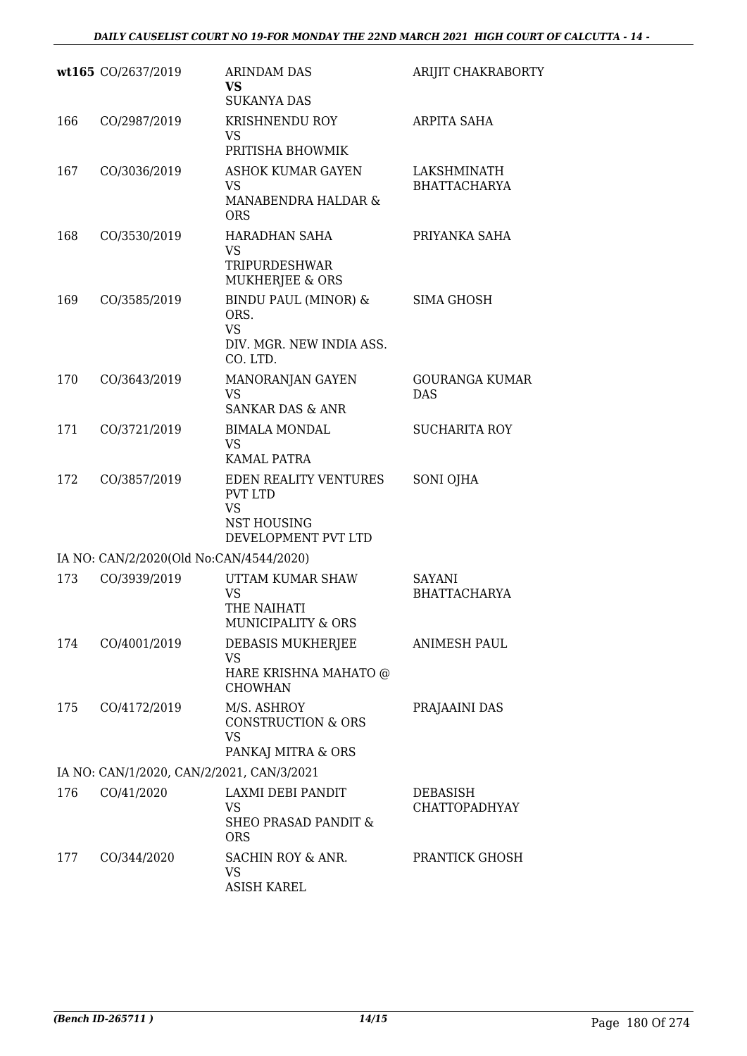| | | | |
|---|---|---|---|
| wt165 | CO/2637/2019 | ARINDAM DAS **VS** SUKANYA DAS | ARIJIT CHAKRABORTY |
| 166 | CO/2987/2019 | KRISHNENDU ROY VS PRITISHA BHOWMIK | ARPITA SAHA |
| 167 | CO/3036/2019 | ASHOK KUMAR GAYEN VS MANABENDRA HALDAR & ORS | LAKSHMINATH BHATTACHARYA |
| 168 | CO/3530/2019 | HARADHAN SAHA VS TRIPURDESHWAR MUKHERJEE & ORS | PRIYANKA SAHA |
| 169 | CO/3585/2019 | BINDU PAUL (MINOR) & ORS. VS DIV. MGR. NEW INDIA ASS. CO. LTD. | SIMA GHOSH |
| 170 | CO/3643/2019 | MANORANJAN GAYEN VS SANKAR DAS & ANR | GOURANGA KUMAR DAS |
| 171 | CO/3721/2019 | BIMALA MONDAL VS KAMAL PATRA | SUCHARITA ROY |
| 172 | CO/3857/2019 | EDEN REALITY VENTURES PVT LTD VS NST HOUSING DEVELOPMENT PVT LTD | SONI OJHA |
| | IA NO: CAN/2/2020(Old No:CAN/4544/2020) | | |
| 173 | CO/3939/2019 | UTTAM KUMAR SHAW VS THE NAIHATI MUNICIPALITY & ORS | SAYANI BHATTACHARYA |
| 174 | CO/4001/2019 | DEBASIS MUKHERJEE VS HARE KRISHNA MAHATO @ CHOWHAN | ANIMESH PAUL |
| 175 | CO/4172/2019 | M/S. ASHROY CONSTRUCTION & ORS VS PANKAJ MITRA & ORS | PRAJAAINI DAS |
| | IA NO: CAN/1/2020, CAN/2/2021, CAN/3/2021 | | |
| 176 | CO/41/2020 | LAXMI DEBI PANDIT VS SHEO PRASAD PANDIT & ORS | DEBASISH CHATTOPADHYAY |
| 177 | CO/344/2020 | SACHIN ROY & ANR. VS ASISH KAREL | PRANTICK GHOSH |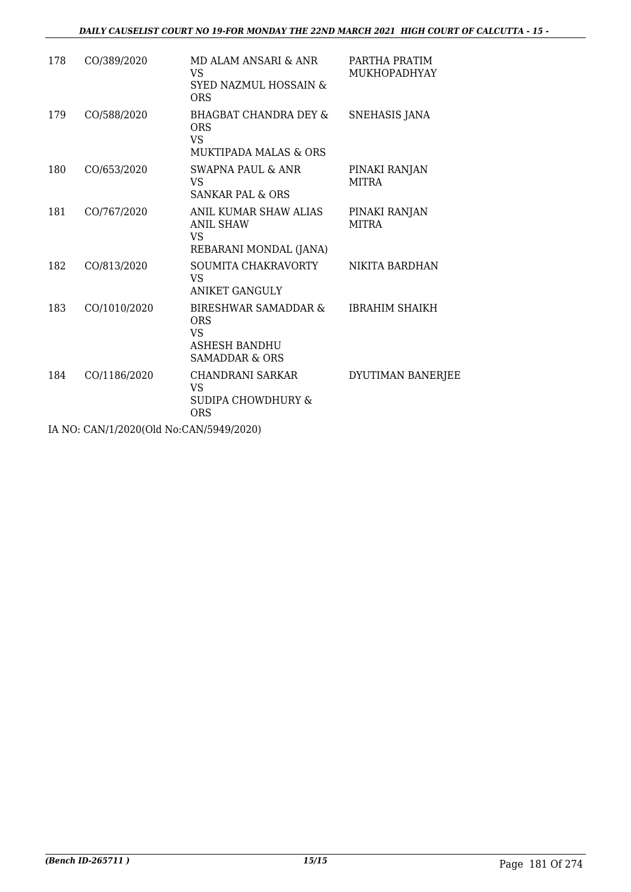| 178 | CO/389/2020 | MD ALAM ANSARI & ANR<br>VS<br>SYED NAZMUL HOSSAIN & ORS | PARTHA PRATIM MUKHOPADHYAY |
|---|---|---|---|
| 179 | CO/588/2020 | BHAGBAT CHANDRA DEY & ORS<br>VS<br>MUKTIPADA MALAS & ORS | SNEHASIS JANA |
| 180 | CO/653/2020 | SWAPNA PAUL & ANR<br>VS<br>SANKAR PAL & ORS | PINAKI RANJAN MITRA |
| 181 | CO/767/2020 | ANIL KUMAR SHAW ALIAS ANIL SHAW<br>VS<br>REBARANI MONDAL (JANA) | PINAKI RANJAN MITRA |
| 182 | CO/813/2020 | SOUMITA CHAKRAVORTY<br>VS<br>ANIKET GANGULY | NIKITA BARDHAN |
| 183 | CO/1010/2020 | BIRESHWAR SAMADDAR & ORS<br>VS<br>ASHESH BANDHU SAMADDAR & ORS | IBRAHIM SHAIKH |
| 184 | CO/1186/2020 | CHANDRANI SARKAR<br>VS<br>SUDIPA CHOWDHURY & ORS | DYUTIMAN BANERJEE |

IA NO: CAN/1/2020(Old No:CAN/5949/2020)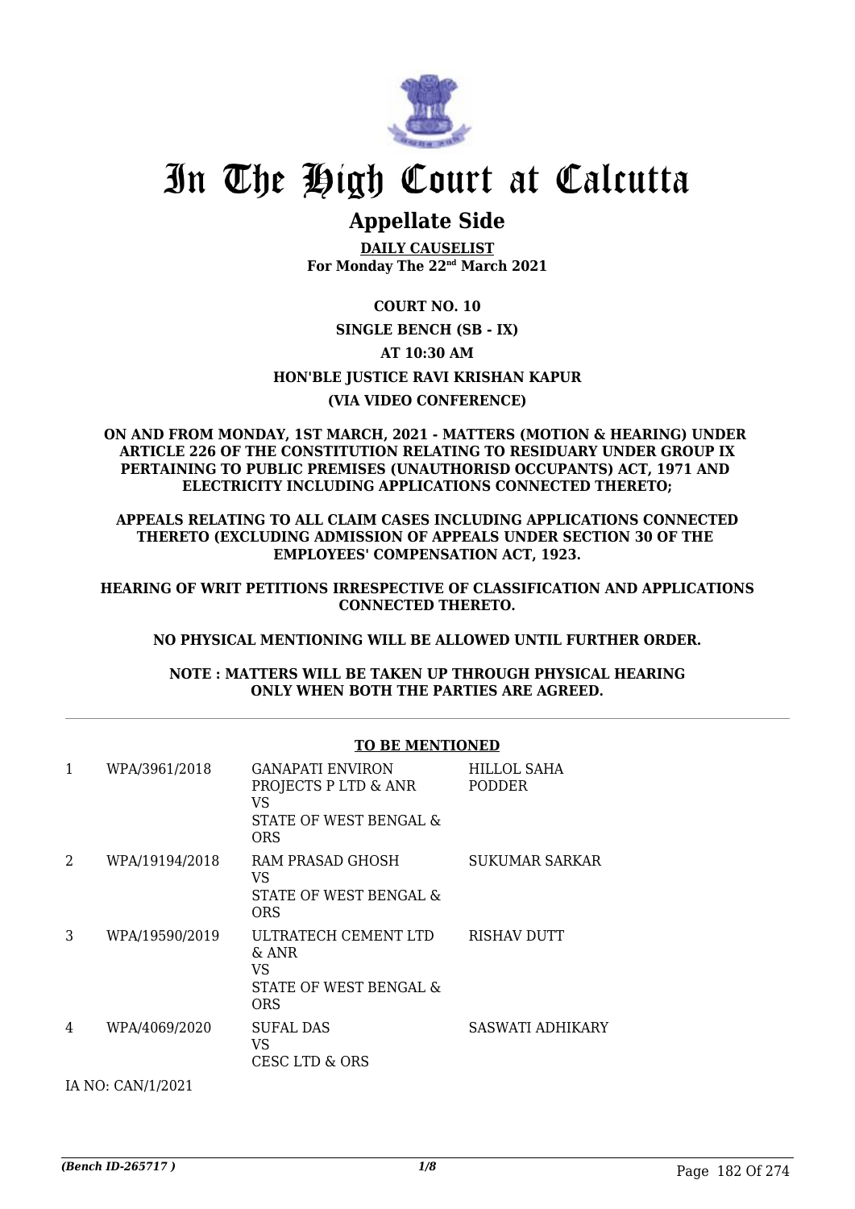# In The High Court at Calcutta

## Appellate Side

**DAILY CAUSELIST**
**For Monday The 22nd March 2021**

**COURT NO. 10**

**SINGLE BENCH (SB - IX)**

**AT 10:30 AM**

**HON'BLE JUSTICE RAVI KRISHAN KAPUR**

**(VIA VIDEO CONFERENCE)**

**ON AND FROM MONDAY, 1ST MARCH, 2021 - MATTERS (MOTION & HEARING) UNDER ARTICLE 226 OF THE CONSTITUTION RELATING TO RESIDUARY UNDER GROUP IX PERTAINING TO PUBLIC PREMISES (UNAUTHORISD OCCUPANTS) ACT, 1971 AND ELECTRICITY INCLUDING APPLICATIONS CONNECTED THERETO;**

**APPEALS RELATING TO ALL CLAIM CASES INCLUDING APPLICATIONS CONNECTED THERETO (EXCLUDING ADMISSION OF APPEALS UNDER SECTION 30 OF THE EMPLOYEES' COMPENSATION ACT, 1923.**

**HEARING OF WRIT PETITIONS IRRESPECTIVE OF CLASSIFICATION AND APPLICATIONS CONNECTED THERETO.**

**NO PHYSICAL MENTIONING WILL BE ALLOWED UNTIL FURTHER ORDER.**

**NOTE : MATTERS WILL BE TAKEN UP THROUGH PHYSICAL HEARING ONLY WHEN BOTH THE PARTIES ARE AGREED.**

**TO BE MENTIONED**

| | | | |
|---|---|---|---|
| 1 | WPA/3961/2018 | GANAPATI ENVIRON PROJECTS P LTD & ANR<br>VS<br>STATE OF WEST BENGAL & ORS | HILLOL SAHA PODDER |
| 2 | WPA/19194/2018 | RAM PRASAD GHOSH<br>VS<br>STATE OF WEST BENGAL & ORS | SUKUMAR SARKAR |
| 3 | WPA/19590/2019 | ULTRATECH CEMENT LTD & ANR<br>VS<br>STATE OF WEST BENGAL & ORS | RISHAV DUTT |
| 4 | WPA/4069/2020 | SUFAL DAS<br>VS<br>CESC LTD & ORS | SASWATI ADHIKARY |

IA NO: CAN/1/2021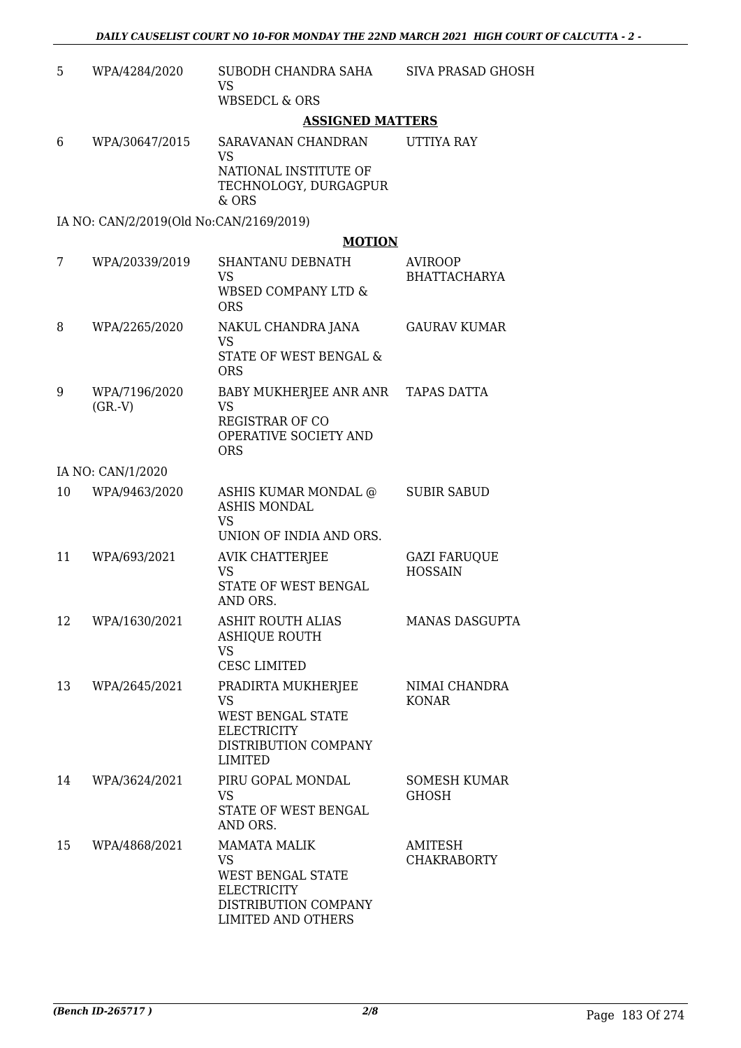| | | | |
|---|---|---|---|
| 5 | WPA/4284/2020 | SUBODH CHANDRA SAHA<br>VS<br>WBSEDCL & ORS | SIVA PRASAD GHOSH |

**ASSIGNED MATTERS**

| | | | |
|---|---|---|---|
| 6 | WPA/30647/2015 | SARAVANAN CHANDRAN<br>VS<br>NATIONAL INSTITUTE OF TECHNOLOGY, DURGAGPUR & ORS | UTTIYA RAY |

IA NO: CAN/2/2019(Old No:CAN/2169/2019)

**MOTION**

| | | | |
|---|---|---|---|
| 7 | WPA/20339/2019 | SHANTANU DEBNATH<br>VS<br>WBSED COMPANY LTD & ORS | AVIROOP BHATTACHARYA |
| 8 | WPA/2265/2020 | NAKUL CHANDRA JANA<br>VS<br>STATE OF WEST BENGAL & ORS | GAURAV KUMAR |
| 9 | WPA/7196/2020 (GR.-V) | BABY MUKHERJEE ANR ANR<br>VS<br>REGISTRAR OF CO OPERATIVE SOCIETY AND ORS | TAPAS DATTA |

IA NO: CAN/1/2020

| | | | |
|---|---|---|---|
| 10 | WPA/9463/2020 | ASHIS KUMAR MONDAL @ ASHIS MONDAL<br>VS<br>UNION OF INDIA AND ORS. | SUBIR SABUD |
| 11 | WPA/693/2021 | AVIK CHATTERJEE<br>VS<br>STATE OF WEST BENGAL AND ORS. | GAZI FARUQUE HOSSAIN |
| 12 | WPA/1630/2021 | ASHIT ROUTH ALIAS ASHIQUE ROUTH<br>VS<br>CESC LIMITED | MANAS DASGUPTA |
| 13 | WPA/2645/2021 | PRADIRTA MUKHERJEE<br>VS<br>WEST BENGAL STATE ELECTRICITY DISTRIBUTION COMPANY LIMITED | NIMAI CHANDRA KONAR |
| 14 | WPA/3624/2021 | PIRU GOPAL MONDAL<br>VS<br>STATE OF WEST BENGAL AND ORS. | SOMESH KUMAR GHOSH |
| 15 | WPA/4868/2021 | MAMATA MALIK<br>VS<br>WEST BENGAL STATE ELECTRICITY DISTRIBUTION COMPANY LIMITED AND OTHERS | AMITESH CHAKRABORTY |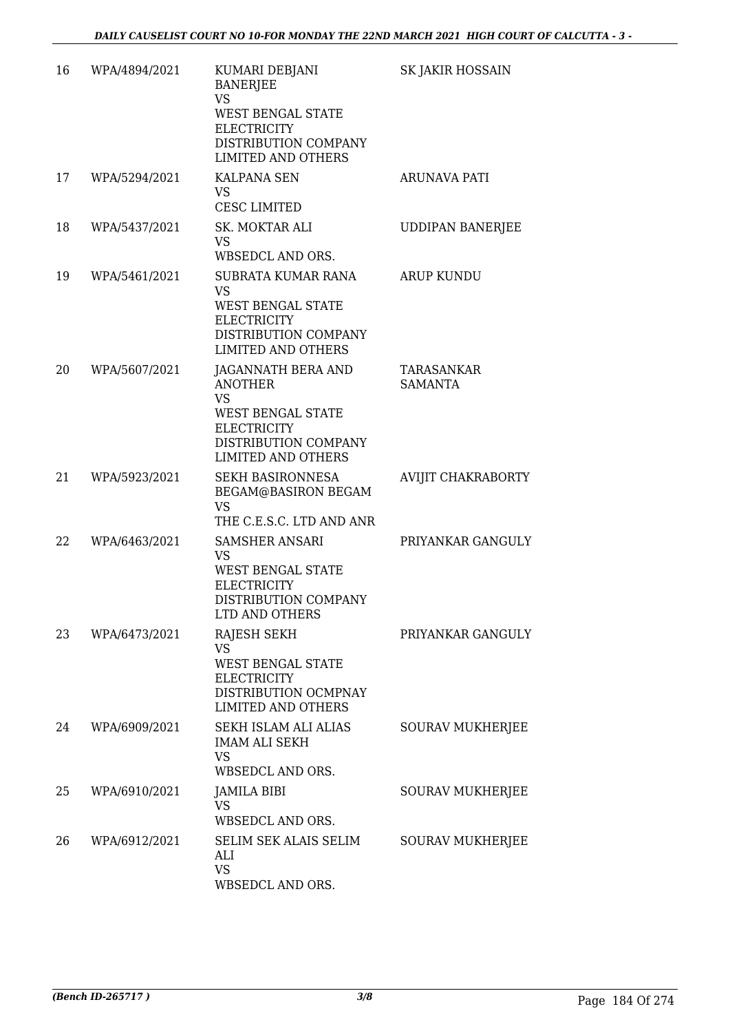| 16 | WPA/4894/2021 | KUMARI DEBJANI BANERJEE VS WEST BENGAL STATE ELECTRICITY DISTRIBUTION COMPANY LIMITED AND OTHERS | SK JAKIR HOSSAIN |
|---|---|---|---|
| 17 | WPA/5294/2021 | KALPANA SEN VS CESC LIMITED | ARUNAVA PATI |
| 18 | WPA/5437/2021 | SK. MOKTAR ALI VS WBSEDCL AND ORS. | UDDIPAN BANERJEE |
| 19 | WPA/5461/2021 | SUBRATA KUMAR RANA VS WEST BENGAL STATE ELECTRICITY DISTRIBUTION COMPANY LIMITED AND OTHERS | ARUP KUNDU |
| 20 | WPA/5607/2021 | JAGANNATH BERA AND ANOTHER VS WEST BENGAL STATE ELECTRICITY DISTRIBUTION COMPANY LIMITED AND OTHERS | TARASANKAR SAMANTA |
| 21 | WPA/5923/2021 | SEKH BASIRONNESA BEGAM@BASIRON BEGAM VS THE C.E.S.C. LTD AND ANR | AVIJIT CHAKRABORTY |
| 22 | WPA/6463/2021 | SAMSHER ANSARI VS WEST BENGAL STATE ELECTRICITY DISTRIBUTION COMPANY LTD AND OTHERS | PRIYANKAR GANGULY |
| 23 | WPA/6473/2021 | RAJESH SEKH VS WEST BENGAL STATE ELECTRICITY DISTRIBUTION OCMPNAY LIMITED AND OTHERS | PRIYANKAR GANGULY |
| 24 | WPA/6909/2021 | SEKH ISLAM ALI ALIAS IMAM ALI SEKH VS WBSEDCL AND ORS. | SOURAV MUKHERJEE |
| 25 | WPA/6910/2021 | JAMILA BIBI VS WBSEDCL AND ORS. | SOURAV MUKHERJEE |
| 26 | WPA/6912/2021 | SELIM SEK ALAIS SELIM ALI VS WBSEDCL AND ORS. | SOURAV MUKHERJEE |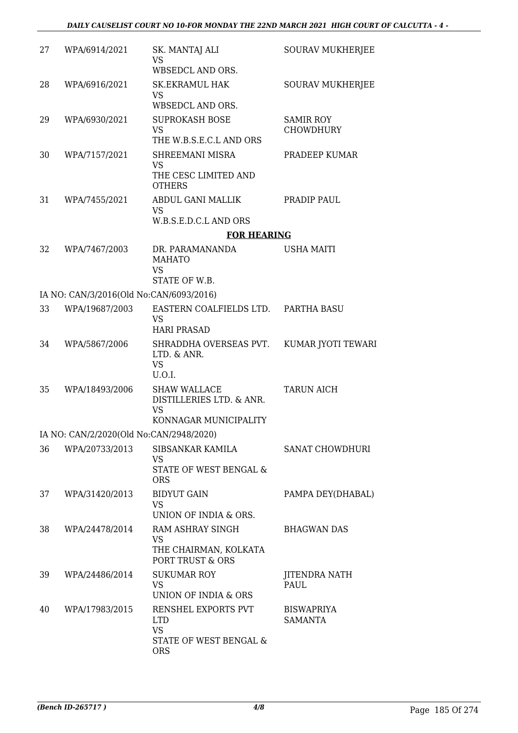| | | | |
|---|---|---|---|
| 27 | WPA/6914/2021 | SK. MANTAJ ALI<br>VS<br>WBSEDCL AND ORS. | SOURAV MUKHERJEE |
| 28 | WPA/6916/2021 | SK.EKRAMUL HAK<br>VS<br>WBSEDCL AND ORS. | SOURAV MUKHERJEE |
| 29 | WPA/6930/2021 | SUPROKASH BOSE<br>VS<br>THE W.B.S.E.C.L AND ORS | SAMIR ROY CHOWDHURY |
| 30 | WPA/7157/2021 | SHREEMANI MISRA<br>VS<br>THE CESC LIMITED AND OTHERS | PRADEEP KUMAR |
| 31 | WPA/7455/2021 | ABDUL GANI MALLIK<br>VS<br>W.B.S.E.D.C.L AND ORS | PRADIP PAUL |

## FOR HEARING

| | | | |
|---|---|---|---|
| 32 | WPA/7467/2003 | DR. PARAMANANDA MAHATO<br>VS<br>STATE OF W.B. | USHA MAITI |
| | IA NO: CAN/3/2016(Old No:CAN/6093/2016) | | |
| 33 | WPA/19687/2003 | EASTERN COALFIELDS LTD.<br>VS<br>HARI PRASAD | PARTHA BASU |
| 34 | WPA/5867/2006 | SHRADDHA OVERSEAS PVT. LTD. & ANR.<br>VS<br>U.O.I. | KUMAR JYOTI TEWARI |
| 35 | WPA/18493/2006 | SHAW WALLACE DISTILLERIES LTD. & ANR.<br>VS<br>KONNAGAR MUNICIPALITY | TARUN AICH |
| | IA NO: CAN/2/2020(Old No:CAN/2948/2020) | | |
| 36 | WPA/20733/2013 | SIBSANKAR KAMILA<br>VS<br>STATE OF WEST BENGAL & ORS | SANAT CHOWDHURI |
| 37 | WPA/31420/2013 | BIDYUT GAIN<br>VS<br>UNION OF INDIA & ORS. | PAMPA DEY(DHABAL) |
| 38 | WPA/24478/2014 | RAM ASHRAY SINGH<br>VS<br>THE CHAIRMAN, KOLKATA PORT TRUST & ORS | BHAGWAN DAS |
| 39 | WPA/24486/2014 | SUKUMAR ROY<br>VS<br>UNION OF INDIA & ORS | JITENDRA NATH PAUL |
| 40 | WPA/17983/2015 | RENSHEL EXPORTS PVT LTD<br>VS<br>STATE OF WEST BENGAL & ORS | BISWAPRIYA SAMANTA |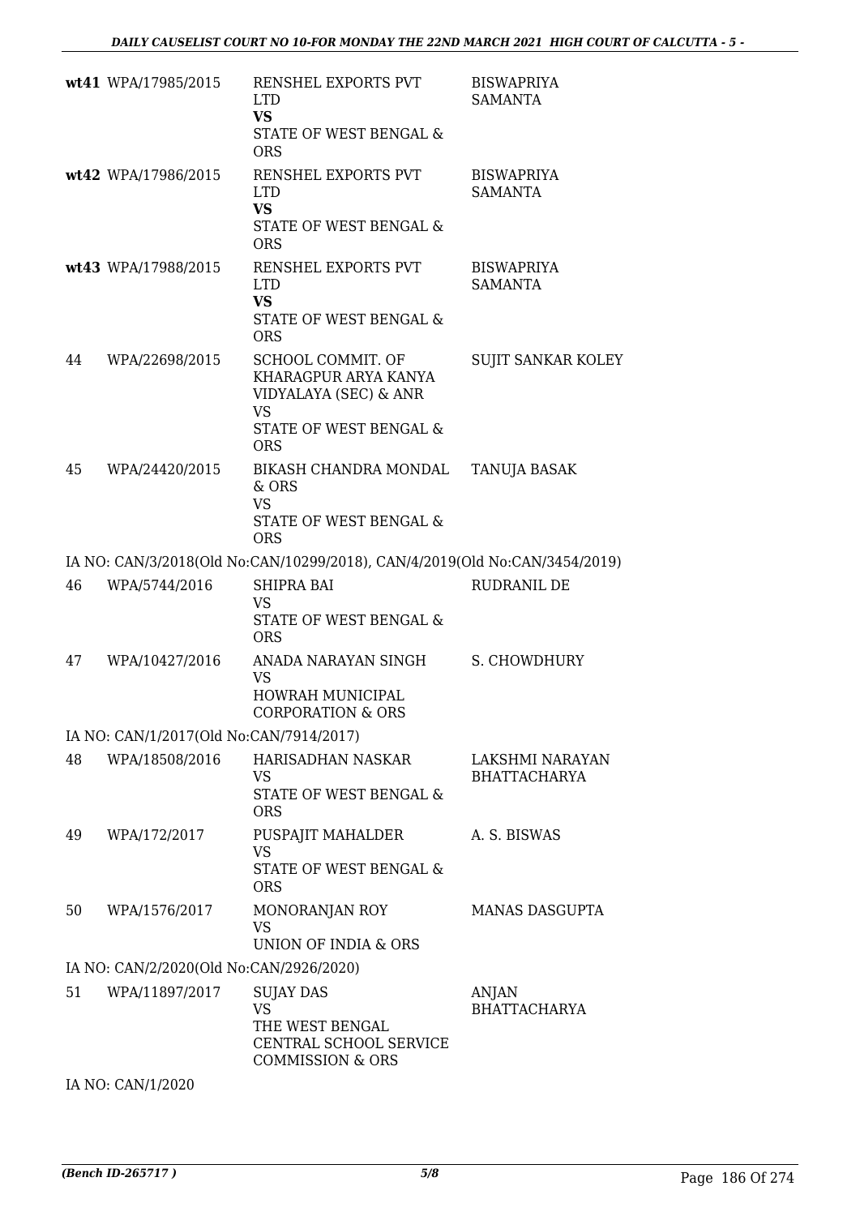| | | | |
|---|---|---|---|
| **wt41** | WPA/17985/2015 | RENSHEL EXPORTS PVT LTD<br>**VS**<br>STATE OF WEST BENGAL & ORS | BISWAPRIYA SAMANTA |
| **wt42** | WPA/17986/2015 | RENSHEL EXPORTS PVT LTD<br>**VS**<br>STATE OF WEST BENGAL & ORS | BISWAPRIYA SAMANTA |
| **wt43** | WPA/17988/2015 | RENSHEL EXPORTS PVT LTD<br>**VS**<br>STATE OF WEST BENGAL & ORS | BISWAPRIYA SAMANTA |
| 44 | WPA/22698/2015 | SCHOOL COMMIT. OF KHARAGPUR ARYA KANYA VIDYALAYA (SEC) & ANR<br>VS<br>STATE OF WEST BENGAL & ORS | SUJIT SANKAR KOLEY |
| 45 | WPA/24420/2015 | BIKASH CHANDRA MONDAL & ORS<br>VS<br>STATE OF WEST BENGAL & ORS | TANUJA BASAK |
| IA NO: CAN/3/2018(Old No:CAN/10299/2018), CAN/4/2019(Old No:CAN/3454/2019) | | | |
| 46 | WPA/5744/2016 | SHIPRA BAI<br>VS<br>STATE OF WEST BENGAL & ORS | RUDRANIL DE |
| 47 | WPA/10427/2016 | ANADA NARAYAN SINGH<br>VS<br>HOWRAH MUNICIPAL CORPORATION & ORS | S. CHOWDHURY |
| IA NO: CAN/1/2017(Old No:CAN/7914/2017) | | | |
| 48 | WPA/18508/2016 | HARISADHAN NASKAR<br>VS<br>STATE OF WEST BENGAL & ORS | LAKSHMI NARAYAN BHATTACHARYA |
| 49 | WPA/172/2017 | PUSPAJIT MAHALDER<br>VS<br>STATE OF WEST BENGAL & ORS | A. S. BISWAS |
| 50 | WPA/1576/2017 | MONORANJAN ROY<br>VS<br>UNION OF INDIA & ORS | MANAS DASGUPTA |
| IA NO: CAN/2/2020(Old No:CAN/2926/2020) | | | |
| 51 | WPA/11897/2017 | SUJAY DAS<br>VS<br>THE WEST BENGAL CENTRAL SCHOOL SERVICE COMMISSION & ORS | ANJAN BHATTACHARYA |
| IA NO: CAN/1/2020 | | | |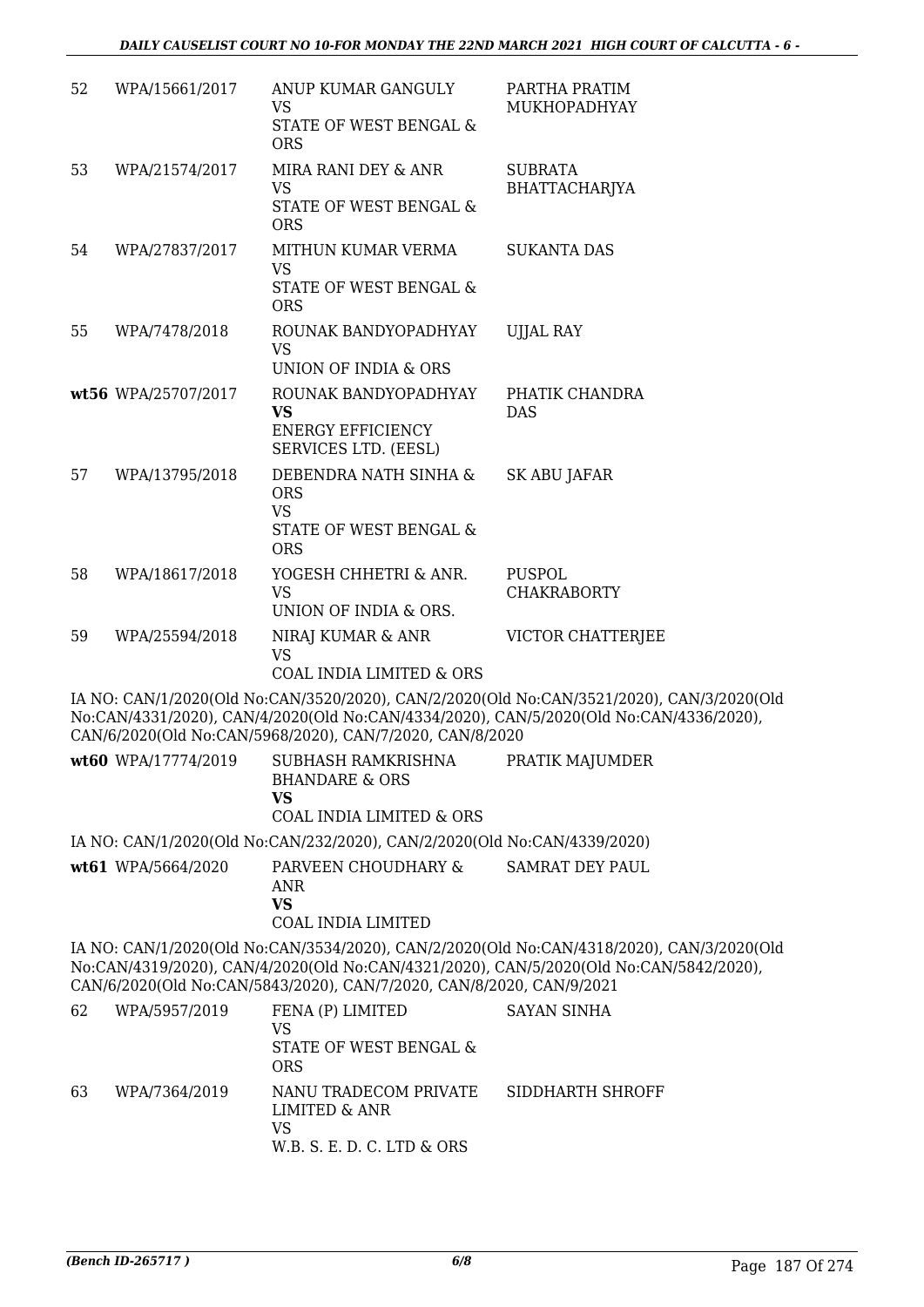| | | | |
|---|---|---|---|
| 52 | WPA/15661/2017 | ANUP KUMAR GANGULY<br>VS<br>STATE OF WEST BENGAL & ORS | PARTHA PRATIM MUKHOPADHYAY |
| 53 | WPA/21574/2017 | MIRA RANI DEY & ANR<br>VS<br>STATE OF WEST BENGAL & ORS | SUBRATA BHATTACHARJYA |
| 54 | WPA/27837/2017 | MITHUN KUMAR VERMA<br>VS<br>STATE OF WEST BENGAL & ORS | SUKANTA DAS |
| 55 | WPA/7478/2018 | ROUNAK BANDYOPADHYAY<br>VS<br>UNION OF INDIA & ORS | UJJAL RAY |
| **wt56** | WPA/25707/2017 | ROUNAK BANDYOPADHYAY<br>**VS**<br>ENERGY EFFICIENCY SERVICES LTD. (EESL) | PHATIK CHANDRA DAS |
| 57 | WPA/13795/2018 | DEBENDRA NATH SINHA & ORS<br>VS<br>STATE OF WEST BENGAL & ORS | SK ABU JAFAR |
| 58 | WPA/18617/2018 | YOGESH CHHETRI & ANR.<br>VS<br>UNION OF INDIA & ORS. | PUSPOL CHAKRABORTY |
| 59 | WPA/25594/2018 | NIRAJ KUMAR & ANR<br>VS<br>COAL INDIA LIMITED & ORS | VICTOR CHATTERJEE |

IA NO: CAN/1/2020(Old No:CAN/3520/2020), CAN/2/2020(Old No:CAN/3521/2020), CAN/3/2020(Old No:CAN/4331/2020), CAN/4/2020(Old No:CAN/4334/2020), CAN/5/2020(Old No:CAN/4336/2020), CAN/6/2020(Old No:CAN/5968/2020), CAN/7/2020, CAN/8/2020

| | | | |
|---|---|---|---|
| **wt60** | WPA/17774/2019 | SUBHASH RAMKRISHNA BHANDARE & ORS<br>**VS**<br>COAL INDIA LIMITED & ORS | PRATIK MAJUMDER |

IA NO: CAN/1/2020(Old No:CAN/232/2020), CAN/2/2020(Old No:CAN/4339/2020)

| | | | |
|---|---|---|---|
| **wt61** | WPA/5664/2020 | PARVEEN CHOUDHARY & ANR<br>**VS**<br>COAL INDIA LIMITED | SAMRAT DEY PAUL |

IA NO: CAN/1/2020(Old No:CAN/3534/2020), CAN/2/2020(Old No:CAN/4318/2020), CAN/3/2020(Old No:CAN/4319/2020), CAN/4/2020(Old No:CAN/4321/2020), CAN/5/2020(Old No:CAN/5842/2020), CAN/6/2020(Old No:CAN/5843/2020), CAN/7/2020, CAN/8/2020, CAN/9/2021

| | | | |
|---|---|---|---|
| 62 | WPA/5957/2019 | FENA (P) LIMITED<br>VS<br>STATE OF WEST BENGAL & ORS | SAYAN SINHA |
| 63 | WPA/7364/2019 | NANU TRADECOM PRIVATE LIMITED & ANR<br>VS<br>W.B. S. E. D. C. LTD & ORS | SIDDHARTH SHROFF |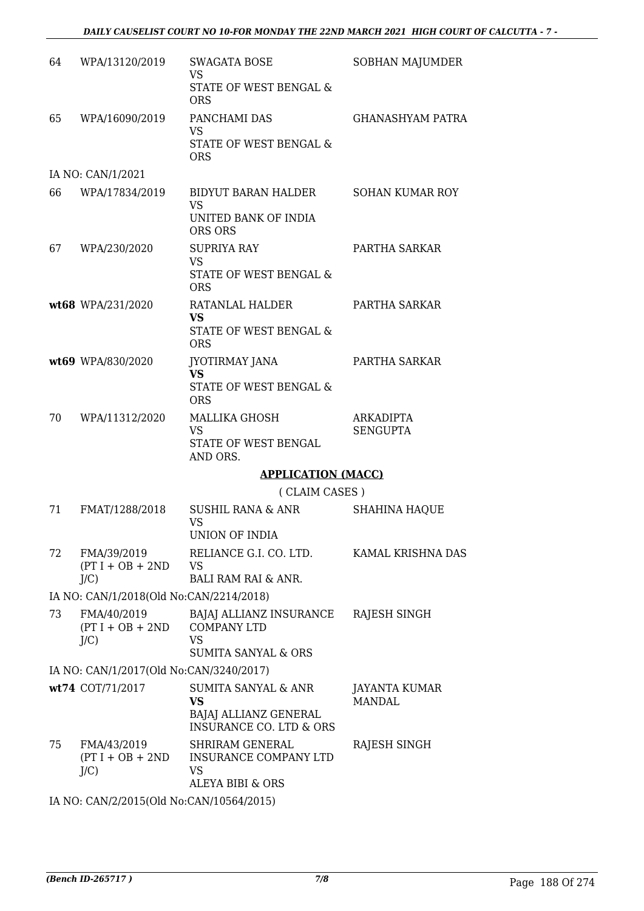| | | | |
|---|---|---|---|
| 64 | WPA/13120/2019 | SWAGATA BOSE<br>VS<br>STATE OF WEST BENGAL & ORS | SOBHAN MAJUMDER |
| 65 | WPA/16090/2019 | PANCHAMI DAS<br>VS<br>STATE OF WEST BENGAL & ORS | GHANASHYAM PATRA |
| IA NO: CAN/1/2021 | | | |
| 66 | WPA/17834/2019 | BIDYUT BARAN HALDER<br>VS<br>UNITED BANK OF INDIA ORS ORS | SOHAN KUMAR ROY |
| 67 | WPA/230/2020 | SUPRIYA RAY<br>VS<br>STATE OF WEST BENGAL & ORS | PARTHA SARKAR |
| **wt68** | WPA/231/2020 | RATANLAL HALDER<br>**VS**<br>STATE OF WEST BENGAL & ORS | PARTHA SARKAR |
| **wt69** | WPA/830/2020 | JYOTIRMAY JANA<br>**VS**<br>STATE OF WEST BENGAL & ORS | PARTHA SARKAR |
| 70 | WPA/11312/2020 | MALLIKA GHOSH<br>VS<br>STATE OF WEST BENGAL AND ORS. | ARKADIPTA SENGUPTA |

## APPLICATION (MACC)

( CLAIM CASES )

| | | | |
|---|---|---|---|
| 71 | FMAT/1288/2018 | SUSHIL RANA & ANR<br>VS<br>UNION OF INDIA | SHAHINA HAQUE |
| 72 | FMA/39/2019<br>(PT I + OB + 2ND J/C) | RELIANCE G.I. CO. LTD.<br>VS<br>BALI RAM RAI & ANR. | KAMAL KRISHNA DAS |
| IA NO: CAN/1/2018(Old No:CAN/2214/2018) | | | |
| 73 | FMA/40/2019<br>(PT I + OB + 2ND J/C) | BAJAJ ALLIANZ INSURANCE COMPANY LTD<br>VS<br>SUMITA SANYAL & ORS | RAJESH SINGH |
| IA NO: CAN/1/2017(Old No:CAN/3240/2017) | | | |
| **wt74** | COT/71/2017 | SUMITA SANYAL & ANR<br>**VS**<br>BAJAJ ALLIANZ GENERAL INSURANCE CO. LTD & ORS | JAYANTA KUMAR MANDAL |
| 75 | FMA/43/2019<br>(PT I + OB + 2ND J/C) | SHRIRAM GENERAL INSURANCE COMPANY LTD<br>VS<br>ALEYA BIBI & ORS | RAJESH SINGH |
| IA NO: CAN/2/2015(Old No:CAN/10564/2015) | | | |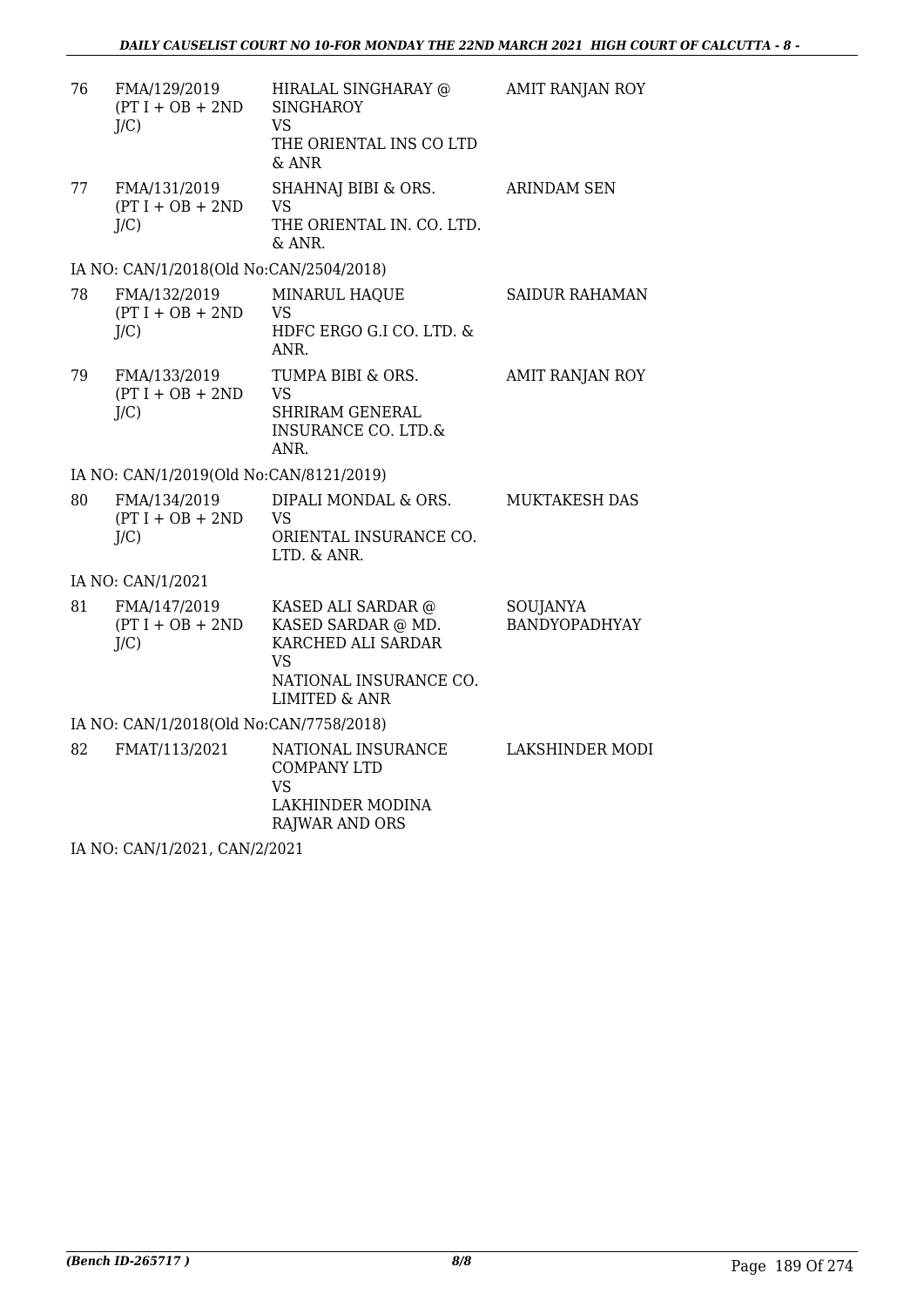| | | | |
|---|---|---|---|
| 76 | FMA/129/2019 (PT I + OB + 2ND J/C) | HIRALAL SINGHARAY @ SINGHAROY VS THE ORIENTAL INS CO LTD & ANR | AMIT RANJAN ROY |
| 77 | FMA/131/2019 (PT I + OB + 2ND J/C) | SHAHNAJ BIBI & ORS. VS THE ORIENTAL IN. CO. LTD. & ANR. | ARINDAM SEN |
| | IA NO: CAN/1/2018(Old No:CAN/2504/2018) | | |
| 78 | FMA/132/2019 (PT I + OB + 2ND J/C) | MINARUL HAQUE VS HDFC ERGO G.I CO. LTD. & ANR. | SAIDUR RAHAMAN |
| 79 | FMA/133/2019 (PT I + OB + 2ND J/C) | TUMPA BIBI & ORS. VS SHRIRAM GENERAL INSURANCE CO. LTD.& ANR. | AMIT RANJAN ROY |
| | IA NO: CAN/1/2019(Old No:CAN/8121/2019) | | |
| 80 | FMA/134/2019 (PT I + OB + 2ND J/C) | DIPALI MONDAL & ORS. VS ORIENTAL INSURANCE CO. LTD. & ANR. | MUKTAKESH DAS |
| | IA NO: CAN/1/2021 | | |
| 81 | FMA/147/2019 (PT I + OB + 2ND J/C) | KASED ALI SARDAR @ KASED SARDAR @ MD. KARCHED ALI SARDAR VS NATIONAL INSURANCE CO. LIMITED & ANR | SOUJANYA BANDYOPADHYAY |
| | IA NO: CAN/1/2018(Old No:CAN/7758/2018) | | |
| 82 | FMAT/113/2021 | NATIONAL INSURANCE COMPANY LTD VS LAKHINDER MODINA RAJWAR AND ORS | LAKSHINDER MODI |
| | IA NO: CAN/1/2021, CAN/2/2021 | | |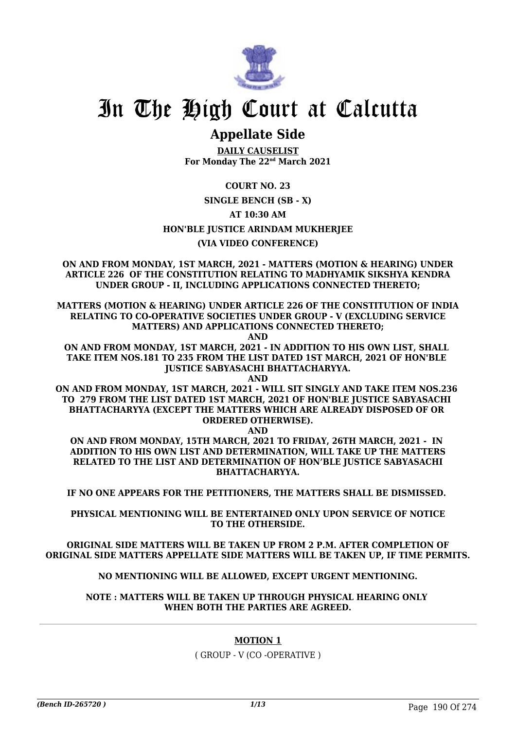# In The High Court at Calcutta

## Appellate Side

**DAILY CAUSELIST**
**For Monday The 22nd March 2021**

**COURT NO. 23**

**SINGLE BENCH (SB - X)**

**AT 10:30 AM**

**HON'BLE JUSTICE ARINDAM MUKHERJEE**

**(VIA VIDEO CONFERENCE)**

**ON AND FROM MONDAY, 1ST MARCH, 2021 - MATTERS (MOTION & HEARING) UNDER ARTICLE 226 OF THE CONSTITUTION RELATING TO MADHYAMIK SIKSHYA KENDRA UNDER GROUP - II, INCLUDING APPLICATIONS CONNECTED THERETO;**

**MATTERS (MOTION & HEARING) UNDER ARTICLE 226 OF THE CONSTITUTION OF INDIA RELATING TO CO-OPERATIVE SOCIETIES UNDER GROUP - V (EXCLUDING SERVICE MATTERS) AND APPLICATIONS CONNECTED THERETO;**

**AND**

**ON AND FROM MONDAY, 1ST MARCH, 2021 - IN ADDITION TO HIS OWN LIST, SHALL TAKE ITEM NOS.181 TO 235 FROM THE LIST DATED 1ST MARCH, 2021 OF HON'BLE JUSTICE SABYASACHI BHATTACHARYYA.**

**AND**

**ON AND FROM MONDAY, 1ST MARCH, 2021 - WILL SIT SINGLY AND TAKE ITEM NOS.236 TO 279 FROM THE LIST DATED 1ST MARCH, 2021 OF HON'BLE JUSTICE SABYASACHI BHATTACHARYYA (EXCEPT THE MATTERS WHICH ARE ALREADY DISPOSED OF OR ORDERED OTHERWISE).**

**AND**

**ON AND FROM MONDAY, 15TH MARCH, 2021 TO FRIDAY, 26TH MARCH, 2021 - IN ADDITION TO HIS OWN LIST AND DETERMINATION, WILL TAKE UP THE MATTERS RELATED TO THE LIST AND DETERMINATION OF HON'BLE JUSTICE SABYASACHI BHATTACHARYYA.**

**IF NO ONE APPEARS FOR THE PETITIONERS, THE MATTERS SHALL BE DISMISSED.**

**PHYSICAL MENTIONING WILL BE ENTERTAINED ONLY UPON SERVICE OF NOTICE TO THE OTHERSIDE.**

**ORIGINAL SIDE MATTERS WILL BE TAKEN UP FROM 2 P.M. AFTER COMPLETION OF ORIGINAL SIDE MATTERS APPELLATE SIDE MATTERS WILL BE TAKEN UP, IF TIME PERMITS.**

**NO MENTIONING WILL BE ALLOWED, EXCEPT URGENT MENTIONING.**

**NOTE : MATTERS WILL BE TAKEN UP THROUGH PHYSICAL HEARING ONLY WHEN BOTH THE PARTIES ARE AGREED.**

---

**MOTION 1**

( GROUP - V (CO -OPERATIVE )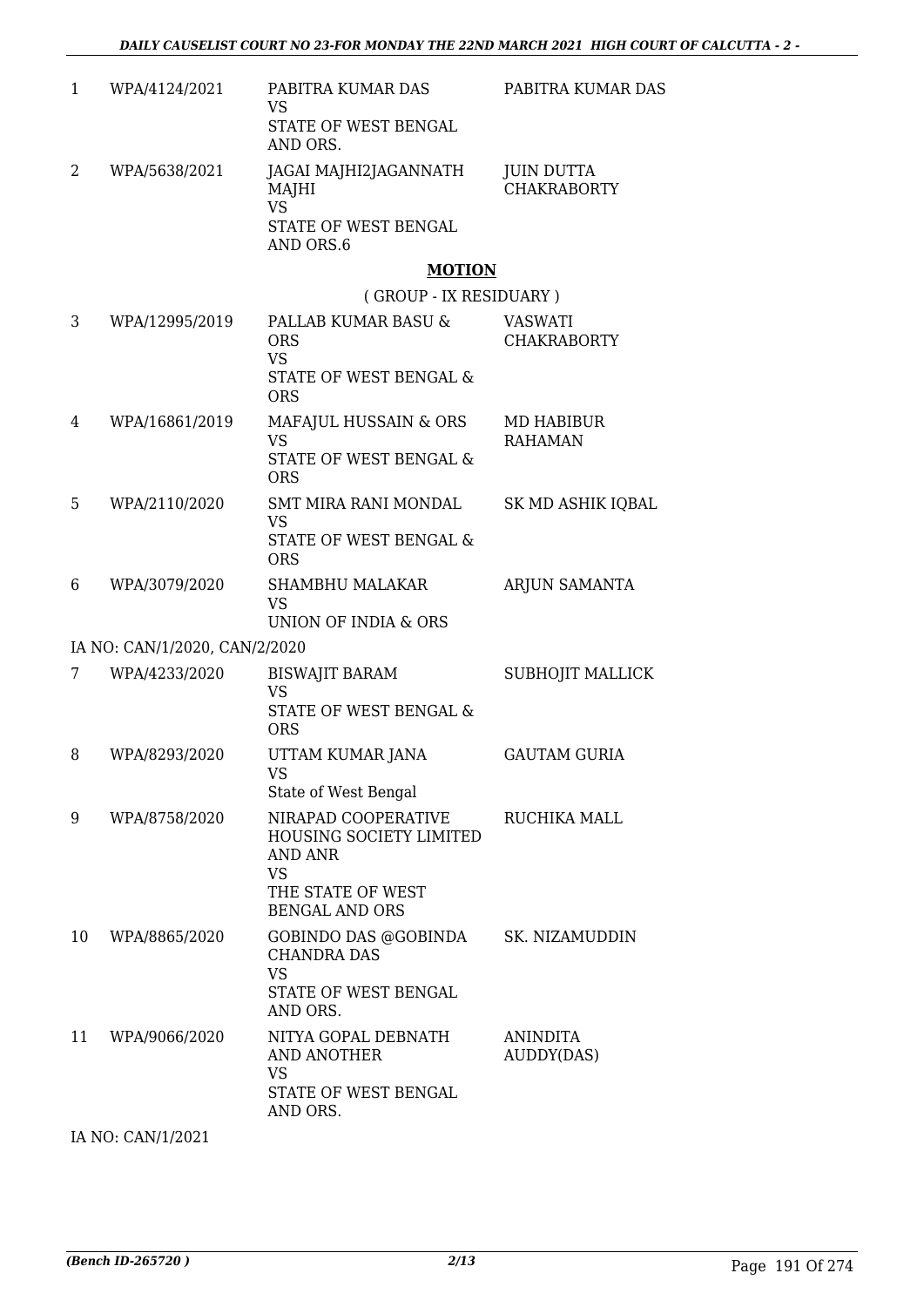| | | | |
|---|---|---|---|
| 1 | WPA/4124/2021 | PABITRA KUMAR DAS<br>VS<br>STATE OF WEST BENGAL AND ORS. | PABITRA KUMAR DAS |
| 2 | WPA/5638/2021 | JAGAI MAJHI2JAGANNATH MAJHI<br>VS<br>STATE OF WEST BENGAL AND ORS.6 | JUIN DUTTA CHAKRABORTY |

**MOTION**

( GROUP - IX RESIDUARY )

| | | | |
|---|---|---|---|
| 3 | WPA/12995/2019 | PALLAB KUMAR BASU & ORS<br>VS<br>STATE OF WEST BENGAL & ORS | VASWATI CHAKRABORTY |
| 4 | WPA/16861/2019 | MAFAJUL HUSSAIN & ORS<br>VS<br>STATE OF WEST BENGAL & ORS | MD HABIBUR RAHAMAN |
| 5 | WPA/2110/2020 | SMT MIRA RANI MONDAL<br>VS<br>STATE OF WEST BENGAL & ORS | SK MD ASHIK IQBAL |
| 6 | WPA/3079/2020 | SHAMBHU MALAKAR<br>VS<br>UNION OF INDIA & ORS | ARJUN SAMANTA |

IA NO: CAN/1/2020, CAN/2/2020

| | | | |
|---|---|---|---|
| 7 | WPA/4233/2020 | BISWAJIT BARAM<br>VS<br>STATE OF WEST BENGAL & ORS | SUBHOJIT MALLICK |
| 8 | WPA/8293/2020 | UTTAM KUMAR JANA<br>VS<br>State of West Bengal | GAUTAM GURIA |
| 9 | WPA/8758/2020 | NIRAPAD COOPERATIVE HOUSING SOCIETY LIMITED AND ANR<br>VS<br>THE STATE OF WEST BENGAL AND ORS | RUCHIKA MALL |
| 10 | WPA/8865/2020 | GOBINDO DAS @GOBINDA CHANDRA DAS<br>VS<br>STATE OF WEST BENGAL AND ORS. | SK. NIZAMUDDIN |
| 11 | WPA/9066/2020 | NITYA GOPAL DEBNATH AND ANOTHER<br>VS<br>STATE OF WEST BENGAL AND ORS. | ANINDITA AUDDY(DAS) |

IA NO: CAN/1/2021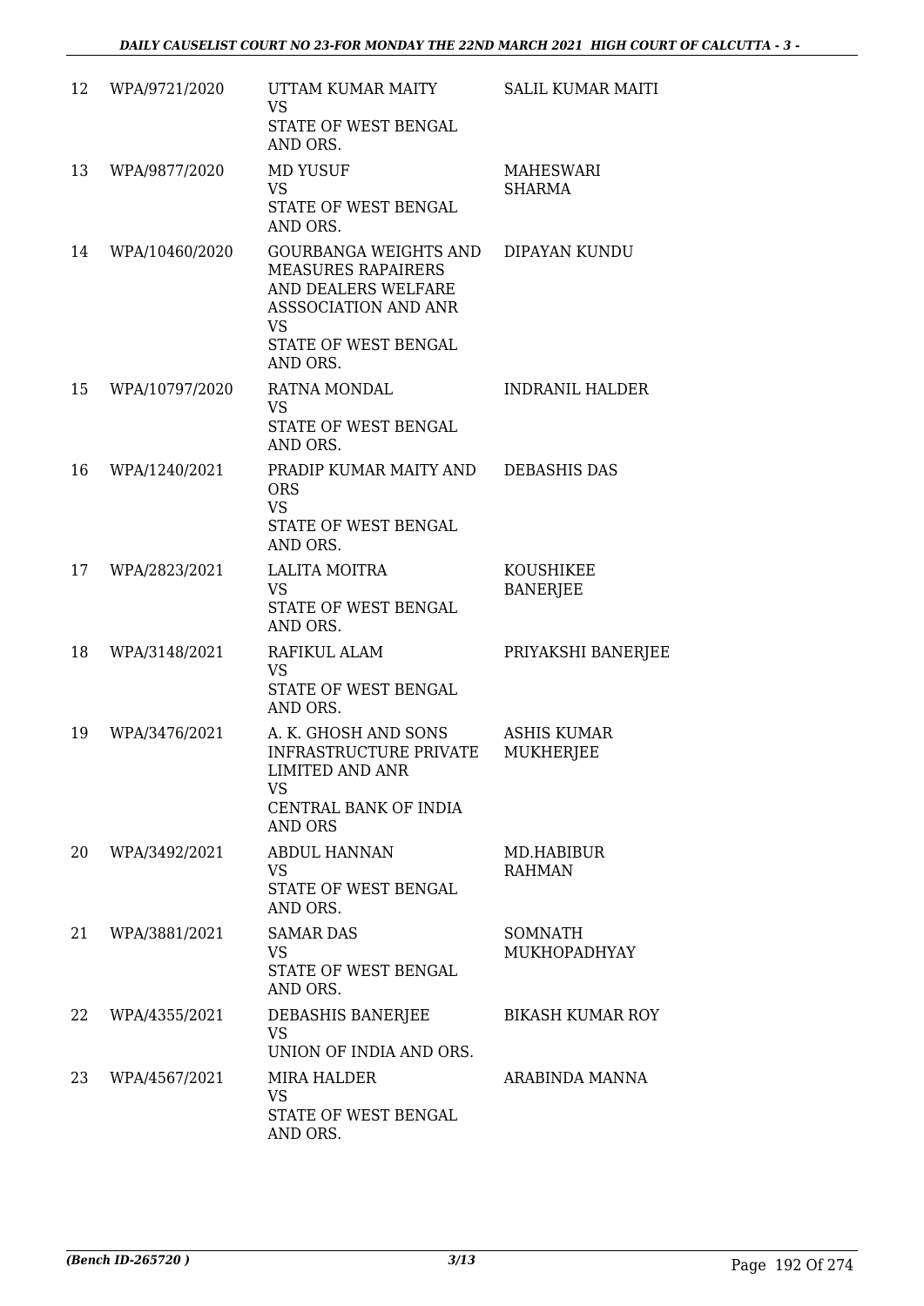| 12 | WPA/9721/2020 | UTTAM KUMAR MAITY<br>VS<br>STATE OF WEST BENGAL AND ORS. | SALIL KUMAR MAITI |
|---|---|---|---|
| 13 | WPA/9877/2020 | MD YUSUF<br>VS<br>STATE OF WEST BENGAL AND ORS. | MAHESWARI SHARMA |
| 14 | WPA/10460/2020 | GOURBANGA WEIGHTS AND MEASURES RAPAIRERS AND DEALERS WELFARE ASSSOCIATION AND ANR<br>VS<br>STATE OF WEST BENGAL AND ORS. | DIPAYAN KUNDU |
| 15 | WPA/10797/2020 | RATNA MONDAL<br>VS<br>STATE OF WEST BENGAL AND ORS. | INDRANIL HALDER |
| 16 | WPA/1240/2021 | PRADIP KUMAR MAITY AND ORS<br>VS<br>STATE OF WEST BENGAL AND ORS. | DEBASHIS DAS |
| 17 | WPA/2823/2021 | LALITA MOITRA<br>VS<br>STATE OF WEST BENGAL AND ORS. | KOUSHIKEE BANERJEE |
| 18 | WPA/3148/2021 | RAFIKUL ALAM<br>VS<br>STATE OF WEST BENGAL AND ORS. | PRIYAKSHI BANERJEE |
| 19 | WPA/3476/2021 | A. K. GHOSH AND SONS INFRASTRUCTURE PRIVATE LIMITED AND ANR<br>VS<br>CENTRAL BANK OF INDIA AND ORS | ASHIS KUMAR MUKHERJEE |
| 20 | WPA/3492/2021 | ABDUL HANNAN<br>VS<br>STATE OF WEST BENGAL AND ORS. | MD.HABIBUR RAHMAN |
| 21 | WPA/3881/2021 | SAMAR DAS<br>VS<br>STATE OF WEST BENGAL AND ORS. | SOMNATH MUKHOPADHYAY |
| 22 | WPA/4355/2021 | DEBASHIS BANERJEE<br>VS<br>UNION OF INDIA AND ORS. | BIKASH KUMAR ROY |
| 23 | WPA/4567/2021 | MIRA HALDER<br>VS<br>STATE OF WEST BENGAL AND ORS. | ARABINDA MANNA |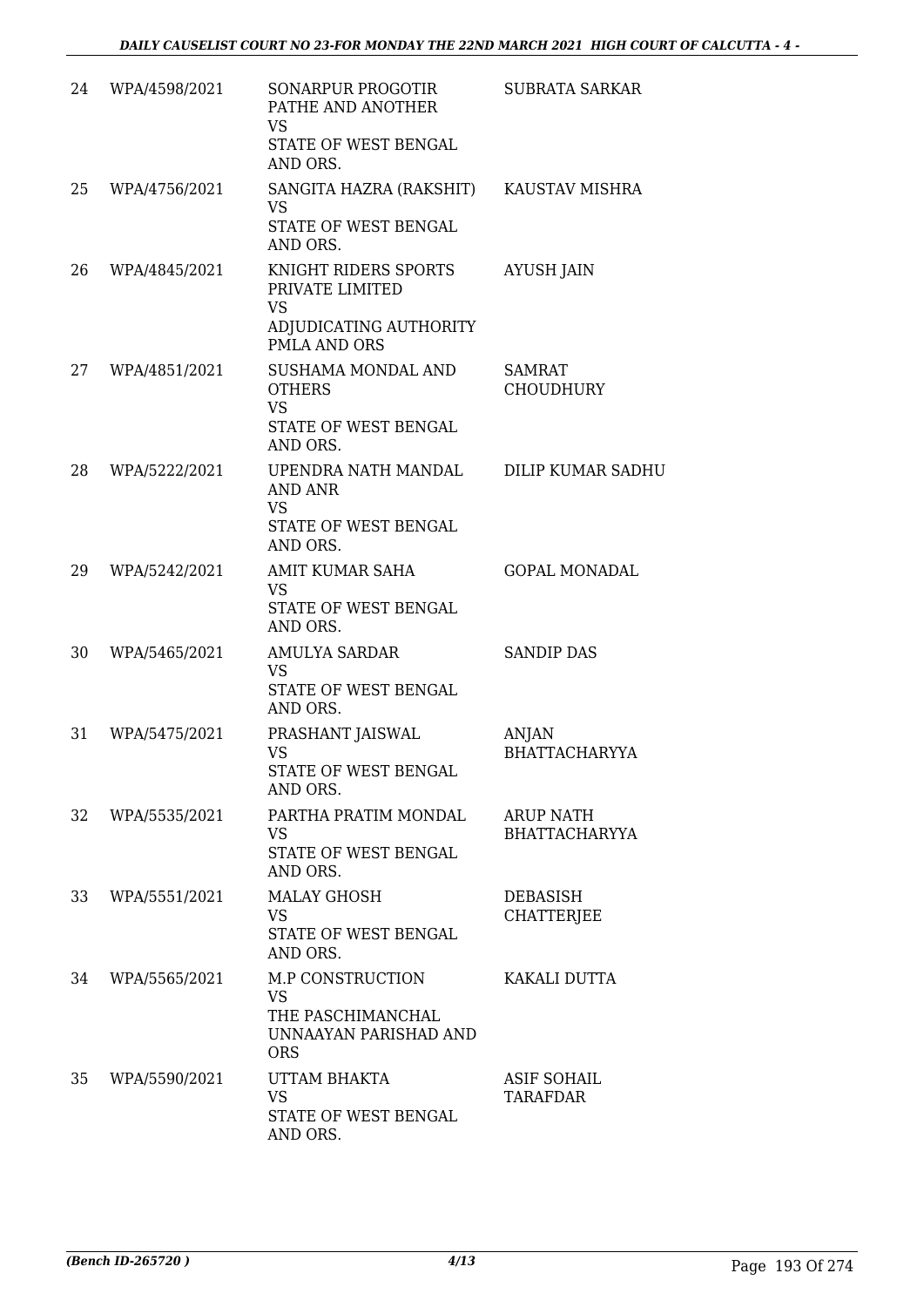| | | | |
|---|---|---|---|
| 24 | WPA/4598/2021 | SONARPUR PROGOTIR PATHE AND ANOTHER<br>VS<br>STATE OF WEST BENGAL AND ORS. | SUBRATA SARKAR |
| 25 | WPA/4756/2021 | SANGITA HAZRA (RAKSHIT)<br>VS<br>STATE OF WEST BENGAL AND ORS. | KAUSTAV MISHRA |
| 26 | WPA/4845/2021 | KNIGHT RIDERS SPORTS PRIVATE LIMITED<br>VS<br>ADJUDICATING AUTHORITY PMLA AND ORS | AYUSH JAIN |
| 27 | WPA/4851/2021 | SUSHAMA MONDAL AND OTHERS<br>VS<br>STATE OF WEST BENGAL AND ORS. | SAMRAT CHOUDHURY |
| 28 | WPA/5222/2021 | UPENDRA NATH MANDAL AND ANR<br>VS<br>STATE OF WEST BENGAL AND ORS. | DILIP KUMAR SADHU |
| 29 | WPA/5242/2021 | AMIT KUMAR SAHA<br>VS<br>STATE OF WEST BENGAL AND ORS. | GOPAL MONADAL |
| 30 | WPA/5465/2021 | AMULYA SARDAR<br>VS<br>STATE OF WEST BENGAL AND ORS. | SANDIP DAS |
| 31 | WPA/5475/2021 | PRASHANT JAISWAL<br>VS<br>STATE OF WEST BENGAL AND ORS. | ANJAN BHATTACHARYYA |
| 32 | WPA/5535/2021 | PARTHA PRATIM MONDAL<br>VS<br>STATE OF WEST BENGAL AND ORS. | ARUP NATH BHATTACHARYYA |
| 33 | WPA/5551/2021 | MALAY GHOSH<br>VS<br>STATE OF WEST BENGAL AND ORS. | DEBASISH CHATTERJEE |
| 34 | WPA/5565/2021 | M.P CONSTRUCTION<br>VS<br>THE PASCHIMANCHAL UNNAAYAN PARISHAD AND ORS | KAKALI DUTTA |
| 35 | WPA/5590/2021 | UTTAM BHAKTA<br>VS<br>STATE OF WEST BENGAL AND ORS. | ASIF SOHAIL TARAFDAR |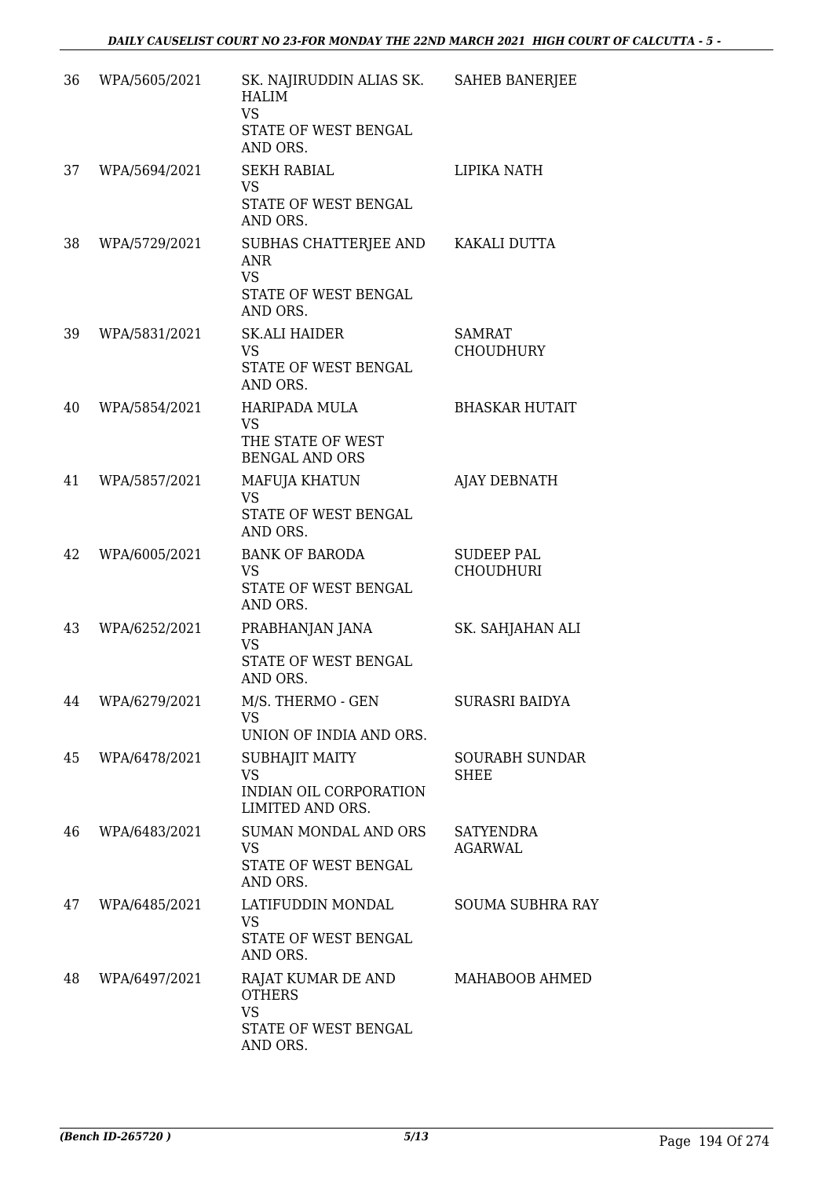| 36 | WPA/5605/2021 | SK. NAJIRUDDIN ALIAS SK. HALIM<br>VS<br>STATE OF WEST BENGAL AND ORS. | SAHEB BANERJEE |
|---|---|---|---|
| 37 | WPA/5694/2021 | SEKH RABIAL<br>VS<br>STATE OF WEST BENGAL AND ORS. | LIPIKA NATH |
| 38 | WPA/5729/2021 | SUBHAS CHATTERJEE AND ANR<br>VS<br>STATE OF WEST BENGAL AND ORS. | KAKALI DUTTA |
| 39 | WPA/5831/2021 | SK.ALI HAIDER<br>VS<br>STATE OF WEST BENGAL AND ORS. | SAMRAT CHOUDHURY |
| 40 | WPA/5854/2021 | HARIPADA MULA<br>VS<br>THE STATE OF WEST BENGAL AND ORS | BHASKAR HUTAIT |
| 41 | WPA/5857/2021 | MAFUJA KHATUN<br>VS<br>STATE OF WEST BENGAL AND ORS. | AJAY DEBNATH |
| 42 | WPA/6005/2021 | BANK OF BARODA<br>VS<br>STATE OF WEST BENGAL AND ORS. | SUDEEP PAL CHOUDHURI |
| 43 | WPA/6252/2021 | PRABHANJAN JANA<br>VS<br>STATE OF WEST BENGAL AND ORS. | SK. SAHJAHAN ALI |
| 44 | WPA/6279/2021 | M/S. THERMO - GEN<br>VS<br>UNION OF INDIA AND ORS. | SURASRI BAIDYA |
| 45 | WPA/6478/2021 | SUBHAJIT MAITY<br>VS<br>INDIAN OIL CORPORATION LIMITED AND ORS. | SOURABH SUNDAR SHEE |
| 46 | WPA/6483/2021 | SUMAN MONDAL AND ORS<br>VS<br>STATE OF WEST BENGAL AND ORS. | SATYENDRA AGARWAL |
| 47 | WPA/6485/2021 | LATIFUDDIN MONDAL<br>VS<br>STATE OF WEST BENGAL AND ORS. | SOUMA SUBHRA RAY |
| 48 | WPA/6497/2021 | RAJAT KUMAR DE AND OTHERS<br>VS<br>STATE OF WEST BENGAL AND ORS. | MAHABOOB AHMED |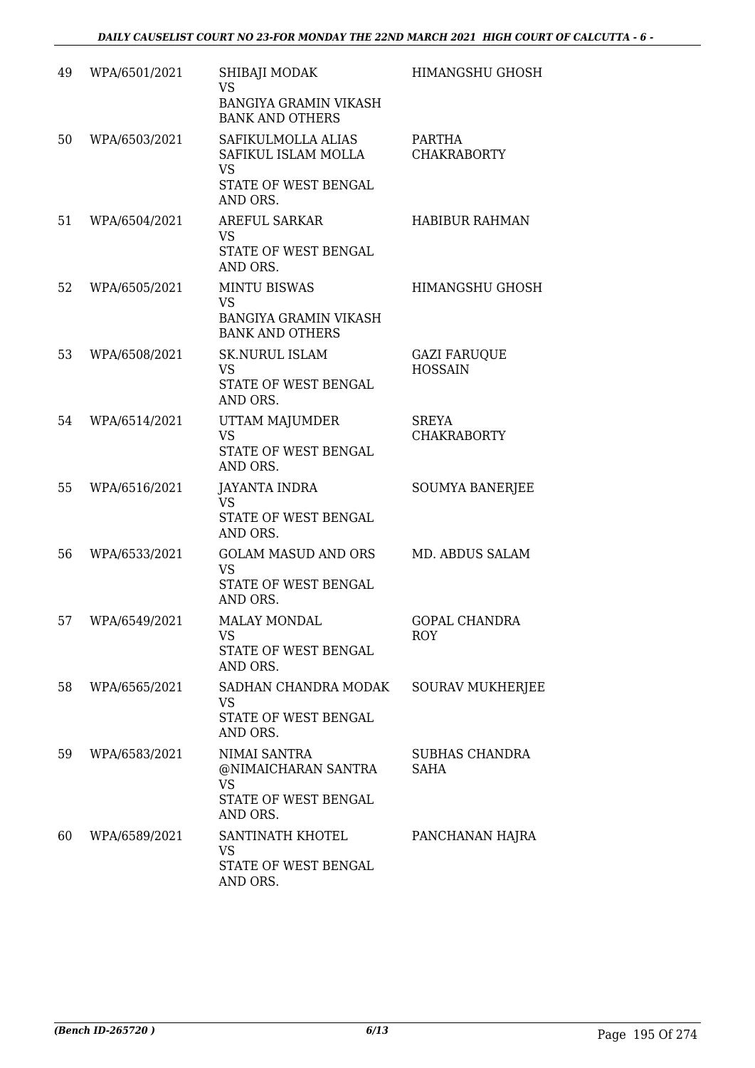| | | | |
|---|---|---|---|
| 49 | WPA/6501/2021 | SHIBAJI MODAK<br>VS<br>BANGIYA GRAMIN VIKASH BANK AND OTHERS | HIMANGSHU GHOSH |
| 50 | WPA/6503/2021 | SAFIKULMOLLA ALIAS SAFIKUL ISLAM MOLLA<br>VS<br>STATE OF WEST BENGAL AND ORS. | PARTHA CHAKRABORTY |
| 51 | WPA/6504/2021 | AREFUL SARKAR<br>VS<br>STATE OF WEST BENGAL AND ORS. | HABIBUR RAHMAN |
| 52 | WPA/6505/2021 | MINTU BISWAS<br>VS<br>BANGIYA GRAMIN VIKASH BANK AND OTHERS | HIMANGSHU GHOSH |
| 53 | WPA/6508/2021 | SK.NURUL ISLAM<br>VS<br>STATE OF WEST BENGAL AND ORS. | GAZI FARUQUE HOSSAIN |
| 54 | WPA/6514/2021 | UTTAM MAJUMDER<br>VS<br>STATE OF WEST BENGAL AND ORS. | SREYA CHAKRABORTY |
| 55 | WPA/6516/2021 | JAYANTA INDRA<br>VS<br>STATE OF WEST BENGAL AND ORS. | SOUMYA BANERJEE |
| 56 | WPA/6533/2021 | GOLAM MASUD AND ORS<br>VS<br>STATE OF WEST BENGAL AND ORS. | MD. ABDUS SALAM |
| 57 | WPA/6549/2021 | MALAY MONDAL<br>VS<br>STATE OF WEST BENGAL AND ORS. | GOPAL CHANDRA ROY |
| 58 | WPA/6565/2021 | SADHAN CHANDRA MODAK<br>VS<br>STATE OF WEST BENGAL AND ORS. | SOURAV MUKHERJEE |
| 59 | WPA/6583/2021 | NIMAI SANTRA @NIMAICHARAN SANTRA<br>VS<br>STATE OF WEST BENGAL AND ORS. | SUBHAS CHANDRA SAHA |
| 60 | WPA/6589/2021 | SANTINATH KHOTEL<br>VS<br>STATE OF WEST BENGAL AND ORS. | PANCHANAN HAJRA |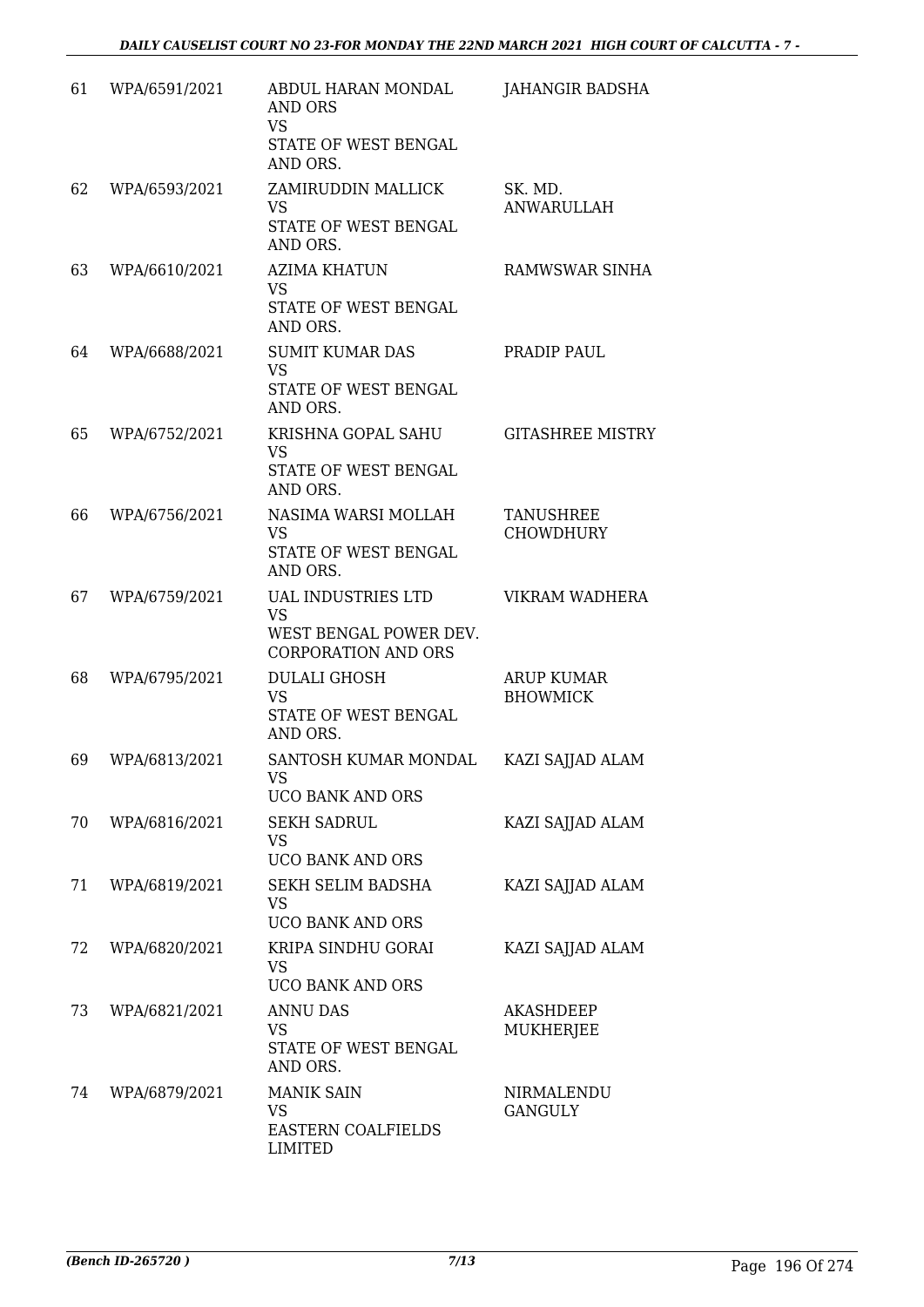| 61 | WPA/6591/2021 | ABDUL HARAN MONDAL AND ORS<br>VS<br>STATE OF WEST BENGAL AND ORS. | JAHANGIR BADSHA |
|---|---|---|---|
| 62 | WPA/6593/2021 | ZAMIRUDDIN MALLICK<br>VS<br>STATE OF WEST BENGAL AND ORS. | SK. MD. ANWARULLAH |
| 63 | WPA/6610/2021 | AZIMA KHATUN<br>VS<br>STATE OF WEST BENGAL AND ORS. | RAMWSWAR SINHA |
| 64 | WPA/6688/2021 | SUMIT KUMAR DAS<br>VS<br>STATE OF WEST BENGAL AND ORS. | PRADIP PAUL |
| 65 | WPA/6752/2021 | KRISHNA GOPAL SAHU<br>VS<br>STATE OF WEST BENGAL AND ORS. | GITASHREE MISTRY |
| 66 | WPA/6756/2021 | NASIMA WARSI MOLLAH<br>VS<br>STATE OF WEST BENGAL AND ORS. | TANUSHREE CHOWDHURY |
| 67 | WPA/6759/2021 | UAL INDUSTRIES LTD<br>VS<br>WEST BENGAL POWER DEV. CORPORATION AND ORS | VIKRAM WADHERA |
| 68 | WPA/6795/2021 | DULALI GHOSH<br>VS<br>STATE OF WEST BENGAL AND ORS. | ARUP KUMAR BHOWMICK |
| 69 | WPA/6813/2021 | SANTOSH KUMAR MONDAL<br>VS<br>UCO BANK AND ORS | KAZI SAJJAD ALAM |
| 70 | WPA/6816/2021 | SEKH SADRUL<br>VS<br>UCO BANK AND ORS | KAZI SAJJAD ALAM |
| 71 | WPA/6819/2021 | SEKH SELIM BADSHA<br>VS<br>UCO BANK AND ORS | KAZI SAJJAD ALAM |
| 72 | WPA/6820/2021 | KRIPA SINDHU GORAI<br>VS<br>UCO BANK AND ORS | KAZI SAJJAD ALAM |
| 73 | WPA/6821/2021 | ANNU DAS<br>VS<br>STATE OF WEST BENGAL AND ORS. | AKASHDEEP MUKHERJEE |
| 74 | WPA/6879/2021 | MANIK SAIN<br>VS<br>EASTERN COALFIELDS LIMITED | NIRMALENDU GANGULY |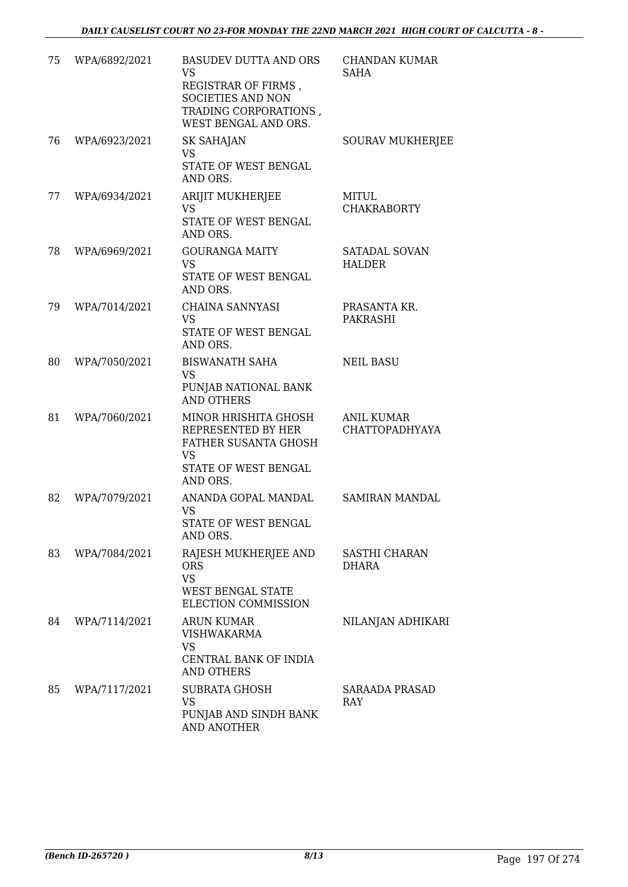| | | | |
|---|---|---|---|
| 75 | WPA/6892/2021 | BASUDEV DUTTA AND ORS<br>VS<br>REGISTRAR OF FIRMS , SOCIETIES AND NON TRADING CORPORATIONS , WEST BENGAL AND ORS. | CHANDAN KUMAR SAHA |
| 76 | WPA/6923/2021 | SK SAHAJAN<br>VS<br>STATE OF WEST BENGAL AND ORS. | SOURAV MUKHERJEE |
| 77 | WPA/6934/2021 | ARIJIT MUKHERJEE<br>VS<br>STATE OF WEST BENGAL AND ORS. | MITUL CHAKRABORTY |
| 78 | WPA/6969/2021 | GOURANGA MAITY<br>VS<br>STATE OF WEST BENGAL AND ORS. | SATADAL SOVAN HALDER |
| 79 | WPA/7014/2021 | CHAINA SANNYASI<br>VS<br>STATE OF WEST BENGAL AND ORS. | PRASANTA KR. PAKRASHI |
| 80 | WPA/7050/2021 | BISWANATH SAHA<br>VS<br>PUNJAB NATIONAL BANK AND OTHERS | NEIL BASU |
| 81 | WPA/7060/2021 | MINOR HRISHITA GHOSH REPRESENTED BY HER FATHER SUSANTA GHOSH<br>VS<br>STATE OF WEST BENGAL AND ORS. | ANIL KUMAR CHATTOPADHYAYA |
| 82 | WPA/7079/2021 | ANANDA GOPAL MANDAL<br>VS<br>STATE OF WEST BENGAL AND ORS. | SAMIRAN MANDAL |
| 83 | WPA/7084/2021 | RAJESH MUKHERJEE AND ORS<br>VS<br>WEST BENGAL STATE ELECTION COMMISSION | SASTHI CHARAN DHARA |
| 84 | WPA/7114/2021 | ARUN KUMAR VISHWAKARMA<br>VS<br>CENTRAL BANK OF INDIA AND OTHERS | NILANJAN ADHIKARI |
| 85 | WPA/7117/2021 | SUBRATA GHOSH<br>VS<br>PUNJAB AND SINDH BANK AND ANOTHER | SARAADA PRASAD RAY |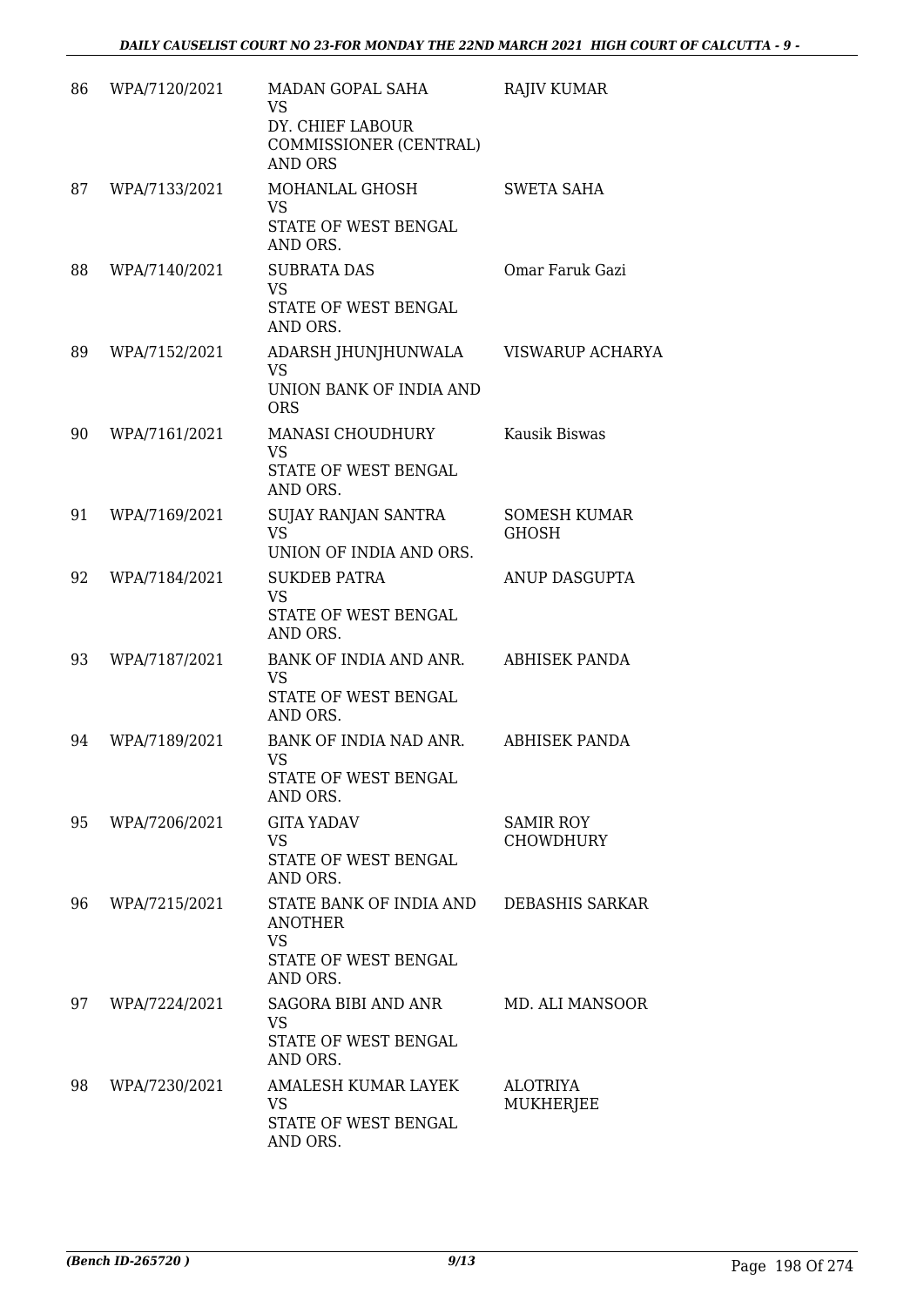| 86 | WPA/7120/2021 | MADAN GOPAL SAHA<br>VS<br>DY. CHIEF LABOUR COMMISSIONER (CENTRAL) AND ORS | RAJIV KUMAR |
|---|---|---|---|
| 87 | WPA/7133/2021 | MOHANLAL GHOSH<br>VS<br>STATE OF WEST BENGAL AND ORS. | SWETA SAHA |
| 88 | WPA/7140/2021 | SUBRATA DAS<br>VS<br>STATE OF WEST BENGAL AND ORS. | Omar Faruk Gazi |
| 89 | WPA/7152/2021 | ADARSH JHUNJHUNWALA<br>VS<br>UNION BANK OF INDIA AND ORS | VISWARUP ACHARYA |
| 90 | WPA/7161/2021 | MANASI CHOUDHURY<br>VS<br>STATE OF WEST BENGAL AND ORS. | Kausik Biswas |
| 91 | WPA/7169/2021 | SUJAY RANJAN SANTRA<br>VS<br>UNION OF INDIA AND ORS. | SOMESH KUMAR GHOSH |
| 92 | WPA/7184/2021 | SUKDEB PATRA<br>VS<br>STATE OF WEST BENGAL AND ORS. | ANUP DASGUPTA |
| 93 | WPA/7187/2021 | BANK OF INDIA AND ANR.<br>VS<br>STATE OF WEST BENGAL AND ORS. | ABHISEK PANDA |
| 94 | WPA/7189/2021 | BANK OF INDIA NAD ANR.<br>VS<br>STATE OF WEST BENGAL AND ORS. | ABHISEK PANDA |
| 95 | WPA/7206/2021 | GITA YADAV<br>VS<br>STATE OF WEST BENGAL AND ORS. | SAMIR ROY CHOWDHURY |
| 96 | WPA/7215/2021 | STATE BANK OF INDIA AND ANOTHER<br>VS<br>STATE OF WEST BENGAL AND ORS. | DEBASHIS SARKAR |
| 97 | WPA/7224/2021 | SAGORA BIBI AND ANR<br>VS<br>STATE OF WEST BENGAL AND ORS. | MD. ALI MANSOOR |
| 98 | WPA/7230/2021 | AMALESH KUMAR LAYEK<br>VS<br>STATE OF WEST BENGAL AND ORS. | ALOTRIYA MUKHERJEE |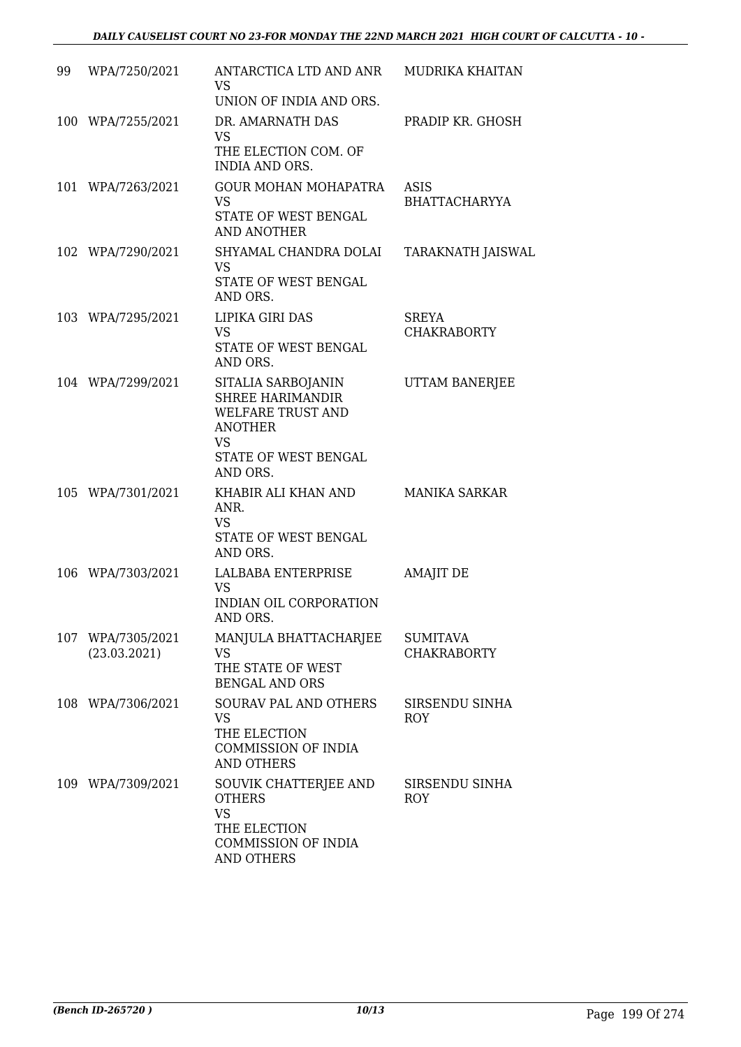| 99 | WPA/7250/2021 | ANTARCTICA LTD AND ANR<br>VS<br>UNION OF INDIA AND ORS. | MUDRIKA KHAITAN |
|---|---|---|---|
| 100 | WPA/7255/2021 | DR. AMARNATH DAS<br>VS<br>THE ELECTION COM. OF INDIA AND ORS. | PRADIP KR. GHOSH |
| 101 | WPA/7263/2021 | GOUR MOHAN MOHAPATRA<br>VS<br>STATE OF WEST BENGAL AND ANOTHER | ASIS BHATTACHARYYA |
| 102 | WPA/7290/2021 | SHYAMAL CHANDRA DOLAI<br>VS<br>STATE OF WEST BENGAL AND ORS. | TARAKNATH JAISWAL |
| 103 | WPA/7295/2021 | LIPIKA GIRI DAS<br>VS<br>STATE OF WEST BENGAL AND ORS. | SREYA CHAKRABORTY |
| 104 | WPA/7299/2021 | SITALIA SARBOJANIN SHREE HARIMANDIR WELFARE TRUST AND ANOTHER<br>VS<br>STATE OF WEST BENGAL AND ORS. | UTTAM BANERJEE |
| 105 | WPA/7301/2021 | KHABIR ALI KHAN AND ANR.<br>VS<br>STATE OF WEST BENGAL AND ORS. | MANIKA SARKAR |
| 106 | WPA/7303/2021 | LALBABA ENTERPRISE<br>VS<br>INDIAN OIL CORPORATION AND ORS. | AMAJIT DE |
| 107 | WPA/7305/2021<br>(23.03.2021) | MANJULA BHATTACHARJEE<br>VS<br>THE STATE OF WEST BENGAL AND ORS | SUMITAVA CHAKRABORTY |
| 108 | WPA/7306/2021 | SOURAV PAL AND OTHERS<br>VS<br>THE ELECTION COMMISSION OF INDIA AND OTHERS | SIRSENDU SINHA ROY |
| 109 | WPA/7309/2021 | SOUVIK CHATTERJEE AND OTHERS<br>VS<br>THE ELECTION COMMISSION OF INDIA AND OTHERS | SIRSENDU SINHA ROY |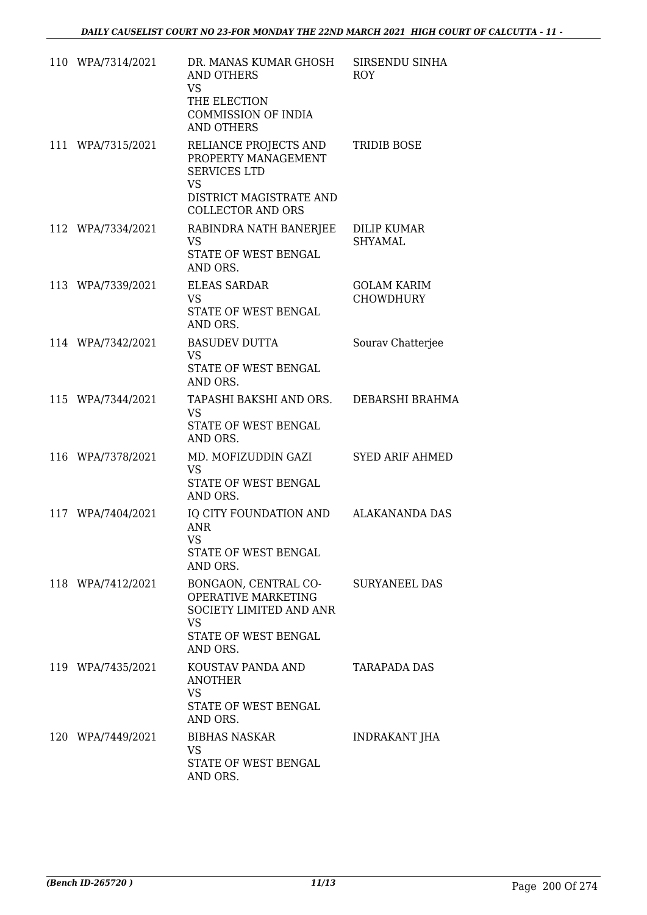| | | | |
|---|---|---|---|
| 110 | WPA/7314/2021 | DR. MANAS KUMAR GHOSH AND OTHERS<br>VS<br>THE ELECTION COMMISSION OF INDIA AND OTHERS | SIRSENDU SINHA ROY |
| 111 | WPA/7315/2021 | RELIANCE PROJECTS AND PROPERTY MANAGEMENT SERVICES LTD<br>VS<br>DISTRICT MAGISTRATE AND COLLECTOR AND ORS | TRIDIB BOSE |
| 112 | WPA/7334/2021 | RABINDRA NATH BANERJEE<br>VS<br>STATE OF WEST BENGAL AND ORS. | DILIP KUMAR SHYAMAL |
| 113 | WPA/7339/2021 | ELEAS SARDAR<br>VS<br>STATE OF WEST BENGAL AND ORS. | GOLAM KARIM CHOWDHURY |
| 114 | WPA/7342/2021 | BASUDEV DUTTA<br>VS<br>STATE OF WEST BENGAL AND ORS. | Sourav Chatterjee |
| 115 | WPA/7344/2021 | TAPASHI BAKSHI AND ORS.<br>VS<br>STATE OF WEST BENGAL AND ORS. | DEBARSHI BRAHMA |
| 116 | WPA/7378/2021 | MD. MOFIZUDDIN GAZI<br>VS<br>STATE OF WEST BENGAL AND ORS. | SYED ARIF AHMED |
| 117 | WPA/7404/2021 | IQ CITY FOUNDATION AND ANR<br>VS<br>STATE OF WEST BENGAL AND ORS. | ALAKANANDA DAS |
| 118 | WPA/7412/2021 | BONGAON, CENTRAL CO-OPERATIVE MARKETING SOCIETY LIMITED AND ANR<br>VS<br>STATE OF WEST BENGAL AND ORS. | SURYANEEL DAS |
| 119 | WPA/7435/2021 | KOUSTAV PANDA AND ANOTHER<br>VS<br>STATE OF WEST BENGAL AND ORS. | TARAPADA DAS |
| 120 | WPA/7449/2021 | BIBHAS NASKAR<br>VS<br>STATE OF WEST BENGAL AND ORS. | INDRAKANT JHA |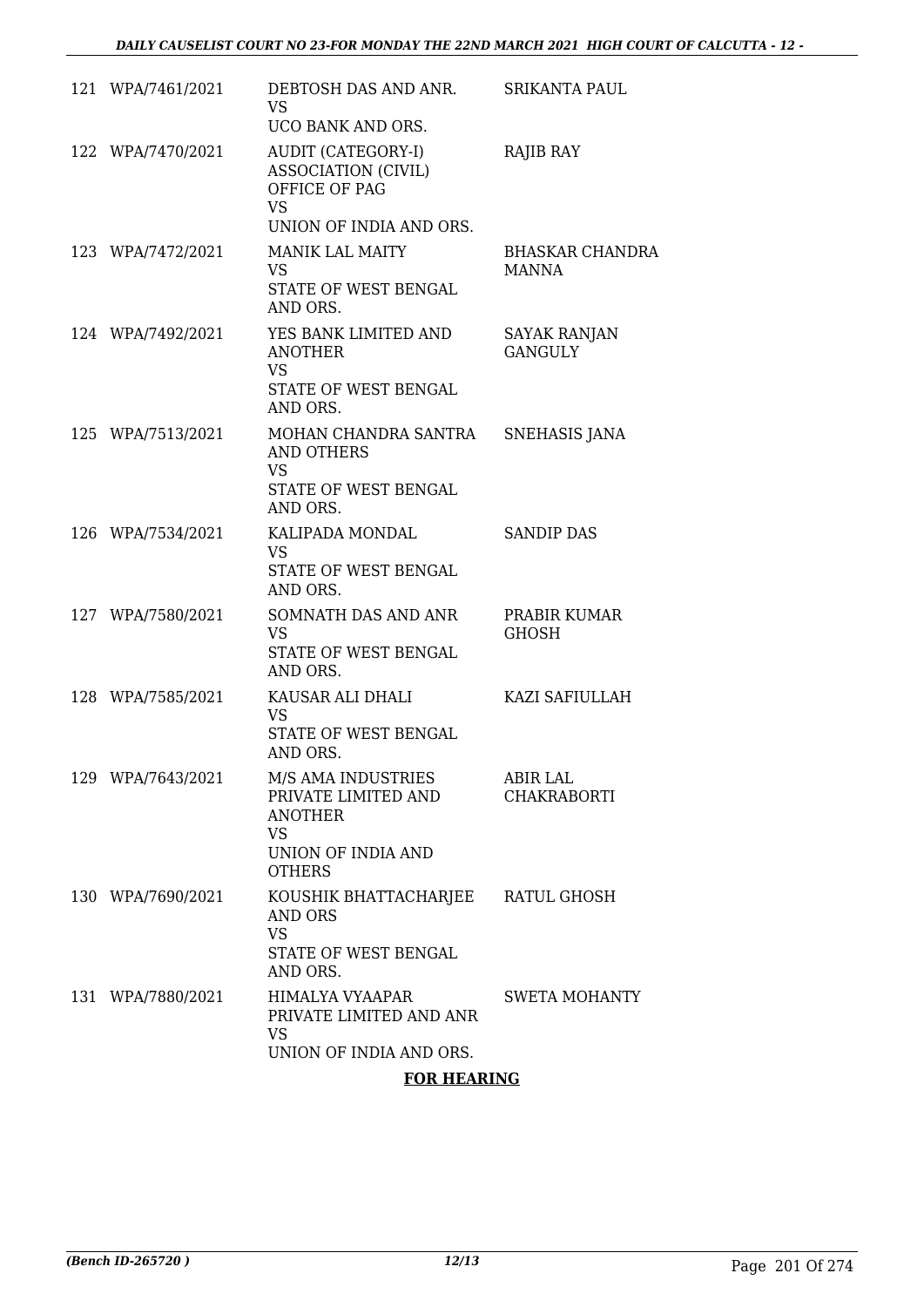| | | | |
|---|---|---|---|
| 121 | WPA/7461/2021 | DEBTOSH DAS AND ANR.<br>VS<br>UCO BANK AND ORS. | SRIKANTA PAUL |
| 122 | WPA/7470/2021 | AUDIT (CATEGORY-I) ASSOCIATION (CIVIL) OFFICE OF PAG<br>VS<br>UNION OF INDIA AND ORS. | RAJIB RAY |
| 123 | WPA/7472/2021 | MANIK LAL MAITY<br>VS<br>STATE OF WEST BENGAL AND ORS. | BHASKAR CHANDRA MANNA |
| 124 | WPA/7492/2021 | YES BANK LIMITED AND ANOTHER<br>VS<br>STATE OF WEST BENGAL AND ORS. | SAYAK RANJAN GANGULY |
| 125 | WPA/7513/2021 | MOHAN CHANDRA SANTRA AND OTHERS<br>VS<br>STATE OF WEST BENGAL AND ORS. | SNEHASIS JANA |
| 126 | WPA/7534/2021 | KALIPADA MONDAL<br>VS<br>STATE OF WEST BENGAL AND ORS. | SANDIP DAS |
| 127 | WPA/7580/2021 | SOMNATH DAS AND ANR<br>VS<br>STATE OF WEST BENGAL AND ORS. | PRABIR KUMAR GHOSH |
| 128 | WPA/7585/2021 | KAUSAR ALI DHALI<br>VS<br>STATE OF WEST BENGAL AND ORS. | KAZI SAFIULLAH |
| 129 | WPA/7643/2021 | M/S AMA INDUSTRIES PRIVATE LIMITED AND ANOTHER<br>VS<br>UNION OF INDIA AND OTHERS | ABIR LAL CHAKRABORTI |
| 130 | WPA/7690/2021 | KOUSHIK BHATTACHARJEE AND ORS<br>VS<br>STATE OF WEST BENGAL AND ORS. | RATUL GHOSH |
| 131 | WPA/7880/2021 | HIMALYA VYAAPAR PRIVATE LIMITED AND ANR<br>VS<br>UNION OF INDIA AND ORS. | SWETA MOHANTY |

**FOR HEARING**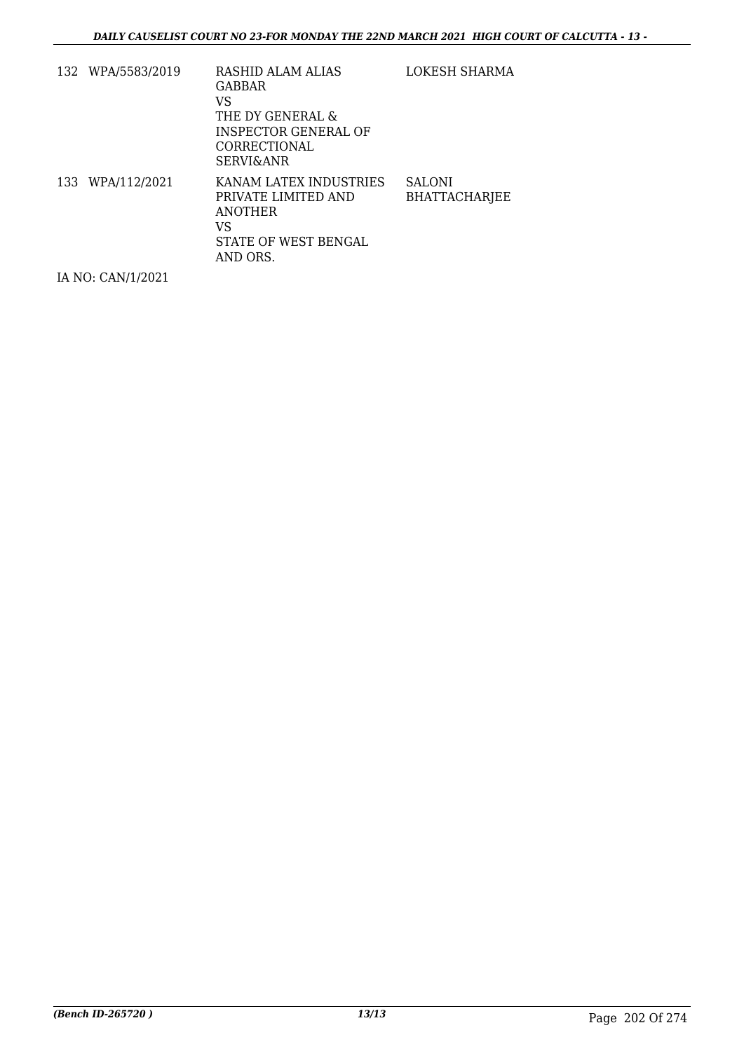| 132 | WPA/5583/2019 | RASHID ALAM ALIAS GABBAR VS THE DY GENERAL & INSPECTOR GENERAL OF CORRECTIONAL SERVI&ANR | LOKESH SHARMA |
|---|---|---|---|
| 133 | WPA/112/2021 | KANAM LATEX INDUSTRIES PRIVATE LIMITED AND ANOTHER VS STATE OF WEST BENGAL AND ORS. | SALONI BHATTACHARJEE |

IA NO: CAN/1/2021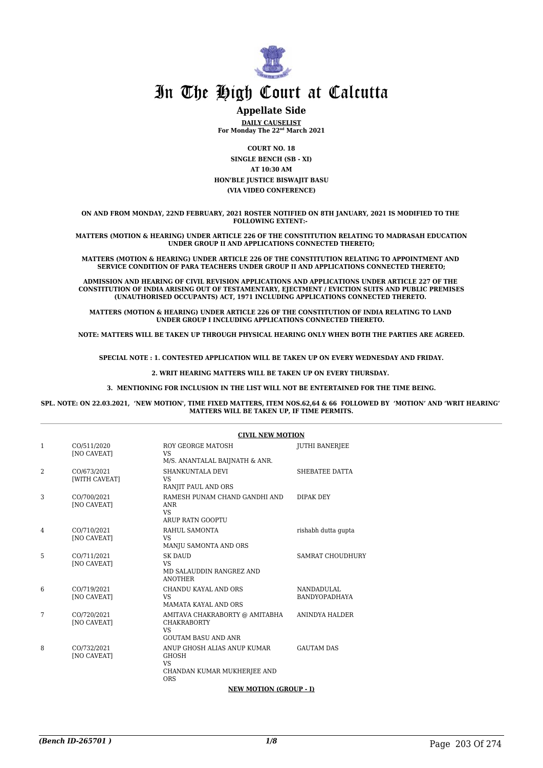# In The High Court at Calcutta

## Appellate Side

**DAILY CAUSELIST**
**For Monday The 22nd March 2021**

**COURT NO. 18**
**SINGLE BENCH (SB - XI)**
**AT 10:30 AM**
**HON'BLE JUSTICE BISWAJIT BASU**
**(VIA VIDEO CONFERENCE)**

**ON AND FROM MONDAY, 22ND FEBRUARY, 2021 ROSTER NOTIFIED ON 8TH JANUARY, 2021 IS MODIFIED TO THE FOLLOWING EXTENT:-**

**MATTERS (MOTION & HEARING) UNDER ARTICLE 226 OF THE CONSTITUTION RELATING TO MADRASAH EDUCATION UNDER GROUP II AND APPLICATIONS CONNECTED THERETO;**

**MATTERS (MOTION & HEARING) UNDER ARTICLE 226 OF THE CONSTITUTION RELATING TO APPOINTMENT AND SERVICE CONDITION OF PARA TEACHERS UNDER GROUP II AND APPLICATIONS CONNECTED THERETO;**

**ADMISSION AND HEARING OF CIVIL REVISION APPLICATIONS AND APPLICATIONS UNDER ARTICLE 227 OF THE CONSTITUTION OF INDIA ARISING OUT OF TESTAMENTARY, EJECTMENT / EVICTION SUITS AND PUBLIC PREMISES (UNAUTHORISED OCCUPANTS) ACT, 1971 INCLUDING APPLICATIONS CONNECTED THERETO.**

**MATTERS (MOTION & HEARING) UNDER ARTICLE 226 OF THE CONSTITUTION OF INDIA RELATING TO LAND UNDER GROUP I INCLUDING APPLICATIONS CONNECTED THERETO.**

**NOTE: MATTERS WILL BE TAKEN UP THROUGH PHYSICAL HEARING ONLY WHEN BOTH THE PARTIES ARE AGREED.**

**SPECIAL NOTE : 1. CONTESTED APPLICATION WILL BE TAKEN UP ON EVERY WEDNESDAY AND FRIDAY.**

**2. WRIT HEARING MATTERS WILL BE TAKEN UP ON EVERY THURSDAY.**

**3. MENTIONING FOR INCLUSION IN THE LIST WILL NOT BE ENTERTAINED FOR THE TIME BEING.**

**SPL. NOTE: ON 22.03.2021, 'NEW MOTION', TIME FIXED MATTERS, ITEM NOS.62,64 & 66 FOLLOWED BY 'MOTION' AND 'WRIT HEARING' MATTERS WILL BE TAKEN UP, IF TIME PERMITS.**

**CIVIL NEW MOTION**

| | | | |
|---|---|---|---|
| 1 | CO/511/2020 [NO CAVEAT] | ROY GEORGE MATOSH VS M/S. ANANTALAL BAIJNATH & ANR. | JUTHI BANERJEE |
| 2 | CO/673/2021 [WITH CAVEAT] | SHANKUNTALA DEVI VS RANJIT PAUL AND ORS | SHEBATEE DATTA |
| 3 | CO/700/2021 [NO CAVEAT] | RAMESH PUNAM CHAND GANDHI AND ANR VS ARUP RATN GOOPTU | DIPAK DEY |
| 4 | CO/710/2021 [NO CAVEAT] | RAHUL SAMONTA VS MANJU SAMONTA AND ORS | rishabh dutta gupta |
| 5 | CO/711/2021 [NO CAVEAT] | SK DAUD VS MD SALAUDDIN RANGREZ AND ANOTHER | SAMRAT CHOUDHURY |
| 6 | CO/719/2021 [NO CAVEAT] | CHANDU KAYAL AND ORS VS MAMATA KAYAL AND ORS | NANDADULAL BANDYOPADHAYA |
| 7 | CO/720/2021 [NO CAVEAT] | AMITAVA CHAKRABORTY @ AMITABHA CHAKRABORTY VS GOUTAM BASU AND ANR | ANINDYA HALDER |
| 8 | CO/732/2021 [NO CAVEAT] | ANUP GHOSH ALIAS ANUP KUMAR GHOSH VS CHANDAN KUMAR MUKHERJEE AND ORS | GAUTAM DAS |

**NEW MOTION (GROUP - I)**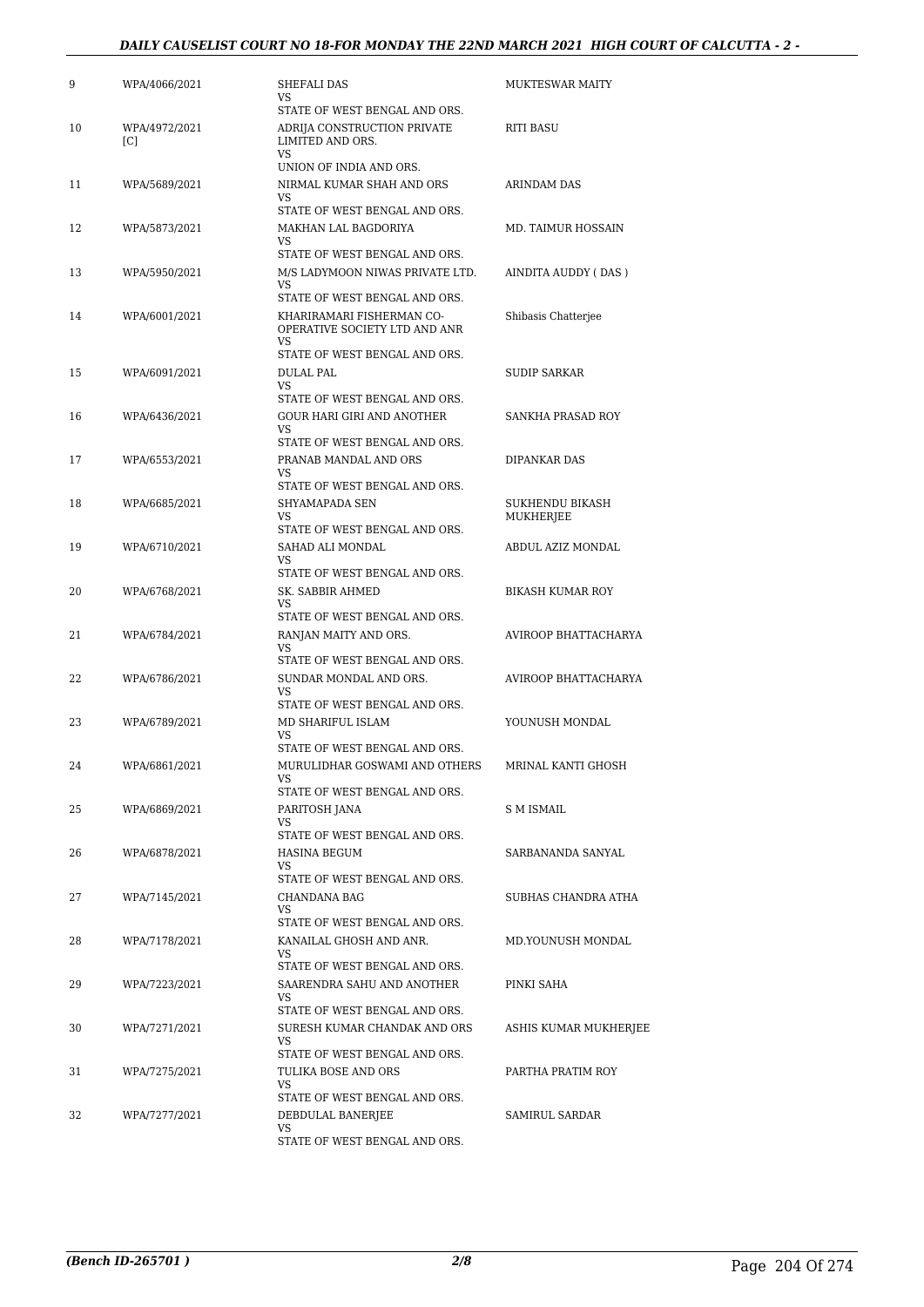| 9 | WPA/4066/2021 | SHEFALI DAS<br>VS<br>STATE OF WEST BENGAL AND ORS. | MUKTESWAR MAITY |
|---|---|---|---|
| 10 | WPA/4972/2021<br>[C] | ADRIJA CONSTRUCTION PRIVATE LIMITED AND ORS.<br>VS<br>UNION OF INDIA AND ORS. | RITI BASU |
| 11 | WPA/5689/2021 | NIRMAL KUMAR SHAH AND ORS<br>VS<br>STATE OF WEST BENGAL AND ORS. | ARINDAM DAS |
| 12 | WPA/5873/2021 | MAKHAN LAL BAGDORIYA<br>VS<br>STATE OF WEST BENGAL AND ORS. | MD. TAIMUR HOSSAIN |
| 13 | WPA/5950/2021 | M/S LADYMOON NIWAS PRIVATE LTD.<br>VS<br>STATE OF WEST BENGAL AND ORS. | AINDITA AUDDY ( DAS ) |
| 14 | WPA/6001/2021 | KHARIRAMARI FISHERMAN CO-OPERATIVE SOCIETY LTD AND ANR<br>VS<br>STATE OF WEST BENGAL AND ORS. | Shibasis Chatterjee |
| 15 | WPA/6091/2021 | DULAL PAL<br>VS<br>STATE OF WEST BENGAL AND ORS. | SUDIP SARKAR |
| 16 | WPA/6436/2021 | GOUR HARI GIRI AND ANOTHER<br>VS<br>STATE OF WEST BENGAL AND ORS. | SANKHA PRASAD ROY |
| 17 | WPA/6553/2021 | PRANAB MANDAL AND ORS<br>VS<br>STATE OF WEST BENGAL AND ORS. | DIPANKAR DAS |
| 18 | WPA/6685/2021 | SHYAMAPADA SEN<br>VS<br>STATE OF WEST BENGAL AND ORS. | SUKHENDU BIKASH MUKHERJEE |
| 19 | WPA/6710/2021 | SAHAD ALI MONDAL<br>VS<br>STATE OF WEST BENGAL AND ORS. | ABDUL AZIZ MONDAL |
| 20 | WPA/6768/2021 | SK. SABBIR AHMED<br>VS<br>STATE OF WEST BENGAL AND ORS. | BIKASH KUMAR ROY |
| 21 | WPA/6784/2021 | RANJAN MAITY AND ORS.<br>VS<br>STATE OF WEST BENGAL AND ORS. | AVIROOP BHATTACHARYA |
| 22 | WPA/6786/2021 | SUNDAR MONDAL AND ORS.<br>VS<br>STATE OF WEST BENGAL AND ORS. | AVIROOP BHATTACHARYA |
| 23 | WPA/6789/2021 | MD SHARIFUL ISLAM<br>VS<br>STATE OF WEST BENGAL AND ORS. | YOUNUSH MONDAL |
| 24 | WPA/6861/2021 | MURULIDHAR GOSWAMI AND OTHERS<br>VS<br>STATE OF WEST BENGAL AND ORS. | MRINAL KANTI GHOSH |
| 25 | WPA/6869/2021 | PARITOSH JANA<br>VS<br>STATE OF WEST BENGAL AND ORS. | S M ISMAIL |
| 26 | WPA/6878/2021 | HASINA BEGUM<br>VS<br>STATE OF WEST BENGAL AND ORS. | SARBANANDA SANYAL |
| 27 | WPA/7145/2021 | CHANDANA BAG<br>VS<br>STATE OF WEST BENGAL AND ORS. | SUBHAS CHANDRA ATHA |
| 28 | WPA/7178/2021 | KANAILAL GHOSH AND ANR.<br>VS<br>STATE OF WEST BENGAL AND ORS. | MD.YOUNUSH MONDAL |
| 29 | WPA/7223/2021 | SAARENDRA SAHU AND ANOTHER<br>VS<br>STATE OF WEST BENGAL AND ORS. | PINKI SAHA |
| 30 | WPA/7271/2021 | SURESH KUMAR CHANDAK AND ORS<br>VS<br>STATE OF WEST BENGAL AND ORS. | ASHIS KUMAR MUKHERJEE |
| 31 | WPA/7275/2021 | TULIKA BOSE AND ORS<br>VS<br>STATE OF WEST BENGAL AND ORS. | PARTHA PRATIM ROY |
| 32 | WPA/7277/2021 | DEBDULAL BANERJEE<br>VS<br>STATE OF WEST BENGAL AND ORS. | SAMIRUL SARDAR |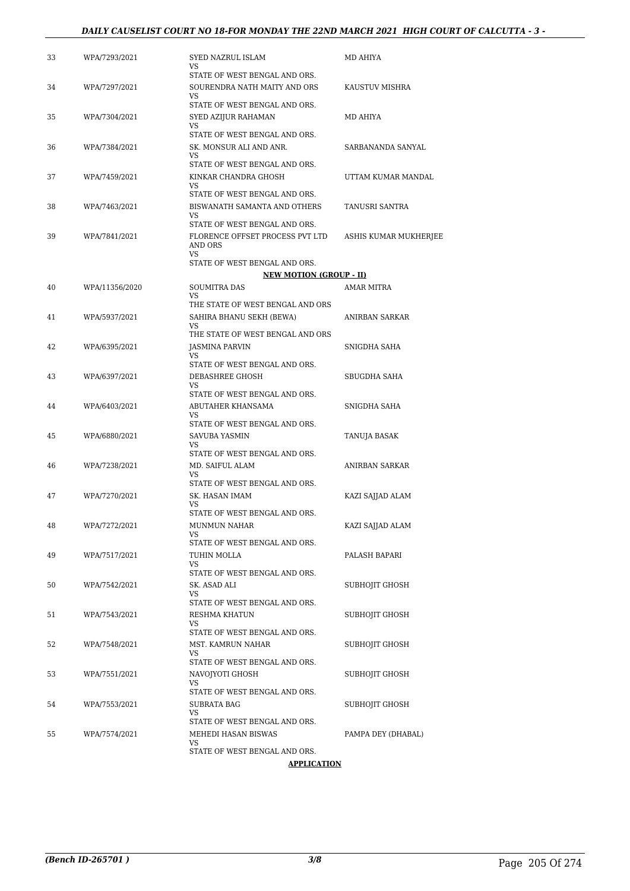| | | | |
|---|---|---|---|
| 33 | WPA/7293/2021 | SYED NAZRUL ISLAM<br>VS<br>STATE OF WEST BENGAL AND ORS. | MD AHIYA |
| 34 | WPA/7297/2021 | SOURENDRA NATH MAITY AND ORS<br>VS<br>STATE OF WEST BENGAL AND ORS. | KAUSTUV MISHRA |
| 35 | WPA/7304/2021 | SYED AZIJUR RAHAMAN<br>VS<br>STATE OF WEST BENGAL AND ORS. | MD AHIYA |
| 36 | WPA/7384/2021 | SK. MONSUR ALI AND ANR.<br>VS<br>STATE OF WEST BENGAL AND ORS. | SARBANANDA SANYAL |
| 37 | WPA/7459/2021 | KINKAR CHANDRA GHOSH<br>VS<br>STATE OF WEST BENGAL AND ORS. | UTTAM KUMAR MANDAL |
| 38 | WPA/7463/2021 | BISWANATH SAMANTA AND OTHERS<br>VS<br>STATE OF WEST BENGAL AND ORS. | TANUSRI SANTRA |
| 39 | WPA/7841/2021 | FLORENCE OFFSET PROCESS PVT LTD AND ORS<br>VS<br>STATE OF WEST BENGAL AND ORS. | ASHIS KUMAR MUKHERJEE |

**NEW MOTION (GROUP - II)**

| | | | |
|---|---|---|---|
| 40 | WPA/11356/2020 | SOUMITRA DAS<br>VS<br>THE STATE OF WEST BENGAL AND ORS | AMAR MITRA |
| 41 | WPA/5937/2021 | SAHIRA BHANU SEKH (BEWA)<br>VS<br>THE STATE OF WEST BENGAL AND ORS | ANIRBAN SARKAR |
| 42 | WPA/6395/2021 | JASMINA PARVIN<br>VS<br>STATE OF WEST BENGAL AND ORS. | SNIGDHA SAHA |
| 43 | WPA/6397/2021 | DEBASHREE GHOSH<br>VS<br>STATE OF WEST BENGAL AND ORS. | SBUGDHA SAHA |
| 44 | WPA/6403/2021 | ABUTAHER KHANSAMA<br>VS<br>STATE OF WEST BENGAL AND ORS. | SNIGDHA SAHA |
| 45 | WPA/6880/2021 | SAVUBA YASMIN<br>VS<br>STATE OF WEST BENGAL AND ORS. | TANUJA BASAK |
| 46 | WPA/7238/2021 | MD. SAIFUL ALAM<br>VS<br>STATE OF WEST BENGAL AND ORS. | ANIRBAN SARKAR |
| 47 | WPA/7270/2021 | SK. HASAN IMAM<br>VS<br>STATE OF WEST BENGAL AND ORS. | KAZI SAJJAD ALAM |
| 48 | WPA/7272/2021 | MUNMUN NAHAR<br>VS<br>STATE OF WEST BENGAL AND ORS. | KAZI SAJJAD ALAM |
| 49 | WPA/7517/2021 | TUHIN MOLLA<br>VS<br>STATE OF WEST BENGAL AND ORS. | PALASH BAPARI |
| 50 | WPA/7542/2021 | SK. ASAD ALI<br>VS<br>STATE OF WEST BENGAL AND ORS. | SUBHOJIT GHOSH |
| 51 | WPA/7543/2021 | RESHMA KHATUN<br>VS<br>STATE OF WEST BENGAL AND ORS. | SUBHOJIT GHOSH |
| 52 | WPA/7548/2021 | MST. KAMRUN NAHAR<br>VS<br>STATE OF WEST BENGAL AND ORS. | SUBHOJIT GHOSH |
| 53 | WPA/7551/2021 | NAVOJYOTI GHOSH<br>VS<br>STATE OF WEST BENGAL AND ORS. | SUBHOJIT GHOSH |
| 54 | WPA/7553/2021 | SUBRATA BAG<br>VS<br>STATE OF WEST BENGAL AND ORS. | SUBHOJIT GHOSH |
| 55 | WPA/7574/2021 | MEHEDI HASAN BISWAS<br>VS<br>STATE OF WEST BENGAL AND ORS. | PAMPA DEY (DHABAL) |

**APPLICATION**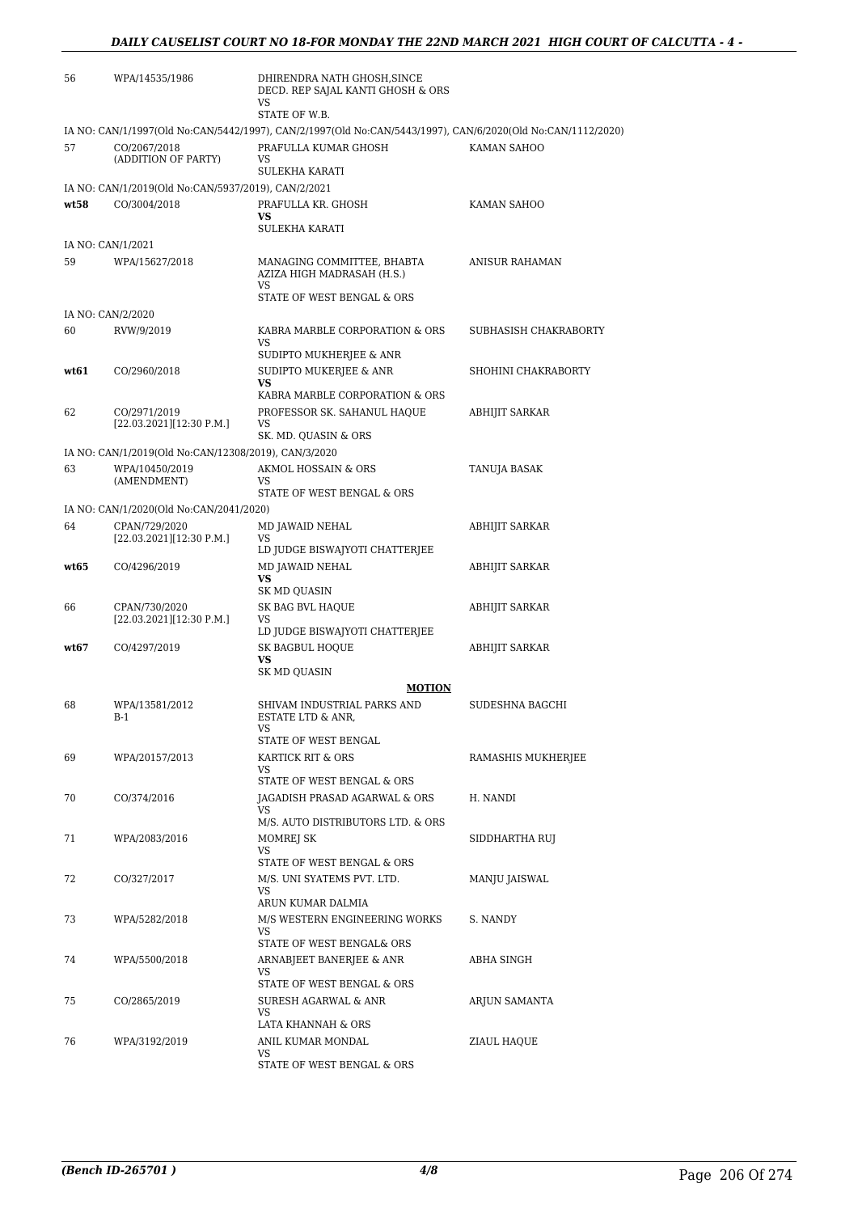| | | | |
|---|---|---|---|
| 56 | WPA/14535/1986 | DHIRENDRA NATH GHOSH,SINCE DECD. REP SAJAL KANTI GHOSH & ORS<br>VS<br>STATE OF W.B. | |
| | IA NO: CAN/1/1997(Old No:CAN/5442/1997), CAN/2/1997(Old No:CAN/5443/1997), CAN/6/2020(Old No:CAN/1112/2020) | | |
| 57 | CO/2067/2018<br>(ADDITION OF PARTY) | PRAFULLA KUMAR GHOSH<br>VS<br>SULEKHA KARATI | KAMAN SAHOO |
| | IA NO: CAN/1/2019(Old No:CAN/5937/2019), CAN/2/2021 | | |
| **wt58** | CO/3004/2018 | PRAFULLA KR. GHOSH<br>**VS**<br>SULEKHA KARATI | KAMAN SAHOO |
| | IA NO: CAN/1/2021 | | |
| 59 | WPA/15627/2018 | MANAGING COMMITTEE, BHABTA AZIZA HIGH MADRASAH (H.S.)<br>VS<br>STATE OF WEST BENGAL & ORS | ANISUR RAHAMAN |
| | IA NO: CAN/2/2020 | | |
| 60 | RVW/9/2019 | KABRA MARBLE CORPORATION & ORS<br>VS<br>SUDIPTO MUKHERJEE & ANR | SUBHASISH CHAKRABORTY |
| **wt61** | CO/2960/2018 | SUDIPTO MUKERJEE & ANR<br>**VS**<br>KABRA MARBLE CORPORATION & ORS | SHOHINI CHAKRABORTY |
| 62 | CO/2971/2019<br>[22.03.2021][12:30 P.M.] | PROFESSOR SK. SAHANUL HAQUE<br>VS<br>SK. MD. QUASIN & ORS | ABHIJIT SARKAR |
| | IA NO: CAN/1/2019(Old No:CAN/12308/2019), CAN/3/2020 | | |
| 63 | WPA/10450/2019<br>(AMENDMENT) | AKMOL HOSSAIN & ORS<br>VS<br>STATE OF WEST BENGAL & ORS | TANUJA BASAK |
| | IA NO: CAN/1/2020(Old No:CAN/2041/2020) | | |
| 64 | CPAN/729/2020<br>[22.03.2021][12:30 P.M.] | MD JAWAID NEHAL<br>VS<br>LD JUDGE BISWAJYOTI CHATTERJEE | ABHIJIT SARKAR |
| **wt65** | CO/4296/2019 | MD JAWAID NEHAL<br>**VS**<br>SK MD QUASIN | ABHIJIT SARKAR |
| 66 | CPAN/730/2020<br>[22.03.2021][12:30 P.M.] | SK BAG BVL HAQUE<br>VS<br>LD JUDGE BISWAJYOTI CHATTERJEE | ABHIJIT SARKAR |
| **wt67** | CO/4297/2019 | SK BAGBUL HOQUE<br>**VS**<br>SK MD QUASIN | ABHIJIT SARKAR |
| | | **MOTION** | |
| 68 | WPA/13581/2012<br>B-1 | SHIVAM INDUSTRIAL PARKS AND ESTATE LTD & ANR,<br>VS<br>STATE OF WEST BENGAL | SUDESHNA BAGCHI |
| 69 | WPA/20157/2013 | KARTICK RIT & ORS<br>VS<br>STATE OF WEST BENGAL & ORS | RAMASHIS MUKHERJEE |
| 70 | CO/374/2016 | JAGADISH PRASAD AGARWAL & ORS<br>VS<br>M/S. AUTO DISTRIBUTORS LTD. & ORS | H. NANDI |
| 71 | WPA/2083/2016 | MOMREJ SK<br>VS<br>STATE OF WEST BENGAL & ORS | SIDDHARTHA RUJ |
| 72 | CO/327/2017 | M/S. UNI SYATEMS PVT. LTD.<br>VS<br>ARUN KUMAR DALMIA | MANJU JAISWAL |
| 73 | WPA/5282/2018 | M/S WESTERN ENGINEERING WORKS<br>VS<br>STATE OF WEST BENGAL& ORS | S. NANDY |
| 74 | WPA/5500/2018 | ARNABJEET BANERJEE & ANR<br>VS<br>STATE OF WEST BENGAL & ORS | ABHA SINGH |
| 75 | CO/2865/2019 | SURESH AGARWAL & ANR<br>VS<br>LATA KHANNAH & ORS | ARJUN SAMANTA |
| 76 | WPA/3192/2019 | ANIL KUMAR MONDAL<br>VS<br>STATE OF WEST BENGAL & ORS | ZIAUL HAQUE |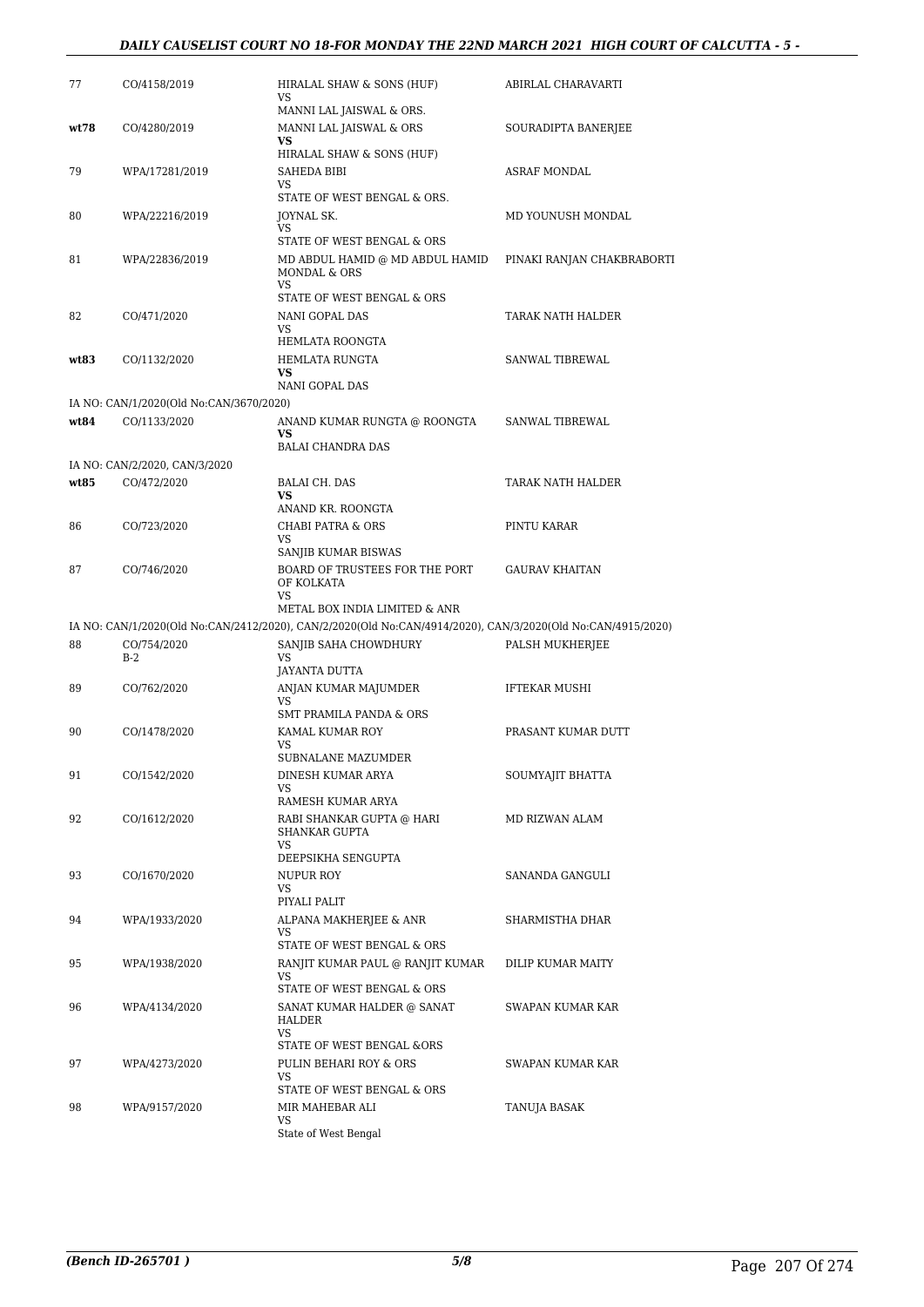| | | | |
|---|---|---|---|
| 77 | CO/4158/2019 | HIRALAL SHAW & SONS (HUF)<br>VS<br>MANNI LAL JAISWAL & ORS. | ABIRLAL CHARAVARTI |
| **wt78** | CO/4280/2019 | MANNI LAL JAISWAL & ORS<br>**VS**<br>HIRALAL SHAW & SONS (HUF) | SOURADIPTA BANERJEE |
| 79 | WPA/17281/2019 | SAHEDA BIBI<br>VS<br>STATE OF WEST BENGAL & ORS. | ASRAF MONDAL |
| 80 | WPA/22216/2019 | JOYNAL SK.<br>VS<br>STATE OF WEST BENGAL & ORS | MD YOUNUSH MONDAL |
| 81 | WPA/22836/2019 | MD ABDUL HAMID @ MD ABDUL HAMID MONDAL & ORS<br>VS<br>STATE OF WEST BENGAL & ORS | PINAKI RANJAN CHAKBRABORTI |
| 82 | CO/471/2020 | NANI GOPAL DAS<br>VS<br>HEMLATA ROONGTA | TARAK NATH HALDER |
| **wt83** | CO/1132/2020 | HEMLATA RUNGTA<br>**VS**<br>NANI GOPAL DAS | SANWAL TIBREWAL |
| | IA NO: CAN/1/2020(Old No:CAN/3670/2020) | | |
| **wt84** | CO/1133/2020 | ANAND KUMAR RUNGTA @ ROONGTA<br>**VS**<br>BALAI CHANDRA DAS | SANWAL TIBREWAL |
| | IA NO: CAN/2/2020, CAN/3/2020 | | |
| **wt85** | CO/472/2020 | BALAI CH. DAS<br>**VS**<br>ANAND KR. ROONGTA | TARAK NATH HALDER |
| 86 | CO/723/2020 | CHABI PATRA & ORS<br>VS<br>SANJIB KUMAR BISWAS | PINTU KARAR |
| 87 | CO/746/2020 | BOARD OF TRUSTEES FOR THE PORT OF KOLKATA<br>VS<br>METAL BOX INDIA LIMITED & ANR | GAURAV KHAITAN |
| | IA NO: CAN/1/2020(Old No:CAN/2412/2020), CAN/2/2020(Old No:CAN/4914/2020), CAN/3/2020(Old No:CAN/4915/2020) | | |
| 88 | CO/754/2020<br>B-2 | SANJIB SAHA CHOWDHURY<br>VS<br>JAYANTA DUTTA | PALSH MUKHERJEE |
| 89 | CO/762/2020 | ANJAN KUMAR MAJUMDER<br>VS<br>SMT PRAMILA PANDA & ORS | IFTEKAR MUSHI |
| 90 | CO/1478/2020 | KAMAL KUMAR ROY<br>VS<br>SUBNALANE MAZUMDER | PRASANT KUMAR DUTT |
| 91 | CO/1542/2020 | DINESH KUMAR ARYA<br>VS<br>RAMESH KUMAR ARYA | SOUMYAJIT BHATTA |
| 92 | CO/1612/2020 | RABI SHANKAR GUPTA @ HARI SHANKAR GUPTA<br>VS<br>DEEPSIKHA SENGUPTA | MD RIZWAN ALAM |
| 93 | CO/1670/2020 | NUPUR ROY<br>VS<br>PIYALI PALIT | SANANDA GANGULI |
| 94 | WPA/1933/2020 | ALPANA MAKHERJEE & ANR<br>VS<br>STATE OF WEST BENGAL & ORS | SHARMISTHA DHAR |
| 95 | WPA/1938/2020 | RANJIT KUMAR PAUL @ RANJIT KUMAR<br>VS<br>STATE OF WEST BENGAL & ORS | DILIP KUMAR MAITY |
| 96 | WPA/4134/2020 | SANAT KUMAR HALDER @ SANAT HALDER<br>VS<br>STATE OF WEST BENGAL &ORS | SWAPAN KUMAR KAR |
| 97 | WPA/4273/2020 | PULIN BEHARI ROY & ORS<br>VS<br>STATE OF WEST BENGAL & ORS | SWAPAN KUMAR KAR |
| 98 | WPA/9157/2020 | MIR MAHEBAR ALI<br>VS<br>State of West Bengal | TANUJA BASAK |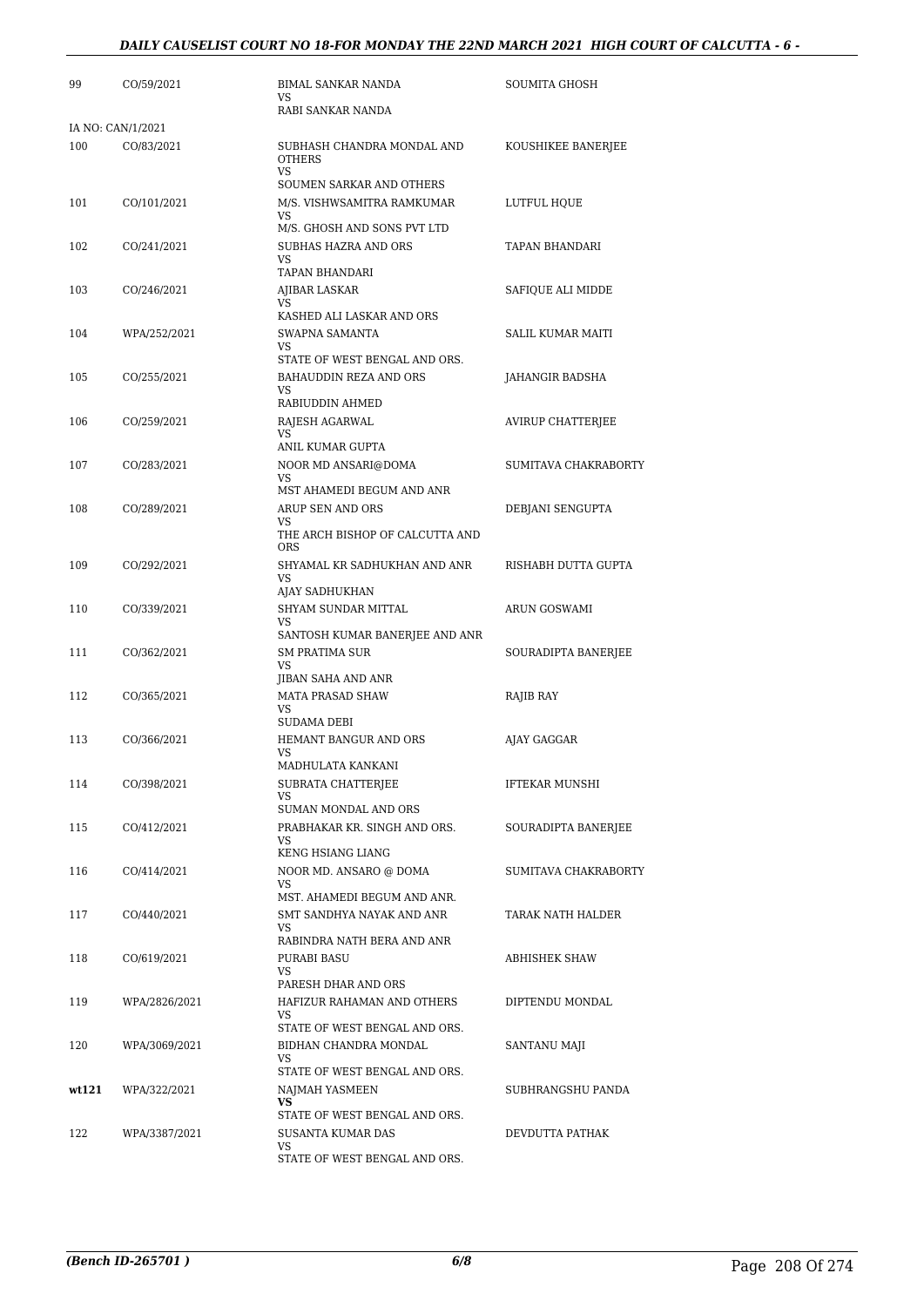| | | | |
|---|---|---|---|
| 99 | CO/59/2021 | BIMAL SANKAR NANDA<br>VS<br>RABI SANKAR NANDA | SOUMITA GHOSH |
| IA NO: CAN/1/2021 | | | |
| 100 | CO/83/2021 | SUBHASH CHANDRA MONDAL AND OTHERS<br>VS<br>SOUMEN SARKAR AND OTHERS | KOUSHIKEE BANERJEE |
| 101 | CO/101/2021 | M/S. VISHWSAMITRA RAMKUMAR<br>VS<br>M/S. GHOSH AND SONS PVT LTD | LUTFUL HQUE |
| 102 | CO/241/2021 | SUBHAS HAZRA AND ORS<br>VS<br>TAPAN BHANDARI | TAPAN BHANDARI |
| 103 | CO/246/2021 | AJIBAR LASKAR<br>VS<br>KASHED ALI LASKAR AND ORS | SAFIQUE ALI MIDDE |
| 104 | WPA/252/2021 | SWAPNA SAMANTA<br>VS<br>STATE OF WEST BENGAL AND ORS. | SALIL KUMAR MAITI |
| 105 | CO/255/2021 | BAHAUDDIN REZA AND ORS<br>VS<br>RABIUDDIN AHMED | JAHANGIR BADSHA |
| 106 | CO/259/2021 | RAJESH AGARWAL<br>VS<br>ANIL KUMAR GUPTA | AVIRUP CHATTERJEE |
| 107 | CO/283/2021 | NOOR MD ANSARI@DOMA<br>VS<br>MST AHAMEDI BEGUM AND ANR | SUMITAVA CHAKRABORTY |
| 108 | CO/289/2021 | ARUP SEN AND ORS<br>VS<br>THE ARCH BISHOP OF CALCUTTA AND ORS | DEBJANI SENGUPTA |
| 109 | CO/292/2021 | SHYAMAL KR SADHUKHAN AND ANR<br>VS<br>AJAY SADHUKHAN | RISHABH DUTTA GUPTA |
| 110 | CO/339/2021 | SHYAM SUNDAR MITTAL<br>VS<br>SANTOSH KUMAR BANERJEE AND ANR | ARUN GOSWAMI |
| 111 | CO/362/2021 | SM PRATIMA SUR<br>VS<br>JIBAN SAHA AND ANR | SOURADIPTA BANERJEE |
| 112 | CO/365/2021 | MATA PRASAD SHAW<br>VS<br>SUDAMA DEBI | RAJIB RAY |
| 113 | CO/366/2021 | HEMANT BANGUR AND ORS<br>VS<br>MADHULATA KANKANI | AJAY GAGGAR |
| 114 | CO/398/2021 | SUBRATA CHATTERJEE<br>VS<br>SUMAN MONDAL AND ORS | IFTEKAR MUNSHI |
| 115 | CO/412/2021 | PRABHAKAR KR. SINGH AND ORS.<br>VS<br>KENG HSIANG LIANG | SOURADIPTA BANERJEE |
| 116 | CO/414/2021 | NOOR MD. ANSARO @ DOMA<br>VS<br>MST. AHAMEDI BEGUM AND ANR. | SUMITAVA CHAKRABORTY |
| 117 | CO/440/2021 | SMT SANDHYA NAYAK AND ANR<br>VS<br>RABINDRA NATH BERA AND ANR | TARAK NATH HALDER |
| 118 | CO/619/2021 | PURABI BASU<br>VS<br>PARESH DHAR AND ORS | ABHISHEK SHAW |
| 119 | WPA/2826/2021 | HAFIZUR RAHAMAN AND OTHERS<br>VS<br>STATE OF WEST BENGAL AND ORS. | DIPTENDU MONDAL |
| 120 | WPA/3069/2021 | BIDHAN CHANDRA MONDAL<br>VS<br>STATE OF WEST BENGAL AND ORS. | SANTANU MAJI |
| **wt121** | WPA/322/2021 | NAJMAH YASMEEN<br>**VS**<br>STATE OF WEST BENGAL AND ORS. | SUBHRANGSHU PANDA |
| 122 | WPA/3387/2021 | SUSANTA KUMAR DAS<br>VS<br>STATE OF WEST BENGAL AND ORS. | DEVDUTTA PATHAK |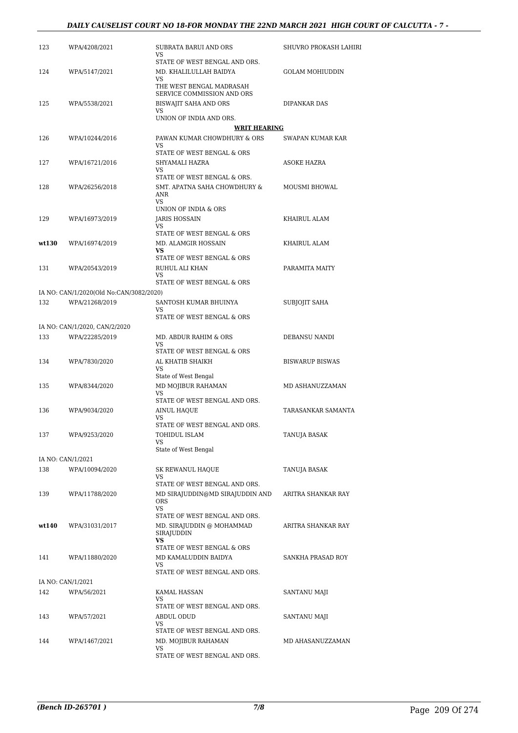| | | | |
|---|---|---|---|
| 123 | WPA/4208/2021 | SUBRATA BARUI AND ORS<br>VS<br>STATE OF WEST BENGAL AND ORS. | SHUVRO PROKASH LAHIRI |
| 124 | WPA/5147/2021 | MD. KHALILULLAH BAIDYA<br>VS<br>THE WEST BENGAL MADRASAH SERVICE COMMISSION AND ORS | GOLAM MOHIUDDIN |
| 125 | WPA/5538/2021 | BISWAJIT SAHA AND ORS<br>VS<br>UNION OF INDIA AND ORS. | DIPANKAR DAS |

**WRIT HEARING**

| | | | |
|---|---|---|---|
| 126 | WPA/10244/2016 | PAWAN KUMAR CHOWDHURY & ORS<br>VS<br>STATE OF WEST BENGAL & ORS | SWAPAN KUMAR KAR |
| 127 | WPA/16721/2016 | SHYAMALI HAZRA<br>VS<br>STATE OF WEST BENGAL & ORS. | ASOKE HAZRA |
| 128 | WPA/26256/2018 | SMT. APATNA SAHA CHOWDHURY & ANR<br>VS<br>UNION OF INDIA & ORS | MOUSMI BHOWAL |
| 129 | WPA/16973/2019 | JARIS HOSSAIN<br>VS<br>STATE OF WEST BENGAL & ORS | KHAIRUL ALAM |
| **wt130** | WPA/16974/2019 | MD. ALAMGIR HOSSAIN<br>**VS**<br>STATE OF WEST BENGAL & ORS | KHAIRUL ALAM |
| 131 | WPA/20543/2019 | RUHUL ALI KHAN<br>VS<br>STATE OF WEST BENGAL & ORS | PARAMITA MAITY |
| IA NO: CAN/1/2020(Old No:CAN/3082/2020) | | | |
| 132 | WPA/21268/2019 | SANTOSH KUMAR BHUINYA<br>VS<br>STATE OF WEST BENGAL & ORS | SUBJOJIT SAHA |
| IA NO: CAN/1/2020, CAN/2/2020 | | | |
| 133 | WPA/22285/2019 | MD. ABDUR RAHIM & ORS<br>VS<br>STATE OF WEST BENGAL & ORS | DEBANSU NANDI |
| 134 | WPA/7830/2020 | AL KHATIB SHAIKH<br>VS<br>State of West Bengal | BISWARUP BISWAS |
| 135 | WPA/8344/2020 | MD MOJIBUR RAHAMAN<br>VS<br>STATE OF WEST BENGAL AND ORS. | MD ASHANUZZAMAN |
| 136 | WPA/9034/2020 | AINUL HAQUE<br>VS<br>STATE OF WEST BENGAL AND ORS. | TARASANKAR SAMANTA |
| 137 | WPA/9253/2020 | TOHIDUL ISLAM<br>VS<br>State of West Bengal | TANUJA BASAK |
| IA NO: CAN/1/2021 | | | |
| 138 | WPA/10094/2020 | SK REWANUL HAQUE<br>VS<br>STATE OF WEST BENGAL AND ORS. | TANUJA BASAK |
| 139 | WPA/11788/2020 | MD SIRAJUDDIN@MD SIRAJUDDIN AND ORS<br>VS<br>STATE OF WEST BENGAL AND ORS. | ARITRA SHANKAR RAY |
| **wt140** | WPA/31031/2017 | MD. SIRAJUDDIN @ MOHAMMAD SIRAJUDDIN<br>**VS**<br>STATE OF WEST BENGAL & ORS | ARITRA SHANKAR RAY |
| 141 | WPA/11880/2020 | MD KAMALUDDIN BAIDYA<br>VS<br>STATE OF WEST BENGAL AND ORS. | SANKHA PRASAD ROY |
| IA NO: CAN/1/2021 | | | |
| 142 | WPA/56/2021 | KAMAL HASSAN<br>VS<br>STATE OF WEST BENGAL AND ORS. | SANTANU MAJI |
| 143 | WPA/57/2021 | ABDUL ODUD<br>VS<br>STATE OF WEST BENGAL AND ORS. | SANTANU MAJI |
| 144 | WPA/1467/2021 | MD. MOJIBUR RAHAMAN<br>VS<br>STATE OF WEST BENGAL AND ORS. | MD AHASANUZZAMAN |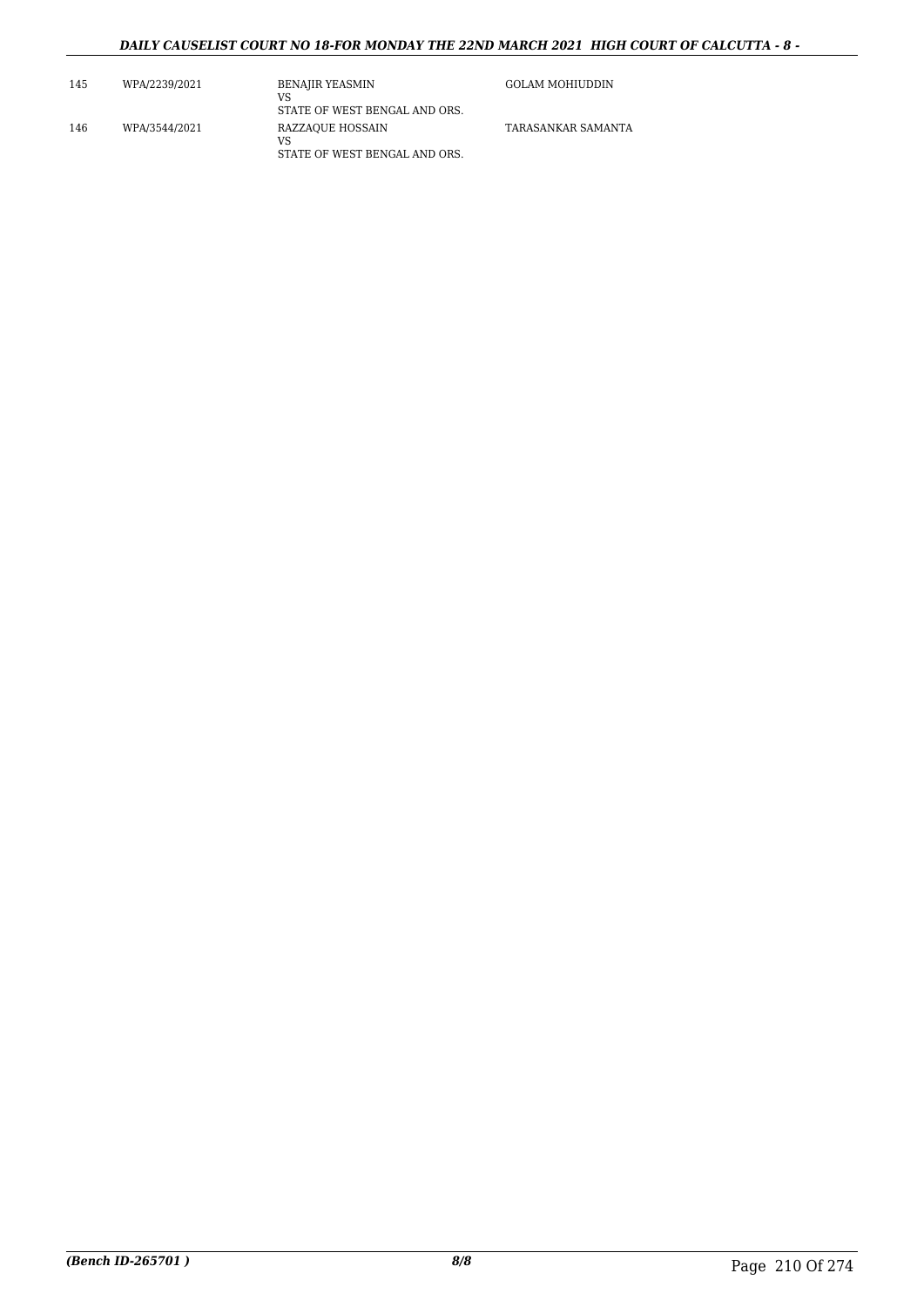| | | | |
|---|---|---|---|
| 145 | WPA/2239/2021 | BENAJIR YEASMIN<br>VS<br>STATE OF WEST BENGAL AND ORS. | GOLAM MOHIUDDIN |
| 146 | WPA/3544/2021 | RAZZAQUE HOSSAIN<br>VS<br>STATE OF WEST BENGAL AND ORS. | TARASANKAR SAMANTA |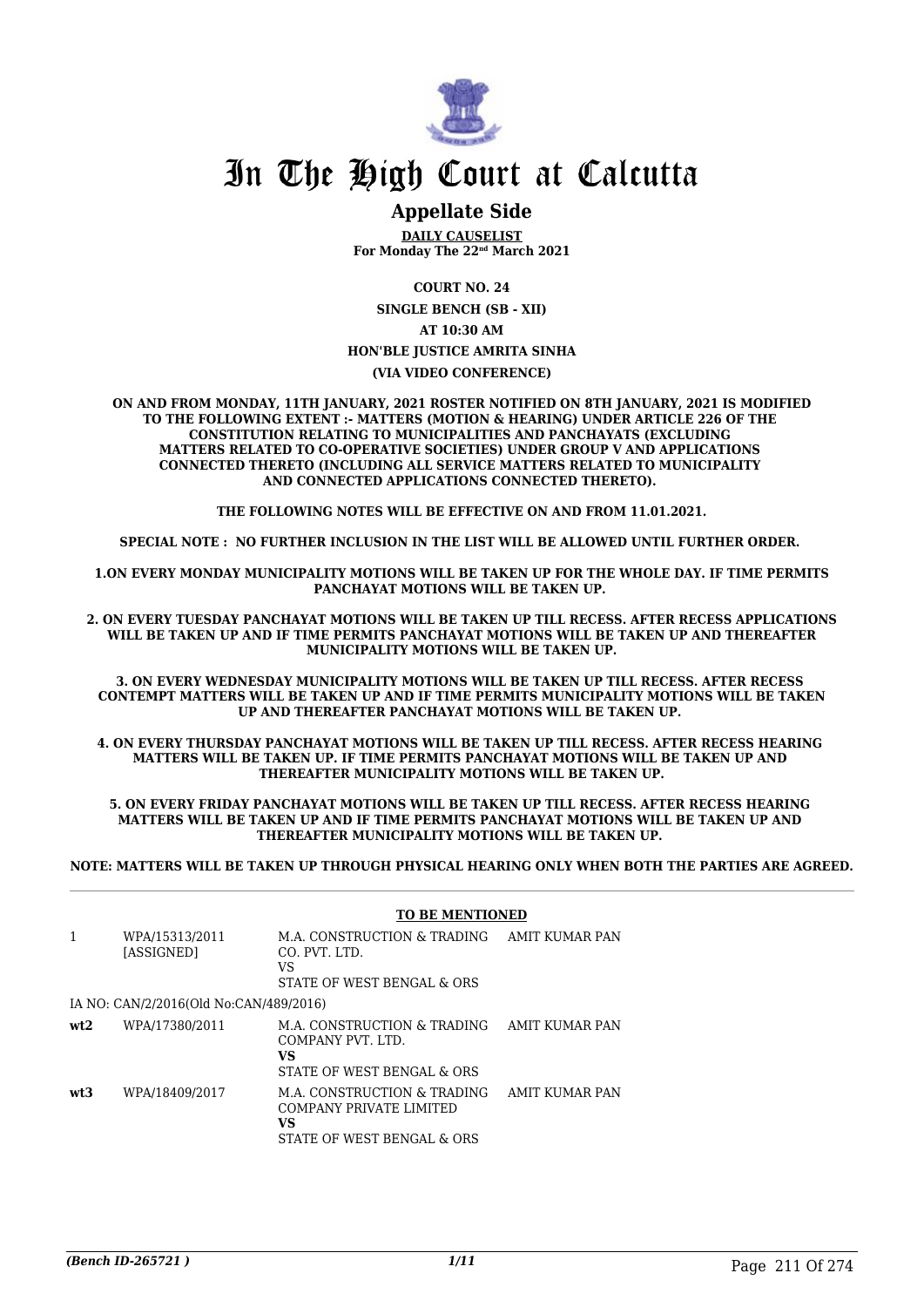# In The High Court at Calcutta

## Appellate Side

**DAILY CAUSELIST**
**For Monday The 22nd March 2021**

**COURT NO. 24**

**SINGLE BENCH (SB - XII)**

**AT 10:30 AM**

**HON'BLE JUSTICE AMRITA SINHA**

**(VIA VIDEO CONFERENCE)**

**ON AND FROM MONDAY, 11TH JANUARY, 2021 ROSTER NOTIFIED ON 8TH JANUARY, 2021 IS MODIFIED TO THE FOLLOWING EXTENT :- MATTERS (MOTION & HEARING) UNDER ARTICLE 226 OF THE CONSTITUTION RELATING TO MUNICIPALITIES AND PANCHAYATS (EXCLUDING MATTERS RELATED TO CO-OPERATIVE SOCIETIES) UNDER GROUP V AND APPLICATIONS CONNECTED THERETO (INCLUDING ALL SERVICE MATTERS RELATED TO MUNICIPALITY AND CONNECTED APPLICATIONS CONNECTED THERETO).**

**THE FOLLOWING NOTES WILL BE EFFECTIVE ON AND FROM 11.01.2021.**

**SPECIAL NOTE : NO FURTHER INCLUSION IN THE LIST WILL BE ALLOWED UNTIL FURTHER ORDER.**

**1.ON EVERY MONDAY MUNICIPALITY MOTIONS WILL BE TAKEN UP FOR THE WHOLE DAY. IF TIME PERMITS PANCHAYAT MOTIONS WILL BE TAKEN UP.**

**2. ON EVERY TUESDAY PANCHAYAT MOTIONS WILL BE TAKEN UP TILL RECESS. AFTER RECESS APPLICATIONS WILL BE TAKEN UP AND IF TIME PERMITS PANCHAYAT MOTIONS WILL BE TAKEN UP AND THEREAFTER MUNICIPALITY MOTIONS WILL BE TAKEN UP.**

**3. ON EVERY WEDNESDAY MUNICIPALITY MOTIONS WILL BE TAKEN UP TILL RECESS. AFTER RECESS CONTEMPT MATTERS WILL BE TAKEN UP AND IF TIME PERMITS MUNICIPALITY MOTIONS WILL BE TAKEN UP AND THEREAFTER PANCHAYAT MOTIONS WILL BE TAKEN UP.**

**4. ON EVERY THURSDAY PANCHAYAT MOTIONS WILL BE TAKEN UP TILL RECESS. AFTER RECESS HEARING MATTERS WILL BE TAKEN UP. IF TIME PERMITS PANCHAYAT MOTIONS WILL BE TAKEN UP AND THEREAFTER MUNICIPALITY MOTIONS WILL BE TAKEN UP.**

**5. ON EVERY FRIDAY PANCHAYAT MOTIONS WILL BE TAKEN UP TILL RECESS. AFTER RECESS HEARING MATTERS WILL BE TAKEN UP AND IF TIME PERMITS PANCHAYAT MOTIONS WILL BE TAKEN UP AND THEREAFTER MUNICIPALITY MOTIONS WILL BE TAKEN UP.**

**NOTE: MATTERS WILL BE TAKEN UP THROUGH PHYSICAL HEARING ONLY WHEN BOTH THE PARTIES ARE AGREED.**

**TO BE MENTIONED**

| | | | |
|---|---|---|---|
| 1 | WPA/15313/2011 [ASSIGNED] | M.A. CONSTRUCTION & TRADING CO. PVT. LTD. VS STATE OF WEST BENGAL & ORS | AMIT KUMAR PAN |
| | IA NO: CAN/2/2016(Old No:CAN/489/2016) | | |
| **wt2** | WPA/17380/2011 | M.A. CONSTRUCTION & TRADING COMPANY PVT. LTD. **VS** STATE OF WEST BENGAL & ORS | AMIT KUMAR PAN |
| **wt3** | WPA/18409/2017 | M.A. CONSTRUCTION & TRADING COMPANY PRIVATE LIMITED **VS** STATE OF WEST BENGAL & ORS | AMIT KUMAR PAN |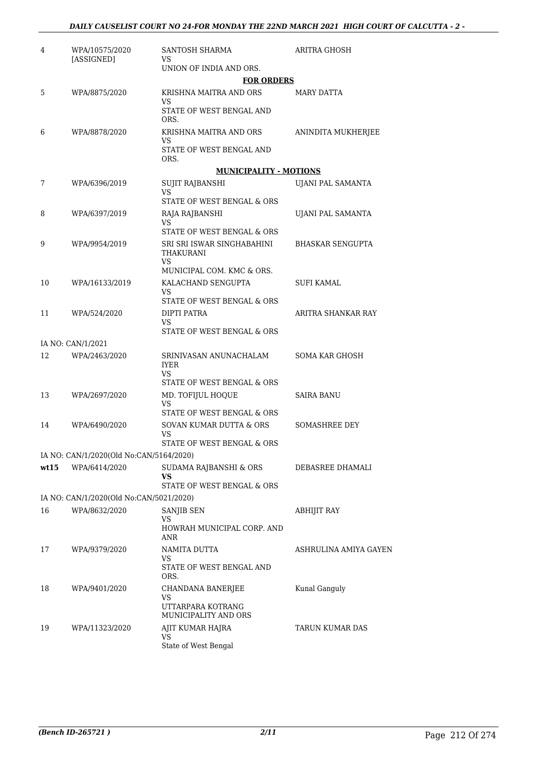| | | | |
|---|---|---|---|
| 4 | WPA/10575/2020 [ASSIGNED] | SANTOSH SHARMA VS UNION OF INDIA AND ORS. | ARITRA GHOSH |

**FOR ORDERS**

| | | | |
|---|---|---|---|
| 5 | WPA/8875/2020 | KRISHNA MAITRA AND ORS VS STATE OF WEST BENGAL AND ORS. | MARY DATTA |
| 6 | WPA/8878/2020 | KRISHNA MAITRA AND ORS VS STATE OF WEST BENGAL AND ORS. | ANINDITA MUKHERJEE |

**MUNICIPALITY - MOTIONS**

| | | | |
|---|---|---|---|
| 7 | WPA/6396/2019 | SUJIT RAJBANSHI VS STATE OF WEST BENGAL & ORS | UJANI PAL SAMANTA |
| 8 | WPA/6397/2019 | RAJA RAJBANSHI VS STATE OF WEST BENGAL & ORS | UJANI PAL SAMANTA |
| 9 | WPA/9954/2019 | SRI SRI ISWAR SINGHABAHINI THAKURANI VS MUNICIPAL COM. KMC & ORS. | BHASKAR SENGUPTA |
| 10 | WPA/16133/2019 | KALACHAND SENGUPTA VS STATE OF WEST BENGAL & ORS | SUFI KAMAL |
| 11 | WPA/524/2020 | DIPTI PATRA VS STATE OF WEST BENGAL & ORS | ARITRA SHANKAR RAY |

IA NO: CAN/1/2021

| | | | |
|---|---|---|---|
| 12 | WPA/2463/2020 | SRINIVASAN ANUNACHALAM IYER VS STATE OF WEST BENGAL & ORS | SOMA KAR GHOSH |
| 13 | WPA/2697/2020 | MD. TOFIJUL HOQUE VS STATE OF WEST BENGAL & ORS | SAIRA BANU |
| 14 | WPA/6490/2020 | SOVAN KUMAR DUTTA & ORS VS STATE OF WEST BENGAL & ORS | SOMASHREE DEY |

IA NO: CAN/1/2020(Old No:CAN/5164/2020)

| | | | |
|---|---|---|---|
| wt15 | WPA/6414/2020 | SUDAMA RAJBANSHI & ORS **VS** STATE OF WEST BENGAL & ORS | DEBASREE DHAMALI |

IA NO: CAN/1/2020(Old No:CAN/5021/2020)

| | | | |
|---|---|---|---|
| 16 | WPA/8632/2020 | SANJIB SEN VS HOWRAH MUNICIPAL CORP. AND ANR | ABHIJIT RAY |
| 17 | WPA/9379/2020 | NAMITA DUTTA VS STATE OF WEST BENGAL AND ORS. | ASHRULINA AMIYA GAYEN |
| 18 | WPA/9401/2020 | CHANDANA BANERJEE VS UTTARPARA KOTRANG MUNICIPALITY AND ORS | Kunal Ganguly |
| 19 | WPA/11323/2020 | AJIT KUMAR HAJRA VS State of West Bengal | TARUN KUMAR DAS |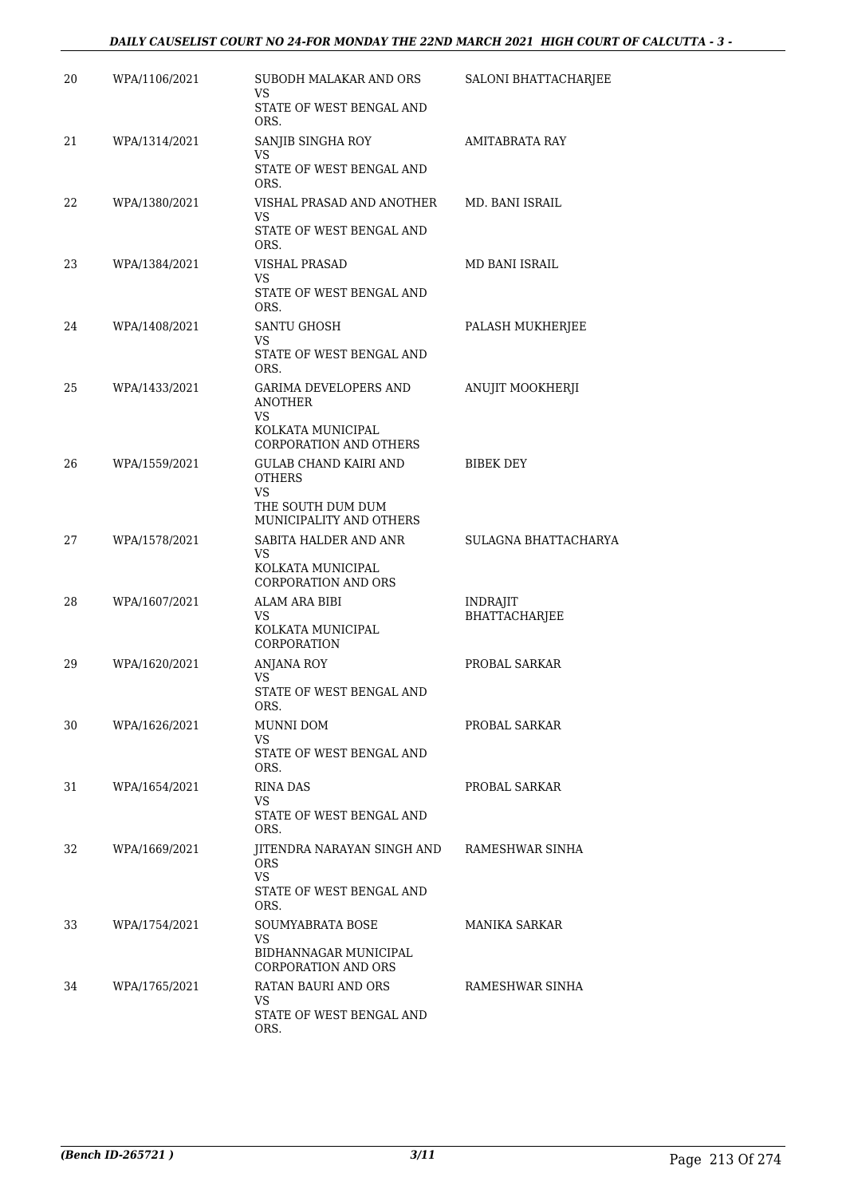| 20 | WPA/1106/2021 | SUBODH MALAKAR AND ORS<br>VS<br>STATE OF WEST BENGAL AND ORS. | SALONI BHATTACHARJEE |
|---|---|---|---|
| 21 | WPA/1314/2021 | SANJIB SINGHA ROY<br>VS<br>STATE OF WEST BENGAL AND ORS. | AMITABRATA RAY |
| 22 | WPA/1380/2021 | VISHAL PRASAD AND ANOTHER<br>VS<br>STATE OF WEST BENGAL AND ORS. | MD. BANI ISRAIL |
| 23 | WPA/1384/2021 | VISHAL PRASAD<br>VS<br>STATE OF WEST BENGAL AND ORS. | MD BANI ISRAIL |
| 24 | WPA/1408/2021 | SANTU GHOSH<br>VS<br>STATE OF WEST BENGAL AND ORS. | PALASH MUKHERJEE |
| 25 | WPA/1433/2021 | GARIMA DEVELOPERS AND ANOTHER<br>VS<br>KOLKATA MUNICIPAL CORPORATION AND OTHERS | ANUJIT MOOKHERJI |
| 26 | WPA/1559/2021 | GULAB CHAND KAIRI AND OTHERS<br>VS<br>THE SOUTH DUM DUM MUNICIPALITY AND OTHERS | BIBEK DEY |
| 27 | WPA/1578/2021 | SABITA HALDER AND ANR<br>VS<br>KOLKATA MUNICIPAL CORPORATION AND ORS | SULAGNA BHATTACHARYA |
| 28 | WPA/1607/2021 | ALAM ARA BIBI<br>VS<br>KOLKATA MUNICIPAL CORPORATION | INDRAJIT BHATTACHARJEE |
| 29 | WPA/1620/2021 | ANJANA ROY<br>VS<br>STATE OF WEST BENGAL AND ORS. | PROBAL SARKAR |
| 30 | WPA/1626/2021 | MUNNI DOM<br>VS<br>STATE OF WEST BENGAL AND ORS. | PROBAL SARKAR |
| 31 | WPA/1654/2021 | RINA DAS<br>VS<br>STATE OF WEST BENGAL AND ORS. | PROBAL SARKAR |
| 32 | WPA/1669/2021 | JITENDRA NARAYAN SINGH AND ORS<br>VS<br>STATE OF WEST BENGAL AND ORS. | RAMESHWAR SINHA |
| 33 | WPA/1754/2021 | SOUMYABRATA BOSE<br>VS<br>BIDHANNAGAR MUNICIPAL CORPORATION AND ORS | MANIKA SARKAR |
| 34 | WPA/1765/2021 | RATAN BAURI AND ORS<br>VS<br>STATE OF WEST BENGAL AND ORS. | RAMESHWAR SINHA |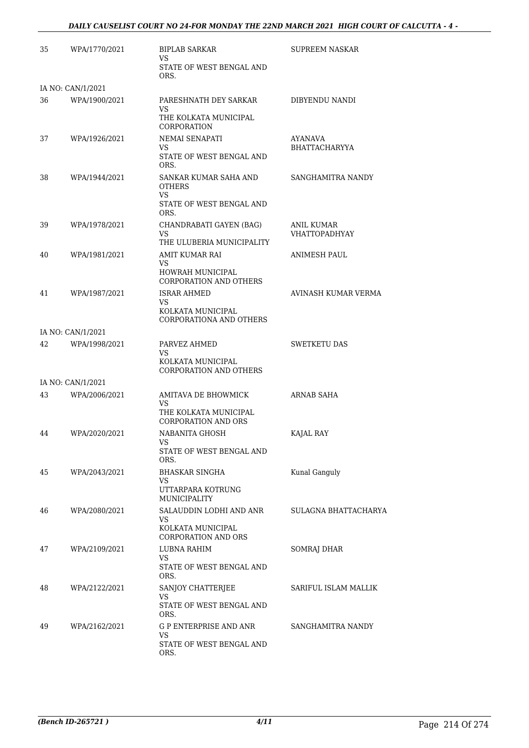| | | | |
|---|---|---|---|
| 35 | WPA/1770/2021 | BIPLAB SARKAR<br>VS<br>STATE OF WEST BENGAL AND ORS. | SUPREEM NASKAR |
| IA NO: CAN/1/2021 | | | |
| 36 | WPA/1900/2021 | PARESHNATH DEY SARKAR<br>VS<br>THE KOLKATA MUNICIPAL CORPORATION | DIBYENDU NANDI |
| 37 | WPA/1926/2021 | NEMAI SENAPATI<br>VS<br>STATE OF WEST BENGAL AND ORS. | AYANAVA BHATTACHARYYA |
| 38 | WPA/1944/2021 | SANKAR KUMAR SAHA AND OTHERS<br>VS<br>STATE OF WEST BENGAL AND ORS. | SANGHAMITRA NANDY |
| 39 | WPA/1978/2021 | CHANDRABATI GAYEN (BAG)<br>VS<br>THE ULUBERIA MUNICIPALITY | ANIL KUMAR VHATTOPADHYAY |
| 40 | WPA/1981/2021 | AMIT KUMAR RAI<br>VS<br>HOWRAH MUNICIPAL CORPORATION AND OTHERS | ANIMESH PAUL |
| 41 | WPA/1987/2021 | ISRAR AHMED<br>VS<br>KOLKATA MUNICIPAL CORPORATIONA AND OTHERS | AVINASH KUMAR VERMA |
| IA NO: CAN/1/2021 | | | |
| 42 | WPA/1998/2021 | PARVEZ AHMED<br>VS<br>KOLKATA MUNICIPAL CORPORATION AND OTHERS | SWETKETU DAS |
| IA NO: CAN/1/2021 | | | |
| 43 | WPA/2006/2021 | AMITAVA DE BHOWMICK<br>VS<br>THE KOLKATA MUNICIPAL CORPORATION AND ORS | ARNAB SAHA |
| 44 | WPA/2020/2021 | NABANITA GHOSH<br>VS<br>STATE OF WEST BENGAL AND ORS. | KAJAL RAY |
| 45 | WPA/2043/2021 | BHASKAR SINGHA<br>VS<br>UTTARPARA KOTRUNG MUNICIPALITY | Kunal Ganguly |
| 46 | WPA/2080/2021 | SALAUDDIN LODHI AND ANR<br>VS<br>KOLKATA MUNICIPAL CORPORATION AND ORS | SULAGNA BHATTACHARYA |
| 47 | WPA/2109/2021 | LUBNA RAHIM<br>VS<br>STATE OF WEST BENGAL AND ORS. | SOMRAJ DHAR |
| 48 | WPA/2122/2021 | SANJOY CHATTERJEE<br>VS<br>STATE OF WEST BENGAL AND ORS. | SARIFUL ISLAM MALLIK |
| 49 | WPA/2162/2021 | G P ENTERPRISE AND ANR<br>VS<br>STATE OF WEST BENGAL AND ORS. | SANGHAMITRA NANDY |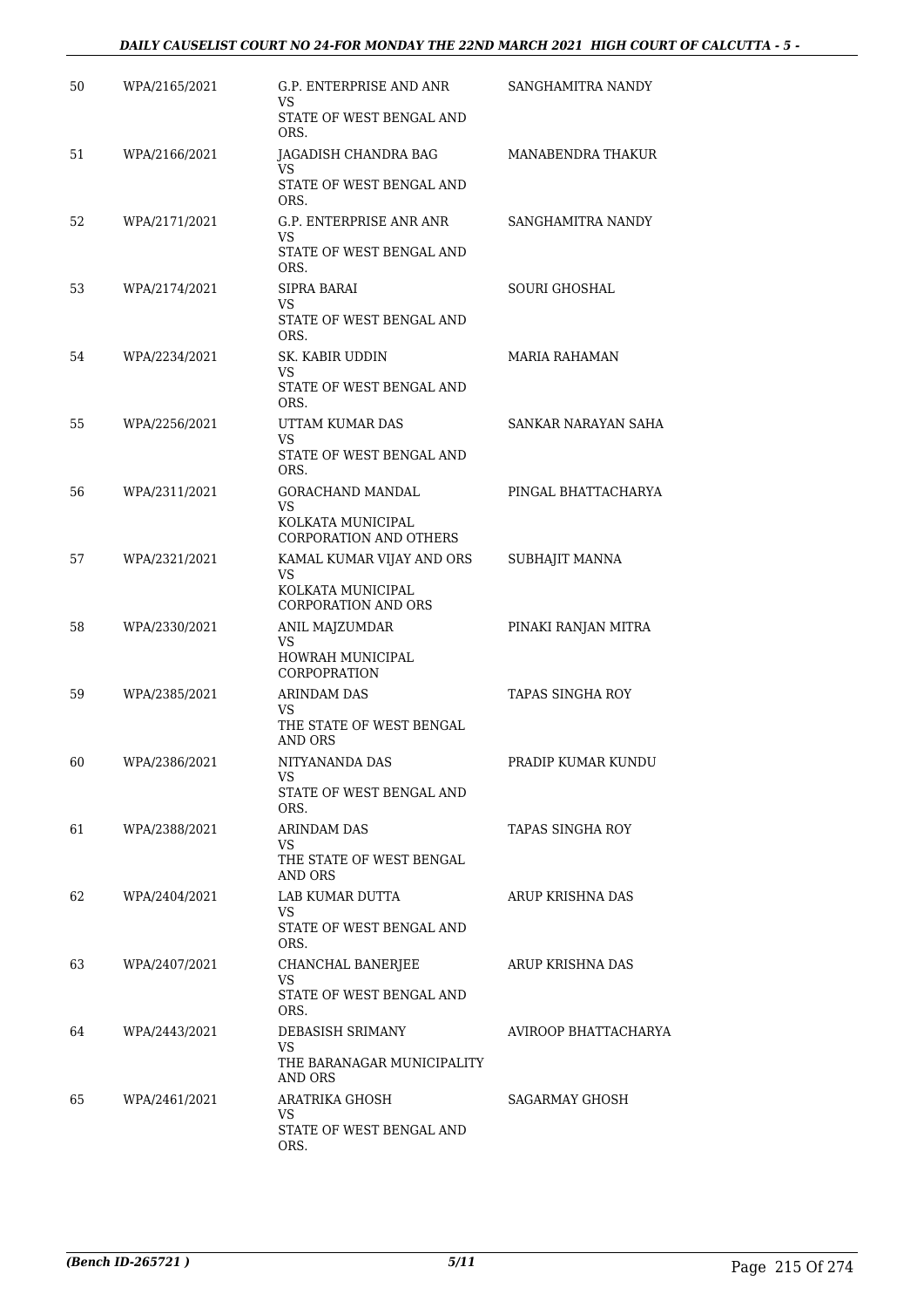| 50 | WPA/2165/2021 | G.P. ENTERPRISE AND ANR<br>VS<br>STATE OF WEST BENGAL AND ORS. | SANGHAMITRA NANDY |
|---|---|---|---|
| 51 | WPA/2166/2021 | JAGADISH CHANDRA BAG<br>VS<br>STATE OF WEST BENGAL AND ORS. | MANABENDRA THAKUR |
| 52 | WPA/2171/2021 | G.P. ENTERPRISE ANR ANR<br>VS<br>STATE OF WEST BENGAL AND ORS. | SANGHAMITRA NANDY |
| 53 | WPA/2174/2021 | SIPRA BARAI<br>VS<br>STATE OF WEST BENGAL AND ORS. | SOURI GHOSHAL |
| 54 | WPA/2234/2021 | SK. KABIR UDDIN<br>VS<br>STATE OF WEST BENGAL AND ORS. | MARIA RAHAMAN |
| 55 | WPA/2256/2021 | UTTAM KUMAR DAS<br>VS<br>STATE OF WEST BENGAL AND ORS. | SANKAR NARAYAN SAHA |
| 56 | WPA/2311/2021 | GORACHAND MANDAL<br>VS<br>KOLKATA MUNICIPAL CORPORATION AND OTHERS | PINGAL BHATTACHARYA |
| 57 | WPA/2321/2021 | KAMAL KUMAR VIJAY AND ORS<br>VS<br>KOLKATA MUNICIPAL CORPORATION AND ORS | SUBHAJIT MANNA |
| 58 | WPA/2330/2021 | ANIL MAJZUMDAR<br>VS<br>HOWRAH MUNICIPAL CORPOPRATION | PINAKI RANJAN MITRA |
| 59 | WPA/2385/2021 | ARINDAM DAS<br>VS<br>THE STATE OF WEST BENGAL AND ORS | TAPAS SINGHA ROY |
| 60 | WPA/2386/2021 | NITYANANDA DAS<br>VS<br>STATE OF WEST BENGAL AND ORS. | PRADIP KUMAR KUNDU |
| 61 | WPA/2388/2021 | ARINDAM DAS<br>VS<br>THE STATE OF WEST BENGAL AND ORS | TAPAS SINGHA ROY |
| 62 | WPA/2404/2021 | LAB KUMAR DUTTA<br>VS<br>STATE OF WEST BENGAL AND ORS. | ARUP KRISHNA DAS |
| 63 | WPA/2407/2021 | CHANCHAL BANERJEE<br>VS<br>STATE OF WEST BENGAL AND ORS. | ARUP KRISHNA DAS |
| 64 | WPA/2443/2021 | DEBASISH SRIMANY<br>VS<br>THE BARANAGAR MUNICIPALITY AND ORS | AVIROOP BHATTACHARYA |
| 65 | WPA/2461/2021 | ARATRIKA GHOSH<br>VS<br>STATE OF WEST BENGAL AND ORS. | SAGARMAY GHOSH |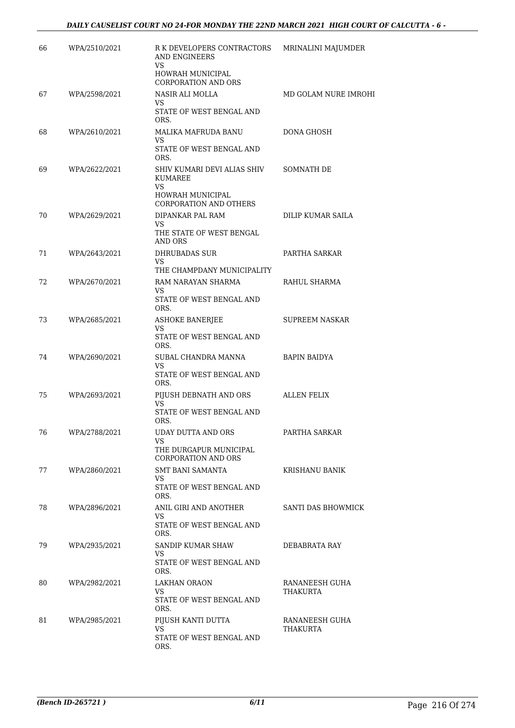| 66 | WPA/2510/2021 | R K DEVELOPERS CONTRACTORS AND ENGINEERS<br>VS<br>HOWRAH MUNICIPAL CORPORATION AND ORS | MRINALINI MAJUMDER |
|---|---|---|---|
| 67 | WPA/2598/2021 | NASIR ALI MOLLA<br>VS<br>STATE OF WEST BENGAL AND ORS. | MD GOLAM NURE IMROHI |
| 68 | WPA/2610/2021 | MALIKA MAFRUDA BANU<br>VS<br>STATE OF WEST BENGAL AND ORS. | DONA GHOSH |
| 69 | WPA/2622/2021 | SHIV KUMARI DEVI ALIAS SHIV KUMAREE<br>VS<br>HOWRAH MUNICIPAL CORPORATION AND OTHERS | SOMNATH DE |
| 70 | WPA/2629/2021 | DIPANKAR PAL RAM<br>VS<br>THE STATE OF WEST BENGAL AND ORS | DILIP KUMAR SAILA |
| 71 | WPA/2643/2021 | DHRUBADAS SUR<br>VS<br>THE CHAMPDANY MUNICIPALITY | PARTHA SARKAR |
| 72 | WPA/2670/2021 | RAM NARAYAN SHARMA<br>VS<br>STATE OF WEST BENGAL AND ORS. | RAHUL SHARMA |
| 73 | WPA/2685/2021 | ASHOKE BANERJEE<br>VS<br>STATE OF WEST BENGAL AND ORS. | SUPREEM NASKAR |
| 74 | WPA/2690/2021 | SUBAL CHANDRA MANNA<br>VS<br>STATE OF WEST BENGAL AND ORS. | BAPIN BAIDYA |
| 75 | WPA/2693/2021 | PIJUSH DEBNATH AND ORS<br>VS<br>STATE OF WEST BENGAL AND ORS. | ALLEN FELIX |
| 76 | WPA/2788/2021 | UDAY DUTTA AND ORS<br>VS<br>THE DURGAPUR MUNICIPAL CORPORATION AND ORS | PARTHA SARKAR |
| 77 | WPA/2860/2021 | SMT BANI SAMANTA<br>VS<br>STATE OF WEST BENGAL AND ORS. | KRISHANU BANIK |
| 78 | WPA/2896/2021 | ANIL GIRI AND ANOTHER<br>VS<br>STATE OF WEST BENGAL AND ORS. | SANTI DAS BHOWMICK |
| 79 | WPA/2935/2021 | SANDIP KUMAR SHAW<br>VS<br>STATE OF WEST BENGAL AND ORS. | DEBABRATA RAY |
| 80 | WPA/2982/2021 | LAKHAN ORAON<br>VS<br>STATE OF WEST BENGAL AND ORS. | RANANEESH GUHA THAKURTA |
| 81 | WPA/2985/2021 | PIJUSH KANTI DUTTA<br>VS<br>STATE OF WEST BENGAL AND ORS. | RANANEESH GUHA THAKURTA |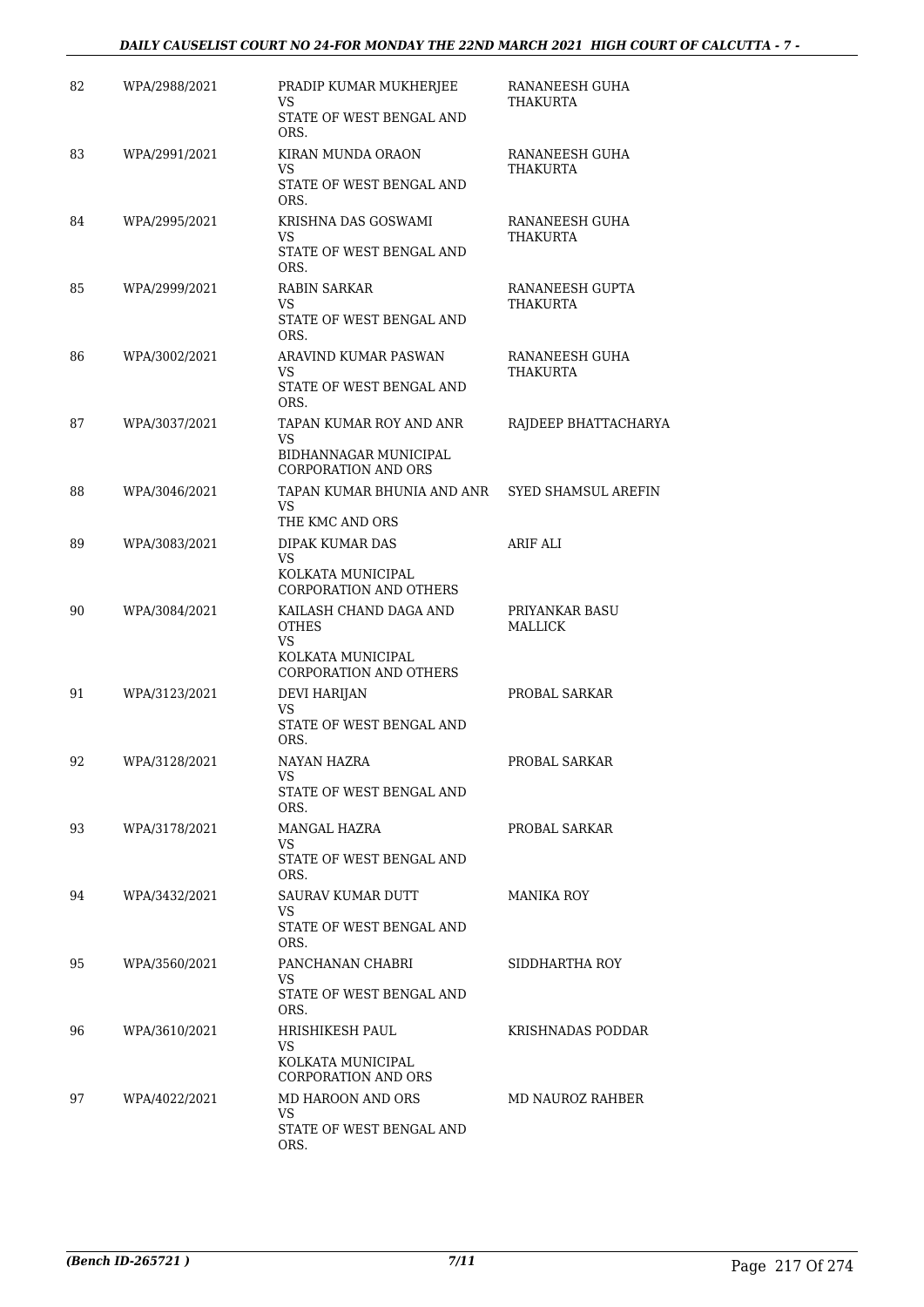| | | | |
|---|---|---|---|
| 82 | WPA/2988/2021 | PRADIP KUMAR MUKHERJEE<br>VS<br>STATE OF WEST BENGAL AND ORS. | RANANEESH GUHA THAKURTA |
| 83 | WPA/2991/2021 | KIRAN MUNDA ORAON<br>VS<br>STATE OF WEST BENGAL AND ORS. | RANANEESH GUHA THAKURTA |
| 84 | WPA/2995/2021 | KRISHNA DAS GOSWAMI<br>VS<br>STATE OF WEST BENGAL AND ORS. | RANANEESH GUHA THAKURTA |
| 85 | WPA/2999/2021 | RABIN SARKAR<br>VS<br>STATE OF WEST BENGAL AND ORS. | RANANEESH GUPTA THAKURTA |
| 86 | WPA/3002/2021 | ARAVIND KUMAR PASWAN<br>VS<br>STATE OF WEST BENGAL AND ORS. | RANANEESH GUHA THAKURTA |
| 87 | WPA/3037/2021 | TAPAN KUMAR ROY AND ANR<br>VS<br>BIDHANNAGAR MUNICIPAL CORPORATION AND ORS | RAJDEEP BHATTACHARYA |
| 88 | WPA/3046/2021 | TAPAN KUMAR BHUNIA AND ANR<br>VS<br>THE KMC AND ORS | SYED SHAMSUL AREFIN |
| 89 | WPA/3083/2021 | DIPAK KUMAR DAS<br>VS<br>KOLKATA MUNICIPAL CORPORATION AND OTHERS | ARIF ALI |
| 90 | WPA/3084/2021 | KAILASH CHAND DAGA AND OTHES<br>VS<br>KOLKATA MUNICIPAL CORPORATION AND OTHERS | PRIYANKAR BASU MALLICK |
| 91 | WPA/3123/2021 | DEVI HARIJAN<br>VS<br>STATE OF WEST BENGAL AND ORS. | PROBAL SARKAR |
| 92 | WPA/3128/2021 | NAYAN HAZRA<br>VS<br>STATE OF WEST BENGAL AND ORS. | PROBAL SARKAR |
| 93 | WPA/3178/2021 | MANGAL HAZRA<br>VS<br>STATE OF WEST BENGAL AND ORS. | PROBAL SARKAR |
| 94 | WPA/3432/2021 | SAURAV KUMAR DUTT<br>VS<br>STATE OF WEST BENGAL AND ORS. | MANIKA ROY |
| 95 | WPA/3560/2021 | PANCHANAN CHABRI<br>VS<br>STATE OF WEST BENGAL AND ORS. | SIDDHARTHA ROY |
| 96 | WPA/3610/2021 | HRISHIKESH PAUL<br>VS<br>KOLKATA MUNICIPAL CORPORATION AND ORS | KRISHNADAS PODDAR |
| 97 | WPA/4022/2021 | MD HAROON AND ORS<br>VS<br>STATE OF WEST BENGAL AND ORS. | MD NAUROZ RAHBER |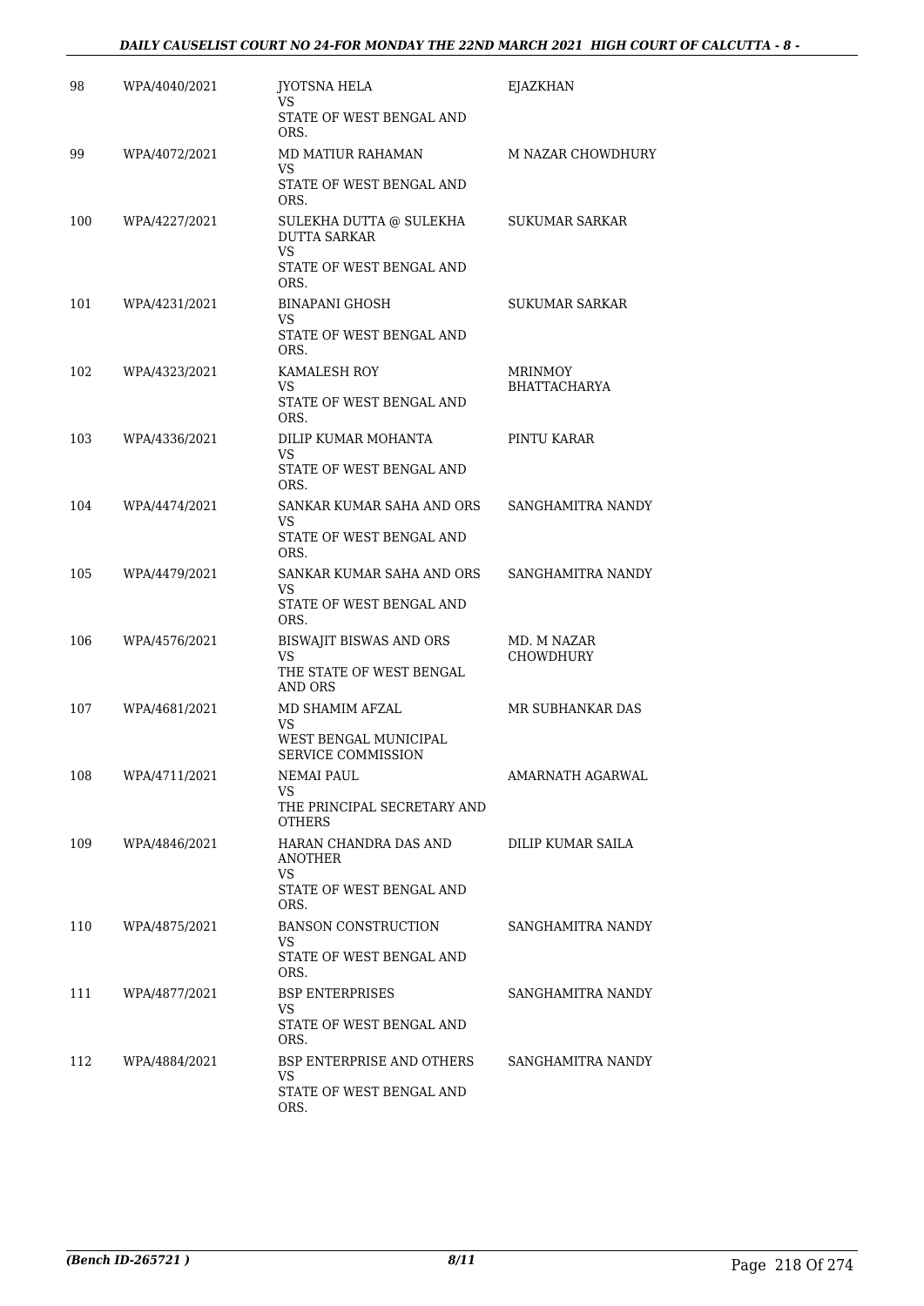| | | | |
|---|---|---|---|
| 98 | WPA/4040/2021 | JYOTSNA HELA<br>VS<br>STATE OF WEST BENGAL AND ORS. | EJAZKHAN |
| 99 | WPA/4072/2021 | MD MATIUR RAHAMAN<br>VS<br>STATE OF WEST BENGAL AND ORS. | M NAZAR CHOWDHURY |
| 100 | WPA/4227/2021 | SULEKHA DUTTA @ SULEKHA DUTTA SARKAR<br>VS<br>STATE OF WEST BENGAL AND ORS. | SUKUMAR SARKAR |
| 101 | WPA/4231/2021 | BINAPANI GHOSH<br>VS<br>STATE OF WEST BENGAL AND ORS. | SUKUMAR SARKAR |
| 102 | WPA/4323/2021 | KAMALESH ROY<br>VS<br>STATE OF WEST BENGAL AND ORS. | MRINMOY BHATTACHARYA |
| 103 | WPA/4336/2021 | DILIP KUMAR MOHANTA<br>VS<br>STATE OF WEST BENGAL AND ORS. | PINTU KARAR |
| 104 | WPA/4474/2021 | SANKAR KUMAR SAHA AND ORS<br>VS<br>STATE OF WEST BENGAL AND ORS. | SANGHAMITRA NANDY |
| 105 | WPA/4479/2021 | SANKAR KUMAR SAHA AND ORS<br>VS<br>STATE OF WEST BENGAL AND ORS. | SANGHAMITRA NANDY |
| 106 | WPA/4576/2021 | BISWAJIT BISWAS AND ORS<br>VS<br>THE STATE OF WEST BENGAL AND ORS | MD. M NAZAR CHOWDHURY |
| 107 | WPA/4681/2021 | MD SHAMIM AFZAL<br>VS<br>WEST BENGAL MUNICIPAL SERVICE COMMISSION | MR SUBHANKAR DAS |
| 108 | WPA/4711/2021 | NEMAI PAUL<br>VS<br>THE PRINCIPAL SECRETARY AND OTHERS | AMARNATH AGARWAL |
| 109 | WPA/4846/2021 | HARAN CHANDRA DAS AND ANOTHER<br>VS<br>STATE OF WEST BENGAL AND ORS. | DILIP KUMAR SAILA |
| 110 | WPA/4875/2021 | BANSON CONSTRUCTION<br>VS<br>STATE OF WEST BENGAL AND ORS. | SANGHAMITRA NANDY |
| 111 | WPA/4877/2021 | BSP ENTERPRISES<br>VS<br>STATE OF WEST BENGAL AND ORS. | SANGHAMITRA NANDY |
| 112 | WPA/4884/2021 | BSP ENTERPRISE AND OTHERS<br>VS<br>STATE OF WEST BENGAL AND ORS. | SANGHAMITRA NANDY |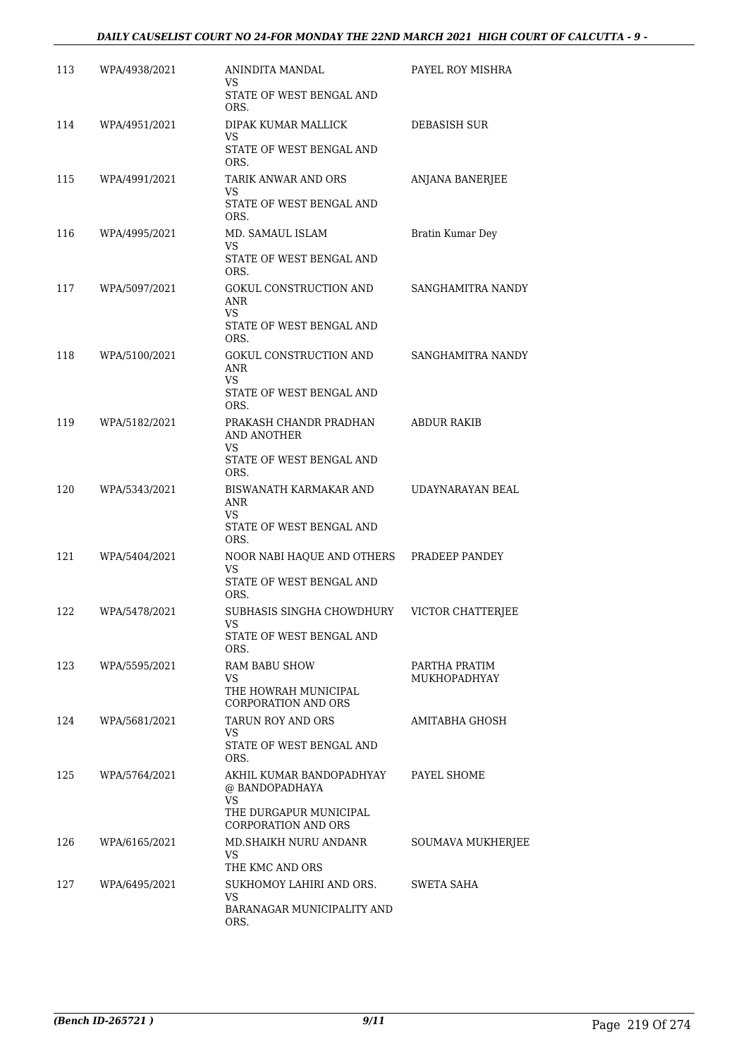| | | | |
|---|---|---|---|
| 113 | WPA/4938/2021 | ANINDITA MANDAL<br>VS<br>STATE OF WEST BENGAL AND ORS. | PAYEL ROY MISHRA |
| 114 | WPA/4951/2021 | DIPAK KUMAR MALLICK<br>VS<br>STATE OF WEST BENGAL AND ORS. | DEBASISH SUR |
| 115 | WPA/4991/2021 | TARIK ANWAR AND ORS<br>VS<br>STATE OF WEST BENGAL AND ORS. | ANJANA BANERJEE |
| 116 | WPA/4995/2021 | MD. SAMAUL ISLAM<br>VS<br>STATE OF WEST BENGAL AND ORS. | Bratin Kumar Dey |
| 117 | WPA/5097/2021 | GOKUL CONSTRUCTION AND ANR<br>VS<br>STATE OF WEST BENGAL AND ORS. | SANGHAMITRA NANDY |
| 118 | WPA/5100/2021 | GOKUL CONSTRUCTION AND ANR<br>VS<br>STATE OF WEST BENGAL AND ORS. | SANGHAMITRA NANDY |
| 119 | WPA/5182/2021 | PRAKASH CHANDR PRADHAN AND ANOTHER<br>VS<br>STATE OF WEST BENGAL AND ORS. | ABDUR RAKIB |
| 120 | WPA/5343/2021 | BISWANATH KARMAKAR AND ANR<br>VS<br>STATE OF WEST BENGAL AND ORS. | UDAYNARAYAN BEAL |
| 121 | WPA/5404/2021 | NOOR NABI HAQUE AND OTHERS<br>VS<br>STATE OF WEST BENGAL AND ORS. | PRADEEP PANDEY |
| 122 | WPA/5478/2021 | SUBHASIS SINGHA CHOWDHURY<br>VS<br>STATE OF WEST BENGAL AND ORS. | VICTOR CHATTERJEE |
| 123 | WPA/5595/2021 | RAM BABU SHOW<br>VS<br>THE HOWRAH MUNICIPAL CORPORATION AND ORS | PARTHA PRATIM MUKHOPADHYAY |
| 124 | WPA/5681/2021 | TARUN ROY AND ORS<br>VS<br>STATE OF WEST BENGAL AND ORS. | AMITABHA GHOSH |
| 125 | WPA/5764/2021 | AKHIL KUMAR BANDOPADHYAY @ BANDOPADHAYA<br>VS<br>THE DURGAPUR MUNICIPAL CORPORATION AND ORS | PAYEL SHOME |
| 126 | WPA/6165/2021 | MD.SHAIKH NURU ANDANR<br>VS<br>THE KMC AND ORS | SOUMAVA MUKHERJEE |
| 127 | WPA/6495/2021 | SUKHOMOY LAHIRI AND ORS.<br>VS<br>BARANAGAR MUNICIPALITY AND ORS. | SWETA SAHA |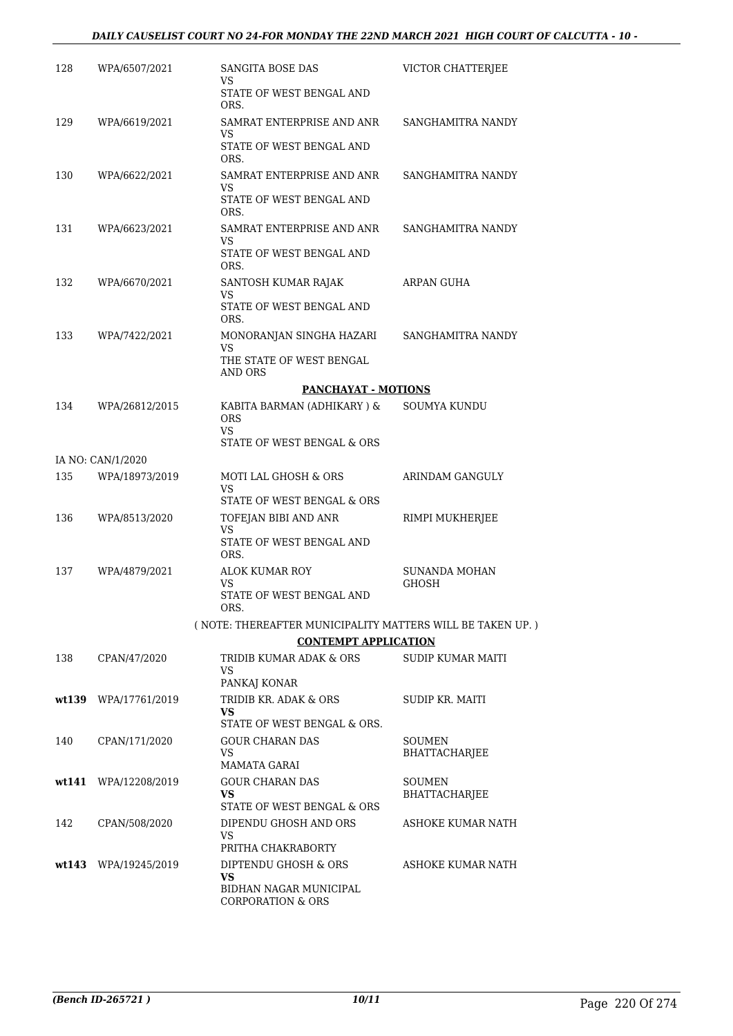| | | | |
|---|---|---|---|
| 128 | WPA/6507/2021 | SANGITA BOSE DAS<br>VS<br>STATE OF WEST BENGAL AND ORS. | VICTOR CHATTERJEE |
| 129 | WPA/6619/2021 | SAMRAT ENTERPRISE AND ANR<br>VS<br>STATE OF WEST BENGAL AND ORS. | SANGHAMITRA NANDY |
| 130 | WPA/6622/2021 | SAMRAT ENTERPRISE AND ANR<br>VS<br>STATE OF WEST BENGAL AND ORS. | SANGHAMITRA NANDY |
| 131 | WPA/6623/2021 | SAMRAT ENTERPRISE AND ANR<br>VS<br>STATE OF WEST BENGAL AND ORS. | SANGHAMITRA NANDY |
| 132 | WPA/6670/2021 | SANTOSH KUMAR RAJAK<br>VS<br>STATE OF WEST BENGAL AND ORS. | ARPAN GUHA |
| 133 | WPA/7422/2021 | MONORANJAN SINGHA HAZARI<br>VS<br>THE STATE OF WEST BENGAL AND ORS | SANGHAMITRA NANDY |

**PANCHAYAT - MOTIONS**

| | | | |
|---|---|---|---|
| 134 | WPA/26812/2015 | KABITA BARMAN (ADHIKARY ) & ORS<br>VS<br>STATE OF WEST BENGAL & ORS | SOUMYA KUNDU |
| | IA NO: CAN/1/2020 | | |
| 135 | WPA/18973/2019 | MOTI LAL GHOSH & ORS<br>VS<br>STATE OF WEST BENGAL & ORS | ARINDAM GANGULY |
| 136 | WPA/8513/2020 | TOFEJAN BIBI AND ANR<br>VS<br>STATE OF WEST BENGAL AND ORS. | RIMPI MUKHERJEE |
| 137 | WPA/4879/2021 | ALOK KUMAR ROY<br>VS<br>STATE OF WEST BENGAL AND ORS. | SUNANDA MOHAN GHOSH |

( NOTE: THEREAFTER MUNICIPALITY MATTERS WILL BE TAKEN UP. )

**CONTEMPT APPLICATION**

| | | | |
|---|---|---|---|
| 138 | CPAN/47/2020 | TRIDIB KUMAR ADAK & ORS<br>VS<br>PANKAJ KONAR | SUDIP KUMAR MAITI |
| **wt139** | WPA/17761/2019 | TRIDIB KR. ADAK & ORS<br>**VS**<br>STATE OF WEST BENGAL & ORS. | SUDIP KR. MAITI |
| 140 | CPAN/171/2020 | GOUR CHARAN DAS<br>VS<br>MAMATA GARAI | SOUMEN BHATTACHARJEE |
| **wt141** | WPA/12208/2019 | GOUR CHARAN DAS<br>**VS**<br>STATE OF WEST BENGAL & ORS | SOUMEN BHATTACHARJEE |
| 142 | CPAN/508/2020 | DIPENDU GHOSH AND ORS<br>VS<br>PRITHA CHAKRABORTY | ASHOKE KUMAR NATH |
| **wt143** | WPA/19245/2019 | DIPTENDU GHOSH & ORS<br>**VS**<br>BIDHAN NAGAR MUNICIPAL CORPORATION & ORS | ASHOKE KUMAR NATH |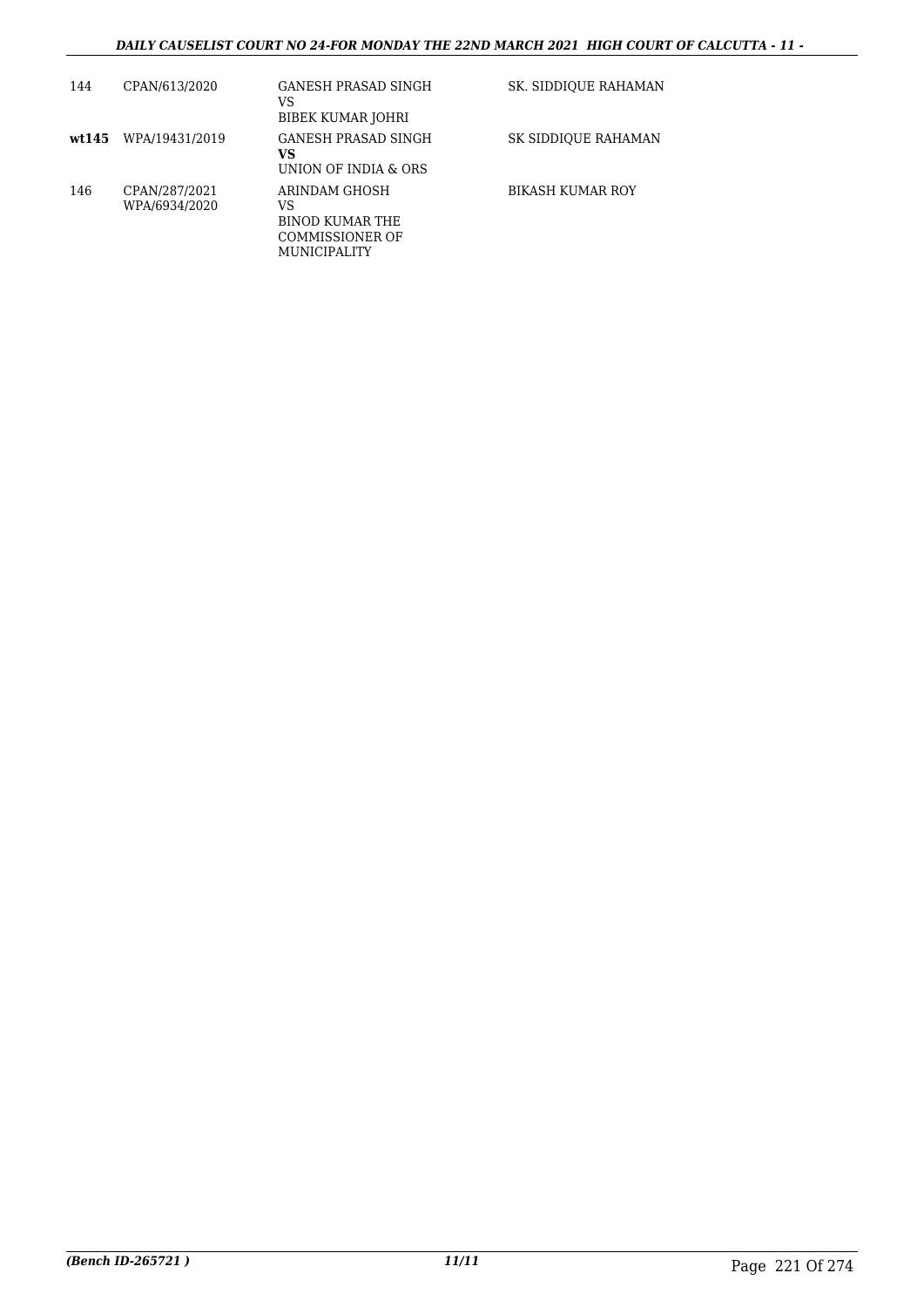| | | | |
|---|---|---|---|
| 144 | CPAN/613/2020 | GANESH PRASAD SINGH<br>VS<br>BIBEK KUMAR JOHRI | SK. SIDDIQUE RAHAMAN |
| **wt145** | WPA/19431/2019 | GANESH PRASAD SINGH<br>**VS**<br>UNION OF INDIA & ORS | SK SIDDIQUE RAHAMAN |
| 146 | CPAN/287/2021<br>WPA/6934/2020 | ARINDAM GHOSH<br>VS<br>BINOD KUMAR THE COMMISSIONER OF MUNICIPALITY | BIKASH KUMAR ROY |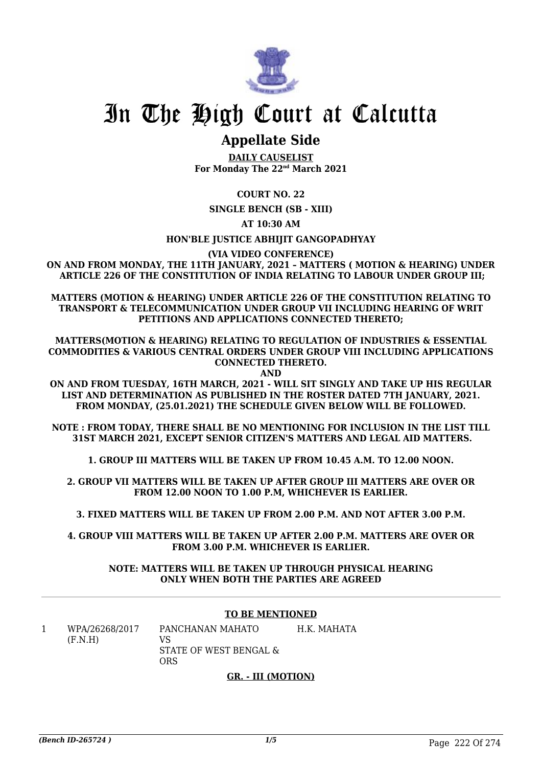# In The High Court at Calcutta

## Appellate Side

**DAILY CAUSELIST**
**For Monday The 22nd March 2021**

**COURT NO. 22**

**SINGLE BENCH (SB - XIII)**

**AT 10:30 AM**

**HON'BLE JUSTICE ABHIJIT GANGOPADHYAY**

**(VIA VIDEO CONFERENCE)**

**ON AND FROM MONDAY, THE 11TH JANUARY, 2021 – MATTERS ( MOTION & HEARING) UNDER ARTICLE 226 OF THE CONSTITUTION OF INDIA RELATING TO LABOUR UNDER GROUP III;**

**MATTERS (MOTION & HEARING) UNDER ARTICLE 226 OF THE CONSTITUTION RELATING TO TRANSPORT & TELECOMMUNICATION UNDER GROUP VII INCLUDING HEARING OF WRIT PETITIONS AND APPLICATIONS CONNECTED THERETO;**

**MATTERS(MOTION & HEARING) RELATING TO REGULATION OF INDUSTRIES & ESSENTIAL COMMODITIES & VARIOUS CENTRAL ORDERS UNDER GROUP VIII INCLUDING APPLICATIONS CONNECTED THERETO.**

**AND**

**ON AND FROM TUESDAY, 16TH MARCH, 2021 - WILL SIT SINGLY AND TAKE UP HIS REGULAR LIST AND DETERMINATION AS PUBLISHED IN THE ROSTER DATED 7TH JANUARY, 2021. FROM MONDAY, (25.01.2021) THE SCHEDULE GIVEN BELOW WILL BE FOLLOWED.**

**NOTE : FROM TODAY, THERE SHALL BE NO MENTIONING FOR INCLUSION IN THE LIST TILL 31ST MARCH 2021, EXCEPT SENIOR CITIZEN'S MATTERS AND LEGAL AID MATTERS.**

**1. GROUP III MATTERS WILL BE TAKEN UP FROM 10.45 A.M. TO 12.00 NOON.**

**2. GROUP VII MATTERS WILL BE TAKEN UP AFTER GROUP III MATTERS ARE OVER OR FROM 12.00 NOON TO 1.00 P.M, WHICHEVER IS EARLIER.**

**3. FIXED MATTERS WILL BE TAKEN UP FROM 2.00 P.M. AND NOT AFTER 3.00 P.M.**

**4. GROUP VIII MATTERS WILL BE TAKEN UP AFTER 2.00 P.M. MATTERS ARE OVER OR FROM 3.00 P.M. WHICHEVER IS EARLIER.**

**NOTE: MATTERS WILL BE TAKEN UP THROUGH PHYSICAL HEARING ONLY WHEN BOTH THE PARTIES ARE AGREED**

**TO BE MENTIONED**

| | | | |
|---|---|---|---|
| 1 | WPA/26268/2017 (F.N.H) | PANCHANAN MAHATO VS STATE OF WEST BENGAL & ORS | H.K. MAHATA |

**GR. - III (MOTION)**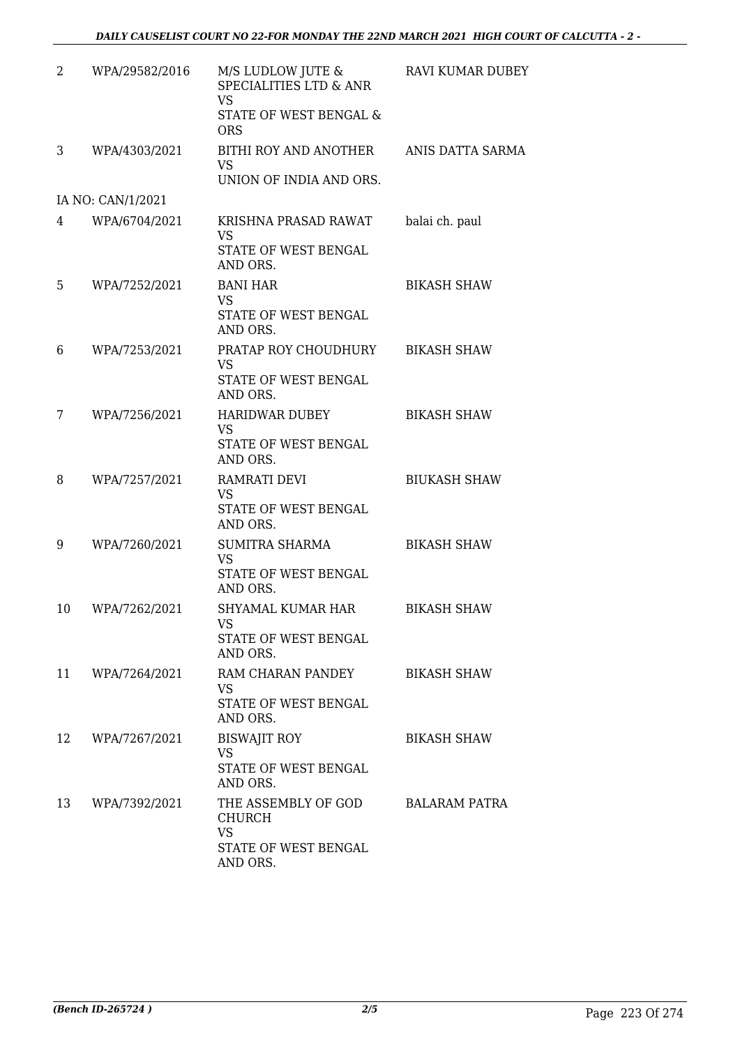| 2 | WPA/29582/2016 | M/S LUDLOW JUTE & SPECIALITIES LTD & ANR<br>VS<br>STATE OF WEST BENGAL & ORS | RAVI KUMAR DUBEY |
|---|---|---|---|
| 3 | WPA/4303/2021 | BITHI ROY AND ANOTHER<br>VS<br>UNION OF INDIA AND ORS. | ANIS DATTA SARMA |
| IA NO: CAN/1/2021 | | | |
| 4 | WPA/6704/2021 | KRISHNA PRASAD RAWAT<br>VS<br>STATE OF WEST BENGAL AND ORS. | balai ch. paul |
| 5 | WPA/7252/2021 | BANI HAR<br>VS<br>STATE OF WEST BENGAL AND ORS. | BIKASH SHAW |
| 6 | WPA/7253/2021 | PRATAP ROY CHOUDHURY<br>VS<br>STATE OF WEST BENGAL AND ORS. | BIKASH SHAW |
| 7 | WPA/7256/2021 | HARIDWAR DUBEY<br>VS<br>STATE OF WEST BENGAL AND ORS. | BIKASH SHAW |
| 8 | WPA/7257/2021 | RAMRATI DEVI<br>VS<br>STATE OF WEST BENGAL AND ORS. | BIUKASH SHAW |
| 9 | WPA/7260/2021 | SUMITRA SHARMA<br>VS<br>STATE OF WEST BENGAL AND ORS. | BIKASH SHAW |
| 10 | WPA/7262/2021 | SHYAMAL KUMAR HAR<br>VS<br>STATE OF WEST BENGAL AND ORS. | BIKASH SHAW |
| 11 | WPA/7264/2021 | RAM CHARAN PANDEY<br>VS<br>STATE OF WEST BENGAL AND ORS. | BIKASH SHAW |
| 12 | WPA/7267/2021 | BISWAJIT ROY<br>VS<br>STATE OF WEST BENGAL AND ORS. | BIKASH SHAW |
| 13 | WPA/7392/2021 | THE ASSEMBLY OF GOD CHURCH<br>VS<br>STATE OF WEST BENGAL AND ORS. | BALARAM PATRA |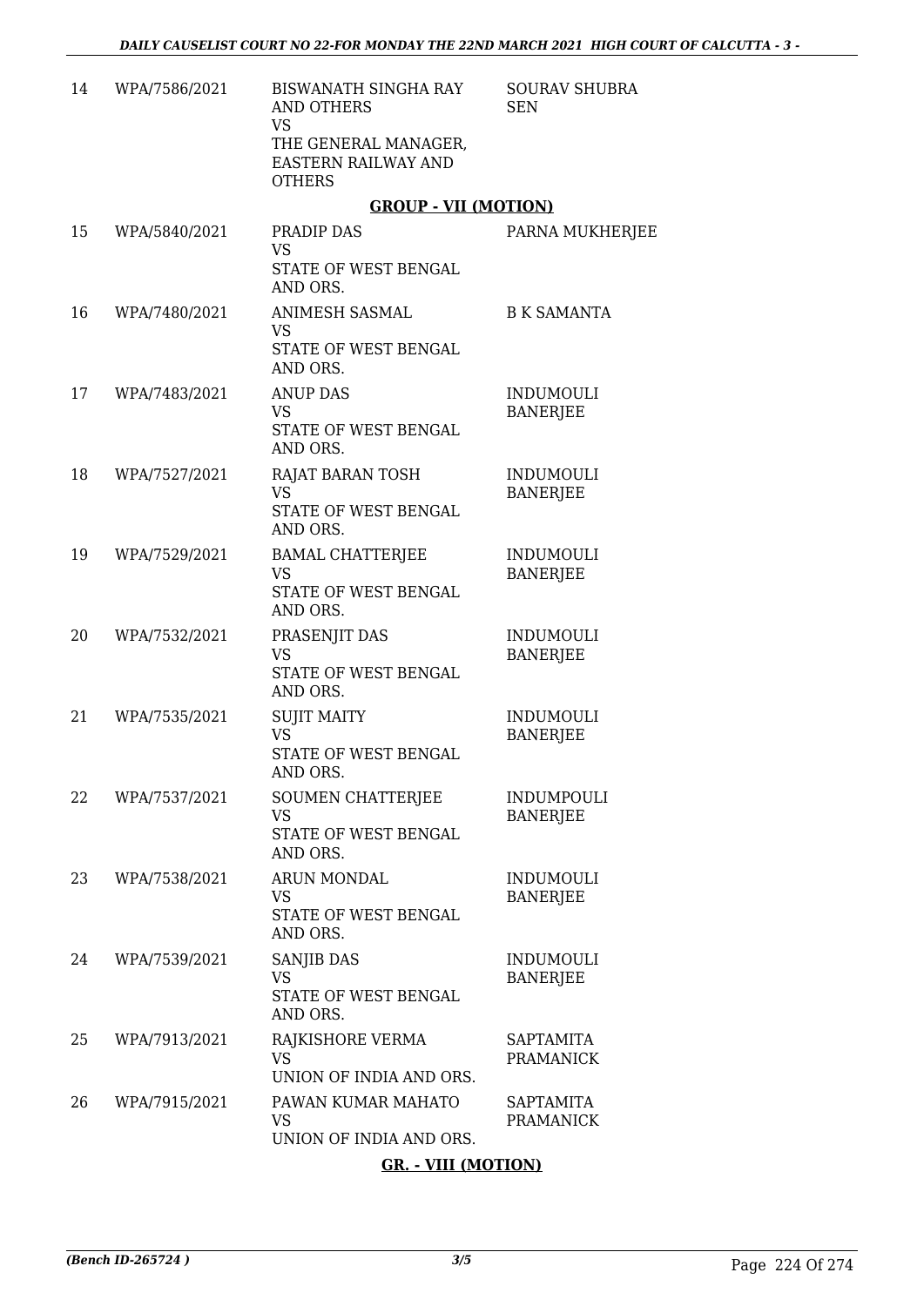| | | | |
|---|---|---|---|
| 14 | WPA/7586/2021 | BISWANATH SINGHA RAY AND OTHERS<br>VS<br>THE GENERAL MANAGER, EASTERN RAILWAY AND OTHERS | SOURAV SHUBRA SEN |

**GROUP - VII (MOTION)**

| | | | |
|---|---|---|---|
| 15 | WPA/5840/2021 | PRADIP DAS<br>VS<br>STATE OF WEST BENGAL AND ORS. | PARNA MUKHERJEE |
| 16 | WPA/7480/2021 | ANIMESH SASMAL<br>VS<br>STATE OF WEST BENGAL AND ORS. | B K SAMANTA |
| 17 | WPA/7483/2021 | ANUP DAS<br>VS<br>STATE OF WEST BENGAL AND ORS. | INDUMOULI BANERJEE |
| 18 | WPA/7527/2021 | RAJAT BARAN TOSH<br>VS<br>STATE OF WEST BENGAL AND ORS. | INDUMOULI BANERJEE |
| 19 | WPA/7529/2021 | BAMAL CHATTERJEE<br>VS<br>STATE OF WEST BENGAL AND ORS. | INDUMOULI BANERJEE |
| 20 | WPA/7532/2021 | PRASENJIT DAS<br>VS<br>STATE OF WEST BENGAL AND ORS. | INDUMOULI BANERJEE |
| 21 | WPA/7535/2021 | SUJIT MAITY<br>VS<br>STATE OF WEST BENGAL AND ORS. | INDUMOULI BANERJEE |
| 22 | WPA/7537/2021 | SOUMEN CHATTERJEE<br>VS<br>STATE OF WEST BENGAL AND ORS. | INDUMPOULI BANERJEE |
| 23 | WPA/7538/2021 | ARUN MONDAL<br>VS<br>STATE OF WEST BENGAL AND ORS. | INDUMOULI BANERJEE |
| 24 | WPA/7539/2021 | SANJIB DAS<br>VS<br>STATE OF WEST BENGAL AND ORS. | INDUMOULI BANERJEE |
| 25 | WPA/7913/2021 | RAJKISHORE VERMA<br>VS<br>UNION OF INDIA AND ORS. | SAPTAMITA PRAMANICK |
| 26 | WPA/7915/2021 | PAWAN KUMAR MAHATO<br>VS<br>UNION OF INDIA AND ORS. | SAPTAMITA PRAMANICK |

**GR. - VIII (MOTION)**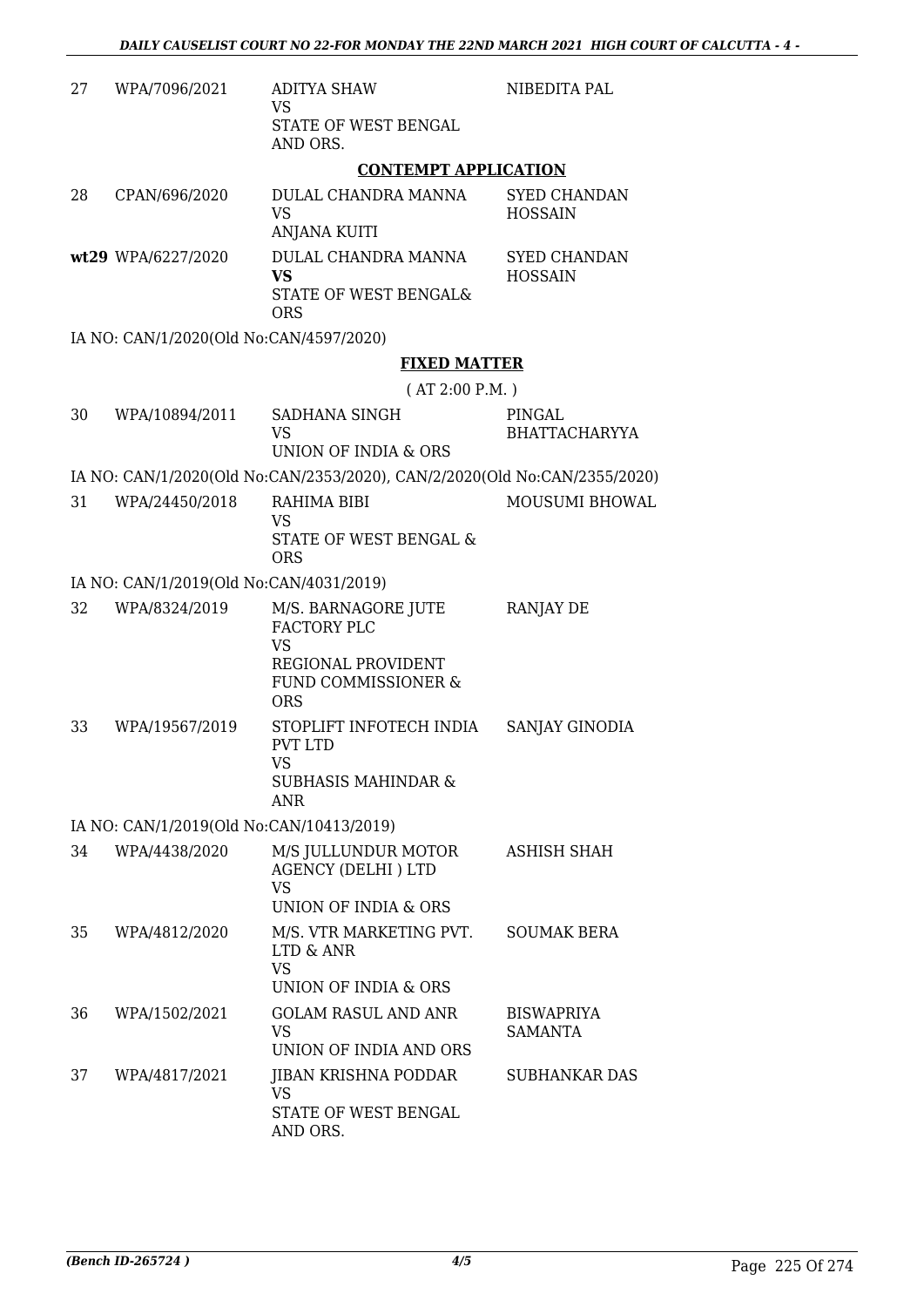| | | | |
|---|---|---|---|
| 27 | WPA/7096/2021 | ADITYA SHAW<br>VS<br>STATE OF WEST BENGAL AND ORS. | NIBEDITA PAL |

**CONTEMPT APPLICATION**

| | | | |
|---|---|---|---|
| 28 | CPAN/696/2020 | DULAL CHANDRA MANNA<br>VS<br>ANJANA KUITI | SYED CHANDAN HOSSAIN |
| **wt29** | WPA/6227/2020 | DULAL CHANDRA MANNA<br>**VS**<br>STATE OF WEST BENGAL& ORS | SYED CHANDAN HOSSAIN |

IA NO: CAN/1/2020(Old No:CAN/4597/2020)

**FIXED MATTER**

( AT 2:00 P.M. )

| | | | |
|---|---|---|---|
| 30 | WPA/10894/2011 | SADHANA SINGH<br>VS<br>UNION OF INDIA & ORS | PINGAL BHATTACHARYYA |

IA NO: CAN/1/2020(Old No:CAN/2353/2020), CAN/2/2020(Old No:CAN/2355/2020)

| | | | |
|---|---|---|---|
| 31 | WPA/24450/2018 | RAHIMA BIBI<br>VS<br>STATE OF WEST BENGAL & ORS | MOUSUMI BHOWAL |

IA NO: CAN/1/2019(Old No:CAN/4031/2019)

| | | | |
|---|---|---|---|
| 32 | WPA/8324/2019 | M/S. BARNAGORE JUTE FACTORY PLC<br>VS<br>REGIONAL PROVIDENT FUND COMMISSIONER & ORS | RANJAY DE |
| 33 | WPA/19567/2019 | STOPLIFT INFOTECH INDIA PVT LTD<br>VS<br>SUBHASIS MAHINDAR & ANR | SANJAY GINODIA |

IA NO: CAN/1/2019(Old No:CAN/10413/2019)

| | | | |
|---|---|---|---|
| 34 | WPA/4438/2020 | M/S JULLUNDUR MOTOR AGENCY (DELHI ) LTD<br>VS<br>UNION OF INDIA & ORS | ASHISH SHAH |
| 35 | WPA/4812/2020 | M/S. VTR MARKETING PVT. LTD & ANR<br>VS<br>UNION OF INDIA & ORS | SOUMAK BERA |
| 36 | WPA/1502/2021 | GOLAM RASUL AND ANR<br>VS<br>UNION OF INDIA AND ORS | BISWAPRIYA SAMANTA |
| 37 | WPA/4817/2021 | JIBAN KRISHNA PODDAR<br>VS<br>STATE OF WEST BENGAL AND ORS. | SUBHANKAR DAS |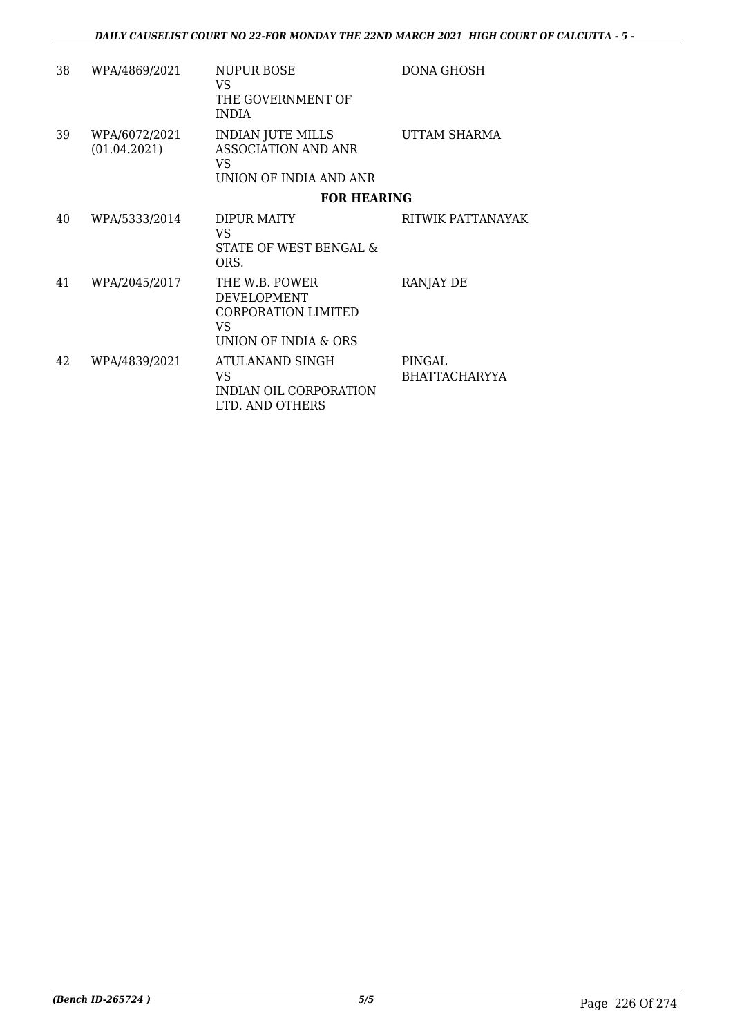| | | | |
|---|---|---|---|
| 38 | WPA/4869/2021 | NUPUR BOSE<br>VS<br>THE GOVERNMENT OF INDIA | DONA GHOSH |
| 39 | WPA/6072/2021<br>(01.04.2021) | INDIAN JUTE MILLS ASSOCIATION AND ANR<br>VS<br>UNION OF INDIA AND ANR | UTTAM SHARMA |

**FOR HEARING**

| | | | |
|---|---|---|---|
| 40 | WPA/5333/2014 | DIPUR MAITY<br>VS<br>STATE OF WEST BENGAL & ORS. | RITWIK PATTANAYAK |
| 41 | WPA/2045/2017 | THE W.B. POWER DEVELOPMENT CORPORATION LIMITED<br>VS<br>UNION OF INDIA & ORS | RANJAY DE |
| 42 | WPA/4839/2021 | ATULANAND SINGH<br>VS<br>INDIAN OIL CORPORATION LTD. AND OTHERS | PINGAL BHATTACHARYYA |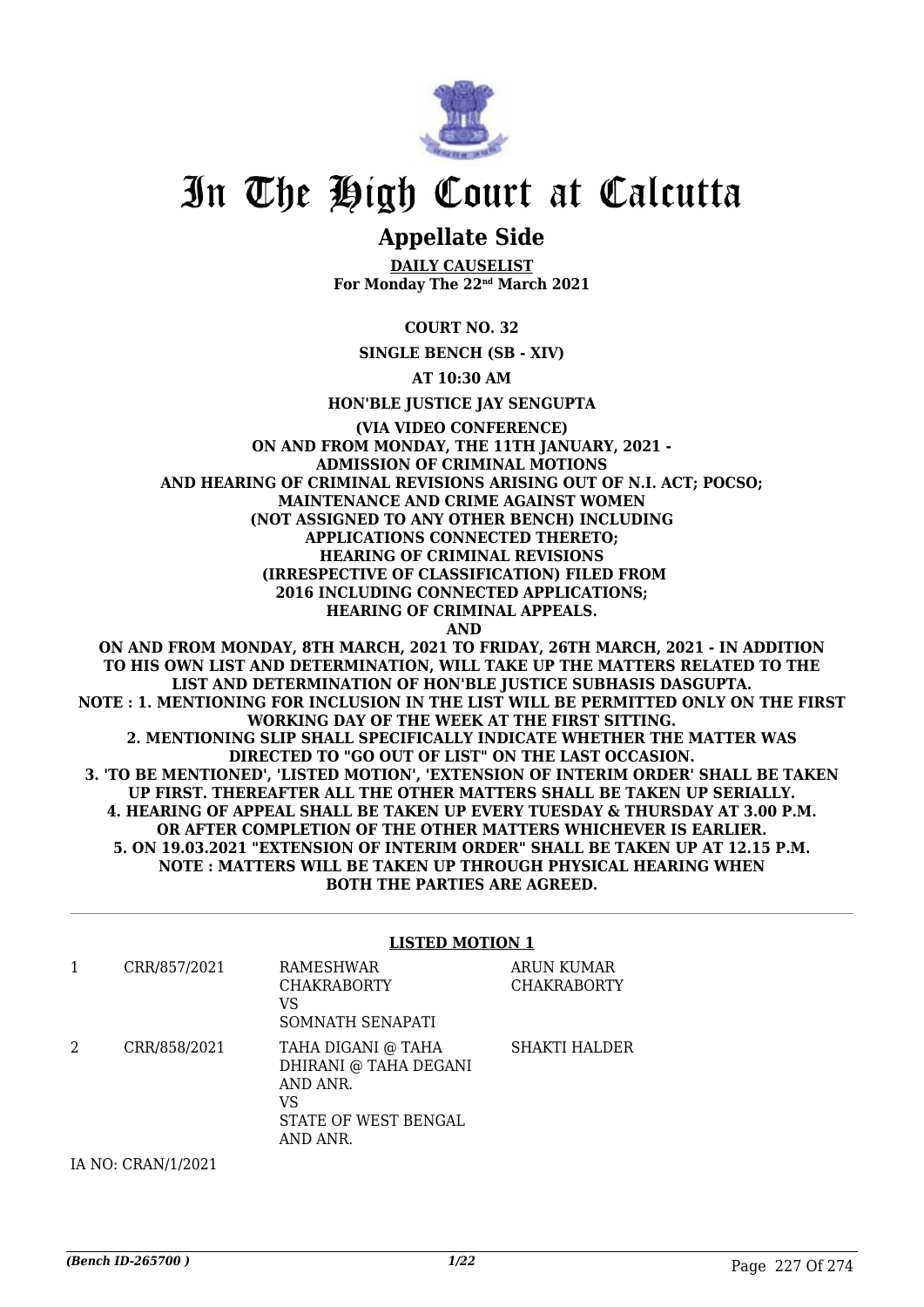# In The High Court at Calcutta

## Appellate Side

**DAILY CAUSELIST**
**For Monday The 22nd March 2021**

**COURT NO. 32**

**SINGLE BENCH (SB - XIV)**

**AT 10:30 AM**

**HON'BLE JUSTICE JAY SENGUPTA**

**(VIA VIDEO CONFERENCE)**
**ON AND FROM MONDAY, THE 11TH JANUARY, 2021 - ADMISSION OF CRIMINAL MOTIONS AND HEARING OF CRIMINAL REVISIONS ARISING OUT OF N.I. ACT; POCSO; MAINTENANCE AND CRIME AGAINST WOMEN (NOT ASSIGNED TO ANY OTHER BENCH) INCLUDING APPLICATIONS CONNECTED THERETO; HEARING OF CRIMINAL REVISIONS (IRRESPECTIVE OF CLASSIFICATION) FILED FROM 2016 INCLUDING CONNECTED APPLICATIONS; HEARING OF CRIMINAL APPEALS.**
**AND**
**ON AND FROM MONDAY, 8TH MARCH, 2021 TO FRIDAY, 26TH MARCH, 2021 - IN ADDITION TO HIS OWN LIST AND DETERMINATION, WILL TAKE UP THE MATTERS RELATED TO THE LIST AND DETERMINATION OF HON'BLE JUSTICE SUBHASIS DASGUPTA.**
**NOTE : 1. MENTIONING FOR INCLUSION IN THE LIST WILL BE PERMITTED ONLY ON THE FIRST WORKING DAY OF THE WEEK AT THE FIRST SITTING.**
**2. MENTIONING SLIP SHALL SPECIFICALLY INDICATE WHETHER THE MATTER WAS DIRECTED TO "GO OUT OF LIST" ON THE LAST OCCASION.**
**3. 'TO BE MENTIONED', 'LISTED MOTION', 'EXTENSION OF INTERIM ORDER' SHALL BE TAKEN UP FIRST. THEREAFTER ALL THE OTHER MATTERS SHALL BE TAKEN UP SERIALLY.**
**4. HEARING OF APPEAL SHALL BE TAKEN UP EVERY TUESDAY & THURSDAY AT 3.00 P.M. OR AFTER COMPLETION OF THE OTHER MATTERS WHICHEVER IS EARLIER.**
**5. ON 19.03.2021 "EXTENSION OF INTERIM ORDER" SHALL BE TAKEN UP AT 12.15 P.M.**
**NOTE : MATTERS WILL BE TAKEN UP THROUGH PHYSICAL HEARING WHEN BOTH THE PARTIES ARE AGREED.**

**LISTED MOTION 1**

| | | | |
|---|---|---|---|
| 1 | CRR/857/2021 | RAMESHWAR CHAKRABORTY VS SOMNATH SENAPATI | ARUN KUMAR CHAKRABORTY |
| 2 | CRR/858/2021 | TAHA DIGANI @ TAHA DHIRANI @ TAHA DEGANI AND ANR. VS STATE OF WEST BENGAL AND ANR. | SHAKTI HALDER |

IA NO: CRAN/1/2021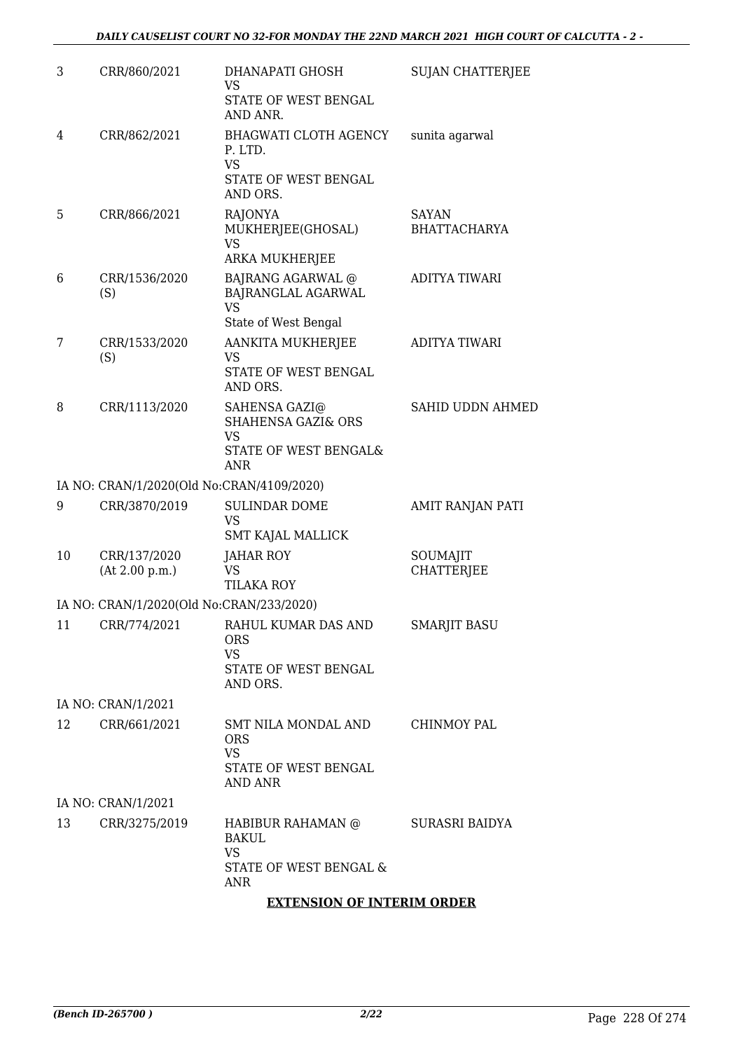| | | | |
|---|---|---|---|
| 3 | CRR/860/2021 | DHANAPATI GHOSH<br>VS<br>STATE OF WEST BENGAL AND ANR. | SUJAN CHATTERJEE |
| 4 | CRR/862/2021 | BHAGWATI CLOTH AGENCY P. LTD.<br>VS<br>STATE OF WEST BENGAL AND ORS. | sunita agarwal |
| 5 | CRR/866/2021 | RAJONYA MUKHERJEE(GHOSAL)<br>VS<br>ARKA MUKHERJEE | SAYAN BHATTACHARYA |
| 6 | CRR/1536/2020 (S) | BAJRANG AGARWAL @ BAJRANGLAL AGARWAL<br>VS<br>State of West Bengal | ADITYA TIWARI |
| 7 | CRR/1533/2020 (S) | AANKITA MUKHERJEE<br>VS<br>STATE OF WEST BENGAL AND ORS. | ADITYA TIWARI |
| 8 | CRR/1113/2020 | SAHENSA GAZI@ SHAHENSA GAZI& ORS<br>VS<br>STATE OF WEST BENGAL& ANR | SAHID UDDN AHMED |
| | IA NO: CRAN/1/2020(Old No:CRAN/4109/2020) | | |
| 9 | CRR/3870/2019 | SULINDAR DOME<br>VS<br>SMT KAJAL MALLICK | AMIT RANJAN PATI |
| 10 | CRR/137/2020 (At 2.00 p.m.) | JAHAR ROY<br>VS<br>TILAKA ROY | SOUMAJIT CHATTERJEE |
| | IA NO: CRAN/1/2020(Old No:CRAN/233/2020) | | |
| 11 | CRR/774/2021 | RAHUL KUMAR DAS AND ORS<br>VS<br>STATE OF WEST BENGAL AND ORS. | SMARJIT BASU |
| | IA NO: CRAN/1/2021 | | |
| 12 | CRR/661/2021 | SMT NILA MONDAL AND ORS<br>VS<br>STATE OF WEST BENGAL AND ANR | CHINMOY PAL |
| | IA NO: CRAN/1/2021 | | |
| 13 | CRR/3275/2019 | HABIBUR RAHAMAN @ BAKUL<br>VS<br>STATE OF WEST BENGAL & ANR | SURASRI BAIDYA |

**EXTENSION OF INTERIM ORDER**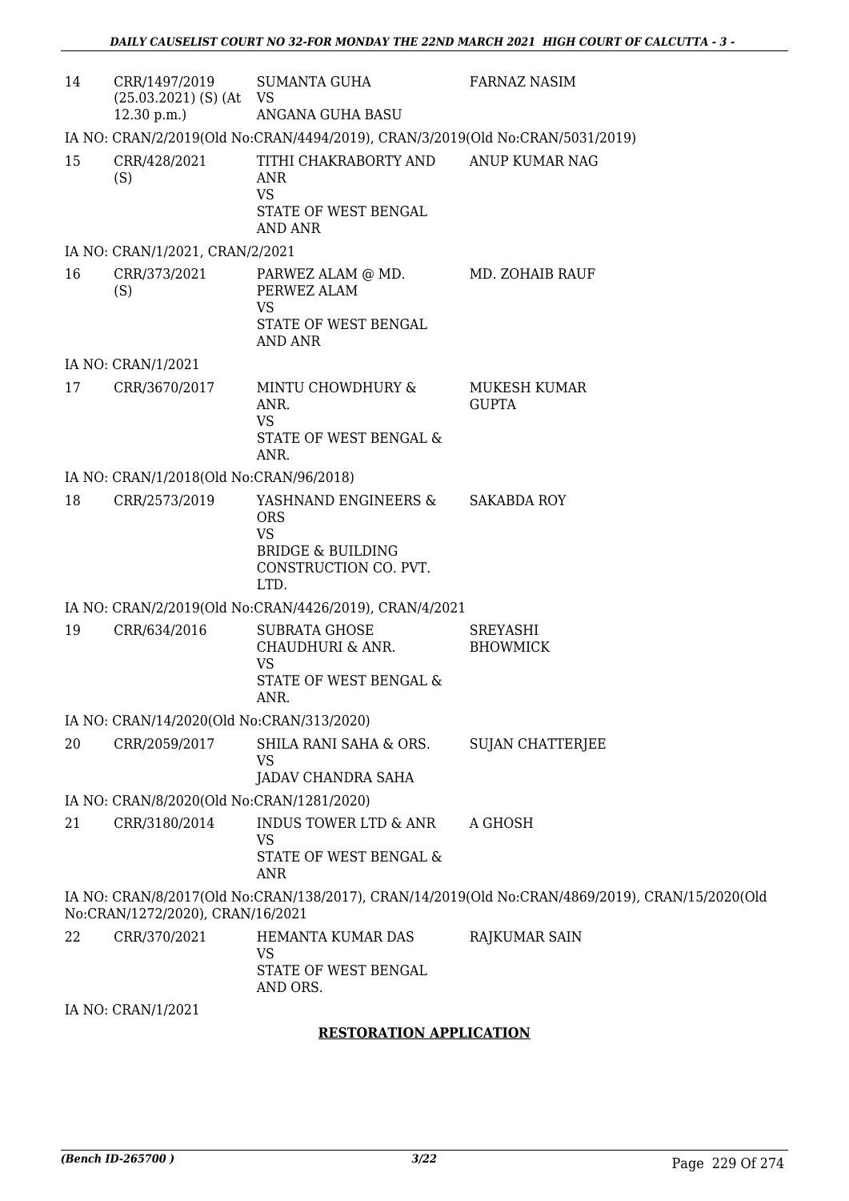| | | | |
|---|---|---|---|
| 14 | CRR/1497/2019 (25.03.2021) (S) (At 12.30 p.m.) | SUMANTA GUHA VS ANGANA GUHA BASU | FARNAZ NASIM |

IA NO: CRAN/2/2019(Old No:CRAN/4494/2019), CRAN/3/2019(Old No:CRAN/5031/2019)

| | | | |
|---|---|---|---|
| 15 | CRR/428/2021 (S) | TITHI CHAKRABORTY AND ANR VS STATE OF WEST BENGAL AND ANR | ANUP KUMAR NAG |

IA NO: CRAN/1/2021, CRAN/2/2021

| | | | |
|---|---|---|---|
| 16 | CRR/373/2021 (S) | PARWEZ ALAM @ MD. PERWEZ ALAM VS STATE OF WEST BENGAL AND ANR | MD. ZOHAIB RAUF |

IA NO: CRAN/1/2021

| | | | |
|---|---|---|---|
| 17 | CRR/3670/2017 | MINTU CHOWDHURY & ANR. VS STATE OF WEST BENGAL & ANR. | MUKESH KUMAR GUPTA |

IA NO: CRAN/1/2018(Old No:CRAN/96/2018)

| | | | |
|---|---|---|---|
| 18 | CRR/2573/2019 | YASHNAND ENGINEERS & ORS VS BRIDGE & BUILDING CONSTRUCTION CO. PVT. LTD. | SAKABDA ROY |

IA NO: CRAN/2/2019(Old No:CRAN/4426/2019), CRAN/4/2021

| | | | |
|---|---|---|---|
| 19 | CRR/634/2016 | SUBRATA GHOSE CHAUDHURI & ANR. VS STATE OF WEST BENGAL & ANR. | SREYASHI BHOWMICK |

IA NO: CRAN/14/2020(Old No:CRAN/313/2020)

| | | | |
|---|---|---|---|
| 20 | CRR/2059/2017 | SHILA RANI SAHA & ORS. VS JADAV CHANDRA SAHA | SUJAN CHATTERJEE |

IA NO: CRAN/8/2020(Old No:CRAN/1281/2020)

| | | | |
|---|---|---|---|
| 21 | CRR/3180/2014 | INDUS TOWER LTD & ANR VS STATE OF WEST BENGAL & ANR | A GHOSH |

IA NO: CRAN/8/2017(Old No:CRAN/138/2017), CRAN/14/2019(Old No:CRAN/4869/2019), CRAN/15/2020(Old No:CRAN/1272/2020), CRAN/16/2021

| | | | |
|---|---|---|---|
| 22 | CRR/370/2021 | HEMANTA KUMAR DAS VS STATE OF WEST BENGAL AND ORS. | RAJKUMAR SAIN |

IA NO: CRAN/1/2021

**RESTORATION APPLICATION**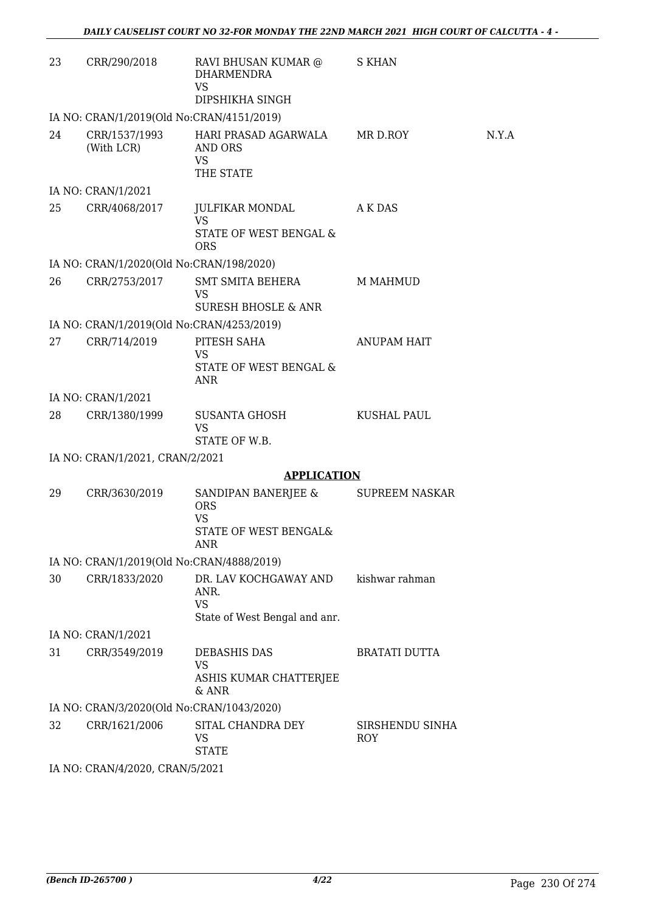| | | | | |
|---|---|---|---|---|
| 23 | CRR/290/2018 | RAVI BHUSAN KUMAR @ DHARMENDRA<br>VS<br>DIPSHIKHA SINGH | S KHAN | |
| IA NO: CRAN/1/2019(Old No:CRAN/4151/2019) | | | | |
| 24 | CRR/1537/1993 (With LCR) | HARI PRASAD AGARWALA AND ORS<br>VS<br>THE STATE | MR D.ROY | N.Y.A |
| IA NO: CRAN/1/2021 | | | | |
| 25 | CRR/4068/2017 | JULFIKAR MONDAL<br>VS<br>STATE OF WEST BENGAL & ORS | A K DAS | |
| IA NO: CRAN/1/2020(Old No:CRAN/198/2020) | | | | |
| 26 | CRR/2753/2017 | SMT SMITA BEHERA<br>VS<br>SURESH BHOSLE & ANR | M MAHMUD | |
| IA NO: CRAN/1/2019(Old No:CRAN/4253/2019) | | | | |
| 27 | CRR/714/2019 | PITESH SAHA<br>VS<br>STATE OF WEST BENGAL & ANR | ANUPAM HAIT | |
| IA NO: CRAN/1/2021 | | | | |
| 28 | CRR/1380/1999 | SUSANTA GHOSH<br>VS<br>STATE OF W.B. | KUSHAL PAUL | |
| IA NO: CRAN/1/2021, CRAN/2/2021 | | | | |

**APPLICATION**

| | | | | |
|---|---|---|---|---|
| 29 | CRR/3630/2019 | SANDIPAN BANERJEE & ORS<br>VS<br>STATE OF WEST BENGAL& ANR | SUPREEM NASKAR | |
| IA NO: CRAN/1/2019(Old No:CRAN/4888/2019) | | | | |
| 30 | CRR/1833/2020 | DR. LAV KOCHGAWAY AND ANR.<br>VS<br>State of West Bengal and anr. | kishwar rahman | |
| IA NO: CRAN/1/2021 | | | | |
| 31 | CRR/3549/2019 | DEBASHIS DAS<br>VS<br>ASHIS KUMAR CHATTERJEE & ANR | BRATATI DUTTA | |
| IA NO: CRAN/3/2020(Old No:CRAN/1043/2020) | | | | |
| 32 | CRR/1621/2006 | SITAL CHANDRA DEY<br>VS<br>STATE | SIRSHENDU SINHA ROY | |
| IA NO: CRAN/4/2020, CRAN/5/2021 | | | | |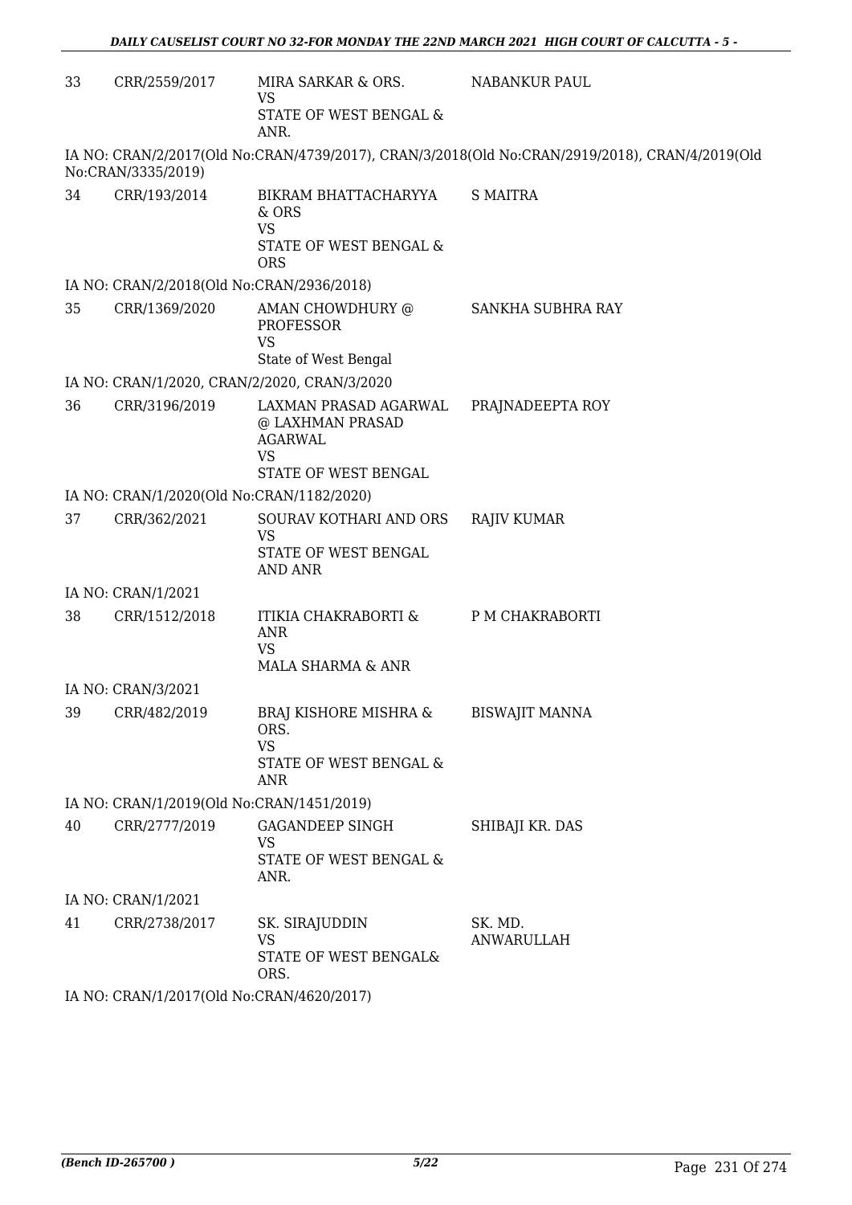| 33 | CRR/2559/2017 | MIRA SARKAR & ORS.<br>VS<br>STATE OF WEST BENGAL & ANR. | NABANKUR PAUL |
|---|---|---|---|

IA NO: CRAN/2/2017(Old No:CRAN/4739/2017), CRAN/3/2018(Old No:CRAN/2919/2018), CRAN/4/2019(Old No:CRAN/3335/2019)

| 34 | CRR/193/2014 | BIKRAM BHATTACHARYYA & ORS<br>VS<br>STATE OF WEST BENGAL & ORS | S MAITRA |
|---|---|---|---|

IA NO: CRAN/2/2018(Old No:CRAN/2936/2018)

| 35 | CRR/1369/2020 | AMAN CHOWDHURY @ PROFESSOR<br>VS<br>State of West Bengal | SANKHA SUBHRA RAY |
|---|---|---|---|

IA NO: CRAN/1/2020, CRAN/2/2020, CRAN/3/2020

| 36 | CRR/3196/2019 | LAXMAN PRASAD AGARWAL @ LAXHMAN PRASAD AGARWAL<br>VS<br>STATE OF WEST BENGAL | PRAJNADEEPTA ROY |
|---|---|---|---|

IA NO: CRAN/1/2020(Old No:CRAN/1182/2020)

| 37 | CRR/362/2021 | SOURAV KOTHARI AND ORS<br>VS<br>STATE OF WEST BENGAL AND ANR | RAJIV KUMAR |
|---|---|---|---|

IA NO: CRAN/1/2021

| 38 | CRR/1512/2018 | ITIKIA CHAKRABORTI & ANR<br>VS<br>MALA SHARMA & ANR | P M CHAKRABORTI |
|---|---|---|---|

IA NO: CRAN/3/2021

| 39 | CRR/482/2019 | BRAJ KISHORE MISHRA & ORS.<br>VS<br>STATE OF WEST BENGAL & ANR | BISWAJIT MANNA |
|---|---|---|---|

IA NO: CRAN/1/2019(Old No:CRAN/1451/2019)

| 40 | CRR/2777/2019 | GAGANDEEP SINGH<br>VS<br>STATE OF WEST BENGAL & ANR. | SHIBAJI KR. DAS |
|---|---|---|---|

IA NO: CRAN/1/2021

| 41 | CRR/2738/2017 | SK. SIRAJUDDIN<br>VS<br>STATE OF WEST BENGAL& ORS. | SK. MD. ANWARULLAH |
|---|---|---|---|

IA NO: CRAN/1/2017(Old No:CRAN/4620/2017)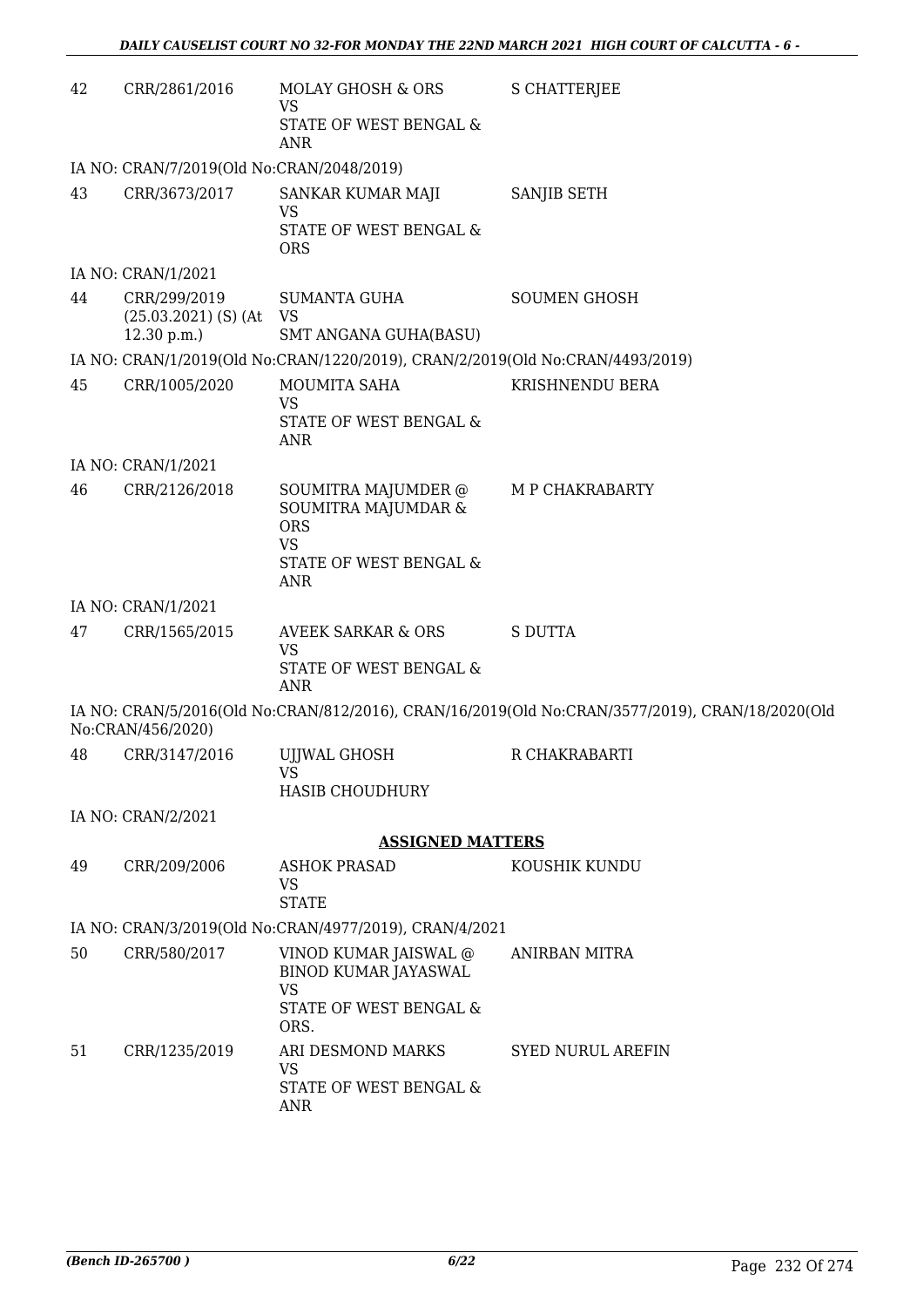| 42 | CRR/2861/2016 | MOLAY GHOSH & ORS<br>VS<br>STATE OF WEST BENGAL & ANR | S CHATTERJEE |
|---|---|---|---|

IA NO: CRAN/7/2019(Old No:CRAN/2048/2019)

| 43 | CRR/3673/2017 | SANKAR KUMAR MAJI<br>VS<br>STATE OF WEST BENGAL & ORS | SANJIB SETH |
|---|---|---|---|

IA NO: CRAN/1/2021

| 44 | CRR/299/2019<br>(25.03.2021) (S) (At 12.30 p.m.) | SUMANTA GUHA<br>VS<br>SMT ANGANA GUHA(BASU) | SOUMEN GHOSH |
|---|---|---|---|

IA NO: CRAN/1/2019(Old No:CRAN/1220/2019), CRAN/2/2019(Old No:CRAN/4493/2019)

| 45 | CRR/1005/2020 | MOUMITA SAHA<br>VS<br>STATE OF WEST BENGAL & ANR | KRISHNENDU BERA |
|---|---|---|---|

IA NO: CRAN/1/2021

| 46 | CRR/2126/2018 | SOUMITRA MAJUMDER @ SOUMITRA MAJUMDAR & ORS<br>VS<br>STATE OF WEST BENGAL & ANR | M P CHAKRABARTY |
|---|---|---|---|

IA NO: CRAN/1/2021

| 47 | CRR/1565/2015 | AVEEK SARKAR & ORS<br>VS<br>STATE OF WEST BENGAL & ANR | S DUTTA |
|---|---|---|---|

IA NO: CRAN/5/2016(Old No:CRAN/812/2016), CRAN/16/2019(Old No:CRAN/3577/2019), CRAN/18/2020(Old No:CRAN/456/2020)

| 48 | CRR/3147/2016 | UJJWAL GHOSH<br>VS<br>HASIB CHOUDHURY | R CHAKRABARTI |
|---|---|---|---|

IA NO: CRAN/2/2021

## ASSIGNED MATTERS

| 49 | CRR/209/2006 | ASHOK PRASAD<br>VS<br>STATE | KOUSHIK KUNDU |
|---|---|---|---|

IA NO: CRAN/3/2019(Old No:CRAN/4977/2019), CRAN/4/2021

| 50 | CRR/580/2017 | VINOD KUMAR JAISWAL @ BINOD KUMAR JAYASWAL<br>VS<br>STATE OF WEST BENGAL & ORS. | ANIRBAN MITRA |
|---|---|---|---|
| 51 | CRR/1235/2019 | ARI DESMOND MARKS<br>VS<br>STATE OF WEST BENGAL & ANR | SYED NURUL AREFIN |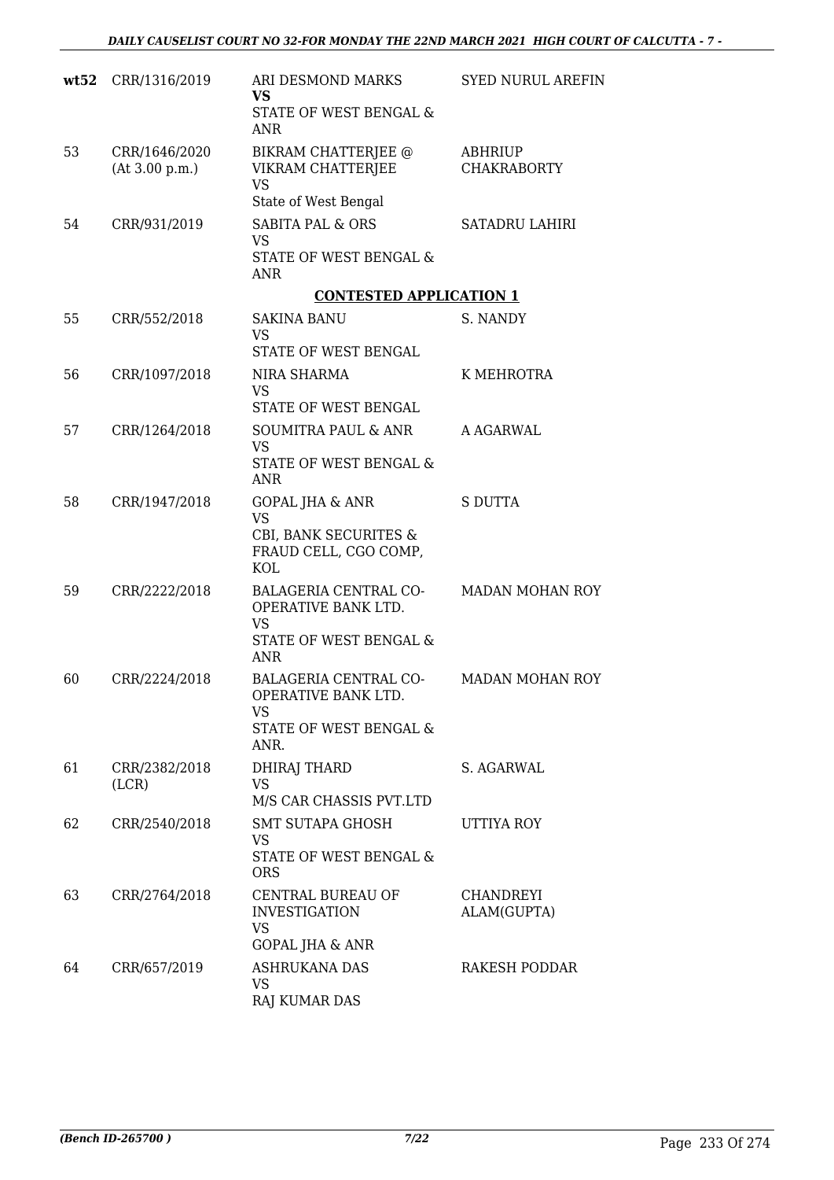| | | | |
|---|---|---|---|
| **wt52** | CRR/1316/2019 | ARI DESMOND MARKS **VS** STATE OF WEST BENGAL & ANR | SYED NURUL AREFIN |
| 53 | CRR/1646/2020 (At 3.00 p.m.) | BIKRAM CHATTERJEE @ VIKRAM CHATTERJEE VS State of West Bengal | ABHRIUP CHAKRABORTY |
| 54 | CRR/931/2019 | SABITA PAL & ORS VS STATE OF WEST BENGAL & ANR | SATADRU LAHIRI |

**CONTESTED APPLICATION 1**

| | | | |
|---|---|---|---|
| 55 | CRR/552/2018 | SAKINA BANU VS STATE OF WEST BENGAL | S. NANDY |
| 56 | CRR/1097/2018 | NIRA SHARMA VS STATE OF WEST BENGAL | K MEHROTRA |
| 57 | CRR/1264/2018 | SOUMITRA PAUL & ANR VS STATE OF WEST BENGAL & ANR | A AGARWAL |
| 58 | CRR/1947/2018 | GOPAL JHA & ANR VS CBI, BANK SECURITES & FRAUD CELL, CGO COMP, KOL | S DUTTA |
| 59 | CRR/2222/2018 | BALAGERIA CENTRAL CO-OPERATIVE BANK LTD. VS STATE OF WEST BENGAL & ANR | MADAN MOHAN ROY |
| 60 | CRR/2224/2018 | BALAGERIA CENTRAL CO-OPERATIVE BANK LTD. VS STATE OF WEST BENGAL & ANR. | MADAN MOHAN ROY |
| 61 | CRR/2382/2018 (LCR) | DHIRAJ THARD VS M/S CAR CHASSIS PVT.LTD | S. AGARWAL |
| 62 | CRR/2540/2018 | SMT SUTAPA GHOSH VS STATE OF WEST BENGAL & ORS | UTTIYA ROY |
| 63 | CRR/2764/2018 | CENTRAL BUREAU OF INVESTIGATION VS GOPAL JHA & ANR | CHANDREYI ALAM(GUPTA) |
| 64 | CRR/657/2019 | ASHRUKANA DAS VS RAJ KUMAR DAS | RAKESH PODDAR |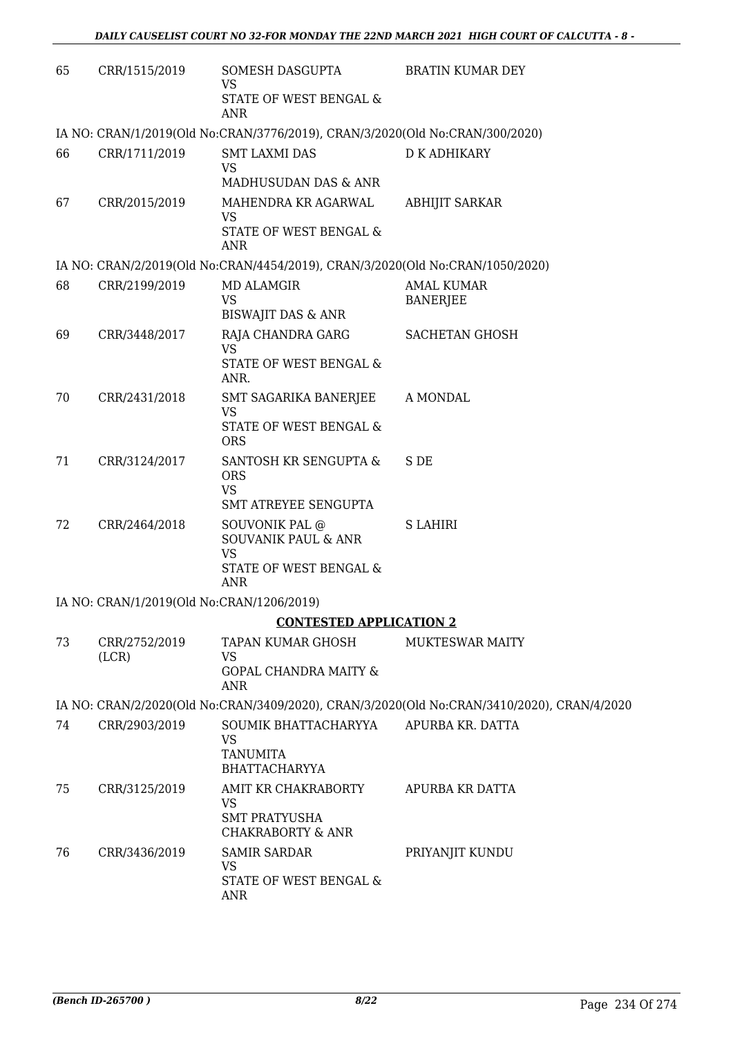| | | | |
|---|---|---|---|
| 65 | CRR/1515/2019 | SOMESH DASGUPTA<br>VS<br>STATE OF WEST BENGAL & ANR | BRATIN KUMAR DEY |

IA NO: CRAN/1/2019(Old No:CRAN/3776/2019), CRAN/3/2020(Old No:CRAN/300/2020)

| | | | |
|---|---|---|---|
| 66 | CRR/1711/2019 | SMT LAXMI DAS<br>VS<br>MADHUSUDAN DAS & ANR | D K ADHIKARY |
| 67 | CRR/2015/2019 | MAHENDRA KR AGARWAL<br>VS<br>STATE OF WEST BENGAL & ANR | ABHIJIT SARKAR |

IA NO: CRAN/2/2019(Old No:CRAN/4454/2019), CRAN/3/2020(Old No:CRAN/1050/2020)

| | | | |
|---|---|---|---|
| 68 | CRR/2199/2019 | MD ALAMGIR<br>VS<br>BISWAJIT DAS & ANR | AMAL KUMAR BANERJEE |
| 69 | CRR/3448/2017 | RAJA CHANDRA GARG<br>VS<br>STATE OF WEST BENGAL & ANR. | SACHETAN GHOSH |
| 70 | CRR/2431/2018 | SMT SAGARIKA BANERJEE<br>VS<br>STATE OF WEST BENGAL & ORS | A MONDAL |
| 71 | CRR/3124/2017 | SANTOSH KR SENGUPTA & ORS<br>VS<br>SMT ATREYEE SENGUPTA | S DE |
| 72 | CRR/2464/2018 | SOUVONIK PAL @ SOUVANIK PAUL & ANR<br>VS<br>STATE OF WEST BENGAL & ANR | S LAHIRI |

IA NO: CRAN/1/2019(Old No:CRAN/1206/2019)

**CONTESTED APPLICATION 2**

| | | | |
|---|---|---|---|
| 73 | CRR/2752/2019 (LCR) | TAPAN KUMAR GHOSH<br>VS<br>GOPAL CHANDRA MAITY & ANR | MUKTESWAR MAITY |

IA NO: CRAN/2/2020(Old No:CRAN/3409/2020), CRAN/3/2020(Old No:CRAN/3410/2020), CRAN/4/2020

| | | | |
|---|---|---|---|
| 74 | CRR/2903/2019 | SOUMIK BHATTACHARYYA<br>VS<br>TANUMITA BHATTACHARYYA | APURBA KR. DATTA |
| 75 | CRR/3125/2019 | AMIT KR CHAKRABORTY<br>VS<br>SMT PRATYUSHA CHAKRABORTY & ANR | APURBA KR DATTA |
| 76 | CRR/3436/2019 | SAMIR SARDAR<br>VS<br>STATE OF WEST BENGAL & ANR | PRIYANJIT KUNDU |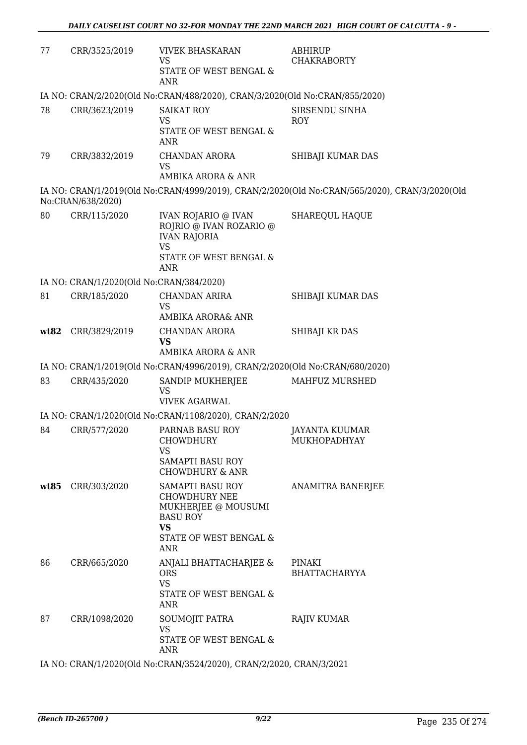| | | | |
|---|---|---|---|
| 77 | CRR/3525/2019 | VIVEK BHASKARAN<br>VS<br>STATE OF WEST BENGAL & ANR | ABHIRUP CHAKRABORTY |

IA NO: CRAN/2/2020(Old No:CRAN/488/2020), CRAN/3/2020(Old No:CRAN/855/2020)

| | | | |
|---|---|---|---|
| 78 | CRR/3623/2019 | SAIKAT ROY<br>VS<br>STATE OF WEST BENGAL & ANR | SIRSENDU SINHA ROY |
| 79 | CRR/3832/2019 | CHANDAN ARORA<br>VS<br>AMBIKA ARORA & ANR | SHIBAJI KUMAR DAS |

IA NO: CRAN/1/2019(Old No:CRAN/4999/2019), CRAN/2/2020(Old No:CRAN/565/2020), CRAN/3/2020(Old No:CRAN/638/2020)

| | | | |
|---|---|---|---|
| 80 | CRR/115/2020 | IVAN ROJARIO @ IVAN ROJRIO @ IVAN ROZARIO @ IVAN RAJORIA<br>VS<br>STATE OF WEST BENGAL & ANR | SHAREQUL HAQUE |

IA NO: CRAN/1/2020(Old No:CRAN/384/2020)

| | | | |
|---|---|---|---|
| 81 | CRR/185/2020 | CHANDAN ARIRA<br>VS<br>AMBIKA ARORA& ANR | SHIBAJI KUMAR DAS |
| **wt82** | CRR/3829/2019 | CHANDAN ARORA<br>**VS**<br>AMBIKA ARORA & ANR | SHIBAJI KR DAS |

IA NO: CRAN/1/2019(Old No:CRAN/4996/2019), CRAN/2/2020(Old No:CRAN/680/2020)

| | | | |
|---|---|---|---|
| 83 | CRR/435/2020 | SANDIP MUKHERJEE<br>VS<br>VIVEK AGARWAL | MAHFUZ MURSHED |

IA NO: CRAN/1/2020(Old No:CRAN/1108/2020), CRAN/2/2020

| | | | |
|---|---|---|---|
| 84 | CRR/577/2020 | PARNAB BASU ROY CHOWDHURY<br>VS<br>SAMAPTI BASU ROY CHOWDHURY & ANR | JAYANTA KUUMAR MUKHOPADHYAY |
| **wt85** | CRR/303/2020 | SAMAPTI BASU ROY CHOWDHURY NEE MUKHERJEE @ MOUSUMI BASU ROY<br>**VS**<br>STATE OF WEST BENGAL & ANR | ANAMITRA BANERJEE |
| 86 | CRR/665/2020 | ANJALI BHATTACHARJEE & ORS<br>VS<br>STATE OF WEST BENGAL & ANR | PINAKI BHATTACHARYYA |
| 87 | CRR/1098/2020 | SOUMOJIT PATRA<br>VS<br>STATE OF WEST BENGAL & ANR | RAJIV KUMAR |

IA NO: CRAN/1/2020(Old No:CRAN/3524/2020), CRAN/2/2020, CRAN/3/2021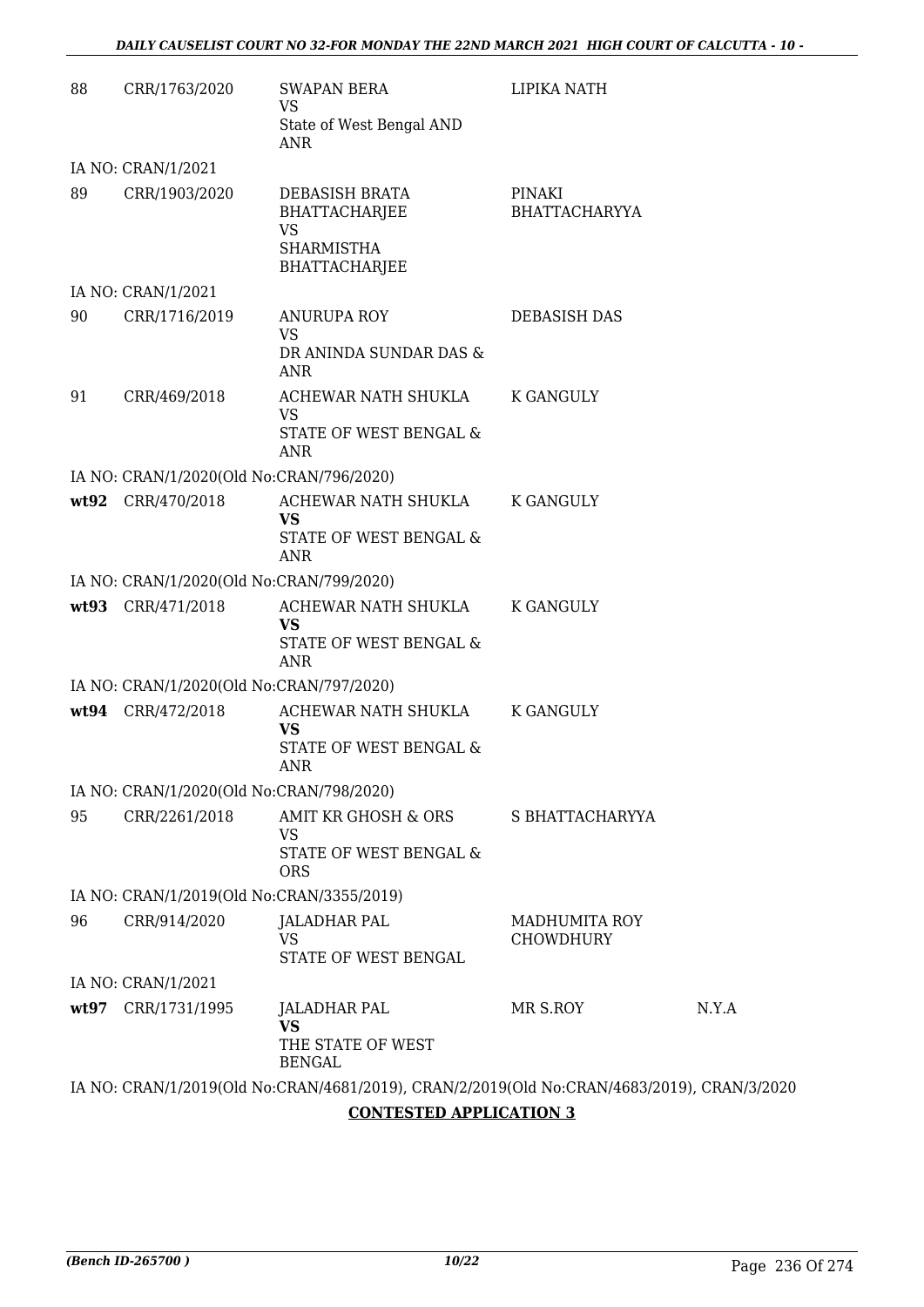| 88 | CRR/1763/2020 | SWAPAN BERA<br>VS<br>State of West Bengal AND ANR | LIPIKA NATH | |
|---|---|---|---|---|
| | IA NO: CRAN/1/2021 | | | |
| 89 | CRR/1903/2020 | DEBASISH BRATA BHATTACHARJEE<br>VS<br>SHARMISTHA BHATTACHARJEE | PINAKI BHATTACHARYYA | |
| | IA NO: CRAN/1/2021 | | | |
| 90 | CRR/1716/2019 | ANURUPA ROY<br>VS<br>DR ANINDA SUNDAR DAS & ANR | DEBASISH DAS | |
| 91 | CRR/469/2018 | ACHEWAR NATH SHUKLA<br>VS<br>STATE OF WEST BENGAL & ANR | K GANGULY | |
| | IA NO: CRAN/1/2020(Old No:CRAN/796/2020) | | | |
| **wt92** | CRR/470/2018 | ACHEWAR NATH SHUKLA<br>**VS**<br>STATE OF WEST BENGAL & ANR | K GANGULY | |
| | IA NO: CRAN/1/2020(Old No:CRAN/799/2020) | | | |
| **wt93** | CRR/471/2018 | ACHEWAR NATH SHUKLA<br>**VS**<br>STATE OF WEST BENGAL & ANR | K GANGULY | |
| | IA NO: CRAN/1/2020(Old No:CRAN/797/2020) | | | |
| **wt94** | CRR/472/2018 | ACHEWAR NATH SHUKLA<br>**VS**<br>STATE OF WEST BENGAL & ANR | K GANGULY | |
| | IA NO: CRAN/1/2020(Old No:CRAN/798/2020) | | | |
| 95 | CRR/2261/2018 | AMIT KR GHOSH & ORS<br>VS<br>STATE OF WEST BENGAL & ORS | S BHATTACHARYYA | |
| | IA NO: CRAN/1/2019(Old No:CRAN/3355/2019) | | | |
| 96 | CRR/914/2020 | JALADHAR PAL<br>VS<br>STATE OF WEST BENGAL | MADHUMITA ROY CHOWDHURY | |
| | IA NO: CRAN/1/2021 | | | |
| **wt97** | CRR/1731/1995 | JALADHAR PAL<br>**VS**<br>THE STATE OF WEST BENGAL | MR S.ROY | N.Y.A |

IA NO: CRAN/1/2019(Old No:CRAN/4681/2019), CRAN/2/2019(Old No:CRAN/4683/2019), CRAN/3/2020

**CONTESTED APPLICATION 3**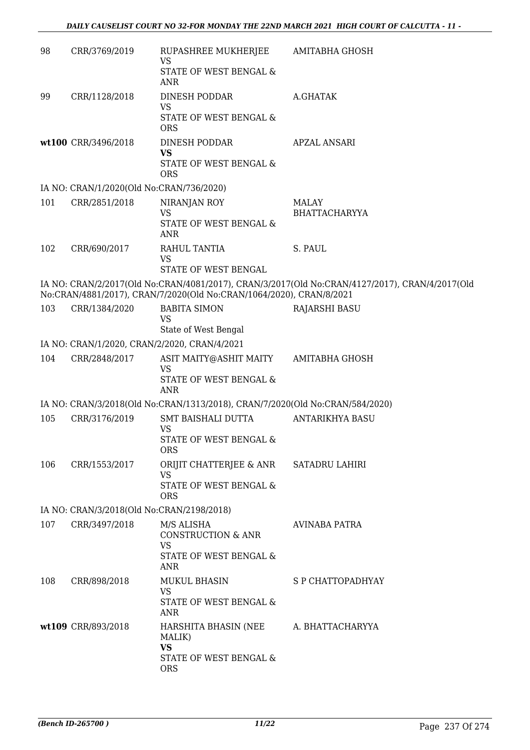| | | | |
|---|---|---|---|
| 98 | CRR/3769/2019 | RUPASHREE MUKHERJEE<br>VS<br>STATE OF WEST BENGAL & ANR | AMITABHA GHOSH |
| 99 | CRR/1128/2018 | DINESH PODDAR<br>VS<br>STATE OF WEST BENGAL & ORS | A.GHATAK |
| **wt100** | CRR/3496/2018 | DINESH PODDAR<br>**VS**<br>STATE OF WEST BENGAL & ORS | APZAL ANSARI |

IA NO: CRAN/1/2020(Old No:CRAN/736/2020)

| | | | |
|---|---|---|---|
| 101 | CRR/2851/2018 | NIRANJAN ROY<br>VS<br>STATE OF WEST BENGAL & ANR | MALAY BHATTACHARYYA |
| 102 | CRR/690/2017 | RAHUL TANTIA<br>VS<br>STATE OF WEST BENGAL | S. PAUL |

IA NO: CRAN/2/2017(Old No:CRAN/4081/2017), CRAN/3/2017(Old No:CRAN/4127/2017), CRAN/4/2017(Old No:CRAN/4881/2017), CRAN/7/2020(Old No:CRAN/1064/2020), CRAN/8/2021

| | | | |
|---|---|---|---|
| 103 | CRR/1384/2020 | BABITA SIMON<br>VS<br>State of West Bengal | RAJARSHI BASU |

IA NO: CRAN/1/2020, CRAN/2/2020, CRAN/4/2021

| | | | |
|---|---|---|---|
| 104 | CRR/2848/2017 | ASIT MAITY@ASHIT MAITY<br>VS<br>STATE OF WEST BENGAL & ANR | AMITABHA GHOSH |

IA NO: CRAN/3/2018(Old No:CRAN/1313/2018), CRAN/7/2020(Old No:CRAN/584/2020)

| | | | |
|---|---|---|---|
| 105 | CRR/3176/2019 | SMT BAISHALI DUTTA<br>VS<br>STATE OF WEST BENGAL & ORS | ANTARIKHYA BASU |
| 106 | CRR/1553/2017 | ORIJIT CHATTERJEE & ANR<br>VS<br>STATE OF WEST BENGAL & ORS | SATADRU LAHIRI |

IA NO: CRAN/3/2018(Old No:CRAN/2198/2018)

| | | | |
|---|---|---|---|
| 107 | CRR/3497/2018 | M/S ALISHA CONSTRUCTION & ANR<br>VS<br>STATE OF WEST BENGAL & ANR | AVINABA PATRA |
| 108 | CRR/898/2018 | MUKUL BHASIN<br>VS<br>STATE OF WEST BENGAL & ANR | S P CHATTOPADHYAY |
| **wt109** | CRR/893/2018 | HARSHITA BHASIN (NEE MALIK)<br>**VS**<br>STATE OF WEST BENGAL & ORS | A. BHATTACHARYYA |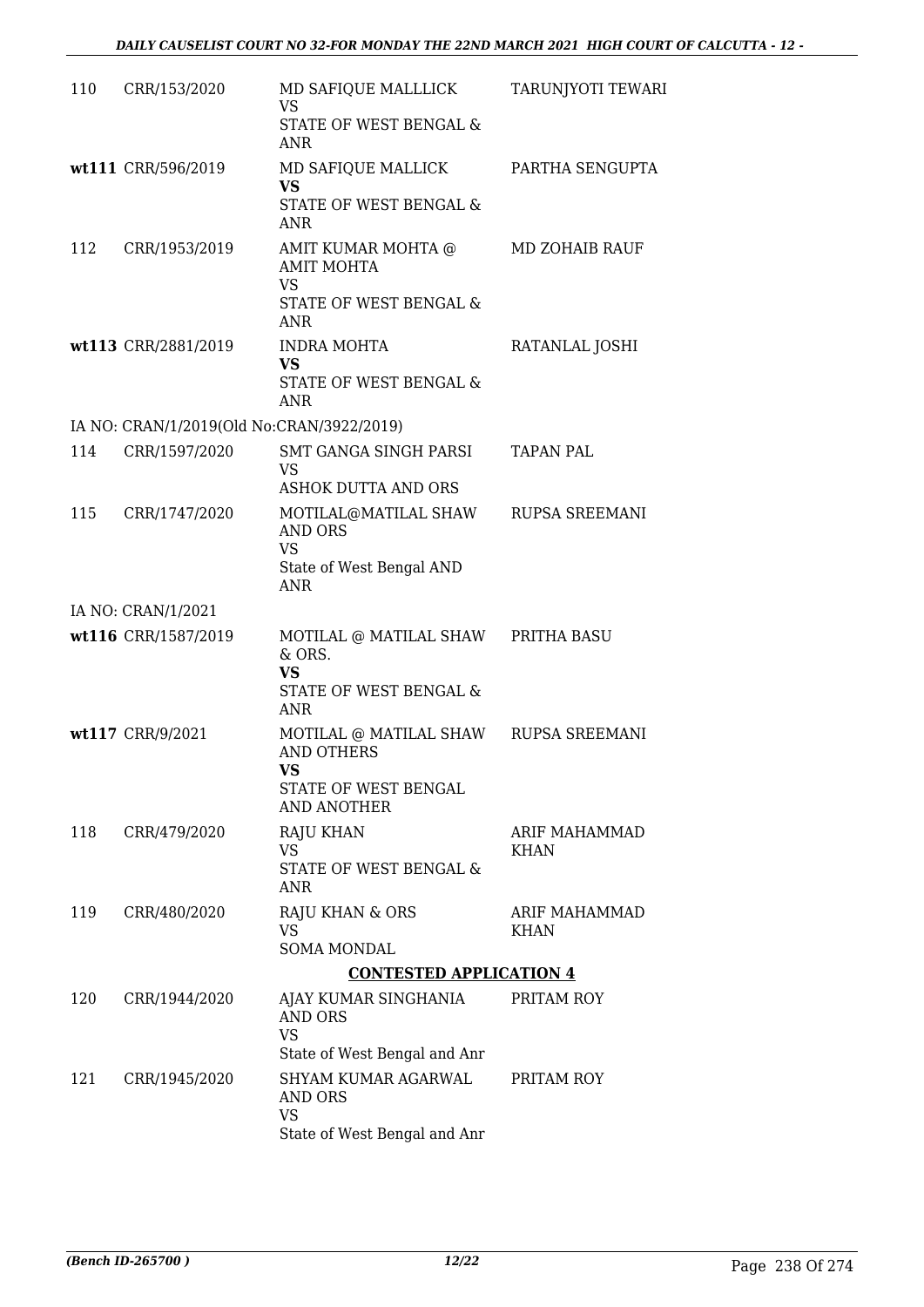| | | | |
|---|---|---|---|
| 110 | CRR/153/2020 | MD SAFIQUE MALLLICK<br>VS<br>STATE OF WEST BENGAL & ANR | TARUNJYOTI TEWARI |
| wt111 | CRR/596/2019 | MD SAFIQUE MALLICK<br>**VS**<br>STATE OF WEST BENGAL & ANR | PARTHA SENGUPTA |
| 112 | CRR/1953/2019 | AMIT KUMAR MOHTA @ AMIT MOHTA<br>VS<br>STATE OF WEST BENGAL & ANR | MD ZOHAIB RAUF |
| wt113 | CRR/2881/2019 | INDRA MOHTA<br>**VS**<br>STATE OF WEST BENGAL & ANR | RATANLAL JOSHI |
| | IA NO: CRAN/1/2019(Old No:CRAN/3922/2019) | | |
| 114 | CRR/1597/2020 | SMT GANGA SINGH PARSI<br>VS<br>ASHOK DUTTA AND ORS | TAPAN PAL |
| 115 | CRR/1747/2020 | MOTILAL@MATILAL SHAW AND ORS<br>VS<br>State of West Bengal AND ANR | RUPSA SREEMANI |
| | IA NO: CRAN/1/2021 | | |
| wt116 | CRR/1587/2019 | MOTILAL @ MATILAL SHAW & ORS.<br>**VS**<br>STATE OF WEST BENGAL & ANR | PRITHA BASU |
| wt117 | CRR/9/2021 | MOTILAL @ MATILAL SHAW AND OTHERS<br>**VS**<br>STATE OF WEST BENGAL AND ANOTHER | RUPSA SREEMANI |
| 118 | CRR/479/2020 | RAJU KHAN<br>VS<br>STATE OF WEST BENGAL & ANR | ARIF MAHAMMAD KHAN |
| 119 | CRR/480/2020 | RAJU KHAN & ORS<br>VS<br>SOMA MONDAL | ARIF MAHAMMAD KHAN |
| | | **CONTESTED APPLICATION 4** | |
| 120 | CRR/1944/2020 | AJAY KUMAR SINGHANIA AND ORS<br>VS<br>State of West Bengal and Anr | PRITAM ROY |
| 121 | CRR/1945/2020 | SHYAM KUMAR AGARWAL AND ORS<br>VS<br>State of West Bengal and Anr | PRITAM ROY |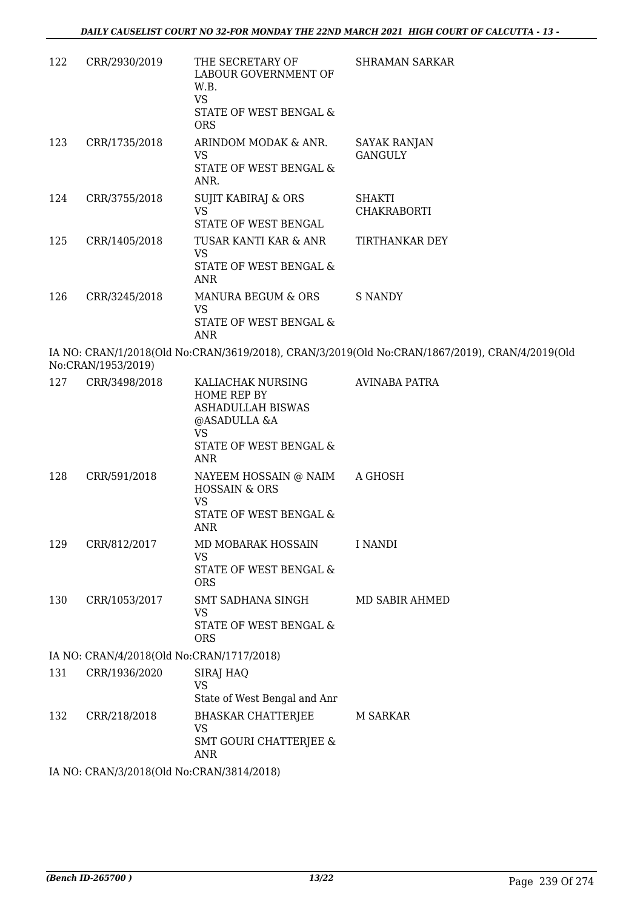| | | | |
|---|---|---|---|
| 122 | CRR/2930/2019 | THE SECRETARY OF LABOUR GOVERNMENT OF W.B.<br>VS<br>STATE OF WEST BENGAL & ORS | SHRAMAN SARKAR |
| 123 | CRR/1735/2018 | ARINDOM MODAK & ANR.<br>VS<br>STATE OF WEST BENGAL & ANR. | SAYAK RANJAN GANGULY |
| 124 | CRR/3755/2018 | SUJIT KABIRAJ & ORS<br>VS<br>STATE OF WEST BENGAL | SHAKTI CHAKRABORTI |
| 125 | CRR/1405/2018 | TUSAR KANTI KAR & ANR<br>VS<br>STATE OF WEST BENGAL & ANR | TIRTHANKAR DEY |
| 126 | CRR/3245/2018 | MANURA BEGUM & ORS<br>VS<br>STATE OF WEST BENGAL & ANR | S NANDY |

IA NO: CRAN/1/2018(Old No:CRAN/3619/2018), CRAN/3/2019(Old No:CRAN/1867/2019), CRAN/4/2019(Old No:CRAN/1953/2019)

| | | | |
|---|---|---|---|
| 127 | CRR/3498/2018 | KALIACHAK NURSING HOME REP BY ASHADULLAH BISWAS @ASADULLA &A<br>VS<br>STATE OF WEST BENGAL & ANR | AVINABA PATRA |
| 128 | CRR/591/2018 | NAYEEM HOSSAIN @ NAIM HOSSAIN & ORS<br>VS<br>STATE OF WEST BENGAL & ANR | A GHOSH |
| 129 | CRR/812/2017 | MD MOBARAK HOSSAIN<br>VS<br>STATE OF WEST BENGAL & ORS | I NANDI |
| 130 | CRR/1053/2017 | SMT SADHANA SINGH<br>VS<br>STATE OF WEST BENGAL & ORS | MD SABIR AHMED |

IA NO: CRAN/4/2018(Old No:CRAN/1717/2018)

| | | | |
|---|---|---|---|
| 131 | CRR/1936/2020 | SIRAJ HAQ<br>VS<br>State of West Bengal and Anr | |
| 132 | CRR/218/2018 | BHASKAR CHATTERJEE<br>VS<br>SMT GOURI CHATTERJEE & ANR | M SARKAR |

IA NO: CRAN/3/2018(Old No:CRAN/3814/2018)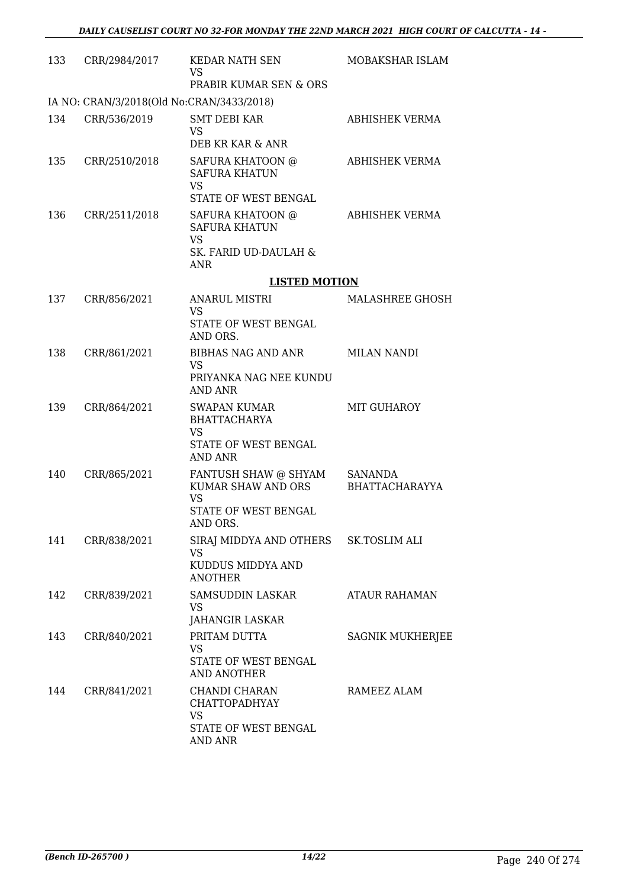| | | | |
|---|---|---|---|
| 133 | CRR/2984/2017 | KEDAR NATH SEN<br>VS<br>PRABIR KUMAR SEN & ORS | MOBAKSHAR ISLAM |

IA NO: CRAN/3/2018(Old No:CRAN/3433/2018)

| | | | |
|---|---|---|---|
| 134 | CRR/536/2019 | SMT DEBI KAR<br>VS<br>DEB KR KAR & ANR | ABHISHEK VERMA |
| 135 | CRR/2510/2018 | SAFURA KHATOON @ SAFURA KHATUN<br>VS<br>STATE OF WEST BENGAL | ABHISHEK VERMA |
| 136 | CRR/2511/2018 | SAFURA KHATOON @ SAFURA KHATUN<br>VS<br>SK. FARID UD-DAULAH & ANR | ABHISHEK VERMA |

**LISTED MOTION**

| | | | |
|---|---|---|---|
| 137 | CRR/856/2021 | ANARUL MISTRI<br>VS<br>STATE OF WEST BENGAL AND ORS. | MALASHREE GHOSH |
| 138 | CRR/861/2021 | BIBHAS NAG AND ANR<br>VS<br>PRIYANKA NAG NEE KUNDU AND ANR | MILAN NANDI |
| 139 | CRR/864/2021 | SWAPAN KUMAR BHATTACHARYA<br>VS<br>STATE OF WEST BENGAL AND ANR | MIT GUHAROY |
| 140 | CRR/865/2021 | FANTUSH SHAW @ SHYAM KUMAR SHAW AND ORS<br>VS<br>STATE OF WEST BENGAL AND ORS. | SANANDA BHATTACHARAYYA |
| 141 | CRR/838/2021 | SIRAJ MIDDYA AND OTHERS<br>VS<br>KUDDUS MIDDYA AND ANOTHER | SK.TOSLIM ALI |
| 142 | CRR/839/2021 | SAMSUDDIN LASKAR<br>VS<br>JAHANGIR LASKAR | ATAUR RAHAMAN |
| 143 | CRR/840/2021 | PRITAM DUTTA<br>VS<br>STATE OF WEST BENGAL AND ANOTHER | SAGNIK MUKHERJEE |
| 144 | CRR/841/2021 | CHANDI CHARAN CHATTOPADHYAY<br>VS<br>STATE OF WEST BENGAL AND ANR | RAMEEZ ALAM |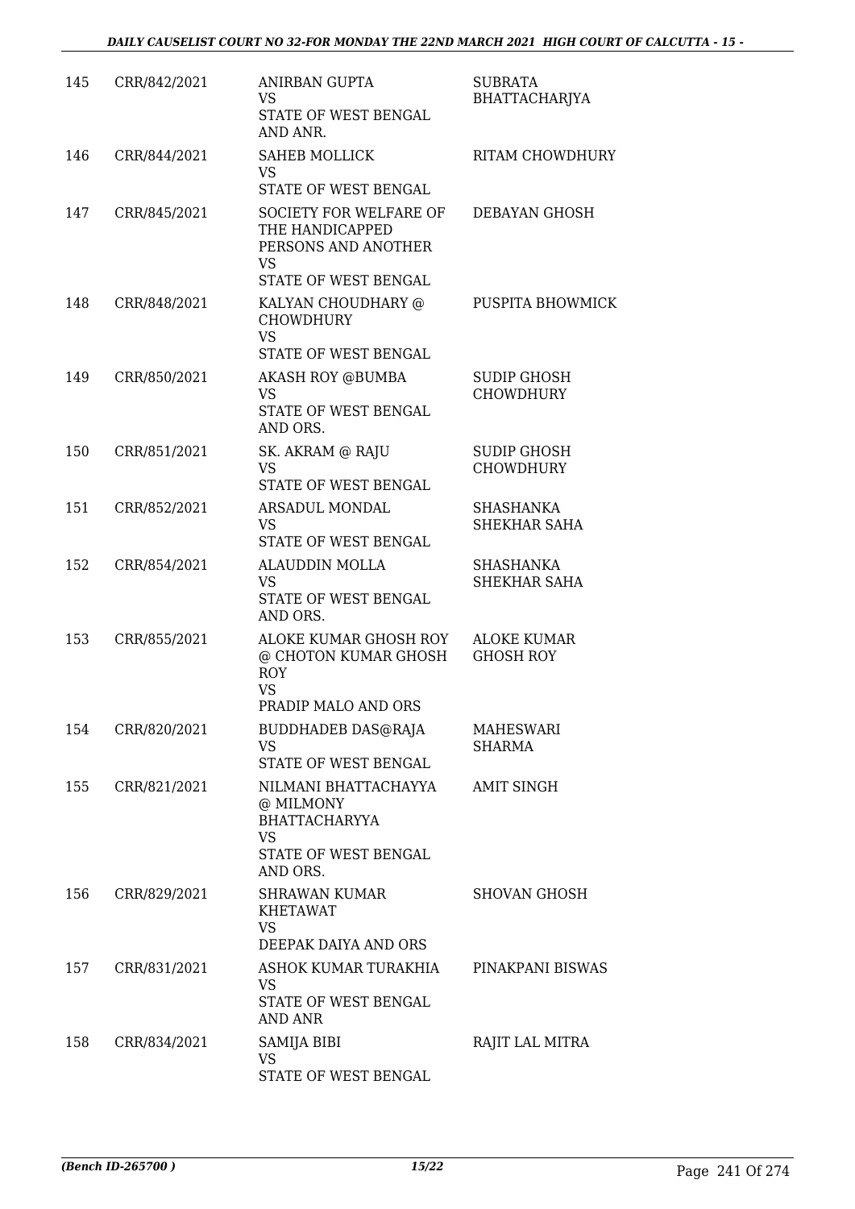| 145 | CRR/842/2021 | ANIRBAN GUPTA<br>VS<br>STATE OF WEST BENGAL AND ANR. | SUBRATA BHATTACHARJYA |
|---|---|---|---|
| 146 | CRR/844/2021 | SAHEB MOLLICK<br>VS<br>STATE OF WEST BENGAL | RITAM CHOWDHURY |
| 147 | CRR/845/2021 | SOCIETY FOR WELFARE OF THE HANDICAPPED PERSONS AND ANOTHER<br>VS<br>STATE OF WEST BENGAL | DEBAYAN GHOSH |
| 148 | CRR/848/2021 | KALYAN CHOUDHARY @ CHOWDHURY<br>VS<br>STATE OF WEST BENGAL | PUSPITA BHOWMICK |
| 149 | CRR/850/2021 | AKASH ROY @BUMBA<br>VS<br>STATE OF WEST BENGAL AND ORS. | SUDIP GHOSH CHOWDHURY |
| 150 | CRR/851/2021 | SK. AKRAM @ RAJU<br>VS<br>STATE OF WEST BENGAL | SUDIP GHOSH CHOWDHURY |
| 151 | CRR/852/2021 | ARSADUL MONDAL<br>VS<br>STATE OF WEST BENGAL | SHASHANKA SHEKHAR SAHA |
| 152 | CRR/854/2021 | ALAUDDIN MOLLA<br>VS<br>STATE OF WEST BENGAL AND ORS. | SHASHANKA SHEKHAR SAHA |
| 153 | CRR/855/2021 | ALOKE KUMAR GHOSH ROY @ CHOTON KUMAR GHOSH ROY<br>VS<br>PRADIP MALO AND ORS | ALOKE KUMAR GHOSH ROY |
| 154 | CRR/820/2021 | BUDDHADEB DAS@RAJA<br>VS<br>STATE OF WEST BENGAL | MAHESWARI SHARMA |
| 155 | CRR/821/2021 | NILMANI BHATTACHAYYA @ MILMONY BHATTACHARYYA<br>VS<br>STATE OF WEST BENGAL AND ORS. | AMIT SINGH |
| 156 | CRR/829/2021 | SHRAWAN KUMAR KHETAWAT<br>VS<br>DEEPAK DAIYA AND ORS | SHOVAN GHOSH |
| 157 | CRR/831/2021 | ASHOK KUMAR TURAKHIA<br>VS<br>STATE OF WEST BENGAL AND ANR | PINAKPANI BISWAS |
| 158 | CRR/834/2021 | SAMIJA BIBI<br>VS<br>STATE OF WEST BENGAL | RAJIT LAL MITRA |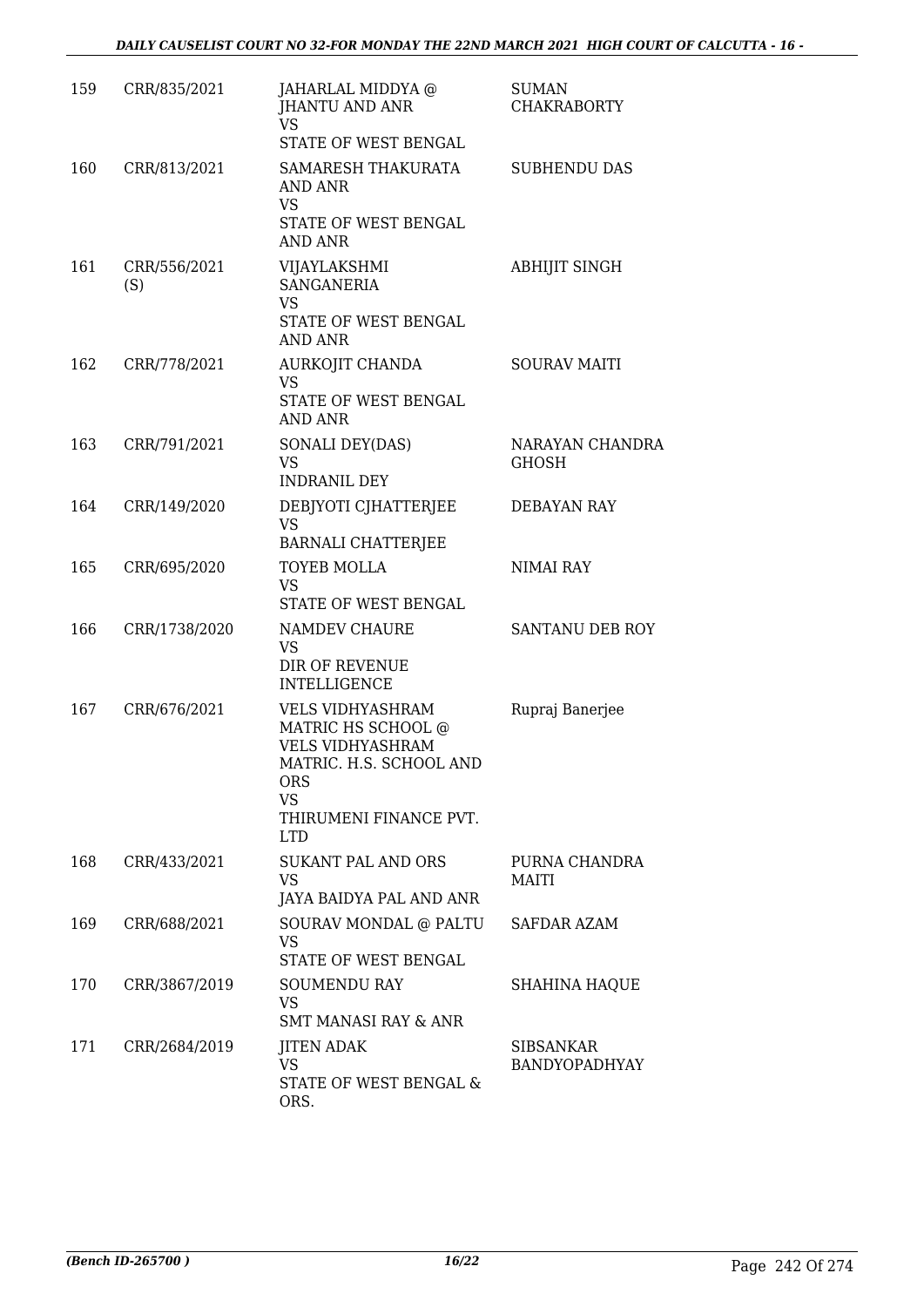| | | | |
|---|---|---|---|
| 159 | CRR/835/2021 | JAHARLAL MIDDYA @ JHANTU AND ANR<br>VS<br>STATE OF WEST BENGAL | SUMAN CHAKRABORTY |
| 160 | CRR/813/2021 | SAMARESH THAKURATA AND ANR<br>VS<br>STATE OF WEST BENGAL AND ANR | SUBHENDU DAS |
| 161 | CRR/556/2021 (S) | VIJAYLAKSHMI SANGANERIA<br>VS<br>STATE OF WEST BENGAL AND ANR | ABHIJIT SINGH |
| 162 | CRR/778/2021 | AURKOJIT CHANDA<br>VS<br>STATE OF WEST BENGAL AND ANR | SOURAV MAITI |
| 163 | CRR/791/2021 | SONALI DEY(DAS)<br>VS<br>INDRANIL DEY | NARAYAN CHANDRA GHOSH |
| 164 | CRR/149/2020 | DEBJYOTI CJHATTERJEE<br>VS<br>BARNALI CHATTERJEE | DEBAYAN RAY |
| 165 | CRR/695/2020 | TOYEB MOLLA<br>VS<br>STATE OF WEST BENGAL | NIMAI RAY |
| 166 | CRR/1738/2020 | NAMDEV CHAURE<br>VS<br>DIR OF REVENUE INTELLIGENCE | SANTANU DEB ROY |
| 167 | CRR/676/2021 | VELS VIDHYASHRAM MATRIC HS SCHOOL @ VELS VIDHYASHRAM MATRIC. H.S. SCHOOL AND ORS<br>VS<br>THIRUMENI FINANCE PVT. LTD | Rupraj Banerjee |
| 168 | CRR/433/2021 | SUKANT PAL AND ORS<br>VS<br>JAYA BAIDYA PAL AND ANR | PURNA CHANDRA MAITI |
| 169 | CRR/688/2021 | SOURAV MONDAL @ PALTU<br>VS<br>STATE OF WEST BENGAL | SAFDAR AZAM |
| 170 | CRR/3867/2019 | SOUMENDU RAY<br>VS<br>SMT MANASI RAY & ANR | SHAHINA HAQUE |
| 171 | CRR/2684/2019 | JITEN ADAK<br>VS<br>STATE OF WEST BENGAL & ORS. | SIBSANKAR BANDYOPADHYAY |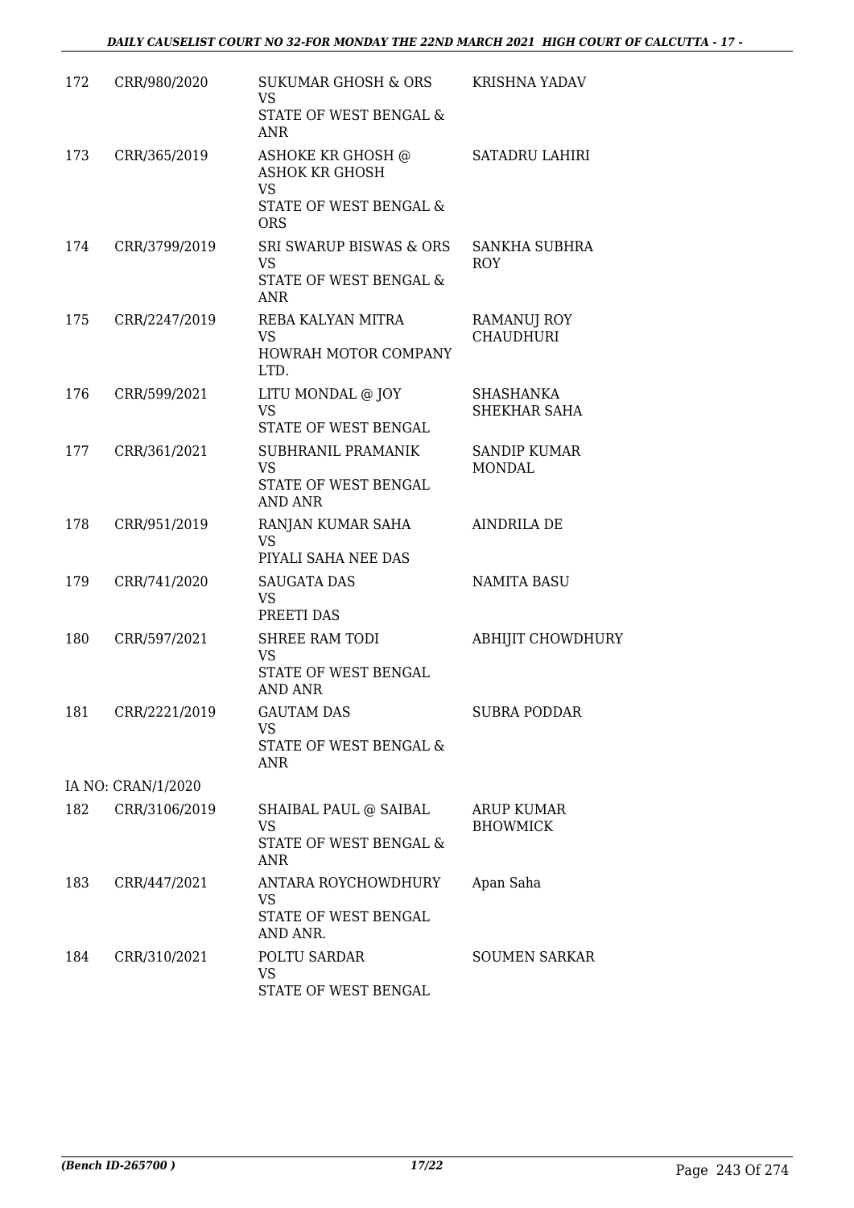| | | | |
|---|---|---|---|
| 172 | CRR/980/2020 | SUKUMAR GHOSH & ORS<br>VS<br>STATE OF WEST BENGAL & ANR | KRISHNA YADAV |
| 173 | CRR/365/2019 | ASHOKE KR GHOSH @ ASHOK KR GHOSH<br>VS<br>STATE OF WEST BENGAL & ORS | SATADRU LAHIRI |
| 174 | CRR/3799/2019 | SRI SWARUP BISWAS & ORS<br>VS<br>STATE OF WEST BENGAL & ANR | SANKHA SUBHRA ROY |
| 175 | CRR/2247/2019 | REBA KALYAN MITRA<br>VS<br>HOWRAH MOTOR COMPANY LTD. | RAMANUJ ROY CHAUDHURI |
| 176 | CRR/599/2021 | LITU MONDAL @ JOY<br>VS<br>STATE OF WEST BENGAL | SHASHANKA SHEKHAR SAHA |
| 177 | CRR/361/2021 | SUBHRANIL PRAMANIK<br>VS<br>STATE OF WEST BENGAL AND ANR | SANDIP KUMAR MONDAL |
| 178 | CRR/951/2019 | RANJAN KUMAR SAHA<br>VS<br>PIYALI SAHA NEE DAS | AINDRILA DE |
| 179 | CRR/741/2020 | SAUGATA DAS<br>VS<br>PREETI DAS | NAMITA BASU |
| 180 | CRR/597/2021 | SHREE RAM TODI<br>VS<br>STATE OF WEST BENGAL AND ANR | ABHIJIT CHOWDHURY |
| 181 | CRR/2221/2019 | GAUTAM DAS<br>VS<br>STATE OF WEST BENGAL & ANR | SUBRA PODDAR |
| IA NO: CRAN/1/2020 | | | |
| 182 | CRR/3106/2019 | SHAIBAL PAUL @ SAIBAL<br>VS<br>STATE OF WEST BENGAL & ANR | ARUP KUMAR BHOWMICK |
| 183 | CRR/447/2021 | ANTARA ROYCHOWDHURY<br>VS<br>STATE OF WEST BENGAL AND ANR. | Apan Saha |
| 184 | CRR/310/2021 | POLTU SARDAR<br>VS<br>STATE OF WEST BENGAL | SOUMEN SARKAR |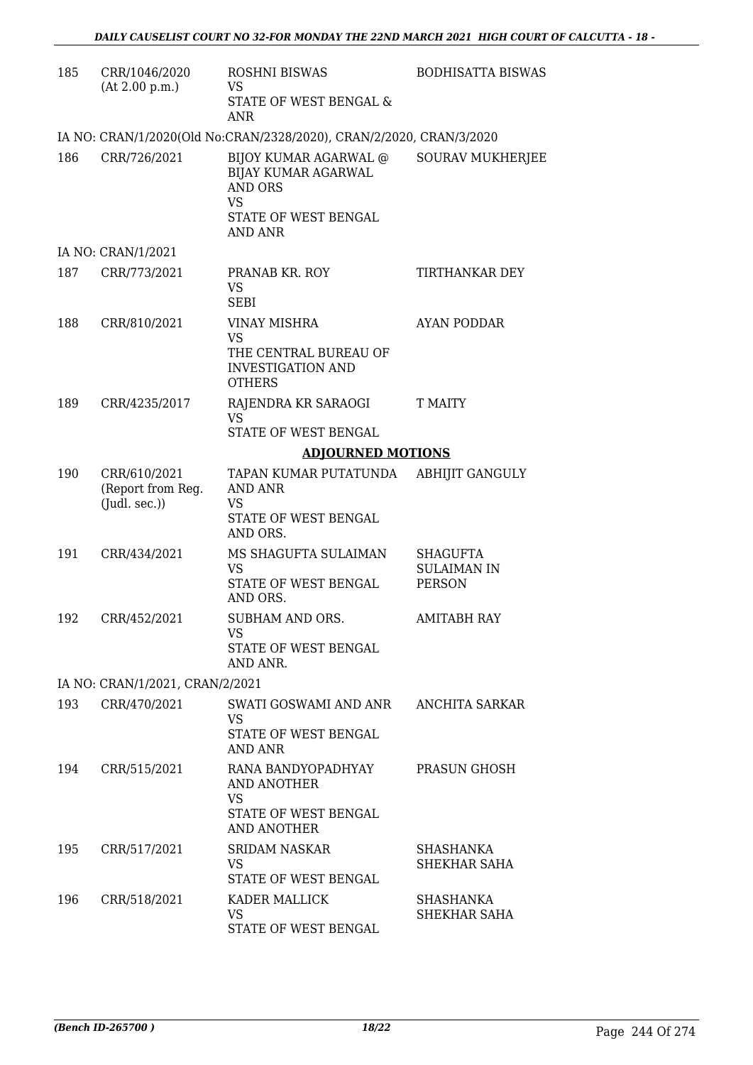| | | | |
|---|---|---|---|
| 185 | CRR/1046/2020 (At 2.00 p.m.) | ROSHNI BISWAS VS STATE OF WEST BENGAL & ANR | BODHISATTA BISWAS |

IA NO: CRAN/1/2020(Old No:CRAN/2328/2020), CRAN/2/2020, CRAN/3/2020

| | | | |
|---|---|---|---|
| 186 | CRR/726/2021 | BIJOY KUMAR AGARWAL @ BIJAY KUMAR AGARWAL AND ORS VS STATE OF WEST BENGAL AND ANR | SOURAV MUKHERJEE |

IA NO: CRAN/1/2021

| | | | |
|---|---|---|---|
| 187 | CRR/773/2021 | PRANAB KR. ROY VS SEBI | TIRTHANKAR DEY |
| 188 | CRR/810/2021 | VINAY MISHRA VS THE CENTRAL BUREAU OF INVESTIGATION AND OTHERS | AYAN PODDAR |
| 189 | CRR/4235/2017 | RAJENDRA KR SARAOGI VS STATE OF WEST BENGAL | T MAITY |

## ADJOURNED MOTIONS

| | | | |
|---|---|---|---|
| 190 | CRR/610/2021 (Report from Reg. (Judl. sec.)) | TAPAN KUMAR PUTATUNDA AND ANR VS STATE OF WEST BENGAL AND ORS. | ABHIJIT GANGULY |
| 191 | CRR/434/2021 | MS SHAGUFTA SULAIMAN VS STATE OF WEST BENGAL AND ORS. | SHAGUFTA SULAIMAN IN PERSON |
| 192 | CRR/452/2021 | SUBHAM AND ORS. VS STATE OF WEST BENGAL AND ANR. | AMITABH RAY |

IA NO: CRAN/1/2021, CRAN/2/2021

| | | | |
|---|---|---|---|
| 193 | CRR/470/2021 | SWATI GOSWAMI AND ANR VS STATE OF WEST BENGAL AND ANR | ANCHITA SARKAR |
| 194 | CRR/515/2021 | RANA BANDYOPADHYAY AND ANOTHER VS STATE OF WEST BENGAL AND ANOTHER | PRASUN GHOSH |
| 195 | CRR/517/2021 | SRIDAM NASKAR VS STATE OF WEST BENGAL | SHASHANKA SHEKHAR SAHA |
| 196 | CRR/518/2021 | KADER MALLICK VS STATE OF WEST BENGAL | SHASHANKA SHEKHAR SAHA |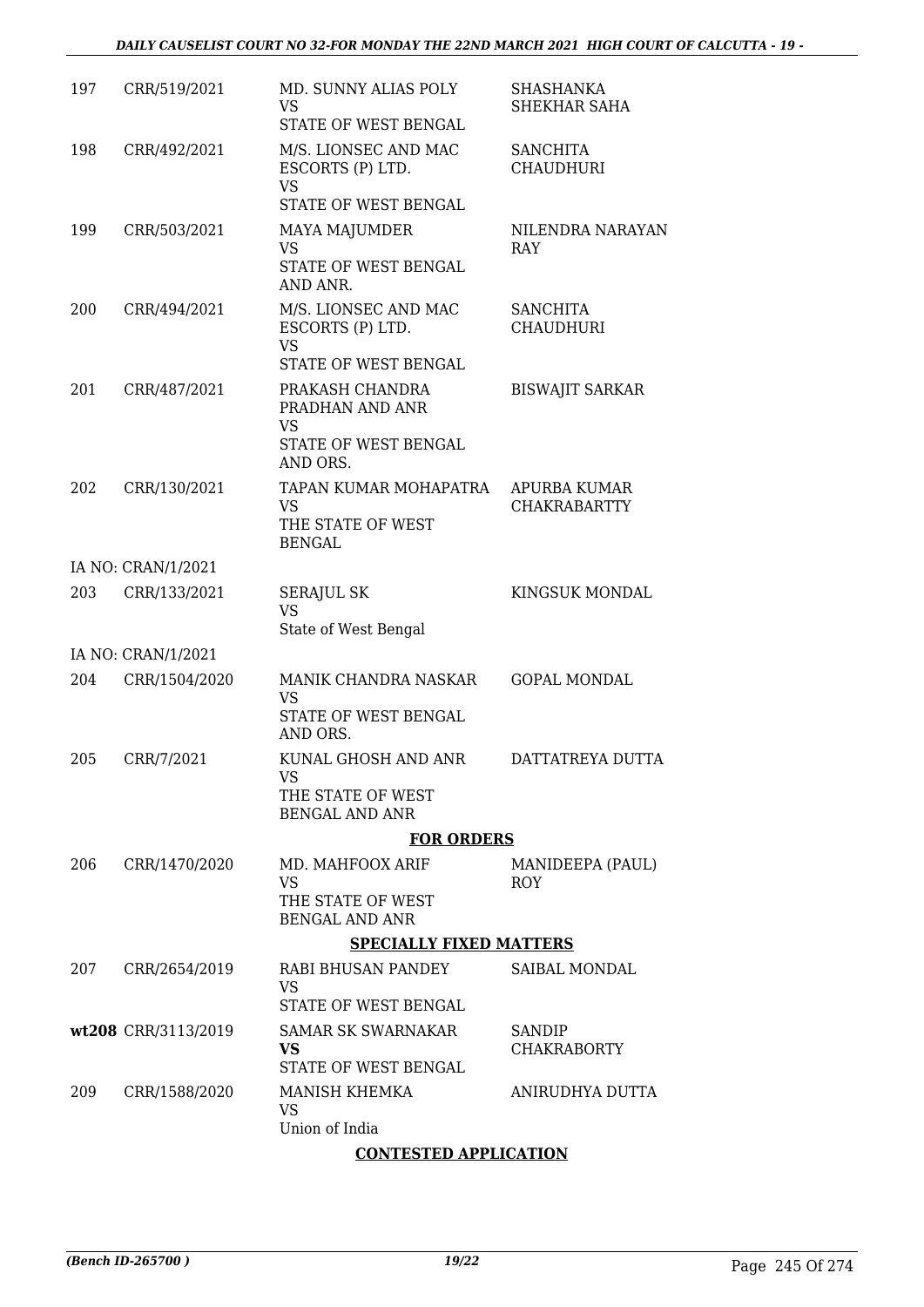| | | | |
|---|---|---|---|
| 197 | CRR/519/2021 | MD. SUNNY ALIAS POLY<br>VS<br>STATE OF WEST BENGAL | SHASHANKA SHEKHAR SAHA |
| 198 | CRR/492/2021 | M/S. LIONSEC AND MAC ESCORTS (P) LTD.<br>VS<br>STATE OF WEST BENGAL | SANCHITA CHAUDHURI |
| 199 | CRR/503/2021 | MAYA MAJUMDER<br>VS<br>STATE OF WEST BENGAL AND ANR. | NILENDRA NARAYAN RAY |
| 200 | CRR/494/2021 | M/S. LIONSEC AND MAC ESCORTS (P) LTD.<br>VS<br>STATE OF WEST BENGAL | SANCHITA CHAUDHURI |
| 201 | CRR/487/2021 | PRAKASH CHANDRA PRADHAN AND ANR<br>VS<br>STATE OF WEST BENGAL AND ORS. | BISWAJIT SARKAR |
| 202 | CRR/130/2021 | TAPAN KUMAR MOHAPATRA<br>VS<br>THE STATE OF WEST BENGAL | APURBA KUMAR CHAKRABARTTY |
| | IA NO: CRAN/1/2021 | | |
| 203 | CRR/133/2021 | SERAJUL SK<br>VS<br>State of West Bengal | KINGSUK MONDAL |
| | IA NO: CRAN/1/2021 | | |
| 204 | CRR/1504/2020 | MANIK CHANDRA NASKAR<br>VS<br>STATE OF WEST BENGAL AND ORS. | GOPAL MONDAL |
| 205 | CRR/7/2021 | KUNAL GHOSH AND ANR<br>VS<br>THE STATE OF WEST BENGAL AND ANR | DATTATREYA DUTTA |

**FOR ORDERS**

| | | | |
|---|---|---|---|
| 206 | CRR/1470/2020 | MD. MAHFOOX ARIF<br>VS<br>THE STATE OF WEST BENGAL AND ANR | MANIDEEPA (PAUL) ROY |

**SPECIALLY FIXED MATTERS**

| | | | |
|---|---|---|---|
| 207 | CRR/2654/2019 | RABI BHUSAN PANDEY<br>VS<br>STATE OF WEST BENGAL | SAIBAL MONDAL |
| wt208 | CRR/3113/2019 | SAMAR SK SWARNAKAR<br>**VS**<br>STATE OF WEST BENGAL | SANDIP CHAKRABORTY |
| 209 | CRR/1588/2020 | MANISH KHEMKA<br>VS<br>Union of India | ANIRUDHYA DUTTA |

**CONTESTED APPLICATION**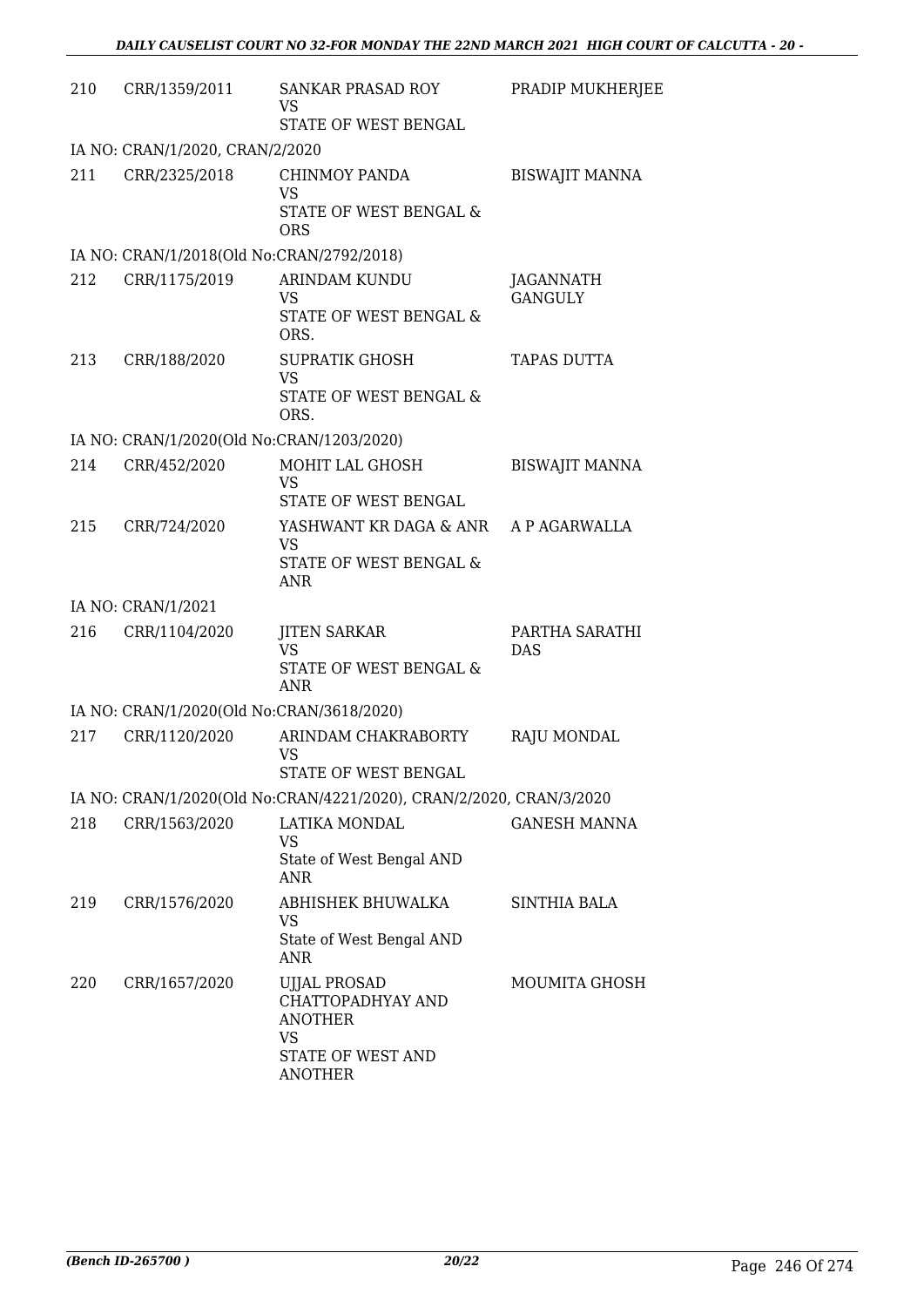| | | | |
|---|---|---|---|
| 210 | CRR/1359/2011 | SANKAR PRASAD ROY<br>VS<br>STATE OF WEST BENGAL | PRADIP MUKHERJEE |
| IA NO: CRAN/1/2020, CRAN/2/2020 | | | |
| 211 | CRR/2325/2018 | CHINMOY PANDA<br>VS<br>STATE OF WEST BENGAL & ORS | BISWAJIT MANNA |
| IA NO: CRAN/1/2018(Old No:CRAN/2792/2018) | | | |
| 212 | CRR/1175/2019 | ARINDAM KUNDU<br>VS<br>STATE OF WEST BENGAL & ORS. | JAGANNATH GANGULY |
| 213 | CRR/188/2020 | SUPRATIK GHOSH<br>VS<br>STATE OF WEST BENGAL & ORS. | TAPAS DUTTA |
| IA NO: CRAN/1/2020(Old No:CRAN/1203/2020) | | | |
| 214 | CRR/452/2020 | MOHIT LAL GHOSH<br>VS<br>STATE OF WEST BENGAL | BISWAJIT MANNA |
| 215 | CRR/724/2020 | YASHWANT KR DAGA & ANR<br>VS<br>STATE OF WEST BENGAL & ANR | A P AGARWALLA |
| IA NO: CRAN/1/2021 | | | |
| 216 | CRR/1104/2020 | JITEN SARKAR<br>VS<br>STATE OF WEST BENGAL & ANR | PARTHA SARATHI DAS |
| IA NO: CRAN/1/2020(Old No:CRAN/3618/2020) | | | |
| 217 | CRR/1120/2020 | ARINDAM CHAKRABORTY<br>VS<br>STATE OF WEST BENGAL | RAJU MONDAL |
| IA NO: CRAN/1/2020(Old No:CRAN/4221/2020), CRAN/2/2020, CRAN/3/2020 | | | |
| 218 | CRR/1563/2020 | LATIKA MONDAL<br>VS<br>State of West Bengal AND ANR | GANESH MANNA |
| 219 | CRR/1576/2020 | ABHISHEK BHUWALKA<br>VS<br>State of West Bengal AND ANR | SINTHIA BALA |
| 220 | CRR/1657/2020 | UJJAL PROSAD CHATTOPADHYAY AND ANOTHER<br>VS<br>STATE OF WEST AND ANOTHER | MOUMITA GHOSH |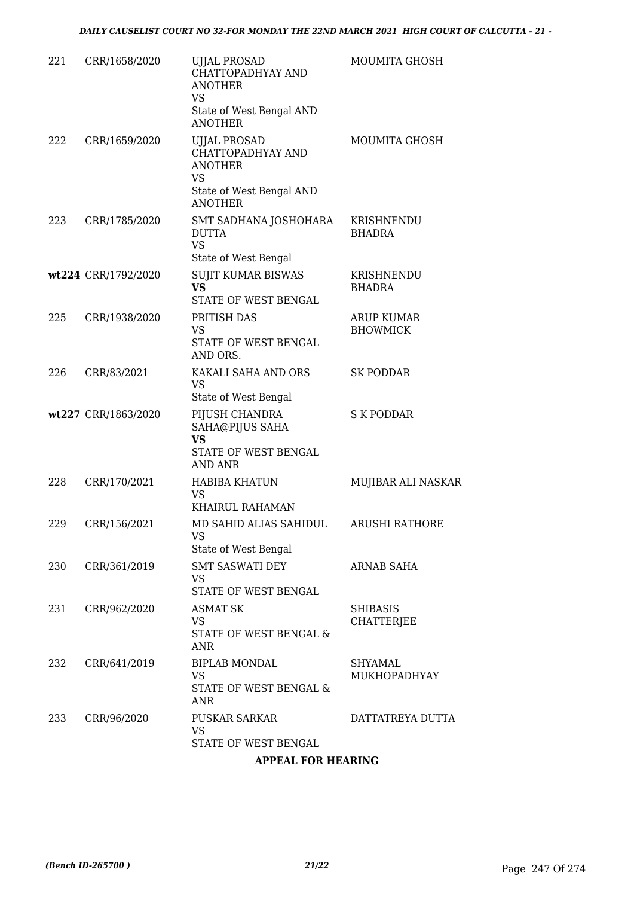| | | | |
|---|---|---|---|
| 221 | CRR/1658/2020 | UJJAL PROSAD CHATTOPADHYAY AND ANOTHER<br>VS<br>State of West Bengal AND ANOTHER | MOUMITA GHOSH |
| 222 | CRR/1659/2020 | UJJAL PROSAD CHATTOPADHYAY AND ANOTHER<br>VS<br>State of West Bengal AND ANOTHER | MOUMITA GHOSH |
| 223 | CRR/1785/2020 | SMT SADHANA JOSHOHARA DUTTA<br>VS<br>State of West Bengal | KRISHNENDU BHADRA |
| **wt224** | CRR/1792/2020 | SUJIT KUMAR BISWAS<br>**VS**<br>STATE OF WEST BENGAL | KRISHNENDU BHADRA |
| 225 | CRR/1938/2020 | PRITISH DAS<br>VS<br>STATE OF WEST BENGAL AND ORS. | ARUP KUMAR BHOWMICK |
| 226 | CRR/83/2021 | KAKALI SAHA AND ORS<br>VS<br>State of West Bengal | SK PODDAR |
| **wt227** | CRR/1863/2020 | PIJUSH CHANDRA SAHA@PIJUS SAHA<br>**VS**<br>STATE OF WEST BENGAL AND ANR | S K PODDAR |
| 228 | CRR/170/2021 | HABIBA KHATUN<br>VS<br>KHAIRUL RAHAMAN | MUJIBAR ALI NASKAR |
| 229 | CRR/156/2021 | MD SAHID ALIAS SAHIDUL<br>VS<br>State of West Bengal | ARUSHI RATHORE |
| 230 | CRR/361/2019 | SMT SASWATI DEY<br>VS<br>STATE OF WEST BENGAL | ARNAB SAHA |
| 231 | CRR/962/2020 | ASMAT SK<br>VS<br>STATE OF WEST BENGAL & ANR | SHIBASIS CHATTERJEE |
| 232 | CRR/641/2019 | BIPLAB MONDAL<br>VS<br>STATE OF WEST BENGAL & ANR | SHYAMAL MUKHOPADHYAY |
| 233 | CRR/96/2020 | PUSKAR SARKAR<br>VS<br>STATE OF WEST BENGAL | DATTATREYA DUTTA |

**APPEAL FOR HEARING**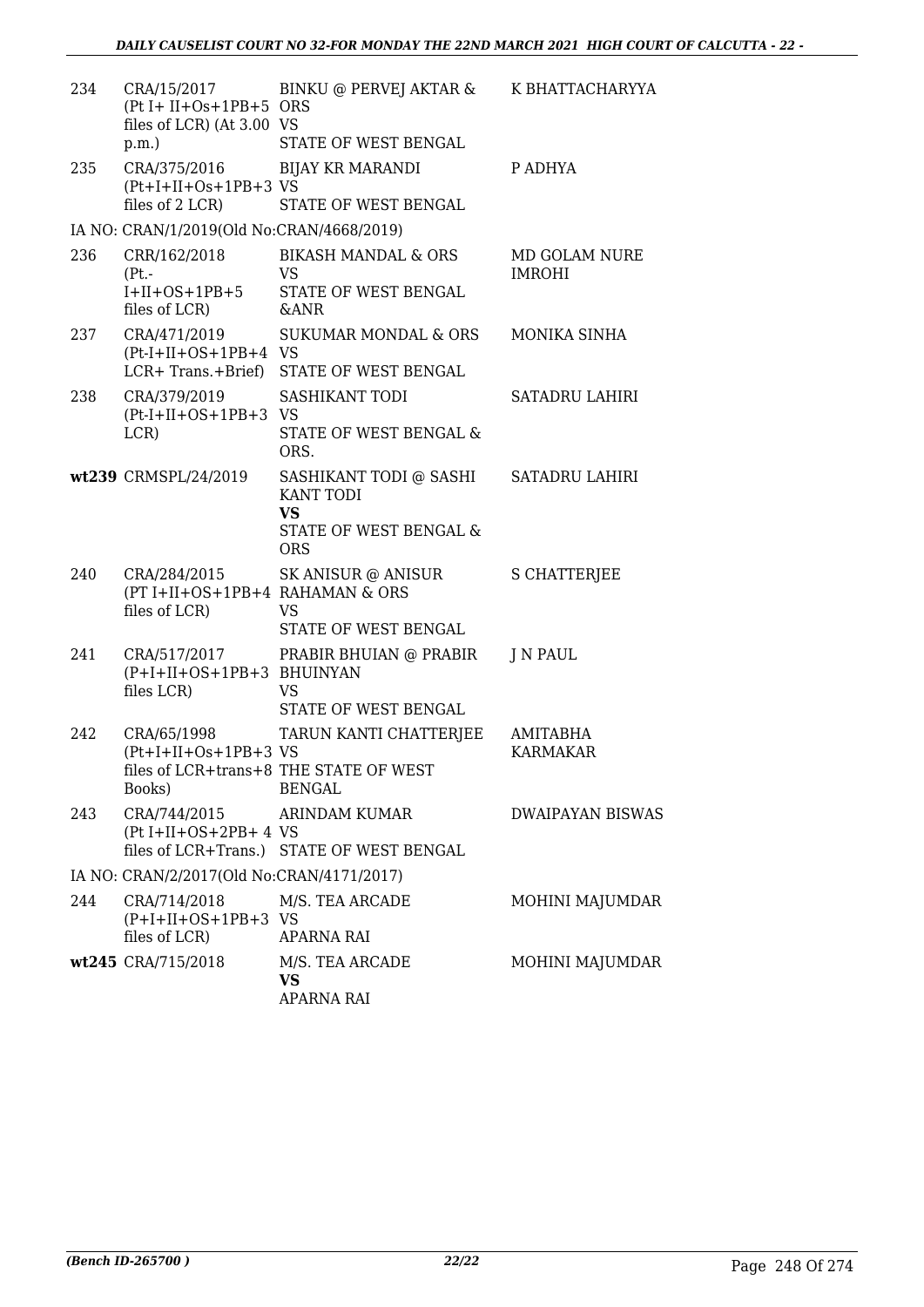| | | | |
|---|---|---|---|
| 234 | CRA/15/2017 (Pt I+ II+Os+1PB+5 files of LCR) (At 3.00 p.m.) | BINKU @ PERVEJ AKTAR & ORS VS STATE OF WEST BENGAL | K BHATTACHARYYA |
| 235 | CRA/375/2016 (Pt+I+II+Os+1PB+3 files of 2 LCR) | BIJAY KR MARANDI VS STATE OF WEST BENGAL | P ADHYA |
| | IA NO: CRAN/1/2019(Old No:CRAN/4668/2019) | | |
| 236 | CRR/162/2018 (Pt.- I+II+OS+1PB+5 files of LCR) | BIKASH MANDAL & ORS VS STATE OF WEST BENGAL &ANR | MD GOLAM NURE IMROHI |
| 237 | CRA/471/2019 (Pt-I+II+OS+1PB+4 LCR+ Trans.+Brief) | SUKUMAR MONDAL & ORS VS STATE OF WEST BENGAL | MONIKA SINHA |
| 238 | CRA/379/2019 (Pt-I+II+OS+1PB+3 LCR) | SASHIKANT TODI VS STATE OF WEST BENGAL & ORS. | SATADRU LAHIRI |
| **wt239** | CRMSPL/24/2019 | SASHIKANT TODI @ SASHI KANT TODI **VS** STATE OF WEST BENGAL & ORS | SATADRU LAHIRI |
| 240 | CRA/284/2015 (PT I+II+OS+1PB+4 files of LCR) | SK ANISUR @ ANISUR RAHAMAN & ORS VS STATE OF WEST BENGAL | S CHATTERJEE |
| 241 | CRA/517/2017 (P+I+II+OS+1PB+3 files LCR) | PRABIR BHUIAN @ PRABIR BHUINYAN VS STATE OF WEST BENGAL | J N PAUL |
| 242 | CRA/65/1998 (Pt+I+II+Os+1PB+3 files of LCR+trans+8 Books) | TARUN KANTI CHATTERJEE VS THE STATE OF WEST BENGAL | AMITABHA KARMAKAR |
| 243 | CRA/744/2015 (Pt I+II+OS+2PB+ 4 files of LCR+Trans.) | ARINDAM KUMAR VS STATE OF WEST BENGAL | DWAIPAYAN BISWAS |
| | IA NO: CRAN/2/2017(Old No:CRAN/4171/2017) | | |
| 244 | CRA/714/2018 (P+I+II+OS+1PB+3 files of LCR) | M/S. TEA ARCADE VS APARNA RAI | MOHINI MAJUMDAR |
| **wt245** | CRA/715/2018 | M/S. TEA ARCADE **VS** APARNA RAI | MOHINI MAJUMDAR |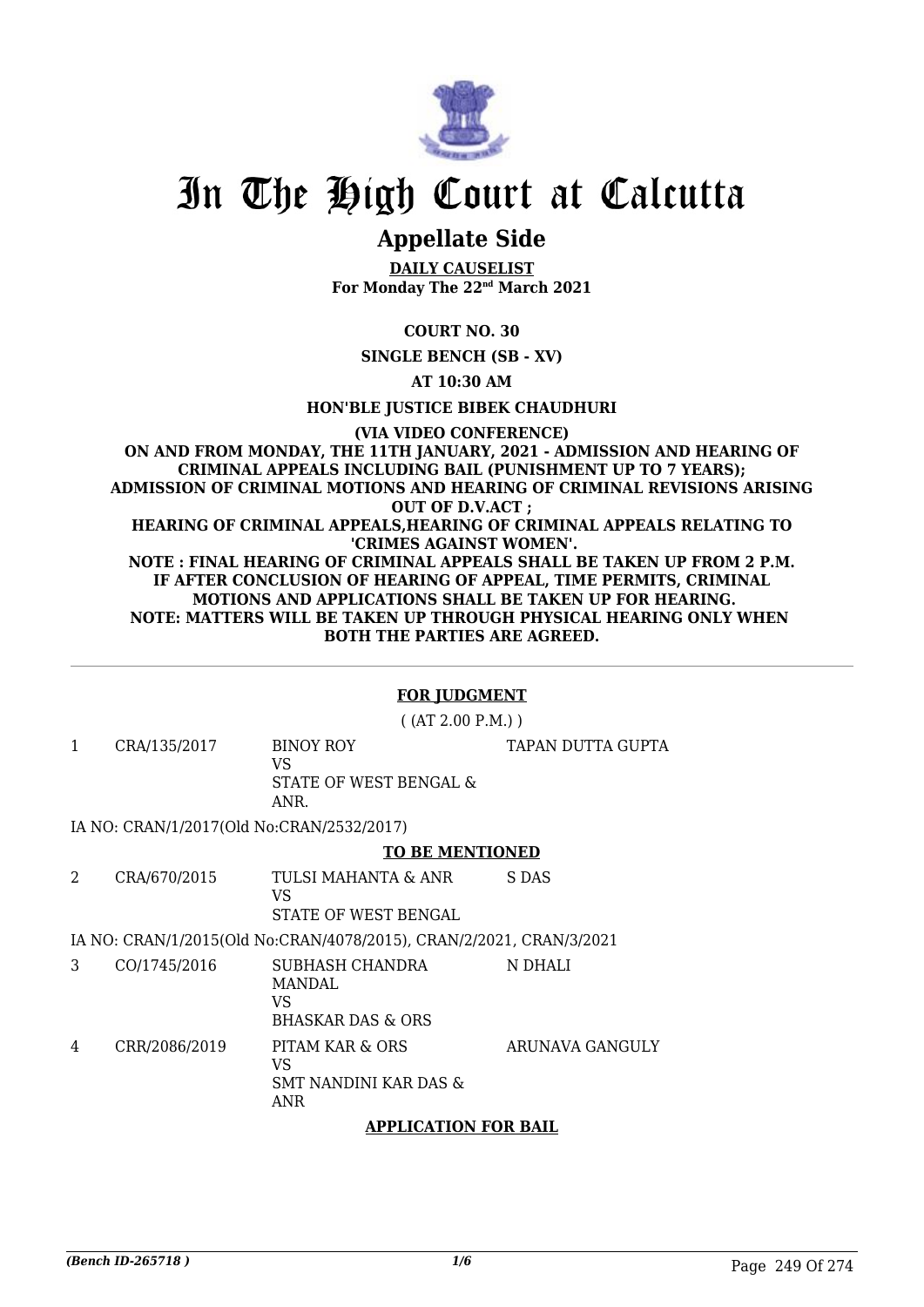# In The High Court at Calcutta

## Appellate Side

**DAILY CAUSELIST**
**For Monday The 22nd March 2021**

**COURT NO. 30**

**SINGLE BENCH (SB - XV)**

**AT 10:30 AM**

**HON'BLE JUSTICE BIBEK CHAUDHURI**

**(VIA VIDEO CONFERENCE)**
**ON AND FROM MONDAY, THE 11TH JANUARY, 2021 - ADMISSION AND HEARING OF CRIMINAL APPEALS INCLUDING BAIL (PUNISHMENT UP TO 7 YEARS); ADMISSION OF CRIMINAL MOTIONS AND HEARING OF CRIMINAL REVISIONS ARISING OUT OF D.V.ACT ;**
**HEARING OF CRIMINAL APPEALS,HEARING OF CRIMINAL APPEALS RELATING TO 'CRIMES AGAINST WOMEN'.**
**NOTE : FINAL HEARING OF CRIMINAL APPEALS SHALL BE TAKEN UP FROM 2 P.M. IF AFTER CONCLUSION OF HEARING OF APPEAL, TIME PERMITS, CRIMINAL MOTIONS AND APPLICATIONS SHALL BE TAKEN UP FOR HEARING.**
**NOTE: MATTERS WILL BE TAKEN UP THROUGH PHYSICAL HEARING ONLY WHEN BOTH THE PARTIES ARE AGREED.**

---

**FOR JUDGMENT**

( (AT 2.00 P.M.) )

| | | | |
|---|---|---|---|
| 1 | CRA/135/2017 | BINOY ROY<br>VS<br>STATE OF WEST BENGAL & ANR. | TAPAN DUTTA GUPTA |

IA NO: CRAN/1/2017(Old No:CRAN/2532/2017)

**TO BE MENTIONED**

| | | | |
|---|---|---|---|
| 2 | CRA/670/2015 | TULSI MAHANTA & ANR<br>VS<br>STATE OF WEST BENGAL | S DAS |

IA NO: CRAN/1/2015(Old No:CRAN/4078/2015), CRAN/2/2021, CRAN/3/2021

| | | | |
|---|---|---|---|
| 3 | CO/1745/2016 | SUBHASH CHANDRA MANDAL<br>VS<br>BHASKAR DAS & ORS | N DHALI |
| 4 | CRR/2086/2019 | PITAM KAR & ORS<br>VS<br>SMT NANDINI KAR DAS & ANR | ARUNAVA GANGULY |

**APPLICATION FOR BAIL**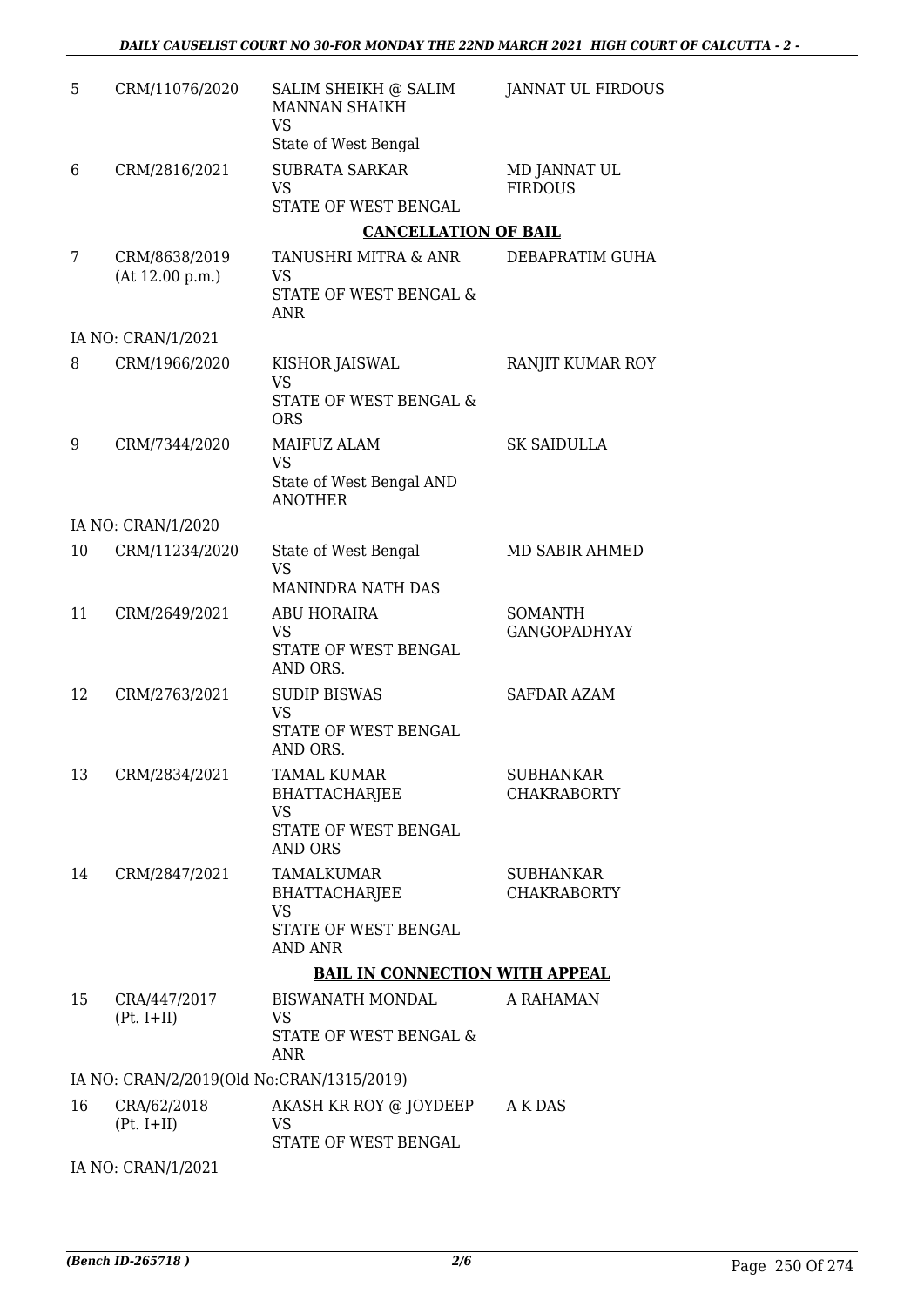| 5 | CRM/11076/2020 | SALIM SHEIKH @ SALIM MANNAN SHAIKH<br>VS<br>State of West Bengal | JANNAT UL FIRDOUS |
|---|---|---|---|
| 6 | CRM/2816/2021 | SUBRATA SARKAR<br>VS<br>STATE OF WEST BENGAL | MD JANNAT UL FIRDOUS |

**CANCELLATION OF BAIL**

| 7 | CRM/8638/2019<br>(At 12.00 p.m.) | TANUSHRI MITRA & ANR<br>VS<br>STATE OF WEST BENGAL & ANR | DEBAPRATIM GUHA |
|---|---|---|---|

IA NO: CRAN/1/2021

| 8 | CRM/1966/2020 | KISHOR JAISWAL<br>VS<br>STATE OF WEST BENGAL & ORS | RANJIT KUMAR ROY |
|---|---|---|---|
| 9 | CRM/7344/2020 | MAIFUZ ALAM<br>VS<br>State of West Bengal AND ANOTHER | SK SAIDULLA |

IA NO: CRAN/1/2020

| 10 | CRM/11234/2020 | State of West Bengal<br>VS<br>MANINDRA NATH DAS | MD SABIR AHMED |
|---|---|---|---|
| 11 | CRM/2649/2021 | ABU HORAIRA<br>VS<br>STATE OF WEST BENGAL AND ORS. | SOMANTH GANGOPADHYAY |
| 12 | CRM/2763/2021 | SUDIP BISWAS<br>VS<br>STATE OF WEST BENGAL AND ORS. | SAFDAR AZAM |
| 13 | CRM/2834/2021 | TAMAL KUMAR BHATTACHARJEE<br>VS<br>STATE OF WEST BENGAL AND ORS | SUBHANKAR CHAKRABORTY |
| 14 | CRM/2847/2021 | TAMALKUMAR BHATTACHARJEE<br>VS<br>STATE OF WEST BENGAL AND ANR | SUBHANKAR CHAKRABORTY |

**BAIL IN CONNECTION WITH APPEAL**

| 15 | CRA/447/2017<br>(Pt. I+II) | BISWANATH MONDAL<br>VS<br>STATE OF WEST BENGAL & ANR | A RAHAMAN |
|---|---|---|---|

IA NO: CRAN/2/2019(Old No:CRAN/1315/2019)

| 16 | CRA/62/2018<br>(Pt. I+II) | AKASH KR ROY @ JOYDEEP<br>VS<br>STATE OF WEST BENGAL | A K DAS |
|---|---|---|---|

IA NO: CRAN/1/2021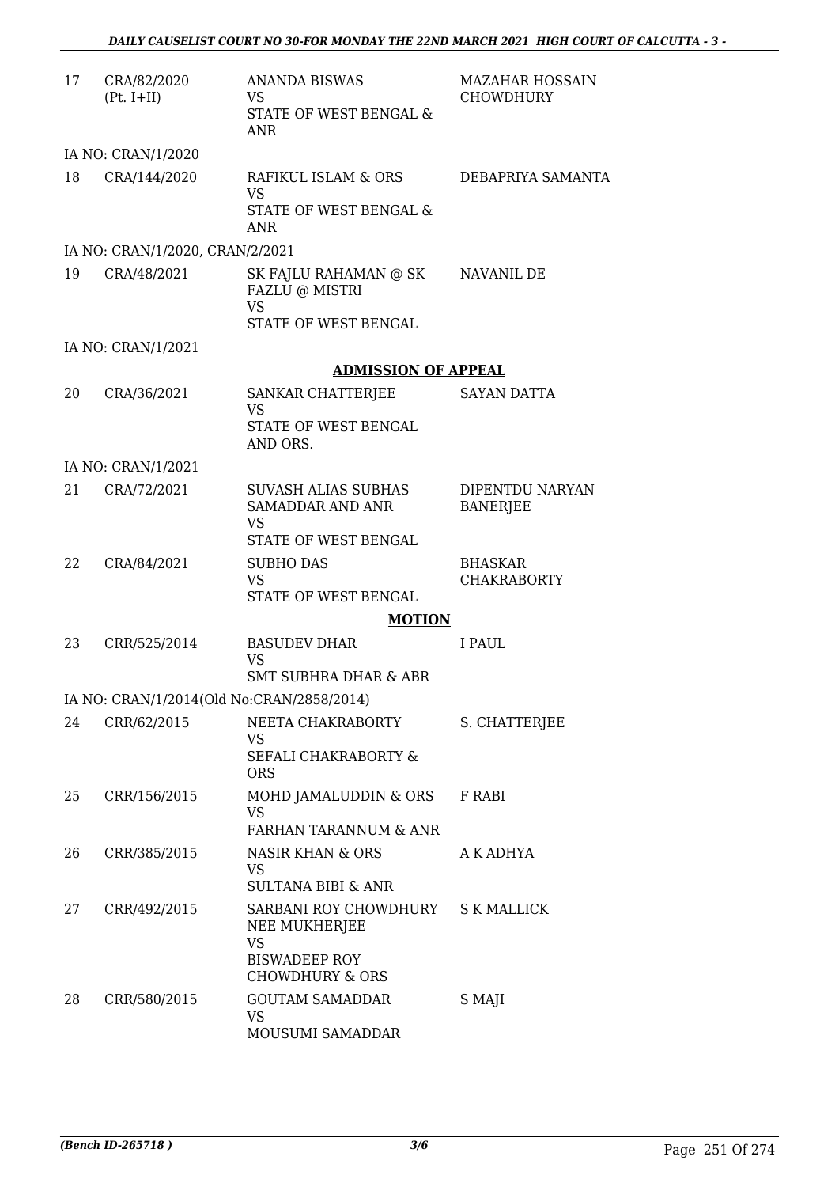| | | | |
|---|---|---|---|
| 17 | CRA/82/2020 (Pt. I+II) | ANANDA BISWAS<br>VS<br>STATE OF WEST BENGAL & ANR | MAZAHAR HOSSAIN CHOWDHURY |
| | IA NO: CRAN/1/2020 | | |
| 18 | CRA/144/2020 | RAFIKUL ISLAM & ORS<br>VS<br>STATE OF WEST BENGAL & ANR | DEBAPRIYA SAMANTA |
| | IA NO: CRAN/1/2020, CRAN/2/2021 | | |
| 19 | CRA/48/2021 | SK FAJLU RAHAMAN @ SK FAZLU @ MISTRI<br>VS<br>STATE OF WEST BENGAL | NAVANIL DE |
| | IA NO: CRAN/1/2021 | | |

**ADMISSION OF APPEAL**

| | | | |
|---|---|---|---|
| 20 | CRA/36/2021 | SANKAR CHATTERJEE<br>VS<br>STATE OF WEST BENGAL AND ORS. | SAYAN DATTA |
| | IA NO: CRAN/1/2021 | | |
| 21 | CRA/72/2021 | SUVASH ALIAS SUBHAS SAMADDAR AND ANR<br>VS<br>STATE OF WEST BENGAL | DIPENTDU NARYAN BANERJEE |
| 22 | CRA/84/2021 | SUBHO DAS<br>VS<br>STATE OF WEST BENGAL | BHASKAR CHAKRABORTY |

**MOTION**

| | | | |
|---|---|---|---|
| 23 | CRR/525/2014 | BASUDEV DHAR<br>VS<br>SMT SUBHRA DHAR & ABR | I PAUL |
| | IA NO: CRAN/1/2014(Old No:CRAN/2858/2014) | | |
| 24 | CRR/62/2015 | NEETA CHAKRABORTY<br>VS<br>SEFALI CHAKRABORTY & ORS | S. CHATTERJEE |
| 25 | CRR/156/2015 | MOHD JAMALUDDIN & ORS<br>VS<br>FARHAN TARANNUM & ANR | F RABI |
| 26 | CRR/385/2015 | NASIR KHAN & ORS<br>VS<br>SULTANA BIBI & ANR | A K ADHYA |
| 27 | CRR/492/2015 | SARBANI ROY CHOWDHURY NEE MUKHERJEE<br>VS<br>BISWADEEP ROY CHOWDHURY & ORS | S K MALLICK |
| 28 | CRR/580/2015 | GOUTAM SAMADDAR<br>VS<br>MOUSUMI SAMADDAR | S MAJI |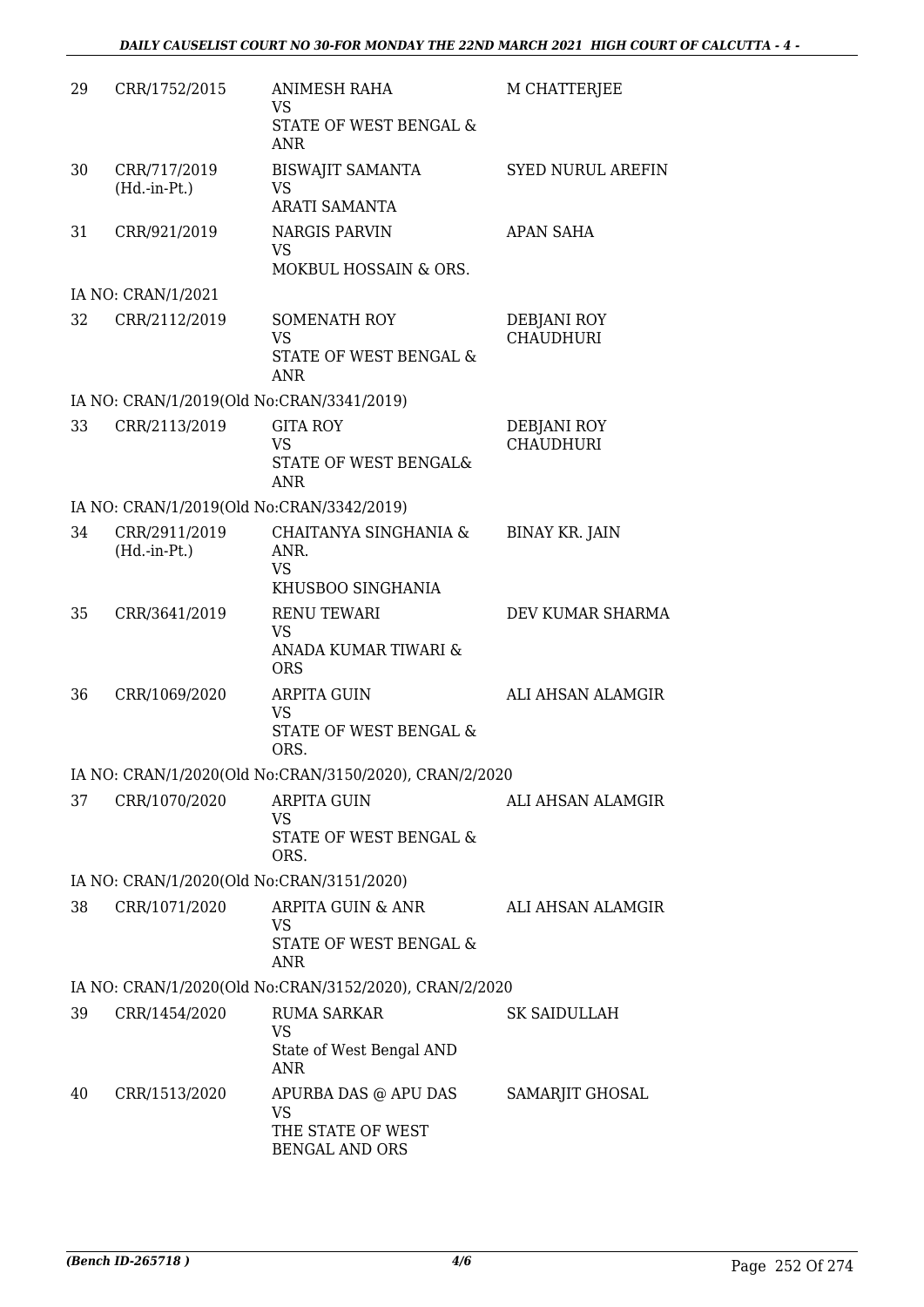| 29 | CRR/1752/2015 | ANIMESH RAHA<br>VS<br>STATE OF WEST BENGAL & ANR | M CHATTERJEE |
|---|---|---|---|
| 30 | CRR/717/2019<br>(Hd.-in-Pt.) | BISWAJIT SAMANTA<br>VS<br>ARATI SAMANTA | SYED NURUL AREFIN |
| 31 | CRR/921/2019 | NARGIS PARVIN<br>VS<br>MOKBUL HOSSAIN & ORS. | APAN SAHA |
| | IA NO: CRAN/1/2021 | | |
| 32 | CRR/2112/2019 | SOMENATH ROY<br>VS<br>STATE OF WEST BENGAL & ANR | DEBJANI ROY CHAUDHURI |
| | IA NO: CRAN/1/2019(Old No:CRAN/3341/2019) | | |
| 33 | CRR/2113/2019 | GITA ROY<br>VS<br>STATE OF WEST BENGAL& ANR | DEBJANI ROY CHAUDHURI |
| | IA NO: CRAN/1/2019(Old No:CRAN/3342/2019) | | |
| 34 | CRR/2911/2019<br>(Hd.-in-Pt.) | CHAITANYA SINGHANIA & ANR.<br>VS<br>KHUSBOO SINGHANIA | BINAY KR. JAIN |
| 35 | CRR/3641/2019 | RENU TEWARI<br>VS<br>ANADA KUMAR TIWARI & ORS | DEV KUMAR SHARMA |
| 36 | CRR/1069/2020 | ARPITA GUIN<br>VS<br>STATE OF WEST BENGAL & ORS. | ALI AHSAN ALAMGIR |
| | IA NO: CRAN/1/2020(Old No:CRAN/3150/2020), CRAN/2/2020 | | |
| 37 | CRR/1070/2020 | ARPITA GUIN<br>VS<br>STATE OF WEST BENGAL & ORS. | ALI AHSAN ALAMGIR |
| | IA NO: CRAN/1/2020(Old No:CRAN/3151/2020) | | |
| 38 | CRR/1071/2020 | ARPITA GUIN & ANR<br>VS<br>STATE OF WEST BENGAL & ANR | ALI AHSAN ALAMGIR |
| | IA NO: CRAN/1/2020(Old No:CRAN/3152/2020), CRAN/2/2020 | | |
| 39 | CRR/1454/2020 | RUMA SARKAR<br>VS<br>State of West Bengal AND ANR | SK SAIDULLAH |
| 40 | CRR/1513/2020 | APURBA DAS @ APU DAS<br>VS<br>THE STATE OF WEST BENGAL AND ORS | SAMARJIT GHOSAL |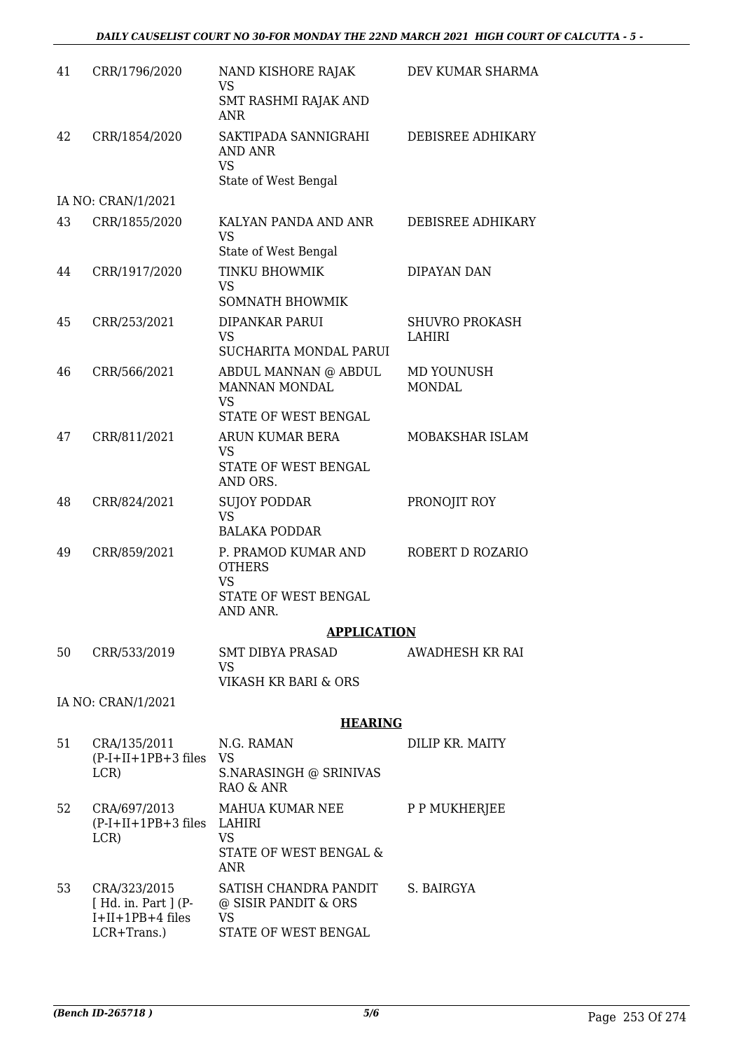| | | | |
|---|---|---|---|
| 41 | CRR/1796/2020 | NAND KISHORE RAJAK<br>VS<br>SMT RASHMI RAJAK AND ANR | DEV KUMAR SHARMA |
| 42 | CRR/1854/2020 | SAKTIPADA SANNIGRAHI AND ANR<br>VS<br>State of West Bengal | DEBISREE ADHIKARY |
| | IA NO: CRAN/1/2021 | | |
| 43 | CRR/1855/2020 | KALYAN PANDA AND ANR<br>VS<br>State of West Bengal | DEBISREE ADHIKARY |
| 44 | CRR/1917/2020 | TINKU BHOWMIK<br>VS<br>SOMNATH BHOWMIK | DIPAYAN DAN |
| 45 | CRR/253/2021 | DIPANKAR PARUI<br>VS<br>SUCHARITA MONDAL PARUI | SHUVRO PROKASH LAHIRI |
| 46 | CRR/566/2021 | ABDUL MANNAN @ ABDUL MANNAN MONDAL<br>VS<br>STATE OF WEST BENGAL | MD YOUNUSH MONDAL |
| 47 | CRR/811/2021 | ARUN KUMAR BERA<br>VS<br>STATE OF WEST BENGAL AND ORS. | MOBAKSHAR ISLAM |
| 48 | CRR/824/2021 | SUJOY PODDAR<br>VS<br>BALAKA PODDAR | PRONOJIT ROY |
| 49 | CRR/859/2021 | P. PRAMOD KUMAR AND OTHERS<br>VS<br>STATE OF WEST BENGAL AND ANR. | ROBERT D ROZARIO |

**APPLICATION**

| | | | |
|---|---|---|---|
| 50 | CRR/533/2019 | SMT DIBYA PRASAD<br>VS<br>VIKASH KR BARI & ORS | AWADHESH KR RAI |
| | IA NO: CRAN/1/2021 | | |

**HEARING**

| | | | |
|---|---|---|---|
| 51 | CRA/135/2011<br>(P-I+II+1PB+3 files LCR) | N.G. RAMAN<br>VS<br>S.NARASINGH @ SRINIVAS RAO & ANR | DILIP KR. MAITY |
| 52 | CRA/697/2013<br>(P-I+II+1PB+3 files LCR) | MAHUA KUMAR NEE LAHIRI<br>VS<br>STATE OF WEST BENGAL & ANR | P P MUKHERJEE |
| 53 | CRA/323/2015<br>[ Hd. in. Part ] (P-I+II+1PB+4 files LCR+Trans.) | SATISH CHANDRA PANDIT @ SISIR PANDIT & ORS<br>VS<br>STATE OF WEST BENGAL | S. BAIRGYA |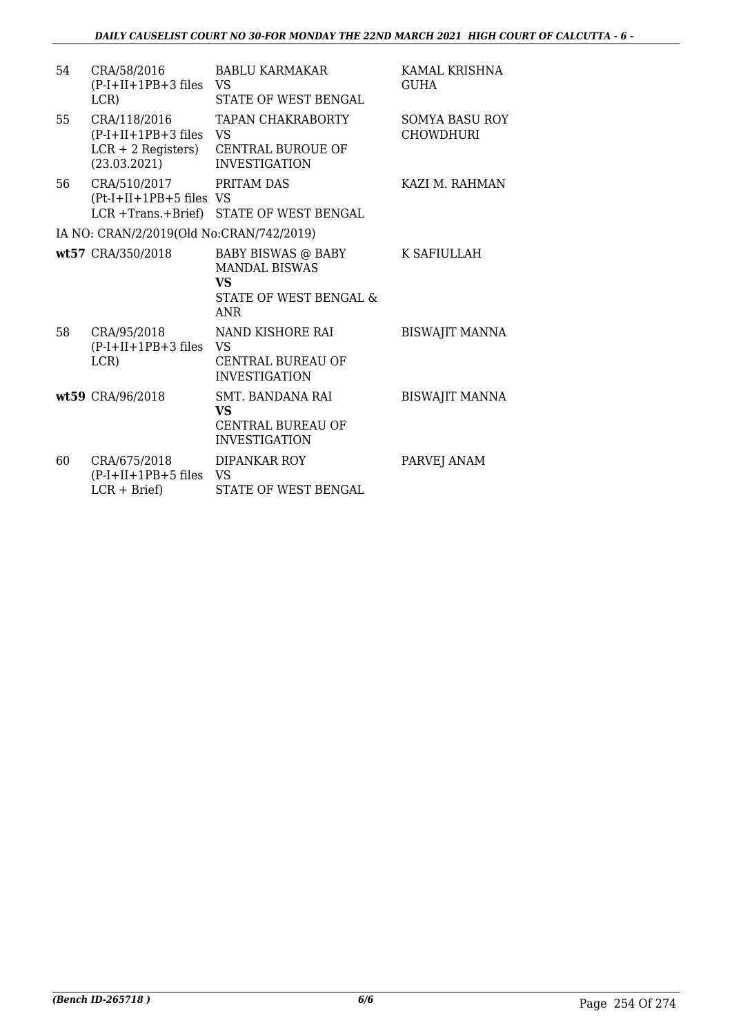| | | | |
|---|---|---|---|
| 54 | CRA/58/2016 (P-I+II+1PB+3 files LCR) | BABLU KARMAKAR VS STATE OF WEST BENGAL | KAMAL KRISHNA GUHA |
| 55 | CRA/118/2016 (P-I+II+1PB+3 files LCR + 2 Registers) (23.03.2021) | TAPAN CHAKRABORTY VS CENTRAL BUROUE OF INVESTIGATION | SOMYA BASU ROY CHOWDHURI |
| 56 | CRA/510/2017 (Pt-I+II+1PB+5 files LCR +Trans.+Brief) | PRITAM DAS VS STATE OF WEST BENGAL | KAZI M. RAHMAN |
| | IA NO: CRAN/2/2019(Old No:CRAN/742/2019) | | |
| **wt57** | CRA/350/2018 | BABY BISWAS @ BABY MANDAL BISWAS **VS** STATE OF WEST BENGAL & ANR | K SAFIULLAH |
| 58 | CRA/95/2018 (P-I+II+1PB+3 files LCR) | NAND KISHORE RAI VS CENTRAL BUREAU OF INVESTIGATION | BISWAJIT MANNA |
| **wt59** | CRA/96/2018 | SMT. BANDANA RAI **VS** CENTRAL BUREAU OF INVESTIGATION | BISWAJIT MANNA |
| 60 | CRA/675/2018 (P-I+II+1PB+5 files LCR + Brief) | DIPANKAR ROY VS STATE OF WEST BENGAL | PARVEJ ANAM |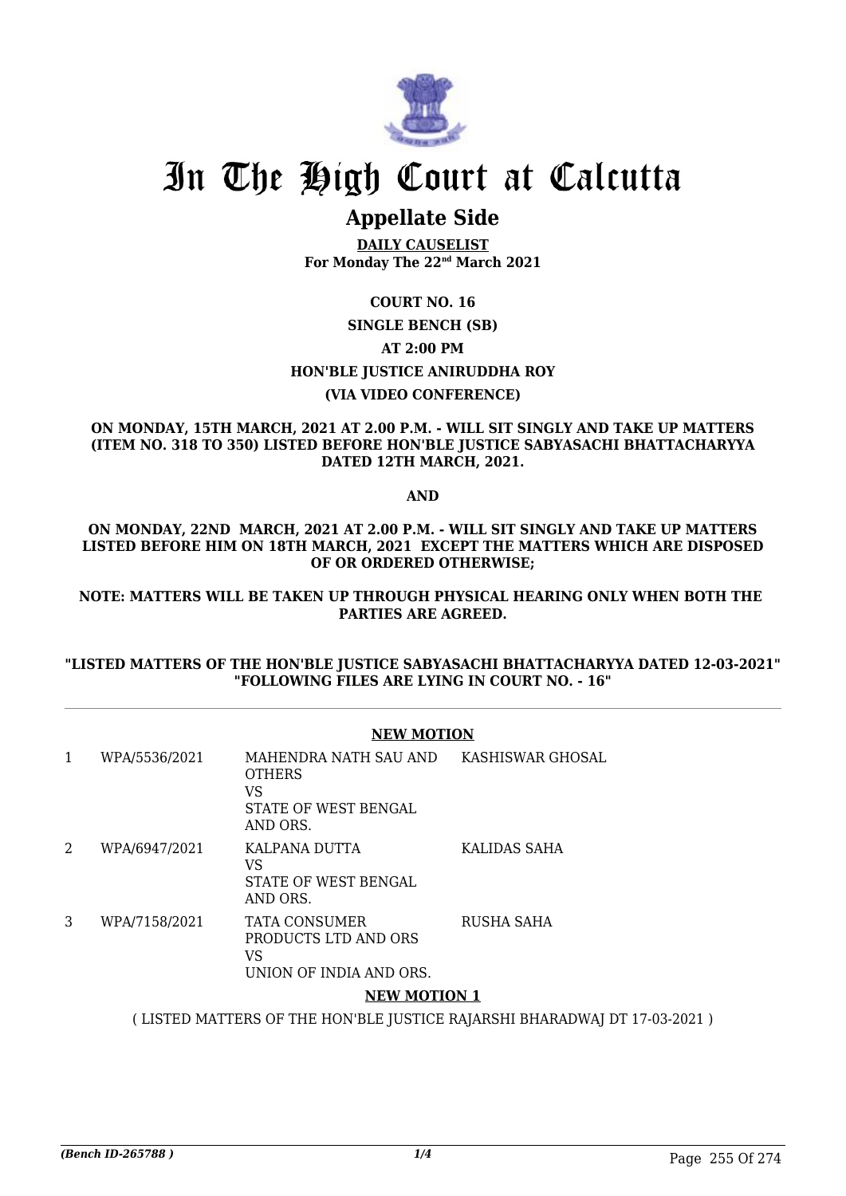# In The High Court at Calcutta

## Appellate Side

**DAILY CAUSELIST**
**For Monday The 22nd March 2021**

**COURT NO. 16**

**SINGLE BENCH (SB)**

**AT 2:00 PM**

**HON'BLE JUSTICE ANIRUDDHA ROY**

**(VIA VIDEO CONFERENCE)**

**ON MONDAY, 15TH MARCH, 2021 AT 2.00 P.M. - WILL SIT SINGLY AND TAKE UP MATTERS (ITEM NO. 318 TO 350) LISTED BEFORE HON'BLE JUSTICE SABYASACHI BHATTACHARYYA DATED 12TH MARCH, 2021.**

**AND**

**ON MONDAY, 22ND MARCH, 2021 AT 2.00 P.M. - WILL SIT SINGLY AND TAKE UP MATTERS LISTED BEFORE HIM ON 18TH MARCH, 2021 EXCEPT THE MATTERS WHICH ARE DISPOSED OF OR ORDERED OTHERWISE;**

**NOTE: MATTERS WILL BE TAKEN UP THROUGH PHYSICAL HEARING ONLY WHEN BOTH THE PARTIES ARE AGREED.**

**"LISTED MATTERS OF THE HON'BLE JUSTICE SABYASACHI BHATTACHARYYA DATED 12-03-2021" "FOLLOWING FILES ARE LYING IN COURT NO. - 16"**

**NEW MOTION**

| | | | |
|---|---|---|---|
| 1 | WPA/5536/2021 | MAHENDRA NATH SAU AND OTHERS<br>VS<br>STATE OF WEST BENGAL AND ORS. | KASHISWAR GHOSAL |
| 2 | WPA/6947/2021 | KALPANA DUTTA<br>VS<br>STATE OF WEST BENGAL AND ORS. | KALIDAS SAHA |
| 3 | WPA/7158/2021 | TATA CONSUMER PRODUCTS LTD AND ORS<br>VS<br>UNION OF INDIA AND ORS. | RUSHA SAHA |

**NEW MOTION 1**

( LISTED MATTERS OF THE HON'BLE JUSTICE RAJARSHI BHARADWAJ DT 17-03-2021 )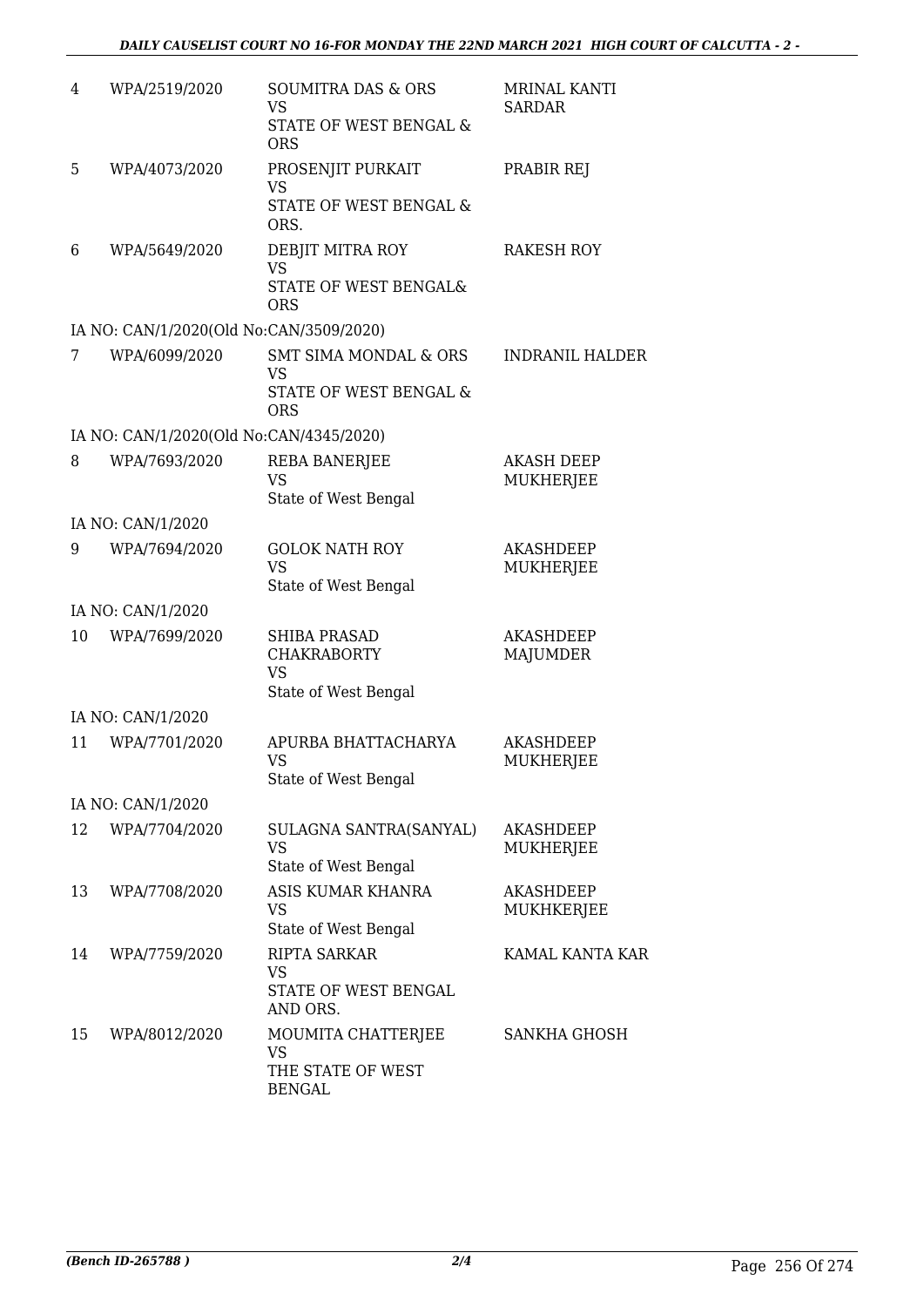| | | | |
|---|---|---|---|
| 4 | WPA/2519/2020 | SOUMITRA DAS & ORS<br>VS<br>STATE OF WEST BENGAL & ORS | MRINAL KANTI SARDAR |
| 5 | WPA/4073/2020 | PROSENJIT PURKAIT<br>VS<br>STATE OF WEST BENGAL & ORS. | PRABIR REJ |
| 6 | WPA/5649/2020 | DEBJIT MITRA ROY<br>VS<br>STATE OF WEST BENGAL& ORS | RAKESH ROY |
| | IA NO: CAN/1/2020(Old No:CAN/3509/2020) | | |
| 7 | WPA/6099/2020 | SMT SIMA MONDAL & ORS<br>VS<br>STATE OF WEST BENGAL & ORS | INDRANIL HALDER |
| | IA NO: CAN/1/2020(Old No:CAN/4345/2020) | | |
| 8 | WPA/7693/2020 | REBA BANERJEE<br>VS<br>State of West Bengal | AKASH DEEP MUKHERJEE |
| | IA NO: CAN/1/2020 | | |
| 9 | WPA/7694/2020 | GOLOK NATH ROY<br>VS<br>State of West Bengal | AKASHDEEP MUKHERJEE |
| | IA NO: CAN/1/2020 | | |
| 10 | WPA/7699/2020 | SHIBA PRASAD CHAKRABORTY<br>VS<br>State of West Bengal | AKASHDEEP MAJUMDER |
| | IA NO: CAN/1/2020 | | |
| 11 | WPA/7701/2020 | APURBA BHATTACHARYA<br>VS<br>State of West Bengal | AKASHDEEP MUKHERJEE |
| | IA NO: CAN/1/2020 | | |
| 12 | WPA/7704/2020 | SULAGNA SANTRA(SANYAL)<br>VS<br>State of West Bengal | AKASHDEEP MUKHERJEE |
| 13 | WPA/7708/2020 | ASIS KUMAR KHANRA<br>VS<br>State of West Bengal | AKASHDEEP MUKHKERJEE |
| 14 | WPA/7759/2020 | RIPTA SARKAR<br>VS<br>STATE OF WEST BENGAL AND ORS. | KAMAL KANTA KAR |
| 15 | WPA/8012/2020 | MOUMITA CHATTERJEE<br>VS<br>THE STATE OF WEST BENGAL | SANKHA GHOSH |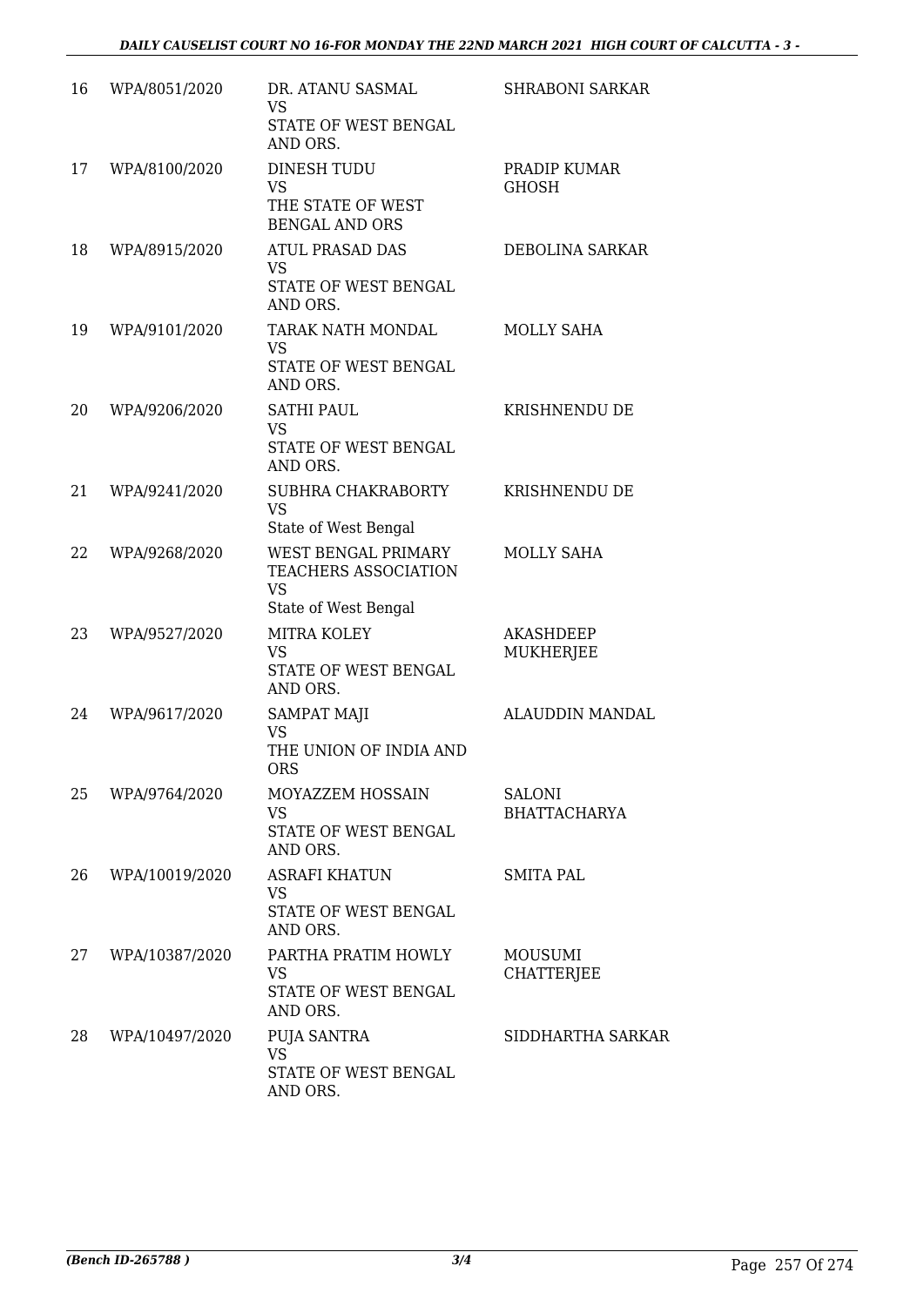| 16 | WPA/8051/2020 | DR. ATANU SASMAL VS STATE OF WEST BENGAL AND ORS. | SHRABONI SARKAR |
|---|---|---|---|
| 17 | WPA/8100/2020 | DINESH TUDU VS THE STATE OF WEST BENGAL AND ORS | PRADIP KUMAR GHOSH |
| 18 | WPA/8915/2020 | ATUL PRASAD DAS VS STATE OF WEST BENGAL AND ORS. | DEBOLINA SARKAR |
| 19 | WPA/9101/2020 | TARAK NATH MONDAL VS STATE OF WEST BENGAL AND ORS. | MOLLY SAHA |
| 20 | WPA/9206/2020 | SATHI PAUL VS STATE OF WEST BENGAL AND ORS. | KRISHNENDU DE |
| 21 | WPA/9241/2020 | SUBHRA CHAKRABORTY VS State of West Bengal | KRISHNENDU DE |
| 22 | WPA/9268/2020 | WEST BENGAL PRIMARY TEACHERS ASSOCIATION VS State of West Bengal | MOLLY SAHA |
| 23 | WPA/9527/2020 | MITRA KOLEY VS STATE OF WEST BENGAL AND ORS. | AKASHDEEP MUKHERJEE |
| 24 | WPA/9617/2020 | SAMPAT MAJI VS THE UNION OF INDIA AND ORS | ALAUDDIN MANDAL |
| 25 | WPA/9764/2020 | MOYAZZEM HOSSAIN VS STATE OF WEST BENGAL AND ORS. | SALONI BHATTACHARYA |
| 26 | WPA/10019/2020 | ASRAFI KHATUN VS STATE OF WEST BENGAL AND ORS. | SMITA PAL |
| 27 | WPA/10387/2020 | PARTHA PRATIM HOWLY VS STATE OF WEST BENGAL AND ORS. | MOUSUMI CHATTERJEE |
| 28 | WPA/10497/2020 | PUJA SANTRA VS STATE OF WEST BENGAL AND ORS. | SIDDHARTHA SARKAR |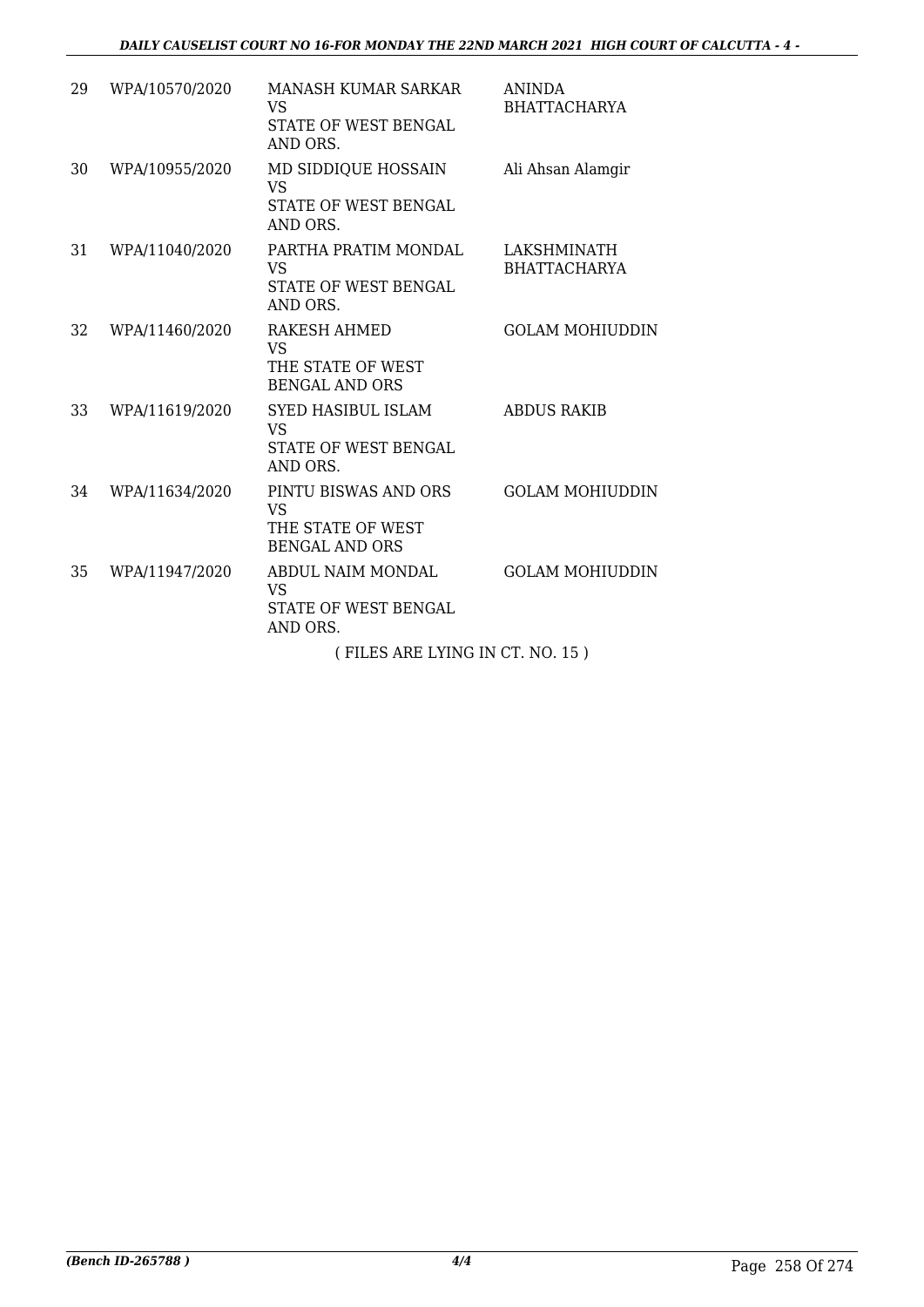| 29 | WPA/10570/2020 | MANASH KUMAR SARKAR<br>VS<br>STATE OF WEST BENGAL AND ORS. | ANINDA BHATTACHARYA |
|---|---|---|---|
| 30 | WPA/10955/2020 | MD SIDDIQUE HOSSAIN<br>VS<br>STATE OF WEST BENGAL AND ORS. | Ali Ahsan Alamgir |
| 31 | WPA/11040/2020 | PARTHA PRATIM MONDAL<br>VS<br>STATE OF WEST BENGAL AND ORS. | LAKSHMINATH BHATTACHARYA |
| 32 | WPA/11460/2020 | RAKESH AHMED<br>VS<br>THE STATE OF WEST BENGAL AND ORS | GOLAM MOHIUDDIN |
| 33 | WPA/11619/2020 | SYED HASIBUL ISLAM<br>VS<br>STATE OF WEST BENGAL AND ORS. | ABDUS RAKIB |
| 34 | WPA/11634/2020 | PINTU BISWAS AND ORS<br>VS<br>THE STATE OF WEST BENGAL AND ORS | GOLAM MOHIUDDIN |
| 35 | WPA/11947/2020 | ABDUL NAIM MONDAL<br>VS<br>STATE OF WEST BENGAL AND ORS. | GOLAM MOHIUDDIN |

( FILES ARE LYING IN CT. NO. 15 )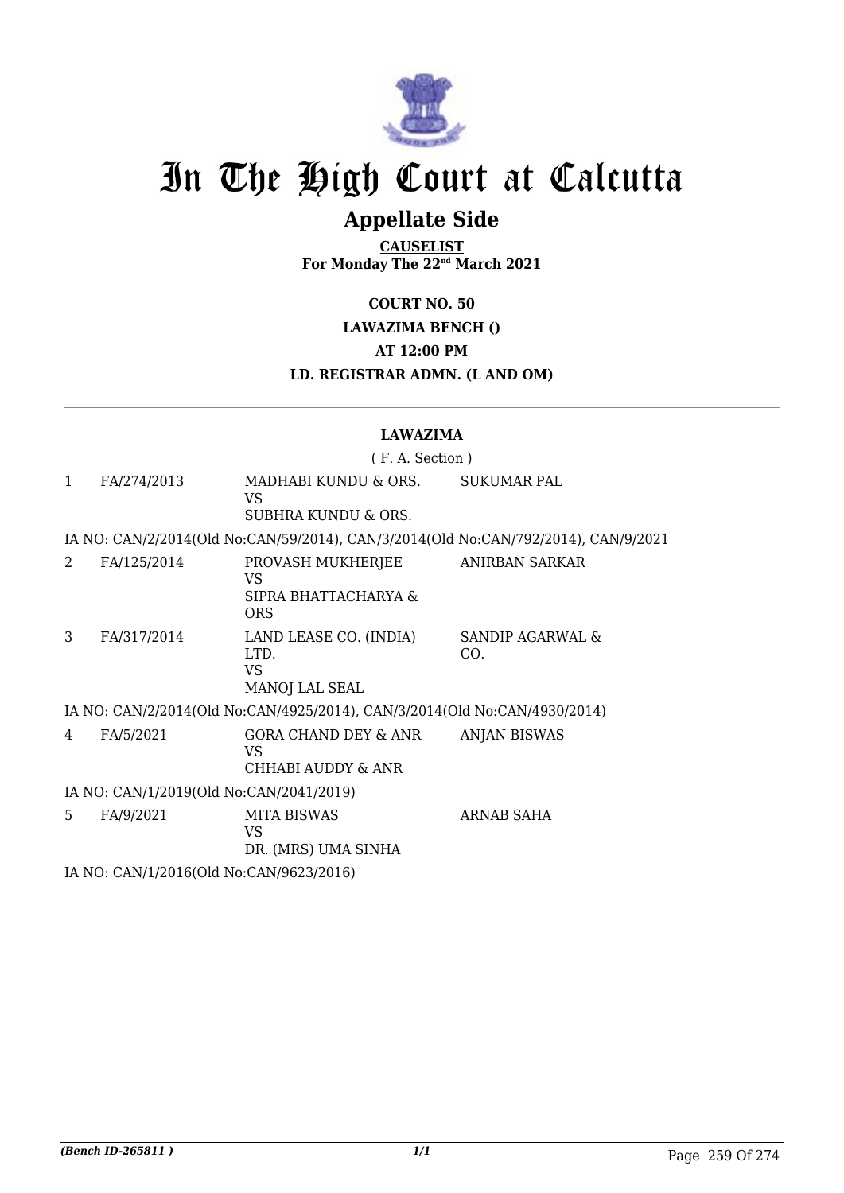# In The High Court at Calcutta

## Appellate Side

**CAUSELIST**
**For Monday The 22nd March 2021**

**COURT NO. 50**

**LAWAZIMA BENCH ()**

**AT 12:00 PM**

**LD. REGISTRAR ADMN. (L AND OM)**

---

**LAWAZIMA**

( F. A. Section )

| | | | |
|---|---|---|---|
| 1 | FA/274/2013 | MADHABI KUNDU & ORS.<br>VS<br>SUBHRA KUNDU & ORS. | SUKUMAR PAL |

IA NO: CAN/2/2014(Old No:CAN/59/2014), CAN/3/2014(Old No:CAN/792/2014), CAN/9/2021

| | | | |
|---|---|---|---|
| 2 | FA/125/2014 | PROVASH MUKHERJEE<br>VS<br>SIPRA BHATTACHARYA & ORS | ANIRBAN SARKAR |
| 3 | FA/317/2014 | LAND LEASE CO. (INDIA) LTD.<br>VS<br>MANOJ LAL SEAL | SANDIP AGARWAL & CO. |

IA NO: CAN/2/2014(Old No:CAN/4925/2014), CAN/3/2014(Old No:CAN/4930/2014)

| | | | |
|---|---|---|---|
| 4 | FA/5/2021 | GORA CHAND DEY & ANR<br>VS<br>CHHABI AUDDY & ANR | ANJAN BISWAS |

IA NO: CAN/1/2019(Old No:CAN/2041/2019)

| | | | |
|---|---|---|---|
| 5 | FA/9/2021 | MITA BISWAS<br>VS<br>DR. (MRS) UMA SINHA | ARNAB SAHA |

IA NO: CAN/1/2016(Old No:CAN/9623/2016)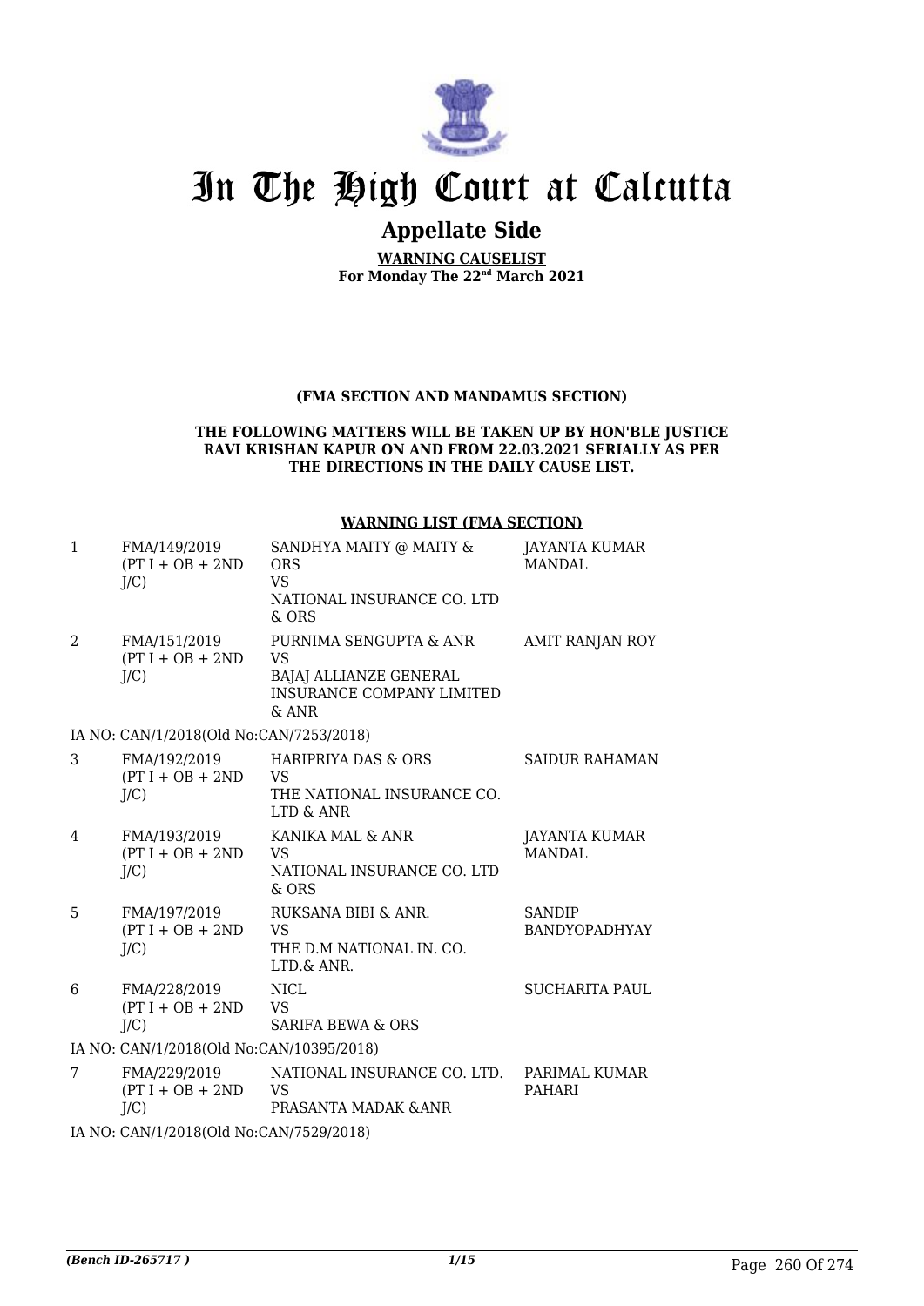# In The High Court at Calcutta

## Appellate Side

**WARNING CAUSELIST**
**For Monday The 22nd March 2021**

**(FMA SECTION AND MANDAMUS SECTION)**

**THE FOLLOWING MATTERS WILL BE TAKEN UP BY HON'BLE JUSTICE RAVI KRISHAN KAPUR ON AND FROM 22.03.2021 SERIALLY AS PER THE DIRECTIONS IN THE DAILY CAUSE LIST.**

**WARNING LIST (FMA SECTION)**

| | | | |
|---|---|---|---|
| 1 | FMA/149/2019 (PT I + OB + 2ND J/C) | SANDHYA MAITY @ MAITY & ORS VS NATIONAL INSURANCE CO. LTD & ORS | JAYANTA KUMAR MANDAL |
| 2 | FMA/151/2019 (PT I + OB + 2ND J/C) | PURNIMA SENGUPTA & ANR VS BAJAJ ALLIANZE GENERAL INSURANCE COMPANY LIMITED & ANR | AMIT RANJAN ROY |
| | IA NO: CAN/1/2018(Old No:CAN/7253/2018) | | |
| 3 | FMA/192/2019 (PT I + OB + 2ND J/C) | HARIPRIYA DAS & ORS VS THE NATIONAL INSURANCE CO. LTD & ANR | SAIDUR RAHAMAN |
| 4 | FMA/193/2019 (PT I + OB + 2ND J/C) | KANIKA MAL & ANR VS NATIONAL INSURANCE CO. LTD & ORS | JAYANTA KUMAR MANDAL |
| 5 | FMA/197/2019 (PT I + OB + 2ND J/C) | RUKSANA BIBI & ANR. VS THE D.M NATIONAL IN. CO. LTD.& ANR. | SANDIP BANDYOPADHYAY |
| 6 | FMA/228/2019 (PT I + OB + 2ND J/C) | NICL VS SARIFA BEWA & ORS | SUCHARITA PAUL |
| | IA NO: CAN/1/2018(Old No:CAN/10395/2018) | | |
| 7 | FMA/229/2019 (PT I + OB + 2ND J/C) | NATIONAL INSURANCE CO. LTD. VS PRASANTA MADAK &ANR | PARIMAL KUMAR PAHARI |
| | IA NO: CAN/1/2018(Old No:CAN/7529/2018) | | |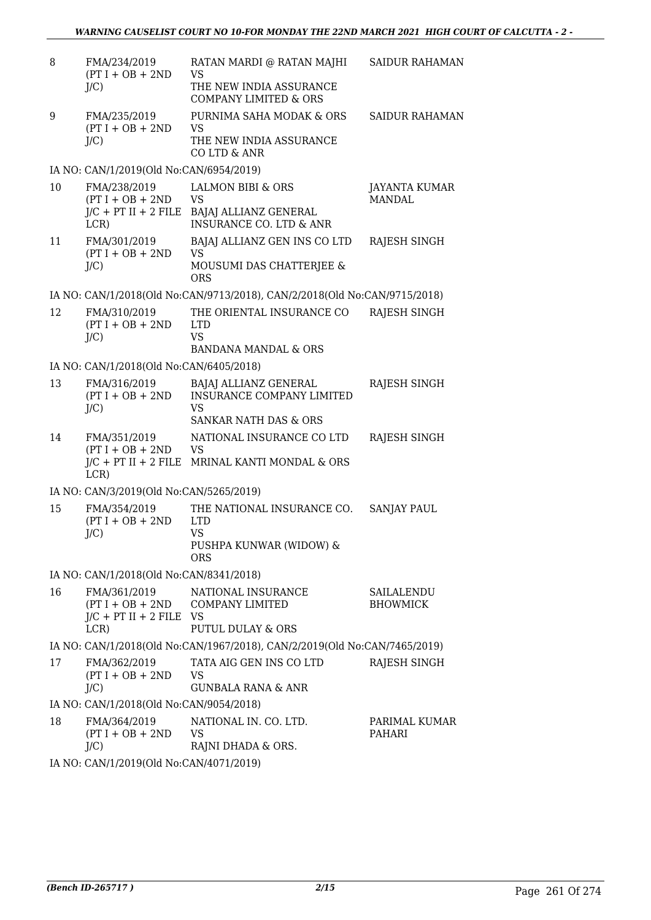| | | | |
|---|---|---|---|
| 8 | FMA/234/2019 (PT I + OB + 2ND J/C) | RATAN MARDI @ RATAN MAJHI VS THE NEW INDIA ASSURANCE COMPANY LIMITED & ORS | SAIDUR RAHAMAN |
| 9 | FMA/235/2019 (PT I + OB + 2ND J/C) | PURNIMA SAHA MODAK & ORS VS THE NEW INDIA ASSURANCE CO LTD & ANR | SAIDUR RAHAMAN |
| | IA NO: CAN/1/2019(Old No:CAN/6954/2019) | | |
| 10 | FMA/238/2019 (PT I + OB + 2ND J/C + PT II + 2 FILE LCR) | LALMON BIBI & ORS VS BAJAJ ALLIANZ GENERAL INSURANCE CO. LTD & ANR | JAYANTA KUMAR MANDAL |
| 11 | FMA/301/2019 (PT I + OB + 2ND J/C) | BAJAJ ALLIANZ GEN INS CO LTD VS MOUSUMI DAS CHATTERJEE & ORS | RAJESH SINGH |
| | IA NO: CAN/1/2018(Old No:CAN/9713/2018), CAN/2/2018(Old No:CAN/9715/2018) | | |
| 12 | FMA/310/2019 (PT I + OB + 2ND J/C) | THE ORIENTAL INSURANCE CO LTD VS BANDANA MANDAL & ORS | RAJESH SINGH |
| | IA NO: CAN/1/2018(Old No:CAN/6405/2018) | | |
| 13 | FMA/316/2019 (PT I + OB + 2ND J/C) | BAJAJ ALLIANZ GENERAL INSURANCE COMPANY LIMITED VS SANKAR NATH DAS & ORS | RAJESH SINGH |
| 14 | FMA/351/2019 (PT I + OB + 2ND J/C + PT II + 2 FILE LCR) | NATIONAL INSURANCE CO LTD VS MRINAL KANTI MONDAL & ORS | RAJESH SINGH |
| | IA NO: CAN/3/2019(Old No:CAN/5265/2019) | | |
| 15 | FMA/354/2019 (PT I + OB + 2ND J/C) | THE NATIONAL INSURANCE CO. LTD VS PUSHPA KUNWAR (WIDOW) & ORS | SANJAY PAUL |
| | IA NO: CAN/1/2018(Old No:CAN/8341/2018) | | |
| 16 | FMA/361/2019 (PT I + OB + 2ND J/C + PT II + 2 FILE LCR) | NATIONAL INSURANCE COMPANY LIMITED VS PUTUL DULAY & ORS | SAILALENDU BHOWMICK |
| | IA NO: CAN/1/2018(Old No:CAN/1967/2018), CAN/2/2019(Old No:CAN/7465/2019) | | |
| 17 | FMA/362/2019 (PT I + OB + 2ND J/C) | TATA AIG GEN INS CO LTD VS GUNBALA RANA & ANR | RAJESH SINGH |
| | IA NO: CAN/1/2018(Old No:CAN/9054/2018) | | |
| 18 | FMA/364/2019 (PT I + OB + 2ND J/C) | NATIONAL IN. CO. LTD. VS RAJNI DHADA & ORS. | PARIMAL KUMAR PAHARI |
| | IA NO: CAN/1/2019(Old No:CAN/4071/2019) | | |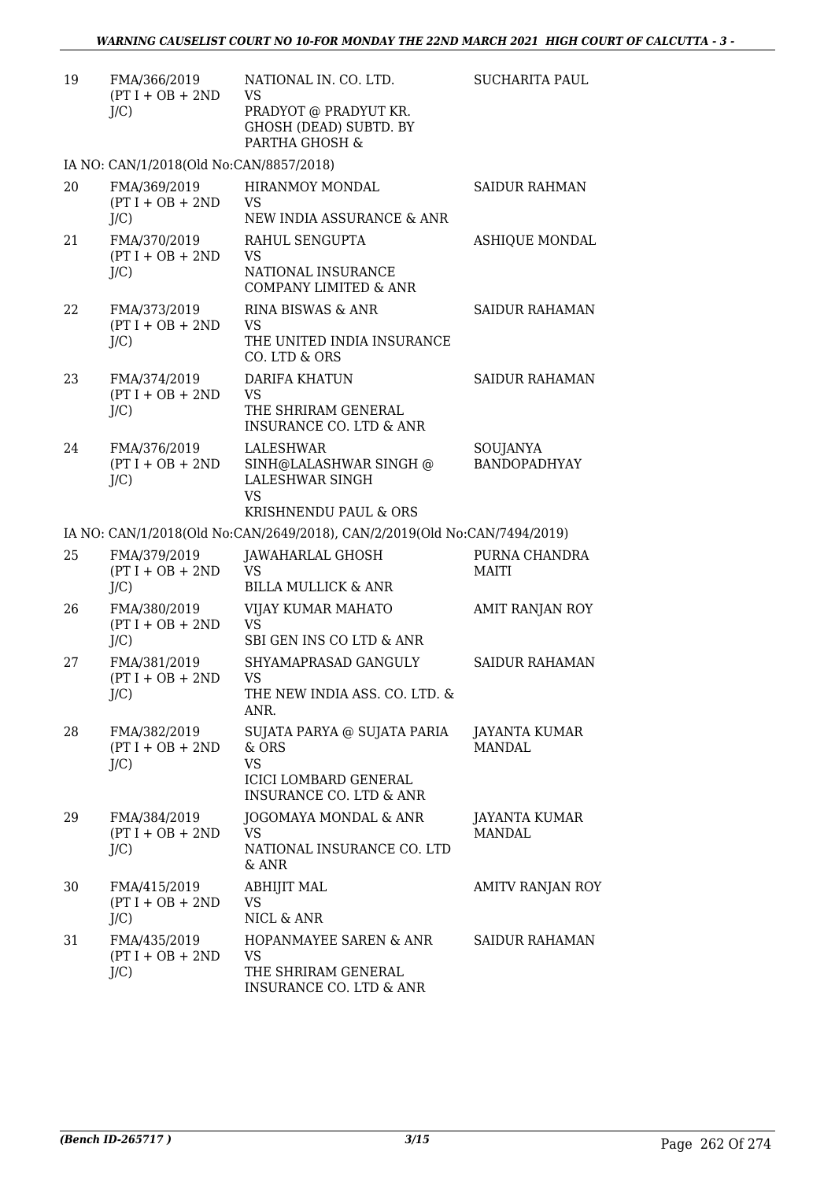| 19 | FMA/366/2019 (PT I + OB + 2ND J/C) | NATIONAL IN. CO. LTD. VS PRADYOT @ PRADYUT KR. GHOSH (DEAD) SUBTD. BY PARTHA GHOSH & | SUCHARITA PAUL |
|---|---|---|---|
| | IA NO: CAN/1/2018(Old No:CAN/8857/2018) | | |
| 20 | FMA/369/2019 (PT I + OB + 2ND J/C) | HIRANMOY MONDAL VS NEW INDIA ASSURANCE & ANR | SAIDUR RAHMAN |
| 21 | FMA/370/2019 (PT I + OB + 2ND J/C) | RAHUL SENGUPTA VS NATIONAL INSURANCE COMPANY LIMITED & ANR | ASHIQUE MONDAL |
| 22 | FMA/373/2019 (PT I + OB + 2ND J/C) | RINA BISWAS & ANR VS THE UNITED INDIA INSURANCE CO. LTD & ORS | SAIDUR RAHAMAN |
| 23 | FMA/374/2019 (PT I + OB + 2ND J/C) | DARIFA KHATUN VS THE SHRIRAM GENERAL INSURANCE CO. LTD & ANR | SAIDUR RAHAMAN |
| 24 | FMA/376/2019 (PT I + OB + 2ND J/C) | LALESHWAR SINH@LALASHWAR SINGH @ LALESHWAR SINGH VS KRISHNENDU PAUL & ORS | SOUJANYA BANDOPADHYAY |
| | IA NO: CAN/1/2018(Old No:CAN/2649/2018), CAN/2/2019(Old No:CAN/7494/2019) | | |
| 25 | FMA/379/2019 (PT I + OB + 2ND J/C) | JAWAHARLAL GHOSH VS BILLA MULLICK & ANR | PURNA CHANDRA MAITI |
| 26 | FMA/380/2019 (PT I + OB + 2ND J/C) | VIJAY KUMAR MAHATO VS SBI GEN INS CO LTD & ANR | AMIT RANJAN ROY |
| 27 | FMA/381/2019 (PT I + OB + 2ND J/C) | SHYAMAPRASAD GANGULY VS THE NEW INDIA ASS. CO. LTD. & ANR. | SAIDUR RAHAMAN |
| 28 | FMA/382/2019 (PT I + OB + 2ND J/C) | SUJATA PARYA @ SUJATA PARIA & ORS VS ICICI LOMBARD GENERAL INSURANCE CO. LTD & ANR | JAYANTA KUMAR MANDAL |
| 29 | FMA/384/2019 (PT I + OB + 2ND J/C) | JOGOMAYA MONDAL & ANR VS NATIONAL INSURANCE CO. LTD & ANR | JAYANTA KUMAR MANDAL |
| 30 | FMA/415/2019 (PT I + OB + 2ND J/C) | ABHIJIT MAL VS NICL & ANR | AMITV RANJAN ROY |
| 31 | FMA/435/2019 (PT I + OB + 2ND J/C) | HOPANMAYEE SAREN & ANR VS THE SHRIRAM GENERAL INSURANCE CO. LTD & ANR | SAIDUR RAHAMAN |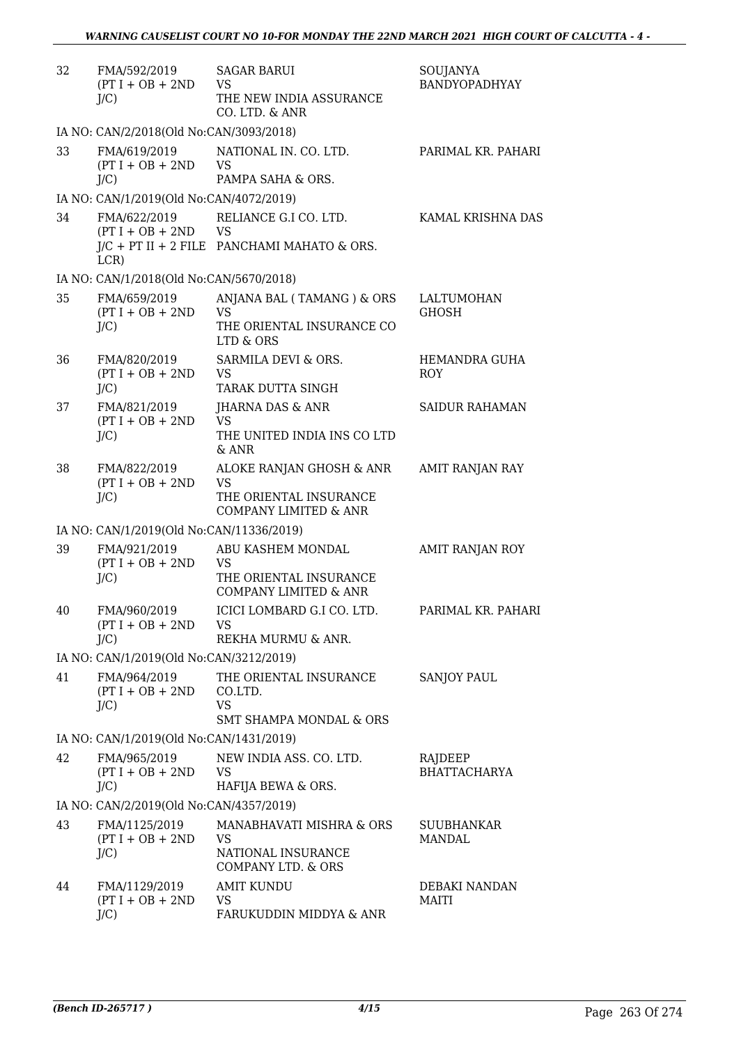| | | | |
|---|---|---|---|
| 32 | FMA/592/2019 (PT I + OB + 2ND J/C) | SAGAR BARUI VS THE NEW INDIA ASSURANCE CO. LTD. & ANR | SOUJANYA BANDYOPADHYAY |
| | IA NO: CAN/2/2018(Old No:CAN/3093/2018) | | |
| 33 | FMA/619/2019 (PT I + OB + 2ND J/C) | NATIONAL IN. CO. LTD. VS PAMPA SAHA & ORS. | PARIMAL KR. PAHARI |
| | IA NO: CAN/1/2019(Old No:CAN/4072/2019) | | |
| 34 | FMA/622/2019 (PT I + OB + 2ND J/C + PT II + 2 FILE LCR) | RELIANCE G.I CO. LTD. VS PANCHAMI MAHATO & ORS. | KAMAL KRISHNA DAS |
| | IA NO: CAN/1/2018(Old No:CAN/5670/2018) | | |
| 35 | FMA/659/2019 (PT I + OB + 2ND J/C) | ANJANA BAL ( TAMANG ) & ORS VS THE ORIENTAL INSURANCE CO LTD & ORS | LALTUMOHAN GHOSH |
| 36 | FMA/820/2019 (PT I + OB + 2ND J/C) | SARMILA DEVI & ORS. VS TARAK DUTTA SINGH | HEMANDRA GUHA ROY |
| 37 | FMA/821/2019 (PT I + OB + 2ND J/C) | JHARNA DAS & ANR VS THE UNITED INDIA INS CO LTD & ANR | SAIDUR RAHAMAN |
| 38 | FMA/822/2019 (PT I + OB + 2ND J/C) | ALOKE RANJAN GHOSH & ANR VS THE ORIENTAL INSURANCE COMPANY LIMITED & ANR | AMIT RANJAN RAY |
| | IA NO: CAN/1/2019(Old No:CAN/11336/2019) | | |
| 39 | FMA/921/2019 (PT I + OB + 2ND J/C) | ABU KASHEM MONDAL VS THE ORIENTAL INSURANCE COMPANY LIMITED & ANR | AMIT RANJAN ROY |
| 40 | FMA/960/2019 (PT I + OB + 2ND J/C) | ICICI LOMBARD G.I CO. LTD. VS REKHA MURMU & ANR. | PARIMAL KR. PAHARI |
| | IA NO: CAN/1/2019(Old No:CAN/3212/2019) | | |
| 41 | FMA/964/2019 (PT I + OB + 2ND J/C) | THE ORIENTAL INSURANCE CO.LTD. VS SMT SHAMPA MONDAL & ORS | SANJOY PAUL |
| | IA NO: CAN/1/2019(Old No:CAN/1431/2019) | | |
| 42 | FMA/965/2019 (PT I + OB + 2ND J/C) | NEW INDIA ASS. CO. LTD. VS HAFIJA BEWA & ORS. | RAJDEEP BHATTACHARYA |
| | IA NO: CAN/2/2019(Old No:CAN/4357/2019) | | |
| 43 | FMA/1125/2019 (PT I + OB + 2ND J/C) | MANABHAVATI MISHRA & ORS VS NATIONAL INSURANCE COMPANY LTD. & ORS | SUUBHANKAR MANDAL |
| 44 | FMA/1129/2019 (PT I + OB + 2ND J/C) | AMIT KUNDU VS FARUKUDDIN MIDDYA & ANR | DEBAKI NANDAN MAITI |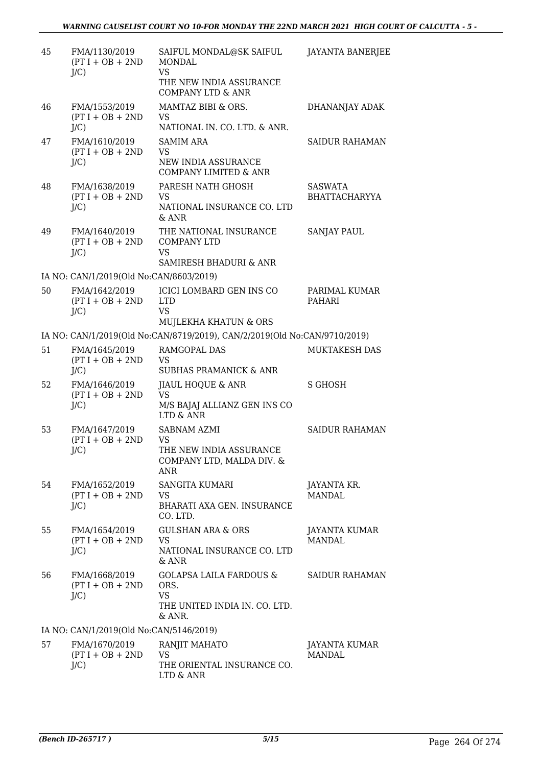| 45 | FMA/1130/2019 (PT I + OB + 2ND J/C) | SAIFUL MONDAL@SK SAIFUL MONDAL VS THE NEW INDIA ASSURANCE COMPANY LTD & ANR | JAYANTA BANERJEE |
|---|---|---|---|
| 46 | FMA/1553/2019 (PT I + OB + 2ND J/C) | MAMTAZ BIBI & ORS. VS NATIONAL IN. CO. LTD. & ANR. | DHANANJAY ADAK |
| 47 | FMA/1610/2019 (PT I + OB + 2ND J/C) | SAMIM ARA VS NEW INDIA ASSURANCE COMPANY LIMITED & ANR | SAIDUR RAHAMAN |
| 48 | FMA/1638/2019 (PT I + OB + 2ND J/C) | PARESH NATH GHOSH VS NATIONAL INSURANCE CO. LTD & ANR | SASWATA BHATTACHARYYA |
| 49 | FMA/1640/2019 (PT I + OB + 2ND J/C) | THE NATIONAL INSURANCE COMPANY LTD VS SAMIRESH BHADURI & ANR | SANJAY PAUL |

IA NO: CAN/1/2019(Old No:CAN/8603/2019)

| 50 | FMA/1642/2019 (PT I + OB + 2ND J/C) | ICICI LOMBARD GEN INS CO LTD VS MUJLEKHA KHATUN & ORS | PARIMAL KUMAR PAHARI |
|---|---|---|---|

IA NO: CAN/1/2019(Old No:CAN/8719/2019), CAN/2/2019(Old No:CAN/9710/2019)

| 51 | FMA/1645/2019 (PT I + OB + 2ND J/C) | RAMGOPAL DAS VS SUBHAS PRAMANICK & ANR | MUKTAKESH DAS |
|---|---|---|---|
| 52 | FMA/1646/2019 (PT I + OB + 2ND J/C) | JIAUL HOQUE & ANR VS M/S BAJAJ ALLIANZ GEN INS CO LTD & ANR | S GHOSH |
| 53 | FMA/1647/2019 (PT I + OB + 2ND J/C) | SABNAM AZMI VS THE NEW INDIA ASSURANCE COMPANY LTD, MALDA DIV. & ANR | SAIDUR RAHAMAN |
| 54 | FMA/1652/2019 (PT I + OB + 2ND J/C) | SANGITA KUMARI VS BHARATI AXA GEN. INSURANCE CO. LTD. | JAYANTA KR. MANDAL |
| 55 | FMA/1654/2019 (PT I + OB + 2ND J/C) | GULSHAN ARA & ORS VS NATIONAL INSURANCE CO. LTD & ANR | JAYANTA KUMAR MANDAL |
| 56 | FMA/1668/2019 (PT I + OB + 2ND J/C) | GOLAPSA LAILA FARDOUS & ORS. VS THE UNITED INDIA IN. CO. LTD. & ANR. | SAIDUR RAHAMAN |

IA NO: CAN/1/2019(Old No:CAN/5146/2019)

| 57 | FMA/1670/2019 (PT I + OB + 2ND J/C) | RANJIT MAHATO VS THE ORIENTAL INSURANCE CO. LTD & ANR | JAYANTA KUMAR MANDAL |
|---|---|---|---|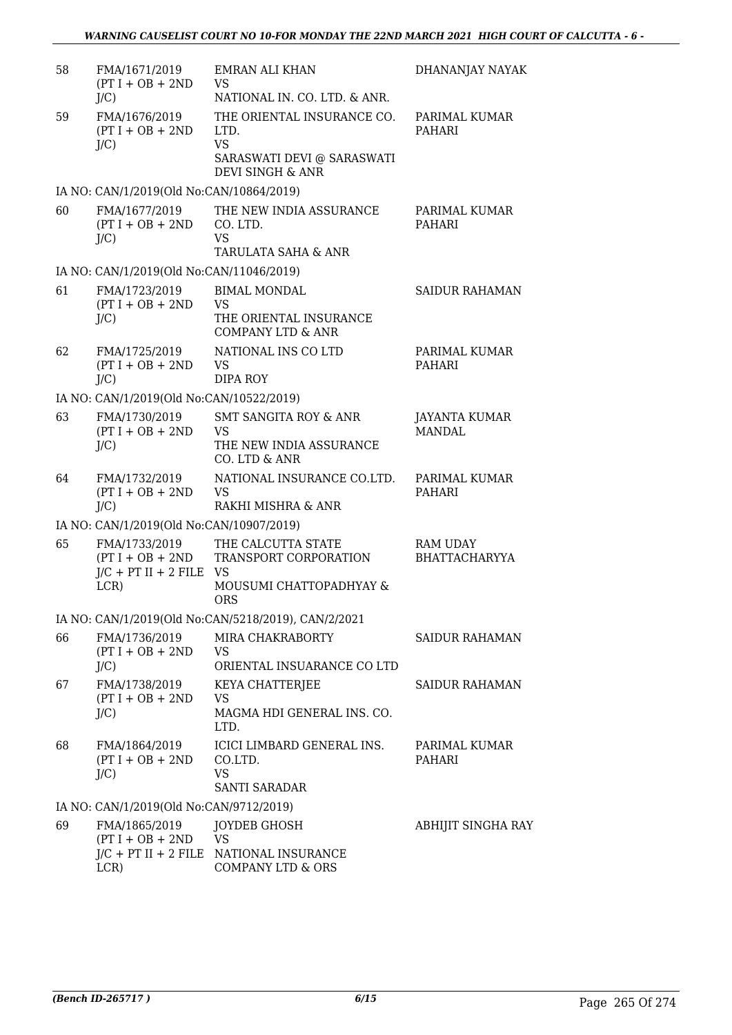| | | | |
|---|---|---|---|
| 58 | FMA/1671/2019 (PT I + OB + 2ND J/C) | EMRAN ALI KHAN VS NATIONAL IN. CO. LTD. & ANR. | DHANANJAY NAYAK |
| 59 | FMA/1676/2019 (PT I + OB + 2ND J/C) | THE ORIENTAL INSURANCE CO. LTD. VS SARASWATI DEVI @ SARASWATI DEVI SINGH & ANR | PARIMAL KUMAR PAHARI |
| IA NO: CAN/1/2019(Old No:CAN/10864/2019) | | | |
| 60 | FMA/1677/2019 (PT I + OB + 2ND J/C) | THE NEW INDIA ASSURANCE CO. LTD. VS TARULATA SAHA & ANR | PARIMAL KUMAR PAHARI |
| IA NO: CAN/1/2019(Old No:CAN/11046/2019) | | | |
| 61 | FMA/1723/2019 (PT I + OB + 2ND J/C) | BIMAL MONDAL VS THE ORIENTAL INSURANCE COMPANY LTD & ANR | SAIDUR RAHAMAN |
| 62 | FMA/1725/2019 (PT I + OB + 2ND J/C) | NATIONAL INS CO LTD VS DIPA ROY | PARIMAL KUMAR PAHARI |
| IA NO: CAN/1/2019(Old No:CAN/10522/2019) | | | |
| 63 | FMA/1730/2019 (PT I + OB + 2ND J/C) | SMT SANGITA ROY & ANR VS THE NEW INDIA ASSURANCE CO. LTD & ANR | JAYANTA KUMAR MANDAL |
| 64 | FMA/1732/2019 (PT I + OB + 2ND J/C) | NATIONAL INSURANCE CO.LTD. VS RAKHI MISHRA & ANR | PARIMAL KUMAR PAHARI |
| IA NO: CAN/1/2019(Old No:CAN/10907/2019) | | | |
| 65 | FMA/1733/2019 (PT I + OB + 2ND J/C + PT II + 2 FILE LCR) | THE CALCUTTA STATE TRANSPORT CORPORATION VS MOUSUMI CHATTOPADHYAY & ORS | RAM UDAY BHATTACHARYYA |
| IA NO: CAN/1/2019(Old No:CAN/5218/2019), CAN/2/2021 | | | |
| 66 | FMA/1736/2019 (PT I + OB + 2ND J/C) | MIRA CHAKRABORTY VS ORIENTAL INSUARANCE CO LTD | SAIDUR RAHAMAN |
| 67 | FMA/1738/2019 (PT I + OB + 2ND J/C) | KEYA CHATTERJEE VS MAGMA HDI GENERAL INS. CO. LTD. | SAIDUR RAHAMAN |
| 68 | FMA/1864/2019 (PT I + OB + 2ND J/C) | ICICI LIMBARD GENERAL INS. CO.LTD. VS SANTI SARADAR | PARIMAL KUMAR PAHARI |
| IA NO: CAN/1/2019(Old No:CAN/9712/2019) | | | |
| 69 | FMA/1865/2019 (PT I + OB + 2ND J/C + PT II + 2 FILE LCR) | JOYDEB GHOSH VS NATIONAL INSURANCE COMPANY LTD & ORS | ABHIJIT SINGHA RAY |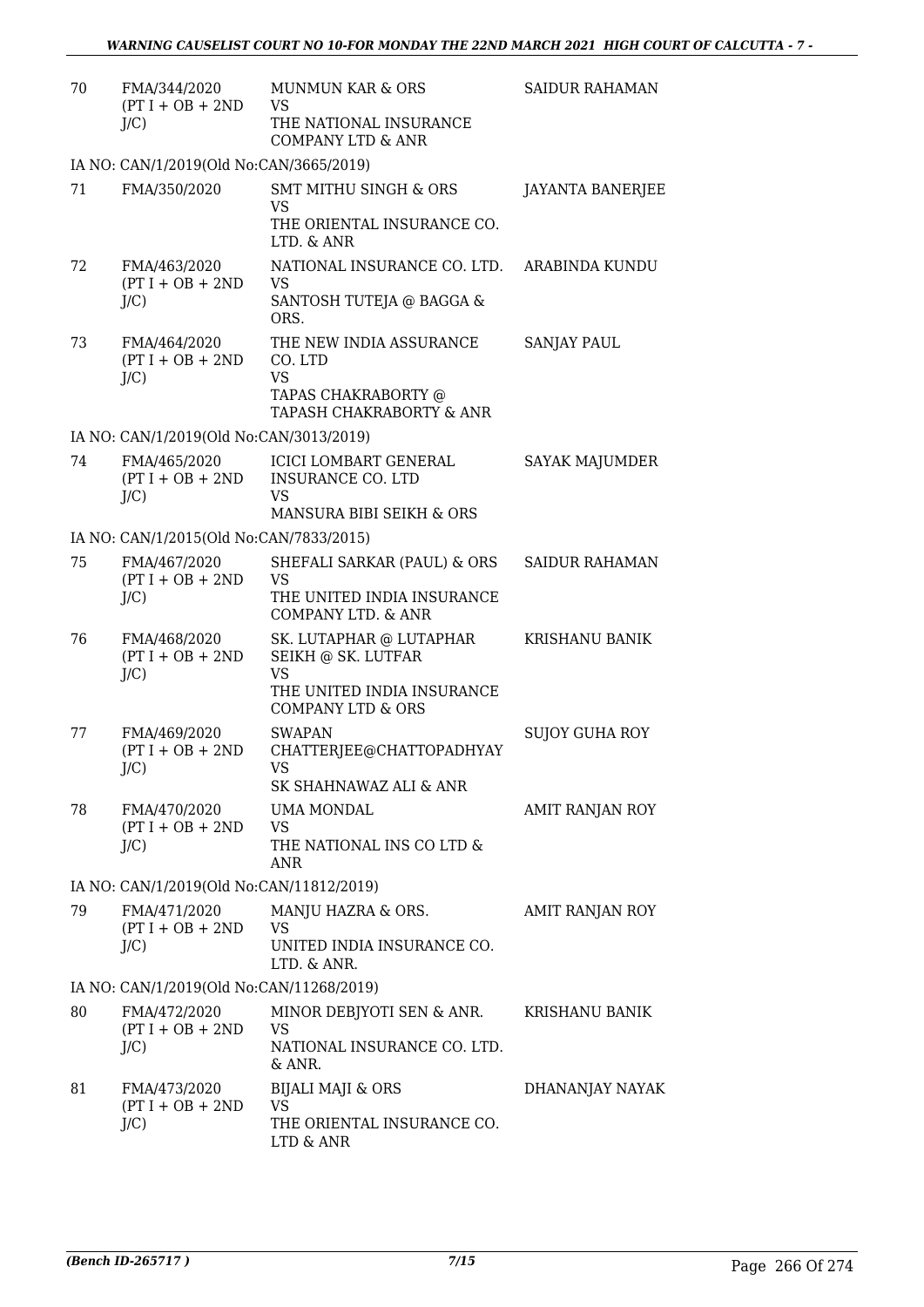| | | | |
|---|---|---|---|
| 70 | FMA/344/2020 (PT I + OB + 2ND J/C) | MUNMUN KAR & ORS VS THE NATIONAL INSURANCE COMPANY LTD & ANR | SAIDUR RAHAMAN |
| IA NO: CAN/1/2019(Old No:CAN/3665/2019) | | | |
| 71 | FMA/350/2020 | SMT MITHU SINGH & ORS VS THE ORIENTAL INSURANCE CO. LTD. & ANR | JAYANTA BANERJEE |
| 72 | FMA/463/2020 (PT I + OB + 2ND J/C) | NATIONAL INSURANCE CO. LTD. VS SANTOSH TUTEJA @ BAGGA & ORS. | ARABINDA KUNDU |
| 73 | FMA/464/2020 (PT I + OB + 2ND J/C) | THE NEW INDIA ASSURANCE CO. LTD VS TAPAS CHAKRABORTY @ TAPASH CHAKRABORTY & ANR | SANJAY PAUL |
| IA NO: CAN/1/2019(Old No:CAN/3013/2019) | | | |
| 74 | FMA/465/2020 (PT I + OB + 2ND J/C) | ICICI LOMBART GENERAL INSURANCE CO. LTD VS MANSURA BIBI SEIKH & ORS | SAYAK MAJUMDER |
| IA NO: CAN/1/2015(Old No:CAN/7833/2015) | | | |
| 75 | FMA/467/2020 (PT I + OB + 2ND J/C) | SHEFALI SARKAR (PAUL) & ORS VS THE UNITED INDIA INSURANCE COMPANY LTD. & ANR | SAIDUR RAHAMAN |
| 76 | FMA/468/2020 (PT I + OB + 2ND J/C) | SK. LUTAPHAR @ LUTAPHAR SEIKH @ SK. LUTFAR VS THE UNITED INDIA INSURANCE COMPANY LTD & ORS | KRISHANU BANIK |
| 77 | FMA/469/2020 (PT I + OB + 2ND J/C) | SWAPAN CHATTERJEE@CHATTOPADHYAY VS SK SHAHNAWAZ ALI & ANR | SUJOY GUHA ROY |
| 78 | FMA/470/2020 (PT I + OB + 2ND J/C) | UMA MONDAL VS THE NATIONAL INS CO LTD & ANR | AMIT RANJAN ROY |
| IA NO: CAN/1/2019(Old No:CAN/11812/2019) | | | |
| 79 | FMA/471/2020 (PT I + OB + 2ND J/C) | MANJU HAZRA & ORS. VS UNITED INDIA INSURANCE CO. LTD. & ANR. | AMIT RANJAN ROY |
| IA NO: CAN/1/2019(Old No:CAN/11268/2019) | | | |
| 80 | FMA/472/2020 (PT I + OB + 2ND J/C) | MINOR DEBJYOTI SEN & ANR. VS NATIONAL INSURANCE CO. LTD. & ANR. | KRISHANU BANIK |
| 81 | FMA/473/2020 (PT I + OB + 2ND J/C) | BIJALI MAJI & ORS VS THE ORIENTAL INSURANCE CO. LTD & ANR | DHANANJAY NAYAK |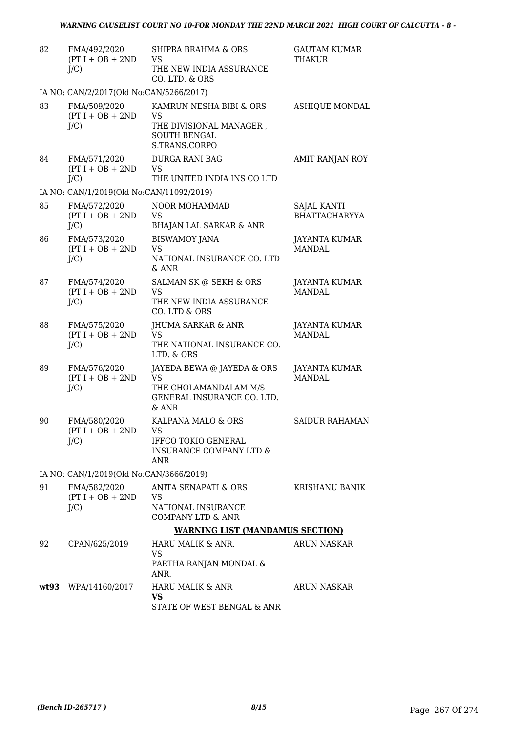| 82 | FMA/492/2020 (PT I + OB + 2ND J/C) | SHIPRA BRAHMA & ORS VS THE NEW INDIA ASSURANCE CO. LTD. & ORS | GAUTAM KUMAR THAKUR |
|---|---|---|---|
| | IA NO: CAN/2/2017(Old No:CAN/5266/2017) | | |
| 83 | FMA/509/2020 (PT I + OB + 2ND J/C) | KAMRUN NESHA BIBI & ORS VS THE DIVISIONAL MANAGER , SOUTH BENGAL S.TRANS.CORPO | ASHIQUE MONDAL |
| 84 | FMA/571/2020 (PT I + OB + 2ND J/C) | DURGA RANI BAG VS THE UNITED INDIA INS CO LTD | AMIT RANJAN ROY |
| | IA NO: CAN/1/2019(Old No:CAN/11092/2019) | | |
| 85 | FMA/572/2020 (PT I + OB + 2ND J/C) | NOOR MOHAMMAD VS BHAJAN LAL SARKAR & ANR | SAJAL KANTI BHATTACHARYYA |
| 86 | FMA/573/2020 (PT I + OB + 2ND J/C) | BISWAMOY JANA VS NATIONAL INSURANCE CO. LTD & ANR | JAYANTA KUMAR MANDAL |
| 87 | FMA/574/2020 (PT I + OB + 2ND J/C) | SALMAN SK @ SEKH & ORS VS THE NEW INDIA ASSURANCE CO. LTD & ORS | JAYANTA KUMAR MANDAL |
| 88 | FMA/575/2020 (PT I + OB + 2ND J/C) | JHUMA SARKAR & ANR VS THE NATIONAL INSURANCE CO. LTD. & ORS | JAYANTA KUMAR MANDAL |
| 89 | FMA/576/2020 (PT I + OB + 2ND J/C) | JAYEDA BEWA @ JAYEDA & ORS VS THE CHOLAMANDALAM M/S GENERAL INSURANCE CO. LTD. & ANR | JAYANTA KUMAR MANDAL |
| 90 | FMA/580/2020 (PT I + OB + 2ND J/C) | KALPANA MALO & ORS VS IFFCO TOKIO GENERAL INSURANCE COMPANY LTD & ANR | SAIDUR RAHAMAN |
| | IA NO: CAN/1/2019(Old No:CAN/3666/2019) | | |
| 91 | FMA/582/2020 (PT I + OB + 2ND J/C) | ANITA SENAPATI & ORS VS NATIONAL INSURANCE COMPANY LTD & ANR | KRISHANU BANIK |

**WARNING LIST (MANDAMUS SECTION)**

| 92 | CPAN/625/2019 | HARU MALIK & ANR. VS PARTHA RANJAN MONDAL & ANR. | ARUN NASKAR |
|---|---|---|---|
| **wt93** | WPA/14160/2017 | HARU MALIK & ANR **VS** STATE OF WEST BENGAL & ANR | ARUN NASKAR |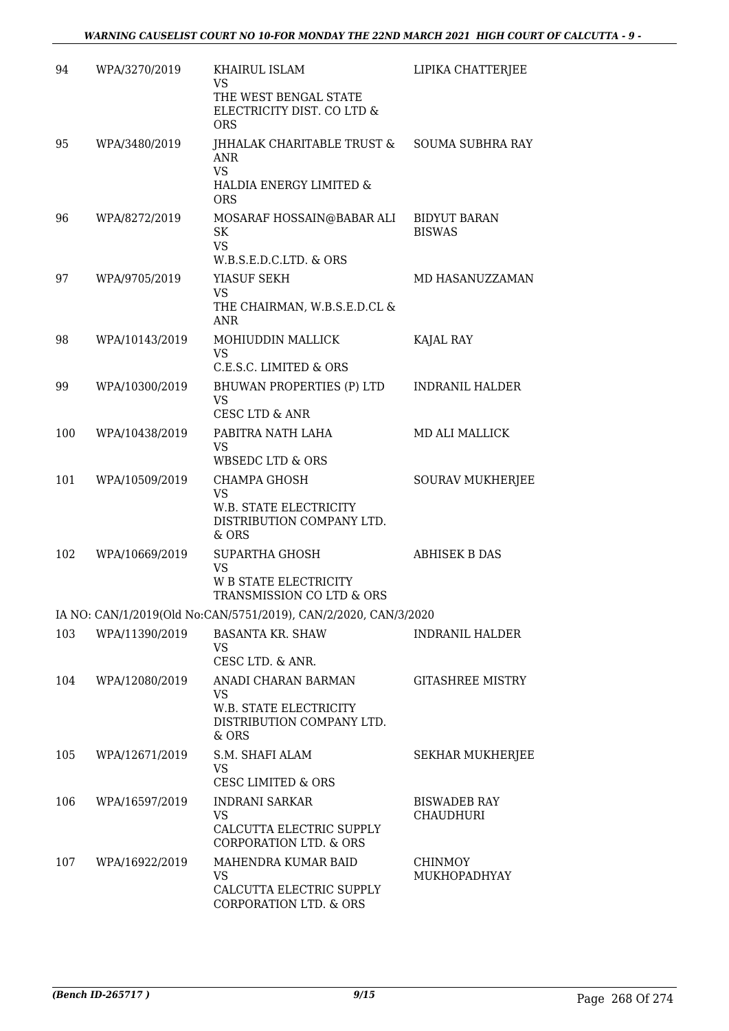| | | | |
|---|---|---|---|
| 94 | WPA/3270/2019 | KHAIRUL ISLAM<br>VS<br>THE WEST BENGAL STATE ELECTRICITY DIST. CO LTD & ORS | LIPIKA CHATTERJEE |
| 95 | WPA/3480/2019 | JHHALAK CHARITABLE TRUST & ANR<br>VS<br>HALDIA ENERGY LIMITED & ORS | SOUMA SUBHRA RAY |
| 96 | WPA/8272/2019 | MOSARAF HOSSAIN@BABAR ALI SK<br>VS<br>W.B.S.E.D.C.LTD. & ORS | BIDYUT BARAN BISWAS |
| 97 | WPA/9705/2019 | YIASUF SEKH<br>VS<br>THE CHAIRMAN, W.B.S.E.D.CL & ANR | MD HASANUZZAMAN |
| 98 | WPA/10143/2019 | MOHIUDDIN MALLICK<br>VS<br>C.E.S.C. LIMITED & ORS | KAJAL RAY |
| 99 | WPA/10300/2019 | BHUWAN PROPERTIES (P) LTD<br>VS<br>CESC LTD & ANR | INDRANIL HALDER |
| 100 | WPA/10438/2019 | PABITRA NATH LAHA<br>VS<br>WBSEDC LTD & ORS | MD ALI MALLICK |
| 101 | WPA/10509/2019 | CHAMPA GHOSH<br>VS<br>W.B. STATE ELECTRICITY DISTRIBUTION COMPANY LTD. & ORS | SOURAV MUKHERJEE |
| 102 | WPA/10669/2019 | SUPARTHA GHOSH<br>VS<br>W B STATE ELECTRICITY TRANSMISSION CO LTD & ORS | ABHISEK B DAS |
| | IA NO: CAN/1/2019(Old No:CAN/5751/2019), CAN/2/2020, CAN/3/2020 | | |
| 103 | WPA/11390/2019 | BASANTA KR. SHAW<br>VS<br>CESC LTD. & ANR. | INDRANIL HALDER |
| 104 | WPA/12080/2019 | ANADI CHARAN BARMAN<br>VS<br>W.B. STATE ELECTRICITY DISTRIBUTION COMPANY LTD. & ORS | GITASHREE MISTRY |
| 105 | WPA/12671/2019 | S.M. SHAFI ALAM<br>VS<br>CESC LIMITED & ORS | SEKHAR MUKHERJEE |
| 106 | WPA/16597/2019 | INDRANI SARKAR<br>VS<br>CALCUTTA ELECTRIC SUPPLY CORPORATION LTD. & ORS | BISWADEB RAY CHAUDHURI |
| 107 | WPA/16922/2019 | MAHENDRA KUMAR BAID<br>VS<br>CALCUTTA ELECTRIC SUPPLY CORPORATION LTD. & ORS | CHINMOY MUKHOPADHYAY |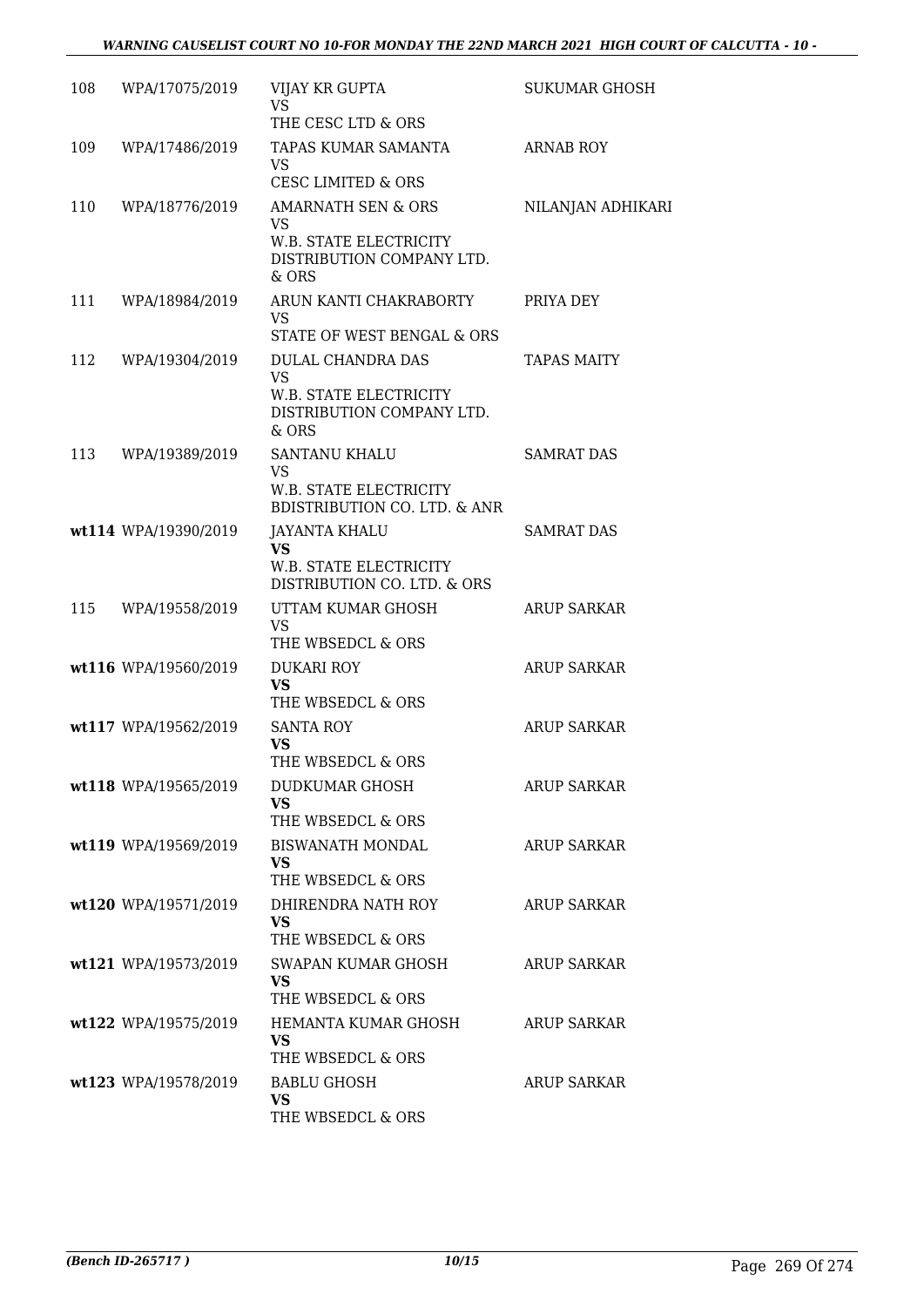| | | | |
|---|---|---|---|
| 108 | WPA/17075/2019 | VIJAY KR GUPTA<br>VS<br>THE CESC LTD & ORS | SUKUMAR GHOSH |
| 109 | WPA/17486/2019 | TAPAS KUMAR SAMANTA<br>VS<br>CESC LIMITED & ORS | ARNAB ROY |
| 110 | WPA/18776/2019 | AMARNATH SEN & ORS<br>VS<br>W.B. STATE ELECTRICITY DISTRIBUTION COMPANY LTD. & ORS | NILANJAN ADHIKARI |
| 111 | WPA/18984/2019 | ARUN KANTI CHAKRABORTY<br>VS<br>STATE OF WEST BENGAL & ORS | PRIYA DEY |
| 112 | WPA/19304/2019 | DULAL CHANDRA DAS<br>VS<br>W.B. STATE ELECTRICITY DISTRIBUTION COMPANY LTD. & ORS | TAPAS MAITY |
| 113 | WPA/19389/2019 | SANTANU KHALU<br>VS<br>W.B. STATE ELECTRICITY BDISTRIBUTION CO. LTD. & ANR | SAMRAT DAS |
| wt114 | WPA/19390/2019 | JAYANTA KHALU<br>**VS**<br>W.B. STATE ELECTRICITY DISTRIBUTION CO. LTD. & ORS | SAMRAT DAS |
| 115 | WPA/19558/2019 | UTTAM KUMAR GHOSH<br>VS<br>THE WBSEDCL & ORS | ARUP SARKAR |
| wt116 | WPA/19560/2019 | DUKARI ROY<br>**VS**<br>THE WBSEDCL & ORS | ARUP SARKAR |
| wt117 | WPA/19562/2019 | SANTA ROY<br>**VS**<br>THE WBSEDCL & ORS | ARUP SARKAR |
| wt118 | WPA/19565/2019 | DUDKUMAR GHOSH<br>**VS**<br>THE WBSEDCL & ORS | ARUP SARKAR |
| wt119 | WPA/19569/2019 | BISWANATH MONDAL<br>**VS**<br>THE WBSEDCL & ORS | ARUP SARKAR |
| wt120 | WPA/19571/2019 | DHIRENDRA NATH ROY<br>**VS**<br>THE WBSEDCL & ORS | ARUP SARKAR |
| wt121 | WPA/19573/2019 | SWAPAN KUMAR GHOSH<br>**VS**<br>THE WBSEDCL & ORS | ARUP SARKAR |
| wt122 | WPA/19575/2019 | HEMANTA KUMAR GHOSH<br>**VS**<br>THE WBSEDCL & ORS | ARUP SARKAR |
| wt123 | WPA/19578/2019 | BABLU GHOSH<br>**VS**<br>THE WBSEDCL & ORS | ARUP SARKAR |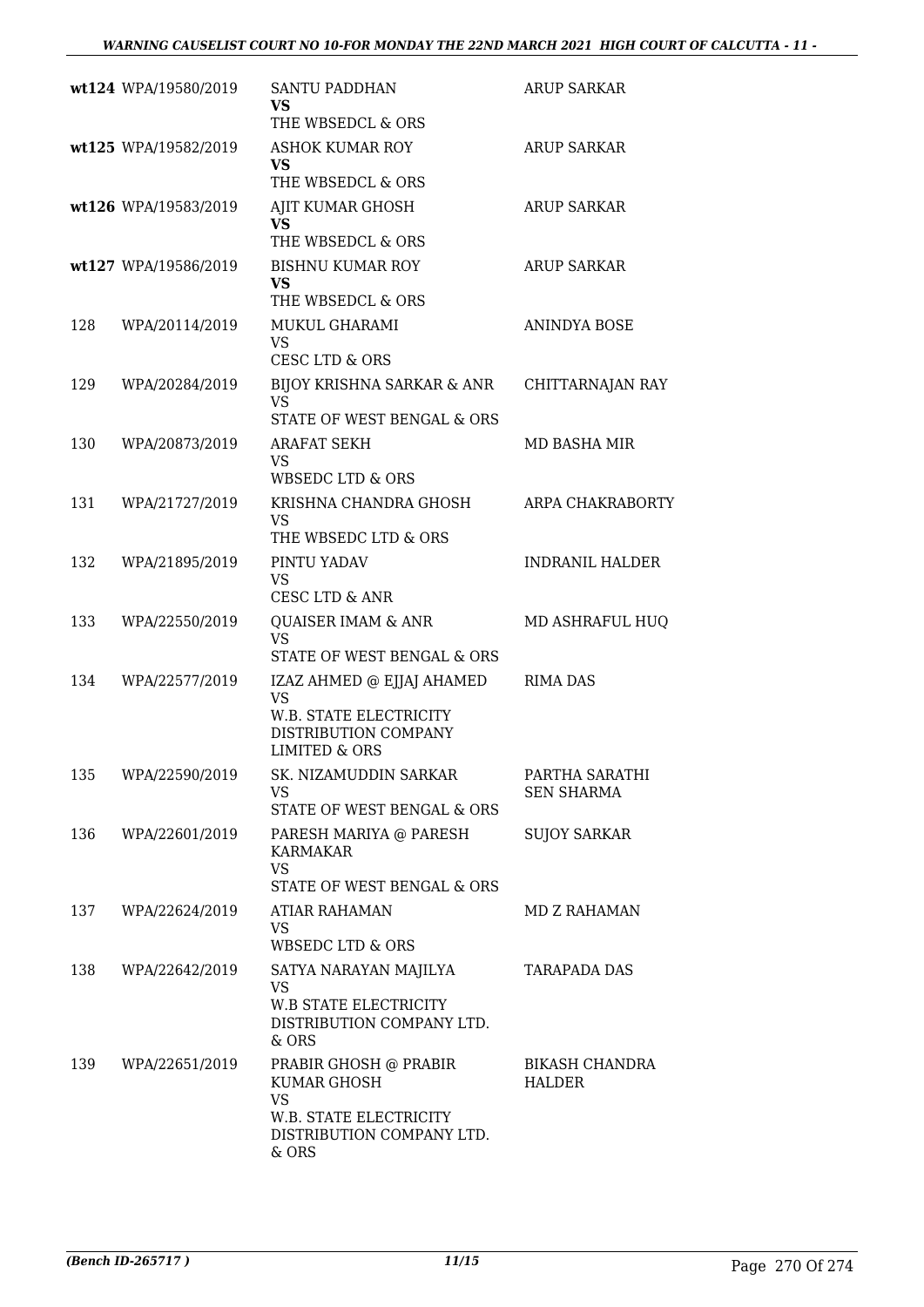| | | | |
|---|---|---|---|
| wt124 | WPA/19580/2019 | SANTU PADDHAN<br>**VS**<br>THE WBSEDCL & ORS | ARUP SARKAR |
| wt125 | WPA/19582/2019 | ASHOK KUMAR ROY<br>**VS**<br>THE WBSEDCL & ORS | ARUP SARKAR |
| wt126 | WPA/19583/2019 | AJIT KUMAR GHOSH<br>**VS**<br>THE WBSEDCL & ORS | ARUP SARKAR |
| wt127 | WPA/19586/2019 | BISHNU KUMAR ROY<br>**VS**<br>THE WBSEDCL & ORS | ARUP SARKAR |
| 128 | WPA/20114/2019 | MUKUL GHARAMI<br>VS<br>CESC LTD & ORS | ANINDYA BOSE |
| 129 | WPA/20284/2019 | BIJOY KRISHNA SARKAR & ANR<br>VS<br>STATE OF WEST BENGAL & ORS | CHITTARNAJAN RAY |
| 130 | WPA/20873/2019 | ARAFAT SEKH<br>VS<br>WBSEDC LTD & ORS | MD BASHA MIR |
| 131 | WPA/21727/2019 | KRISHNA CHANDRA GHOSH<br>VS<br>THE WBSEDC LTD & ORS | ARPA CHAKRABORTY |
| 132 | WPA/21895/2019 | PINTU YADAV<br>VS<br>CESC LTD & ANR | INDRANIL HALDER |
| 133 | WPA/22550/2019 | QUAISER IMAM & ANR<br>VS<br>STATE OF WEST BENGAL & ORS | MD ASHRAFUL HUQ |
| 134 | WPA/22577/2019 | IZAZ AHMED @ EJJAJ AHAMED<br>VS<br>W.B. STATE ELECTRICITY DISTRIBUTION COMPANY LIMITED & ORS | RIMA DAS |
| 135 | WPA/22590/2019 | SK. NIZAMUDDIN SARKAR<br>VS<br>STATE OF WEST BENGAL & ORS | PARTHA SARATHI SEN SHARMA |
| 136 | WPA/22601/2019 | PARESH MARIYA @ PARESH KARMAKAR<br>VS<br>STATE OF WEST BENGAL & ORS | SUJOY SARKAR |
| 137 | WPA/22624/2019 | ATIAR RAHAMAN<br>VS<br>WBSEDC LTD & ORS | MD Z RAHAMAN |
| 138 | WPA/22642/2019 | SATYA NARAYAN MAJILYA<br>VS<br>W.B STATE ELECTRICITY DISTRIBUTION COMPANY LTD. & ORS | TARAPADA DAS |
| 139 | WPA/22651/2019 | PRABIR GHOSH @ PRABIR KUMAR GHOSH<br>VS<br>W.B. STATE ELECTRICITY DISTRIBUTION COMPANY LTD. & ORS | BIKASH CHANDRA HALDER |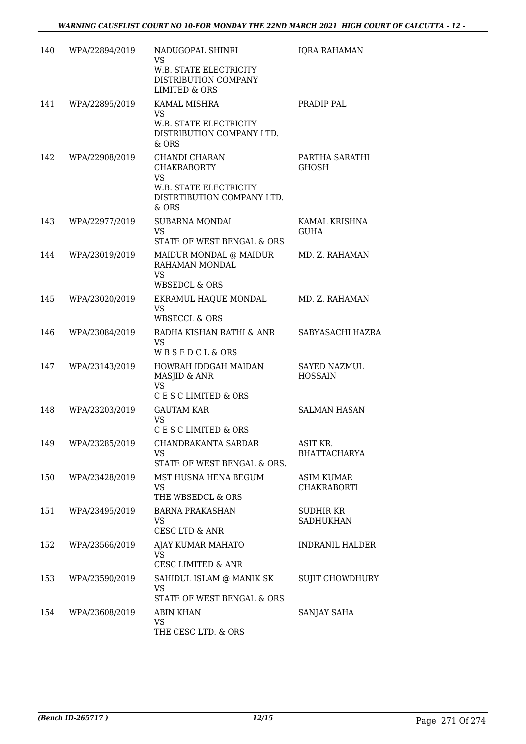| 140 | WPA/22894/2019 | NADUGOPAL SHINRI<br>VS<br>W.B. STATE ELECTRICITY DISTRIBUTION COMPANY LIMITED & ORS | IQRA RAHAMAN |
|---|---|---|---|
| 141 | WPA/22895/2019 | KAMAL MISHRA<br>VS<br>W.B. STATE ELECTRICITY DISTRIBUTION COMPANY LTD. & ORS | PRADIP PAL |
| 142 | WPA/22908/2019 | CHANDI CHARAN CHAKRABORTY<br>VS<br>W.B. STATE ELECTRICITY DISTRTIBUTION COMPANY LTD. & ORS | PARTHA SARATHI GHOSH |
| 143 | WPA/22977/2019 | SUBARNA MONDAL<br>VS<br>STATE OF WEST BENGAL & ORS | KAMAL KRISHNA GUHA |
| 144 | WPA/23019/2019 | MAIDUR MONDAL @ MAIDUR RAHAMAN MONDAL<br>VS<br>WBSEDCL & ORS | MD. Z. RAHAMAN |
| 145 | WPA/23020/2019 | EKRAMUL HAQUE MONDAL<br>VS<br>WBSECCL & ORS | MD. Z. RAHAMAN |
| 146 | WPA/23084/2019 | RADHA KISHAN RATHI & ANR<br>VS<br>W B S E D C L & ORS | SABYASACHI HAZRA |
| 147 | WPA/23143/2019 | HOWRAH IDDGAH MAIDAN MASJID & ANR<br>VS<br>C E S C LIMITED & ORS | SAYED NAZMUL HOSSAIN |
| 148 | WPA/23203/2019 | GAUTAM KAR<br>VS<br>C E S C LIMITED & ORS | SALMAN HASAN |
| 149 | WPA/23285/2019 | CHANDRAKANTA SARDAR<br>VS<br>STATE OF WEST BENGAL & ORS. | ASIT KR. BHATTACHARYA |
| 150 | WPA/23428/2019 | MST HUSNA HENA BEGUM<br>VS<br>THE WBSEDCL & ORS | ASIM KUMAR CHAKRABORTI |
| 151 | WPA/23495/2019 | BARNA PRAKASHAN<br>VS<br>CESC LTD & ANR | SUDHIR KR SADHUKHAN |
| 152 | WPA/23566/2019 | AJAY KUMAR MAHATO<br>VS<br>CESC LIMITED & ANR | INDRANIL HALDER |
| 153 | WPA/23590/2019 | SAHIDUL ISLAM @ MANIK SK<br>VS<br>STATE OF WEST BENGAL & ORS | SUJIT CHOWDHURY |
| 154 | WPA/23608/2019 | ABIN KHAN<br>VS<br>THE CESC LTD. & ORS | SANJAY SAHA |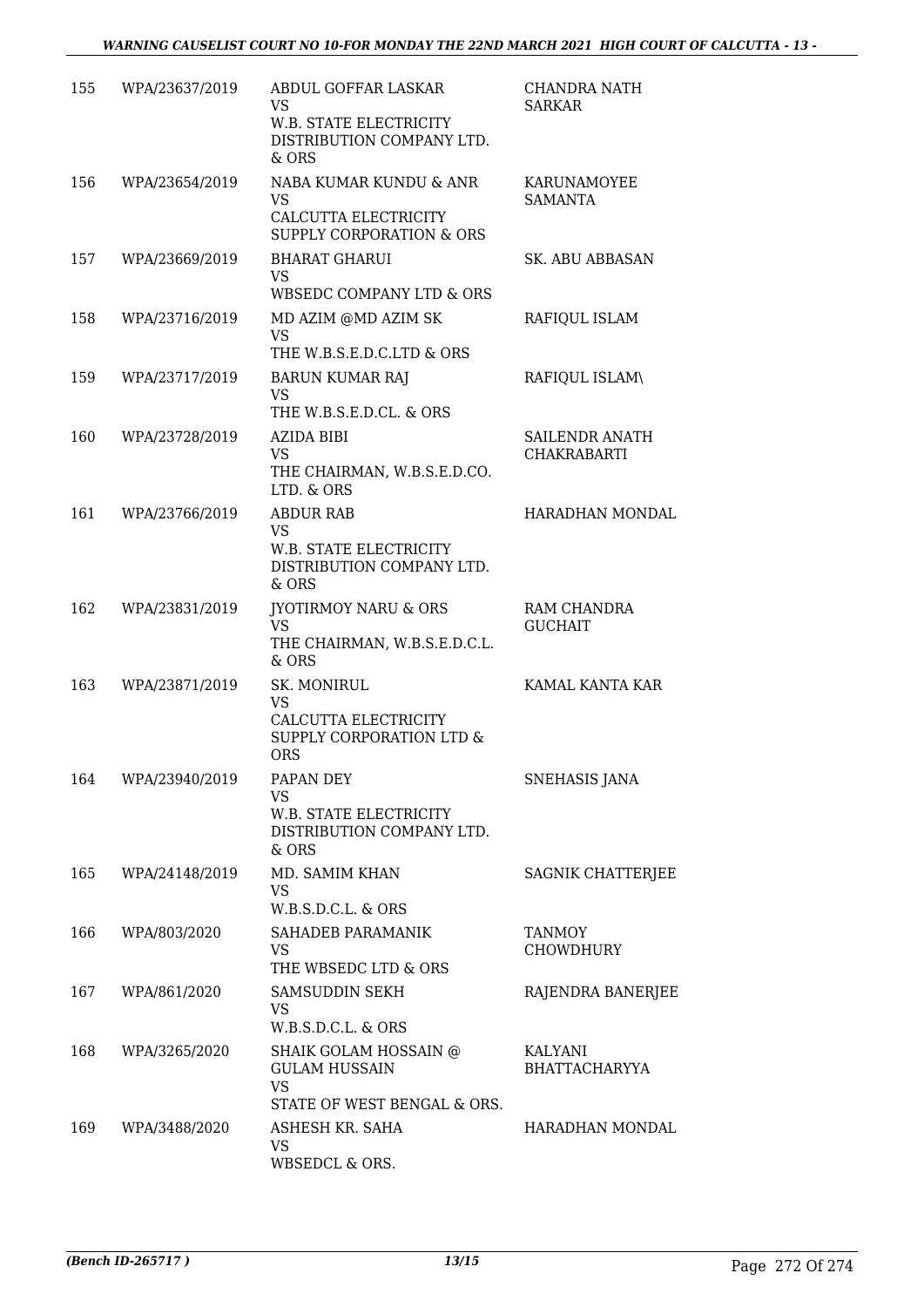| 155 | WPA/23637/2019 | ABDUL GOFFAR LASKAR<br>VS<br>W.B. STATE ELECTRICITY DISTRIBUTION COMPANY LTD. & ORS | CHANDRA NATH SARKAR |
|---|---|---|---|
| 156 | WPA/23654/2019 | NABA KUMAR KUNDU & ANR<br>VS<br>CALCUTTA ELECTRICITY SUPPLY CORPORATION & ORS | KARUNAMOYEE SAMANTA |
| 157 | WPA/23669/2019 | BHARAT GHARUI<br>VS<br>WBSEDC COMPANY LTD & ORS | SK. ABU ABBASAN |
| 158 | WPA/23716/2019 | MD AZIM @MD AZIM SK<br>VS<br>THE W.B.S.E.D.C.LTD & ORS | RAFIQUL ISLAM |
| 159 | WPA/23717/2019 | BARUN KUMAR RAJ<br>VS<br>THE W.B.S.E.D.CL. & ORS | RAFIQUL ISLAM\ |
| 160 | WPA/23728/2019 | AZIDA BIBI<br>VS<br>THE CHAIRMAN, W.B.S.E.D.CO. LTD. & ORS | SAILENDR ANATH CHAKRABARTI |
| 161 | WPA/23766/2019 | ABDUR RAB<br>VS<br>W.B. STATE ELECTRICITY DISTRIBUTION COMPANY LTD. & ORS | HARADHAN MONDAL |
| 162 | WPA/23831/2019 | JYOTIRMOY NARU & ORS<br>VS<br>THE CHAIRMAN, W.B.S.E.D.C.L. & ORS | RAM CHANDRA GUCHAIT |
| 163 | WPA/23871/2019 | SK. MONIRUL<br>VS<br>CALCUTTA ELECTRICITY SUPPLY CORPORATION LTD & ORS | KAMAL KANTA KAR |
| 164 | WPA/23940/2019 | PAPAN DEY<br>VS<br>W.B. STATE ELECTRICITY DISTRIBUTION COMPANY LTD. & ORS | SNEHASIS JANA |
| 165 | WPA/24148/2019 | MD. SAMIM KHAN<br>VS<br>W.B.S.D.C.L. & ORS | SAGNIK CHATTERJEE |
| 166 | WPA/803/2020 | SAHADEB PARAMANIK<br>VS<br>THE WBSEDC LTD & ORS | TANMOY CHOWDHURY |
| 167 | WPA/861/2020 | SAMSUDDIN SEKH<br>VS<br>W.B.S.D.C.L. & ORS | RAJENDRA BANERJEE |
| 168 | WPA/3265/2020 | SHAIK GOLAM HOSSAIN @ GULAM HUSSAIN<br>VS<br>STATE OF WEST BENGAL & ORS. | KALYANI BHATTACHARYYA |
| 169 | WPA/3488/2020 | ASHESH KR. SAHA<br>VS<br>WBSEDCL & ORS. | HARADHAN MONDAL |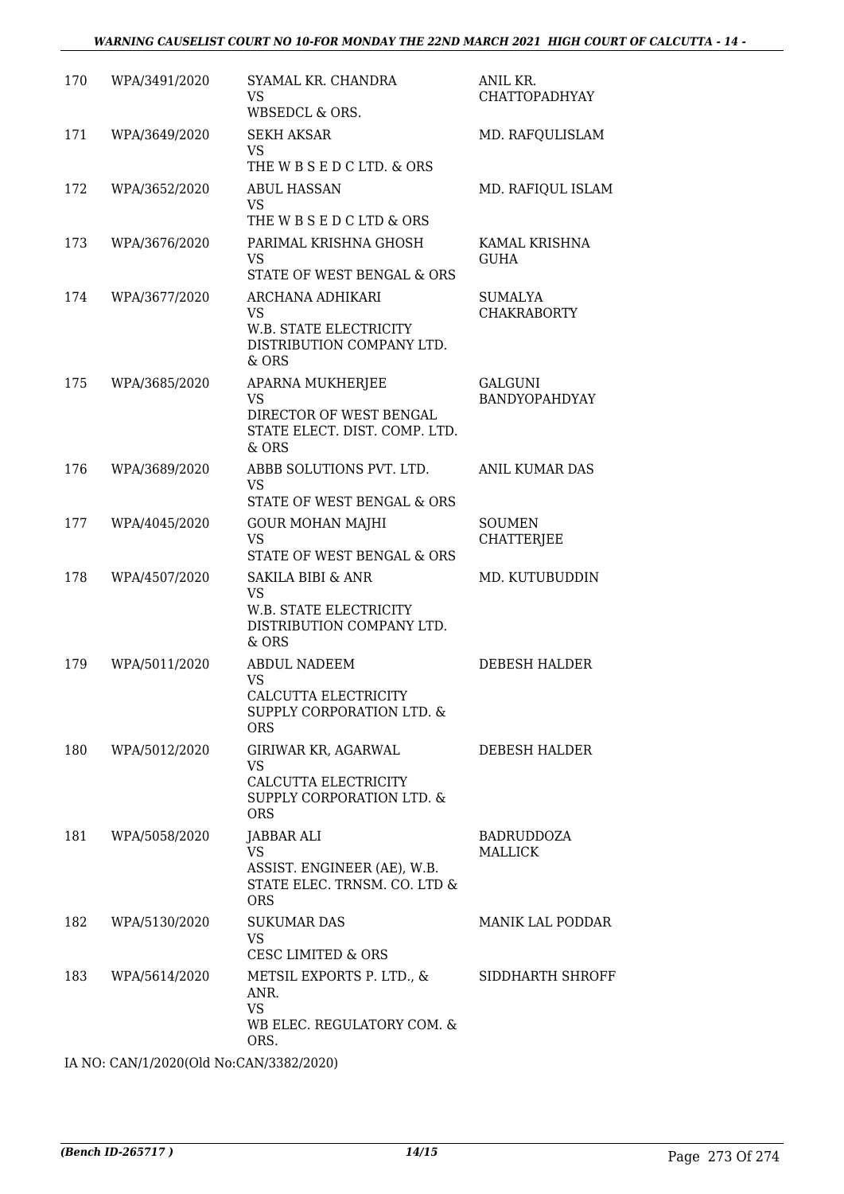| | | | |
|---|---|---|---|
| 170 | WPA/3491/2020 | SYAMAL KR. CHANDRA<br>VS<br>WBSEDCL & ORS. | ANIL KR. CHATTOPADHYAY |
| 171 | WPA/3649/2020 | SEKH AKSAR<br>VS<br>THE W B S E D C LTD. & ORS | MD. RAFQULISLAM |
| 172 | WPA/3652/2020 | ABUL HASSAN<br>VS<br>THE W B S E D C LTD & ORS | MD. RAFIQUL ISLAM |
| 173 | WPA/3676/2020 | PARIMAL KRISHNA GHOSH<br>VS<br>STATE OF WEST BENGAL & ORS | KAMAL KRISHNA GUHA |
| 174 | WPA/3677/2020 | ARCHANA ADHIKARI<br>VS<br>W.B. STATE ELECTRICITY DISTRIBUTION COMPANY LTD. & ORS | SUMALYA CHAKRABORTY |
| 175 | WPA/3685/2020 | APARNA MUKHERJEE<br>VS<br>DIRECTOR OF WEST BENGAL STATE ELECT. DIST. COMP. LTD. & ORS | GALGUNI BANDYOPAHDYAY |
| 176 | WPA/3689/2020 | ABBB SOLUTIONS PVT. LTD.<br>VS<br>STATE OF WEST BENGAL & ORS | ANIL KUMAR DAS |
| 177 | WPA/4045/2020 | GOUR MOHAN MAJHI<br>VS<br>STATE OF WEST BENGAL & ORS | SOUMEN CHATTERJEE |
| 178 | WPA/4507/2020 | SAKILA BIBI & ANR<br>VS<br>W.B. STATE ELECTRICITY DISTRIBUTION COMPANY LTD. & ORS | MD. KUTUBUDDIN |
| 179 | WPA/5011/2020 | ABDUL NADEEM<br>VS<br>CALCUTTA ELECTRICITY SUPPLY CORPORATION LTD. & ORS | DEBESH HALDER |
| 180 | WPA/5012/2020 | GIRIWAR KR, AGARWAL<br>VS<br>CALCUTTA ELECTRICITY SUPPLY CORPORATION LTD. & ORS | DEBESH HALDER |
| 181 | WPA/5058/2020 | JABBAR ALI<br>VS<br>ASSIST. ENGINEER (AE), W.B. STATE ELEC. TRNSM. CO. LTD & ORS | BADRUDDOZA MALLICK |
| 182 | WPA/5130/2020 | SUKUMAR DAS<br>VS<br>CESC LIMITED & ORS | MANIK LAL PODDAR |
| 183 | WPA/5614/2020 | METSIL EXPORTS P. LTD., & ANR.<br>VS<br>WB ELEC. REGULATORY COM. & ORS. | SIDDHARTH SHROFF |

IA NO: CAN/1/2020(Old No:CAN/3382/2020)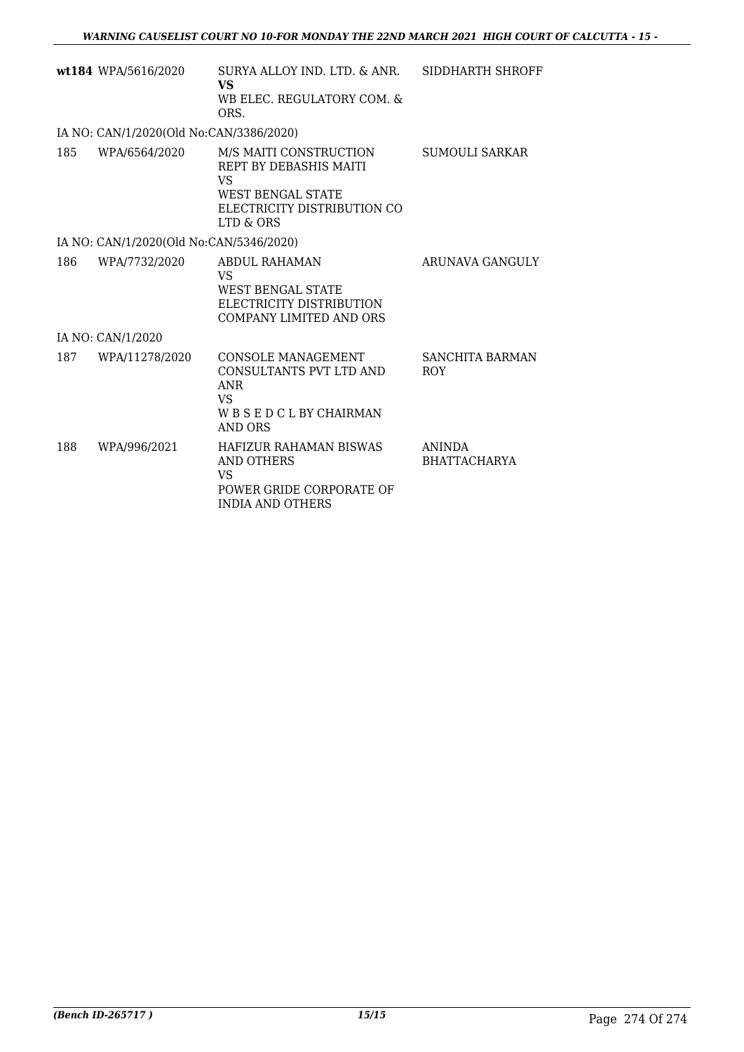| | | | |
|---|---|---|---|
| **wt184** | WPA/5616/2020 | SURYA ALLOY IND. LTD. & ANR.<br>**VS**<br>WB ELEC. REGULATORY COM. & ORS. | SIDDHARTH SHROFF |
| IA NO: CAN/1/2020(Old No:CAN/3386/2020) | | | |
| 185 | WPA/6564/2020 | M/S MAITI CONSTRUCTION REPT BY DEBASHIS MAITI<br>VS<br>WEST BENGAL STATE ELECTRICITY DISTRIBUTION CO LTD & ORS | SUMOULI SARKAR |
| IA NO: CAN/1/2020(Old No:CAN/5346/2020) | | | |
| 186 | WPA/7732/2020 | ABDUL RAHAMAN<br>VS<br>WEST BENGAL STATE ELECTRICITY DISTRIBUTION COMPANY LIMITED AND ORS | ARUNAVA GANGULY |
| IA NO: CAN/1/2020 | | | |
| 187 | WPA/11278/2020 | CONSOLE MANAGEMENT CONSULTANTS PVT LTD AND ANR<br>VS<br>W B S E D C L BY CHAIRMAN AND ORS | SANCHITA BARMAN ROY |
| 188 | WPA/996/2021 | HAFIZUR RAHAMAN BISWAS AND OTHERS<br>VS<br>POWER GRIDE CORPORATE OF INDIA AND OTHERS | ANINDA BHATTACHARYA |